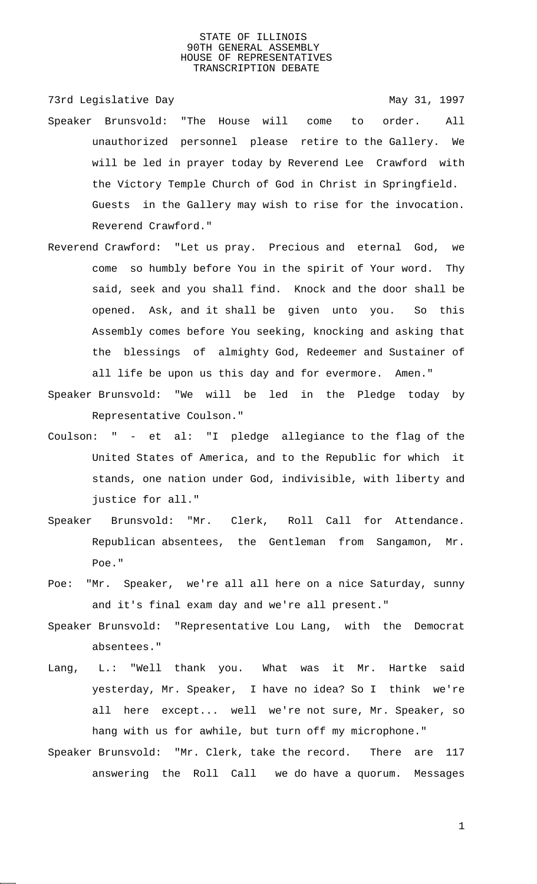STATE OF ILLINOIS
90TH GENERAL ASSEMBLY
HOUSE OF REPRESENTATIVES
TRANSCRIPTION DEBATE

73rd Legislative Day May 31, 1997

Speaker Brunsvold: "The House will come to order. All unauthorized personnel please retire to the Gallery. We will be led in prayer today by Reverend Lee Crawford with the Victory Temple Church of God in Christ in Springfield. Guests in the Gallery may wish to rise for the invocation. Reverend Crawford."

Reverend Crawford: "Let us pray. Precious and eternal God, we come so humbly before You in the spirit of Your word. Thy said, seek and you shall find. Knock and the door shall be opened. Ask, and it shall be given unto you. So this Assembly comes before You seeking, knocking and asking that the blessings of almighty God, Redeemer and Sustainer of all life be upon us this day and for evermore. Amen."

Speaker Brunsvold: "We will be led in the Pledge today by Representative Coulson."

Coulson: " - et al: "I pledge allegiance to the flag of the United States of America, and to the Republic for which it stands, one nation under God, indivisible, with liberty and justice for all."

Speaker Brunsvold: "Mr. Clerk, Roll Call for Attendance. Republican absentees, the Gentleman from Sangamon, Mr. Poe."

Poe: "Mr. Speaker, we're all all here on a nice Saturday, sunny and it's final exam day and we're all present."

Speaker Brunsvold: "Representative Lou Lang, with the Democrat absentees."

Lang, L.: "Well thank you. What was it Mr. Hartke said yesterday, Mr. Speaker, I have no idea? So I think we're all here except... well we're not sure, Mr. Speaker, so hang with us for awhile, but turn off my microphone."

Speaker Brunsvold: "Mr. Clerk, take the record. There are 117 answering the Roll Call we do have a quorum. Messages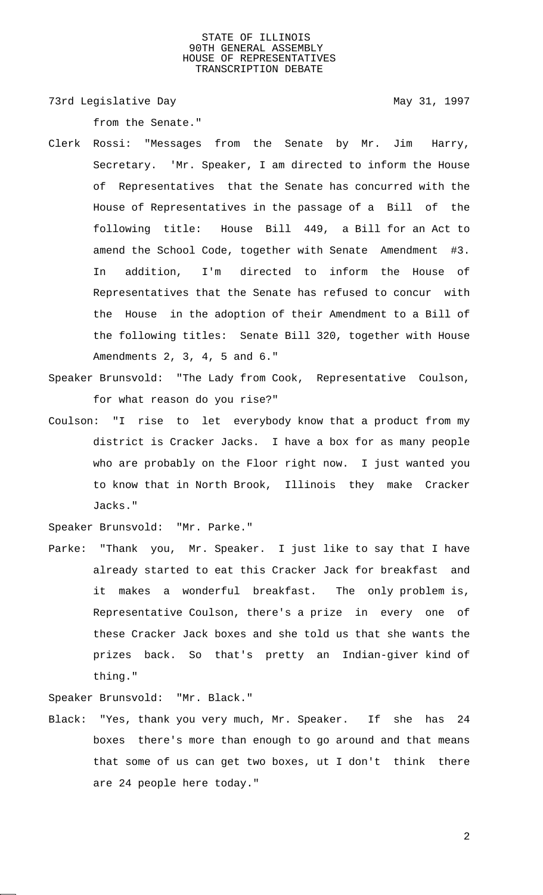from the Senate."

Clerk Rossi: "Messages from the Senate by Mr. Jim Harry, Secretary. 'Mr. Speaker, I am directed to inform the House of Representatives that the Senate has concurred with the House of Representatives in the passage of a Bill of the following title: House Bill 449, a Bill for an Act to amend the School Code, together with Senate Amendment #3. In addition, I'm directed to inform the House of Representatives that the Senate has refused to concur with the House in the adoption of their Amendment to a Bill of the following titles: Senate Bill 320, together with House Amendments 2, 3, 4, 5 and 6."

Speaker Brunsvold: "The Lady from Cook, Representative Coulson, for what reason do you rise?"

Coulson: "I rise to let everybody know that a product from my district is Cracker Jacks. I have a box for as many people who are probably on the Floor right now. I just wanted you to know that in North Brook, Illinois they make Cracker Jacks."

Speaker Brunsvold: "Mr. Parke."

Parke: "Thank you, Mr. Speaker. I just like to say that I have already started to eat this Cracker Jack for breakfast and it makes a wonderful breakfast. The only problem is, Representative Coulson, there's a prize in every one of these Cracker Jack boxes and she told us that she wants the prizes back. So that's pretty an Indian-giver kind of thing."

Speaker Brunsvold: "Mr. Black."

Black: "Yes, thank you very much, Mr. Speaker. If she has 24 boxes there's more than enough to go around and that means that some of us can get two boxes, ut I don't think there are 24 people here today."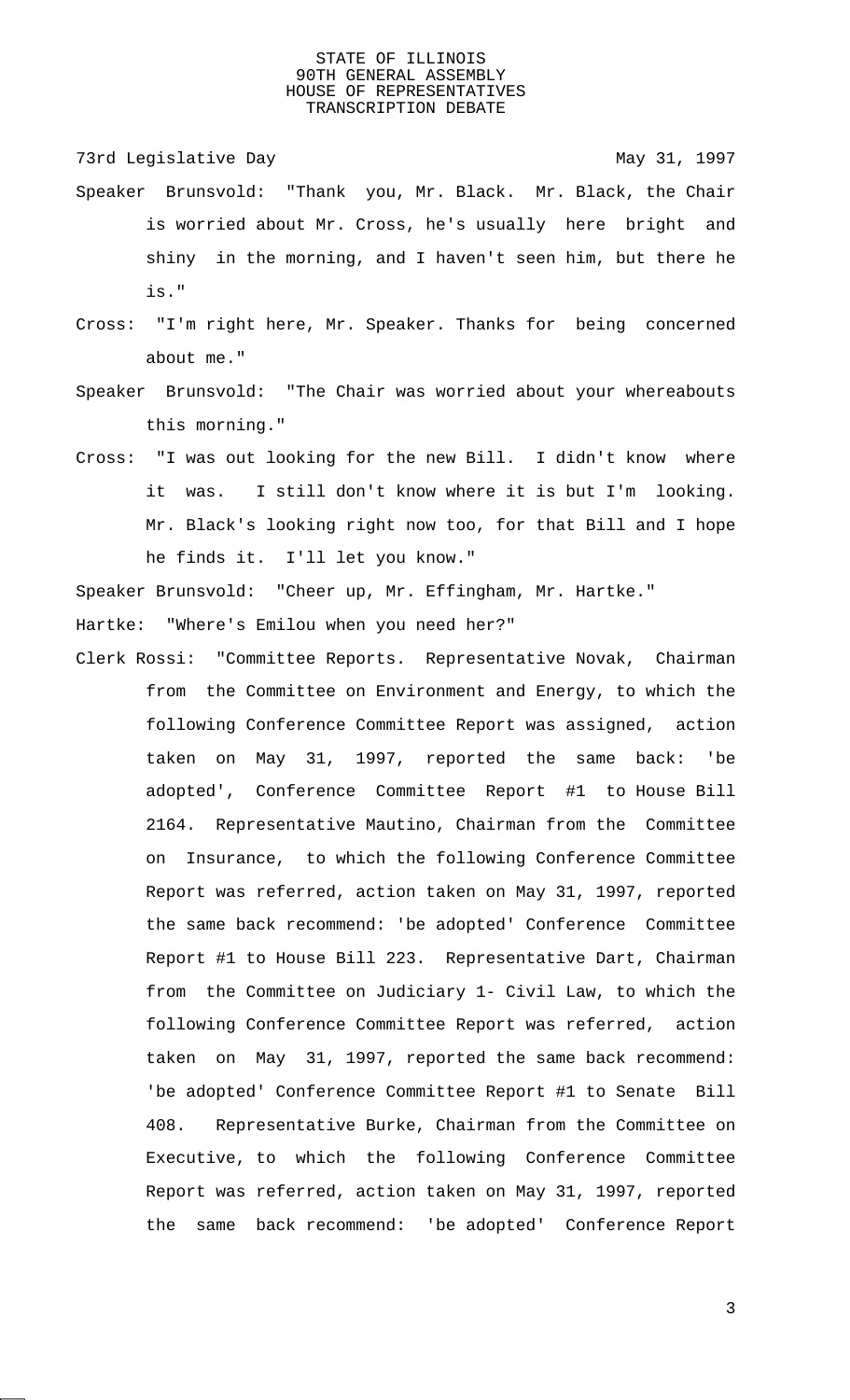73rd Legislative Day May 31, 1997

Speaker Brunsvold: "Thank you, Mr. Black. Mr. Black, the Chair is worried about Mr. Cross, he's usually here bright and shiny in the morning, and I haven't seen him, but there he is."

Cross: "I'm right here, Mr. Speaker. Thanks for being concerned about me."

Speaker Brunsvold: "The Chair was worried about your whereabouts this morning."

Cross: "I was out looking for the new Bill. I didn't know where it was. I still don't know where it is but I'm looking. Mr. Black's looking right now too, for that Bill and I hope he finds it. I'll let you know."

Speaker Brunsvold: "Cheer up, Mr. Effingham, Mr. Hartke."

Hartke: "Where's Emilou when you need her?"

Clerk Rossi: "Committee Reports. Representative Novak, Chairman from the Committee on Environment and Energy, to which the following Conference Committee Report was assigned, action taken on May 31, 1997, reported the same back: 'be adopted', Conference Committee Report #1 to House Bill 2164. Representative Mautino, Chairman from the Committee on Insurance, to which the following Conference Committee Report was referred, action taken on May 31, 1997, reported the same back recommend: 'be adopted' Conference Committee Report #1 to House Bill 223. Representative Dart, Chairman from the Committee on Judiciary 1- Civil Law, to which the following Conference Committee Report was referred, action taken on May 31, 1997, reported the same back recommend: 'be adopted' Conference Committee Report #1 to Senate Bill 408. Representative Burke, Chairman from the Committee on Executive, to which the following Conference Committee Report was referred, action taken on May 31, 1997, reported the same back recommend: 'be adopted' Conference Report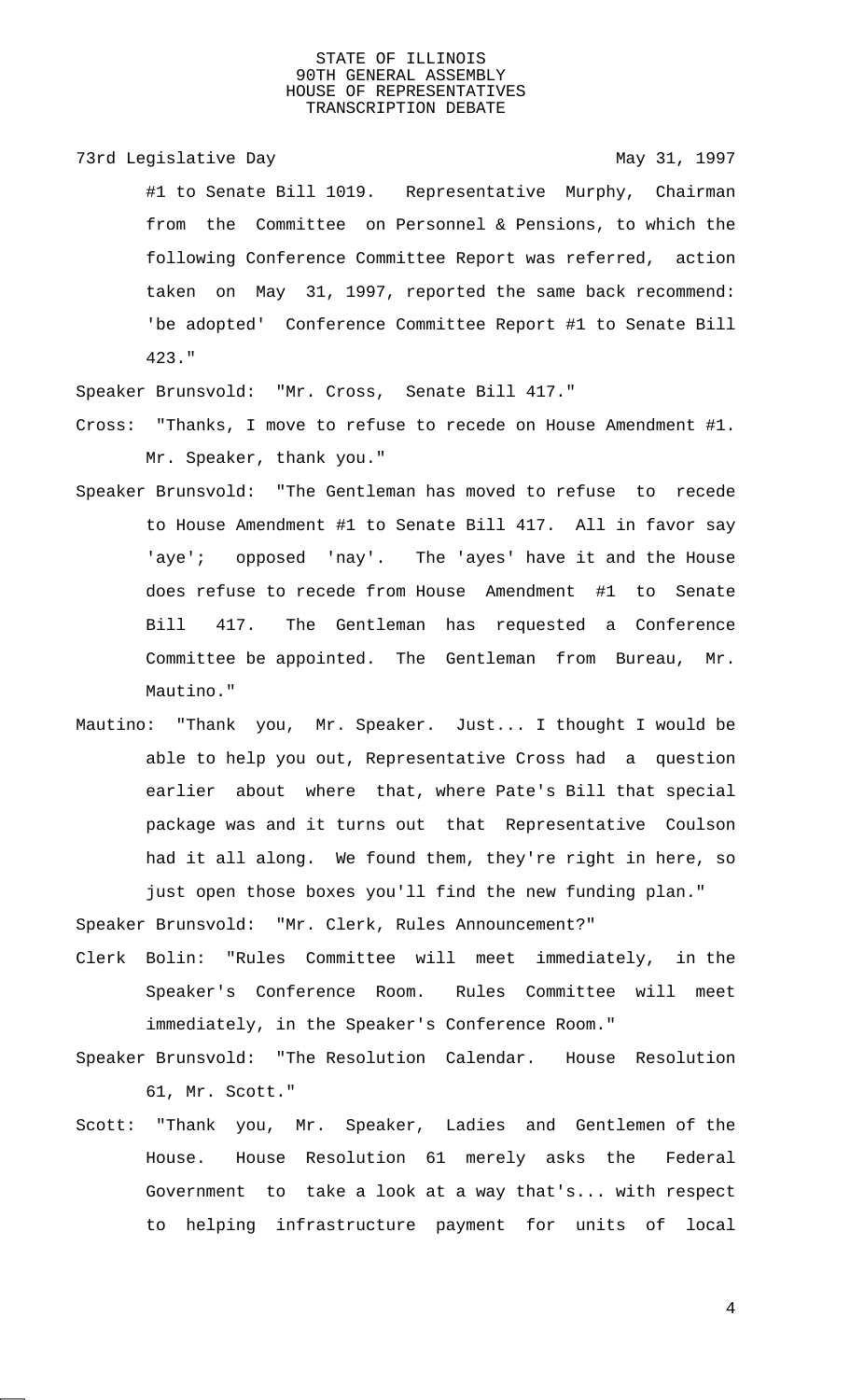#1 to Senate Bill 1019. Representative Murphy, Chairman from the Committee on Personnel & Pensions, to which the following Conference Committee Report was referred, action taken on May 31, 1997, reported the same back recommend: 'be adopted' Conference Committee Report #1 to Senate Bill 423."

Speaker Brunsvold: "Mr. Cross, Senate Bill 417."

Cross: "Thanks, I move to refuse to recede on House Amendment #1. Mr. Speaker, thank you."

Speaker Brunsvold: "The Gentleman has moved to refuse to recede to House Amendment #1 to Senate Bill 417. All in favor say 'aye'; opposed 'nay'. The 'ayes' have it and the House does refuse to recede from House Amendment #1 to Senate Bill 417. The Gentleman has requested a Conference Committee be appointed. The Gentleman from Bureau, Mr. Mautino."

Mautino: "Thank you, Mr. Speaker. Just... I thought I would be able to help you out, Representative Cross had a question earlier about where that, where Pate's Bill that special package was and it turns out that Representative Coulson had it all along. We found them, they're right in here, so just open those boxes you'll find the new funding plan."

Speaker Brunsvold: "Mr. Clerk, Rules Announcement?"

Clerk Bolin: "Rules Committee will meet immediately, in the Speaker's Conference Room. Rules Committee will meet immediately, in the Speaker's Conference Room."

Speaker Brunsvold: "The Resolution Calendar. House Resolution 61, Mr. Scott."

Scott: "Thank you, Mr. Speaker, Ladies and Gentlemen of the House. House Resolution 61 merely asks the Federal Government to take a look at a way that's... with respect to helping infrastructure payment for units of local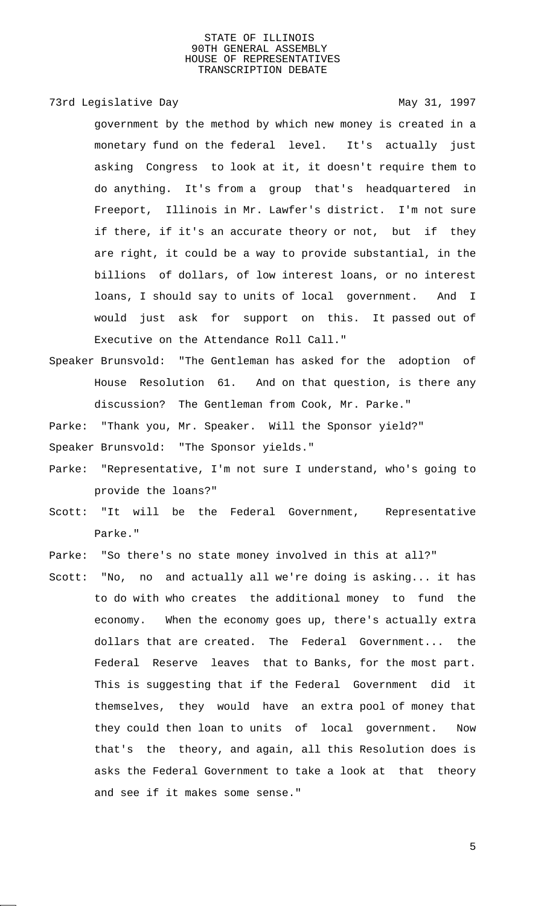government by the method by which new money is created in a monetary fund on the federal level. It's actually just asking Congress to look at it, it doesn't require them to do anything. It's from a group that's headquartered in Freeport, Illinois in Mr. Lawfer's district. I'm not sure if there, if it's an accurate theory or not, but if they are right, it could be a way to provide substantial, in the billions of dollars, of low interest loans, or no interest loans, I should say to units of local government. And I would just ask for support on this. It passed out of Executive on the Attendance Roll Call."

Speaker Brunsvold: "The Gentleman has asked for the adoption of House Resolution 61. And on that question, is there any discussion? The Gentleman from Cook, Mr. Parke."

Parke: "Thank you, Mr. Speaker. Will the Sponsor yield?"

Speaker Brunsvold: "The Sponsor yields."

Parke: "Representative, I'm not sure I understand, who's going to provide the loans?"

Scott: "It will be the Federal Government, Representative Parke."

Parke: "So there's no state money involved in this at all?"

Scott: "No, no and actually all we're doing is asking... it has to do with who creates the additional money to fund the economy. When the economy goes up, there's actually extra dollars that are created. The Federal Government... the Federal Reserve leaves that to Banks, for the most part. This is suggesting that if the Federal Government did it themselves, they would have an extra pool of money that they could then loan to units of local government. Now that's the theory, and again, all this Resolution does is asks the Federal Government to take a look at that theory and see if it makes some sense."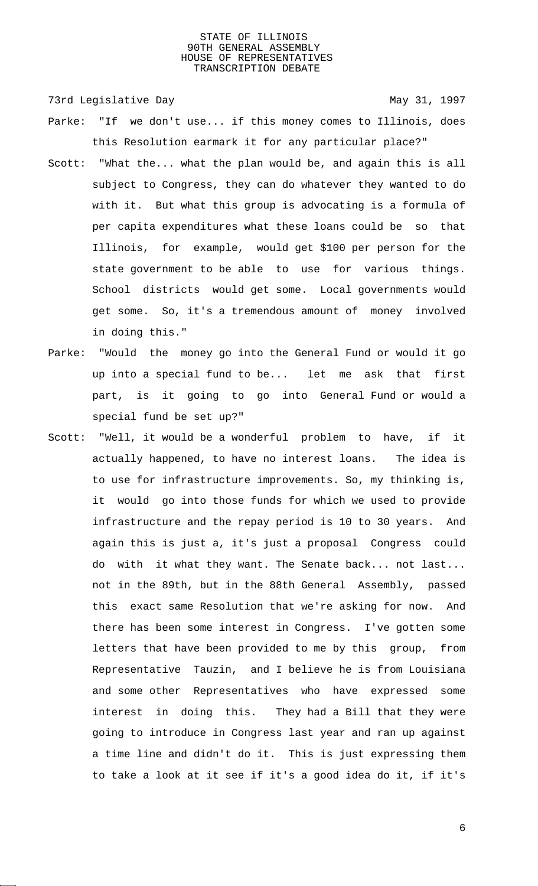Parke: "If we don't use... if this money comes to Illinois, does this Resolution earmark it for any particular place?"

Scott: "What the... what the plan would be, and again this is all subject to Congress, they can do whatever they wanted to do with it. But what this group is advocating is a formula of per capita expenditures what these loans could be so that Illinois, for example, would get $100 per person for the state government to be able to use for various things. School districts would get some. Local governments would get some. So, it's a tremendous amount of money involved in doing this."

Parke: "Would the money go into the General Fund or would it go up into a special fund to be... let me ask that first part, is it going to go into General Fund or would a special fund be set up?"

Scott: "Well, it would be a wonderful problem to have, if it actually happened, to have no interest loans. The idea is to use for infrastructure improvements. So, my thinking is, it would go into those funds for which we used to provide infrastructure and the repay period is 10 to 30 years. And again this is just a, it's just a proposal Congress could do with it what they want. The Senate back... not last... not in the 89th, but in the 88th General Assembly, passed this exact same Resolution that we're asking for now. And there has been some interest in Congress. I've gotten some letters that have been provided to me by this group, from Representative Tauzin, and I believe he is from Louisiana and some other Representatives who have expressed some interest in doing this. They had a Bill that they were going to introduce in Congress last year and ran up against a time line and didn't do it. This is just expressing them to take a look at it see if it's a good idea do it, if it's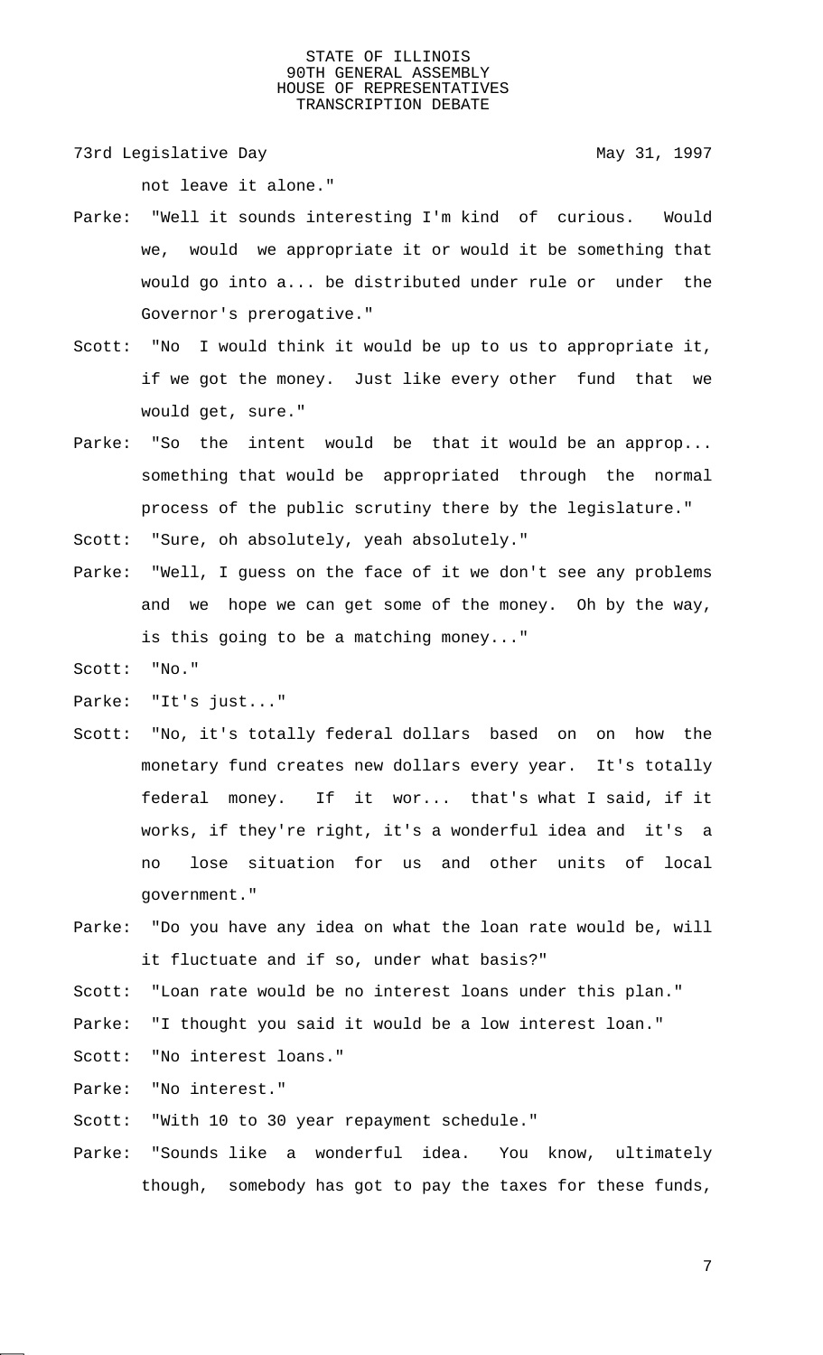not leave it alone."

Parke: "Well it sounds interesting I'm kind of curious. Would we, would we appropriate it or would it be something that would go into a... be distributed under rule or under the Governor's prerogative."

Scott: "No I would think it would be up to us to appropriate it, if we got the money. Just like every other fund that we would get, sure."

Parke: "So the intent would be that it would be an approp... something that would be appropriated through the normal process of the public scrutiny there by the legislature."

Scott: "Sure, oh absolutely, yeah absolutely."

Parke: "Well, I guess on the face of it we don't see any problems and we hope we can get some of the money. Oh by the way, is this going to be a matching money..."

Scott: "No."

Parke: "It's just..."

Scott: "No, it's totally federal dollars based on on how the monetary fund creates new dollars every year. It's totally federal money. If it wor... that's what I said, if it works, if they're right, it's a wonderful idea and it's a no lose situation for us and other units of local government."

Parke: "Do you have any idea on what the loan rate would be, will it fluctuate and if so, under what basis?"

Scott: "Loan rate would be no interest loans under this plan."

Parke: "I thought you said it would be a low interest loan."

Scott: "No interest loans."

Parke: "No interest."

Scott: "With 10 to 30 year repayment schedule."

Parke: "Sounds like a wonderful idea. You know, ultimately though, somebody has got to pay the taxes for these funds,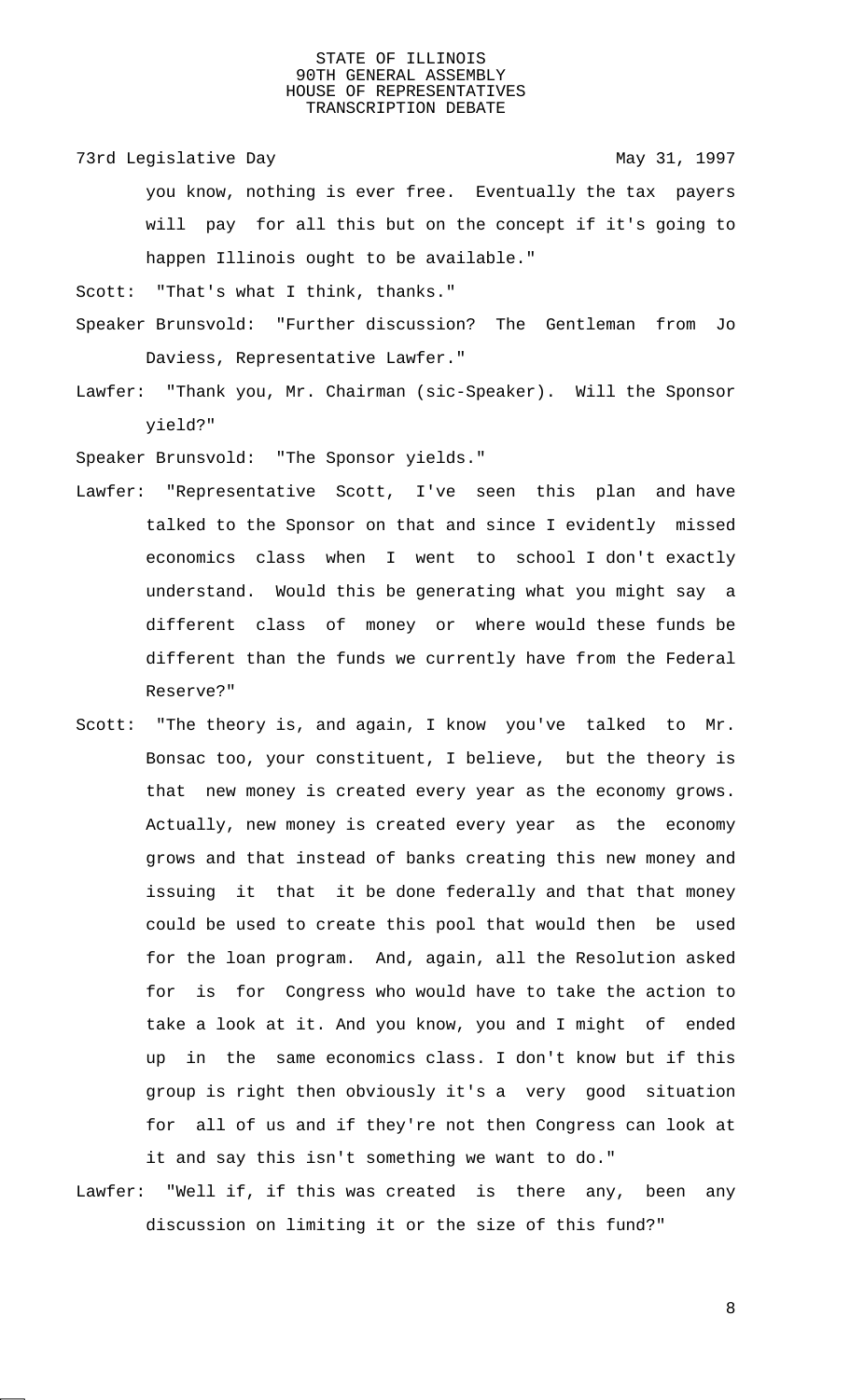you know, nothing is ever free. Eventually the tax payers will pay for all this but on the concept if it's going to happen Illinois ought to be available."

Scott: "That's what I think, thanks."

Speaker Brunsvold: "Further discussion? The Gentleman from Jo Daviess, Representative Lawfer."

Lawfer: "Thank you, Mr. Chairman (sic-Speaker). Will the Sponsor yield?"

Speaker Brunsvold: "The Sponsor yields."

Lawfer: "Representative Scott, I've seen this plan and have talked to the Sponsor on that and since I evidently missed economics class when I went to school I don't exactly understand. Would this be generating what you might say a different class of money or where would these funds be different than the funds we currently have from the Federal Reserve?"

Scott: "The theory is, and again, I know you've talked to Mr. Bonsac too, your constituent, I believe, but the theory is that new money is created every year as the economy grows. Actually, new money is created every year as the economy grows and that instead of banks creating this new money and issuing it that it be done federally and that that money could be used to create this pool that would then be used for the loan program. And, again, all the Resolution asked for is for Congress who would have to take the action to take a look at it. And you know, you and I might of ended up in the same economics class. I don't know but if this group is right then obviously it's a very good situation for all of us and if they're not then Congress can look at it and say this isn't something we want to do."

Lawfer: "Well if, if this was created is there any, been any discussion on limiting it or the size of this fund?"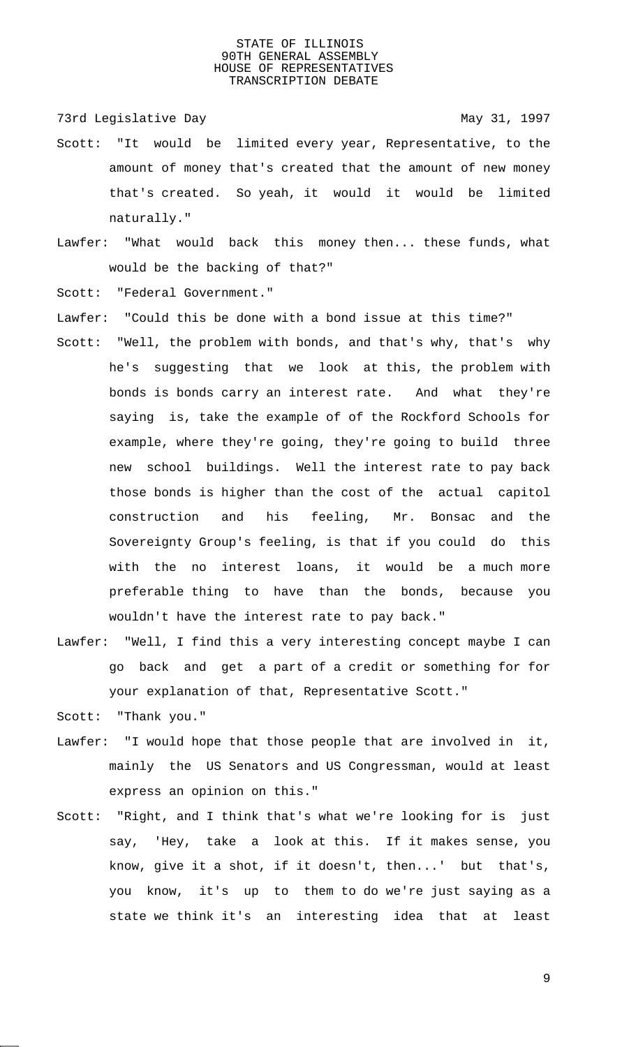Scott: "It would be limited every year, Representative, to the amount of money that's created that the amount of new money that's created. So yeah, it would it would be limited naturally."

Lawfer: "What would back this money then... these funds, what would be the backing of that?"

Scott: "Federal Government."

Lawfer: "Could this be done with a bond issue at this time?"

Scott: "Well, the problem with bonds, and that's why, that's why he's suggesting that we look at this, the problem with bonds is bonds carry an interest rate. And what they're saying is, take the example of of the Rockford Schools for example, where they're going, they're going to build three new school buildings. Well the interest rate to pay back those bonds is higher than the cost of the actual capitol construction and his feeling, Mr. Bonsac and the Sovereignty Group's feeling, is that if you could do this with the no interest loans, it would be a much more preferable thing to have than the bonds, because you wouldn't have the interest rate to pay back."

Lawfer: "Well, I find this a very interesting concept maybe I can go back and get a part of a credit or something for for your explanation of that, Representative Scott."

Scott: "Thank you."

Lawfer: "I would hope that those people that are involved in it, mainly the US Senators and US Congressman, would at least express an opinion on this."

Scott: "Right, and I think that's what we're looking for is just say, 'Hey, take a look at this. If it makes sense, you know, give it a shot, if it doesn't, then...' but that's, you know, it's up to them to do we're just saying as a state we think it's an interesting idea that at least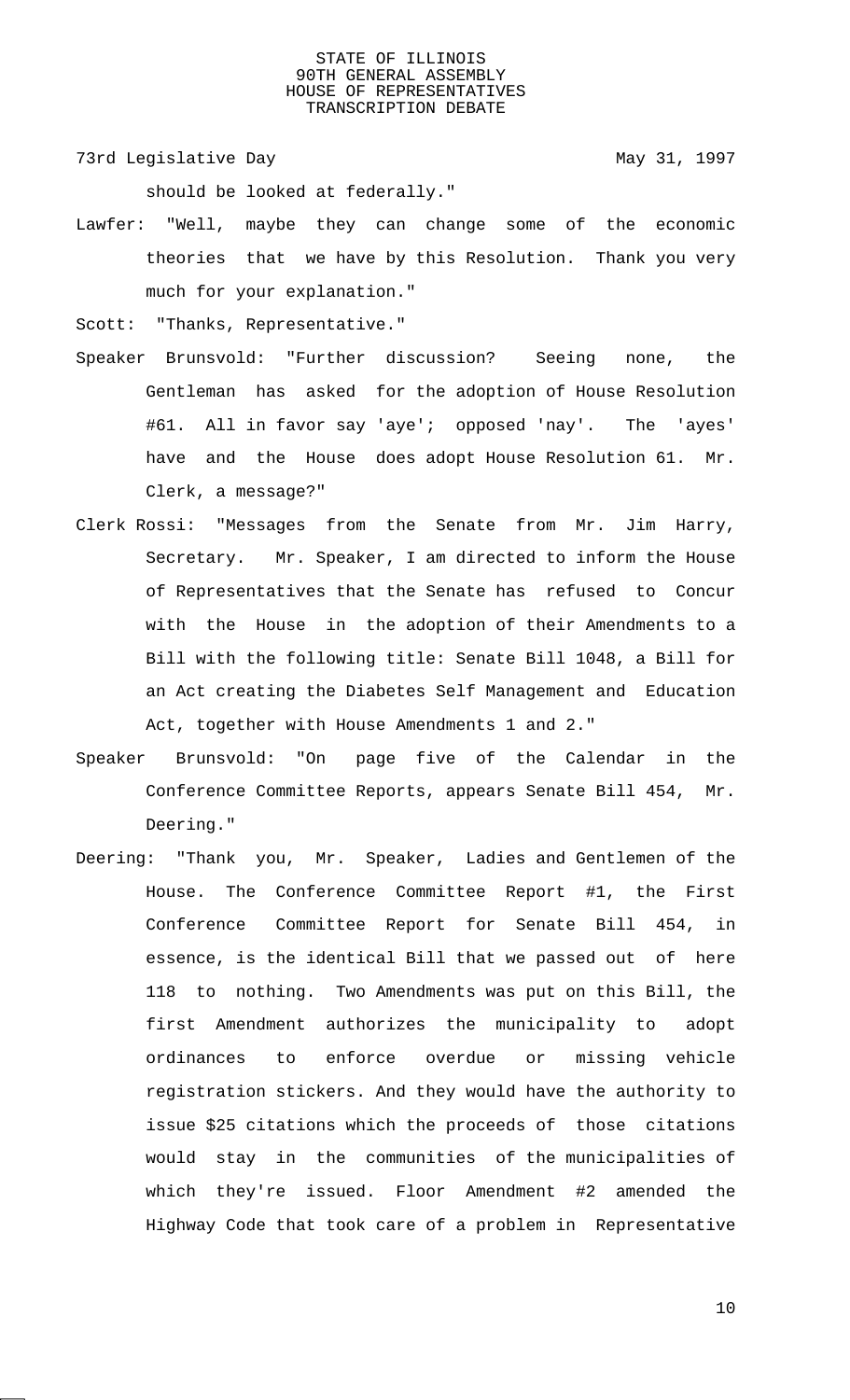should be looked at federally."

Lawfer: "Well, maybe they can change some of the economic theories that we have by this Resolution. Thank you very much for your explanation."

Scott: "Thanks, Representative."

Speaker Brunsvold: "Further discussion? Seeing none, the Gentleman has asked for the adoption of House Resolution #61. All in favor say 'aye'; opposed 'nay'. The 'ayes' have and the House does adopt House Resolution 61. Mr. Clerk, a message?"

Clerk Rossi: "Messages from the Senate from Mr. Jim Harry, Secretary. Mr. Speaker, I am directed to inform the House of Representatives that the Senate has refused to Concur with the House in the adoption of their Amendments to a Bill with the following title: Senate Bill 1048, a Bill for an Act creating the Diabetes Self Management and Education Act, together with House Amendments 1 and 2."

Speaker Brunsvold: "On page five of the Calendar in the Conference Committee Reports, appears Senate Bill 454, Mr. Deering."

Deering: "Thank you, Mr. Speaker, Ladies and Gentlemen of the House. The Conference Committee Report #1, the First Conference Committee Report for Senate Bill 454, in essence, is the identical Bill that we passed out of here 118 to nothing. Two Amendments was put on this Bill, the first Amendment authorizes the municipality to adopt ordinances to enforce overdue or missing vehicle registration stickers. And they would have the authority to issue $25 citations which the proceeds of those citations would stay in the communities of the municipalities of which they're issued. Floor Amendment #2 amended the Highway Code that took care of a problem in Representative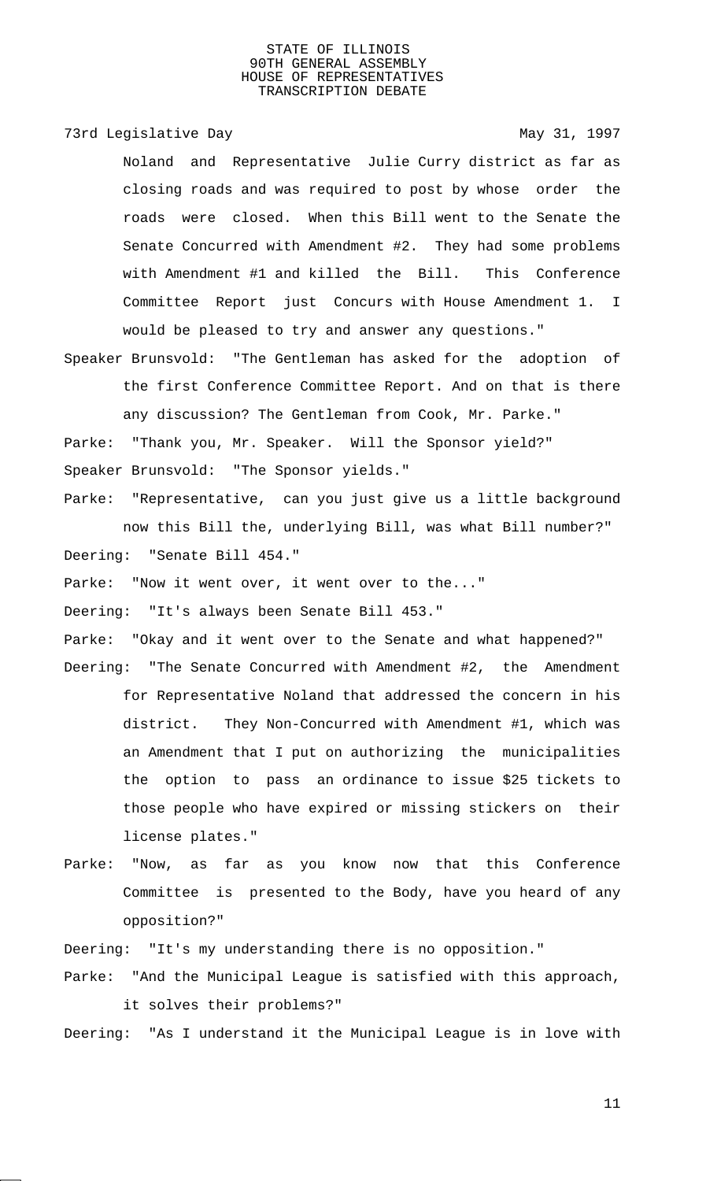Noland and Representative Julie Curry district as far as closing roads and was required to post by whose order the roads were closed. When this Bill went to the Senate the Senate Concurred with Amendment #2. They had some problems with Amendment #1 and killed the Bill. This Conference Committee Report just Concurs with House Amendment 1. I would be pleased to try and answer any questions."

Speaker Brunsvold: "The Gentleman has asked for the adoption of the first Conference Committee Report. And on that is there any discussion? The Gentleman from Cook, Mr. Parke."

Parke: "Thank you, Mr. Speaker. Will the Sponsor yield?"

Speaker Brunsvold: "The Sponsor yields."

Parke: "Representative, can you just give us a little background now this Bill the, underlying Bill, was what Bill number?"

Deering: "Senate Bill 454."

Parke: "Now it went over, it went over to the..."

Deering: "It's always been Senate Bill 453."

Parke: "Okay and it went over to the Senate and what happened?"

Deering: "The Senate Concurred with Amendment #2, the Amendment for Representative Noland that addressed the concern in his district. They Non-Concurred with Amendment #1, which was an Amendment that I put on authorizing the municipalities the option to pass an ordinance to issue $25 tickets to those people who have expired or missing stickers on their license plates."

Parke: "Now, as far as you know now that this Conference Committee is presented to the Body, have you heard of any opposition?"

Deering: "It's my understanding there is no opposition."

Parke: "And the Municipal League is satisfied with this approach, it solves their problems?"

Deering: "As I understand it the Municipal League is in love with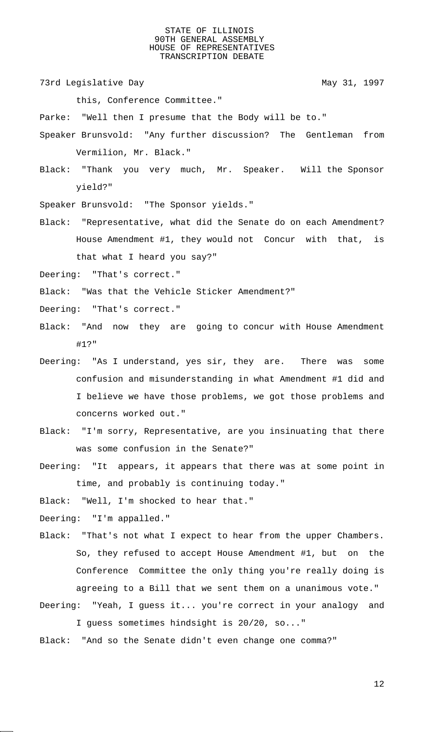this, Conference Committee."

Parke: "Well then I presume that the Body will be to."

Speaker Brunsvold: "Any further discussion? The Gentleman from Vermilion, Mr. Black."

Black: "Thank you very much, Mr. Speaker. Will the Sponsor yield?"

Speaker Brunsvold: "The Sponsor yields."

Black: "Representative, what did the Senate do on each Amendment? House Amendment #1, they would not Concur with that, is that what I heard you say?"

Deering: "That's correct."

Black: "Was that the Vehicle Sticker Amendment?"

Deering: "That's correct."

Black: "And now they are going to concur with House Amendment #1?"

Deering: "As I understand, yes sir, they are. There was some confusion and misunderstanding in what Amendment #1 did and I believe we have those problems, we got those problems and concerns worked out."

Black: "I'm sorry, Representative, are you insinuating that there was some confusion in the Senate?"

Deering: "It appears, it appears that there was at some point in time, and probably is continuing today."

Black: "Well, I'm shocked to hear that."

Deering: "I'm appalled."

Black: "That's not what I expect to hear from the upper Chambers. So, they refused to accept House Amendment #1, but on the Conference Committee the only thing you're really doing is agreeing to a Bill that we sent them on a unanimous vote."

Deering: "Yeah, I guess it... you're correct in your analogy and I guess sometimes hindsight is 20/20, so..."

Black: "And so the Senate didn't even change one comma?"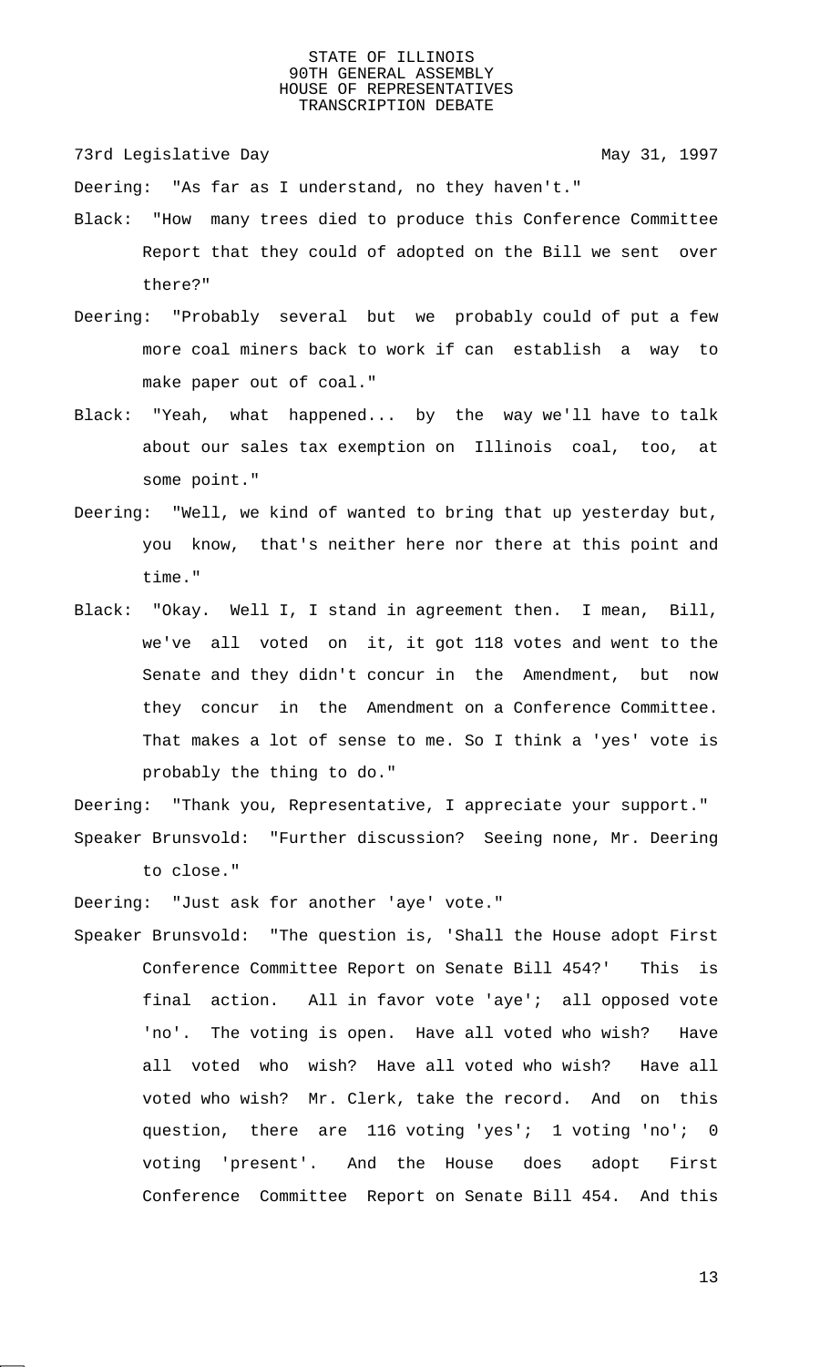Deering: "As far as I understand, no they haven't."

Black: "How many trees died to produce this Conference Committee Report that they could of adopted on the Bill we sent over there?"

Deering: "Probably several but we probably could of put a few more coal miners back to work if can establish a way to make paper out of coal."

Black: "Yeah, what happened... by the way we'll have to talk about our sales tax exemption on Illinois coal, too, at some point."

Deering: "Well, we kind of wanted to bring that up yesterday but, you know, that's neither here nor there at this point and time."

Black: "Okay. Well I, I stand in agreement then. I mean, Bill, we've all voted on it, it got 118 votes and went to the Senate and they didn't concur in the Amendment, but now they concur in the Amendment on a Conference Committee. That makes a lot of sense to me. So I think a 'yes' vote is probably the thing to do."

Deering: "Thank you, Representative, I appreciate your support."

Speaker Brunsvold: "Further discussion? Seeing none, Mr. Deering to close."

Deering: "Just ask for another 'aye' vote."

Speaker Brunsvold: "The question is, 'Shall the House adopt First Conference Committee Report on Senate Bill 454?' This is final action. All in favor vote 'aye'; all opposed vote 'no'. The voting is open. Have all voted who wish? Have all voted who wish? Have all voted who wish? Have all voted who wish? Mr. Clerk, take the record. And on this question, there are 116 voting 'yes'; 1 voting 'no'; 0 voting 'present'. And the House does adopt First Conference Committee Report on Senate Bill 454. And this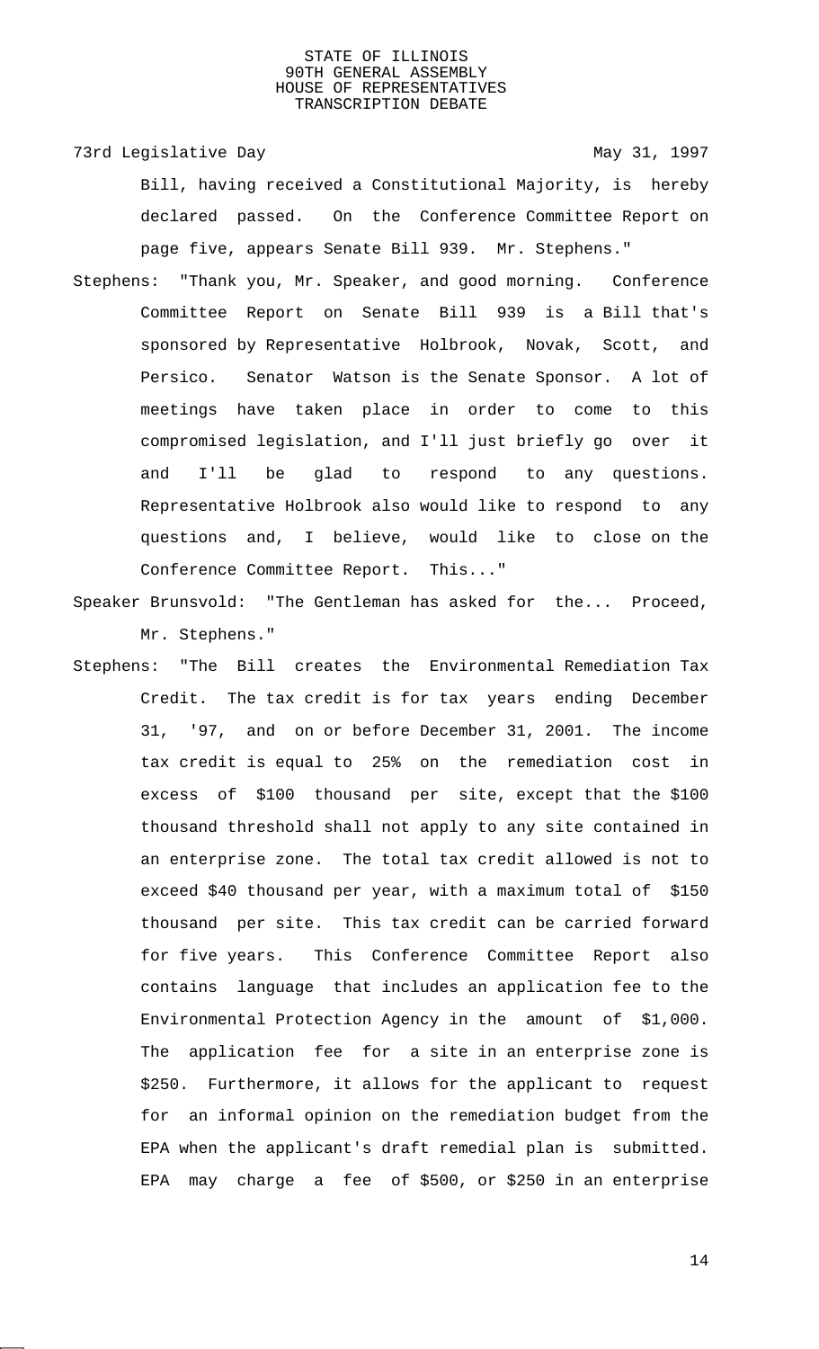Bill, having received a Constitutional Majority, is hereby declared passed. On the Conference Committee Report on page five, appears Senate Bill 939. Mr. Stephens."

Stephens: "Thank you, Mr. Speaker, and good morning. Conference Committee Report on Senate Bill 939 is a Bill that's sponsored by Representative Holbrook, Novak, Scott, and Persico. Senator Watson is the Senate Sponsor. A lot of meetings have taken place in order to come to this compromised legislation, and I'll just briefly go over it and I'll be glad to respond to any questions. Representative Holbrook also would like to respond to any questions and, I believe, would like to close on the Conference Committee Report. This..."

Speaker Brunsvold: "The Gentleman has asked for the... Proceed, Mr. Stephens."

Stephens: "The Bill creates the Environmental Remediation Tax Credit. The tax credit is for tax years ending December 31, '97, and on or before December 31, 2001. The income tax credit is equal to 25% on the remediation cost in excess of $100 thousand per site, except that the $100 thousand threshold shall not apply to any site contained in an enterprise zone. The total tax credit allowed is not to exceed $40 thousand per year, with a maximum total of $150 thousand per site. This tax credit can be carried forward for five years. This Conference Committee Report also contains language that includes an application fee to the Environmental Protection Agency in the amount of $1,000. The application fee for a site in an enterprise zone is $250. Furthermore, it allows for the applicant to request for an informal opinion on the remediation budget from the EPA when the applicant's draft remedial plan is submitted. EPA may charge a fee of $500, or $250 in an enterprise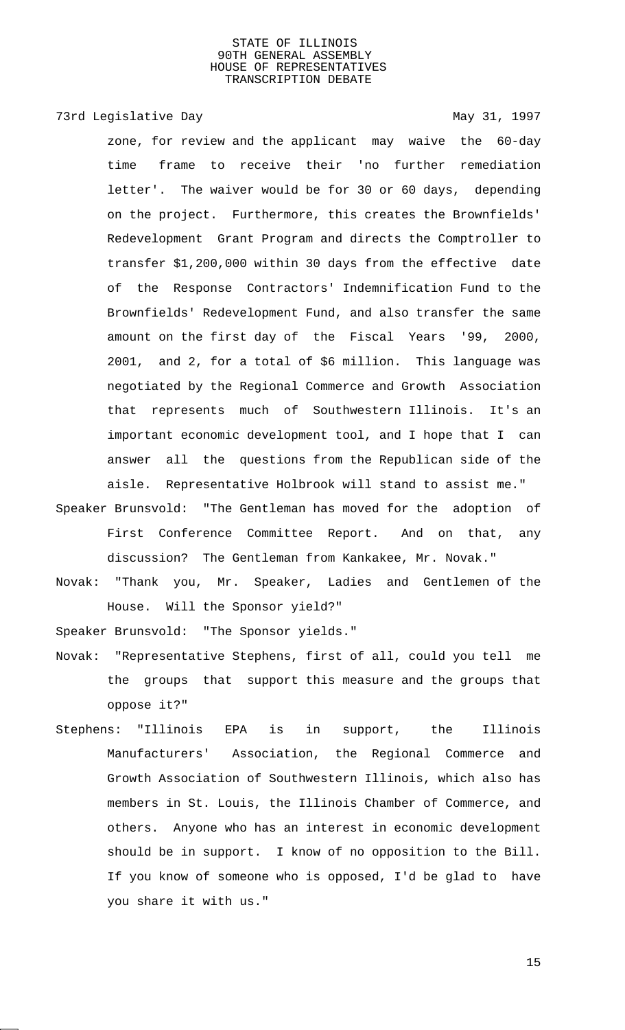zone, for review and the applicant may waive the 60-day time frame to receive their 'no further remediation letter'. The waiver would be for 30 or 60 days, depending on the project. Furthermore, this creates the Brownfields' Redevelopment Grant Program and directs the Comptroller to transfer $1,200,000 within 30 days from the effective date of the Response Contractors' Indemnification Fund to the Brownfields' Redevelopment Fund, and also transfer the same amount on the first day of the Fiscal Years '99, 2000, 2001, and 2, for a total of $6 million. This language was negotiated by the Regional Commerce and Growth Association that represents much of Southwestern Illinois. It's an important economic development tool, and I hope that I can answer all the questions from the Republican side of the aisle. Representative Holbrook will stand to assist me."

Speaker Brunsvold: "The Gentleman has moved for the adoption of First Conference Committee Report. And on that, any discussion? The Gentleman from Kankakee, Mr. Novak."

Novak: "Thank you, Mr. Speaker, Ladies and Gentlemen of the House. Will the Sponsor yield?"

Speaker Brunsvold: "The Sponsor yields."

Novak: "Representative Stephens, first of all, could you tell me the groups that support this measure and the groups that oppose it?"

Stephens: "Illinois EPA is in support, the Illinois Manufacturers' Association, the Regional Commerce and Growth Association of Southwestern Illinois, which also has members in St. Louis, the Illinois Chamber of Commerce, and others. Anyone who has an interest in economic development should be in support. I know of no opposition to the Bill. If you know of someone who is opposed, I'd be glad to have you share it with us."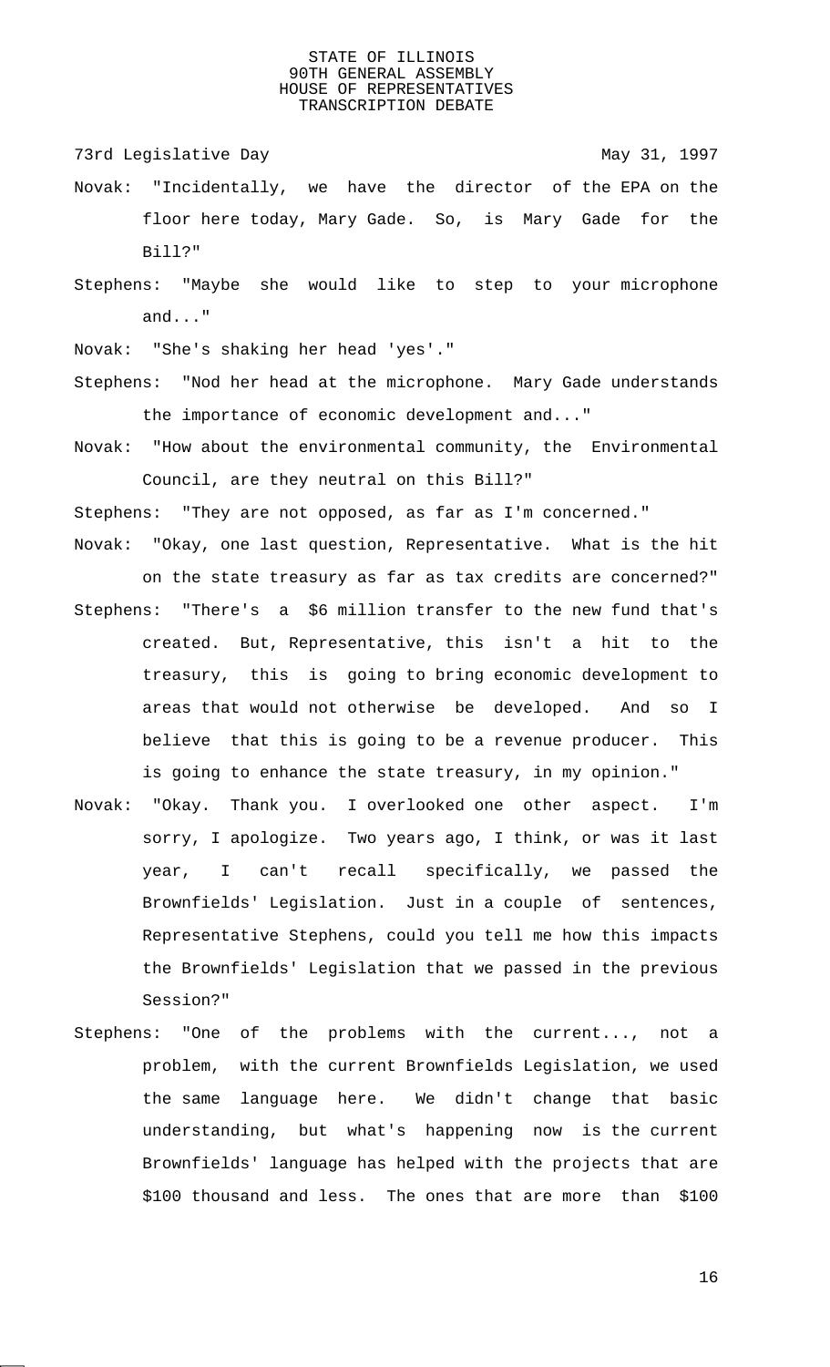Novak: "Incidentally, we have the director of the EPA on the floor here today, Mary Gade. So, is Mary Gade for the Bill?"

Stephens: "Maybe she would like to step to your microphone and..."

Novak: "She's shaking her head 'yes'."

Stephens: "Nod her head at the microphone. Mary Gade understands the importance of economic development and..."

Novak: "How about the environmental community, the Environmental Council, are they neutral on this Bill?"

Stephens: "They are not opposed, as far as I'm concerned."

Novak: "Okay, one last question, Representative. What is the hit on the state treasury as far as tax credits are concerned?"

Stephens: "There's a $6 million transfer to the new fund that's created. But, Representative, this isn't a hit to the treasury, this is going to bring economic development to areas that would not otherwise be developed. And so I believe that this is going to be a revenue producer. This is going to enhance the state treasury, in my opinion."

Novak: "Okay. Thank you. I overlooked one other aspect. I'm sorry, I apologize. Two years ago, I think, or was it last year, I can't recall specifically, we passed the Brownfields' Legislation. Just in a couple of sentences, Representative Stephens, could you tell me how this impacts the Brownfields' Legislation that we passed in the previous Session?"

Stephens: "One of the problems with the current..., not a problem, with the current Brownfields Legislation, we used the same language here. We didn't change that basic understanding, but what's happening now is the current Brownfields' language has helped with the projects that are $100 thousand and less. The ones that are more than $100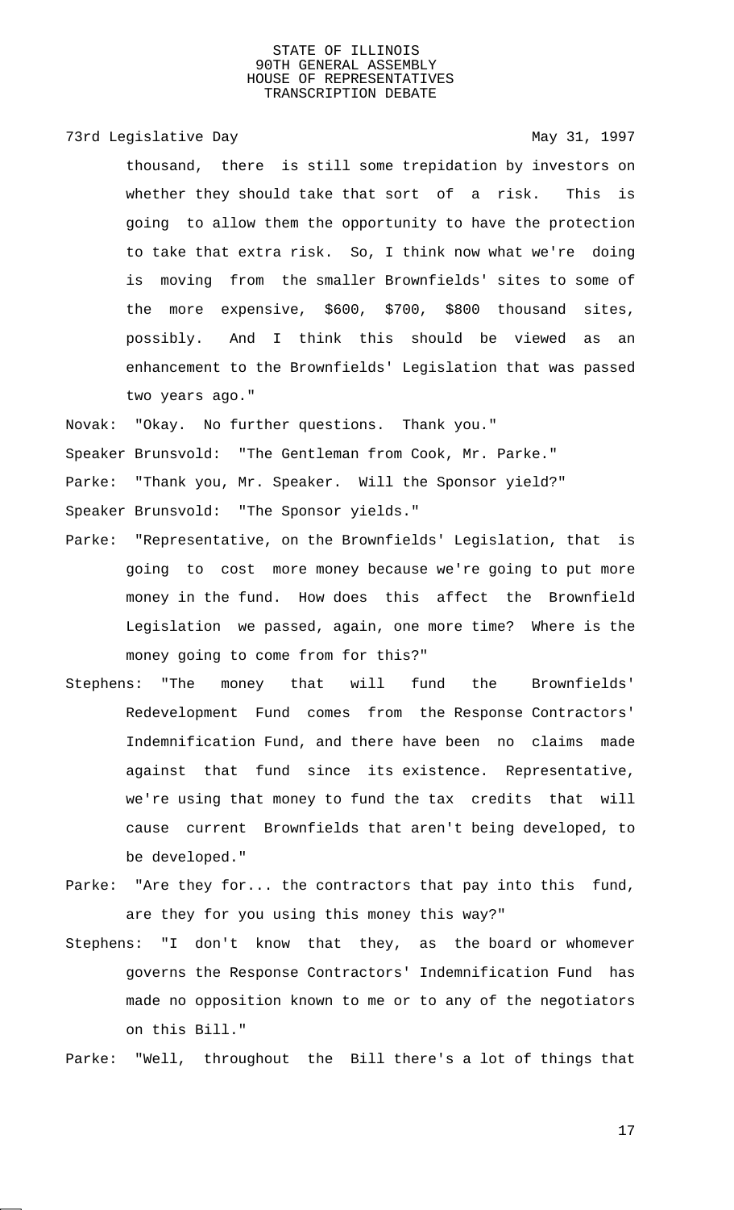thousand, there is still some trepidation by investors on whether they should take that sort of a risk. This is going to allow them the opportunity to have the protection to take that extra risk. So, I think now what we're doing is moving from the smaller Brownfields' sites to some of the more expensive, $600, $700, $800 thousand sites, possibly. And I think this should be viewed as an enhancement to the Brownfields' Legislation that was passed two years ago."

Novak: "Okay. No further questions. Thank you."

Speaker Brunsvold: "The Gentleman from Cook, Mr. Parke."

Parke: "Thank you, Mr. Speaker. Will the Sponsor yield?"

Speaker Brunsvold: "The Sponsor yields."

Parke: "Representative, on the Brownfields' Legislation, that is going to cost more money because we're going to put more money in the fund. How does this affect the Brownfield Legislation we passed, again, one more time? Where is the money going to come from for this?"

Stephens: "The money that will fund the Brownfields' Redevelopment Fund comes from the Response Contractors' Indemnification Fund, and there have been no claims made against that fund since its existence. Representative, we're using that money to fund the tax credits that will cause current Brownfields that aren't being developed, to be developed."

Parke: "Are they for... the contractors that pay into this fund, are they for you using this money this way?"

Stephens: "I don't know that they, as the board or whomever governs the Response Contractors' Indemnification Fund has made no opposition known to me or to any of the negotiators on this Bill."

Parke: "Well, throughout the Bill there's a lot of things that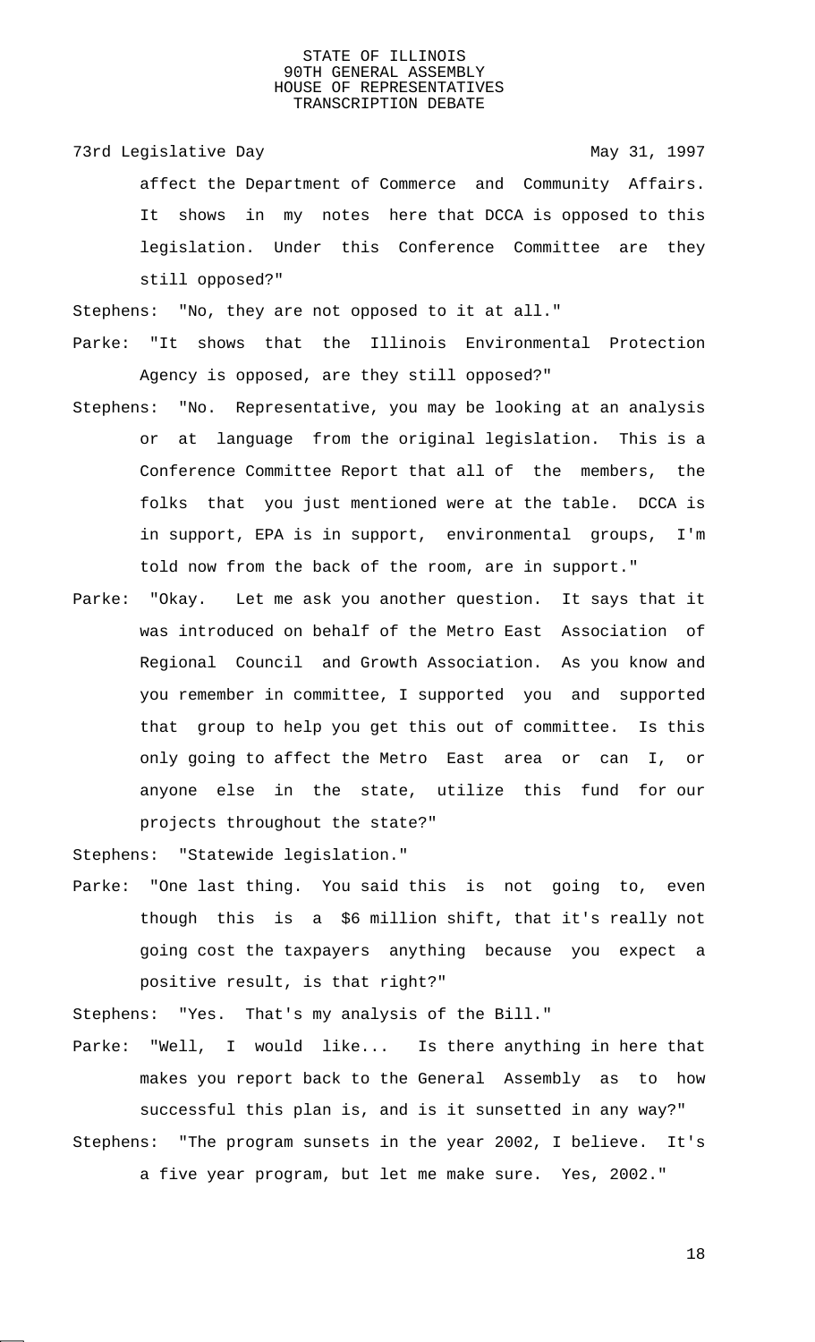affect the Department of Commerce and Community Affairs. It shows in my notes here that DCCA is opposed to this legislation. Under this Conference Committee are they still opposed?"

Stephens: "No, they are not opposed to it at all."

Parke: "It shows that the Illinois Environmental Protection Agency is opposed, are they still opposed?"

Stephens: "No. Representative, you may be looking at an analysis or at language from the original legislation. This is a Conference Committee Report that all of the members, the folks that you just mentioned were at the table. DCCA is in support, EPA is in support, environmental groups, I'm told now from the back of the room, are in support."

Parke: "Okay. Let me ask you another question. It says that it was introduced on behalf of the Metro East Association of Regional Council and Growth Association. As you know and you remember in committee, I supported you and supported that group to help you get this out of committee. Is this only going to affect the Metro East area or can I, or anyone else in the state, utilize this fund for our projects throughout the state?"

Stephens: "Statewide legislation."

Parke: "One last thing. You said this is not going to, even though this is a $6 million shift, that it's really not going cost the taxpayers anything because you expect a positive result, is that right?"

Stephens: "Yes. That's my analysis of the Bill."

Parke: "Well, I would like... Is there anything in here that makes you report back to the General Assembly as to how successful this plan is, and is it sunsetted in any way?"

Stephens: "The program sunsets in the year 2002, I believe. It's a five year program, but let me make sure. Yes, 2002."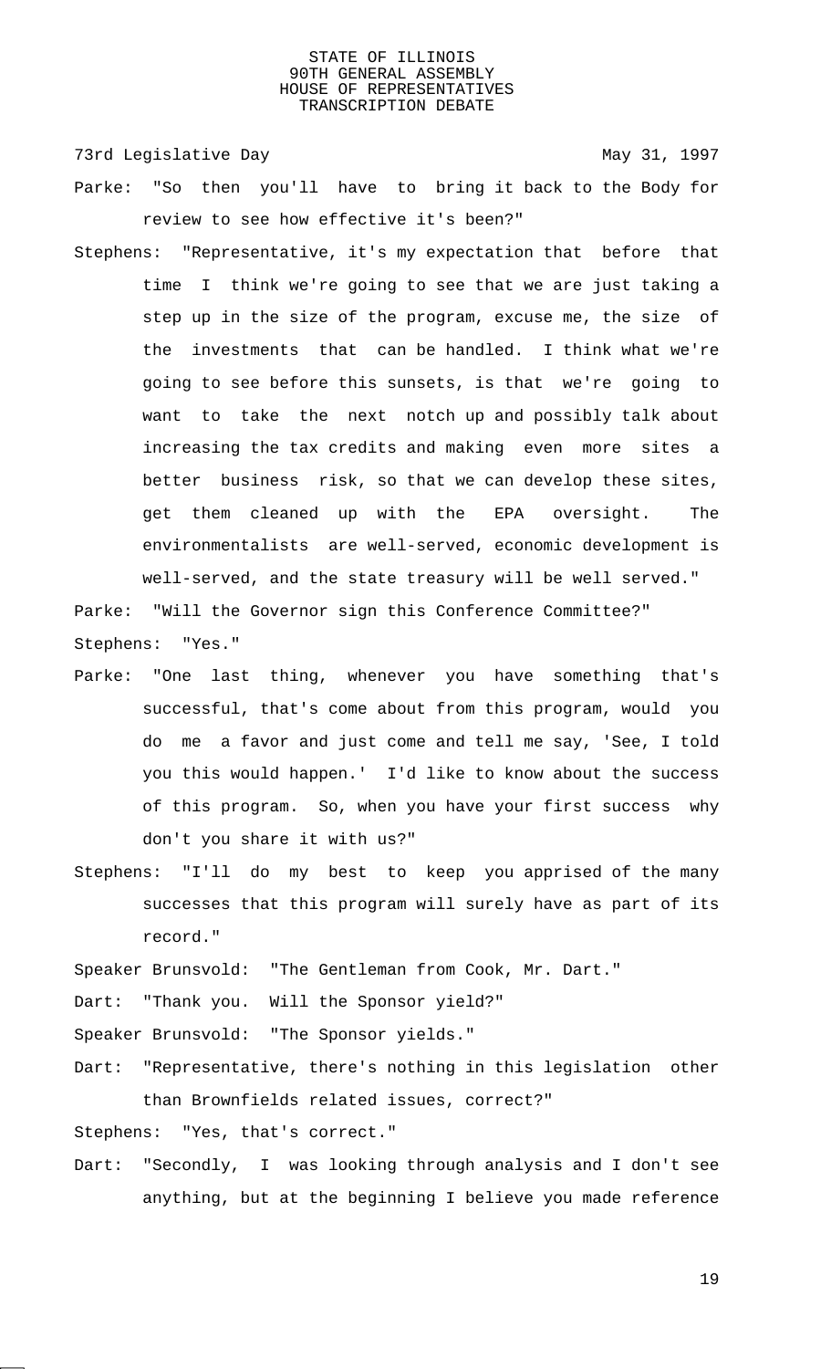Parke: "So then you'll have to bring it back to the Body for review to see how effective it's been?"

Stephens: "Representative, it's my expectation that before that time I think we're going to see that we are just taking a step up in the size of the program, excuse me, the size of the investments that can be handled. I think what we're going to see before this sunsets, is that we're going to want to take the next notch up and possibly talk about increasing the tax credits and making even more sites a better business risk, so that we can develop these sites, get them cleaned up with the EPA oversight. The environmentalists are well-served, economic development is well-served, and the state treasury will be well served."

Parke: "Will the Governor sign this Conference Committee?"

Stephens: "Yes."

Parke: "One last thing, whenever you have something that's successful, that's come about from this program, would you do me a favor and just come and tell me say, 'See, I told you this would happen.' I'd like to know about the success of this program. So, when you have your first success why don't you share it with us?"

Stephens: "I'll do my best to keep you apprised of the many successes that this program will surely have as part of its record."

Speaker Brunsvold: "The Gentleman from Cook, Mr. Dart."

Dart: "Thank you. Will the Sponsor yield?"

Speaker Brunsvold: "The Sponsor yields."

Dart: "Representative, there's nothing in this legislation other than Brownfields related issues, correct?"

Stephens: "Yes, that's correct."

Dart: "Secondly, I was looking through analysis and I don't see anything, but at the beginning I believe you made reference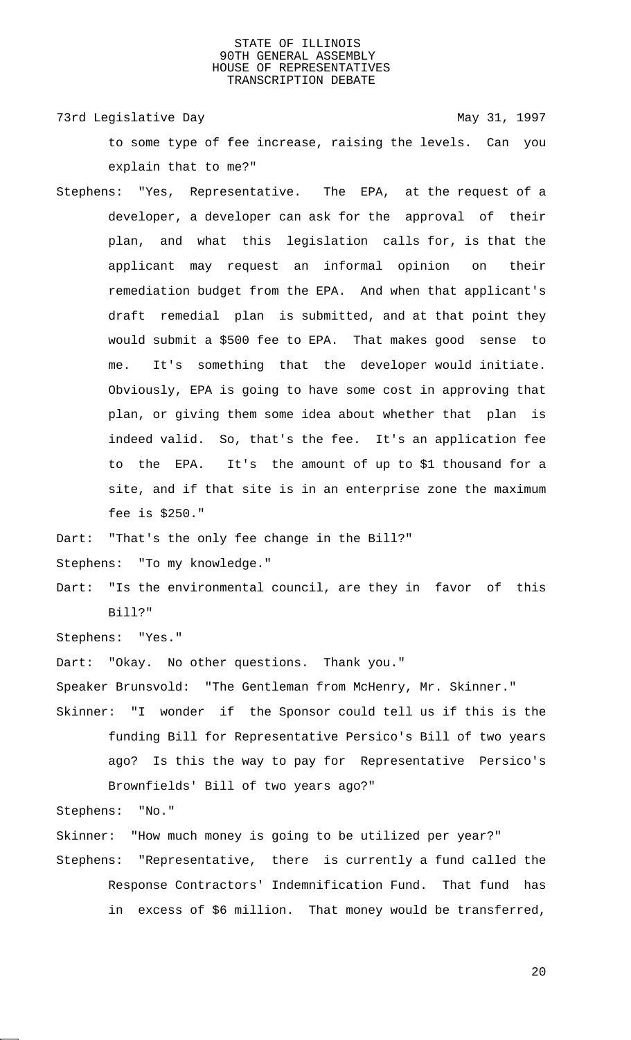to some type of fee increase, raising the levels. Can you explain that to me?"

Stephens: "Yes, Representative. The EPA, at the request of a developer, a developer can ask for the approval of their plan, and what this legislation calls for, is that the applicant may request an informal opinion on their remediation budget from the EPA. And when that applicant's draft remedial plan is submitted, and at that point they would submit a $500 fee to EPA. That makes good sense to me. It's something that the developer would initiate. Obviously, EPA is going to have some cost in approving that plan, or giving them some idea about whether that plan is indeed valid. So, that's the fee. It's an application fee to the EPA. It's the amount of up to $1 thousand for a site, and if that site is in an enterprise zone the maximum fee is $250."

Dart: "That's the only fee change in the Bill?"

Stephens: "To my knowledge."

Dart: "Is the environmental council, are they in favor of this Bill?"

Stephens: "Yes."

Dart: "Okay. No other questions. Thank you."

Speaker Brunsvold: "The Gentleman from McHenry, Mr. Skinner."

Skinner: "I wonder if the Sponsor could tell us if this is the funding Bill for Representative Persico's Bill of two years ago? Is this the way to pay for Representative Persico's Brownfields' Bill of two years ago?"

Stephens: "No."

Skinner: "How much money is going to be utilized per year?"

Stephens: "Representative, there is currently a fund called the Response Contractors' Indemnification Fund. That fund has in excess of $6 million. That money would be transferred,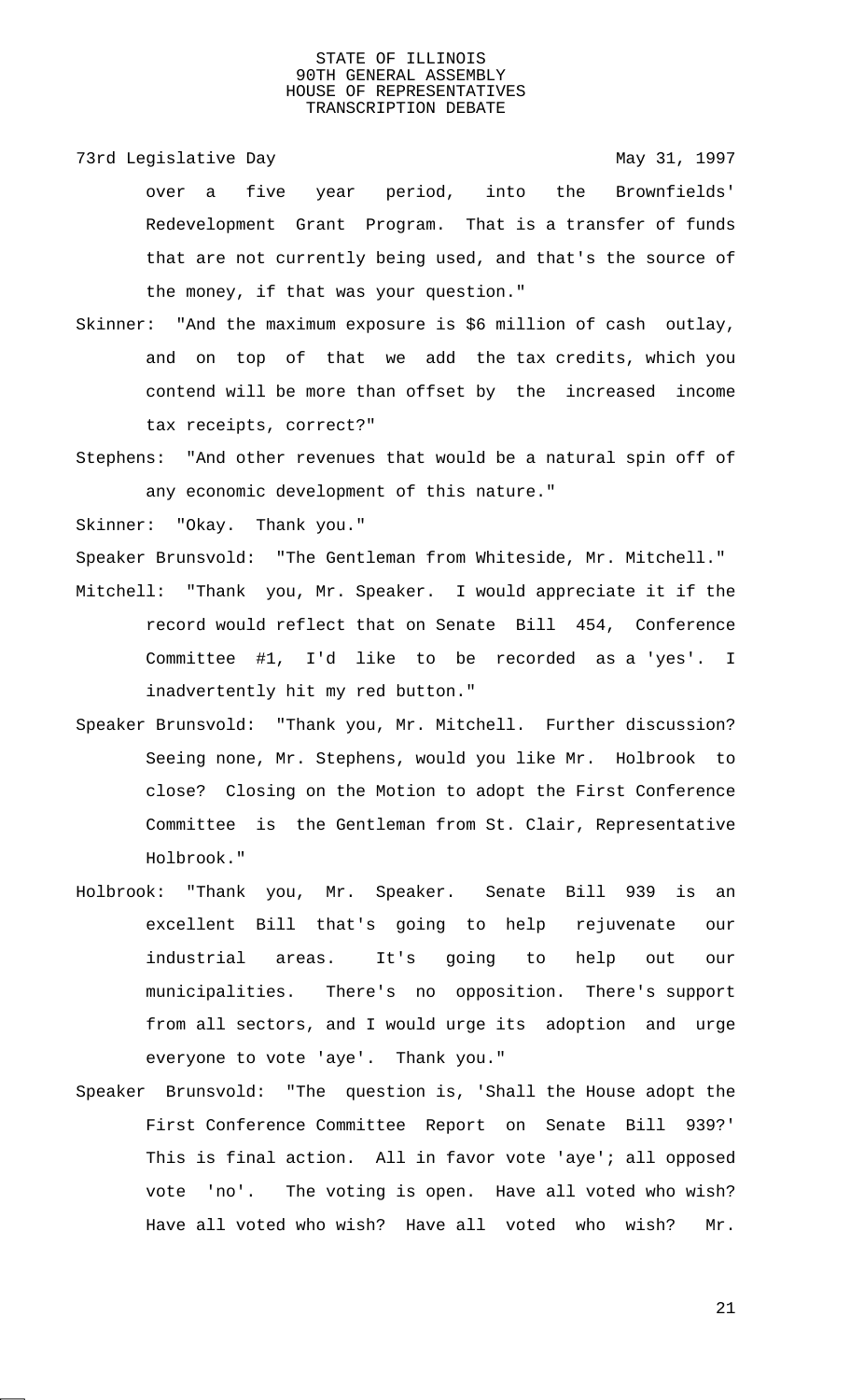over a five year period, into the Brownfields' Redevelopment Grant Program. That is a transfer of funds that are not currently being used, and that's the source of the money, if that was your question."

Skinner: "And the maximum exposure is $6 million of cash outlay, and on top of that we add the tax credits, which you contend will be more than offset by the increased income tax receipts, correct?"

Stephens: "And other revenues that would be a natural spin off of any economic development of this nature."

Skinner: "Okay. Thank you."

Speaker Brunsvold: "The Gentleman from Whiteside, Mr. Mitchell."

Mitchell: "Thank you, Mr. Speaker. I would appreciate it if the record would reflect that on Senate Bill 454, Conference Committee #1, I'd like to be recorded as a 'yes'. I inadvertently hit my red button."

Speaker Brunsvold: "Thank you, Mr. Mitchell. Further discussion? Seeing none, Mr. Stephens, would you like Mr. Holbrook to close? Closing on the Motion to adopt the First Conference Committee is the Gentleman from St. Clair, Representative Holbrook."

Holbrook: "Thank you, Mr. Speaker. Senate Bill 939 is an excellent Bill that's going to help rejuvenate our industrial areas. It's going to help out our municipalities. There's no opposition. There's support from all sectors, and I would urge its adoption and urge everyone to vote 'aye'. Thank you."

Speaker Brunsvold: "The question is, 'Shall the House adopt the First Conference Committee Report on Senate Bill 939?' This is final action. All in favor vote 'aye'; all opposed vote 'no'. The voting is open. Have all voted who wish? Have all voted who wish? Have all voted who wish? Mr.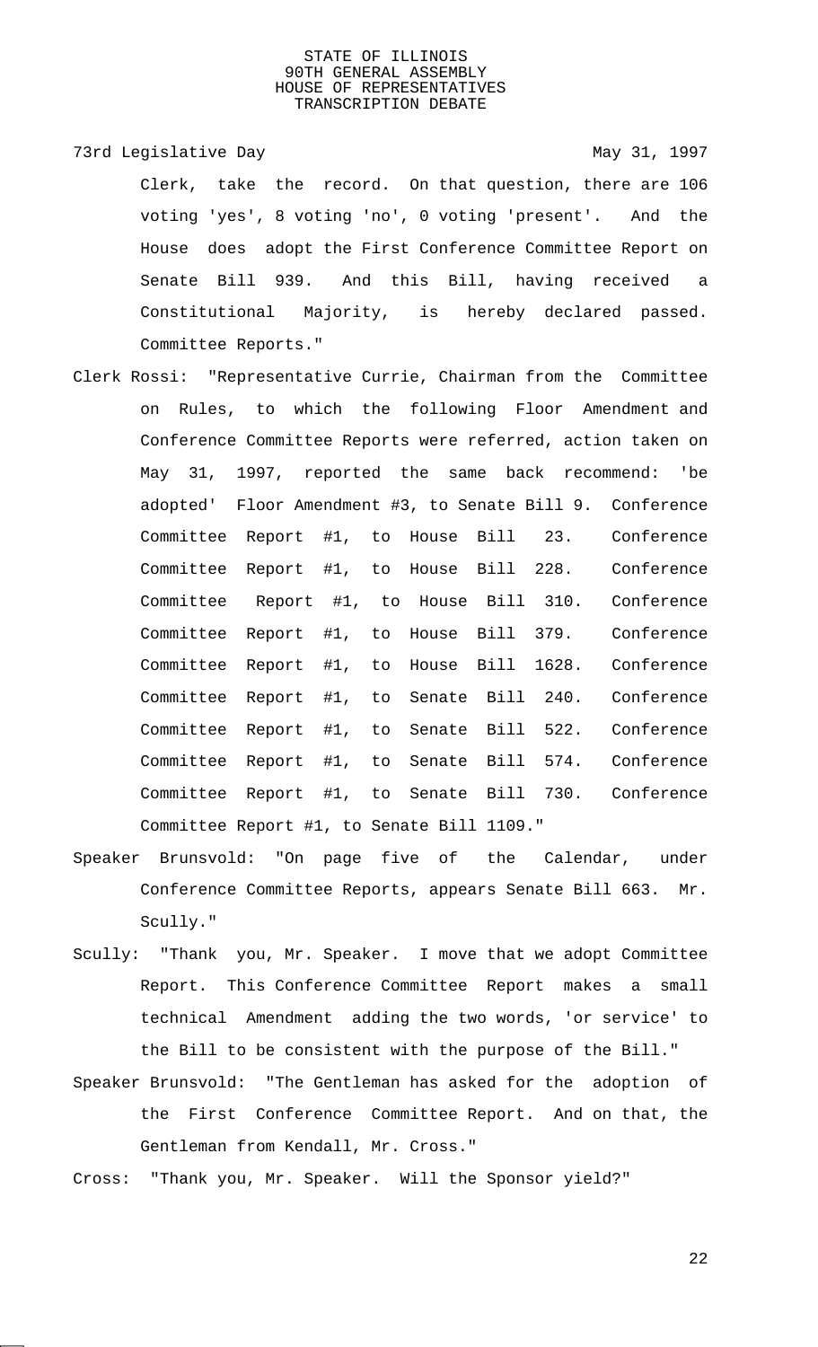73rd Legislative Day May 31, 1997

Clerk, take the record. On that question, there are 106 voting 'yes', 8 voting 'no', 0 voting 'present'. And the House does adopt the First Conference Committee Report on Senate Bill 939. And this Bill, having received a Constitutional Majority, is hereby declared passed. Committee Reports."

Clerk Rossi: "Representative Currie, Chairman from the Committee on Rules, to which the following Floor Amendment and Conference Committee Reports were referred, action taken on May 31, 1997, reported the same back recommend: 'be adopted' Floor Amendment #3, to Senate Bill 9. Conference Committee Report #1, to House Bill 23. Conference Committee Report #1, to House Bill 228. Conference Committee Report #1, to House Bill 310. Conference Committee Report #1, to House Bill 379. Conference Committee Report #1, to House Bill 1628. Conference Committee Report #1, to Senate Bill 240. Conference Committee Report #1, to Senate Bill 522. Conference Committee Report #1, to Senate Bill 574. Conference Committee Report #1, to Senate Bill 730. Conference Committee Report #1, to Senate Bill 1109."

Speaker Brunsvold: "On page five of the Calendar, under Conference Committee Reports, appears Senate Bill 663. Mr. Scully."

Scully: "Thank you, Mr. Speaker. I move that we adopt Committee Report. This Conference Committee Report makes a small technical Amendment adding the two words, 'or service' to the Bill to be consistent with the purpose of the Bill."

Speaker Brunsvold: "The Gentleman has asked for the adoption of the First Conference Committee Report. And on that, the Gentleman from Kendall, Mr. Cross."

Cross: "Thank you, Mr. Speaker. Will the Sponsor yield?"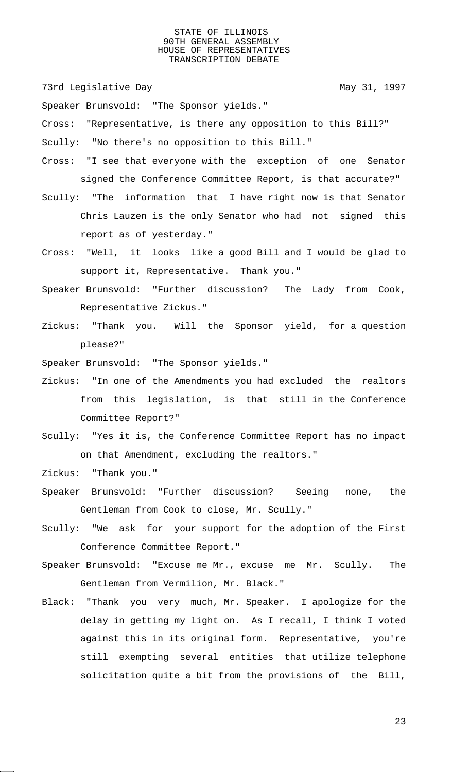Speaker Brunsvold: "The Sponsor yields."

Cross: "Representative, is there any opposition to this Bill?"

Scully: "No there's no opposition to this Bill."

Cross: "I see that everyone with the exception of one Senator signed the Conference Committee Report, is that accurate?"

Scully: "The information that I have right now is that Senator Chris Lauzen is the only Senator who had not signed this report as of yesterday."

Cross: "Well, it looks like a good Bill and I would be glad to support it, Representative. Thank you."

Speaker Brunsvold: "Further discussion? The Lady from Cook, Representative Zickus."

Zickus: "Thank you. Will the Sponsor yield, for a question please?"

Speaker Brunsvold: "The Sponsor yields."

Zickus: "In one of the Amendments you had excluded the realtors from this legislation, is that still in the Conference Committee Report?"

Scully: "Yes it is, the Conference Committee Report has no impact on that Amendment, excluding the realtors."

Zickus: "Thank you."

Speaker Brunsvold: "Further discussion? Seeing none, the Gentleman from Cook to close, Mr. Scully."

Scully: "We ask for your support for the adoption of the First Conference Committee Report."

Speaker Brunsvold: "Excuse me Mr., excuse me Mr. Scully. The Gentleman from Vermilion, Mr. Black."

Black: "Thank you very much, Mr. Speaker. I apologize for the delay in getting my light on. As I recall, I think I voted against this in its original form. Representative, you're still exempting several entities that utilize telephone solicitation quite a bit from the provisions of the Bill,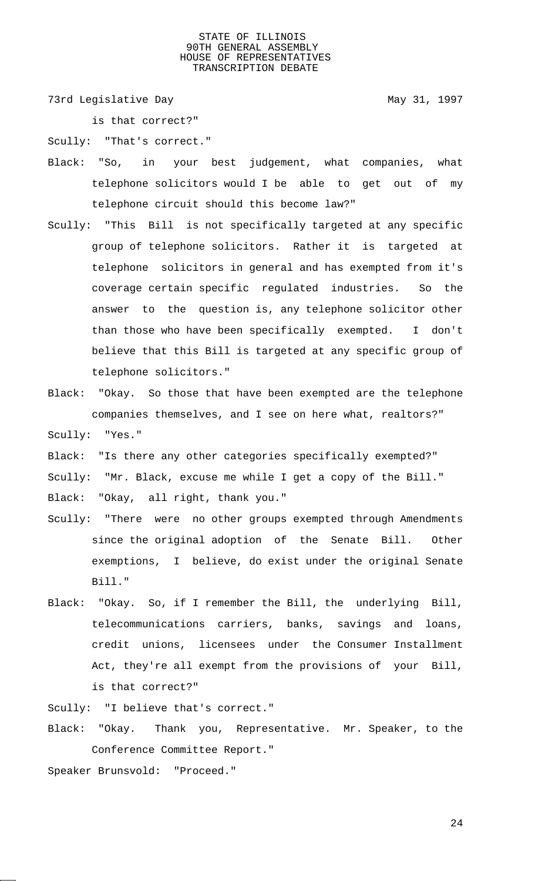is that correct?"

Scully: "That's correct."

Black: "So, in your best judgement, what companies, what telephone solicitors would I be able to get out of my telephone circuit should this become law?"

Scully: "This Bill is not specifically targeted at any specific group of telephone solicitors. Rather it is targeted at telephone solicitors in general and has exempted from it's coverage certain specific regulated industries. So the answer to the question is, any telephone solicitor other than those who have been specifically exempted. I don't believe that this Bill is targeted at any specific group of telephone solicitors."

Black: "Okay. So those that have been exempted are the telephone companies themselves, and I see on here what, realtors?"

Scully: "Yes."

Black: "Is there any other categories specifically exempted?"

Scully: "Mr. Black, excuse me while I get a copy of the Bill."

Black: "Okay, all right, thank you."

Scully: "There were no other groups exempted through Amendments since the original adoption of the Senate Bill. Other exemptions, I believe, do exist under the original Senate Bill."

Black: "Okay. So, if I remember the Bill, the underlying Bill, telecommunications carriers, banks, savings and loans, credit unions, licensees under the Consumer Installment Act, they're all exempt from the provisions of your Bill, is that correct?"

Scully: "I believe that's correct."

Black: "Okay. Thank you, Representative. Mr. Speaker, to the Conference Committee Report."

Speaker Brunsvold: "Proceed."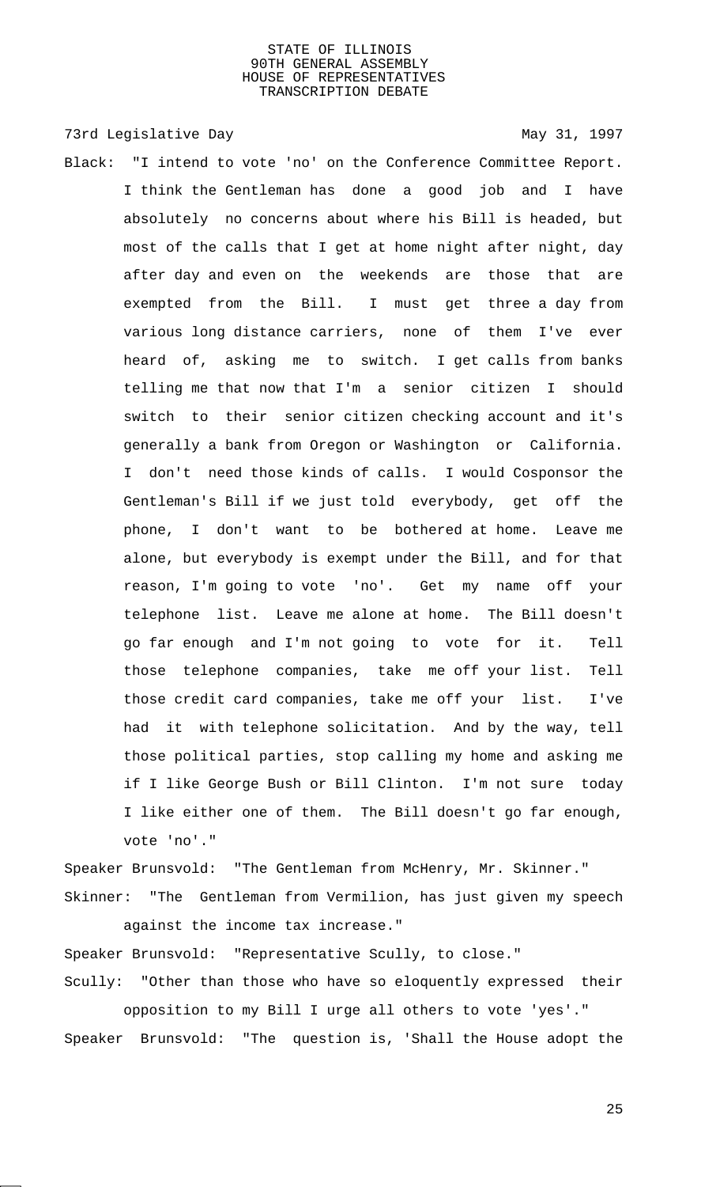Black: "I intend to vote 'no' on the Conference Committee Report. I think the Gentleman has done a good job and I have absolutely no concerns about where his Bill is headed, but most of the calls that I get at home night after night, day after day and even on the weekends are those that are exempted from the Bill. I must get three a day from various long distance carriers, none of them I've ever heard of, asking me to switch. I get calls from banks telling me that now that I'm a senior citizen I should switch to their senior citizen checking account and it's generally a bank from Oregon or Washington or California. I don't need those kinds of calls. I would Cosponsor the Gentleman's Bill if we just told everybody, get off the phone, I don't want to be bothered at home. Leave me alone, but everybody is exempt under the Bill, and for that reason, I'm going to vote 'no'. Get my name off your telephone list. Leave me alone at home. The Bill doesn't go far enough and I'm not going to vote for it. Tell those telephone companies, take me off your list. Tell those credit card companies, take me off your list. I've had it with telephone solicitation. And by the way, tell those political parties, stop calling my home and asking me if I like George Bush or Bill Clinton. I'm not sure today I like either one of them. The Bill doesn't go far enough, vote 'no'."

Speaker Brunsvold: "The Gentleman from McHenry, Mr. Skinner."

Skinner: "The Gentleman from Vermilion, has just given my speech against the income tax increase."

Speaker Brunsvold: "Representative Scully, to close."

Scully: "Other than those who have so eloquently expressed their opposition to my Bill I urge all others to vote 'yes'."

Speaker Brunsvold: "The question is, 'Shall the House adopt the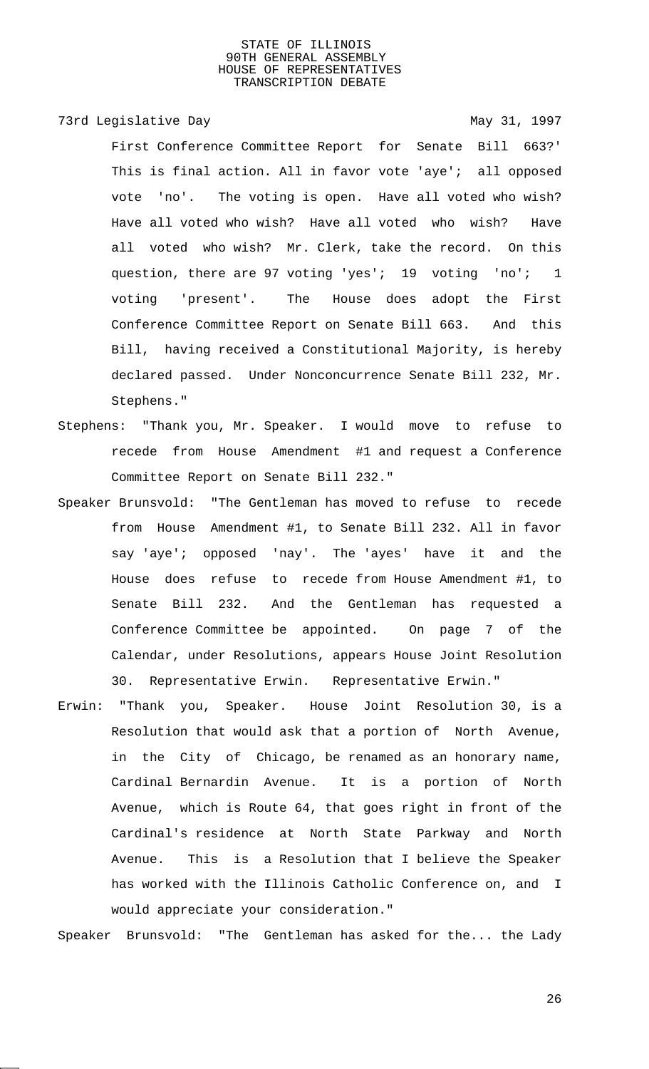First Conference Committee Report for Senate Bill 663?' This is final action. All in favor vote 'aye'; all opposed vote 'no'. The voting is open. Have all voted who wish? Have all voted who wish? Have all voted who wish? Have all voted who wish? Mr. Clerk, take the record. On this question, there are 97 voting 'yes'; 19 voting 'no'; 1 voting 'present'. The House does adopt the First Conference Committee Report on Senate Bill 663. And this Bill, having received a Constitutional Majority, is hereby declared passed. Under Nonconcurrence Senate Bill 232, Mr. Stephens."

Stephens: "Thank you, Mr. Speaker. I would move to refuse to recede from House Amendment #1 and request a Conference Committee Report on Senate Bill 232."

Speaker Brunsvold: "The Gentleman has moved to refuse to recede from House Amendment #1, to Senate Bill 232. All in favor say 'aye'; opposed 'nay'. The 'ayes' have it and the House does refuse to recede from House Amendment #1, to Senate Bill 232. And the Gentleman has requested a Conference Committee be appointed. On page 7 of the Calendar, under Resolutions, appears House Joint Resolution 30. Representative Erwin. Representative Erwin."

Erwin: "Thank you, Speaker. House Joint Resolution 30, is a Resolution that would ask that a portion of North Avenue, in the City of Chicago, be renamed as an honorary name, Cardinal Bernardin Avenue. It is a portion of North Avenue, which is Route 64, that goes right in front of the Cardinal's residence at North State Parkway and North Avenue. This is a Resolution that I believe the Speaker has worked with the Illinois Catholic Conference on, and I would appreciate your consideration."

Speaker Brunsvold: "The Gentleman has asked for the... the Lady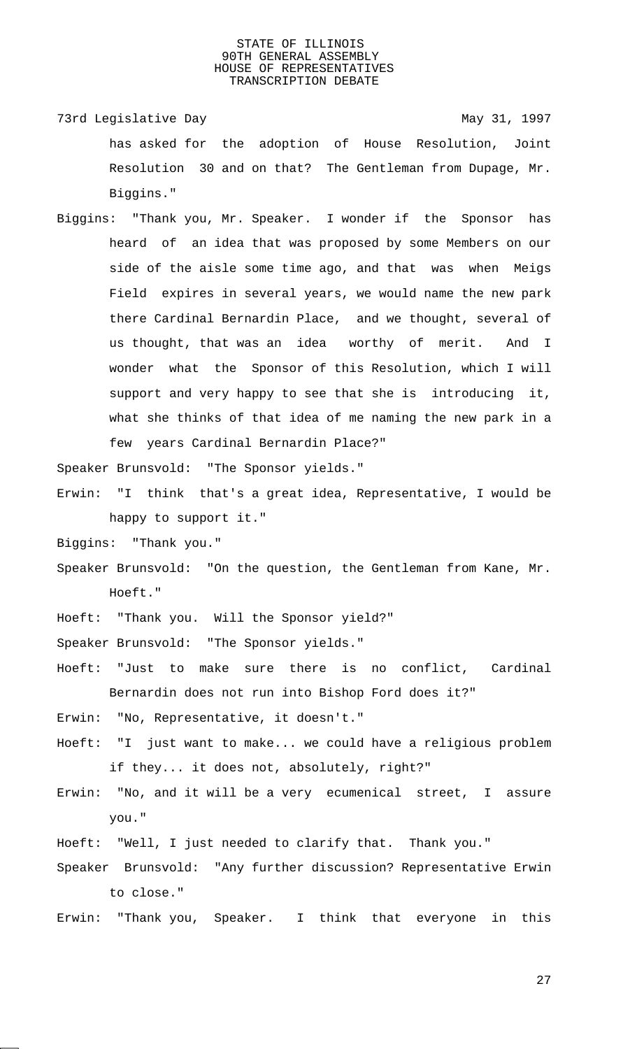has asked for the adoption of House Resolution, Joint Resolution 30 and on that? The Gentleman from Dupage, Mr. Biggins."

Biggins: "Thank you, Mr. Speaker. I wonder if the Sponsor has heard of an idea that was proposed by some Members on our side of the aisle some time ago, and that was when Meigs Field expires in several years, we would name the new park there Cardinal Bernardin Place, and we thought, several of us thought, that was an idea worthy of merit. And I wonder what the Sponsor of this Resolution, which I will support and very happy to see that she is introducing it, what she thinks of that idea of me naming the new park in a few years Cardinal Bernardin Place?"

Speaker Brunsvold: "The Sponsor yields."

Erwin: "I think that's a great idea, Representative, I would be happy to support it."

Biggins: "Thank you."

Speaker Brunsvold: "On the question, the Gentleman from Kane, Mr. Hoeft."

Hoeft: "Thank you. Will the Sponsor yield?"

Speaker Brunsvold: "The Sponsor yields."

Hoeft: "Just to make sure there is no conflict, Cardinal Bernardin does not run into Bishop Ford does it?"

Erwin: "No, Representative, it doesn't."

Hoeft: "I just want to make... we could have a religious problem if they... it does not, absolutely, right?"

Erwin: "No, and it will be a very ecumenical street, I assure you."

Hoeft: "Well, I just needed to clarify that. Thank you."

Speaker Brunsvold: "Any further discussion? Representative Erwin to close."

Erwin: "Thank you, Speaker. I think that everyone in this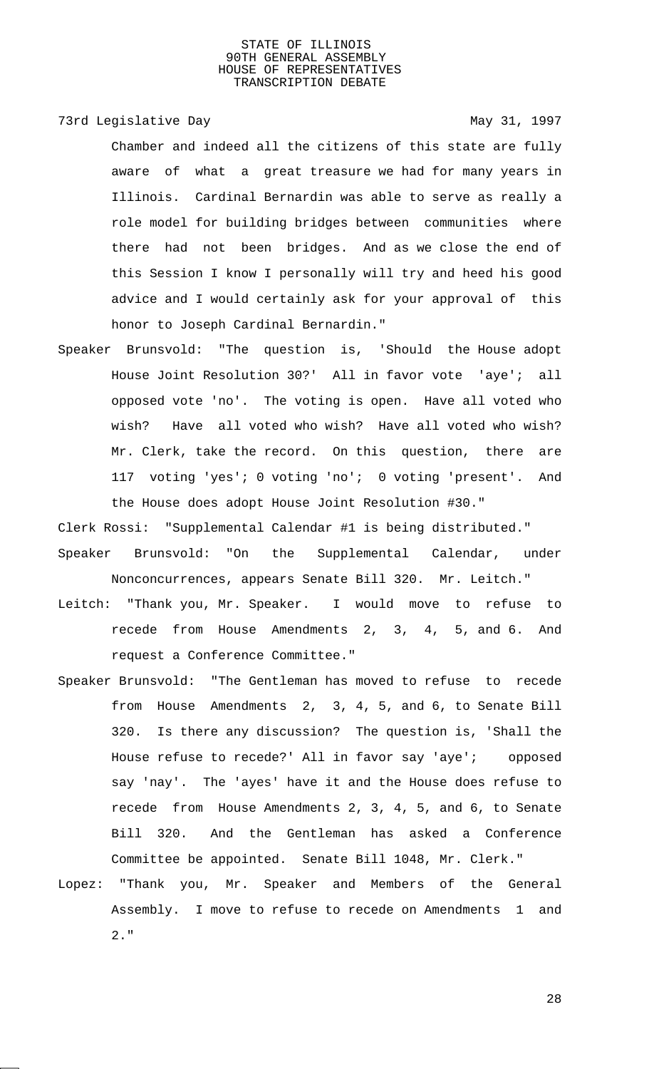Chamber and indeed all the citizens of this state are fully aware of what a great treasure we had for many years in Illinois. Cardinal Bernardin was able to serve as really a role model for building bridges between communities where there had not been bridges. And as we close the end of this Session I know I personally will try and heed his good advice and I would certainly ask for your approval of this honor to Joseph Cardinal Bernardin."

Speaker Brunsvold: "The question is, 'Should the House adopt House Joint Resolution 30?' All in favor vote 'aye'; all opposed vote 'no'. The voting is open. Have all voted who wish? Have all voted who wish? Have all voted who wish? Mr. Clerk, take the record. On this question, there are 117 voting 'yes'; 0 voting 'no'; 0 voting 'present'. And the House does adopt House Joint Resolution #30."

Clerk Rossi: "Supplemental Calendar #1 is being distributed."

Speaker Brunsvold: "On the Supplemental Calendar, under Nonconcurrences, appears Senate Bill 320. Mr. Leitch."

Leitch: "Thank you, Mr. Speaker. I would move to refuse to recede from House Amendments 2, 3, 4, 5, and 6. And request a Conference Committee."

Speaker Brunsvold: "The Gentleman has moved to refuse to recede from House Amendments 2, 3, 4, 5, and 6, to Senate Bill 320. Is there any discussion? The question is, 'Shall the House refuse to recede?' All in favor say 'aye'; opposed say 'nay'. The 'ayes' have it and the House does refuse to recede from House Amendments 2, 3, 4, 5, and 6, to Senate Bill 320. And the Gentleman has asked a Conference Committee be appointed. Senate Bill 1048, Mr. Clerk."

Lopez: "Thank you, Mr. Speaker and Members of the General Assembly. I move to refuse to recede on Amendments 1 and 2."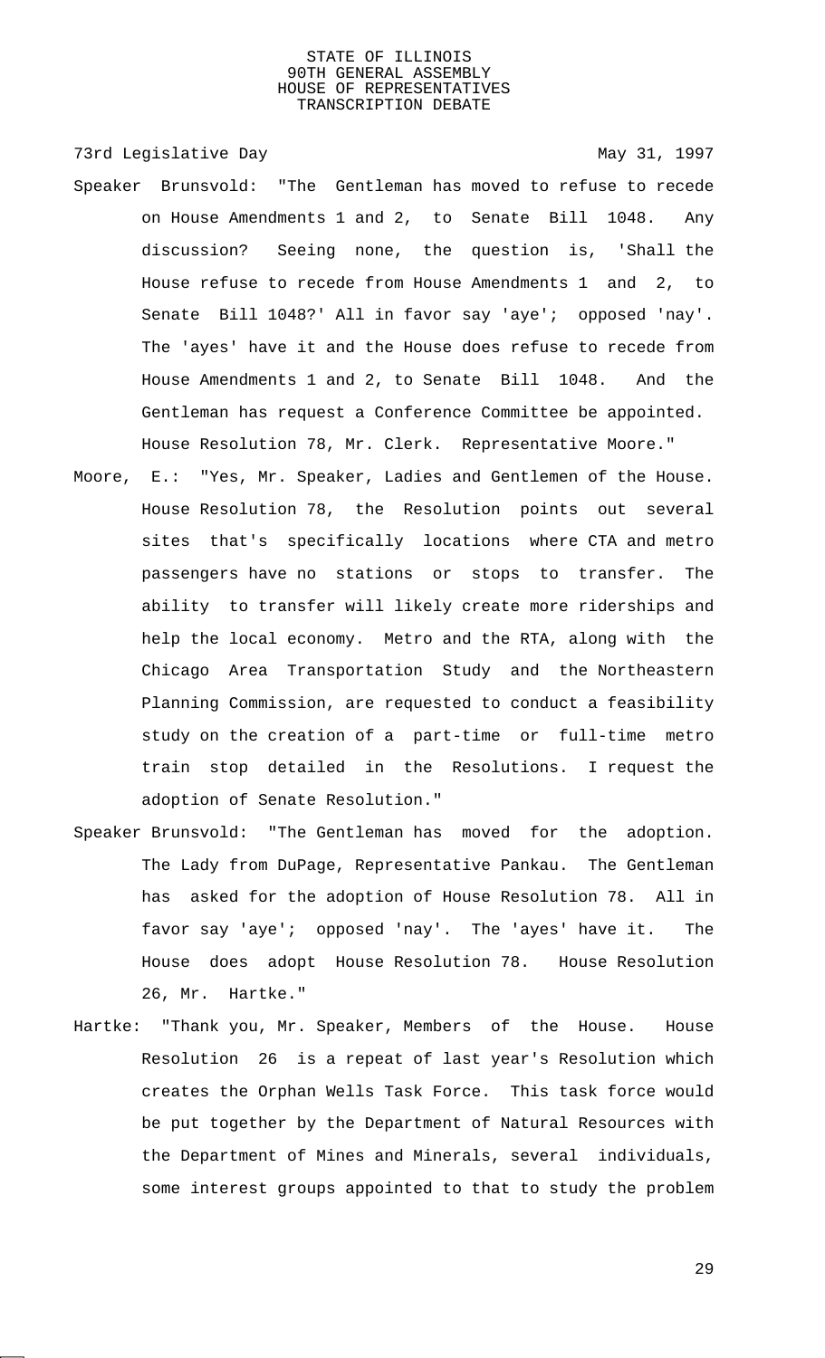Speaker Brunsvold: "The Gentleman has moved to refuse to recede on House Amendments 1 and 2, to Senate Bill 1048. Any discussion? Seeing none, the question is, 'Shall the House refuse to recede from House Amendments 1 and 2, to Senate Bill 1048?' All in favor say 'aye'; opposed 'nay'. The 'ayes' have it and the House does refuse to recede from House Amendments 1 and 2, to Senate Bill 1048. And the Gentleman has request a Conference Committee be appointed. House Resolution 78, Mr. Clerk. Representative Moore."

Moore, E.: "Yes, Mr. Speaker, Ladies and Gentlemen of the House. House Resolution 78, the Resolution points out several sites that's specifically locations where CTA and metro passengers have no stations or stops to transfer. The ability to transfer will likely create more riderships and help the local economy. Metro and the RTA, along with the Chicago Area Transportation Study and the Northeastern Planning Commission, are requested to conduct a feasibility study on the creation of a part-time or full-time metro train stop detailed in the Resolutions. I request the adoption of Senate Resolution."

Speaker Brunsvold: "The Gentleman has moved for the adoption. The Lady from DuPage, Representative Pankau. The Gentleman has asked for the adoption of House Resolution 78. All in favor say 'aye'; opposed 'nay'. The 'ayes' have it. The House does adopt House Resolution 78. House Resolution 26, Mr. Hartke."

Hartke: "Thank you, Mr. Speaker, Members of the House. House Resolution 26 is a repeat of last year's Resolution which creates the Orphan Wells Task Force. This task force would be put together by the Department of Natural Resources with the Department of Mines and Minerals, several individuals, some interest groups appointed to that to study the problem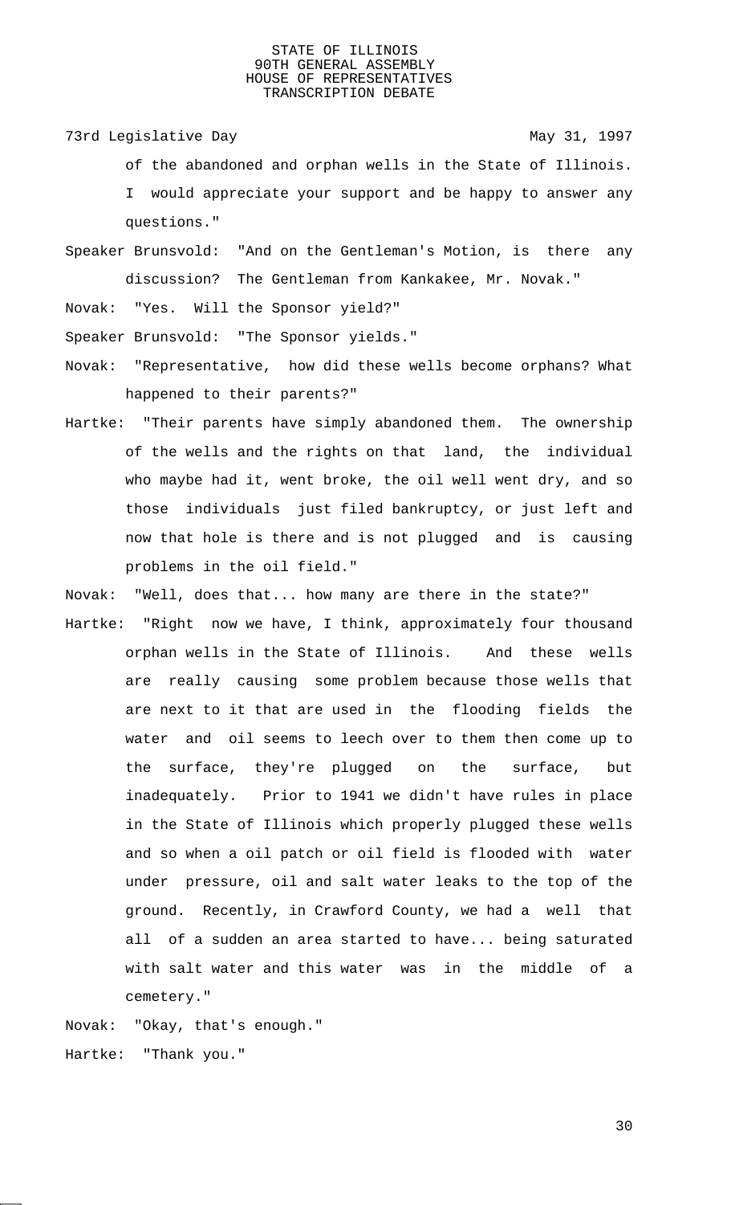of the abandoned and orphan wells in the State of Illinois. I would appreciate your support and be happy to answer any questions."

Speaker Brunsvold: "And on the Gentleman's Motion, is there any discussion? The Gentleman from Kankakee, Mr. Novak."

Novak: "Yes. Will the Sponsor yield?"

Speaker Brunsvold: "The Sponsor yields."

Novak: "Representative, how did these wells become orphans? What happened to their parents?"

Hartke: "Their parents have simply abandoned them. The ownership of the wells and the rights on that land, the individual who maybe had it, went broke, the oil well went dry, and so those individuals just filed bankruptcy, or just left and now that hole is there and is not plugged and is causing problems in the oil field."

Novak: "Well, does that... how many are there in the state?"

Hartke: "Right now we have, I think, approximately four thousand orphan wells in the State of Illinois. And these wells are really causing some problem because those wells that are next to it that are used in the flooding fields the water and oil seems to leech over to them then come up to the surface, they're plugged on the surface, but inadequately. Prior to 1941 we didn't have rules in place in the State of Illinois which properly plugged these wells and so when a oil patch or oil field is flooded with water under pressure, oil and salt water leaks to the top of the ground. Recently, in Crawford County, we had a well that all of a sudden an area started to have... being saturated with salt water and this water was in the middle of a cemetery."

Novak: "Okay, that's enough."

Hartke: "Thank you."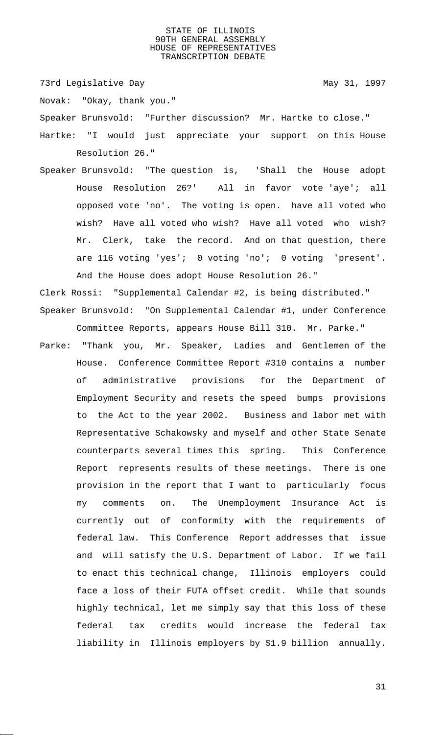73rd Legislative Day May 31, 1997

Novak: "Okay, thank you."

Speaker Brunsvold: "Further discussion? Mr. Hartke to close."

Hartke: "I would just appreciate your support on this House Resolution 26."

Speaker Brunsvold: "The question is, 'Shall the House adopt House Resolution 26?' All in favor vote 'aye'; all opposed vote 'no'. The voting is open. have all voted who wish? Have all voted who wish? Have all voted who wish? Mr. Clerk, take the record. And on that question, there are 116 voting 'yes'; 0 voting 'no'; 0 voting 'present'. And the House does adopt House Resolution 26."

Clerk Rossi: "Supplemental Calendar #2, is being distributed."

Speaker Brunsvold: "On Supplemental Calendar #1, under Conference Committee Reports, appears House Bill 310. Mr. Parke."

Parke: "Thank you, Mr. Speaker, Ladies and Gentlemen of the House. Conference Committee Report #310 contains a number of administrative provisions for the Department of Employment Security and resets the speed bumps provisions to the Act to the year 2002. Business and labor met with Representative Schakowsky and myself and other State Senate counterparts several times this spring. This Conference Report represents results of these meetings. There is one provision in the report that I want to particularly focus my comments on. The Unemployment Insurance Act is currently out of conformity with the requirements of federal law. This Conference Report addresses that issue and will satisfy the U.S. Department of Labor. If we fail to enact this technical change, Illinois employers could face a loss of their FUTA offset credit. While that sounds highly technical, let me simply say that this loss of these federal tax credits would increase the federal tax liability in Illinois employers by $1.9 billion annually.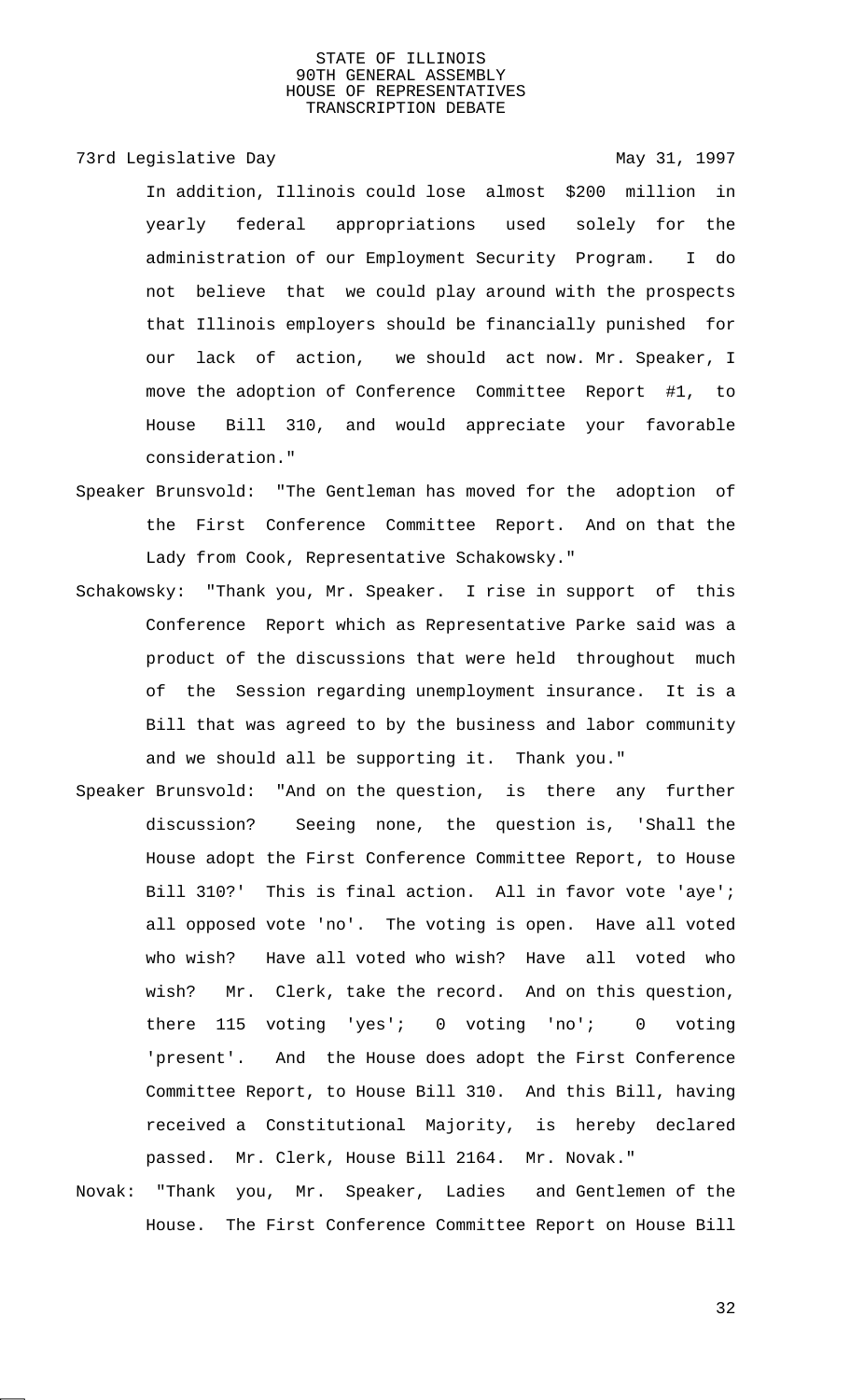In addition, Illinois could lose almost $200 million in yearly federal appropriations used solely for the administration of our Employment Security Program. I do not believe that we could play around with the prospects that Illinois employers should be financially punished for our lack of action, we should act now. Mr. Speaker, I move the adoption of Conference Committee Report #1, to House Bill 310, and would appreciate your favorable consideration."

Speaker Brunsvold: "The Gentleman has moved for the adoption of the First Conference Committee Report. And on that the Lady from Cook, Representative Schakowsky."

Schakowsky: "Thank you, Mr. Speaker. I rise in support of this Conference Report which as Representative Parke said was a product of the discussions that were held throughout much of the Session regarding unemployment insurance. It is a Bill that was agreed to by the business and labor community and we should all be supporting it. Thank you."

Speaker Brunsvold: "And on the question, is there any further discussion? Seeing none, the question is, 'Shall the House adopt the First Conference Committee Report, to House Bill 310?' This is final action. All in favor vote 'aye'; all opposed vote 'no'. The voting is open. Have all voted who wish? Have all voted who wish? Have all voted who wish? Mr. Clerk, take the record. And on this question, there 115 voting 'yes'; 0 voting 'no'; 0 voting 'present'. And the House does adopt the First Conference Committee Report, to House Bill 310. And this Bill, having received a Constitutional Majority, is hereby declared passed. Mr. Clerk, House Bill 2164. Mr. Novak."

Novak: "Thank you, Mr. Speaker, Ladies and Gentlemen of the House. The First Conference Committee Report on House Bill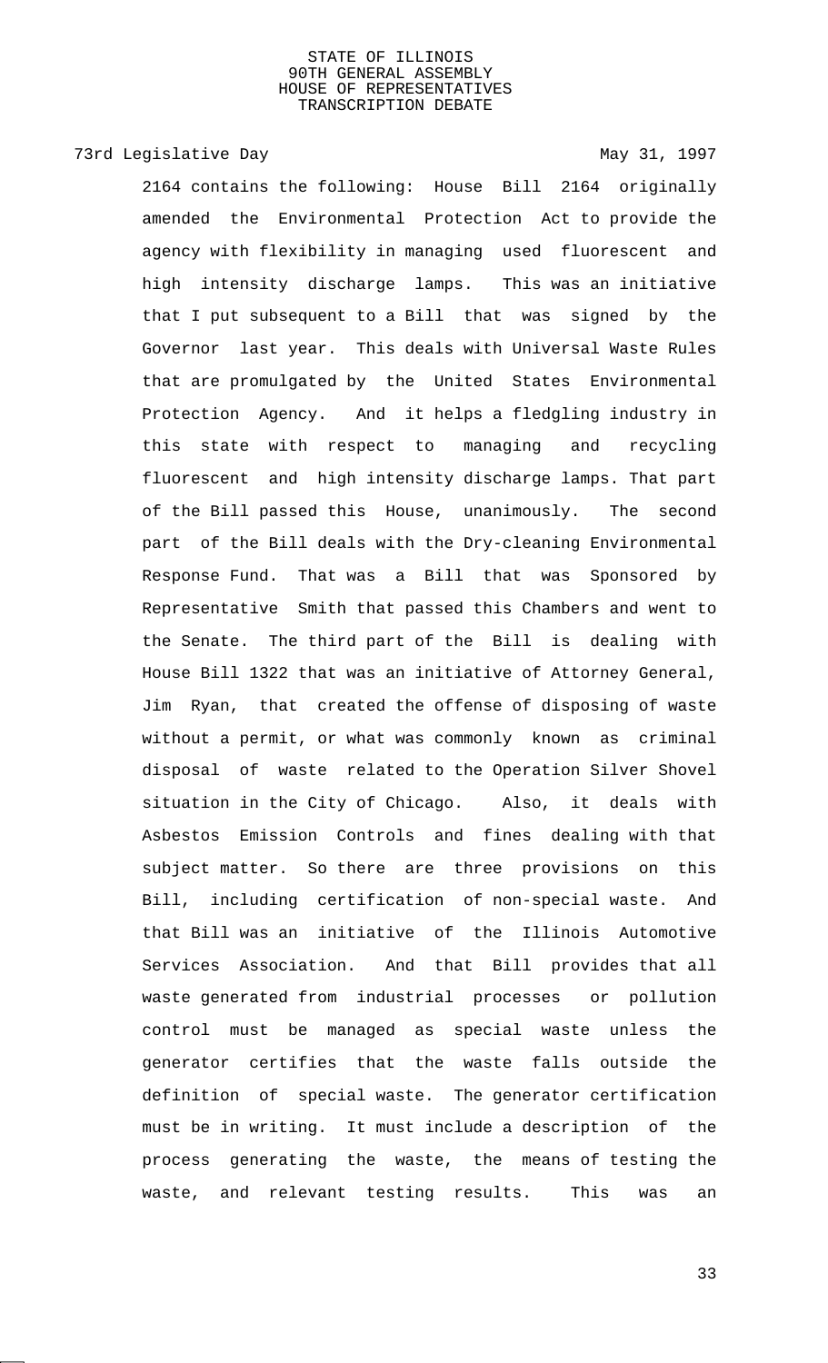2164 contains the following: House Bill 2164 originally amended the Environmental Protection Act to provide the agency with flexibility in managing used fluorescent and high intensity discharge lamps. This was an initiative that I put subsequent to a Bill that was signed by the Governor last year. This deals with Universal Waste Rules that are promulgated by the United States Environmental Protection Agency. And it helps a fledgling industry in this state with respect to managing and recycling fluorescent and high intensity discharge lamps. That part of the Bill passed this House, unanimously. The second part of the Bill deals with the Dry-cleaning Environmental Response Fund. That was a Bill that was Sponsored by Representative Smith that passed this Chambers and went to the Senate. The third part of the Bill is dealing with House Bill 1322 that was an initiative of Attorney General, Jim Ryan, that created the offense of disposing of waste without a permit, or what was commonly known as criminal disposal of waste related to the Operation Silver Shovel situation in the City of Chicago. Also, it deals with Asbestos Emission Controls and fines dealing with that subject matter. So there are three provisions on this Bill, including certification of non-special waste. And that Bill was an initiative of the Illinois Automotive Services Association. And that Bill provides that all waste generated from industrial processes or pollution control must be managed as special waste unless the generator certifies that the waste falls outside the definition of special waste. The generator certification must be in writing. It must include a description of the process generating the waste, the means of testing the waste, and relevant testing results. This was an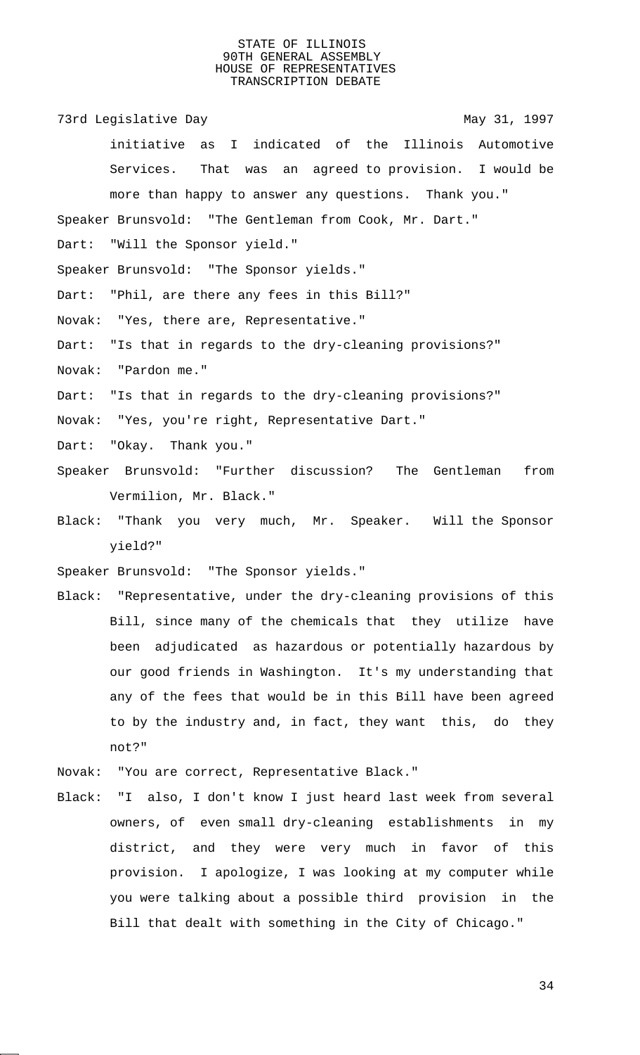initiative as I indicated of the Illinois Automotive Services. That was an agreed to provision. I would be more than happy to answer any questions. Thank you."

Speaker Brunsvold: "The Gentleman from Cook, Mr. Dart."

Dart: "Will the Sponsor yield."

Speaker Brunsvold: "The Sponsor yields."

Dart: "Phil, are there any fees in this Bill?"

Novak: "Yes, there are, Representative."

Dart: "Is that in regards to the dry-cleaning provisions?"

Novak: "Pardon me."

Dart: "Is that in regards to the dry-cleaning provisions?"

Novak: "Yes, you're right, Representative Dart."

Dart: "Okay. Thank you."

Speaker Brunsvold: "Further discussion? The Gentleman from Vermilion, Mr. Black."

Black: "Thank you very much, Mr. Speaker. Will the Sponsor yield?"

Speaker Brunsvold: "The Sponsor yields."

Black: "Representative, under the dry-cleaning provisions of this Bill, since many of the chemicals that they utilize have been adjudicated as hazardous or potentially hazardous by our good friends in Washington. It's my understanding that any of the fees that would be in this Bill have been agreed to by the industry and, in fact, they want this, do they not?"

Novak: "You are correct, Representative Black."

Black: "I also, I don't know I just heard last week from several owners, of even small dry-cleaning establishments in my district, and they were very much in favor of this provision. I apologize, I was looking at my computer while you were talking about a possible third provision in the Bill that dealt with something in the City of Chicago."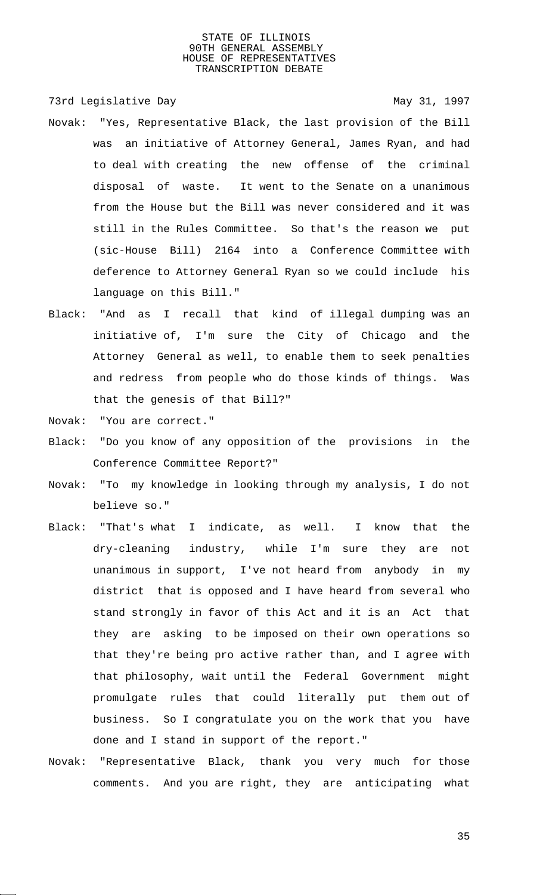Novak: "Yes, Representative Black, the last provision of the Bill was an initiative of Attorney General, James Ryan, and had to deal with creating the new offense of the criminal disposal of waste. It went to the Senate on a unanimous from the House but the Bill was never considered and it was still in the Rules Committee. So that's the reason we put (sic-House Bill) 2164 into a Conference Committee with deference to Attorney General Ryan so we could include his language on this Bill."

Black: "And as I recall that kind of illegal dumping was an initiative of, I'm sure the City of Chicago and the Attorney General as well, to enable them to seek penalties and redress from people who do those kinds of things. Was that the genesis of that Bill?"

Novak: "You are correct."

Black: "Do you know of any opposition of the provisions in the Conference Committee Report?"

Novak: "To my knowledge in looking through my analysis, I do not believe so."

Black: "That's what I indicate, as well. I know that the dry-cleaning industry, while I'm sure they are not unanimous in support, I've not heard from anybody in my district that is opposed and I have heard from several who stand strongly in favor of this Act and it is an Act that they are asking to be imposed on their own operations so that they're being pro active rather than, and I agree with that philosophy, wait until the Federal Government might promulgate rules that could literally put them out of business. So I congratulate you on the work that you have done and I stand in support of the report."

Novak: "Representative Black, thank you very much for those comments. And you are right, they are anticipating what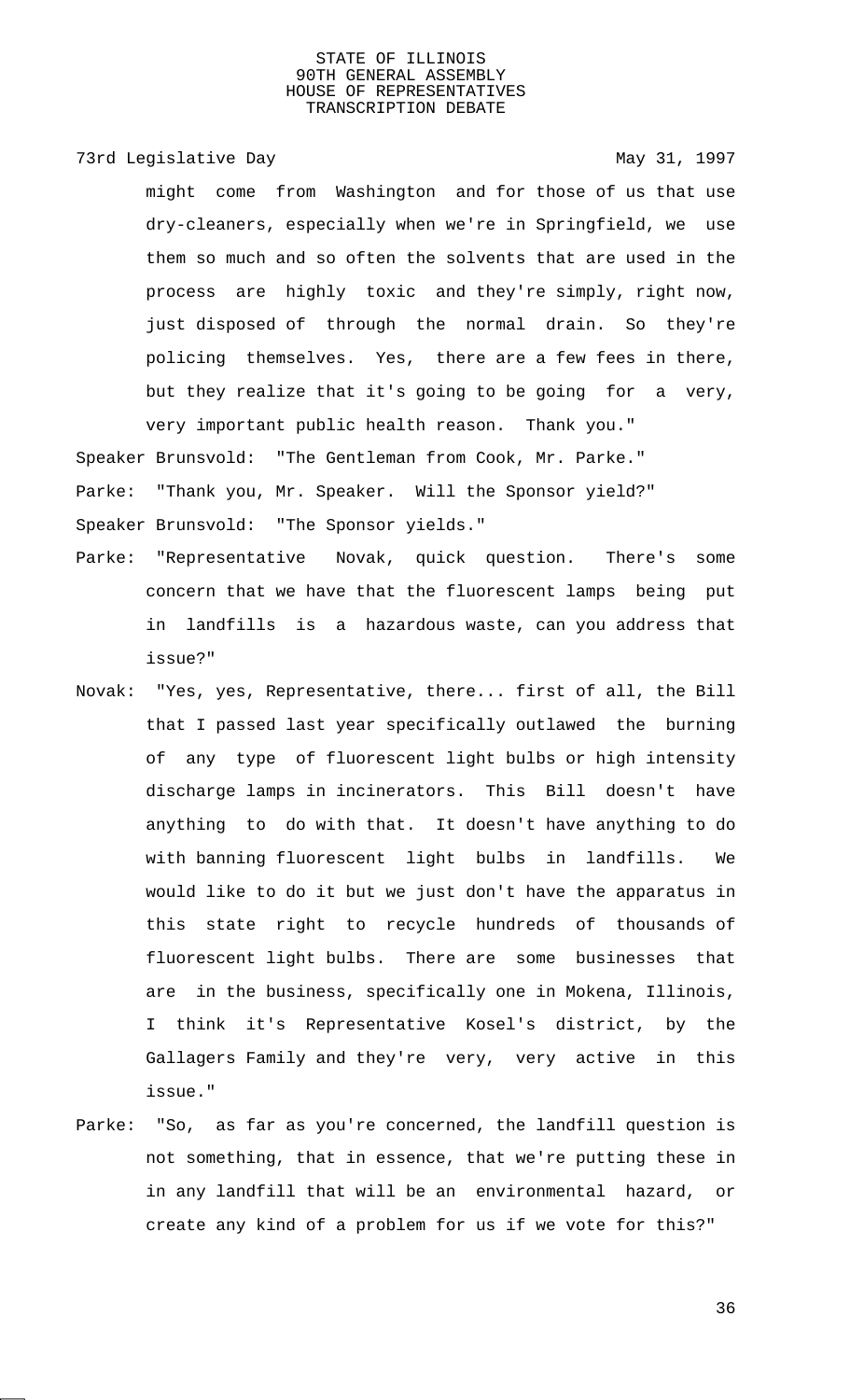might come from Washington and for those of us that use dry-cleaners, especially when we're in Springfield, we use them so much and so often the solvents that are used in the process are highly toxic and they're simply, right now, just disposed of through the normal drain. So they're policing themselves. Yes, there are a few fees in there, but they realize that it's going to be going for a very, very important public health reason. Thank you."

Speaker Brunsvold: "The Gentleman from Cook, Mr. Parke."

Parke: "Thank you, Mr. Speaker. Will the Sponsor yield?"

Speaker Brunsvold: "The Sponsor yields."

Parke: "Representative Novak, quick question. There's some concern that we have that the fluorescent lamps being put in landfills is a hazardous waste, can you address that issue?"

Novak: "Yes, yes, Representative, there... first of all, the Bill that I passed last year specifically outlawed the burning of any type of fluorescent light bulbs or high intensity discharge lamps in incinerators. This Bill doesn't have anything to do with that. It doesn't have anything to do with banning fluorescent light bulbs in landfills. We would like to do it but we just don't have the apparatus in this state right to recycle hundreds of thousands of fluorescent light bulbs. There are some businesses that are in the business, specifically one in Mokena, Illinois, I think it's Representative Kosel's district, by the Gallagers Family and they're very, very active in this issue."

Parke: "So, as far as you're concerned, the landfill question is not something, that in essence, that we're putting these in in any landfill that will be an environmental hazard, or create any kind of a problem for us if we vote for this?"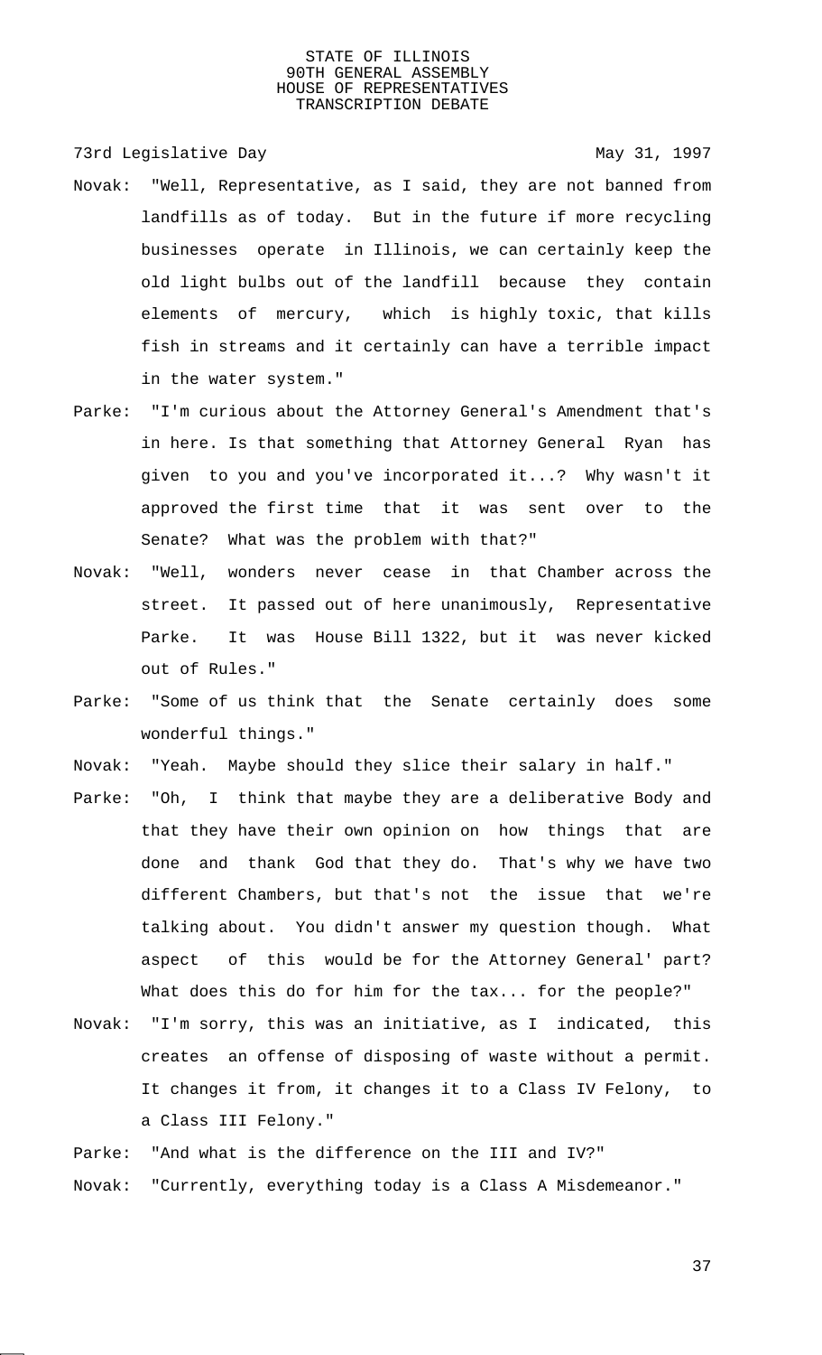Novak: "Well, Representative, as I said, they are not banned from landfills as of today. But in the future if more recycling businesses operate in Illinois, we can certainly keep the old light bulbs out of the landfill because they contain elements of mercury, which is highly toxic, that kills fish in streams and it certainly can have a terrible impact in the water system."

Parke: "I'm curious about the Attorney General's Amendment that's in here. Is that something that Attorney General Ryan has given to you and you've incorporated it...? Why wasn't it approved the first time that it was sent over to the Senate? What was the problem with that?"

Novak: "Well, wonders never cease in that Chamber across the street. It passed out of here unanimously, Representative Parke. It was House Bill 1322, but it was never kicked out of Rules."

Parke: "Some of us think that the Senate certainly does some wonderful things."

Novak: "Yeah. Maybe should they slice their salary in half."

Parke: "Oh, I think that maybe they are a deliberative Body and that they have their own opinion on how things that are done and thank God that they do. That's why we have two different Chambers, but that's not the issue that we're talking about. You didn't answer my question though. What aspect of this would be for the Attorney General' part? What does this do for him for the tax... for the people?"

Novak: "I'm sorry, this was an initiative, as I indicated, this creates an offense of disposing of waste without a permit. It changes it from, it changes it to a Class IV Felony, to a Class III Felony."

Parke: "And what is the difference on the III and IV?"

Novak: "Currently, everything today is a Class A Misdemeanor."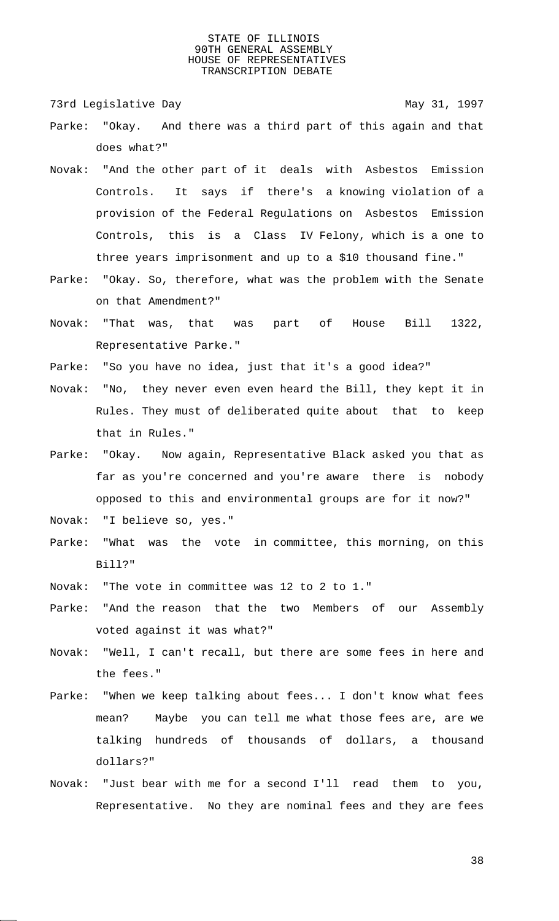Parke: "Okay. And there was a third part of this again and that does what?"

Novak: "And the other part of it deals with Asbestos Emission Controls. It says if there's a knowing violation of a provision of the Federal Regulations on Asbestos Emission Controls, this is a Class IV Felony, which is a one to three years imprisonment and up to a $10 thousand fine."

Parke: "Okay. So, therefore, what was the problem with the Senate on that Amendment?"

Novak: "That was, that was part of House Bill 1322, Representative Parke."

Parke: "So you have no idea, just that it's a good idea?"

Novak: "No, they never even even heard the Bill, they kept it in Rules. They must of deliberated quite about that to keep that in Rules."

Parke: "Okay. Now again, Representative Black asked you that as far as you're concerned and you're aware there is nobody opposed to this and environmental groups are for it now?"

Novak: "I believe so, yes."

Parke: "What was the vote in committee, this morning, on this Bill?"

Novak: "The vote in committee was 12 to 2 to 1."

Parke: "And the reason that the two Members of our Assembly voted against it was what?"

Novak: "Well, I can't recall, but there are some fees in here and the fees."

Parke: "When we keep talking about fees... I don't know what fees mean? Maybe you can tell me what those fees are, are we talking hundreds of thousands of dollars, a thousand dollars?"

Novak: "Just bear with me for a second I'll read them to you, Representative. No they are nominal fees and they are fees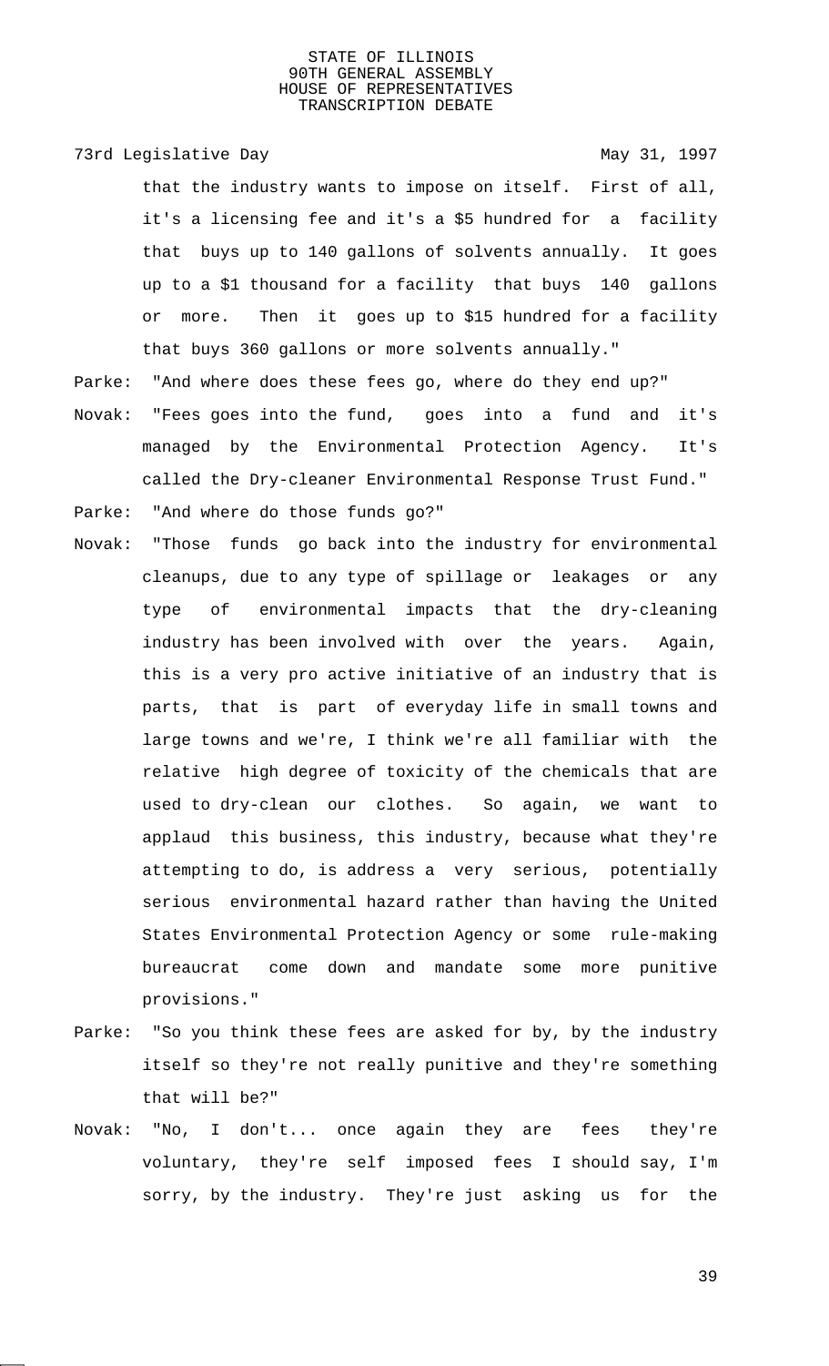that the industry wants to impose on itself. First of all, it's a licensing fee and it's a $5 hundred for a facility that buys up to 140 gallons of solvents annually. It goes up to a $1 thousand for a facility that buys 140 gallons or more. Then it goes up to $15 hundred for a facility that buys 360 gallons or more solvents annually."

Parke: "And where does these fees go, where do they end up?"

Novak: "Fees goes into the fund, goes into a fund and it's managed by the Environmental Protection Agency. It's called the Dry-cleaner Environmental Response Trust Fund."

Parke: "And where do those funds go?"

Novak: "Those funds go back into the industry for environmental cleanups, due to any type of spillage or leakages or any type of environmental impacts that the dry-cleaning industry has been involved with over the years. Again, this is a very pro active initiative of an industry that is parts, that is part of everyday life in small towns and large towns and we're, I think we're all familiar with the relative high degree of toxicity of the chemicals that are used to dry-clean our clothes. So again, we want to applaud this business, this industry, because what they're attempting to do, is address a very serious, potentially serious environmental hazard rather than having the United States Environmental Protection Agency or some rule-making bureaucrat come down and mandate some more punitive provisions."

Parke: "So you think these fees are asked for by, by the industry itself so they're not really punitive and they're something that will be?"

Novak: "No, I don't... once again they are fees they're voluntary, they're self imposed fees I should say, I'm sorry, by the industry. They're just asking us for the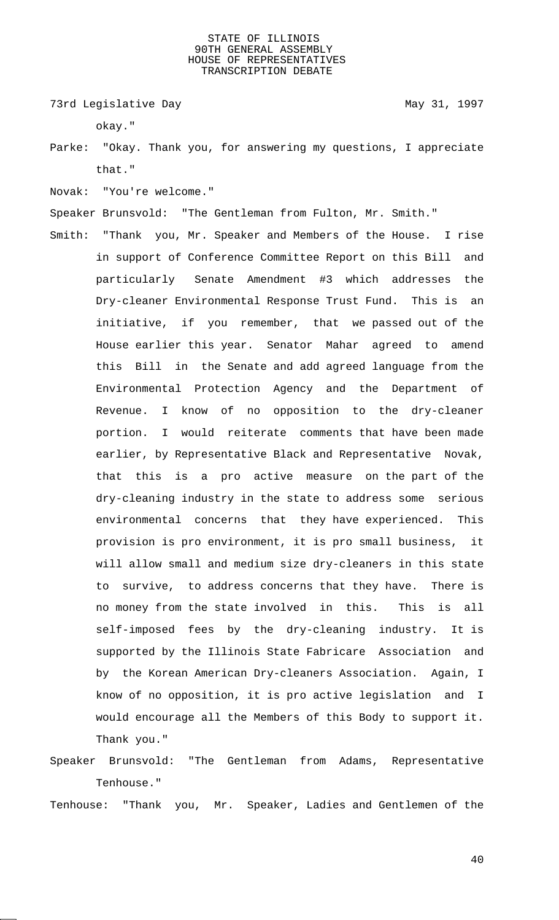okay."

Parke: "Okay. Thank you, for answering my questions, I appreciate that."

Novak: "You're welcome."

Speaker Brunsvold: "The Gentleman from Fulton, Mr. Smith."

Smith: "Thank you, Mr. Speaker and Members of the House. I rise in support of Conference Committee Report on this Bill and particularly Senate Amendment #3 which addresses the Dry-cleaner Environmental Response Trust Fund. This is an initiative, if you remember, that we passed out of the House earlier this year. Senator Mahar agreed to amend this Bill in the Senate and add agreed language from the Environmental Protection Agency and the Department of Revenue. I know of no opposition to the dry-cleaner portion. I would reiterate comments that have been made earlier, by Representative Black and Representative Novak, that this is a pro active measure on the part of the dry-cleaning industry in the state to address some serious environmental concerns that they have experienced. This provision is pro environment, it is pro small business, it will allow small and medium size dry-cleaners in this state to survive, to address concerns that they have. There is no money from the state involved in this. This is all self-imposed fees by the dry-cleaning industry. It is supported by the Illinois State Fabricare Association and by the Korean American Dry-cleaners Association. Again, I know of no opposition, it is pro active legislation and I would encourage all the Members of this Body to support it. Thank you."

Speaker Brunsvold: "The Gentleman from Adams, Representative Tenhouse."

Tenhouse: "Thank you, Mr. Speaker, Ladies and Gentlemen of the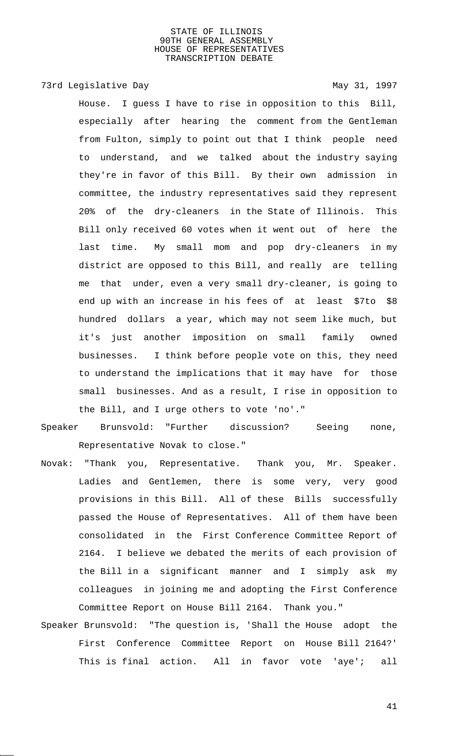House. I guess I have to rise in opposition to this Bill, especially after hearing the comment from the Gentleman from Fulton, simply to point out that I think people need to understand, and we talked about the industry saying they're in favor of this Bill. By their own admission in committee, the industry representatives said they represent 20% of the dry-cleaners in the State of Illinois. This Bill only received 60 votes when it went out of here the last time. My small mom and pop dry-cleaners in my district are opposed to this Bill, and really are telling me that under, even a very small dry-cleaner, is going to end up with an increase in his fees of at least $7to $8 hundred dollars a year, which may not seem like much, but it's just another imposition on small family owned businesses. I think before people vote on this, they need to understand the implications that it may have for those small businesses. And as a result, I rise in opposition to the Bill, and I urge others to vote 'no'."

Speaker Brunsvold: "Further discussion? Seeing none, Representative Novak to close."

Novak: "Thank you, Representative. Thank you, Mr. Speaker. Ladies and Gentlemen, there is some very, very good provisions in this Bill. All of these Bills successfully passed the House of Representatives. All of them have been consolidated in the First Conference Committee Report of 2164. I believe we debated the merits of each provision of the Bill in a significant manner and I simply ask my colleagues in joining me and adopting the First Conference Committee Report on House Bill 2164. Thank you."

Speaker Brunsvold: "The question is, 'Shall the House adopt the First Conference Committee Report on House Bill 2164?' This is final action. All in favor vote 'aye'; all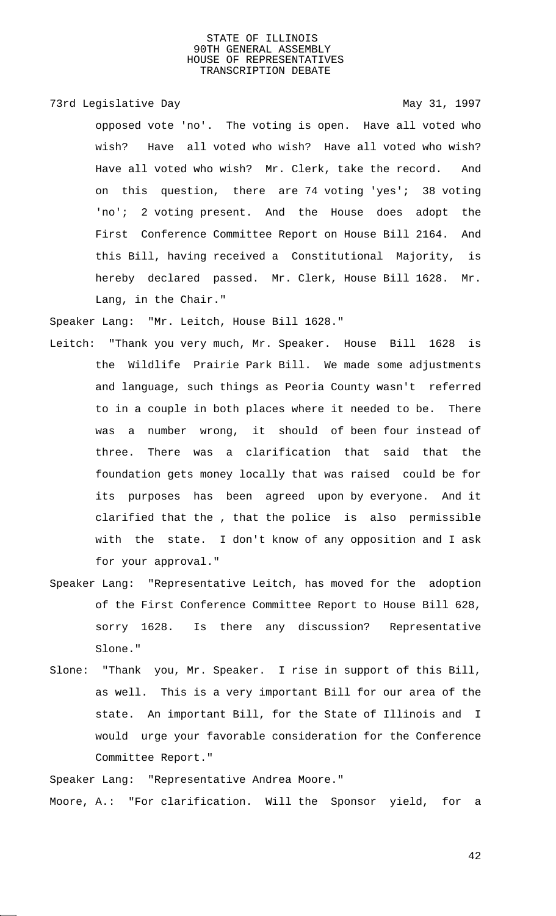opposed vote 'no'. The voting is open. Have all voted who wish? Have all voted who wish? Have all voted who wish? Have all voted who wish? Mr. Clerk, take the record. And on this question, there are 74 voting 'yes'; 38 voting 'no'; 2 voting present. And the House does adopt the First Conference Committee Report on House Bill 2164. And this Bill, having received a Constitutional Majority, is hereby declared passed. Mr. Clerk, House Bill 1628. Mr. Lang, in the Chair."

Speaker Lang: "Mr. Leitch, House Bill 1628."

Leitch: "Thank you very much, Mr. Speaker. House Bill 1628 is the Wildlife Prairie Park Bill. We made some adjustments and language, such things as Peoria County wasn't referred to in a couple in both places where it needed to be. There was a number wrong, it should of been four instead of three. There was a clarification that said that the foundation gets money locally that was raised could be for its purposes has been agreed upon by everyone. And it clarified that the , that the police is also permissible with the state. I don't know of any opposition and I ask for your approval."

Speaker Lang: "Representative Leitch, has moved for the adoption of the First Conference Committee Report to House Bill 628, sorry 1628. Is there any discussion? Representative Slone."

Slone: "Thank you, Mr. Speaker. I rise in support of this Bill, as well. This is a very important Bill for our area of the state. An important Bill, for the State of Illinois and I would urge your favorable consideration for the Conference Committee Report."

Speaker Lang: "Representative Andrea Moore."

Moore, A.: "For clarification. Will the Sponsor yield, for a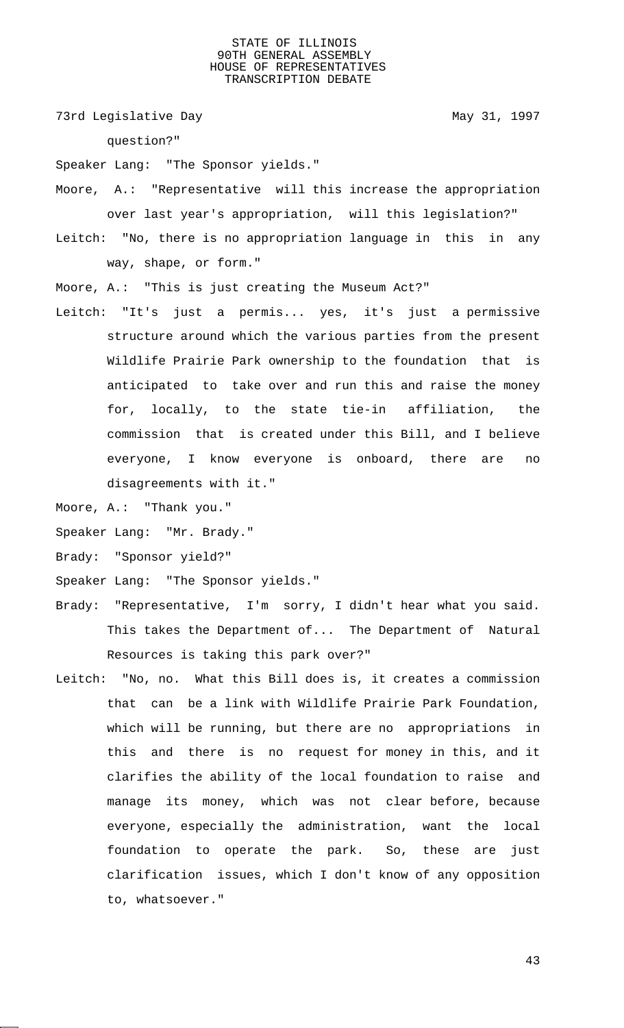question?"

Speaker Lang: "The Sponsor yields."

Moore, A.: "Representative will this increase the appropriation over last year's appropriation, will this legislation?"

Leitch: "No, there is no appropriation language in this in any way, shape, or form."

Moore, A.: "This is just creating the Museum Act?"

Leitch: "It's just a permis... yes, it's just a permissive structure around which the various parties from the present Wildlife Prairie Park ownership to the foundation that is anticipated to take over and run this and raise the money for, locally, to the state tie-in affiliation, the commission that is created under this Bill, and I believe everyone, I know everyone is onboard, there are no disagreements with it."

Moore, A.: "Thank you."

Speaker Lang: "Mr. Brady."

Brady: "Sponsor yield?"

Speaker Lang: "The Sponsor yields."

Brady: "Representative, I'm sorry, I didn't hear what you said. This takes the Department of... The Department of Natural Resources is taking this park over?"

Leitch: "No, no. What this Bill does is, it creates a commission that can be a link with Wildlife Prairie Park Foundation, which will be running, but there are no appropriations in this and there is no request for money in this, and it clarifies the ability of the local foundation to raise and manage its money, which was not clear before, because everyone, especially the administration, want the local foundation to operate the park. So, these are just clarification issues, which I don't know of any opposition to, whatsoever."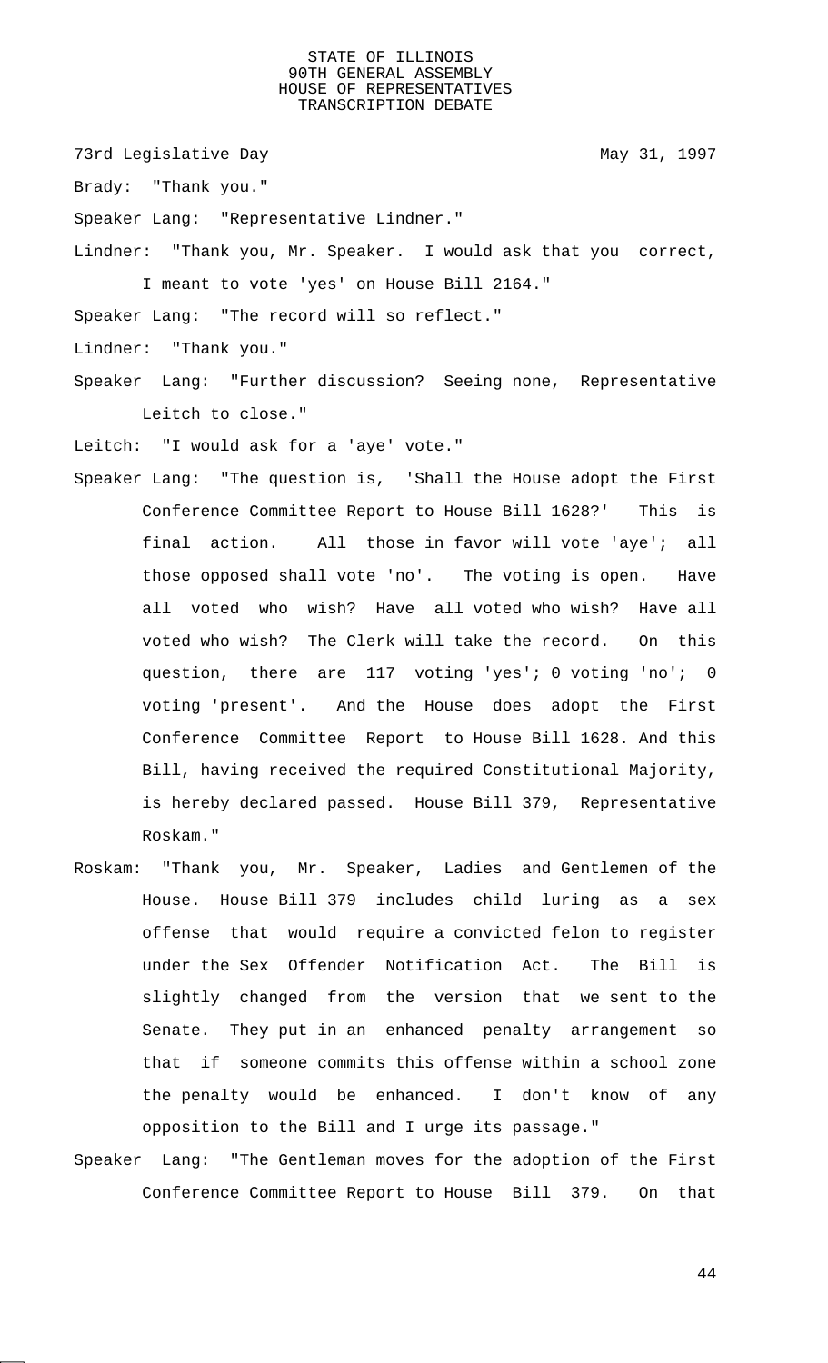Brady: "Thank you."

Speaker Lang: "Representative Lindner."

Lindner: "Thank you, Mr. Speaker. I would ask that you correct, I meant to vote 'yes' on House Bill 2164."

Speaker Lang: "The record will so reflect."

Lindner: "Thank you."

Speaker Lang: "Further discussion? Seeing none, Representative Leitch to close."

Leitch: "I would ask for a 'aye' vote."

Speaker Lang: "The question is, 'Shall the House adopt the First Conference Committee Report to House Bill 1628?' This is final action. All those in favor will vote 'aye'; all those opposed shall vote 'no'. The voting is open. Have all voted who wish? Have all voted who wish? Have all voted who wish? The Clerk will take the record. On this question, there are 117 voting 'yes'; 0 voting 'no'; 0 voting 'present'. And the House does adopt the First Conference Committee Report to House Bill 1628. And this Bill, having received the required Constitutional Majority, is hereby declared passed. House Bill 379, Representative Roskam."

Roskam: "Thank you, Mr. Speaker, Ladies and Gentlemen of the House. House Bill 379 includes child luring as a sex offense that would require a convicted felon to register under the Sex Offender Notification Act. The Bill is slightly changed from the version that we sent to the Senate. They put in an enhanced penalty arrangement so that if someone commits this offense within a school zone the penalty would be enhanced. I don't know of any opposition to the Bill and I urge its passage."

Speaker Lang: "The Gentleman moves for the adoption of the First Conference Committee Report to House Bill 379. On that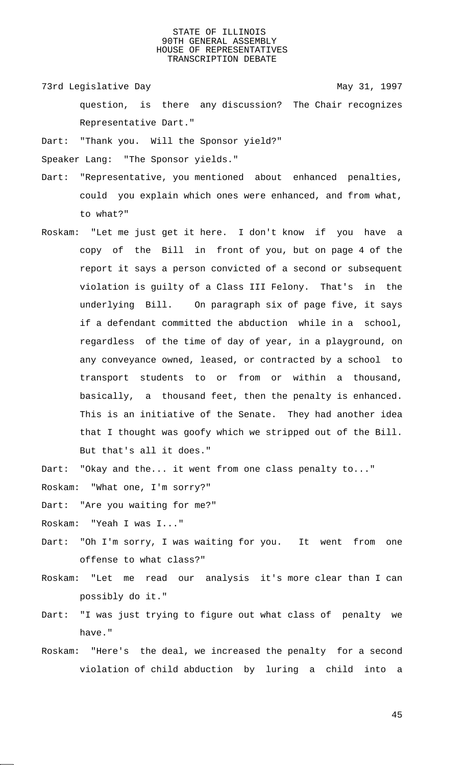question, is there any discussion? The Chair recognizes Representative Dart."

Dart: "Thank you. Will the Sponsor yield?"

Speaker Lang: "The Sponsor yields."

Dart: "Representative, you mentioned about enhanced penalties, could you explain which ones were enhanced, and from what, to what?"

Roskam: "Let me just get it here. I don't know if you have a copy of the Bill in front of you, but on page 4 of the report it says a person convicted of a second or subsequent violation is guilty of a Class III Felony. That's in the underlying Bill. On paragraph six of page five, it says if a defendant committed the abduction while in a school, regardless of the time of day of year, in a playground, on any conveyance owned, leased, or contracted by a school to transport students to or from or within a thousand, basically, a thousand feet, then the penalty is enhanced. This is an initiative of the Senate. They had another idea that I thought was goofy which we stripped out of the Bill. But that's all it does."

Dart: "Okay and the... it went from one class penalty to..."

Roskam: "What one, I'm sorry?"

Dart: "Are you waiting for me?"

Roskam: "Yeah I was I..."

Dart: "Oh I'm sorry, I was waiting for you. It went from one offense to what class?"

Roskam: "Let me read our analysis it's more clear than I can possibly do it."

Dart: "I was just trying to figure out what class of penalty we have."

Roskam: "Here's the deal, we increased the penalty for a second violation of child abduction by luring a child into a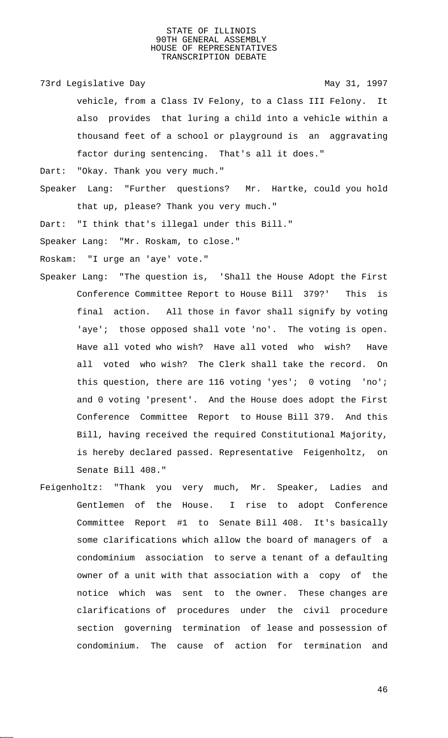vehicle, from a Class IV Felony, to a Class III Felony. It also provides that luring a child into a vehicle within a thousand feet of a school or playground is an aggravating factor during sentencing. That's all it does."

Dart: "Okay. Thank you very much."

Speaker Lang: "Further questions? Mr. Hartke, could you hold that up, please? Thank you very much."

Dart: "I think that's illegal under this Bill."

Speaker Lang: "Mr. Roskam, to close."

Roskam: "I urge an 'aye' vote."

Speaker Lang: "The question is, 'Shall the House Adopt the First Conference Committee Report to House Bill 379?' This is final action. All those in favor shall signify by voting 'aye'; those opposed shall vote 'no'. The voting is open. Have all voted who wish? Have all voted who wish? Have all voted who wish? The Clerk shall take the record. On this question, there are 116 voting 'yes'; 0 voting 'no'; and 0 voting 'present'. And the House does adopt the First Conference Committee Report to House Bill 379. And this Bill, having received the required Constitutional Majority, is hereby declared passed. Representative Feigenholtz, on Senate Bill 408."

Feigenholtz: "Thank you very much, Mr. Speaker, Ladies and Gentlemen of the House. I rise to adopt Conference Committee Report #1 to Senate Bill 408. It's basically some clarifications which allow the board of managers of a condominium association to serve a tenant of a defaulting owner of a unit with that association with a copy of the notice which was sent to the owner. These changes are clarifications of procedures under the civil procedure section governing termination of lease and possession of condominium. The cause of action for termination and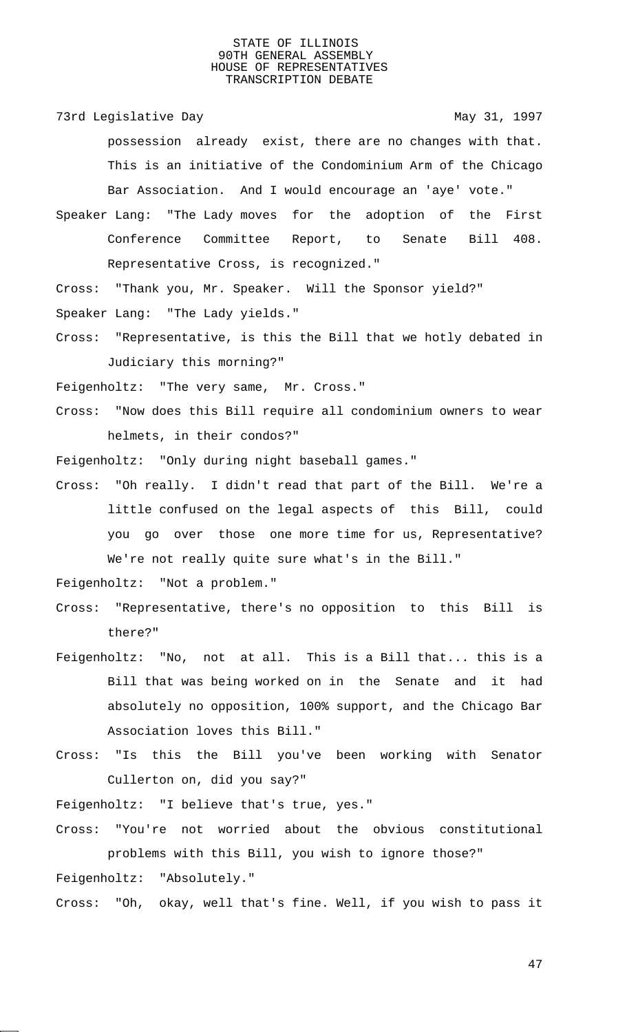possession already exist, there are no changes with that. This is an initiative of the Condominium Arm of the Chicago Bar Association. And I would encourage an 'aye' vote."

Speaker Lang: "The Lady moves for the adoption of the First Conference Committee Report, to Senate Bill 408. Representative Cross, is recognized."

Cross: "Thank you, Mr. Speaker. Will the Sponsor yield?"

Speaker Lang: "The Lady yields."

Cross: "Representative, is this the Bill that we hotly debated in Judiciary this morning?"

Feigenholtz: "The very same, Mr. Cross."

Cross: "Now does this Bill require all condominium owners to wear helmets, in their condos?"

Feigenholtz: "Only during night baseball games."

Cross: "Oh really. I didn't read that part of the Bill. We're a little confused on the legal aspects of this Bill, could you go over those one more time for us, Representative? We're not really quite sure what's in the Bill."

Feigenholtz: "Not a problem."

Cross: "Representative, there's no opposition to this Bill is there?"

Feigenholtz: "No, not at all. This is a Bill that... this is a Bill that was being worked on in the Senate and it had absolutely no opposition, 100% support, and the Chicago Bar Association loves this Bill."

Cross: "Is this the Bill you've been working with Senator Cullerton on, did you say?"

Feigenholtz: "I believe that's true, yes."

Cross: "You're not worried about the obvious constitutional problems with this Bill, you wish to ignore those?"

Feigenholtz: "Absolutely."

Cross: "Oh, okay, well that's fine. Well, if you wish to pass it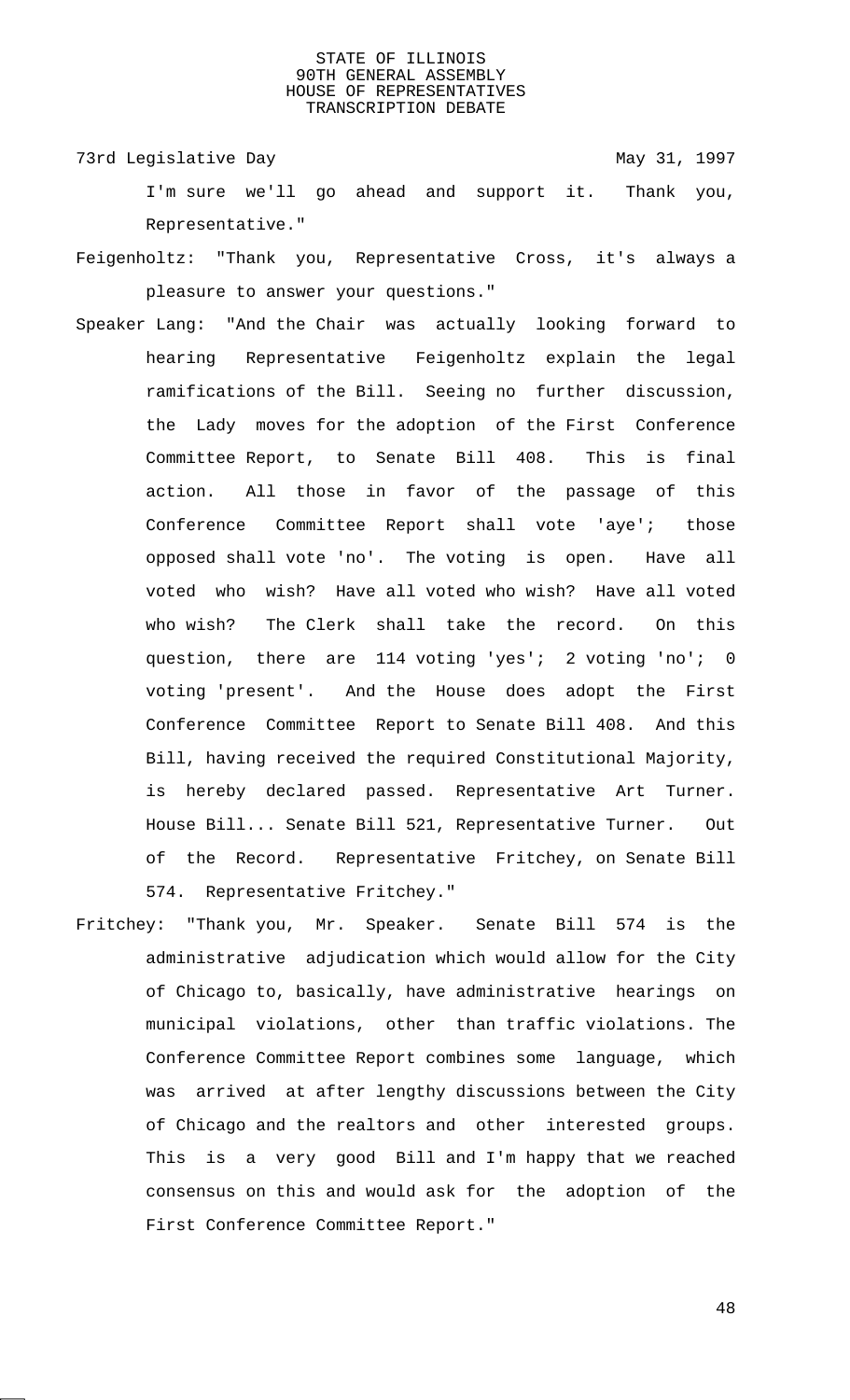73rd Legislative Day May 31, 1997

I'm sure we'll go ahead and support it. Thank you, Representative."

Feigenholtz: "Thank you, Representative Cross, it's always a pleasure to answer your questions."

Speaker Lang: "And the Chair was actually looking forward to hearing Representative Feigenholtz explain the legal ramifications of the Bill. Seeing no further discussion, the Lady moves for the adoption of the First Conference Committee Report, to Senate Bill 408. This is final action. All those in favor of the passage of this Conference Committee Report shall vote 'aye'; those opposed shall vote 'no'. The voting is open. Have all voted who wish? Have all voted who wish? Have all voted who wish? The Clerk shall take the record. On this question, there are 114 voting 'yes'; 2 voting 'no'; 0 voting 'present'. And the House does adopt the First Conference Committee Report to Senate Bill 408. And this Bill, having received the required Constitutional Majority, is hereby declared passed. Representative Art Turner. House Bill... Senate Bill 521, Representative Turner. Out of the Record. Representative Fritchey, on Senate Bill 574. Representative Fritchey."

Fritchey: "Thank you, Mr. Speaker. Senate Bill 574 is the administrative adjudication which would allow for the City of Chicago to, basically, have administrative hearings on municipal violations, other than traffic violations. The Conference Committee Report combines some language, which was arrived at after lengthy discussions between the City of Chicago and the realtors and other interested groups. This is a very good Bill and I'm happy that we reached consensus on this and would ask for the adoption of the First Conference Committee Report."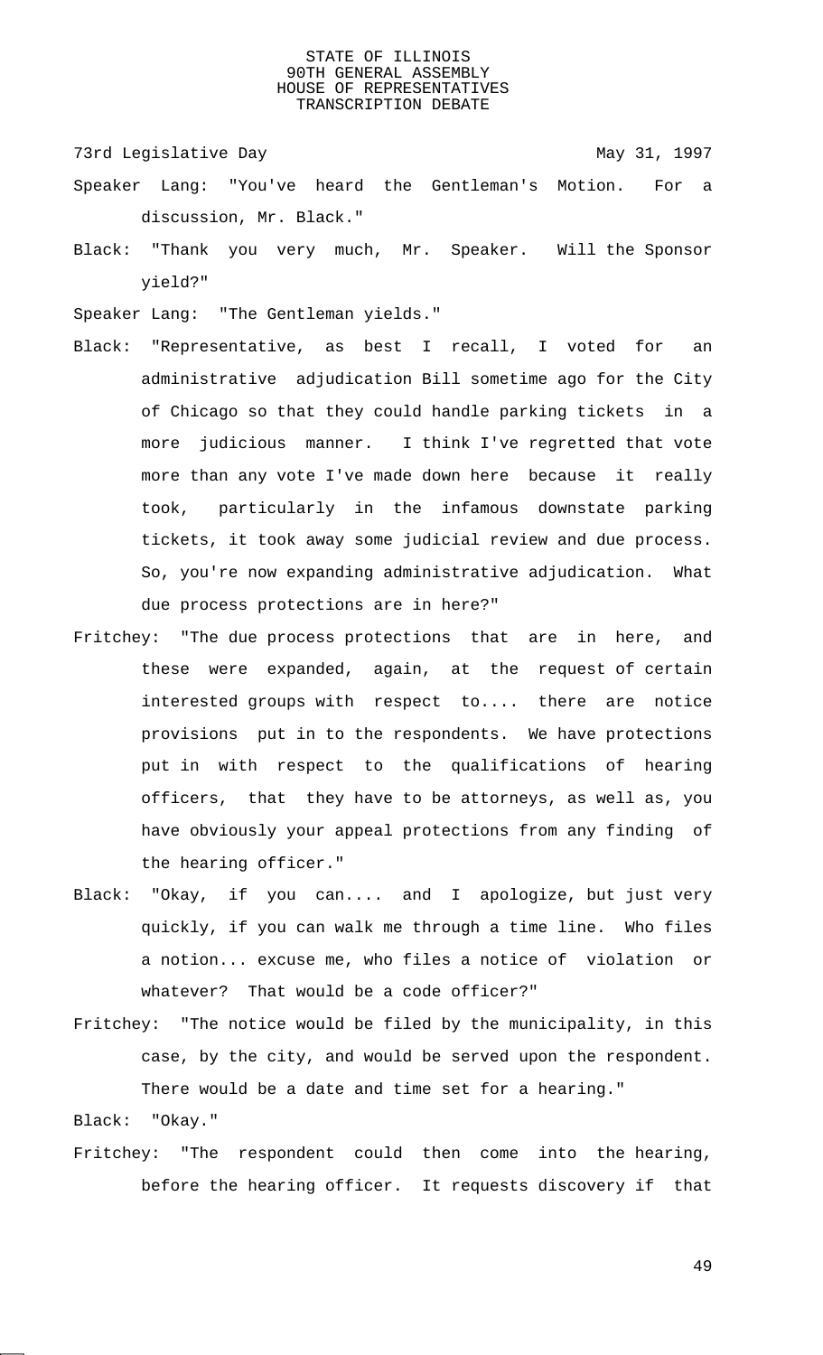Speaker Lang: "You've heard the Gentleman's Motion. For a discussion, Mr. Black."

Black: "Thank you very much, Mr. Speaker. Will the Sponsor yield?"

Speaker Lang: "The Gentleman yields."

Black: "Representative, as best I recall, I voted for an administrative adjudication Bill sometime ago for the City of Chicago so that they could handle parking tickets in a more judicious manner. I think I've regretted that vote more than any vote I've made down here because it really took, particularly in the infamous downstate parking tickets, it took away some judicial review and due process. So, you're now expanding administrative adjudication. What due process protections are in here?"

Fritchey: "The due process protections that are in here, and these were expanded, again, at the request of certain interested groups with respect to.... there are notice provisions put in to the respondents. We have protections put in with respect to the qualifications of hearing officers, that they have to be attorneys, as well as, you have obviously your appeal protections from any finding of the hearing officer."

Black: "Okay, if you can.... and I apologize, but just very quickly, if you can walk me through a time line. Who files a notion... excuse me, who files a notice of violation or whatever? That would be a code officer?"

Fritchey: "The notice would be filed by the municipality, in this case, by the city, and would be served upon the respondent. There would be a date and time set for a hearing."

Black: "Okay."

Fritchey: "The respondent could then come into the hearing, before the hearing officer. It requests discovery if that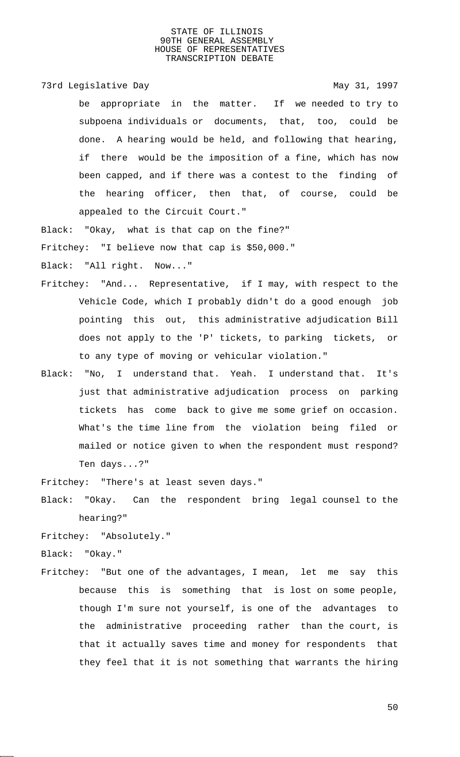be appropriate in the matter. If we needed to try to subpoena individuals or documents, that, too, could be done. A hearing would be held, and following that hearing, if there would be the imposition of a fine, which has now been capped, and if there was a contest to the finding of the hearing officer, then that, of course, could be appealed to the Circuit Court."

Black: "Okay, what is that cap on the fine?"

Fritchey: "I believe now that cap is $50,000."

Black: "All right. Now..."

Fritchey: "And... Representative, if I may, with respect to the Vehicle Code, which I probably didn't do a good enough job pointing this out, this administrative adjudication Bill does not apply to the 'P' tickets, to parking tickets, or to any type of moving or vehicular violation."

Black: "No, I understand that. Yeah. I understand that. It's just that administrative adjudication process on parking tickets has come back to give me some grief on occasion. What's the time line from the violation being filed or mailed or notice given to when the respondent must respond? Ten days...?"

Fritchey: "There's at least seven days."

Black: "Okay. Can the respondent bring legal counsel to the hearing?"

Fritchey: "Absolutely."

Black: "Okay."

Fritchey: "But one of the advantages, I mean, let me say this because this is something that is lost on some people, though I'm sure not yourself, is one of the advantages to the administrative proceeding rather than the court, is that it actually saves time and money for respondents that they feel that it is not something that warrants the hiring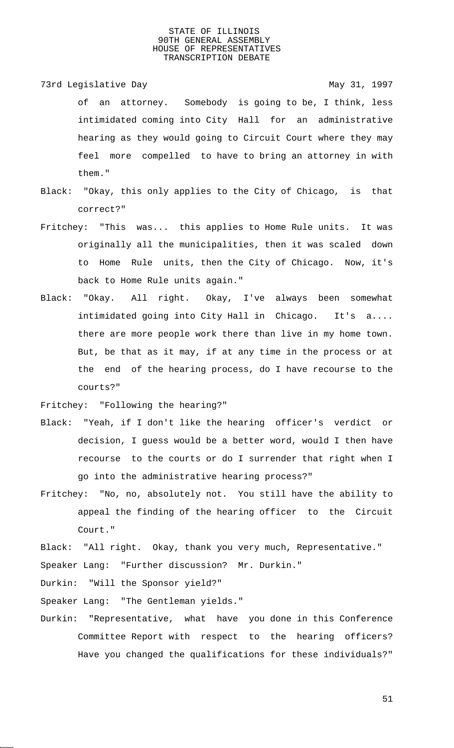of an attorney. Somebody is going to be, I think, less intimidated coming into City Hall for an administrative hearing as they would going to Circuit Court where they may feel more compelled to have to bring an attorney in with them."

Black: "Okay, this only applies to the City of Chicago, is that correct?"

Fritchey: "This was... this applies to Home Rule units. It was originally all the municipalities, then it was scaled down to Home Rule units, then the City of Chicago. Now, it's back to Home Rule units again."

Black: "Okay. All right. Okay, I've always been somewhat intimidated going into City Hall in Chicago. It's a.... there are more people work there than live in my home town. But, be that as it may, if at any time in the process or at the end of the hearing process, do I have recourse to the courts?"

Fritchey: "Following the hearing?"

Black: "Yeah, if I don't like the hearing officer's verdict or decision, I guess would be a better word, would I then have recourse to the courts or do I surrender that right when I go into the administrative hearing process?"

Fritchey: "No, no, absolutely not. You still have the ability to appeal the finding of the hearing officer to the Circuit Court."

Black: "All right. Okay, thank you very much, Representative."

Speaker Lang: "Further discussion? Mr. Durkin."

Durkin: "Will the Sponsor yield?"

Speaker Lang: "The Gentleman yields."

Durkin: "Representative, what have you done in this Conference Committee Report with respect to the hearing officers? Have you changed the qualifications for these individuals?"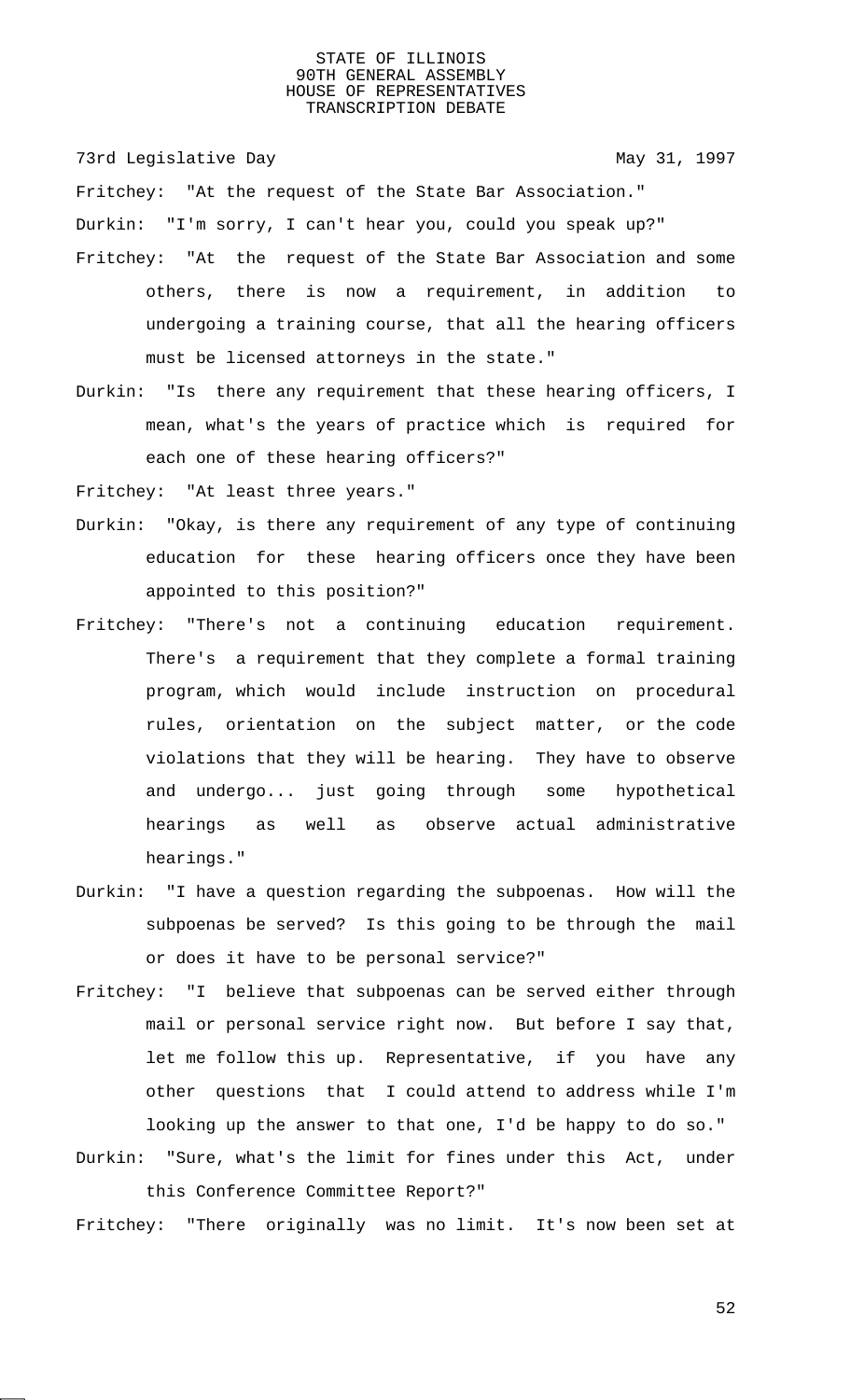73rd Legislative Day May 31, 1997

Fritchey: "At the request of the State Bar Association."

Durkin: "I'm sorry, I can't hear you, could you speak up?"

Fritchey: "At the request of the State Bar Association and some others, there is now a requirement, in addition to undergoing a training course, that all the hearing officers must be licensed attorneys in the state."

Durkin: "Is there any requirement that these hearing officers, I mean, what's the years of practice which is required for each one of these hearing officers?"

Fritchey: "At least three years."

Durkin: "Okay, is there any requirement of any type of continuing education for these hearing officers once they have been appointed to this position?"

Fritchey: "There's not a continuing education requirement. There's a requirement that they complete a formal training program, which would include instruction on procedural rules, orientation on the subject matter, or the code violations that they will be hearing. They have to observe and undergo... just going through some hypothetical hearings as well as observe actual administrative hearings."

Durkin: "I have a question regarding the subpoenas. How will the subpoenas be served? Is this going to be through the mail or does it have to be personal service?"

Fritchey: "I believe that subpoenas can be served either through mail or personal service right now. But before I say that, let me follow this up. Representative, if you have any other questions that I could attend to address while I'm looking up the answer to that one, I'd be happy to do so."

Durkin: "Sure, what's the limit for fines under this Act, under this Conference Committee Report?"

Fritchey: "There originally was no limit. It's now been set at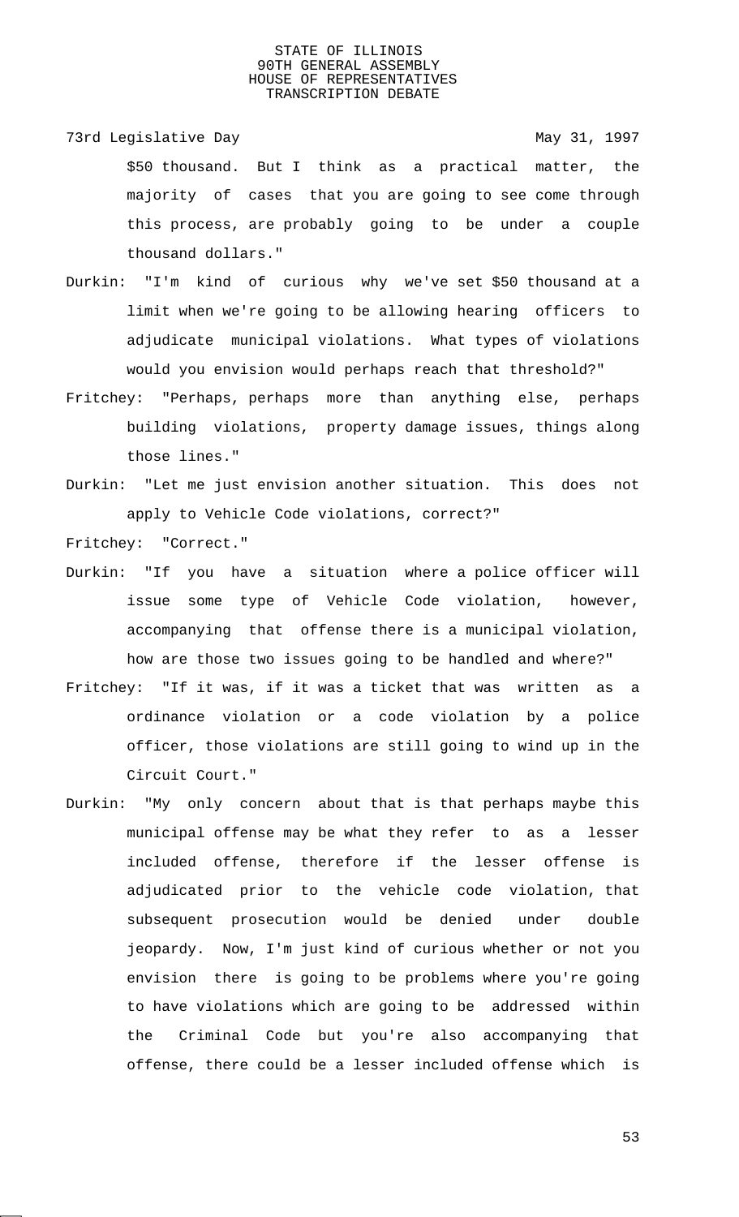$50 thousand. But I think as a practical matter, the majority of cases that you are going to see come through this process, are probably going to be under a couple thousand dollars."

Durkin: "I'm kind of curious why we've set $50 thousand at a limit when we're going to be allowing hearing officers to adjudicate municipal violations. What types of violations would you envision would perhaps reach that threshold?"

Fritchey: "Perhaps, perhaps more than anything else, perhaps building violations, property damage issues, things along those lines."

Durkin: "Let me just envision another situation. This does not apply to Vehicle Code violations, correct?"

Fritchey: "Correct."

Durkin: "If you have a situation where a police officer will issue some type of Vehicle Code violation, however, accompanying that offense there is a municipal violation, how are those two issues going to be handled and where?"

Fritchey: "If it was, if it was a ticket that was written as a ordinance violation or a code violation by a police officer, those violations are still going to wind up in the Circuit Court."

Durkin: "My only concern about that is that perhaps maybe this municipal offense may be what they refer to as a lesser included offense, therefore if the lesser offense is adjudicated prior to the vehicle code violation, that subsequent prosecution would be denied under double jeopardy. Now, I'm just kind of curious whether or not you envision there is going to be problems where you're going to have violations which are going to be addressed within the Criminal Code but you're also accompanying that offense, there could be a lesser included offense which is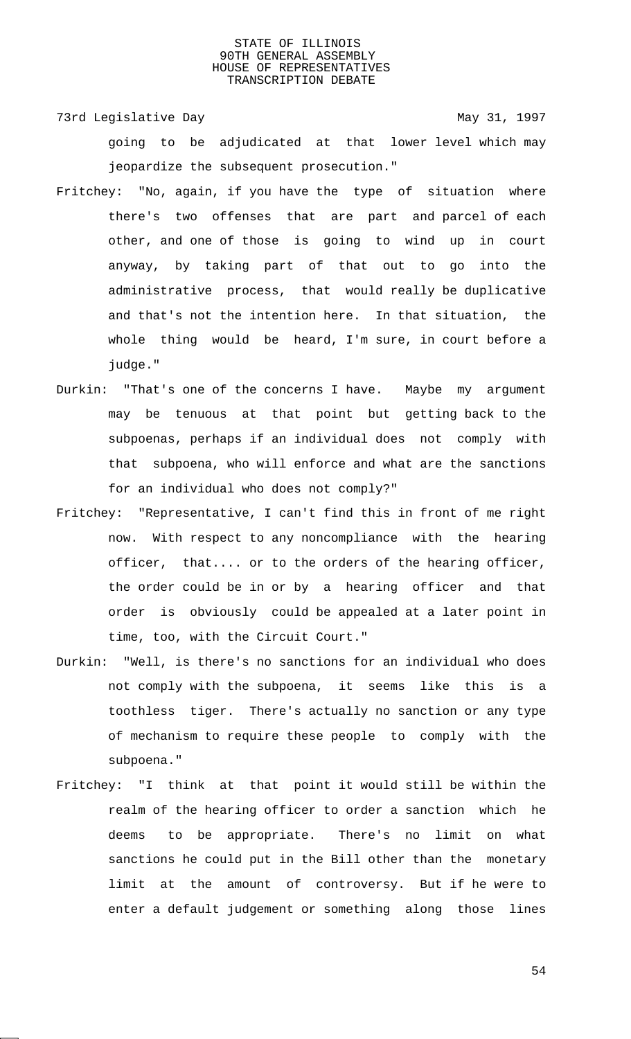going to be adjudicated at that lower level which may jeopardize the subsequent prosecution."

Fritchey: "No, again, if you have the type of situation where there's two offenses that are part and parcel of each other, and one of those is going to wind up in court anyway, by taking part of that out to go into the administrative process, that would really be duplicative and that's not the intention here. In that situation, the whole thing would be heard, I'm sure, in court before a judge."

Durkin: "That's one of the concerns I have. Maybe my argument may be tenuous at that point but getting back to the subpoenas, perhaps if an individual does not comply with that subpoena, who will enforce and what are the sanctions for an individual who does not comply?"

Fritchey: "Representative, I can't find this in front of me right now. With respect to any noncompliance with the hearing officer, that.... or to the orders of the hearing officer, the order could be in or by a hearing officer and that order is obviously could be appealed at a later point in time, too, with the Circuit Court."

Durkin: "Well, is there's no sanctions for an individual who does not comply with the subpoena, it seems like this is a toothless tiger. There's actually no sanction or any type of mechanism to require these people to comply with the subpoena."

Fritchey: "I think at that point it would still be within the realm of the hearing officer to order a sanction which he deems to be appropriate. There's no limit on what sanctions he could put in the Bill other than the monetary limit at the amount of controversy. But if he were to enter a default judgement or something along those lines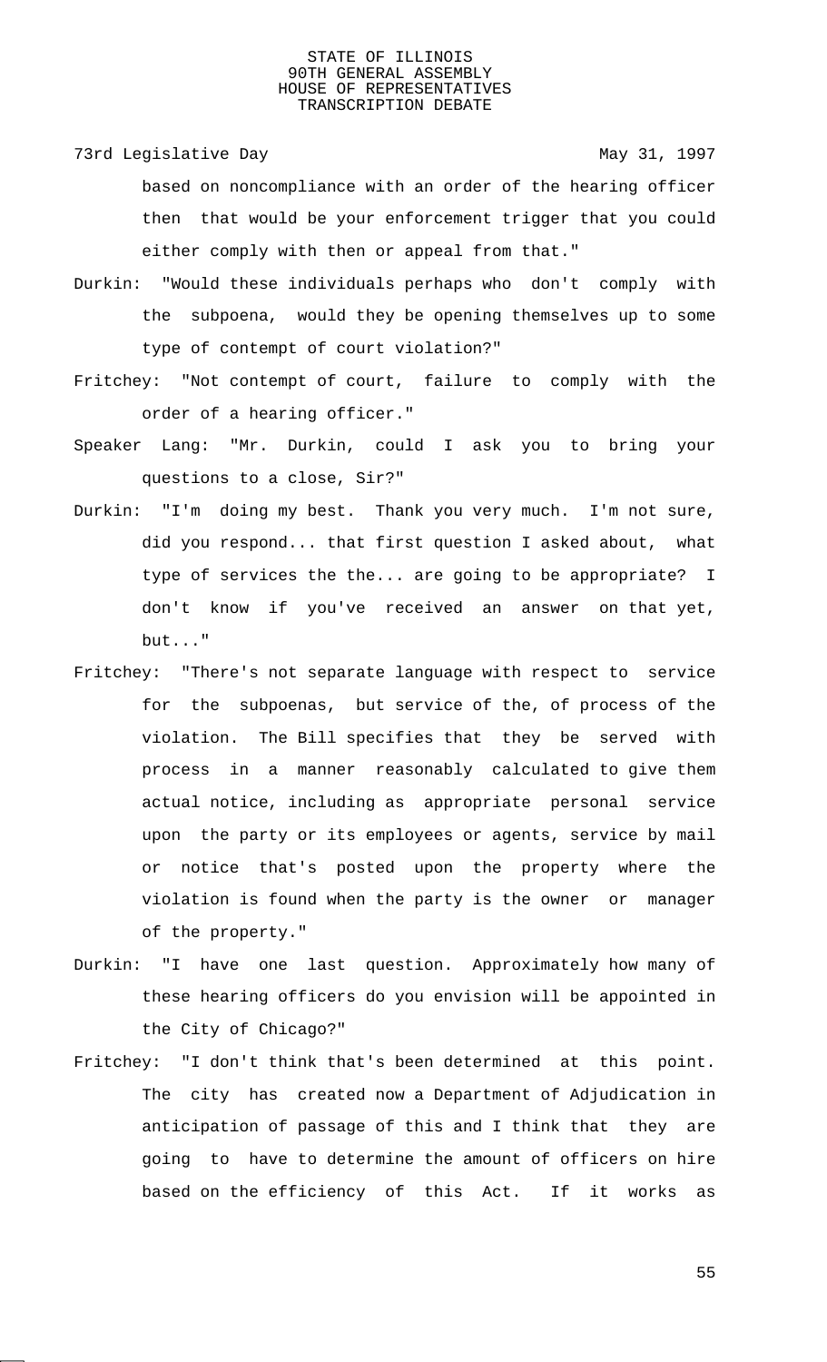based on noncompliance with an order of the hearing officer then that would be your enforcement trigger that you could either comply with then or appeal from that."

Durkin: "Would these individuals perhaps who don't comply with the subpoena, would they be opening themselves up to some type of contempt of court violation?"

Fritchey: "Not contempt of court, failure to comply with the order of a hearing officer."

Speaker Lang: "Mr. Durkin, could I ask you to bring your questions to a close, Sir?"

Durkin: "I'm doing my best. Thank you very much. I'm not sure, did you respond... that first question I asked about, what type of services the the... are going to be appropriate? I don't know if you've received an answer on that yet, but..."

Fritchey: "There's not separate language with respect to service for the subpoenas, but service of the, of process of the violation. The Bill specifies that they be served with process in a manner reasonably calculated to give them actual notice, including as appropriate personal service upon the party or its employees or agents, service by mail or notice that's posted upon the property where the violation is found when the party is the owner or manager of the property."

Durkin: "I have one last question. Approximately how many of these hearing officers do you envision will be appointed in the City of Chicago?"

Fritchey: "I don't think that's been determined at this point. The city has created now a Department of Adjudication in anticipation of passage of this and I think that they are going to have to determine the amount of officers on hire based on the efficiency of this Act. If it works as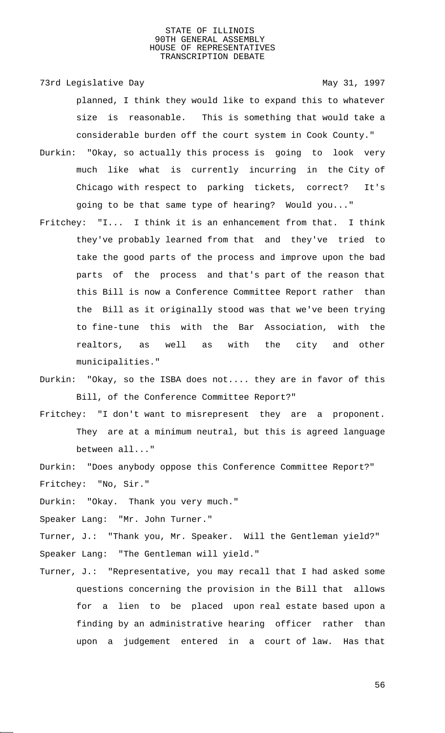planned, I think they would like to expand this to whatever size is reasonable. This is something that would take a considerable burden off the court system in Cook County."

Durkin: "Okay, so actually this process is going to look very much like what is currently incurring in the City of Chicago with respect to parking tickets, correct? It's going to be that same type of hearing? Would you..."

Fritchey: "I... I think it is an enhancement from that. I think they've probably learned from that and they've tried to take the good parts of the process and improve upon the bad parts of the process and that's part of the reason that this Bill is now a Conference Committee Report rather than the Bill as it originally stood was that we've been trying to fine-tune this with the Bar Association, with the realtors, as well as with the city and other municipalities."

Durkin: "Okay, so the ISBA does not.... they are in favor of this Bill, of the Conference Committee Report?"

Fritchey: "I don't want to misrepresent they are a proponent. They are at a minimum neutral, but this is agreed language between all..."

Durkin: "Does anybody oppose this Conference Committee Report?"

Fritchey: "No, Sir."

Durkin: "Okay. Thank you very much."

Speaker Lang: "Mr. John Turner."

Turner, J.: "Thank you, Mr. Speaker. Will the Gentleman yield?"

Speaker Lang: "The Gentleman will yield."

Turner, J.: "Representative, you may recall that I had asked some questions concerning the provision in the Bill that allows for a lien to be placed upon real estate based upon a finding by an administrative hearing officer rather than upon a judgement entered in a court of law. Has that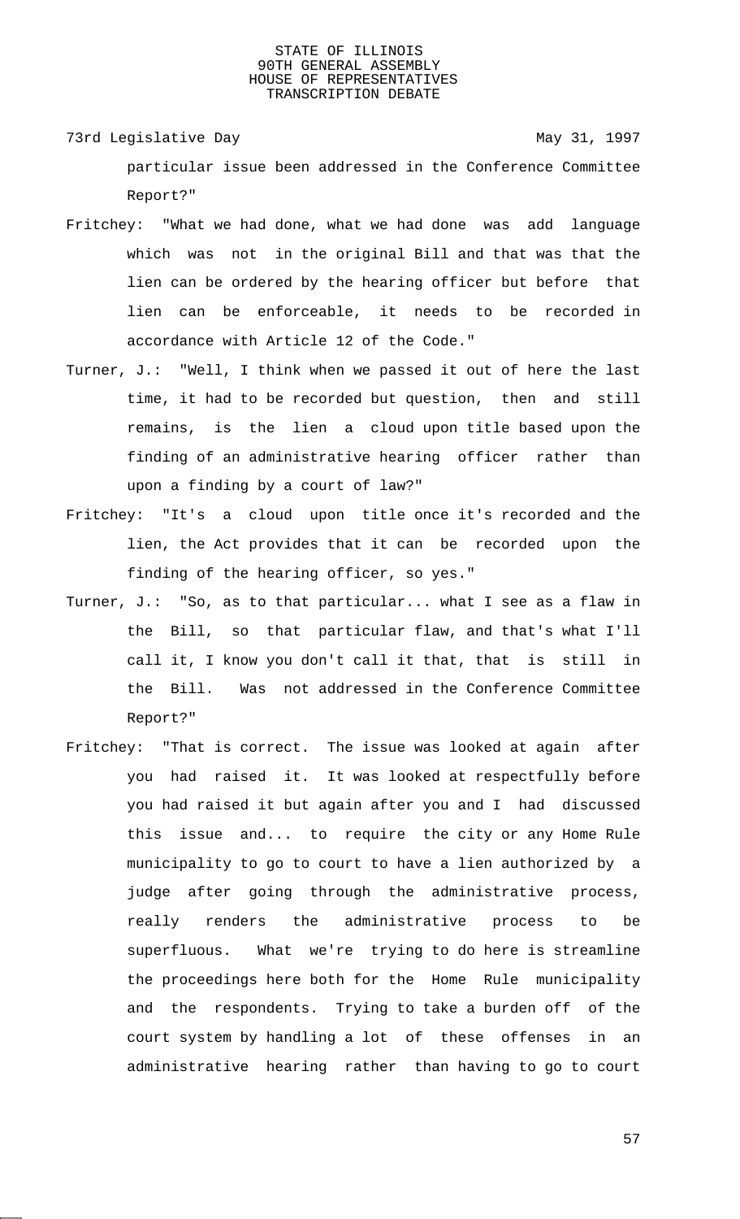particular issue been addressed in the Conference Committee Report?"

Fritchey: "What we had done, what we had done was add language which was not in the original Bill and that was that the lien can be ordered by the hearing officer but before that lien can be enforceable, it needs to be recorded in accordance with Article 12 of the Code."

Turner, J.: "Well, I think when we passed it out of here the last time, it had to be recorded but question, then and still remains, is the lien a cloud upon title based upon the finding of an administrative hearing officer rather than upon a finding by a court of law?"

Fritchey: "It's a cloud upon title once it's recorded and the lien, the Act provides that it can be recorded upon the finding of the hearing officer, so yes."

Turner, J.: "So, as to that particular... what I see as a flaw in the Bill, so that particular flaw, and that's what I'll call it, I know you don't call it that, that is still in the Bill. Was not addressed in the Conference Committee Report?"

Fritchey: "That is correct. The issue was looked at again after you had raised it. It was looked at respectfully before you had raised it but again after you and I had discussed this issue and... to require the city or any Home Rule municipality to go to court to have a lien authorized by a judge after going through the administrative process, really renders the administrative process to be superfluous. What we're trying to do here is streamline the proceedings here both for the Home Rule municipality and the respondents. Trying to take a burden off of the court system by handling a lot of these offenses in an administrative hearing rather than having to go to court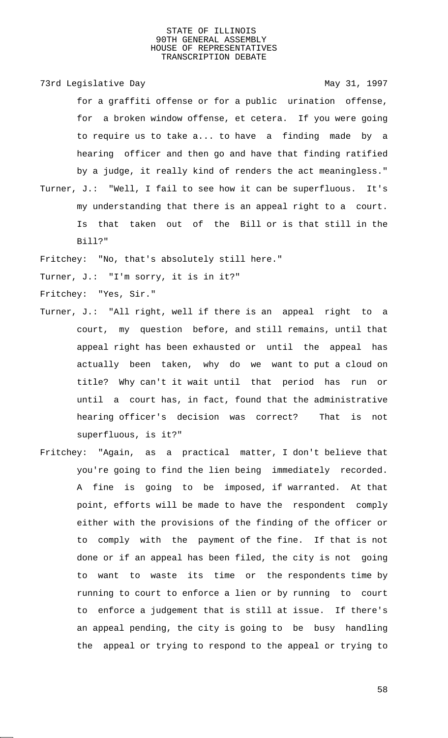for a graffiti offense or for a public urination offense, for a broken window offense, et cetera. If you were going to require us to take a... to have a finding made by a hearing officer and then go and have that finding ratified by a judge, it really kind of renders the act meaningless."

Turner, J.: "Well, I fail to see how it can be superfluous. It's my understanding that there is an appeal right to a court. Is that taken out of the Bill or is that still in the Bill?"

Fritchey: "No, that's absolutely still here."

Turner, J.: "I'm sorry, it is in it?"

Fritchey: "Yes, Sir."

Turner, J.: "All right, well if there is an appeal right to a court, my question before, and still remains, until that appeal right has been exhausted or until the appeal has actually been taken, why do we want to put a cloud on title? Why can't it wait until that period has run or until a court has, in fact, found that the administrative hearing officer's decision was correct? That is not superfluous, is it?"

Fritchey: "Again, as a practical matter, I don't believe that you're going to find the lien being immediately recorded. A fine is going to be imposed, if warranted. At that point, efforts will be made to have the respondent comply either with the provisions of the finding of the officer or to comply with the payment of the fine. If that is not done or if an appeal has been filed, the city is not going to want to waste its time or the respondents time by running to court to enforce a lien or by running to court to enforce a judgement that is still at issue. If there's an appeal pending, the city is going to be busy handling the appeal or trying to respond to the appeal or trying to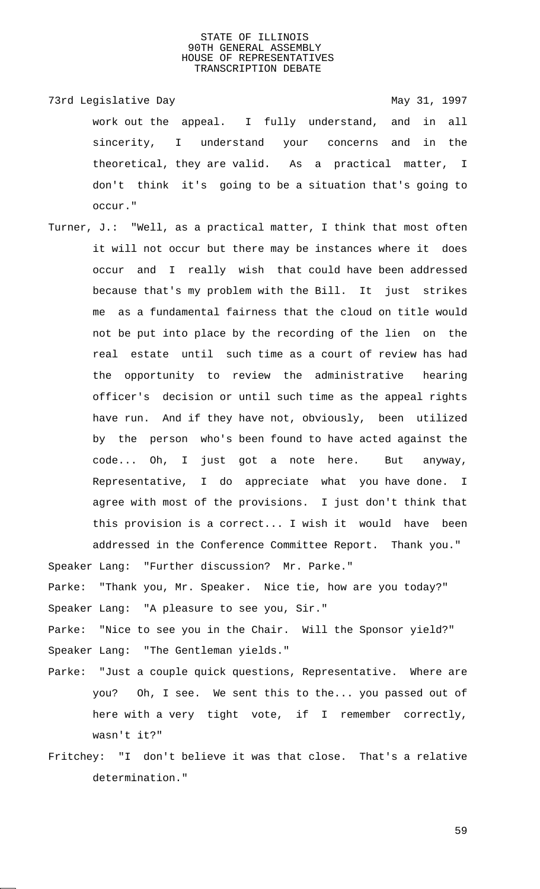work out the appeal. I fully understand, and in all sincerity, I understand your concerns and in the theoretical, they are valid. As a practical matter, I don't think it's going to be a situation that's going to occur."

Turner, J.: "Well, as a practical matter, I think that most often it will not occur but there may be instances where it does occur and I really wish that could have been addressed because that's my problem with the Bill. It just strikes me as a fundamental fairness that the cloud on title would not be put into place by the recording of the lien on the real estate until such time as a court of review has had the opportunity to review the administrative hearing officer's decision or until such time as the appeal rights have run. And if they have not, obviously, been utilized by the person who's been found to have acted against the code... Oh, I just got a note here. But anyway, Representative, I do appreciate what you have done. I agree with most of the provisions. I just don't think that this provision is a correct... I wish it would have been addressed in the Conference Committee Report. Thank you."

Speaker Lang: "Further discussion? Mr. Parke."

Parke: "Thank you, Mr. Speaker. Nice tie, how are you today?"

Speaker Lang: "A pleasure to see you, Sir."

Parke: "Nice to see you in the Chair. Will the Sponsor yield?"

Speaker Lang: "The Gentleman yields."

Parke: "Just a couple quick questions, Representative. Where are you? Oh, I see. We sent this to the... you passed out of here with a very tight vote, if I remember correctly, wasn't it?"

Fritchey: "I don't believe it was that close. That's a relative determination."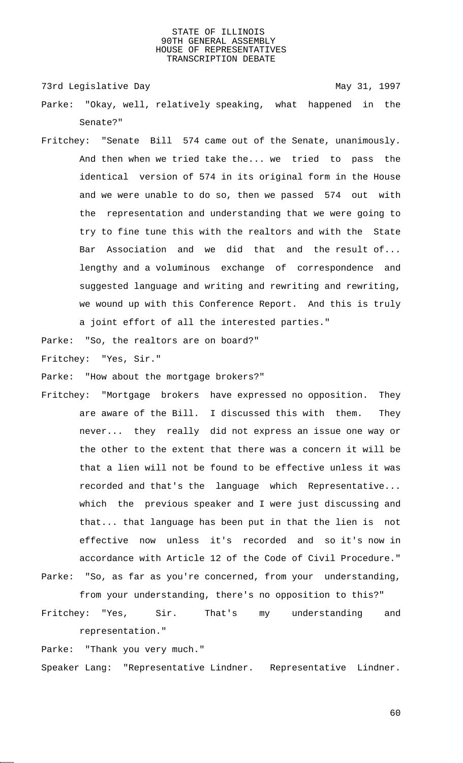Parke: "Okay, well, relatively speaking, what happened in the Senate?"

Fritchey: "Senate Bill 574 came out of the Senate, unanimously. And then when we tried take the... we tried to pass the identical version of 574 in its original form in the House and we were unable to do so, then we passed 574 out with the representation and understanding that we were going to try to fine tune this with the realtors and with the State Bar Association and we did that and the result of... lengthy and a voluminous exchange of correspondence and suggested language and writing and rewriting and rewriting, we wound up with this Conference Report. And this is truly a joint effort of all the interested parties."

Parke: "So, the realtors are on board?"

Fritchey: "Yes, Sir."

Parke: "How about the mortgage brokers?"

Fritchey: "Mortgage brokers have expressed no opposition. They are aware of the Bill. I discussed this with them. They never... they really did not express an issue one way or the other to the extent that there was a concern it will be that a lien will not be found to be effective unless it was recorded and that's the language which Representative... which the previous speaker and I were just discussing and that... that language has been put in that the lien is not effective now unless it's recorded and so it's now in accordance with Article 12 of the Code of Civil Procedure."

Parke: "So, as far as you're concerned, from your understanding, from your understanding, there's no opposition to this?"

Fritchey: "Yes, Sir. That's my understanding and representation."

Parke: "Thank you very much."

Speaker Lang: "Representative Lindner. Representative Lindner.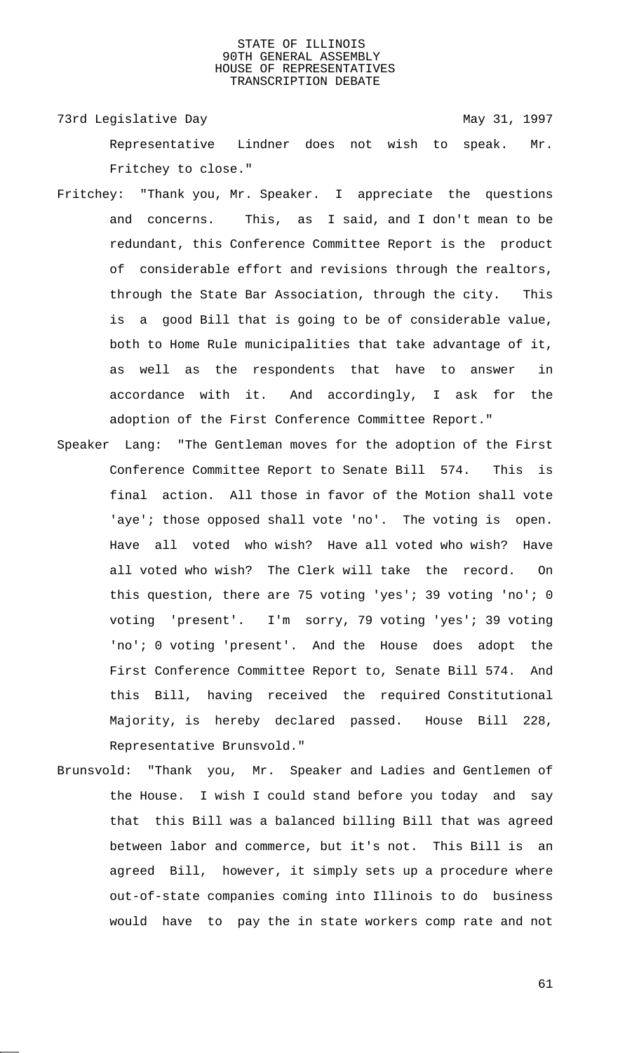Representative Lindner does not wish to speak. Mr. Fritchey to close."

Fritchey: "Thank you, Mr. Speaker. I appreciate the questions and concerns. This, as I said, and I don't mean to be redundant, this Conference Committee Report is the product of considerable effort and revisions through the realtors, through the State Bar Association, through the city. This is a good Bill that is going to be of considerable value, both to Home Rule municipalities that take advantage of it, as well as the respondents that have to answer in accordance with it. And accordingly, I ask for the adoption of the First Conference Committee Report."

Speaker Lang: "The Gentleman moves for the adoption of the First Conference Committee Report to Senate Bill 574. This is final action. All those in favor of the Motion shall vote 'aye'; those opposed shall vote 'no'. The voting is open. Have all voted who wish? Have all voted who wish? Have all voted who wish? The Clerk will take the record. On this question, there are 75 voting 'yes'; 39 voting 'no'; 0 voting 'present'. I'm sorry, 79 voting 'yes'; 39 voting 'no'; 0 voting 'present'. And the House does adopt the First Conference Committee Report to, Senate Bill 574. And this Bill, having received the required Constitutional Majority, is hereby declared passed. House Bill 228, Representative Brunsvold."

Brunsvold: "Thank you, Mr. Speaker and Ladies and Gentlemen of the House. I wish I could stand before you today and say that this Bill was a balanced billing Bill that was agreed between labor and commerce, but it's not. This Bill is an agreed Bill, however, it simply sets up a procedure where out-of-state companies coming into Illinois to do business would have to pay the in state workers comp rate and not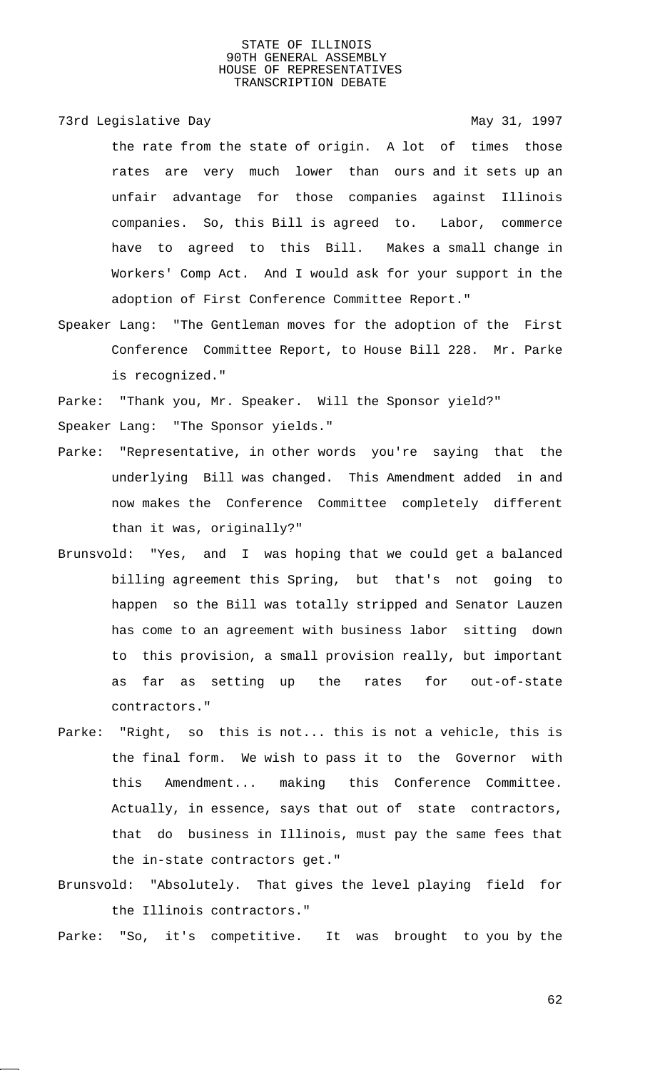the rate from the state of origin. A lot of times those rates are very much lower than ours and it sets up an unfair advantage for those companies against Illinois companies. So, this Bill is agreed to. Labor, commerce have to agreed to this Bill. Makes a small change in Workers' Comp Act. And I would ask for your support in the adoption of First Conference Committee Report."

Speaker Lang: "The Gentleman moves for the adoption of the First Conference Committee Report, to House Bill 228. Mr. Parke is recognized."

Parke: "Thank you, Mr. Speaker. Will the Sponsor yield?"

Speaker Lang: "The Sponsor yields."

Parke: "Representative, in other words you're saying that the underlying Bill was changed. This Amendment added in and now makes the Conference Committee completely different than it was, originally?"

Brunsvold: "Yes, and I was hoping that we could get a balanced billing agreement this Spring, but that's not going to happen so the Bill was totally stripped and Senator Lauzen has come to an agreement with business labor sitting down to this provision, a small provision really, but important as far as setting up the rates for out-of-state contractors."

Parke: "Right, so this is not... this is not a vehicle, this is the final form. We wish to pass it to the Governor with this Amendment... making this Conference Committee. Actually, in essence, says that out of state contractors, that do business in Illinois, must pay the same fees that the in-state contractors get."

Brunsvold: "Absolutely. That gives the level playing field for the Illinois contractors."

Parke: "So, it's competitive. It was brought to you by the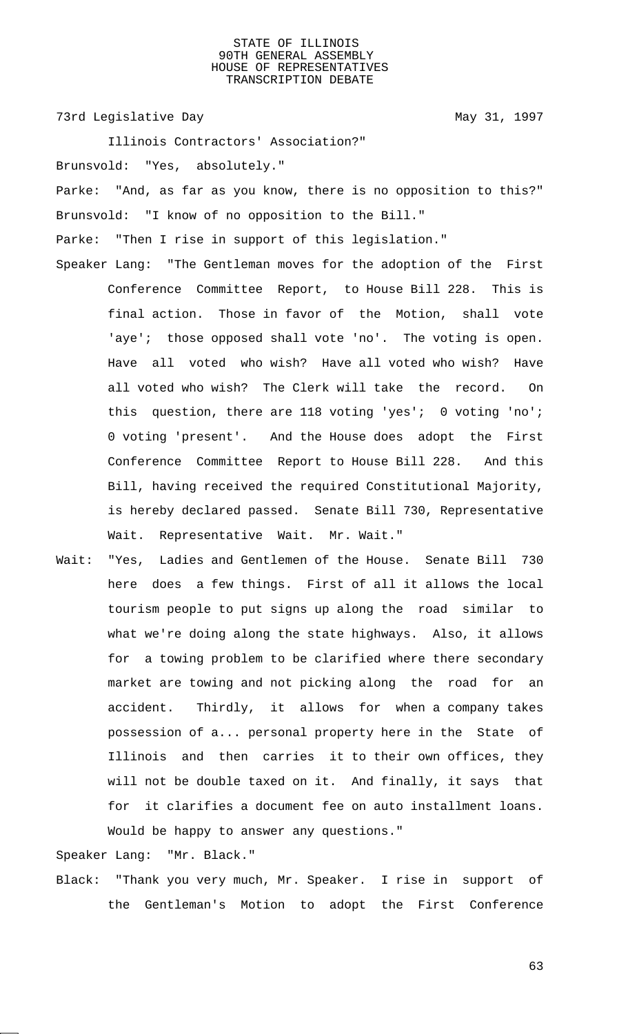Illinois Contractors' Association?"

Brunsvold: "Yes, absolutely."

Parke: "And, as far as you know, there is no opposition to this?"

Brunsvold: "I know of no opposition to the Bill."

Parke: "Then I rise in support of this legislation."

Speaker Lang: "The Gentleman moves for the adoption of the First Conference Committee Report, to House Bill 228. This is final action. Those in favor of the Motion, shall vote 'aye'; those opposed shall vote 'no'. The voting is open. Have all voted who wish? Have all voted who wish? Have all voted who wish? The Clerk will take the record. On this question, there are 118 voting 'yes'; 0 voting 'no'; 0 voting 'present'. And the House does adopt the First Conference Committee Report to House Bill 228. And this Bill, having received the required Constitutional Majority, is hereby declared passed. Senate Bill 730, Representative Wait. Representative Wait. Mr. Wait."

Wait: "Yes, Ladies and Gentlemen of the House. Senate Bill 730 here does a few things. First of all it allows the local tourism people to put signs up along the road similar to what we're doing along the state highways. Also, it allows for a towing problem to be clarified where there secondary market are towing and not picking along the road for an accident. Thirdly, it allows for when a company takes possession of a... personal property here in the State of Illinois and then carries it to their own offices, they will not be double taxed on it. And finally, it says that for it clarifies a document fee on auto installment loans. Would be happy to answer any questions."

Speaker Lang: "Mr. Black."

Black: "Thank you very much, Mr. Speaker. I rise in support of the Gentleman's Motion to adopt the First Conference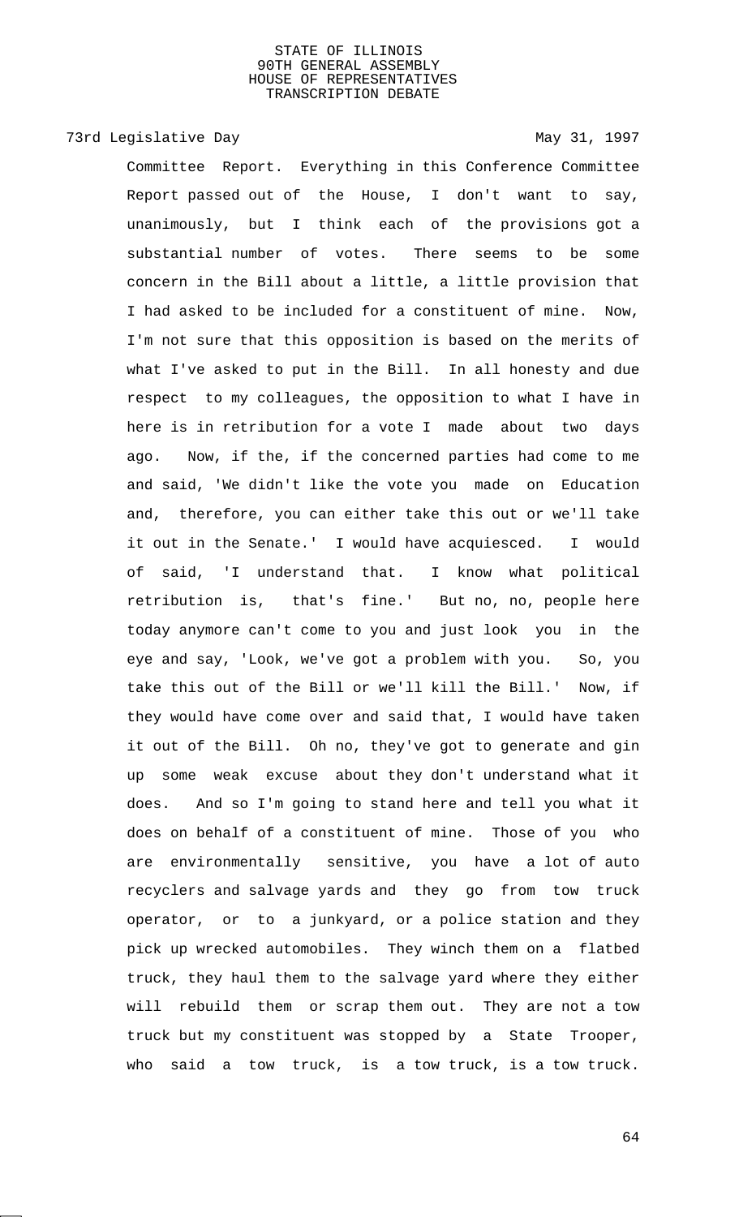Committee Report. Everything in this Conference Committee Report passed out of the House, I don't want to say, unanimously, but I think each of the provisions got a substantial number of votes. There seems to be some concern in the Bill about a little, a little provision that I had asked to be included for a constituent of mine. Now, I'm not sure that this opposition is based on the merits of what I've asked to put in the Bill. In all honesty and due respect to my colleagues, the opposition to what I have in here is in retribution for a vote I made about two days ago. Now, if the, if the concerned parties had come to me and said, 'We didn't like the vote you made on Education and, therefore, you can either take this out or we'll take it out in the Senate.' I would have acquiesced. I would of said, 'I understand that. I know what political retribution is, that's fine.' But no, no, people here today anymore can't come to you and just look you in the eye and say, 'Look, we've got a problem with you. So, you take this out of the Bill or we'll kill the Bill.' Now, if they would have come over and said that, I would have taken it out of the Bill. Oh no, they've got to generate and gin up some weak excuse about they don't understand what it does. And so I'm going to stand here and tell you what it does on behalf of a constituent of mine. Those of you who are environmentally sensitive, you have a lot of auto recyclers and salvage yards and they go from tow truck operator, or to a junkyard, or a police station and they pick up wrecked automobiles. They winch them on a flatbed truck, they haul them to the salvage yard where they either will rebuild them or scrap them out. They are not a tow truck but my constituent was stopped by a State Trooper, who said a tow truck, is a tow truck, is a tow truck.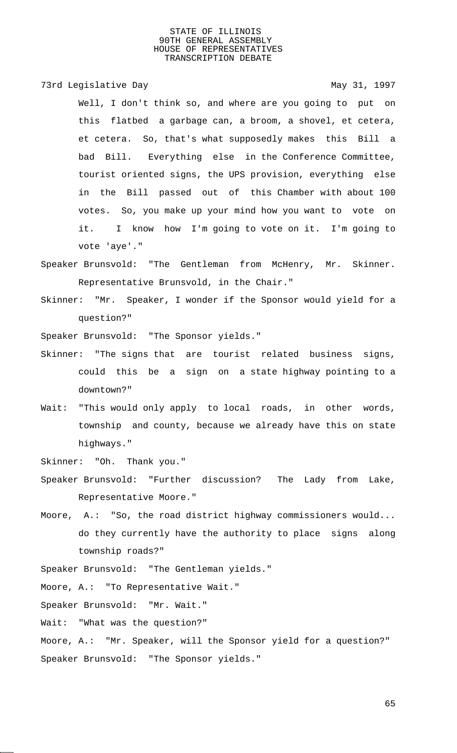Well, I don't think so, and where are you going to put on this flatbed a garbage can, a broom, a shovel, et cetera, et cetera. So, that's what supposedly makes this Bill a bad Bill. Everything else in the Conference Committee, tourist oriented signs, the UPS provision, everything else in the Bill passed out of this Chamber with about 100 votes. So, you make up your mind how you want to vote on it. I know how I'm going to vote on it. I'm going to vote 'aye'."

Speaker Brunsvold: "The Gentleman from McHenry, Mr. Skinner. Representative Brunsvold, in the Chair."

Skinner: "Mr. Speaker, I wonder if the Sponsor would yield for a question?"

Speaker Brunsvold: "The Sponsor yields."

Skinner: "The signs that are tourist related business signs, could this be a sign on a state highway pointing to a downtown?"

Wait: "This would only apply to local roads, in other words, township and county, because we already have this on state highways."

Skinner: "Oh. Thank you."

Speaker Brunsvold: "Further discussion? The Lady from Lake, Representative Moore."

Moore, A.: "So, the road district highway commissioners would... do they currently have the authority to place signs along township roads?"

Speaker Brunsvold: "The Gentleman yields."

Moore, A.: "To Representative Wait."

Speaker Brunsvold: "Mr. Wait."

Wait: "What was the question?"

Moore, A.: "Mr. Speaker, will the Sponsor yield for a question?"

Speaker Brunsvold: "The Sponsor yields."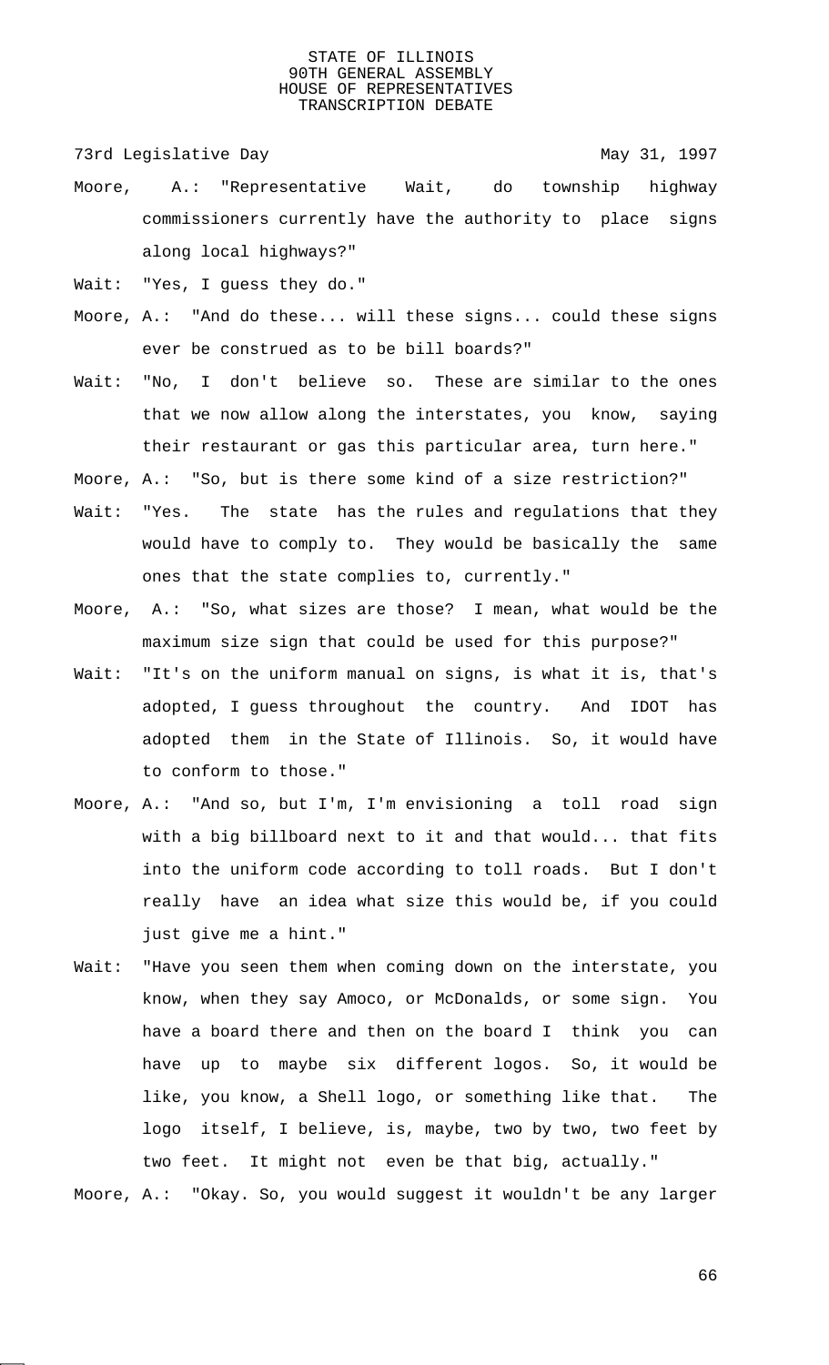Moore, A.: "Representative Wait, do township highway commissioners currently have the authority to place signs along local highways?"

Wait: "Yes, I guess they do."

Moore, A.: "And do these... will these signs... could these signs ever be construed as to be bill boards?"

Wait: "No, I don't believe so. These are similar to the ones that we now allow along the interstates, you know, saying their restaurant or gas this particular area, turn here."

Moore, A.: "So, but is there some kind of a size restriction?"

Wait: "Yes. The state has the rules and regulations that they would have to comply to. They would be basically the same ones that the state complies to, currently."

Moore, A.: "So, what sizes are those? I mean, what would be the maximum size sign that could be used for this purpose?"

Wait: "It's on the uniform manual on signs, is what it is, that's adopted, I guess throughout the country. And IDOT has adopted them in the State of Illinois. So, it would have to conform to those."

Moore, A.: "And so, but I'm, I'm envisioning a toll road sign with a big billboard next to it and that would... that fits into the uniform code according to toll roads. But I don't really have an idea what size this would be, if you could just give me a hint."

Wait: "Have you seen them when coming down on the interstate, you know, when they say Amoco, or McDonalds, or some sign. You have a board there and then on the board I think you can have up to maybe six different logos. So, it would be like, you know, a Shell logo, or something like that. The logo itself, I believe, is, maybe, two by two, two feet by two feet. It might not even be that big, actually."

Moore, A.: "Okay. So, you would suggest it wouldn't be any larger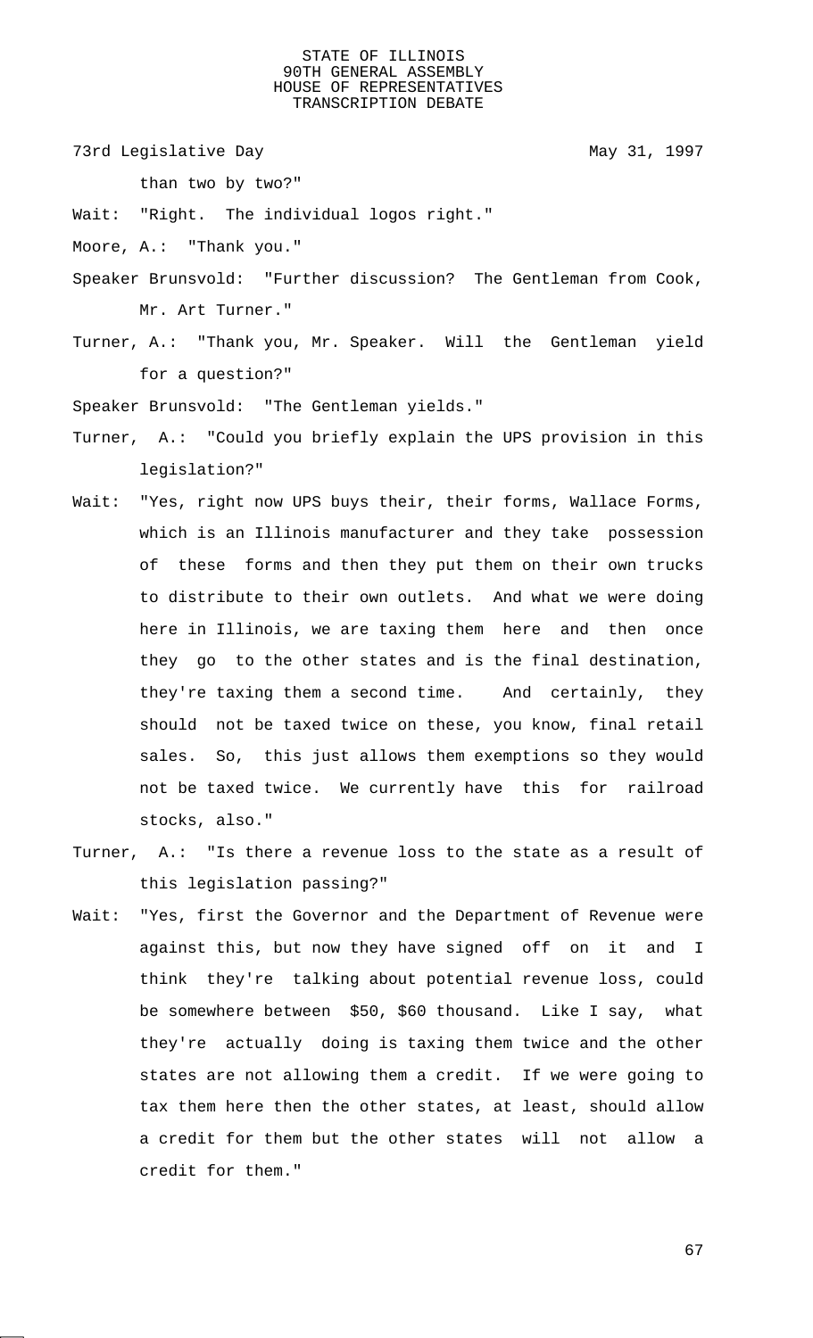than two by two?"

Wait: "Right. The individual logos right."

Moore, A.: "Thank you."

Speaker Brunsvold: "Further discussion? The Gentleman from Cook, Mr. Art Turner."

Turner, A.: "Thank you, Mr. Speaker. Will the Gentleman yield for a question?"

Speaker Brunsvold: "The Gentleman yields."

Turner, A.: "Could you briefly explain the UPS provision in this legislation?"

Wait: "Yes, right now UPS buys their, their forms, Wallace Forms, which is an Illinois manufacturer and they take possession of these forms and then they put them on their own trucks to distribute to their own outlets. And what we were doing here in Illinois, we are taxing them here and then once they go to the other states and is the final destination, they're taxing them a second time. And certainly, they should not be taxed twice on these, you know, final retail sales. So, this just allows them exemptions so they would not be taxed twice. We currently have this for railroad stocks, also."

Turner, A.: "Is there a revenue loss to the state as a result of this legislation passing?"

Wait: "Yes, first the Governor and the Department of Revenue were against this, but now they have signed off on it and I think they're talking about potential revenue loss, could be somewhere between $50, $60 thousand. Like I say, what they're actually doing is taxing them twice and the other states are not allowing them a credit. If we were going to tax them here then the other states, at least, should allow a credit for them but the other states will not allow a credit for them."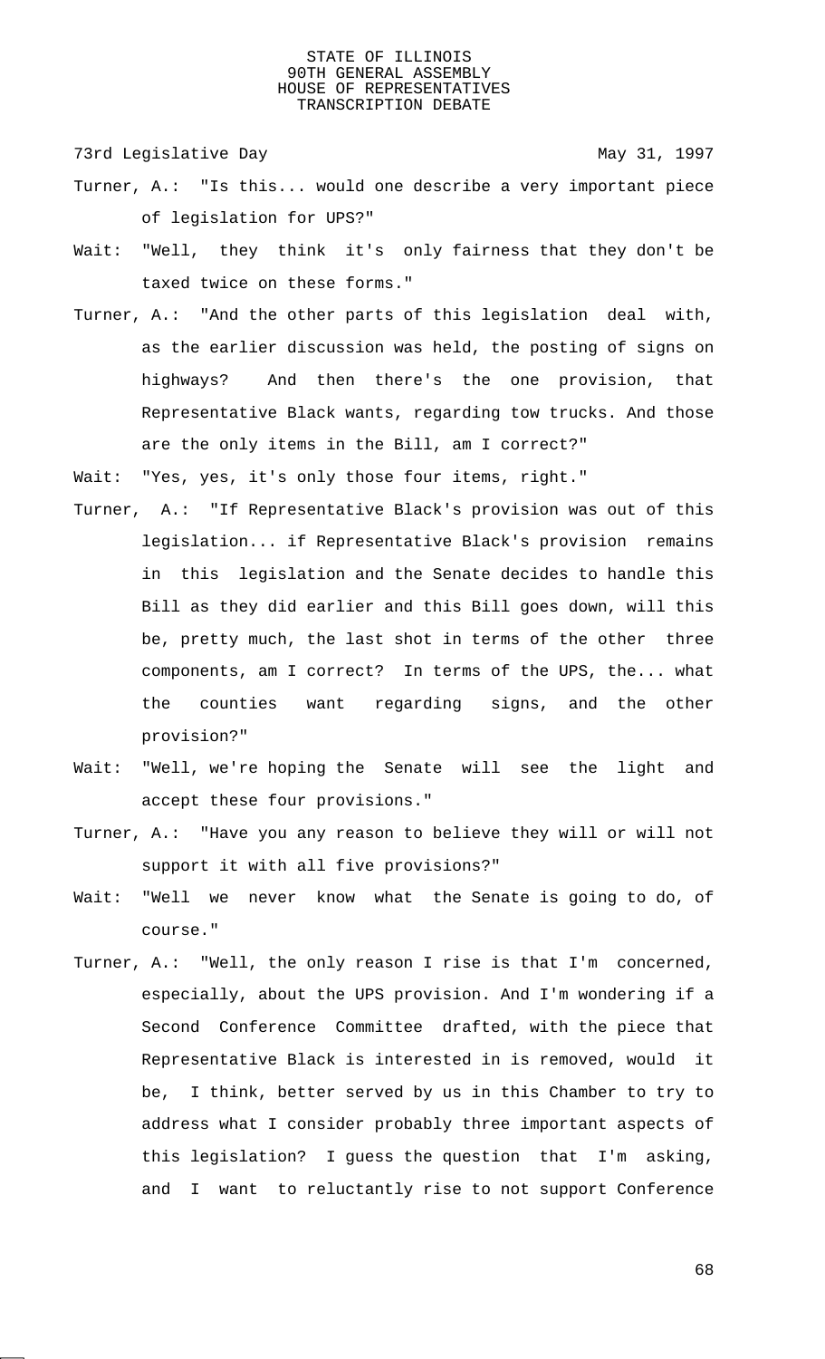Turner, A.: "Is this... would one describe a very important piece of legislation for UPS?"

Wait: "Well, they think it's only fairness that they don't be taxed twice on these forms."

Turner, A.: "And the other parts of this legislation deal with, as the earlier discussion was held, the posting of signs on highways? And then there's the one provision, that Representative Black wants, regarding tow trucks. And those are the only items in the Bill, am I correct?"

Wait: "Yes, yes, it's only those four items, right."

Turner, A.: "If Representative Black's provision was out of this legislation... if Representative Black's provision remains in this legislation and the Senate decides to handle this Bill as they did earlier and this Bill goes down, will this be, pretty much, the last shot in terms of the other three components, am I correct? In terms of the UPS, the... what the counties want regarding signs, and the other provision?"

Wait: "Well, we're hoping the Senate will see the light and accept these four provisions."

Turner, A.: "Have you any reason to believe they will or will not support it with all five provisions?"

Wait: "Well we never know what the Senate is going to do, of course."

Turner, A.: "Well, the only reason I rise is that I'm concerned, especially, about the UPS provision. And I'm wondering if a Second Conference Committee drafted, with the piece that Representative Black is interested in is removed, would it be, I think, better served by us in this Chamber to try to address what I consider probably three important aspects of this legislation? I guess the question that I'm asking, and I want to reluctantly rise to not support Conference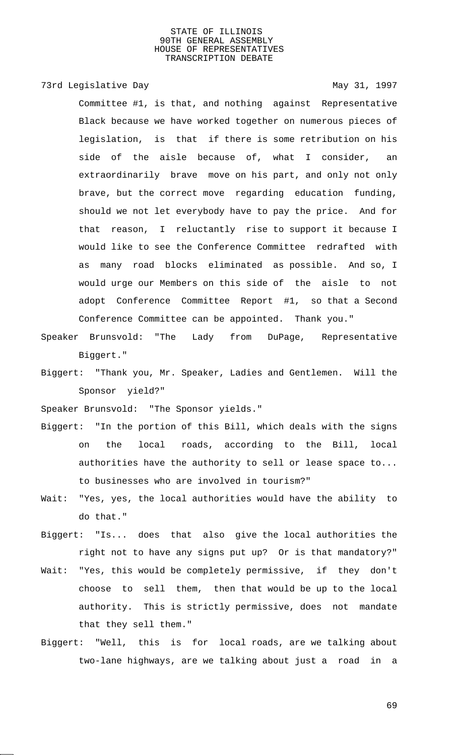Committee #1, is that, and nothing against Representative Black because we have worked together on numerous pieces of legislation, is that if there is some retribution on his side of the aisle because of, what I consider, an extraordinarily brave move on his part, and only not only brave, but the correct move regarding education funding, should we not let everybody have to pay the price. And for that reason, I reluctantly rise to support it because I would like to see the Conference Committee redrafted with as many road blocks eliminated as possible. And so, I would urge our Members on this side of the aisle to not adopt Conference Committee Report #1, so that a Second Conference Committee can be appointed. Thank you."

Speaker Brunsvold: "The Lady from DuPage, Representative Biggert."

Biggert: "Thank you, Mr. Speaker, Ladies and Gentlemen. Will the Sponsor yield?"

Speaker Brunsvold: "The Sponsor yields."

Biggert: "In the portion of this Bill, which deals with the signs on the local roads, according to the Bill, local authorities have the authority to sell or lease space to... to businesses who are involved in tourism?"

Wait: "Yes, yes, the local authorities would have the ability to do that."

Biggert: "Is... does that also give the local authorities the right not to have any signs put up? Or is that mandatory?"

Wait: "Yes, this would be completely permissive, if they don't choose to sell them, then that would be up to the local authority. This is strictly permissive, does not mandate that they sell them."

Biggert: "Well, this is for local roads, are we talking about two-lane highways, are we talking about just a road in a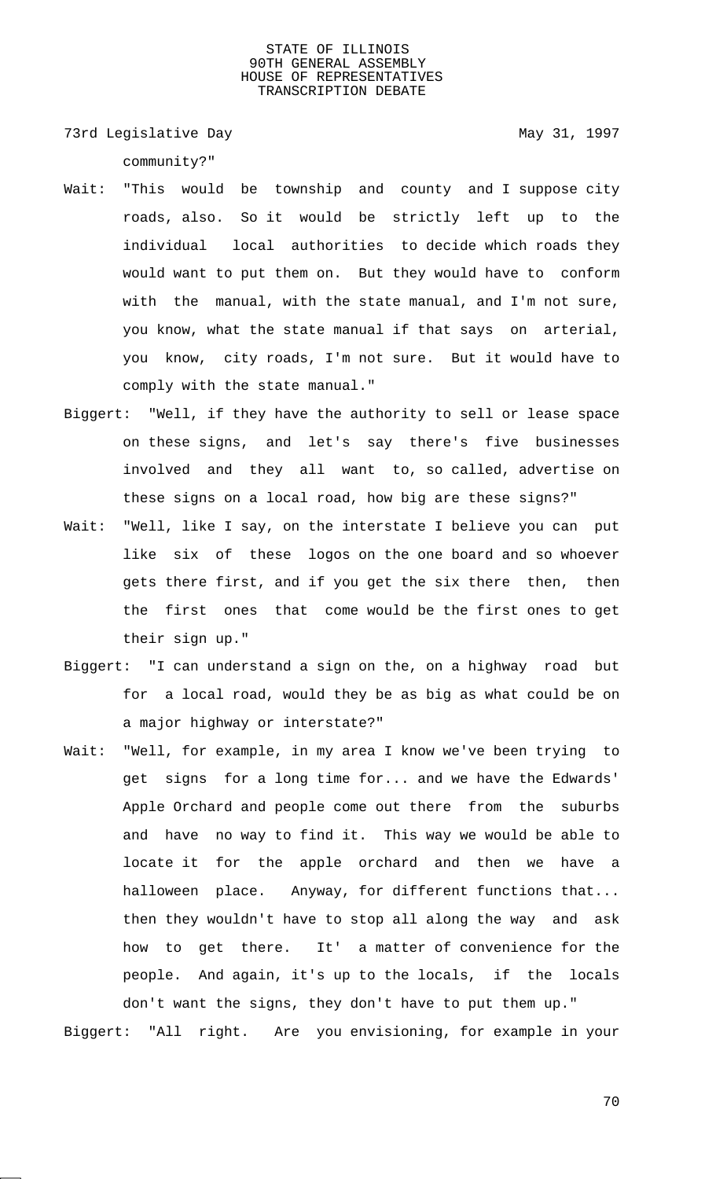community?"

Wait: "This would be township and county and I suppose city roads, also. So it would be strictly left up to the individual local authorities to decide which roads they would want to put them on. But they would have to conform with the manual, with the state manual, and I'm not sure, you know, what the state manual if that says on arterial, you know, city roads, I'm not sure. But it would have to comply with the state manual."

Biggert: "Well, if they have the authority to sell or lease space on these signs, and let's say there's five businesses involved and they all want to, so called, advertise on these signs on a local road, how big are these signs?"

Wait: "Well, like I say, on the interstate I believe you can put like six of these logos on the one board and so whoever gets there first, and if you get the six there then, then the first ones that come would be the first ones to get their sign up."

Biggert: "I can understand a sign on the, on a highway road but for a local road, would they be as big as what could be on a major highway or interstate?"

Wait: "Well, for example, in my area I know we've been trying to get signs for a long time for... and we have the Edwards' Apple Orchard and people come out there from the suburbs and have no way to find it. This way we would be able to locate it for the apple orchard and then we have a halloween place. Anyway, for different functions that... then they wouldn't have to stop all along the way and ask how to get there. It' a matter of convenience for the people. And again, it's up to the locals, if the locals don't want the signs, they don't have to put them up."

Biggert: "All right. Are you envisioning, for example in your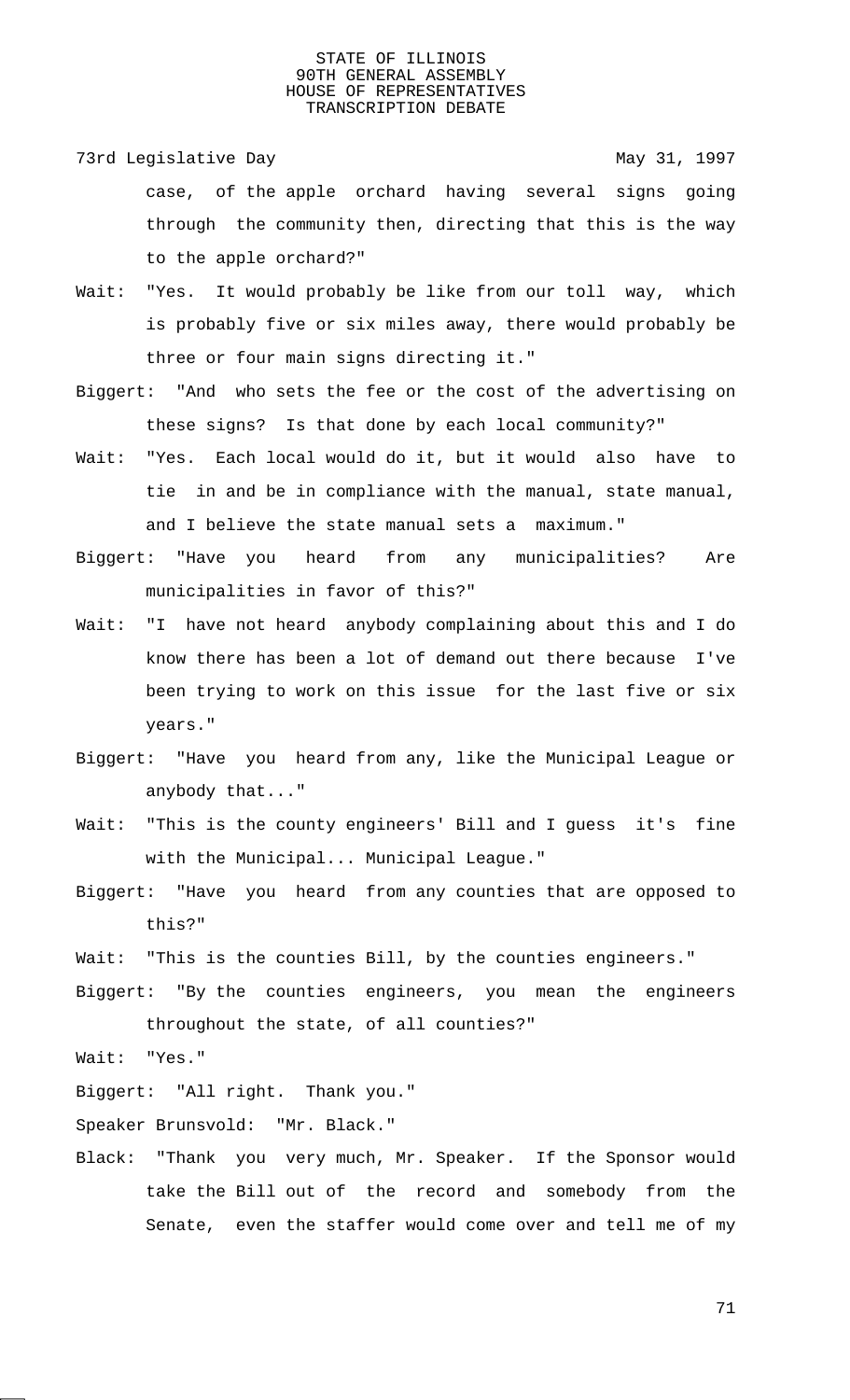case, of the apple orchard having several signs going through the community then, directing that this is the way to the apple orchard?"

Wait: "Yes. It would probably be like from our toll way, which is probably five or six miles away, there would probably be three or four main signs directing it."

Biggert: "And who sets the fee or the cost of the advertising on these signs? Is that done by each local community?"

Wait: "Yes. Each local would do it, but it would also have to tie in and be in compliance with the manual, state manual, and I believe the state manual sets a maximum."

Biggert: "Have you heard from any municipalities? Are municipalities in favor of this?"

Wait: "I have not heard anybody complaining about this and I do know there has been a lot of demand out there because I've been trying to work on this issue for the last five or six years."

Biggert: "Have you heard from any, like the Municipal League or anybody that..."

Wait: "This is the county engineers' Bill and I guess it's fine with the Municipal... Municipal League."

Biggert: "Have you heard from any counties that are opposed to this?"

Wait: "This is the counties Bill, by the counties engineers."

Biggert: "By the counties engineers, you mean the engineers throughout the state, of all counties?"

Wait: "Yes."

Biggert: "All right. Thank you."

Speaker Brunsvold: "Mr. Black."

Black: "Thank you very much, Mr. Speaker. If the Sponsor would take the Bill out of the record and somebody from the Senate, even the staffer would come over and tell me of my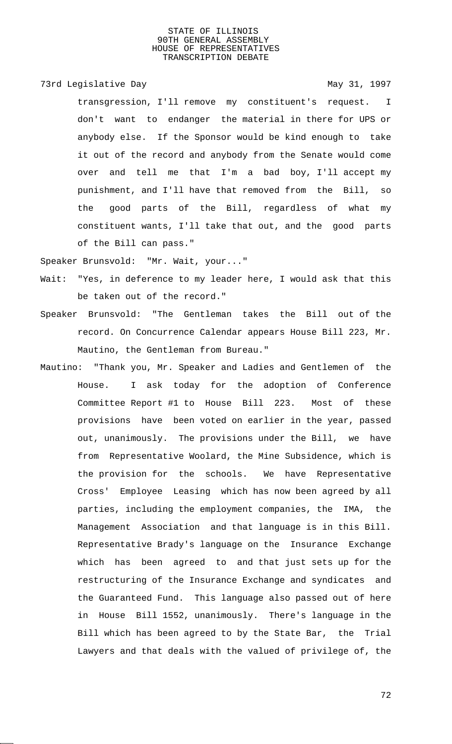transgression, I'll remove my constituent's request. I don't want to endanger the material in there for UPS or anybody else. If the Sponsor would be kind enough to take it out of the record and anybody from the Senate would come over and tell me that I'm a bad boy, I'll accept my punishment, and I'll have that removed from the Bill, so the good parts of the Bill, regardless of what my constituent wants, I'll take that out, and the good parts of the Bill can pass."

Speaker Brunsvold: "Mr. Wait, your..."

Wait: "Yes, in deference to my leader here, I would ask that this be taken out of the record."

Speaker Brunsvold: "The Gentleman takes the Bill out of the record. On Concurrence Calendar appears House Bill 223, Mr. Mautino, the Gentleman from Bureau."

Mautino: "Thank you, Mr. Speaker and Ladies and Gentlemen of the House. I ask today for the adoption of Conference Committee Report #1 to House Bill 223. Most of these provisions have been voted on earlier in the year, passed out, unanimously. The provisions under the Bill, we have from Representative Woolard, the Mine Subsidence, which is the provision for the schools. We have Representative Cross' Employee Leasing which has now been agreed by all parties, including the employment companies, the IMA, the Management Association and that language is in this Bill. Representative Brady's language on the Insurance Exchange which has been agreed to and that just sets up for the restructuring of the Insurance Exchange and syndicates and the Guaranteed Fund. This language also passed out of here in House Bill 1552, unanimously. There's language in the Bill which has been agreed to by the State Bar, the Trial Lawyers and that deals with the valued of privilege of, the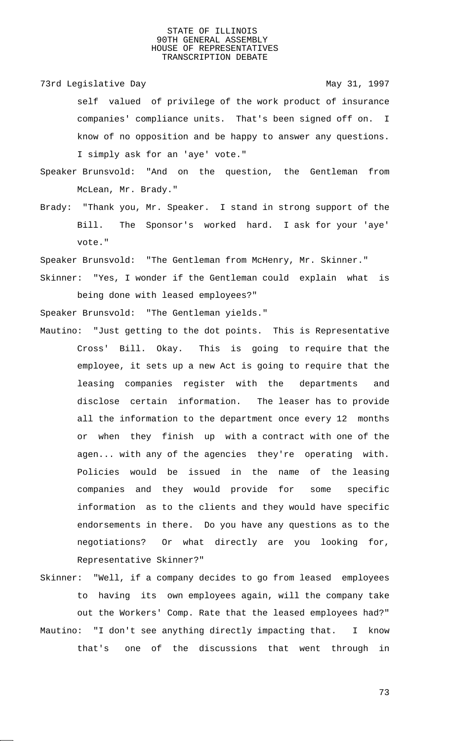self valued of privilege of the work product of insurance companies' compliance units. That's been signed off on. I know of no opposition and be happy to answer any questions. I simply ask for an 'aye' vote."

Speaker Brunsvold: "And on the question, the Gentleman from McLean, Mr. Brady."

Brady: "Thank you, Mr. Speaker. I stand in strong support of the Bill. The Sponsor's worked hard. I ask for your 'aye' vote."

Speaker Brunsvold: "The Gentleman from McHenry, Mr. Skinner."

Skinner: "Yes, I wonder if the Gentleman could explain what is being done with leased employees?"

Speaker Brunsvold: "The Gentleman yields."

Mautino: "Just getting to the dot points. This is Representative Cross' Bill. Okay. This is going to require that the employee, it sets up a new Act is going to require that the leasing companies register with the departments and disclose certain information. The leaser has to provide all the information to the department once every 12 months or when they finish up with a contract with one of the agen... with any of the agencies they're operating with. Policies would be issued in the name of the leasing companies and they would provide for some specific information as to the clients and they would have specific endorsements in there. Do you have any questions as to the negotiations? Or what directly are you looking for, Representative Skinner?"

Skinner: "Well, if a company decides to go from leased employees to having its own employees again, will the company take out the Workers' Comp. Rate that the leased employees had?"

Mautino: "I don't see anything directly impacting that. I know that's one of the discussions that went through in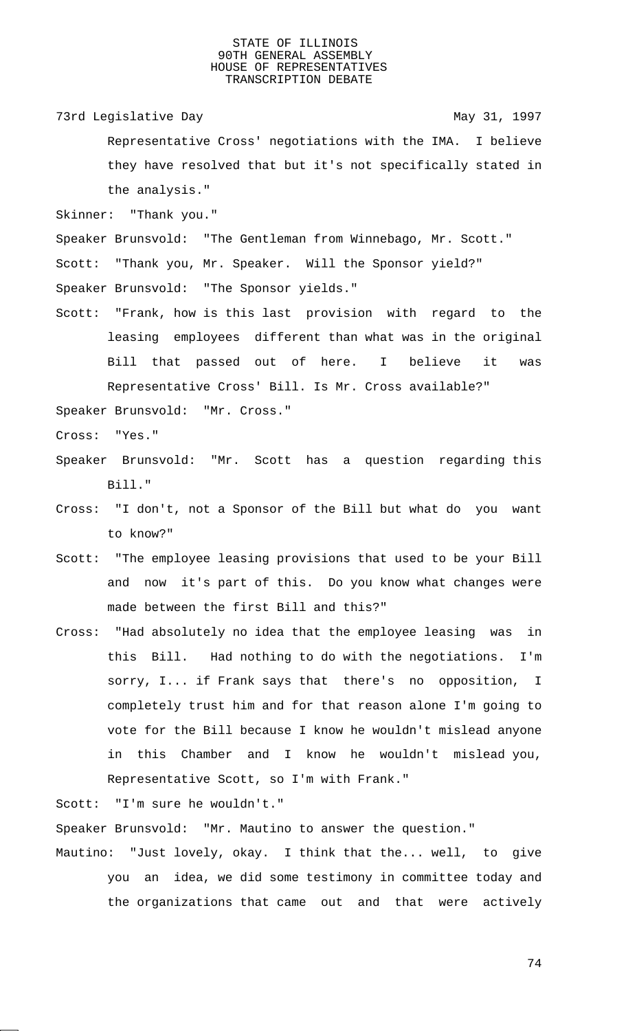Representative Cross' negotiations with the IMA. I believe they have resolved that but it's not specifically stated in the analysis."

Skinner: "Thank you."

Speaker Brunsvold: "The Gentleman from Winnebago, Mr. Scott."

Scott: "Thank you, Mr. Speaker. Will the Sponsor yield?"

Speaker Brunsvold: "The Sponsor yields."

Scott: "Frank, how is this last provision with regard to the leasing employees different than what was in the original Bill that passed out of here. I believe it was Representative Cross' Bill. Is Mr. Cross available?"

Speaker Brunsvold: "Mr. Cross."

Cross: "Yes."

Speaker Brunsvold: "Mr. Scott has a question regarding this Bill."

Cross: "I don't, not a Sponsor of the Bill but what do you want to know?"

Scott: "The employee leasing provisions that used to be your Bill and now it's part of this. Do you know what changes were made between the first Bill and this?"

Cross: "Had absolutely no idea that the employee leasing was in this Bill. Had nothing to do with the negotiations. I'm sorry, I... if Frank says that there's no opposition, I completely trust him and for that reason alone I'm going to vote for the Bill because I know he wouldn't mislead anyone in this Chamber and I know he wouldn't mislead you, Representative Scott, so I'm with Frank."

Scott: "I'm sure he wouldn't."

Speaker Brunsvold: "Mr. Mautino to answer the question."

Mautino: "Just lovely, okay. I think that the... well, to give you an idea, we did some testimony in committee today and the organizations that came out and that were actively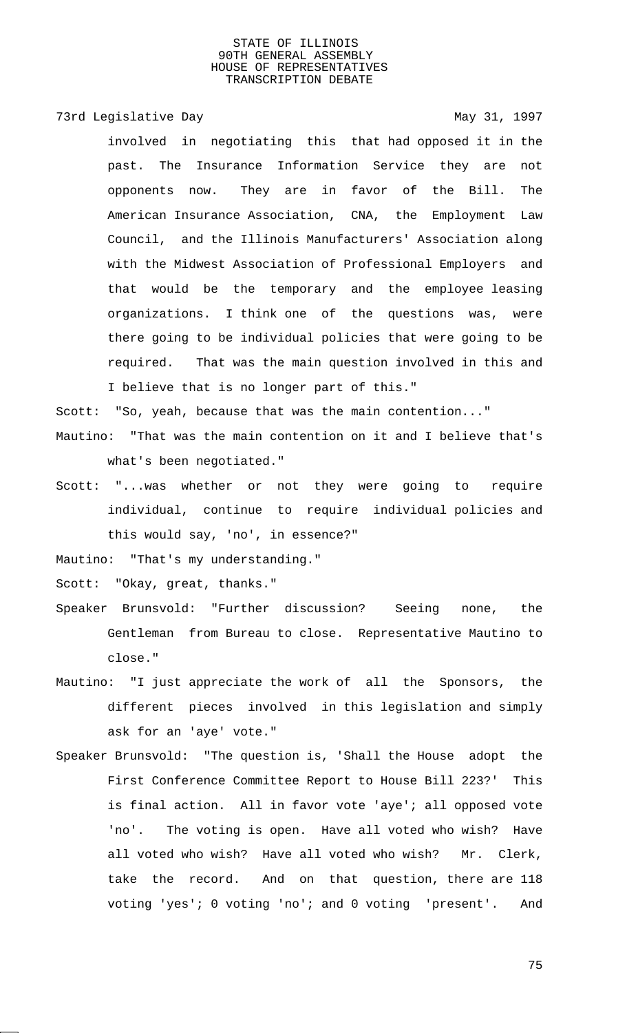involved in negotiating this that had opposed it in the past. The Insurance Information Service they are not opponents now. They are in favor of the Bill. The American Insurance Association, CNA, the Employment Law Council, and the Illinois Manufacturers' Association along with the Midwest Association of Professional Employers and that would be the temporary and the employee leasing organizations. I think one of the questions was, were there going to be individual policies that were going to be required. That was the main question involved in this and I believe that is no longer part of this."

Scott: "So, yeah, because that was the main contention..."

Mautino: "That was the main contention on it and I believe that's what's been negotiated."

Scott: "...was whether or not they were going to require individual, continue to require individual policies and this would say, 'no', in essence?"

Mautino: "That's my understanding."

Scott: "Okay, great, thanks."

Speaker Brunsvold: "Further discussion? Seeing none, the Gentleman from Bureau to close. Representative Mautino to close."

Mautino: "I just appreciate the work of all the Sponsors, the different pieces involved in this legislation and simply ask for an 'aye' vote."

Speaker Brunsvold: "The question is, 'Shall the House adopt the First Conference Committee Report to House Bill 223?' This is final action. All in favor vote 'aye'; all opposed vote 'no'. The voting is open. Have all voted who wish? Have all voted who wish? Have all voted who wish? Mr. Clerk, take the record. And on that question, there are 118 voting 'yes'; 0 voting 'no'; and 0 voting 'present'. And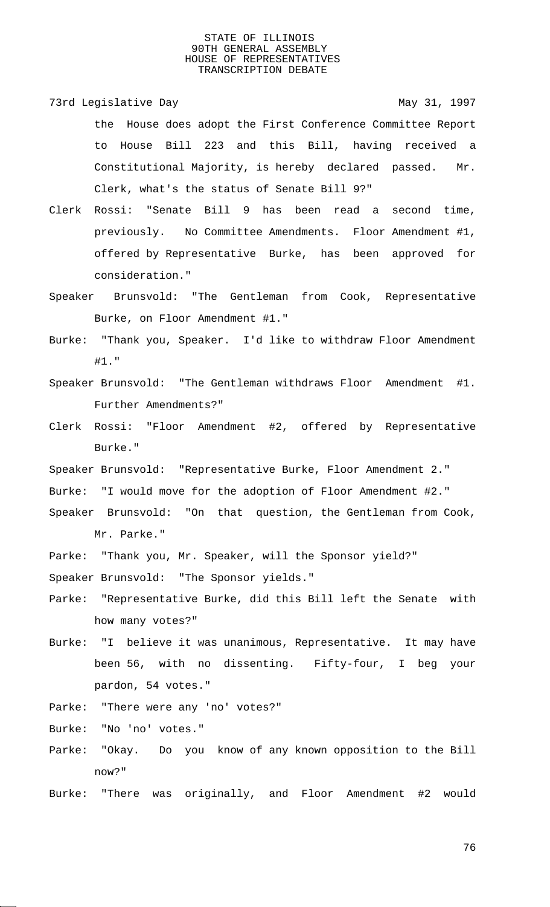the House does adopt the First Conference Committee Report to House Bill 223 and this Bill, having received a Constitutional Majority, is hereby declared passed. Mr. Clerk, what's the status of Senate Bill 9?"

Clerk Rossi: "Senate Bill 9 has been read a second time, previously. No Committee Amendments. Floor Amendment #1, offered by Representative Burke, has been approved for consideration."

Speaker Brunsvold: "The Gentleman from Cook, Representative Burke, on Floor Amendment #1."

Burke: "Thank you, Speaker. I'd like to withdraw Floor Amendment #1."

Speaker Brunsvold: "The Gentleman withdraws Floor Amendment #1. Further Amendments?"

Clerk Rossi: "Floor Amendment #2, offered by Representative Burke."

Speaker Brunsvold: "Representative Burke, Floor Amendment 2."

Burke: "I would move for the adoption of Floor Amendment #2."

Speaker Brunsvold: "On that question, the Gentleman from Cook, Mr. Parke."

Parke: "Thank you, Mr. Speaker, will the Sponsor yield?"

Speaker Brunsvold: "The Sponsor yields."

Parke: "Representative Burke, did this Bill left the Senate with how many votes?"

Burke: "I believe it was unanimous, Representative. It may have been 56, with no dissenting. Fifty-four, I beg your pardon, 54 votes."

Parke: "There were any 'no' votes?"

Burke: "No 'no' votes."

Parke: "Okay. Do you know of any known opposition to the Bill now?"

Burke: "There was originally, and Floor Amendment #2 would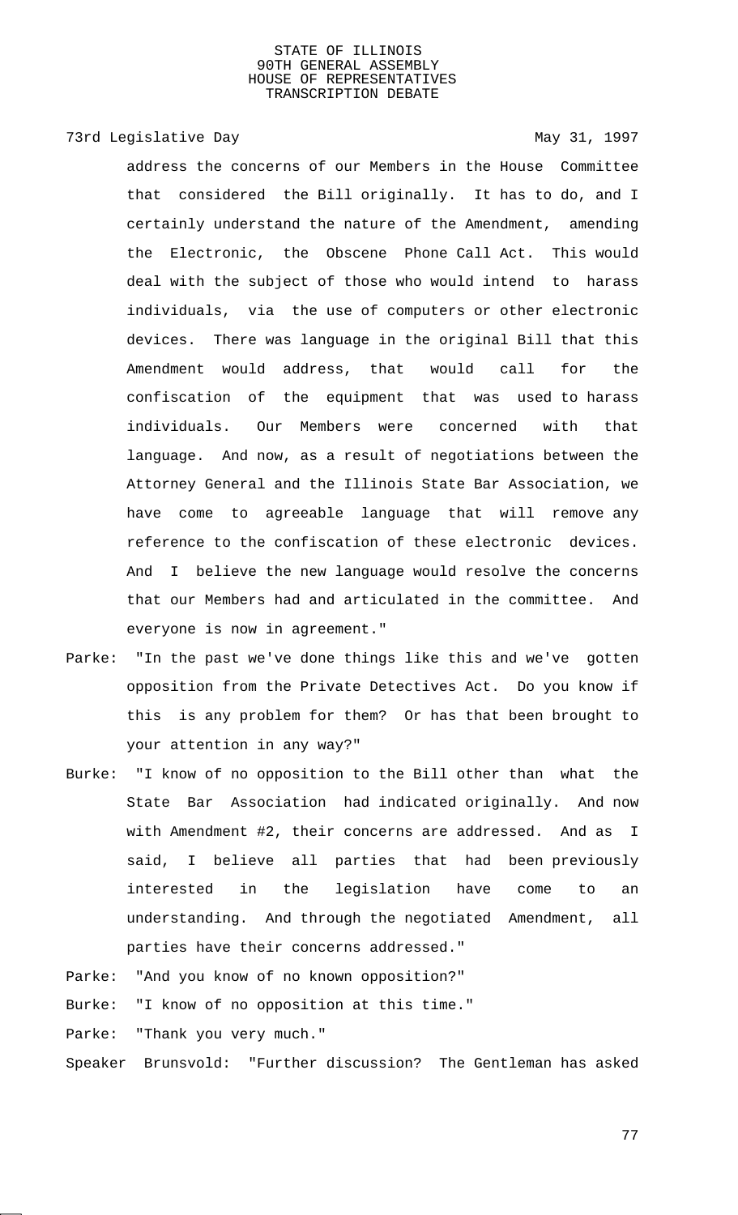address the concerns of our Members in the House Committee that considered the Bill originally. It has to do, and I certainly understand the nature of the Amendment, amending the Electronic, the Obscene Phone Call Act. This would deal with the subject of those who would intend to harass individuals, via the use of computers or other electronic devices. There was language in the original Bill that this Amendment would address, that would call for the confiscation of the equipment that was used to harass individuals. Our Members were concerned with that language. And now, as a result of negotiations between the Attorney General and the Illinois State Bar Association, we have come to agreeable language that will remove any reference to the confiscation of these electronic devices. And I believe the new language would resolve the concerns that our Members had and articulated in the committee. And everyone is now in agreement."

Parke: "In the past we've done things like this and we've gotten opposition from the Private Detectives Act. Do you know if this is any problem for them? Or has that been brought to your attention in any way?"

Burke: "I know of no opposition to the Bill other than what the State Bar Association had indicated originally. And now with Amendment #2, their concerns are addressed. And as I said, I believe all parties that had been previously interested in the legislation have come to an understanding. And through the negotiated Amendment, all parties have their concerns addressed."

Parke: "And you know of no known opposition?"

Burke: "I know of no opposition at this time."

Parke: "Thank you very much."

Speaker Brunsvold: "Further discussion? The Gentleman has asked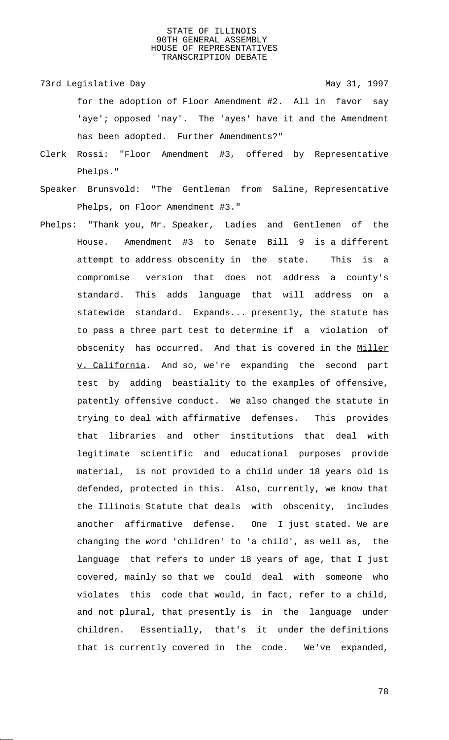for the adoption of Floor Amendment #2. All in favor say 'aye'; opposed 'nay'. The 'ayes' have it and the Amendment has been adopted. Further Amendments?"

Clerk Rossi: "Floor Amendment #3, offered by Representative Phelps."

Speaker Brunsvold: "The Gentleman from Saline, Representative Phelps, on Floor Amendment #3."

Phelps: "Thank you, Mr. Speaker, Ladies and Gentlemen of the House. Amendment #3 to Senate Bill 9 is a different attempt to address obscenity in the state. This is a compromise version that does not address a county's standard. This adds language that will address on a statewide standard. Expands... presently, the statute has to pass a three part test to determine if a violation of obscenity has occurred. And that is covered in the _Miller v. California_. And so, we're expanding the second part test by adding beastiality to the examples of offensive, patently offensive conduct. We also changed the statute in trying to deal with affirmative defenses. This provides that libraries and other institutions that deal with legitimate scientific and educational purposes provide material, is not provided to a child under 18 years old is defended, protected in this. Also, currently, we know that the Illinois Statute that deals with obscenity, includes another affirmative defense. One I just stated. We are changing the word 'children' to 'a child', as well as, the language that refers to under 18 years of age, that I just covered, mainly so that we could deal with someone who violates this code that would, in fact, refer to a child, and not plural, that presently is in the language under children. Essentially, that's it under the definitions that is currently covered in the code. We've expanded,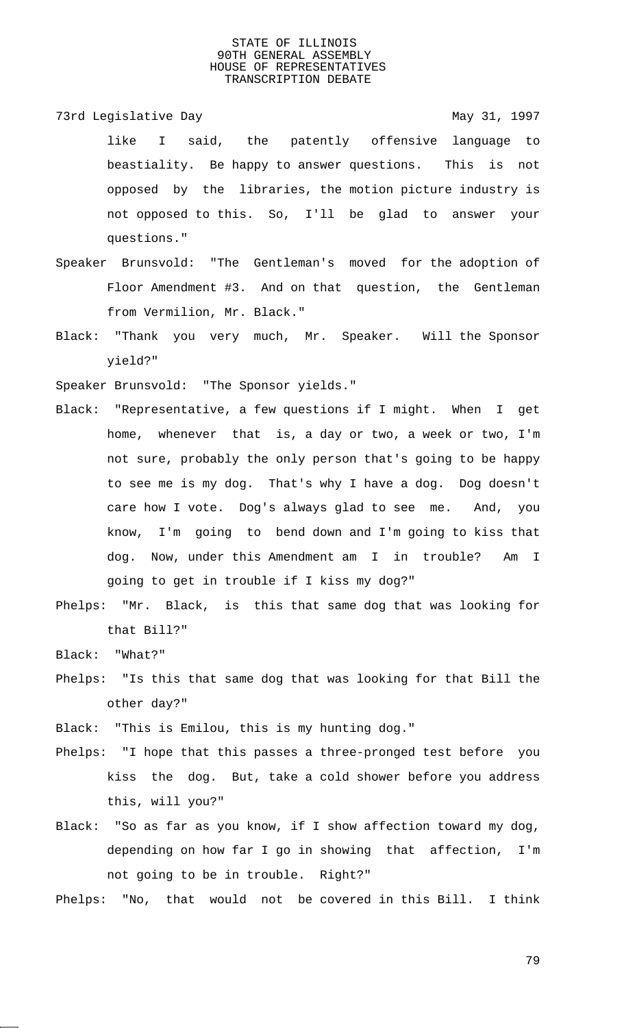like I said, the patently offensive language to beastiality. Be happy to answer questions. This is not opposed by the libraries, the motion picture industry is not opposed to this. So, I'll be glad to answer your questions."

Speaker Brunsvold: "The Gentleman's moved for the adoption of Floor Amendment #3. And on that question, the Gentleman from Vermilion, Mr. Black."

Black: "Thank you very much, Mr. Speaker. Will the Sponsor yield?"

Speaker Brunsvold: "The Sponsor yields."

Black: "Representative, a few questions if I might. When I get home, whenever that is, a day or two, a week or two, I'm not sure, probably the only person that's going to be happy to see me is my dog. That's why I have a dog. Dog doesn't care how I vote. Dog's always glad to see me. And, you know, I'm going to bend down and I'm going to kiss that dog. Now, under this Amendment am I in trouble? Am I going to get in trouble if I kiss my dog?"

Phelps: "Mr. Black, is this that same dog that was looking for that Bill?"

Black: "What?"

Phelps: "Is this that same dog that was looking for that Bill the other day?"

Black: "This is Emilou, this is my hunting dog."

Phelps: "I hope that this passes a three-pronged test before you kiss the dog. But, take a cold shower before you address this, will you?"

Black: "So as far as you know, if I show affection toward my dog, depending on how far I go in showing that affection, I'm not going to be in trouble. Right?"

Phelps: "No, that would not be covered in this Bill. I think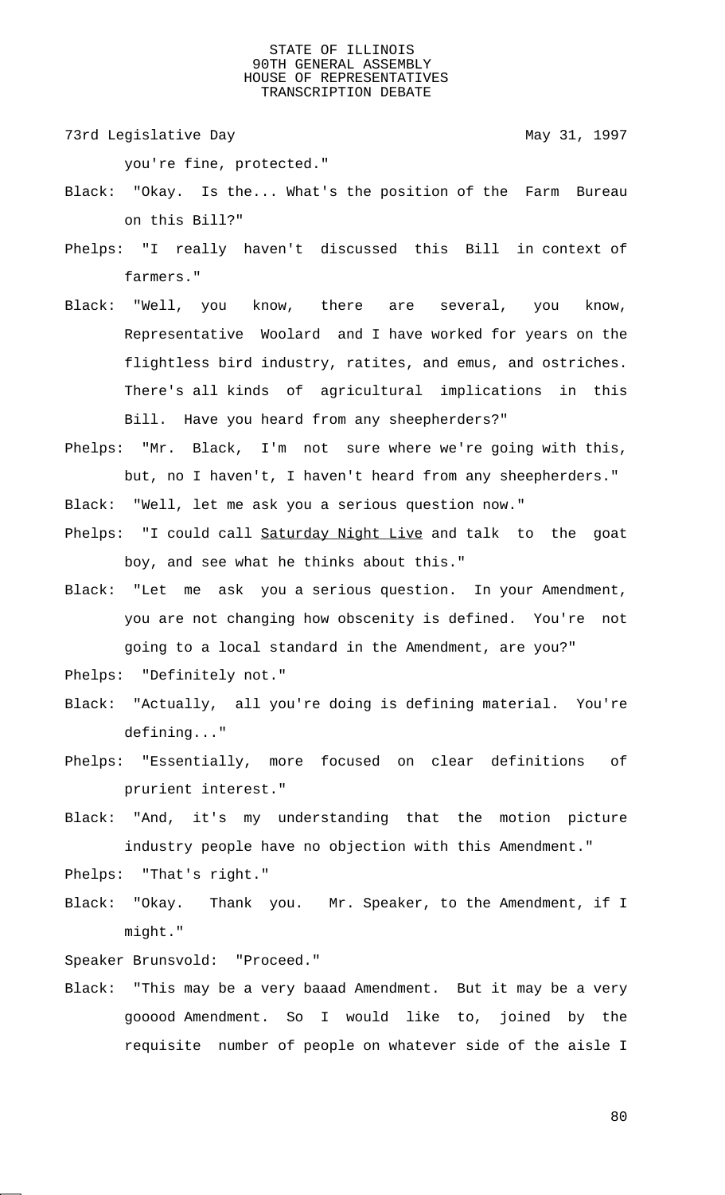you're fine, protected."

Black: "Okay. Is the... What's the position of the Farm Bureau on this Bill?"

Phelps: "I really haven't discussed this Bill in context of farmers."

Black: "Well, you know, there are several, you know, Representative Woolard and I have worked for years on the flightless bird industry, ratites, and emus, and ostriches. There's all kinds of agricultural implications in this Bill. Have you heard from any sheepherders?"

Phelps: "Mr. Black, I'm not sure where we're going with this, but, no I haven't, I haven't heard from any sheepherders."

Black: "Well, let me ask you a serious question now."

Phelps: "I could call Saturday Night Live and talk to the goat boy, and see what he thinks about this."

Black: "Let me ask you a serious question. In your Amendment, you are not changing how obscenity is defined. You're not going to a local standard in the Amendment, are you?"

Phelps: "Definitely not."

Black: "Actually, all you're doing is defining material. You're defining..."

Phelps: "Essentially, more focused on clear definitions of prurient interest."

Black: "And, it's my understanding that the motion picture industry people have no objection with this Amendment."

Phelps: "That's right."

Black: "Okay. Thank you. Mr. Speaker, to the Amendment, if I might."

Speaker Brunsvold: "Proceed."

Black: "This may be a very baaad Amendment. But it may be a very gooood Amendment. So I would like to, joined by the requisite number of people on whatever side of the aisle I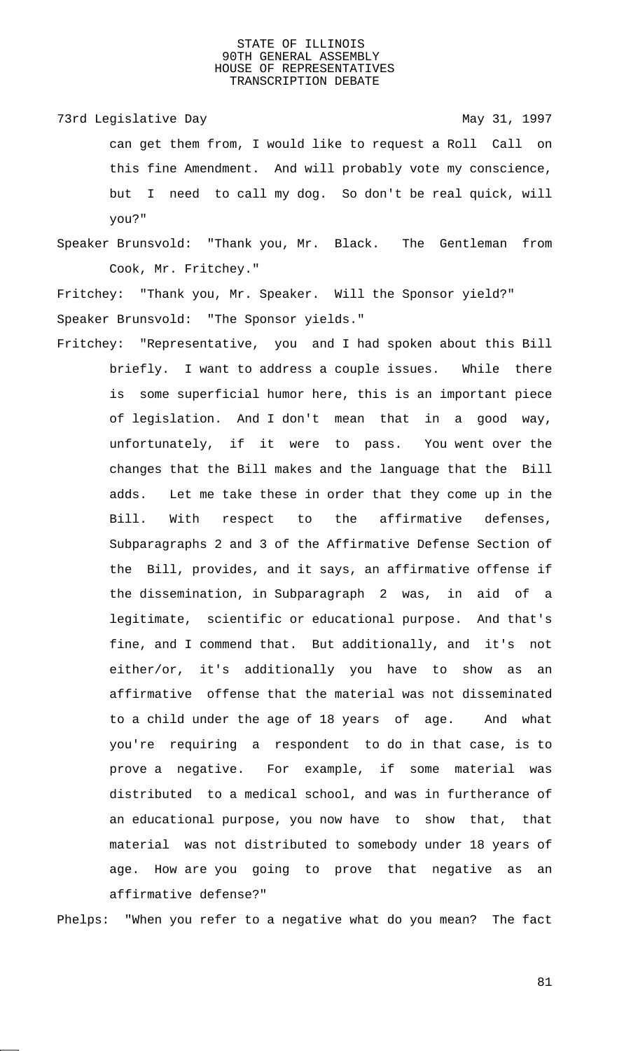can get them from, I would like to request a Roll Call on this fine Amendment. And will probably vote my conscience, but I need to call my dog. So don't be real quick, will you?"

Speaker Brunsvold: "Thank you, Mr. Black. The Gentleman from Cook, Mr. Fritchey."

Fritchey: "Thank you, Mr. Speaker. Will the Sponsor yield?"

Speaker Brunsvold: "The Sponsor yields."

Fritchey: "Representative, you and I had spoken about this Bill briefly. I want to address a couple issues. While there is some superficial humor here, this is an important piece of legislation. And I don't mean that in a good way, unfortunately, if it were to pass. You went over the changes that the Bill makes and the language that the Bill adds. Let me take these in order that they come up in the Bill. With respect to the affirmative defenses, Subparagraphs 2 and 3 of the Affirmative Defense Section of the Bill, provides, and it says, an affirmative offense if the dissemination, in Subparagraph 2 was, in aid of a legitimate, scientific or educational purpose. And that's fine, and I commend that. But additionally, and it's not either/or, it's additionally you have to show as an affirmative offense that the material was not disseminated to a child under the age of 18 years of age. And what you're requiring a respondent to do in that case, is to prove a negative. For example, if some material was distributed to a medical school, and was in furtherance of an educational purpose, you now have to show that, that material was not distributed to somebody under 18 years of age. How are you going to prove that negative as an affirmative defense?"

Phelps: "When you refer to a negative what do you mean? The fact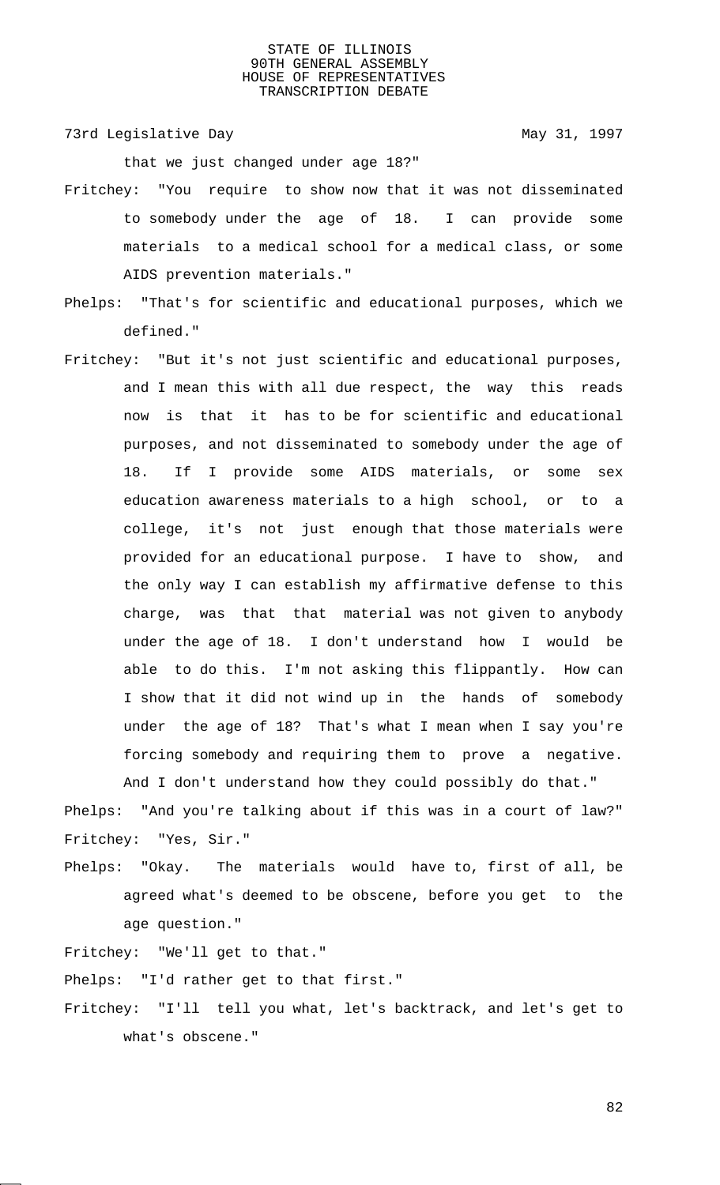that we just changed under age 18?"

Fritchey: "You require to show now that it was not disseminated to somebody under the age of 18. I can provide some materials to a medical school for a medical class, or some AIDS prevention materials."

Phelps: "That's for scientific and educational purposes, which we defined."

Fritchey: "But it's not just scientific and educational purposes, and I mean this with all due respect, the way this reads now is that it has to be for scientific and educational purposes, and not disseminated to somebody under the age of 18. If I provide some AIDS materials, or some sex education awareness materials to a high school, or to a college, it's not just enough that those materials were provided for an educational purpose. I have to show, and the only way I can establish my affirmative defense to this charge, was that that material was not given to anybody under the age of 18. I don't understand how I would be able to do this. I'm not asking this flippantly. How can I show that it did not wind up in the hands of somebody under the age of 18? That's what I mean when I say you're forcing somebody and requiring them to prove a negative. And I don't understand how they could possibly do that."

Phelps: "And you're talking about if this was in a court of law?"

Fritchey: "Yes, Sir."

Phelps: "Okay. The materials would have to, first of all, be agreed what's deemed to be obscene, before you get to the age question."

Fritchey: "We'll get to that."

Phelps: "I'd rather get to that first."

Fritchey: "I'll tell you what, let's backtrack, and let's get to what's obscene."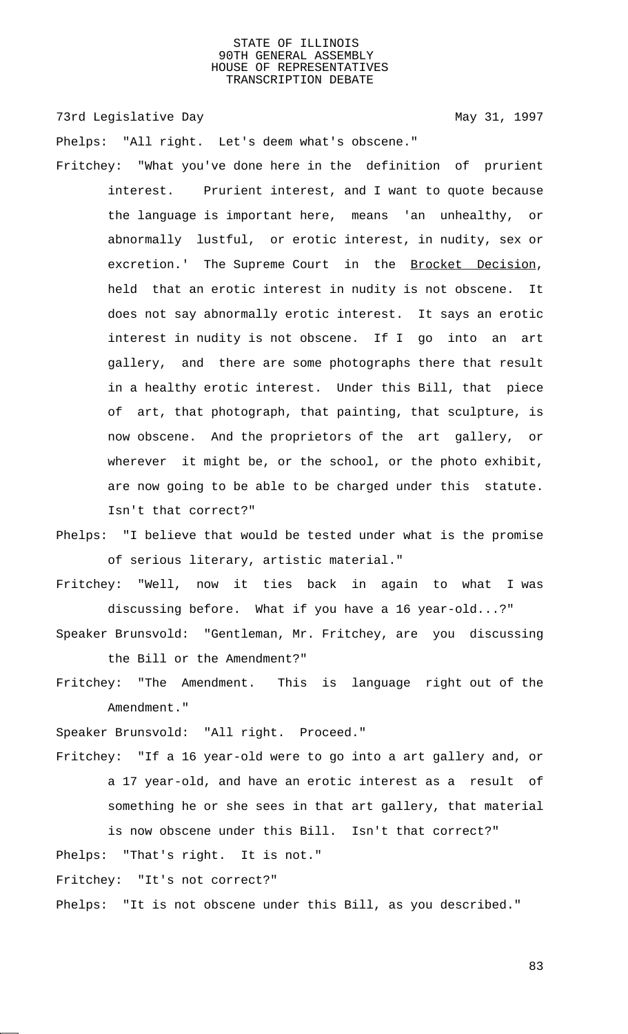Phelps: "All right. Let's deem what's obscene."

Fritchey: "What you've done here in the definition of prurient interest. Prurient interest, and I want to quote because the language is important here, means 'an unhealthy, or abnormally lustful, or erotic interest, in nudity, sex or excretion.' The Supreme Court in the Brocket Decision, held that an erotic interest in nudity is not obscene. It does not say abnormally erotic interest. It says an erotic interest in nudity is not obscene. If I go into an art gallery, and there are some photographs there that result in a healthy erotic interest. Under this Bill, that piece of art, that photograph, that painting, that sculpture, is now obscene. And the proprietors of the art gallery, or wherever it might be, or the school, or the photo exhibit, are now going to be able to be charged under this statute. Isn't that correct?"

Phelps: "I believe that would be tested under what is the promise of serious literary, artistic material."

Fritchey: "Well, now it ties back in again to what I was discussing before. What if you have a 16 year-old...?"

Speaker Brunsvold: "Gentleman, Mr. Fritchey, are you discussing the Bill or the Amendment?"

Fritchey: "The Amendment. This is language right out of the Amendment."

Speaker Brunsvold: "All right. Proceed."

Fritchey: "If a 16 year-old were to go into a art gallery and, or a 17 year-old, and have an erotic interest as a result of something he or she sees in that art gallery, that material is now obscene under this Bill. Isn't that correct?"

Phelps: "That's right. It is not."

Fritchey: "It's not correct?"

Phelps: "It is not obscene under this Bill, as you described."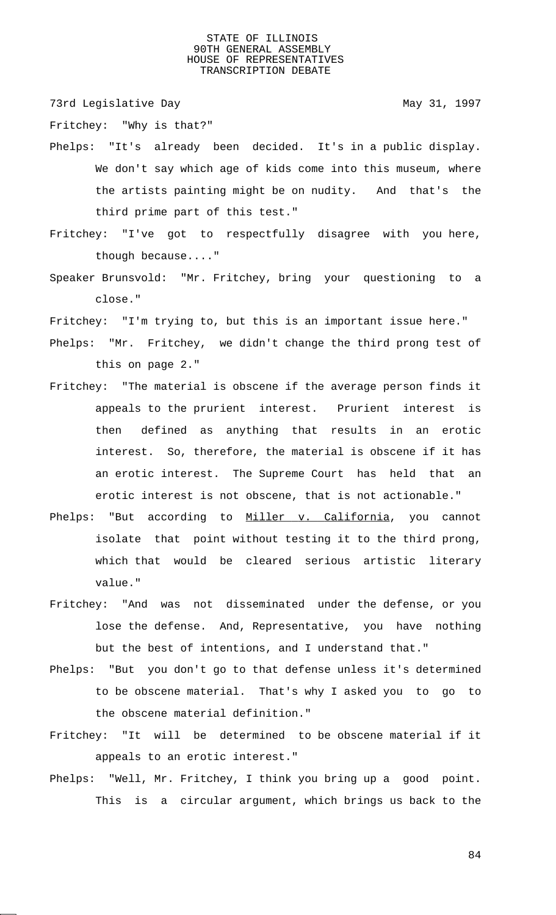Fritchey: "Why is that?"

Phelps: "It's already been decided. It's in a public display. We don't say which age of kids come into this museum, where the artists painting might be on nudity. And that's the third prime part of this test."

Fritchey: "I've got to respectfully disagree with you here, though because...."

Speaker Brunsvold: "Mr. Fritchey, bring your questioning to a close."

Fritchey: "I'm trying to, but this is an important issue here."

Phelps: "Mr. Fritchey, we didn't change the third prong test of this on page 2."

Fritchey: "The material is obscene if the average person finds it appeals to the prurient interest. Prurient interest is then defined as anything that results in an erotic interest. So, therefore, the material is obscene if it has an erotic interest. The Supreme Court has held that an erotic interest is not obscene, that is not actionable."

Phelps: "But according to Miller v. California, you cannot isolate that point without testing it to the third prong, which that would be cleared serious artistic literary value."

Fritchey: "And was not disseminated under the defense, or you lose the defense. And, Representative, you have nothing but the best of intentions, and I understand that."

Phelps: "But you don't go to that defense unless it's determined to be obscene material. That's why I asked you to go to the obscene material definition."

Fritchey: "It will be determined to be obscene material if it appeals to an erotic interest."

Phelps: "Well, Mr. Fritchey, I think you bring up a good point. This is a circular argument, which brings us back to the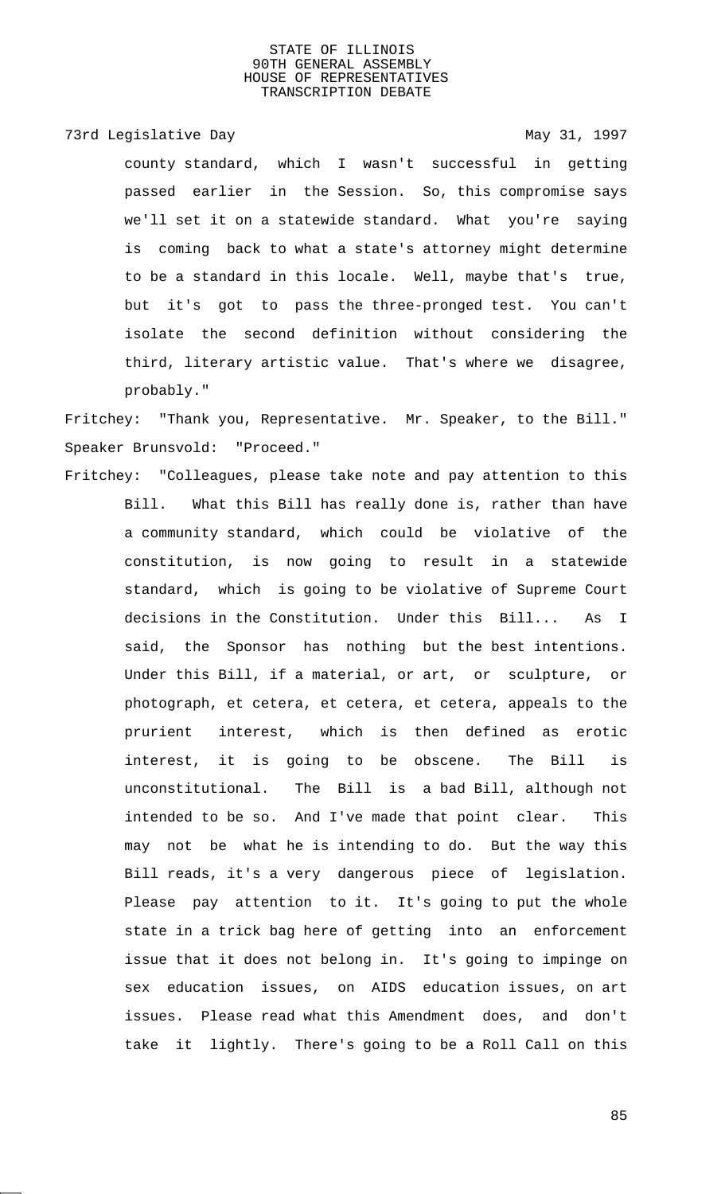county standard, which I wasn't successful in getting passed earlier in the Session. So, this compromise says we'll set it on a statewide standard. What you're saying is coming back to what a state's attorney might determine to be a standard in this locale. Well, maybe that's true, but it's got to pass the three-pronged test. You can't isolate the second definition without considering the third, literary artistic value. That's where we disagree, probably."

Fritchey: "Thank you, Representative. Mr. Speaker, to the Bill."

Speaker Brunsvold: "Proceed."

Fritchey: "Colleagues, please take note and pay attention to this Bill. What this Bill has really done is, rather than have a community standard, which could be violative of the constitution, is now going to result in a statewide standard, which is going to be violative of Supreme Court decisions in the Constitution. Under this Bill... As I said, the Sponsor has nothing but the best intentions. Under this Bill, if a material, or art, or sculpture, or photograph, et cetera, et cetera, et cetera, appeals to the prurient interest, which is then defined as erotic interest, it is going to be obscene. The Bill is unconstitutional. The Bill is a bad Bill, although not intended to be so. And I've made that point clear. This may not be what he is intending to do. But the way this Bill reads, it's a very dangerous piece of legislation. Please pay attention to it. It's going to put the whole state in a trick bag here of getting into an enforcement issue that it does not belong in. It's going to impinge on sex education issues, on AIDS education issues, on art issues. Please read what this Amendment does, and don't take it lightly. There's going to be a Roll Call on this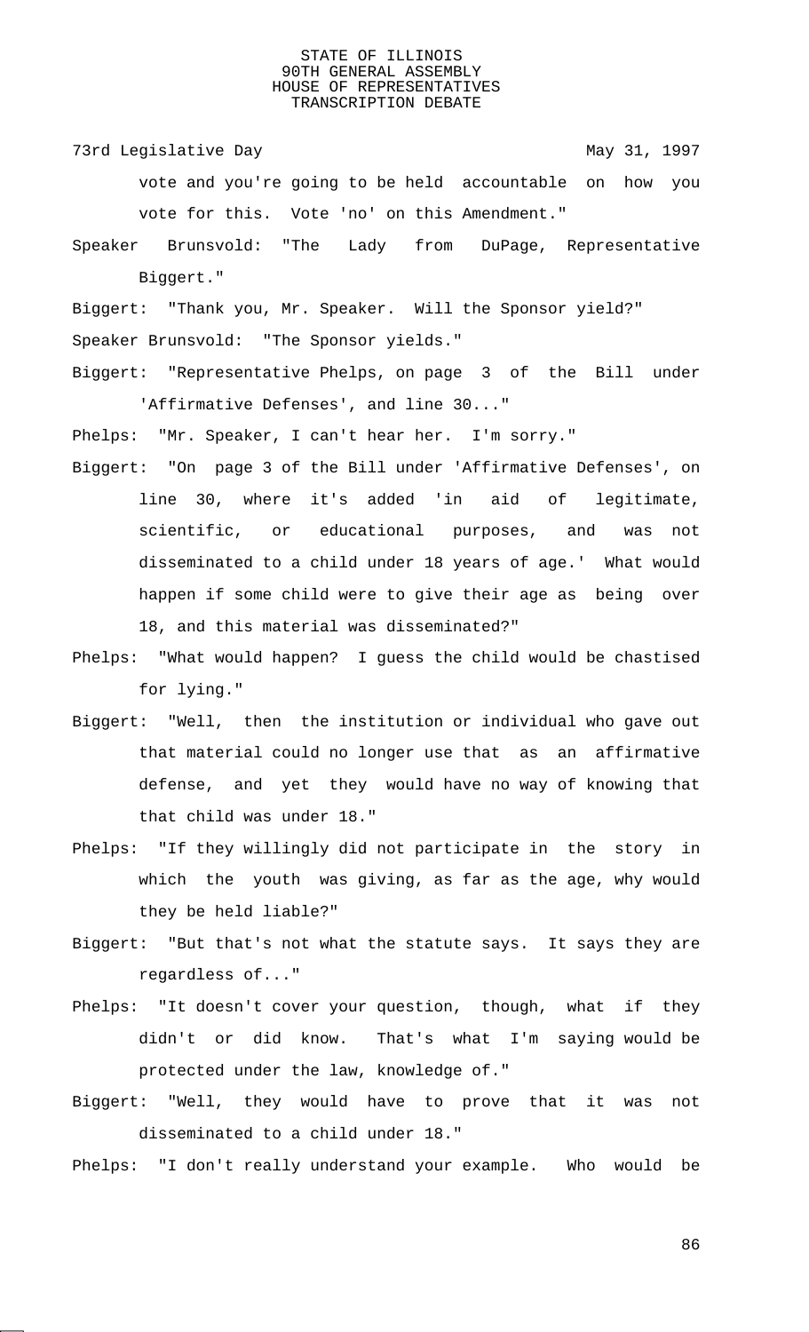vote and you're going to be held accountable on how you vote for this. Vote 'no' on this Amendment."

Speaker Brunsvold: "The Lady from DuPage, Representative Biggert."

Biggert: "Thank you, Mr. Speaker. Will the Sponsor yield?"

Speaker Brunsvold: "The Sponsor yields."

Biggert: "Representative Phelps, on page 3 of the Bill under 'Affirmative Defenses', and line 30..."

Phelps: "Mr. Speaker, I can't hear her. I'm sorry."

Biggert: "On page 3 of the Bill under 'Affirmative Defenses', on line 30, where it's added 'in aid of legitimate, scientific, or educational purposes, and was not disseminated to a child under 18 years of age.' What would happen if some child were to give their age as being over 18, and this material was disseminated?"

Phelps: "What would happen? I guess the child would be chastised for lying."

Biggert: "Well, then the institution or individual who gave out that material could no longer use that as an affirmative defense, and yet they would have no way of knowing that that child was under 18."

Phelps: "If they willingly did not participate in the story in which the youth was giving, as far as the age, why would they be held liable?"

Biggert: "But that's not what the statute says. It says they are regardless of..."

Phelps: "It doesn't cover your question, though, what if they didn't or did know. That's what I'm saying would be protected under the law, knowledge of."

Biggert: "Well, they would have to prove that it was not disseminated to a child under 18."

Phelps: "I don't really understand your example. Who would be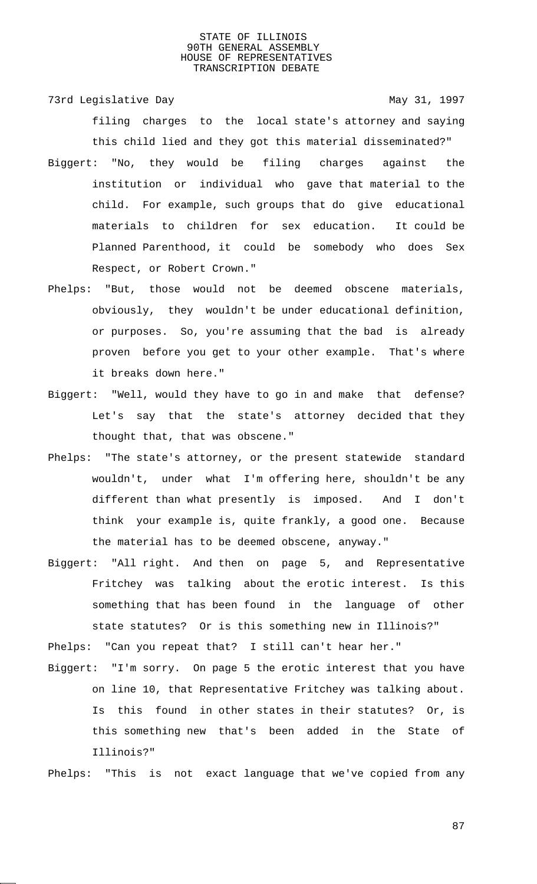filing charges to the local state's attorney and saying this child lied and they got this material disseminated?"

Biggert: "No, they would be filing charges against the institution or individual who gave that material to the child. For example, such groups that do give educational materials to children for sex education. It could be Planned Parenthood, it could be somebody who does Sex Respect, or Robert Crown."

Phelps: "But, those would not be deemed obscene materials, obviously, they wouldn't be under educational definition, or purposes. So, you're assuming that the bad is already proven before you get to your other example. That's where it breaks down here."

Biggert: "Well, would they have to go in and make that defense? Let's say that the state's attorney decided that they thought that, that was obscene."

Phelps: "The state's attorney, or the present statewide standard wouldn't, under what I'm offering here, shouldn't be any different than what presently is imposed. And I don't think your example is, quite frankly, a good one. Because the material has to be deemed obscene, anyway."

Biggert: "All right. And then on page 5, and Representative Fritchey was talking about the erotic interest. Is this something that has been found in the language of other state statutes? Or is this something new in Illinois?"

Phelps: "Can you repeat that? I still can't hear her."

Biggert: "I'm sorry. On page 5 the erotic interest that you have on line 10, that Representative Fritchey was talking about. Is this found in other states in their statutes? Or, is this something new that's been added in the State of Illinois?"

Phelps: "This is not exact language that we've copied from any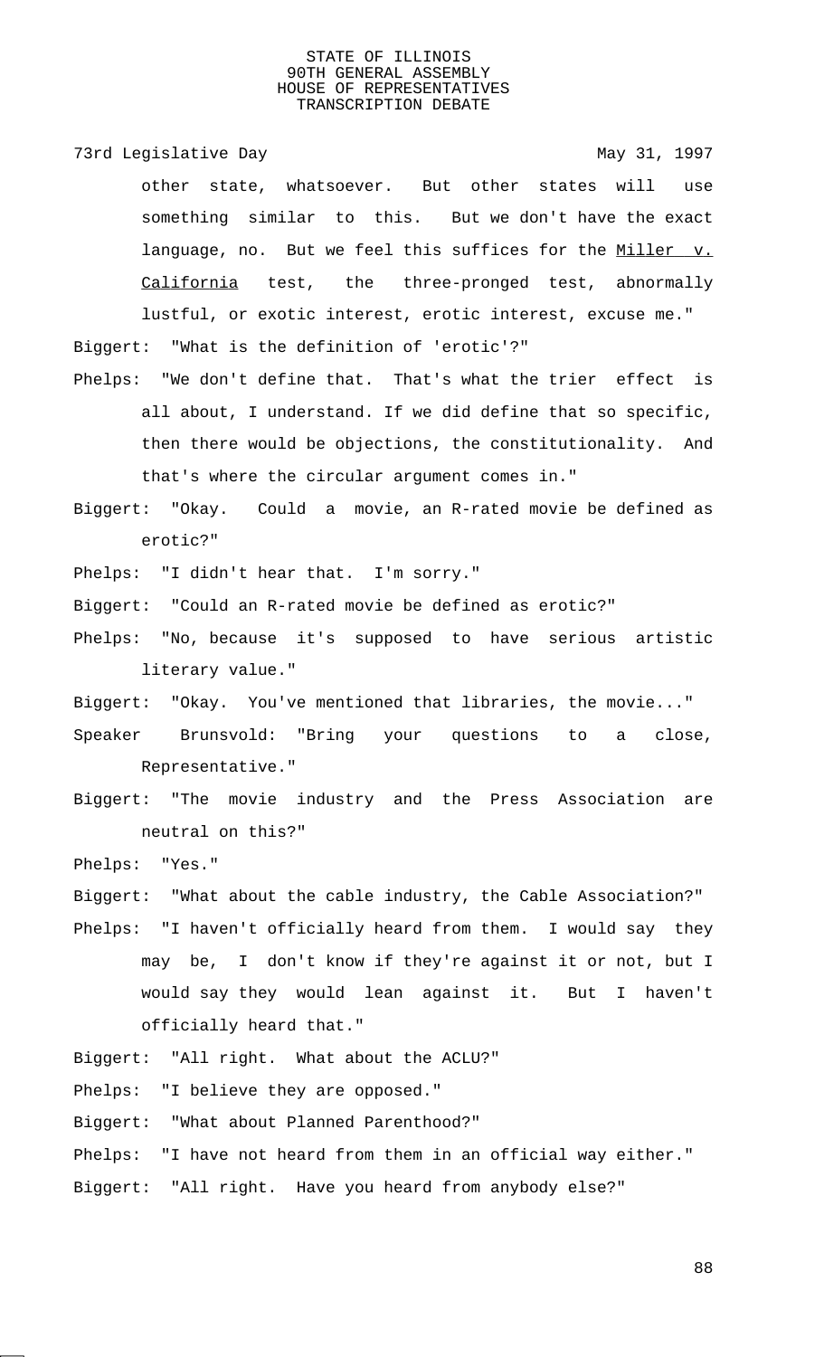other state, whatsoever. But other states will use something similar to this. But we don't have the exact language, no. But we feel this suffices for the Miller v. California test, the three-pronged test, abnormally lustful, or exotic interest, erotic interest, excuse me."

Biggert: "What is the definition of 'erotic'?"

Phelps: "We don't define that. That's what the trier effect is all about, I understand. If we did define that so specific, then there would be objections, the constitutionality. And that's where the circular argument comes in."

Biggert: "Okay. Could a movie, an R-rated movie be defined as erotic?"

Phelps: "I didn't hear that. I'm sorry."

Biggert: "Could an R-rated movie be defined as erotic?"

Phelps: "No, because it's supposed to have serious artistic literary value."

Biggert: "Okay. You've mentioned that libraries, the movie..."

Speaker Brunsvold: "Bring your questions to a close, Representative."

Biggert: "The movie industry and the Press Association are neutral on this?"

Phelps: "Yes."

Biggert: "What about the cable industry, the Cable Association?"

Phelps: "I haven't officially heard from them. I would say they may be, I don't know if they're against it or not, but I would say they would lean against it. But I haven't officially heard that."

Biggert: "All right. What about the ACLU?"

Phelps: "I believe they are opposed."

Biggert: "What about Planned Parenthood?"

Phelps: "I have not heard from them in an official way either."

Biggert: "All right. Have you heard from anybody else?"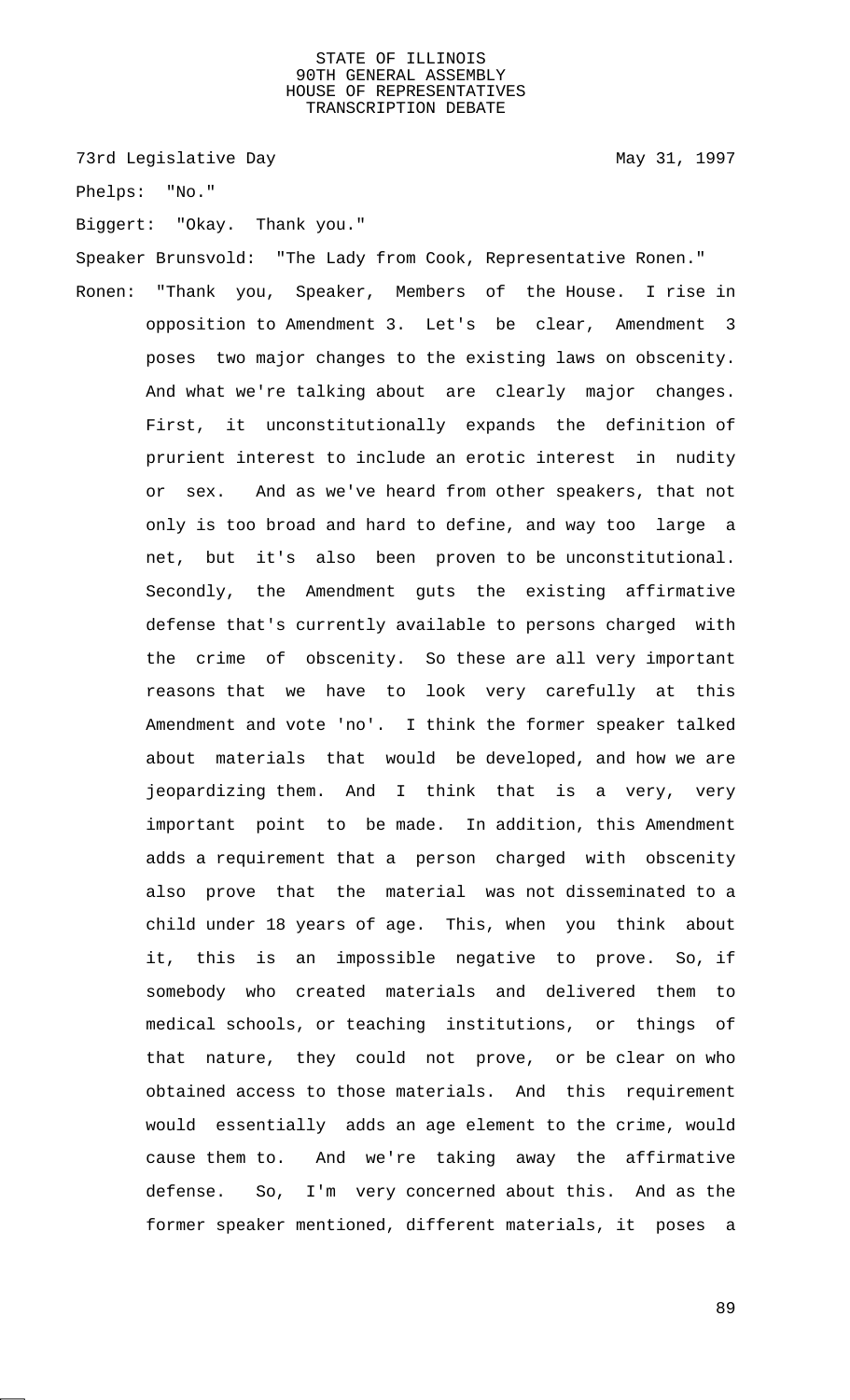Phelps: "No."

Biggert: "Okay. Thank you."

Speaker Brunsvold: "The Lady from Cook, Representative Ronen."

Ronen: "Thank you, Speaker, Members of the House. I rise in opposition to Amendment 3. Let's be clear, Amendment 3 poses two major changes to the existing laws on obscenity. And what we're talking about are clearly major changes. First, it unconstitutionally expands the definition of prurient interest to include an erotic interest in nudity or sex. And as we've heard from other speakers, that not only is too broad and hard to define, and way too large a net, but it's also been proven to be unconstitutional. Secondly, the Amendment guts the existing affirmative defense that's currently available to persons charged with the crime of obscenity. So these are all very important reasons that we have to look very carefully at this Amendment and vote 'no'. I think the former speaker talked about materials that would be developed, and how we are jeopardizing them. And I think that is a very, very important point to be made. In addition, this Amendment adds a requirement that a person charged with obscenity also prove that the material was not disseminated to a child under 18 years of age. This, when you think about it, this is an impossible negative to prove. So, if somebody who created materials and delivered them to medical schools, or teaching institutions, or things of that nature, they could not prove, or be clear on who obtained access to those materials. And this requirement would essentially adds an age element to the crime, would cause them to. And we're taking away the affirmative defense. So, I'm very concerned about this. And as the former speaker mentioned, different materials, it poses a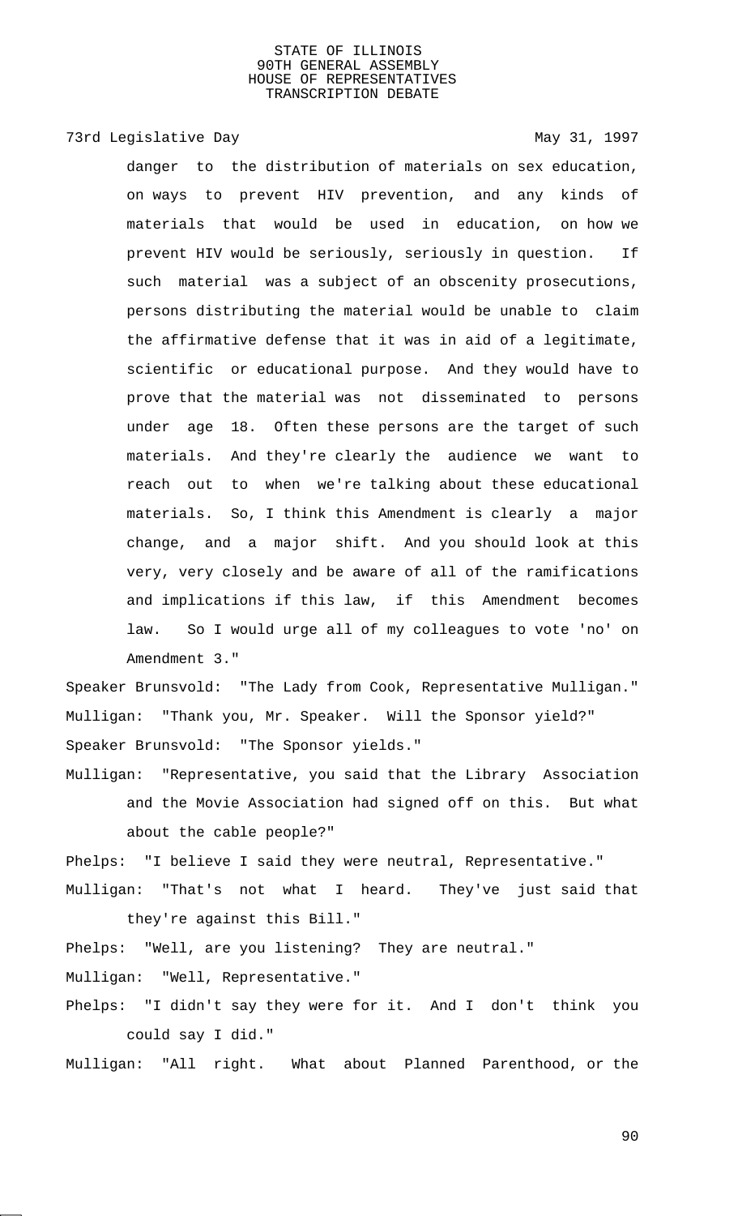danger to the distribution of materials on sex education, on ways to prevent HIV prevention, and any kinds of materials that would be used in education, on how we prevent HIV would be seriously, seriously in question. If such material was a subject of an obscenity prosecutions, persons distributing the material would be unable to claim the affirmative defense that it was in aid of a legitimate, scientific or educational purpose. And they would have to prove that the material was not disseminated to persons under age 18. Often these persons are the target of such materials. And they're clearly the audience we want to reach out to when we're talking about these educational materials. So, I think this Amendment is clearly a major change, and a major shift. And you should look at this very, very closely and be aware of all of the ramifications and implications if this law, if this Amendment becomes law. So I would urge all of my colleagues to vote 'no' on Amendment 3."

Speaker Brunsvold: "The Lady from Cook, Representative Mulligan."

Mulligan: "Thank you, Mr. Speaker. Will the Sponsor yield?"

Speaker Brunsvold: "The Sponsor yields."

Mulligan: "Representative, you said that the Library Association and the Movie Association had signed off on this. But what about the cable people?"

Phelps: "I believe I said they were neutral, Representative."

Mulligan: "That's not what I heard. They've just said that they're against this Bill."

Phelps: "Well, are you listening? They are neutral."

Mulligan: "Well, Representative."

Phelps: "I didn't say they were for it. And I don't think you could say I did."

Mulligan: "All right. What about Planned Parenthood, or the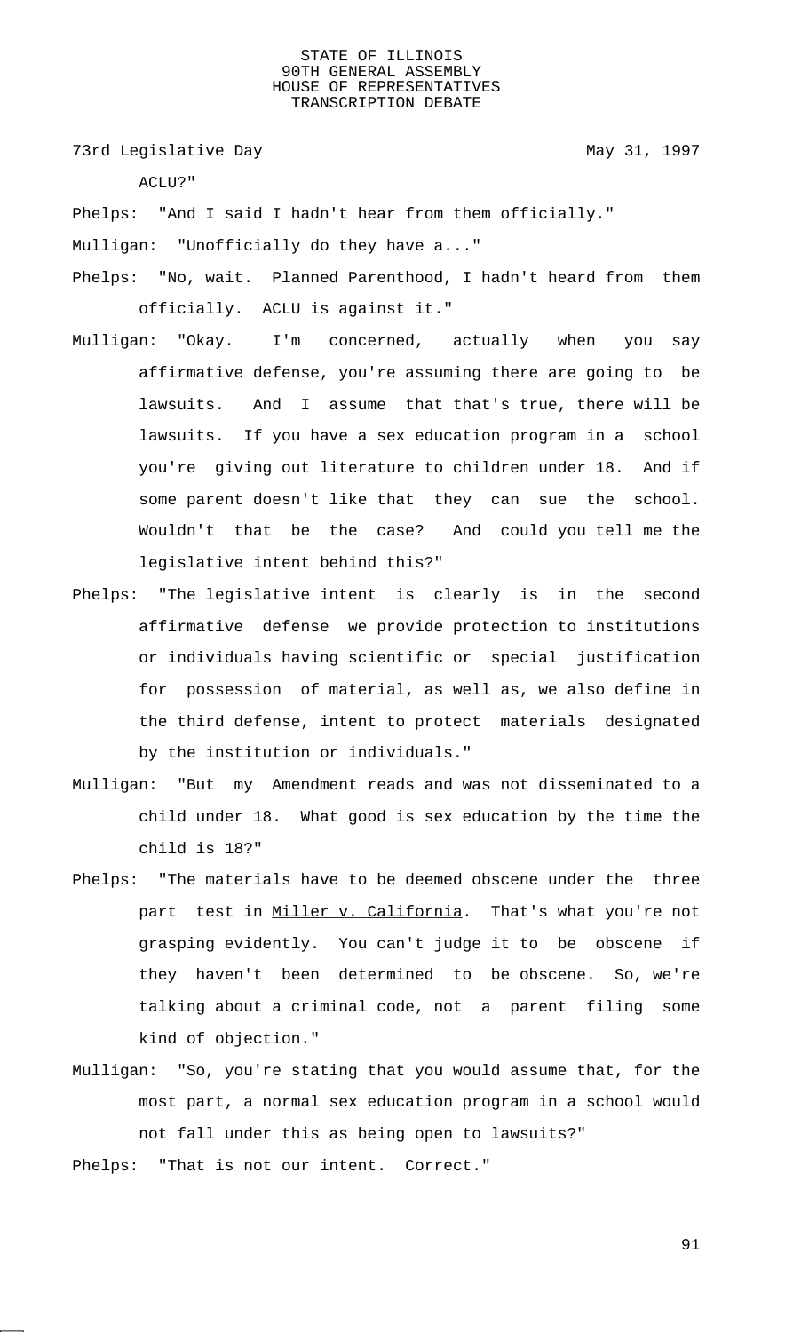ACLU?"

Phelps: "And I said I hadn't hear from them officially."

Mulligan: "Unofficially do they have a..."

Phelps: "No, wait. Planned Parenthood, I hadn't heard from them officially. ACLU is against it."

Mulligan: "Okay. I'm concerned, actually when you say affirmative defense, you're assuming there are going to be lawsuits. And I assume that that's true, there will be lawsuits. If you have a sex education program in a school you're giving out literature to children under 18. And if some parent doesn't like that they can sue the school. Wouldn't that be the case? And could you tell me the legislative intent behind this?"

Phelps: "The legislative intent is clearly is in the second affirmative defense we provide protection to institutions or individuals having scientific or special justification for possession of material, as well as, we also define in the third defense, intent to protect materials designated by the institution or individuals."

Mulligan: "But my Amendment reads and was not disseminated to a child under 18. What good is sex education by the time the child is 18?"

Phelps: "The materials have to be deemed obscene under the three part test in Miller v. California. That's what you're not grasping evidently. You can't judge it to be obscene if they haven't been determined to be obscene. So, we're talking about a criminal code, not a parent filing some kind of objection."

Mulligan: "So, you're stating that you would assume that, for the most part, a normal sex education program in a school would not fall under this as being open to lawsuits?"

Phelps: "That is not our intent. Correct."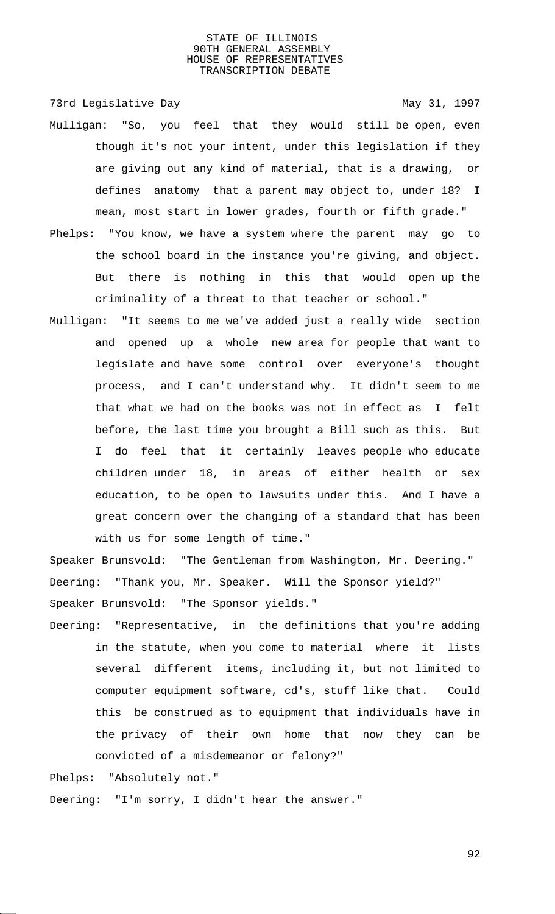Mulligan: "So, you feel that they would still be open, even though it's not your intent, under this legislation if they are giving out any kind of material, that is a drawing, or defines anatomy that a parent may object to, under 18? I mean, most start in lower grades, fourth or fifth grade."

Phelps: "You know, we have a system where the parent may go to the school board in the instance you're giving, and object. But there is nothing in this that would open up the criminality of a threat to that teacher or school."

Mulligan: "It seems to me we've added just a really wide section and opened up a whole new area for people that want to legislate and have some control over everyone's thought process, and I can't understand why. It didn't seem to me that what we had on the books was not in effect as I felt before, the last time you brought a Bill such as this. But I do feel that it certainly leaves people who educate children under 18, in areas of either health or sex education, to be open to lawsuits under this. And I have a great concern over the changing of a standard that has been with us for some length of time."

Speaker Brunsvold: "The Gentleman from Washington, Mr. Deering."

Deering: "Thank you, Mr. Speaker. Will the Sponsor yield?"

Speaker Brunsvold: "The Sponsor yields."

Deering: "Representative, in the definitions that you're adding in the statute, when you come to material where it lists several different items, including it, but not limited to computer equipment software, cd's, stuff like that. Could this be construed as to equipment that individuals have in the privacy of their own home that now they can be convicted of a misdemeanor or felony?"

Phelps: "Absolutely not."

Deering: "I'm sorry, I didn't hear the answer."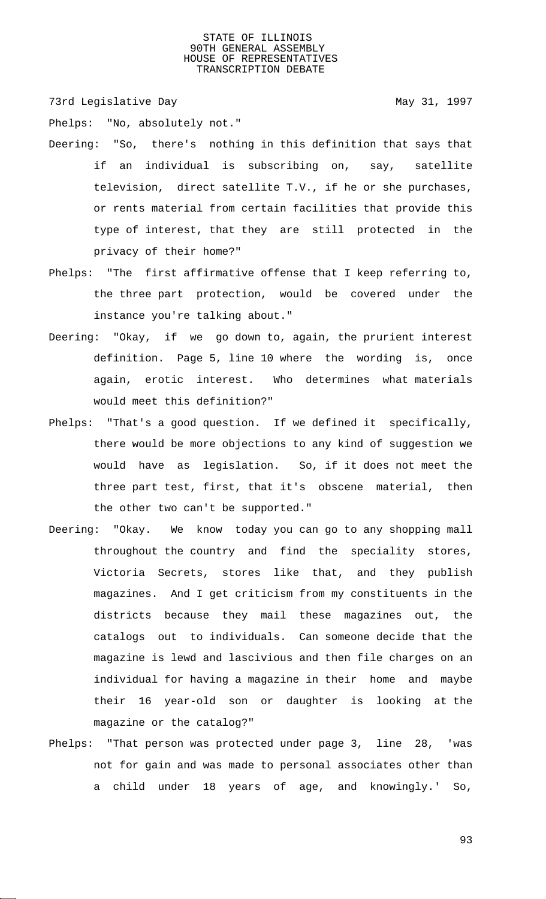Phelps: "No, absolutely not."

Deering: "So, there's nothing in this definition that says that if an individual is subscribing on, say, satellite television, direct satellite T.V., if he or she purchases, or rents material from certain facilities that provide this type of interest, that they are still protected in the privacy of their home?"

Phelps: "The first affirmative offense that I keep referring to, the three part protection, would be covered under the instance you're talking about."

Deering: "Okay, if we go down to, again, the prurient interest definition. Page 5, line 10 where the wording is, once again, erotic interest. Who determines what materials would meet this definition?"

Phelps: "That's a good question. If we defined it specifically, there would be more objections to any kind of suggestion we would have as legislation. So, if it does not meet the three part test, first, that it's obscene material, then the other two can't be supported."

Deering: "Okay. We know today you can go to any shopping mall throughout the country and find the speciality stores, Victoria Secrets, stores like that, and they publish magazines. And I get criticism from my constituents in the districts because they mail these magazines out, the catalogs out to individuals. Can someone decide that the magazine is lewd and lascivious and then file charges on an individual for having a magazine in their home and maybe their 16 year-old son or daughter is looking at the magazine or the catalog?"

Phelps: "That person was protected under page 3, line 28, 'was not for gain and was made to personal associates other than a child under 18 years of age, and knowingly.' So,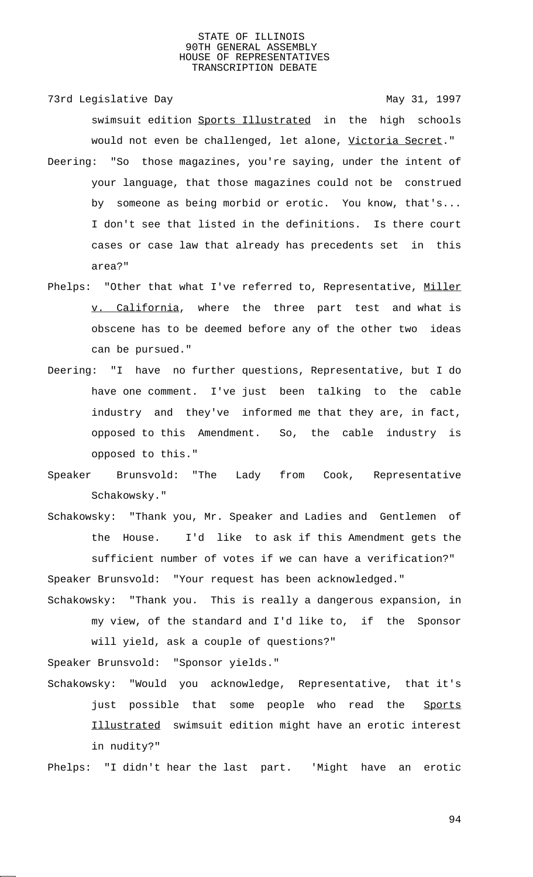swimsuit edition *Sports Illustrated* in the high schools would not even be challenged, let alone, *Victoria Secret*."

Deering: "So those magazines, you're saying, under the intent of your language, that those magazines could not be construed by someone as being morbid or erotic. You know, that's... I don't see that listed in the definitions. Is there court cases or case law that already has precedents set in this area?"

Phelps: "Other that what I've referred to, Representative, *Miller v. California*, where the three part test and what is obscene has to be deemed before any of the other two ideas can be pursued."

Deering: "I have no further questions, Representative, but I do have one comment. I've just been talking to the cable industry and they've informed me that they are, in fact, opposed to this Amendment. So, the cable industry is opposed to this."

Speaker Brunsvold: "The Lady from Cook, Representative Schakowsky."

Schakowsky: "Thank you, Mr. Speaker and Ladies and Gentlemen of the House. I'd like to ask if this Amendment gets the sufficient number of votes if we can have a verification?"

Speaker Brunsvold: "Your request has been acknowledged."

Schakowsky: "Thank you. This is really a dangerous expansion, in my view, of the standard and I'd like to, if the Sponsor will yield, ask a couple of questions?"

Speaker Brunsvold: "Sponsor yields."

Schakowsky: "Would you acknowledge, Representative, that it's just possible that some people who read the *Sports Illustrated* swimsuit edition might have an erotic interest in nudity?"

Phelps: "I didn't hear the last part. 'Might have an erotic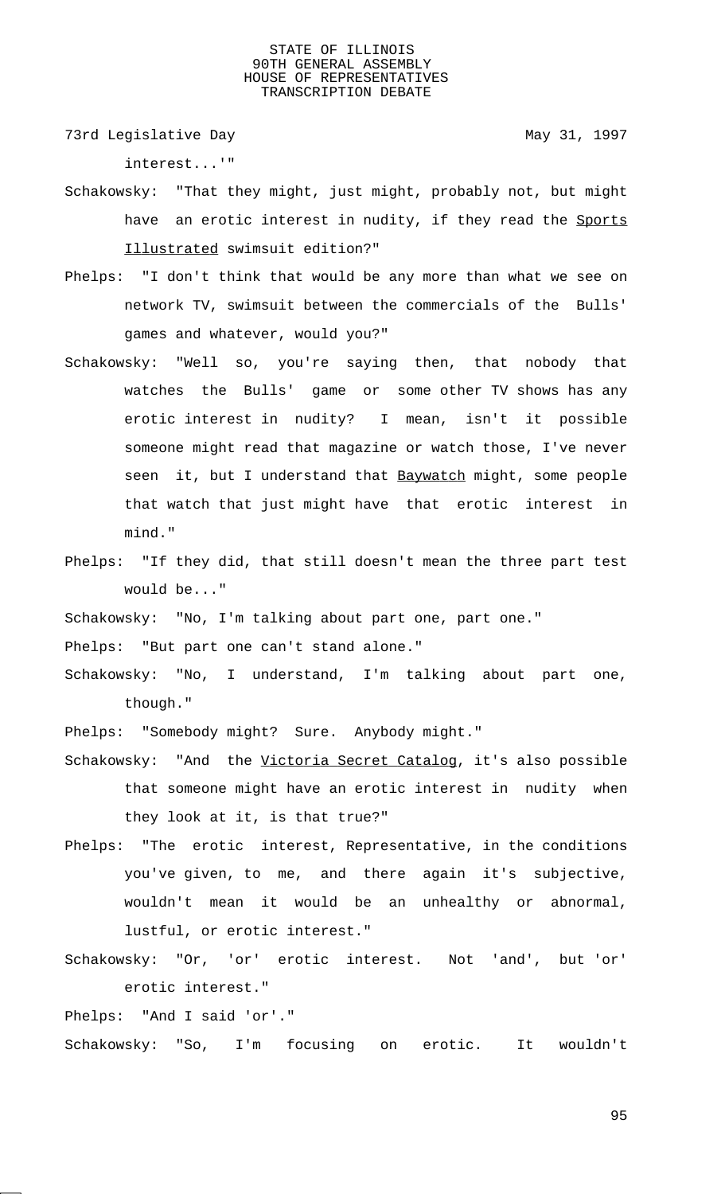interest...'"

Schakowsky: "That they might, just might, probably not, but might have an erotic interest in nudity, if they read the Sports Illustrated swimsuit edition?"

Phelps: "I don't think that would be any more than what we see on network TV, swimsuit between the commercials of the Bulls' games and whatever, would you?"

Schakowsky: "Well so, you're saying then, that nobody that watches the Bulls' game or some other TV shows has any erotic interest in nudity? I mean, isn't it possible someone might read that magazine or watch those, I've never seen it, but I understand that Baywatch might, some people that watch that just might have that erotic interest in mind."

Phelps: "If they did, that still doesn't mean the three part test would be..."

Schakowsky: "No, I'm talking about part one, part one."

Phelps: "But part one can't stand alone."

Schakowsky: "No, I understand, I'm talking about part one, though."

Phelps: "Somebody might? Sure. Anybody might."

Schakowsky: "And the Victoria Secret Catalog, it's also possible that someone might have an erotic interest in nudity when they look at it, is that true?"

Phelps: "The erotic interest, Representative, in the conditions you've given, to me, and there again it's subjective, wouldn't mean it would be an unhealthy or abnormal, lustful, or erotic interest."

Schakowsky: "Or, 'or' erotic interest. Not 'and', but 'or' erotic interest."

Phelps: "And I said 'or'."

Schakowsky: "So, I'm focusing on erotic. It wouldn't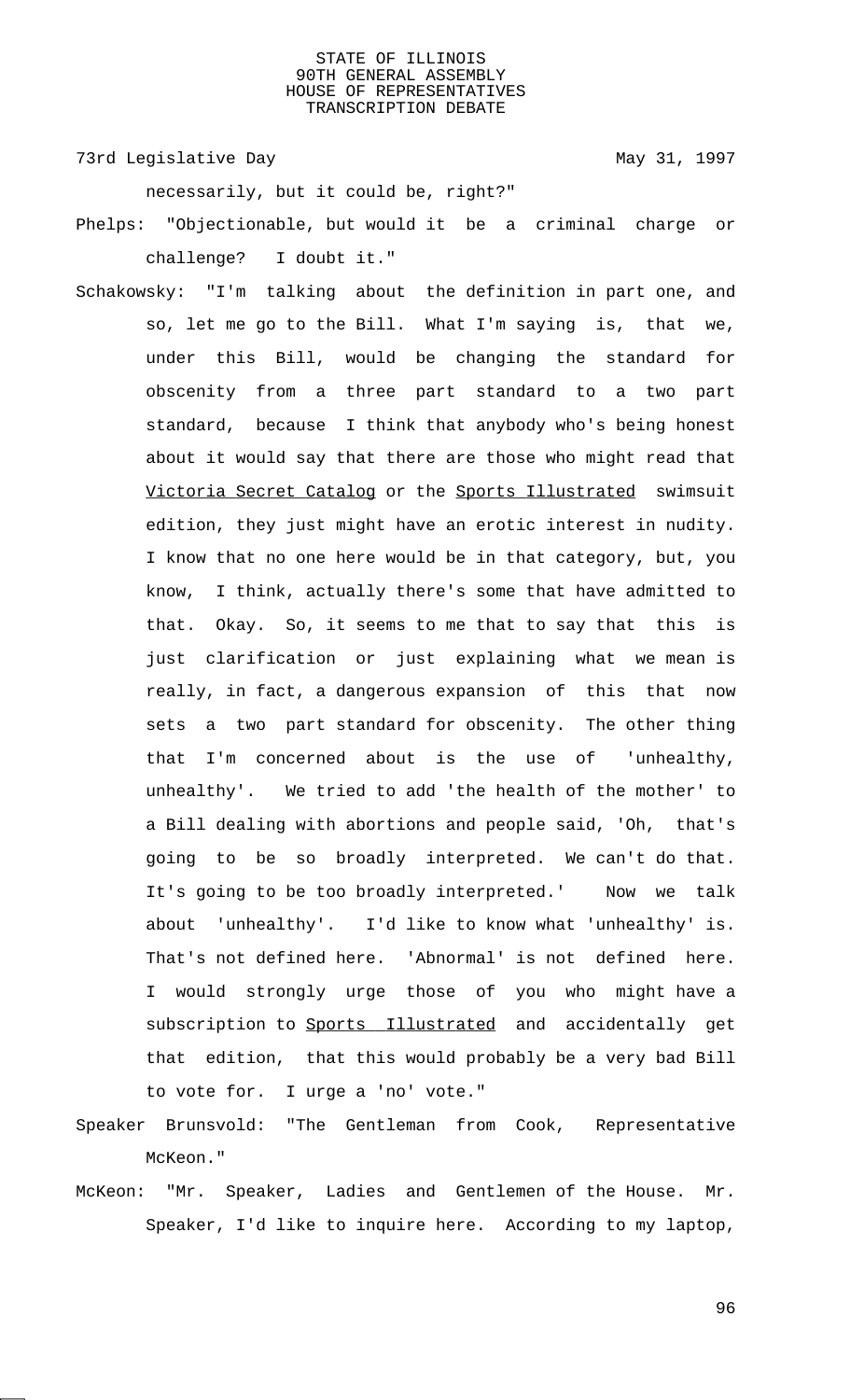necessarily, but it could be, right?"

Phelps: "Objectionable, but would it be a criminal charge or challenge? I doubt it."

Schakowsky: "I'm talking about the definition in part one, and so, let me go to the Bill. What I'm saying is, that we, under this Bill, would be changing the standard for obscenity from a three part standard to a two part standard, because I think that anybody who's being honest about it would say that there are those who might read that Victoria Secret Catalog or the Sports Illustrated swimsuit edition, they just might have an erotic interest in nudity. I know that no one here would be in that category, but, you know, I think, actually there's some that have admitted to that. Okay. So, it seems to me that to say that this is just clarification or just explaining what we mean is really, in fact, a dangerous expansion of this that now sets a two part standard for obscenity. The other thing that I'm concerned about is the use of 'unhealthy, unhealthy'. We tried to add 'the health of the mother' to a Bill dealing with abortions and people said, 'Oh, that's going to be so broadly interpreted. We can't do that. It's going to be too broadly interpreted.' Now we talk about 'unhealthy'. I'd like to know what 'unhealthy' is. That's not defined here. 'Abnormal' is not defined here. I would strongly urge those of you who might have a subscription to Sports Illustrated and accidentally get that edition, that this would probably be a very bad Bill to vote for. I urge a 'no' vote."

Speaker Brunsvold: "The Gentleman from Cook, Representative McKeon."

McKeon: "Mr. Speaker, Ladies and Gentlemen of the House. Mr. Speaker, I'd like to inquire here. According to my laptop,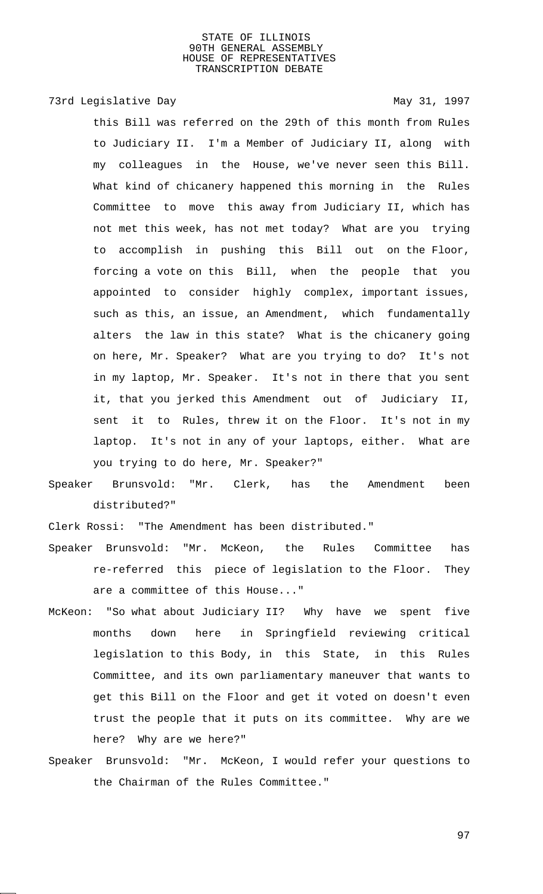this Bill was referred on the 29th of this month from Rules to Judiciary II. I'm a Member of Judiciary II, along with my colleagues in the House, we've never seen this Bill. What kind of chicanery happened this morning in the Rules Committee to move this away from Judiciary II, which has not met this week, has not met today? What are you trying to accomplish in pushing this Bill out on the Floor, forcing a vote on this Bill, when the people that you appointed to consider highly complex, important issues, such as this, an issue, an Amendment, which fundamentally alters the law in this state? What is the chicanery going on here, Mr. Speaker? What are you trying to do? It's not in my laptop, Mr. Speaker. It's not in there that you sent it, that you jerked this Amendment out of Judiciary II, sent it to Rules, threw it on the Floor. It's not in my laptop. It's not in any of your laptops, either. What are you trying to do here, Mr. Speaker?"

Speaker Brunsvold: "Mr. Clerk, has the Amendment been distributed?"

Clerk Rossi: "The Amendment has been distributed."

Speaker Brunsvold: "Mr. McKeon, the Rules Committee has re-referred this piece of legislation to the Floor. They are a committee of this House..."

McKeon: "So what about Judiciary II? Why have we spent five months down here in Springfield reviewing critical legislation to this Body, in this State, in this Rules Committee, and its own parliamentary maneuver that wants to get this Bill on the Floor and get it voted on doesn't even trust the people that it puts on its committee. Why are we here? Why are we here?"

Speaker Brunsvold: "Mr. McKeon, I would refer your questions to the Chairman of the Rules Committee."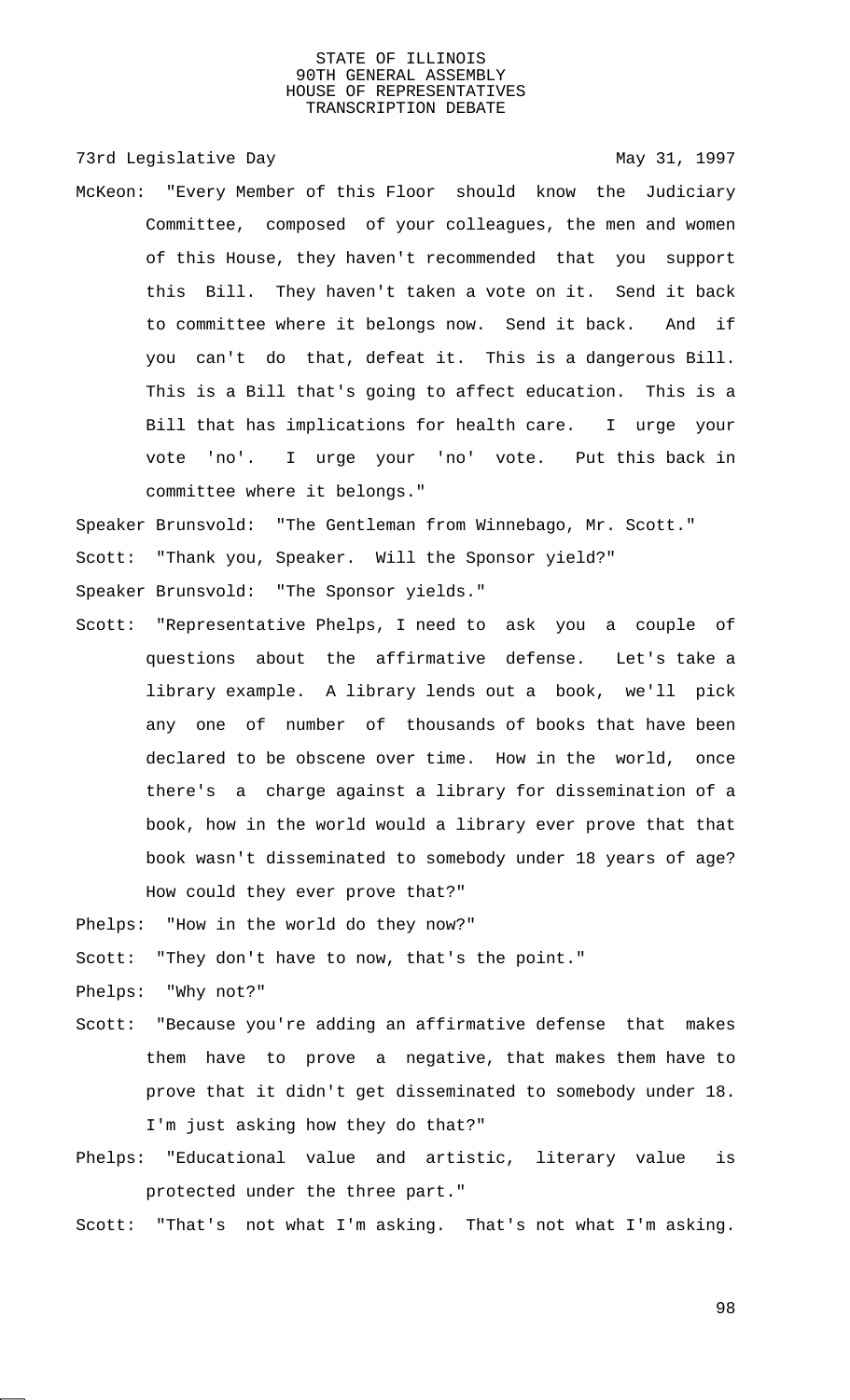McKeon: "Every Member of this Floor should know the Judiciary Committee, composed of your colleagues, the men and women of this House, they haven't recommended that you support this Bill. They haven't taken a vote on it. Send it back to committee where it belongs now. Send it back. And if you can't do that, defeat it. This is a dangerous Bill. This is a Bill that's going to affect education. This is a Bill that has implications for health care. I urge your vote 'no'. I urge your 'no' vote. Put this back in committee where it belongs."

Speaker Brunsvold: "The Gentleman from Winnebago, Mr. Scott."

Scott: "Thank you, Speaker. Will the Sponsor yield?"

Speaker Brunsvold: "The Sponsor yields."

Scott: "Representative Phelps, I need to ask you a couple of questions about the affirmative defense. Let's take a library example. A library lends out a book, we'll pick any one of number of thousands of books that have been declared to be obscene over time. How in the world, once there's a charge against a library for dissemination of a book, how in the world would a library ever prove that that book wasn't disseminated to somebody under 18 years of age? How could they ever prove that?"

Phelps: "How in the world do they now?"

Scott: "They don't have to now, that's the point."

Phelps: "Why not?"

Scott: "Because you're adding an affirmative defense that makes them have to prove a negative, that makes them have to prove that it didn't get disseminated to somebody under 18. I'm just asking how they do that?"

Phelps: "Educational value and artistic, literary value is protected under the three part."

Scott: "That's not what I'm asking. That's not what I'm asking.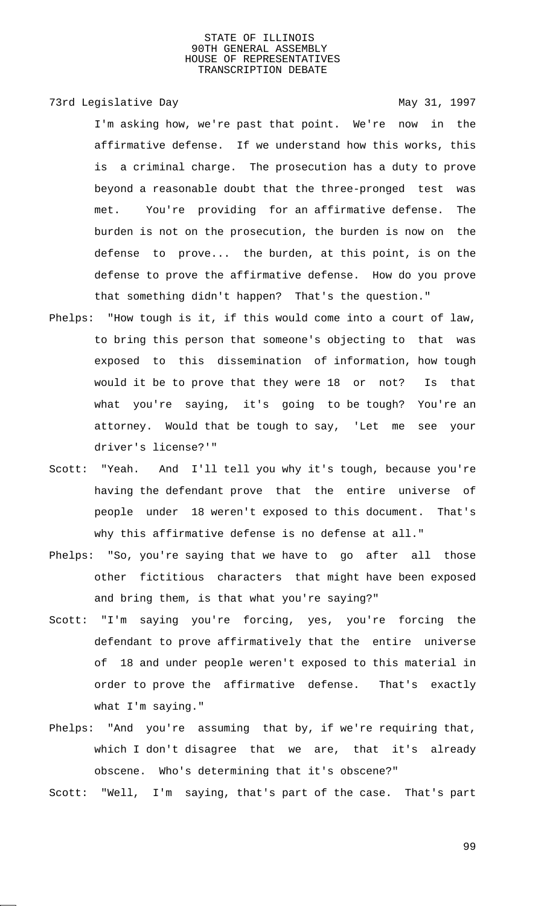I'm asking how, we're past that point. We're now in the affirmative defense. If we understand how this works, this is a criminal charge. The prosecution has a duty to prove beyond a reasonable doubt that the three-pronged test was met. You're providing for an affirmative defense. The burden is not on the prosecution, the burden is now on the defense to prove... the burden, at this point, is on the defense to prove the affirmative defense. How do you prove that something didn't happen? That's the question."

Phelps: "How tough is it, if this would come into a court of law, to bring this person that someone's objecting to that was exposed to this dissemination of information, how tough would it be to prove that they were 18 or not? Is that what you're saying, it's going to be tough? You're an attorney. Would that be tough to say, 'Let me see your driver's license?'"

Scott: "Yeah. And I'll tell you why it's tough, because you're having the defendant prove that the entire universe of people under 18 weren't exposed to this document. That's why this affirmative defense is no defense at all."

Phelps: "So, you're saying that we have to go after all those other fictitious characters that might have been exposed and bring them, is that what you're saying?"

Scott: "I'm saying you're forcing, yes, you're forcing the defendant to prove affirmatively that the entire universe of 18 and under people weren't exposed to this material in order to prove the affirmative defense. That's exactly what I'm saying."

Phelps: "And you're assuming that by, if we're requiring that, which I don't disagree that we are, that it's already obscene. Who's determining that it's obscene?"

Scott: "Well, I'm saying, that's part of the case. That's part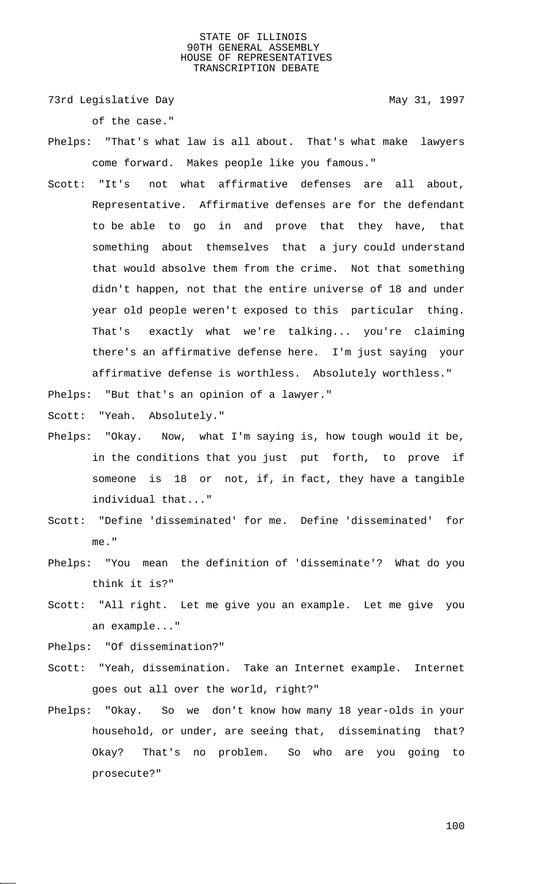of the case."

Phelps: "That's what law is all about. That's what make lawyers come forward. Makes people like you famous."

Scott: "It's not what affirmative defenses are all about, Representative. Affirmative defenses are for the defendant to be able to go in and prove that they have, that something about themselves that a jury could understand that would absolve them from the crime. Not that something didn't happen, not that the entire universe of 18 and under year old people weren't exposed to this particular thing. That's exactly what we're talking... you're claiming there's an affirmative defense here. I'm just saying your affirmative defense is worthless. Absolutely worthless."

Phelps: "But that's an opinion of a lawyer."

Scott: "Yeah. Absolutely."

Phelps: "Okay. Now, what I'm saying is, how tough would it be, in the conditions that you just put forth, to prove if someone is 18 or not, if, in fact, they have a tangible individual that..."

Scott: "Define 'disseminated' for me. Define 'disseminated' for me."

Phelps: "You mean the definition of 'disseminate'? What do you think it is?"

Scott: "All right. Let me give you an example. Let me give you an example..."

Phelps: "Of dissemination?"

Scott: "Yeah, dissemination. Take an Internet example. Internet goes out all over the world, right?"

Phelps: "Okay. So we don't know how many 18 year-olds in your household, or under, are seeing that, disseminating that? Okay? That's no problem. So who are you going to prosecute?"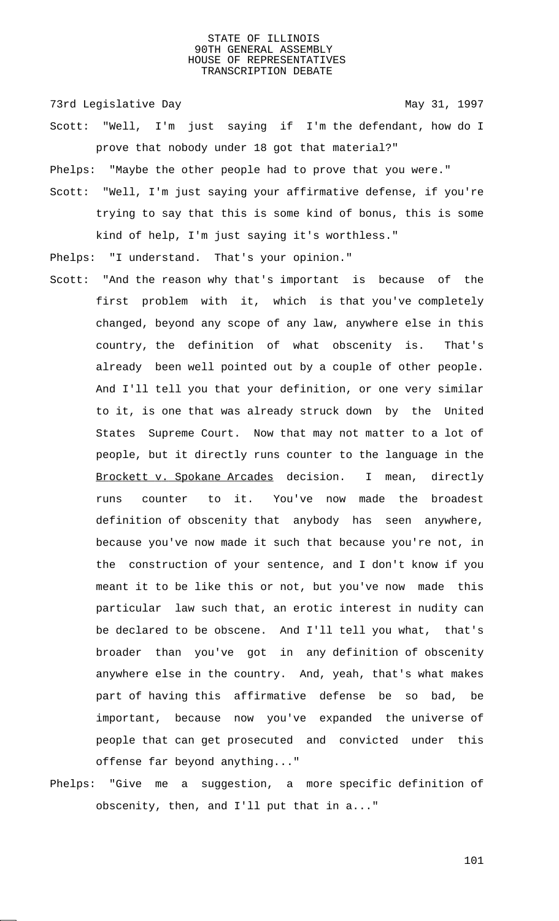Scott: "Well, I'm just saying if I'm the defendant, how do I prove that nobody under 18 got that material?"

Phelps: "Maybe the other people had to prove that you were."

Scott: "Well, I'm just saying your affirmative defense, if you're trying to say that this is some kind of bonus, this is some kind of help, I'm just saying it's worthless."

Phelps: "I understand. That's your opinion."

Scott: "And the reason why that's important is because of the first problem with it, which is that you've completely changed, beyond any scope of any law, anywhere else in this country, the definition of what obscenity is. That's already been well pointed out by a couple of other people. And I'll tell you that your definition, or one very similar to it, is one that was already struck down by the United States Supreme Court. Now that may not matter to a lot of people, but it directly runs counter to the language in the Brockett v. Spokane Arcades decision. I mean, directly runs counter to it. You've now made the broadest definition of obscenity that anybody has seen anywhere, because you've now made it such that because you're not, in the construction of your sentence, and I don't know if you meant it to be like this or not, but you've now made this particular law such that, an erotic interest in nudity can be declared to be obscene. And I'll tell you what, that's broader than you've got in any definition of obscenity anywhere else in the country. And, yeah, that's what makes part of having this affirmative defense be so bad, be important, because now you've expanded the universe of people that can get prosecuted and convicted under this offense far beyond anything..."

Phelps: "Give me a suggestion, a more specific definition of obscenity, then, and I'll put that in a..."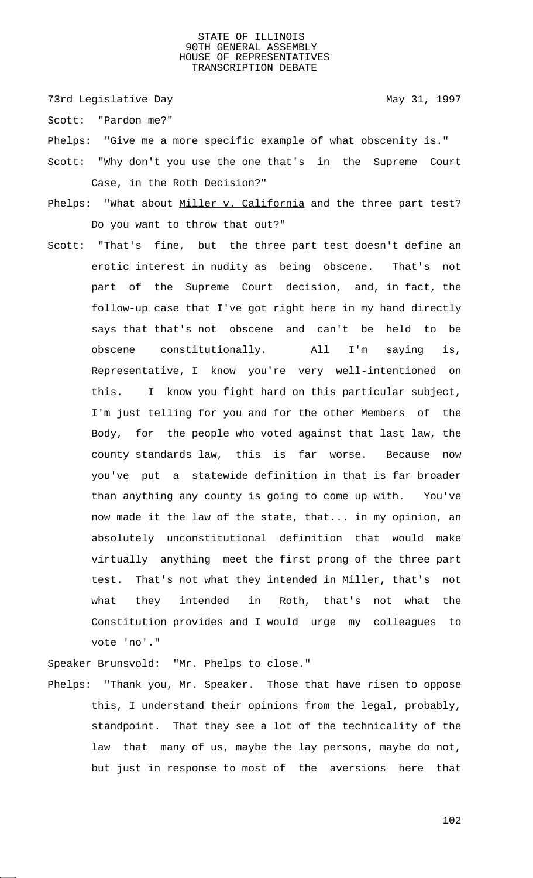Scott: "Pardon me?"

Phelps: "Give me a more specific example of what obscenity is."

Scott: "Why don't you use the one that's in the Supreme Court Case, in the Roth Decision?"

Phelps: "What about Miller v. California and the three part test? Do you want to throw that out?"

Scott: "That's fine, but the three part test doesn't define an erotic interest in nudity as being obscene. That's not part of the Supreme Court decision, and, in fact, the follow-up case that I've got right here in my hand directly says that that's not obscene and can't be held to be obscene constitutionally. All I'm saying is, Representative, I know you're very well-intentioned on this. I know you fight hard on this particular subject, I'm just telling for you and for the other Members of the Body, for the people who voted against that last law, the county standards law, this is far worse. Because now you've put a statewide definition in that is far broader than anything any county is going to come up with. You've now made it the law of the state, that... in my opinion, an absolutely unconstitutional definition that would make virtually anything meet the first prong of the three part test. That's not what they intended in Miller, that's not what they intended in Roth, that's not what the Constitution provides and I would urge my colleagues to vote 'no'."

Speaker Brunsvold: "Mr. Phelps to close."

Phelps: "Thank you, Mr. Speaker. Those that have risen to oppose this, I understand their opinions from the legal, probably, standpoint. That they see a lot of the technicality of the law that many of us, maybe the lay persons, maybe do not, but just in response to most of the aversions here that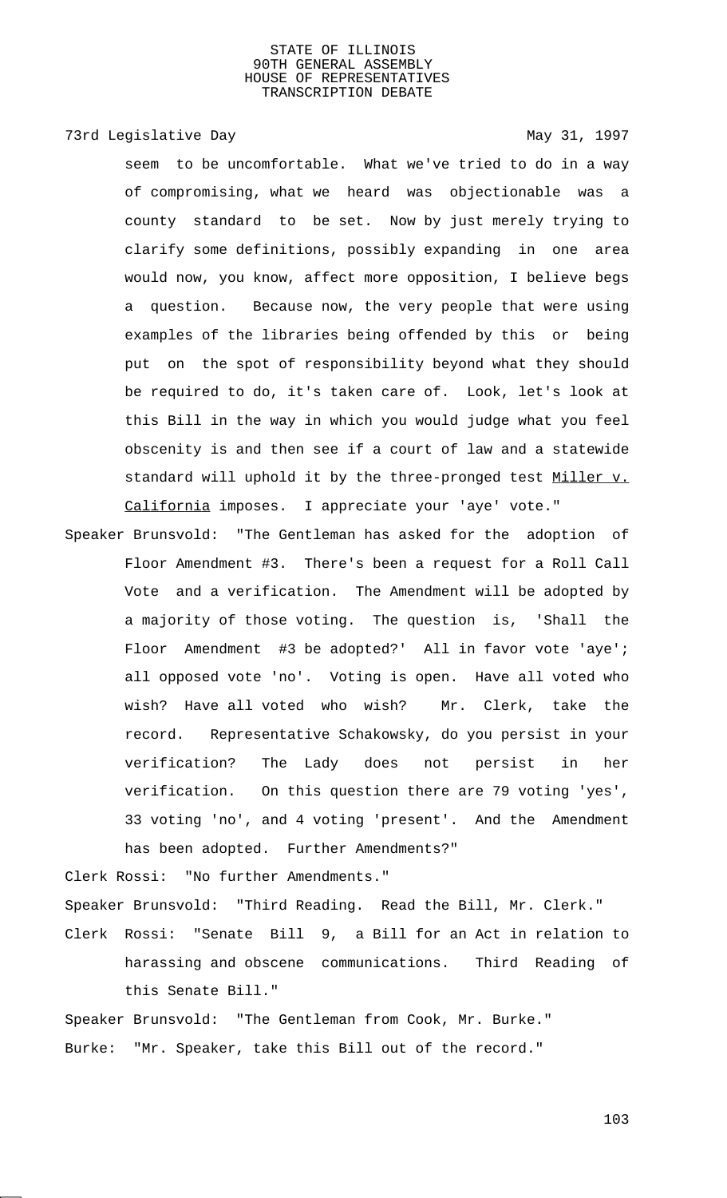seem to be uncomfortable. What we've tried to do in a way of compromising, what we heard was objectionable was a county standard to be set. Now by just merely trying to clarify some definitions, possibly expanding in one area would now, you know, affect more opposition, I believe begs a question. Because now, the very people that were using examples of the libraries being offended by this or being put on the spot of responsibility beyond what they should be required to do, it's taken care of. Look, let's look at this Bill in the way in which you would judge what you feel obscenity is and then see if a court of law and a statewide standard will uphold it by the three-pronged test Miller v. California imposes. I appreciate your 'aye' vote."

Speaker Brunsvold: "The Gentleman has asked for the adoption of Floor Amendment #3. There's been a request for a Roll Call Vote and a verification. The Amendment will be adopted by a majority of those voting. The question is, 'Shall the Floor Amendment #3 be adopted?' All in favor vote 'aye'; all opposed vote 'no'. Voting is open. Have all voted who wish? Have all voted who wish? Mr. Clerk, take the record. Representative Schakowsky, do you persist in your verification? The Lady does not persist in her verification. On this question there are 79 voting 'yes', 33 voting 'no', and 4 voting 'present'. And the Amendment has been adopted. Further Amendments?"

Clerk Rossi: "No further Amendments."

Speaker Brunsvold: "Third Reading. Read the Bill, Mr. Clerk."

Clerk Rossi: "Senate Bill 9, a Bill for an Act in relation to harassing and obscene communications. Third Reading of this Senate Bill."

Speaker Brunsvold: "The Gentleman from Cook, Mr. Burke."

Burke: "Mr. Speaker, take this Bill out of the record."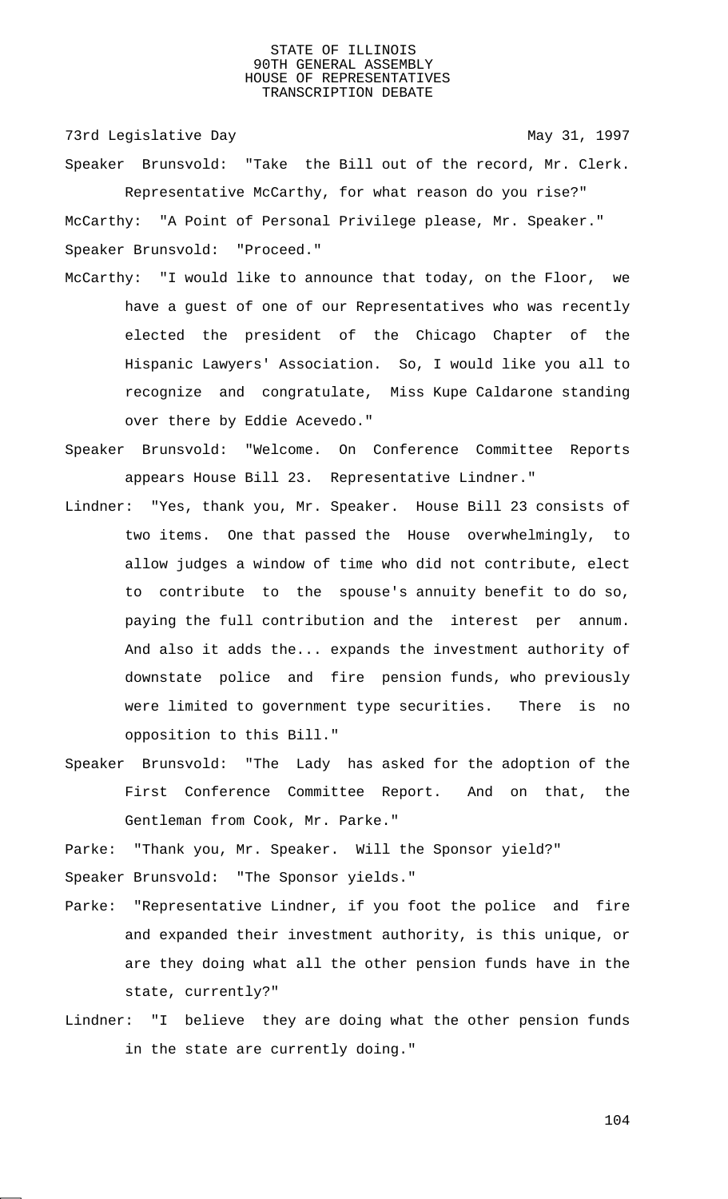Speaker Brunsvold: "Take the Bill out of the record, Mr. Clerk. Representative McCarthy, for what reason do you rise?"

McCarthy: "A Point of Personal Privilege please, Mr. Speaker."

Speaker Brunsvold: "Proceed."

McCarthy: "I would like to announce that today, on the Floor, we have a guest of one of our Representatives who was recently elected the president of the Chicago Chapter of the Hispanic Lawyers' Association. So, I would like you all to recognize and congratulate, Miss Kupe Caldarone standing over there by Eddie Acevedo."

Speaker Brunsvold: "Welcome. On Conference Committee Reports appears House Bill 23. Representative Lindner."

Lindner: "Yes, thank you, Mr. Speaker. House Bill 23 consists of two items. One that passed the House overwhelmingly, to allow judges a window of time who did not contribute, elect to contribute to the spouse's annuity benefit to do so, paying the full contribution and the interest per annum. And also it adds the... expands the investment authority of downstate police and fire pension funds, who previously were limited to government type securities. There is no opposition to this Bill."

Speaker Brunsvold: "The Lady has asked for the adoption of the First Conference Committee Report. And on that, the Gentleman from Cook, Mr. Parke."

Parke: "Thank you, Mr. Speaker. Will the Sponsor yield?"

Speaker Brunsvold: "The Sponsor yields."

Parke: "Representative Lindner, if you foot the police and fire and expanded their investment authority, is this unique, or are they doing what all the other pension funds have in the state, currently?"

Lindner: "I believe they are doing what the other pension funds in the state are currently doing."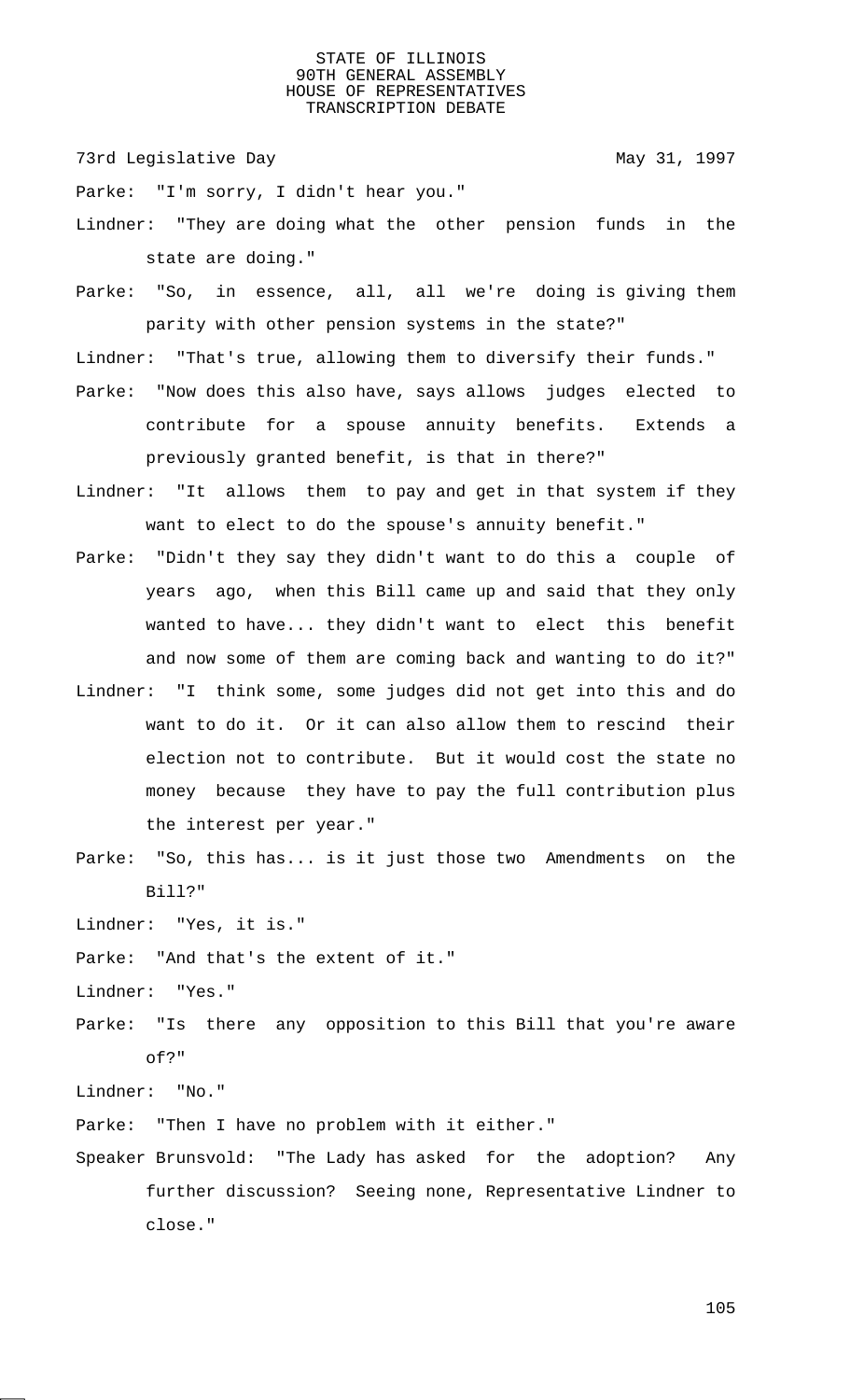Parke: "I'm sorry, I didn't hear you."

Lindner: "They are doing what the other pension funds in the state are doing."

Parke: "So, in essence, all, all we're doing is giving them parity with other pension systems in the state?"

Lindner: "That's true, allowing them to diversify their funds."

Parke: "Now does this also have, says allows judges elected to contribute for a spouse annuity benefits. Extends a previously granted benefit, is that in there?"

Lindner: "It allows them to pay and get in that system if they want to elect to do the spouse's annuity benefit."

Parke: "Didn't they say they didn't want to do this a couple of years ago, when this Bill came up and said that they only wanted to have... they didn't want to elect this benefit and now some of them are coming back and wanting to do it?"

Lindner: "I think some, some judges did not get into this and do want to do it. Or it can also allow them to rescind their election not to contribute. But it would cost the state no money because they have to pay the full contribution plus the interest per year."

Parke: "So, this has... is it just those two Amendments on the Bill?"

Lindner: "Yes, it is."

Parke: "And that's the extent of it."

Lindner: "Yes."

Parke: "Is there any opposition to this Bill that you're aware of?"

Lindner: "No."

Parke: "Then I have no problem with it either."

Speaker Brunsvold: "The Lady has asked for the adoption? Any further discussion? Seeing none, Representative Lindner to close."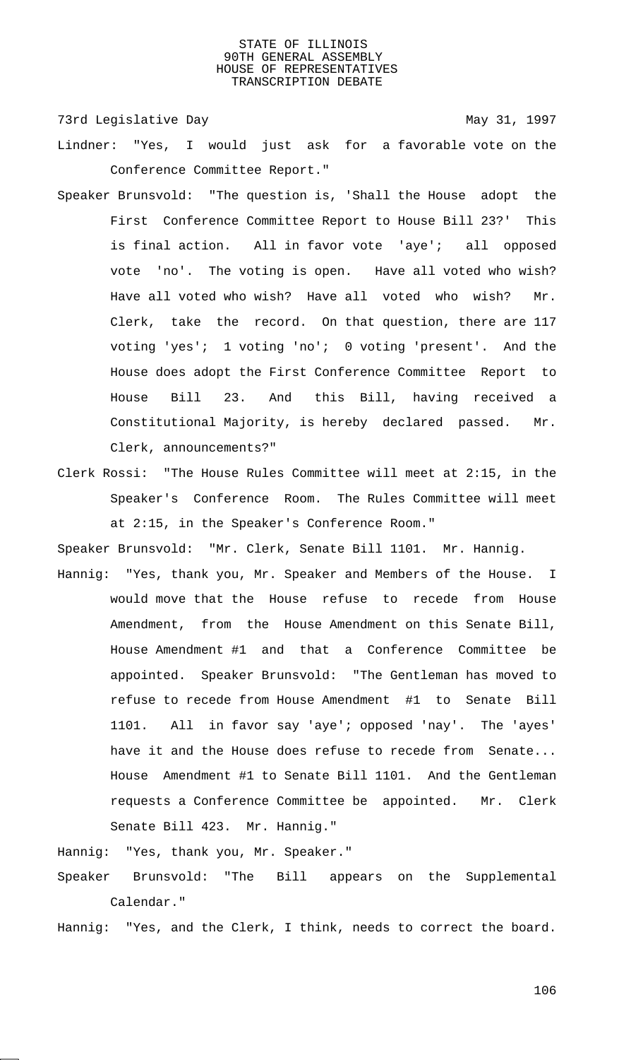Lindner: "Yes, I would just ask for a favorable vote on the Conference Committee Report."

Speaker Brunsvold: "The question is, 'Shall the House adopt the First Conference Committee Report to House Bill 23?' This is final action. All in favor vote 'aye'; all opposed vote 'no'. The voting is open. Have all voted who wish? Have all voted who wish? Have all voted who wish? Mr. Clerk, take the record. On that question, there are 117 voting 'yes'; 1 voting 'no'; 0 voting 'present'. And the House does adopt the First Conference Committee Report to House Bill 23. And this Bill, having received a Constitutional Majority, is hereby declared passed. Mr. Clerk, announcements?"

Clerk Rossi: "The House Rules Committee will meet at 2:15, in the Speaker's Conference Room. The Rules Committee will meet at 2:15, in the Speaker's Conference Room."

Speaker Brunsvold: "Mr. Clerk, Senate Bill 1101. Mr. Hannig.

Hannig: "Yes, thank you, Mr. Speaker and Members of the House. I would move that the House refuse to recede from House Amendment, from the House Amendment on this Senate Bill, House Amendment #1 and that a Conference Committee be appointed. Speaker Brunsvold: "The Gentleman has moved to refuse to recede from House Amendment #1 to Senate Bill 1101. All in favor say 'aye'; opposed 'nay'. The 'ayes' have it and the House does refuse to recede from Senate... House Amendment #1 to Senate Bill 1101. And the Gentleman requests a Conference Committee be appointed. Mr. Clerk Senate Bill 423. Mr. Hannig."

Hannig: "Yes, thank you, Mr. Speaker."

Speaker Brunsvold: "The Bill appears on the Supplemental Calendar."

Hannig: "Yes, and the Clerk, I think, needs to correct the board.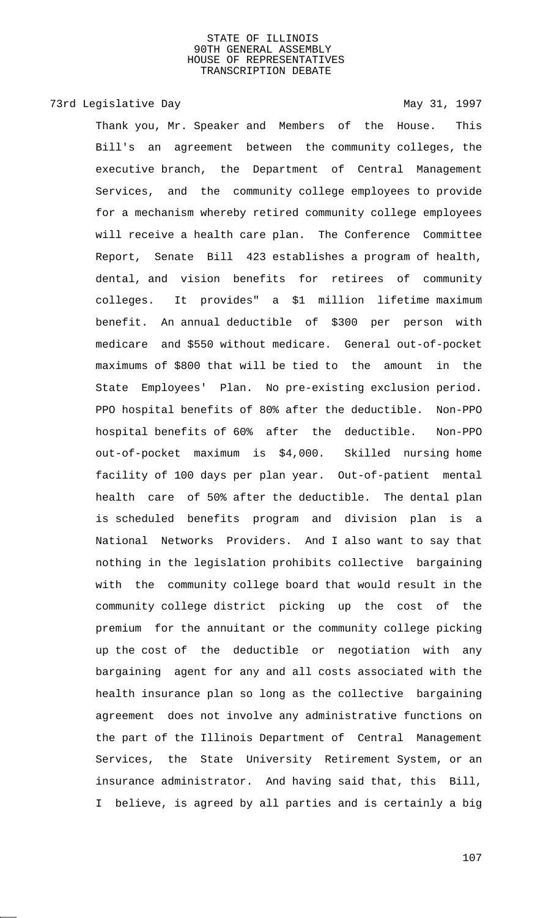Thank you, Mr. Speaker and Members of the House. This Bill's an agreement between the community colleges, the executive branch, the Department of Central Management Services, and the community college employees to provide for a mechanism whereby retired community college employees will receive a health care plan. The Conference Committee Report, Senate Bill 423 establishes a program of health, dental, and vision benefits for retirees of community colleges. It provides" a $1 million lifetime maximum benefit. An annual deductible of $300 per person with medicare and $550 without medicare. General out-of-pocket maximums of $800 that will be tied to the amount in the State Employees' Plan. No pre-existing exclusion period. PPO hospital benefits of 80% after the deductible. Non-PPO hospital benefits of 60% after the deductible. Non-PPO out-of-pocket maximum is $4,000. Skilled nursing home facility of 100 days per plan year. Out-of-patient mental health care of 50% after the deductible. The dental plan is scheduled benefits program and division plan is a National Networks Providers. And I also want to say that nothing in the legislation prohibits collective bargaining with the community college board that would result in the community college district picking up the cost of the premium for the annuitant or the community college picking up the cost of the deductible or negotiation with any bargaining agent for any and all costs associated with the health insurance plan so long as the collective bargaining agreement does not involve any administrative functions on the part of the Illinois Department of Central Management Services, the State University Retirement System, or an insurance administrator. And having said that, this Bill, I believe, is agreed by all parties and is certainly a big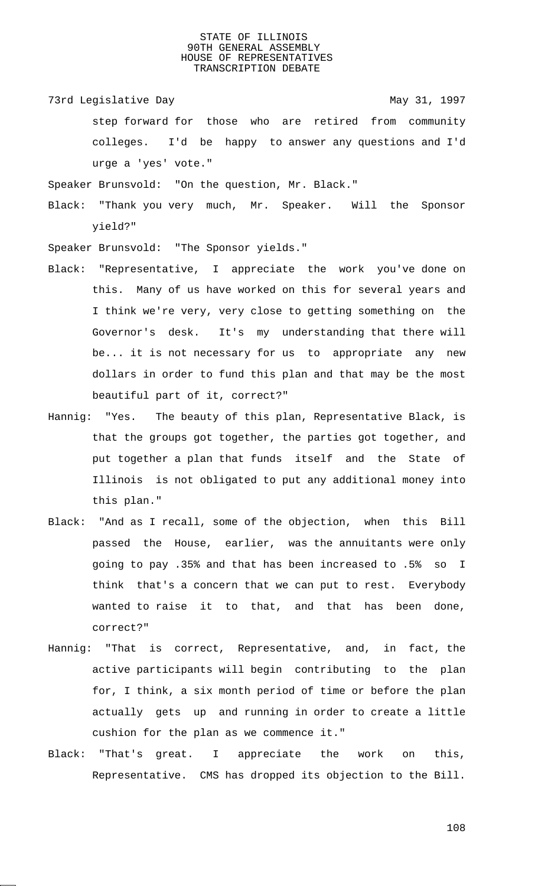step forward for those who are retired from community colleges. I'd be happy to answer any questions and I'd urge a 'yes' vote."

Speaker Brunsvold: "On the question, Mr. Black."

Black: "Thank you very much, Mr. Speaker. Will the Sponsor yield?"

Speaker Brunsvold: "The Sponsor yields."

Black: "Representative, I appreciate the work you've done on this. Many of us have worked on this for several years and I think we're very, very close to getting something on the Governor's desk. It's my understanding that there will be... it is not necessary for us to appropriate any new dollars in order to fund this plan and that may be the most beautiful part of it, correct?"

Hannig: "Yes. The beauty of this plan, Representative Black, is that the groups got together, the parties got together, and put together a plan that funds itself and the State of Illinois is not obligated to put any additional money into this plan."

Black: "And as I recall, some of the objection, when this Bill passed the House, earlier, was the annuitants were only going to pay .35% and that has been increased to .5% so I think that's a concern that we can put to rest. Everybody wanted to raise it to that, and that has been done, correct?"

Hannig: "That is correct, Representative, and, in fact, the active participants will begin contributing to the plan for, I think, a six month period of time or before the plan actually gets up and running in order to create a little cushion for the plan as we commence it."

Black: "That's great. I appreciate the work on this, Representative. CMS has dropped its objection to the Bill.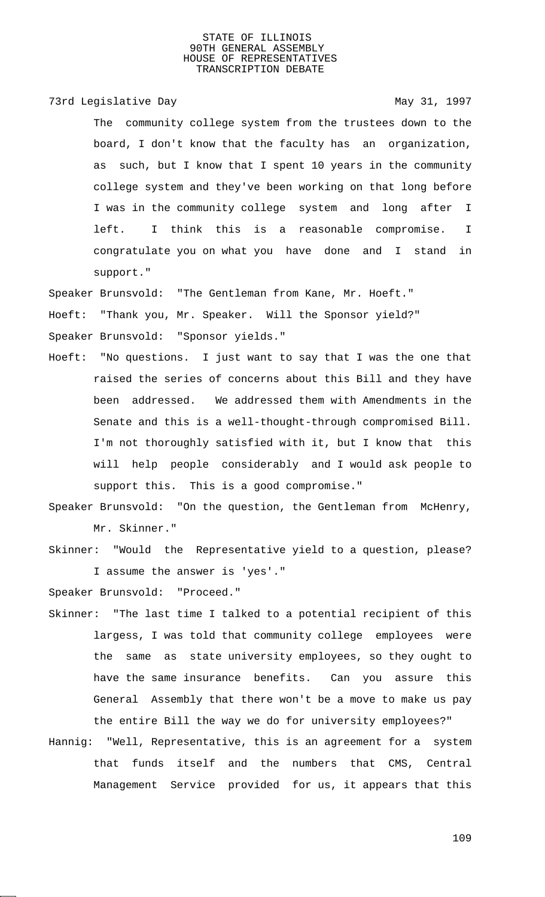The community college system from the trustees down to the board, I don't know that the faculty has an organization, as such, but I know that I spent 10 years in the community college system and they've been working on that long before I was in the community college system and long after I left. I think this is a reasonable compromise. I congratulate you on what you have done and I stand in support."

Speaker Brunsvold: "The Gentleman from Kane, Mr. Hoeft."

Hoeft: "Thank you, Mr. Speaker. Will the Sponsor yield?"

Speaker Brunsvold: "Sponsor yields."

Hoeft: "No questions. I just want to say that I was the one that raised the series of concerns about this Bill and they have been addressed. We addressed them with Amendments in the Senate and this is a well-thought-through compromised Bill. I'm not thoroughly satisfied with it, but I know that this will help people considerably and I would ask people to support this. This is a good compromise."

Speaker Brunsvold: "On the question, the Gentleman from McHenry, Mr. Skinner."

Skinner: "Would the Representative yield to a question, please? I assume the answer is 'yes'."

Speaker Brunsvold: "Proceed."

Skinner: "The last time I talked to a potential recipient of this largess, I was told that community college employees were the same as state university employees, so they ought to have the same insurance benefits. Can you assure this General Assembly that there won't be a move to make us pay the entire Bill the way we do for university employees?"

Hannig: "Well, Representative, this is an agreement for a system that funds itself and the numbers that CMS, Central Management Service provided for us, it appears that this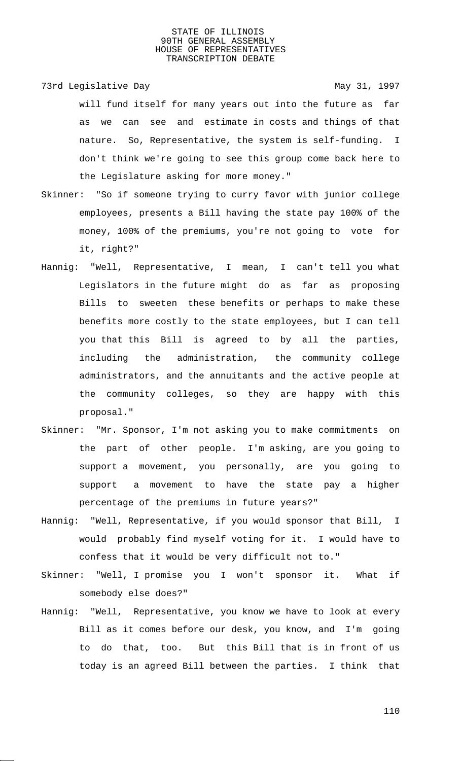will fund itself for many years out into the future as far as we can see and estimate in costs and things of that nature. So, Representative, the system is self-funding. I don't think we're going to see this group come back here to the Legislature asking for more money."

Skinner: "So if someone trying to curry favor with junior college employees, presents a Bill having the state pay 100% of the money, 100% of the premiums, you're not going to vote for it, right?"

Hannig: "Well, Representative, I mean, I can't tell you what Legislators in the future might do as far as proposing Bills to sweeten these benefits or perhaps to make these benefits more costly to the state employees, but I can tell you that this Bill is agreed to by all the parties, including the administration, the community college administrators, and the annuitants and the active people at the community colleges, so they are happy with this proposal."

Skinner: "Mr. Sponsor, I'm not asking you to make commitments on the part of other people. I'm asking, are you going to support a movement, you personally, are you going to support a movement to have the state pay a higher percentage of the premiums in future years?"

Hannig: "Well, Representative, if you would sponsor that Bill, I would probably find myself voting for it. I would have to confess that it would be very difficult not to."

Skinner: "Well, I promise you I won't sponsor it. What if somebody else does?"

Hannig: "Well, Representative, you know we have to look at every Bill as it comes before our desk, you know, and I'm going to do that, too. But this Bill that is in front of us today is an agreed Bill between the parties. I think that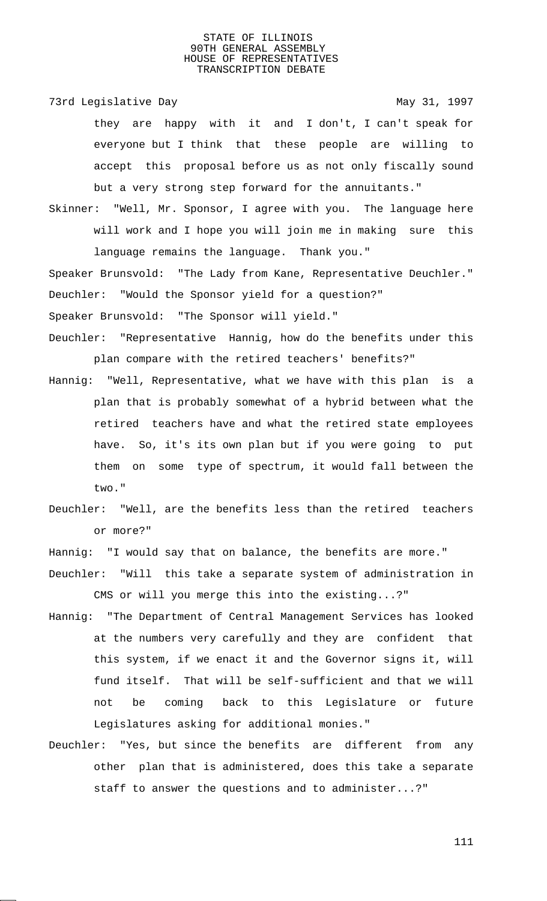they are happy with it and I don't, I can't speak for everyone but I think that these people are willing to accept this proposal before us as not only fiscally sound but a very strong step forward for the annuitants."

Skinner: "Well, Mr. Sponsor, I agree with you. The language here will work and I hope you will join me in making sure this language remains the language. Thank you."

Speaker Brunsvold: "The Lady from Kane, Representative Deuchler."

Deuchler: "Would the Sponsor yield for a question?"

Speaker Brunsvold: "The Sponsor will yield."

Deuchler: "Representative Hannig, how do the benefits under this plan compare with the retired teachers' benefits?"

Hannig: "Well, Representative, what we have with this plan is a plan that is probably somewhat of a hybrid between what the retired teachers have and what the retired state employees have. So, it's its own plan but if you were going to put them on some type of spectrum, it would fall between the two."

Deuchler: "Well, are the benefits less than the retired teachers or more?"

Hannig: "I would say that on balance, the benefits are more."

Deuchler: "Will this take a separate system of administration in CMS or will you merge this into the existing...?"

Hannig: "The Department of Central Management Services has looked at the numbers very carefully and they are confident that this system, if we enact it and the Governor signs it, will fund itself. That will be self-sufficient and that we will not be coming back to this Legislature or future Legislatures asking for additional monies."

Deuchler: "Yes, but since the benefits are different from any other plan that is administered, does this take a separate staff to answer the questions and to administer...?"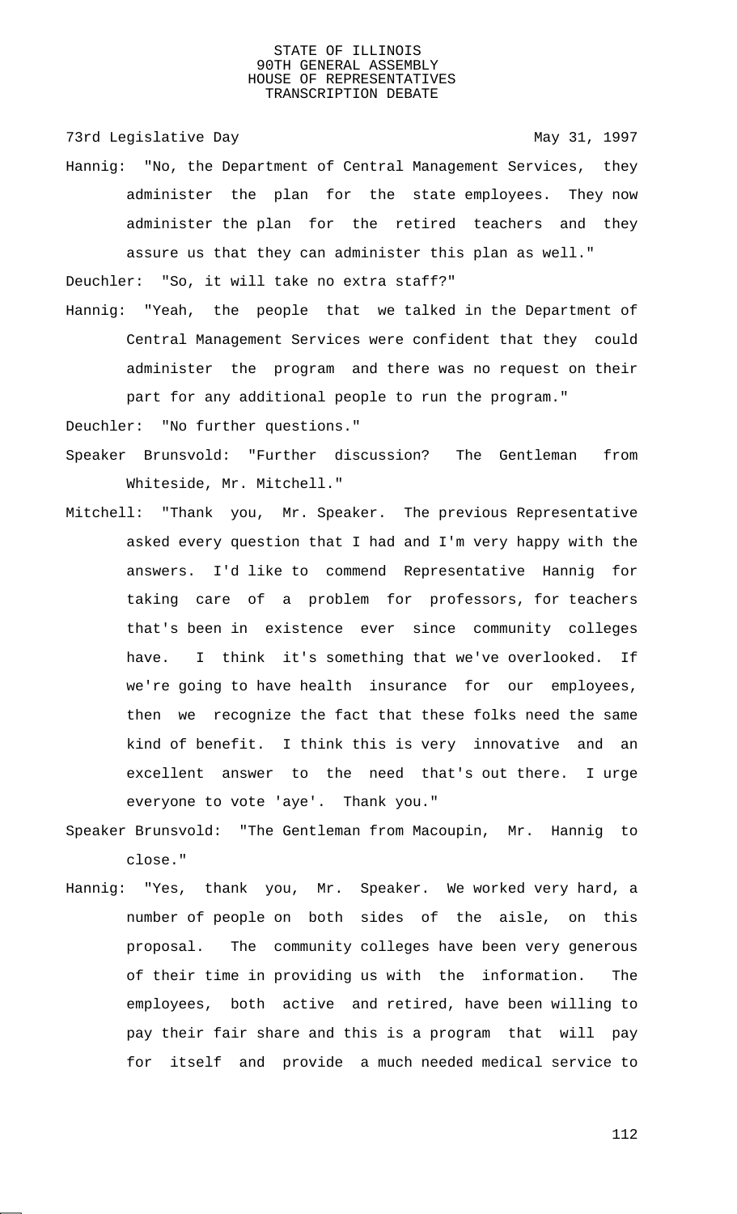Hannig: "No, the Department of Central Management Services, they administer the plan for the state employees. They now administer the plan for the retired teachers and they assure us that they can administer this plan as well."

Deuchler: "So, it will take no extra staff?"

Hannig: "Yeah, the people that we talked in the Department of Central Management Services were confident that they could administer the program and there was no request on their part for any additional people to run the program."

Deuchler: "No further questions."

Speaker Brunsvold: "Further discussion? The Gentleman from Whiteside, Mr. Mitchell."

Mitchell: "Thank you, Mr. Speaker. The previous Representative asked every question that I had and I'm very happy with the answers. I'd like to commend Representative Hannig for taking care of a problem for professors, for teachers that's been in existence ever since community colleges have. I think it's something that we've overlooked. If we're going to have health insurance for our employees, then we recognize the fact that these folks need the same kind of benefit. I think this is very innovative and an excellent answer to the need that's out there. I urge everyone to vote 'aye'. Thank you."

Speaker Brunsvold: "The Gentleman from Macoupin, Mr. Hannig to close."

Hannig: "Yes, thank you, Mr. Speaker. We worked very hard, a number of people on both sides of the aisle, on this proposal. The community colleges have been very generous of their time in providing us with the information. The employees, both active and retired, have been willing to pay their fair share and this is a program that will pay for itself and provide a much needed medical service to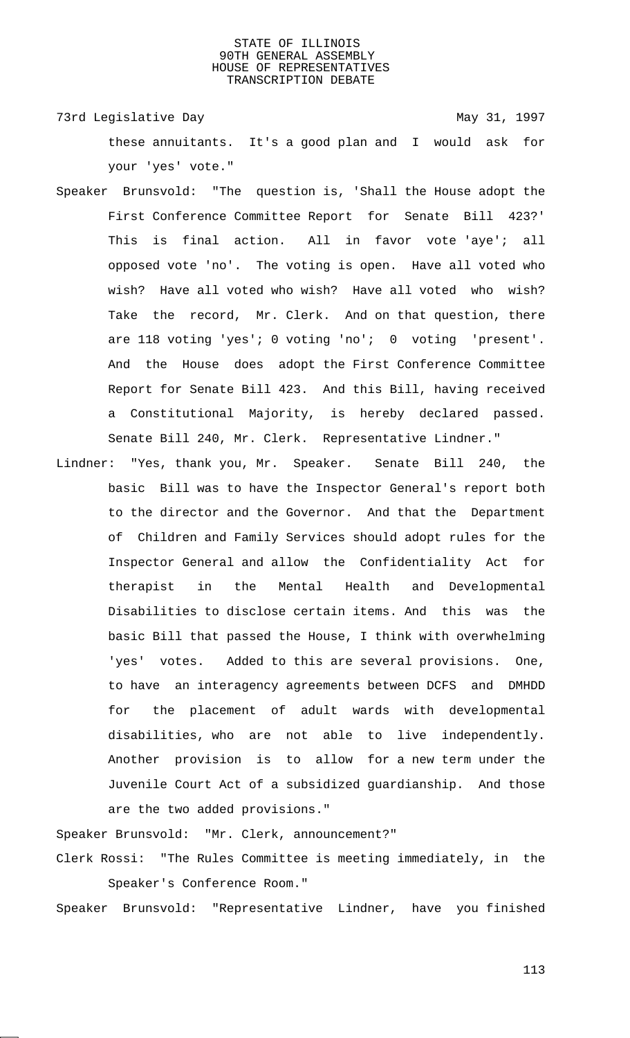these annuitants. It's a good plan and I would ask for your 'yes' vote."

Speaker Brunsvold: "The question is, 'Shall the House adopt the First Conference Committee Report for Senate Bill 423?' This is final action. All in favor vote 'aye'; all opposed vote 'no'. The voting is open. Have all voted who wish? Have all voted who wish? Have all voted who wish? Take the record, Mr. Clerk. And on that question, there are 118 voting 'yes'; 0 voting 'no'; 0 voting 'present'. And the House does adopt the First Conference Committee Report for Senate Bill 423. And this Bill, having received a Constitutional Majority, is hereby declared passed. Senate Bill 240, Mr. Clerk. Representative Lindner."

Lindner: "Yes, thank you, Mr. Speaker. Senate Bill 240, the basic Bill was to have the Inspector General's report both to the director and the Governor. And that the Department of Children and Family Services should adopt rules for the Inspector General and allow the Confidentiality Act for therapist in the Mental Health and Developmental Disabilities to disclose certain items. And this was the basic Bill that passed the House, I think with overwhelming 'yes' votes. Added to this are several provisions. One, to have an interagency agreements between DCFS and DMHDD for the placement of adult wards with developmental disabilities, who are not able to live independently. Another provision is to allow for a new term under the Juvenile Court Act of a subsidized guardianship. And those are the two added provisions."

Speaker Brunsvold: "Mr. Clerk, announcement?"

Clerk Rossi: "The Rules Committee is meeting immediately, in the Speaker's Conference Room."

Speaker Brunsvold: "Representative Lindner, have you finished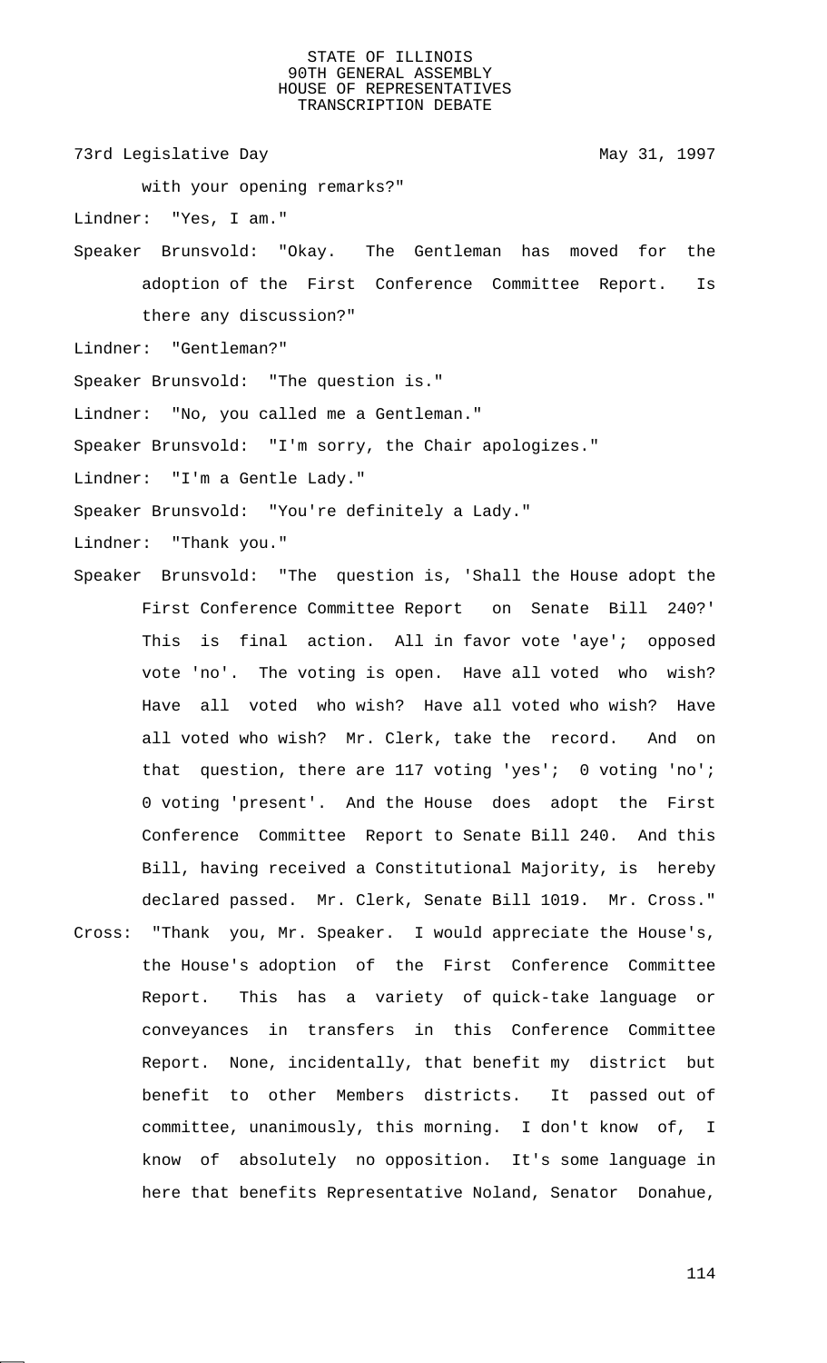with your opening remarks?"

Lindner: "Yes, I am."

Speaker Brunsvold: "Okay. The Gentleman has moved for the adoption of the First Conference Committee Report. Is there any discussion?"

Lindner: "Gentleman?"

Speaker Brunsvold: "The question is."

Lindner: "No, you called me a Gentleman."

Speaker Brunsvold: "I'm sorry, the Chair apologizes."

Lindner: "I'm a Gentle Lady."

Speaker Brunsvold: "You're definitely a Lady."

Lindner: "Thank you."

Speaker Brunsvold: "The question is, 'Shall the House adopt the First Conference Committee Report on Senate Bill 240?' This is final action. All in favor vote 'aye'; opposed vote 'no'. The voting is open. Have all voted who wish? Have all voted who wish? Have all voted who wish? Have all voted who wish? Mr. Clerk, take the record. And on that question, there are 117 voting 'yes'; 0 voting 'no'; 0 voting 'present'. And the House does adopt the First Conference Committee Report to Senate Bill 240. And this Bill, having received a Constitutional Majority, is hereby declared passed. Mr. Clerk, Senate Bill 1019. Mr. Cross."

Cross: "Thank you, Mr. Speaker. I would appreciate the House's, the House's adoption of the First Conference Committee Report. This has a variety of quick-take language or conveyances in transfers in this Conference Committee Report. None, incidentally, that benefit my district but benefit to other Members districts. It passed out of committee, unanimously, this morning. I don't know of, I know of absolutely no opposition. It's some language in here that benefits Representative Noland, Senator Donahue,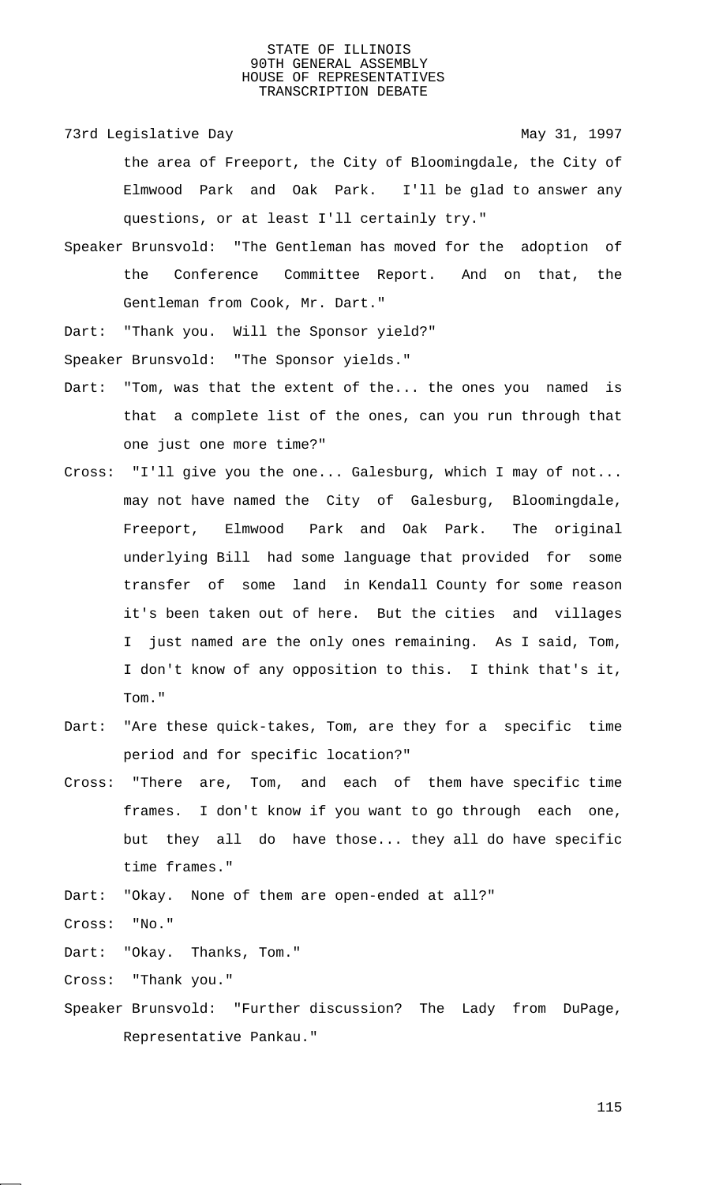the area of Freeport, the City of Bloomingdale, the City of Elmwood Park and Oak Park. I'll be glad to answer any questions, or at least I'll certainly try."

Speaker Brunsvold: "The Gentleman has moved for the adoption of the Conference Committee Report. And on that, the Gentleman from Cook, Mr. Dart."

Dart: "Thank you. Will the Sponsor yield?"

Speaker Brunsvold: "The Sponsor yields."

Dart: "Tom, was that the extent of the... the ones you named is that a complete list of the ones, can you run through that one just one more time?"

Cross: "I'll give you the one... Galesburg, which I may of not... may not have named the City of Galesburg, Bloomingdale, Freeport, Elmwood Park and Oak Park. The original underlying Bill had some language that provided for some transfer of some land in Kendall County for some reason it's been taken out of here. But the cities and villages I just named are the only ones remaining. As I said, Tom, I don't know of any opposition to this. I think that's it, Tom."

Dart: "Are these quick-takes, Tom, are they for a specific time period and for specific location?"

Cross: "There are, Tom, and each of them have specific time frames. I don't know if you want to go through each one, but they all do have those... they all do have specific time frames."

Dart: "Okay. None of them are open-ended at all?"

Cross: "No."

Dart: "Okay. Thanks, Tom."

Cross: "Thank you."

Speaker Brunsvold: "Further discussion? The Lady from DuPage, Representative Pankau."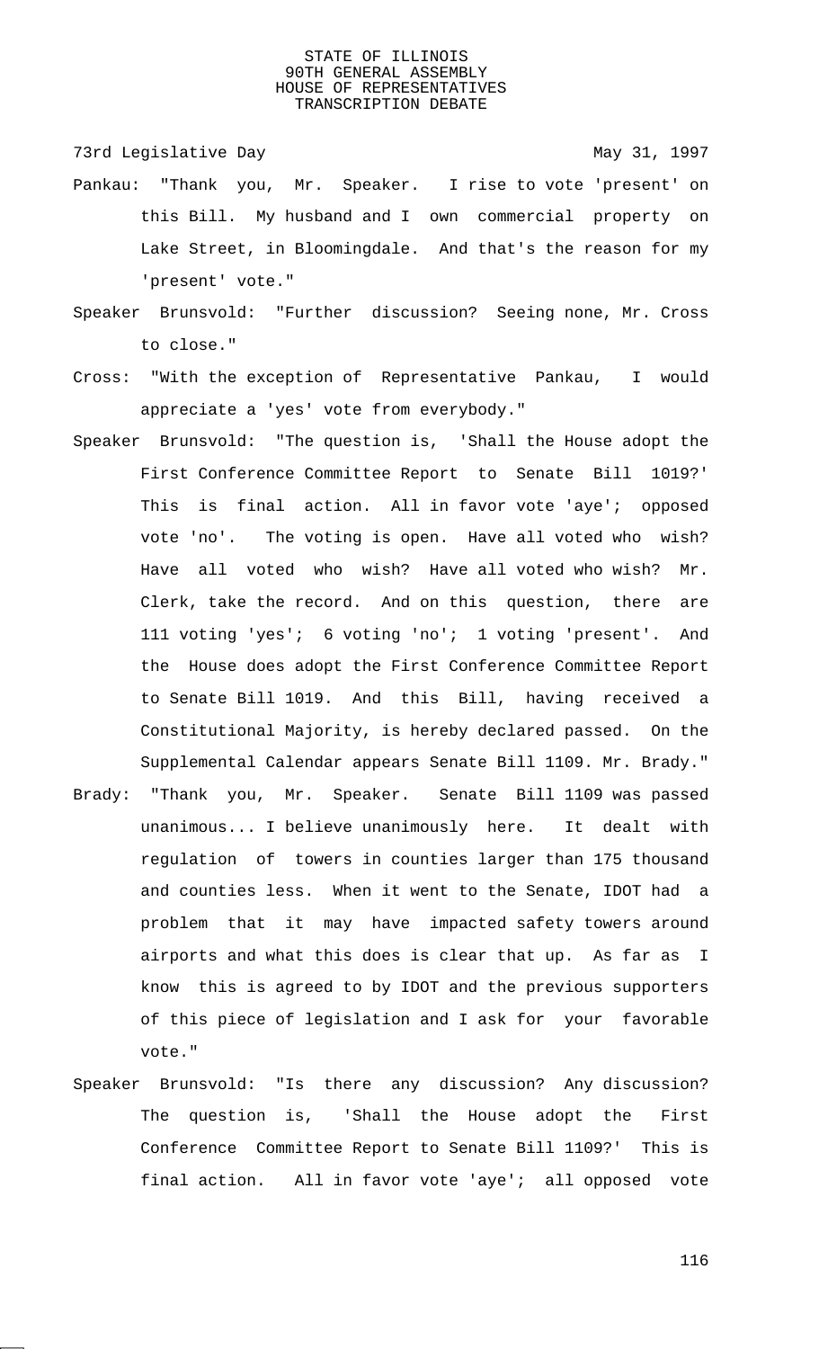73rd Legislative Day May 31, 1997

Pankau: "Thank you, Mr. Speaker. I rise to vote 'present' on this Bill. My husband and I own commercial property on Lake Street, in Bloomingdale. And that's the reason for my 'present' vote."

Speaker Brunsvold: "Further discussion? Seeing none, Mr. Cross to close."

Cross: "With the exception of Representative Pankau, I would appreciate a 'yes' vote from everybody."

Speaker Brunsvold: "The question is, 'Shall the House adopt the First Conference Committee Report to Senate Bill 1019?' This is final action. All in favor vote 'aye'; opposed vote 'no'. The voting is open. Have all voted who wish? Have all voted who wish? Have all voted who wish? Mr. Clerk, take the record. And on this question, there are 111 voting 'yes'; 6 voting 'no'; 1 voting 'present'. And the House does adopt the First Conference Committee Report to Senate Bill 1019. And this Bill, having received a Constitutional Majority, is hereby declared passed. On the Supplemental Calendar appears Senate Bill 1109. Mr. Brady."

Brady: "Thank you, Mr. Speaker. Senate Bill 1109 was passed unanimous... I believe unanimously here. It dealt with regulation of towers in counties larger than 175 thousand and counties less. When it went to the Senate, IDOT had a problem that it may have impacted safety towers around airports and what this does is clear that up. As far as I know this is agreed to by IDOT and the previous supporters of this piece of legislation and I ask for your favorable vote."

Speaker Brunsvold: "Is there any discussion? Any discussion? The question is, 'Shall the House adopt the First Conference Committee Report to Senate Bill 1109?' This is final action. All in favor vote 'aye'; all opposed vote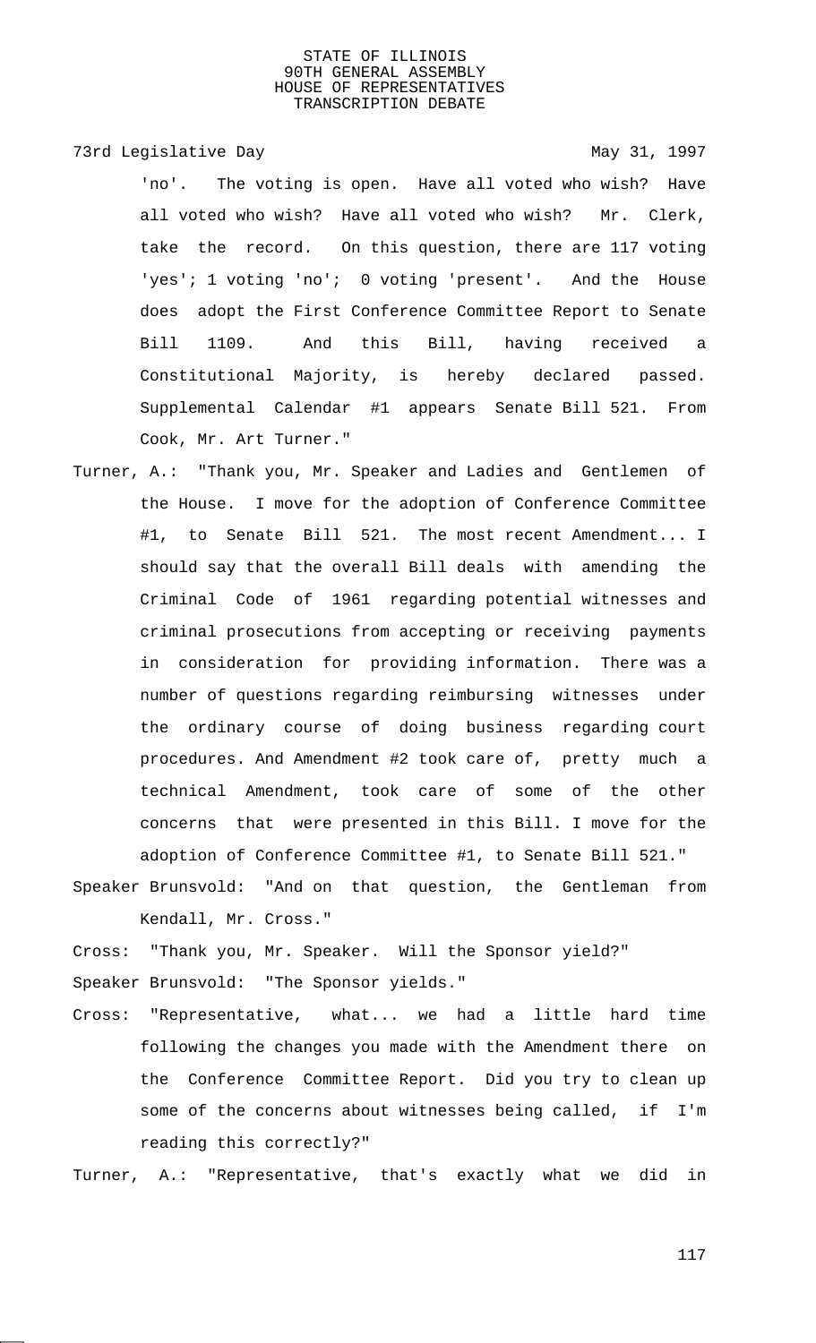'no'. The voting is open. Have all voted who wish? Have all voted who wish? Have all voted who wish? Mr. Clerk, take the record. On this question, there are 117 voting 'yes'; 1 voting 'no'; 0 voting 'present'. And the House does adopt the First Conference Committee Report to Senate Bill 1109. And this Bill, having received a Constitutional Majority, is hereby declared passed. Supplemental Calendar #1 appears Senate Bill 521. From Cook, Mr. Art Turner."

Turner, A.: "Thank you, Mr. Speaker and Ladies and Gentlemen of the House. I move for the adoption of Conference Committee #1, to Senate Bill 521. The most recent Amendment... I should say that the overall Bill deals with amending the Criminal Code of 1961 regarding potential witnesses and criminal prosecutions from accepting or receiving payments in consideration for providing information. There was a number of questions regarding reimbursing witnesses under the ordinary course of doing business regarding court procedures. And Amendment #2 took care of, pretty much a technical Amendment, took care of some of the other concerns that were presented in this Bill. I move for the adoption of Conference Committee #1, to Senate Bill 521."

Speaker Brunsvold: "And on that question, the Gentleman from Kendall, Mr. Cross."

Cross: "Thank you, Mr. Speaker. Will the Sponsor yield?"

Speaker Brunsvold: "The Sponsor yields."

Cross: "Representative, what... we had a little hard time following the changes you made with the Amendment there on the Conference Committee Report. Did you try to clean up some of the concerns about witnesses being called, if I'm reading this correctly?"

Turner, A.: "Representative, that's exactly what we did in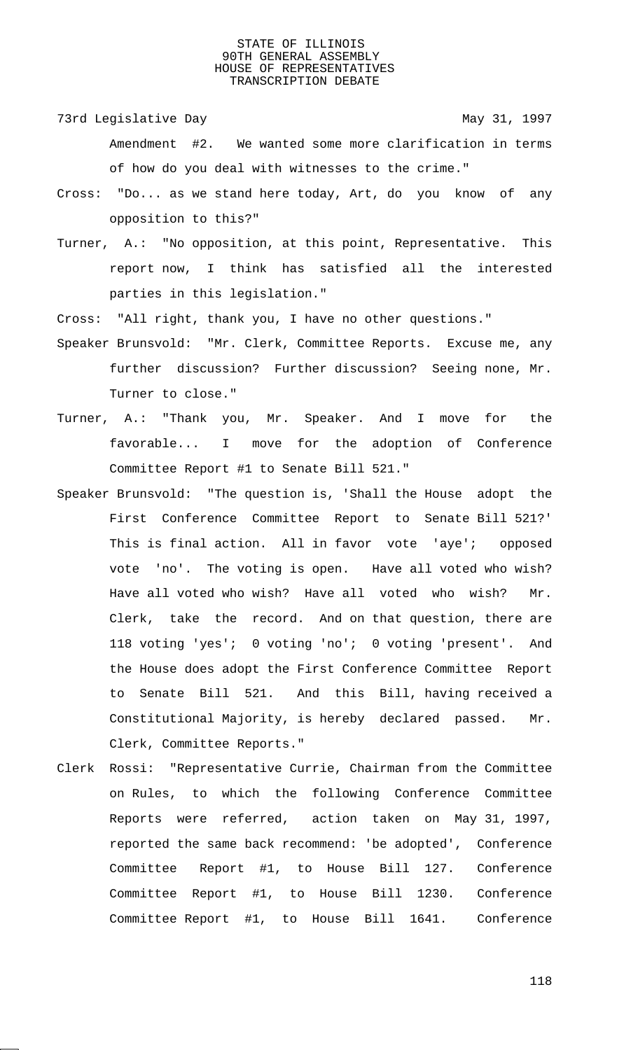Amendment #2. We wanted some more clarification in terms of how do you deal with witnesses to the crime."

Cross: "Do... as we stand here today, Art, do you know of any opposition to this?"

Turner, A.: "No opposition, at this point, Representative. This report now, I think has satisfied all the interested parties in this legislation."

Cross: "All right, thank you, I have no other questions."

Speaker Brunsvold: "Mr. Clerk, Committee Reports. Excuse me, any further discussion? Further discussion? Seeing none, Mr. Turner to close."

Turner, A.: "Thank you, Mr. Speaker. And I move for the favorable... I move for the adoption of Conference Committee Report #1 to Senate Bill 521."

Speaker Brunsvold: "The question is, 'Shall the House adopt the First Conference Committee Report to Senate Bill 521?' This is final action. All in favor vote 'aye'; opposed vote 'no'. The voting is open. Have all voted who wish? Have all voted who wish? Have all voted who wish? Mr. Clerk, take the record. And on that question, there are 118 voting 'yes'; 0 voting 'no'; 0 voting 'present'. And the House does adopt the First Conference Committee Report to Senate Bill 521. And this Bill, having received a Constitutional Majority, is hereby declared passed. Mr. Clerk, Committee Reports."

Clerk Rossi: "Representative Currie, Chairman from the Committee on Rules, to which the following Conference Committee Reports were referred, action taken on May 31, 1997, reported the same back recommend: 'be adopted', Conference Committee Report #1, to House Bill 127. Conference Committee Report #1, to House Bill 1230. Conference Committee Report #1, to House Bill 1641. Conference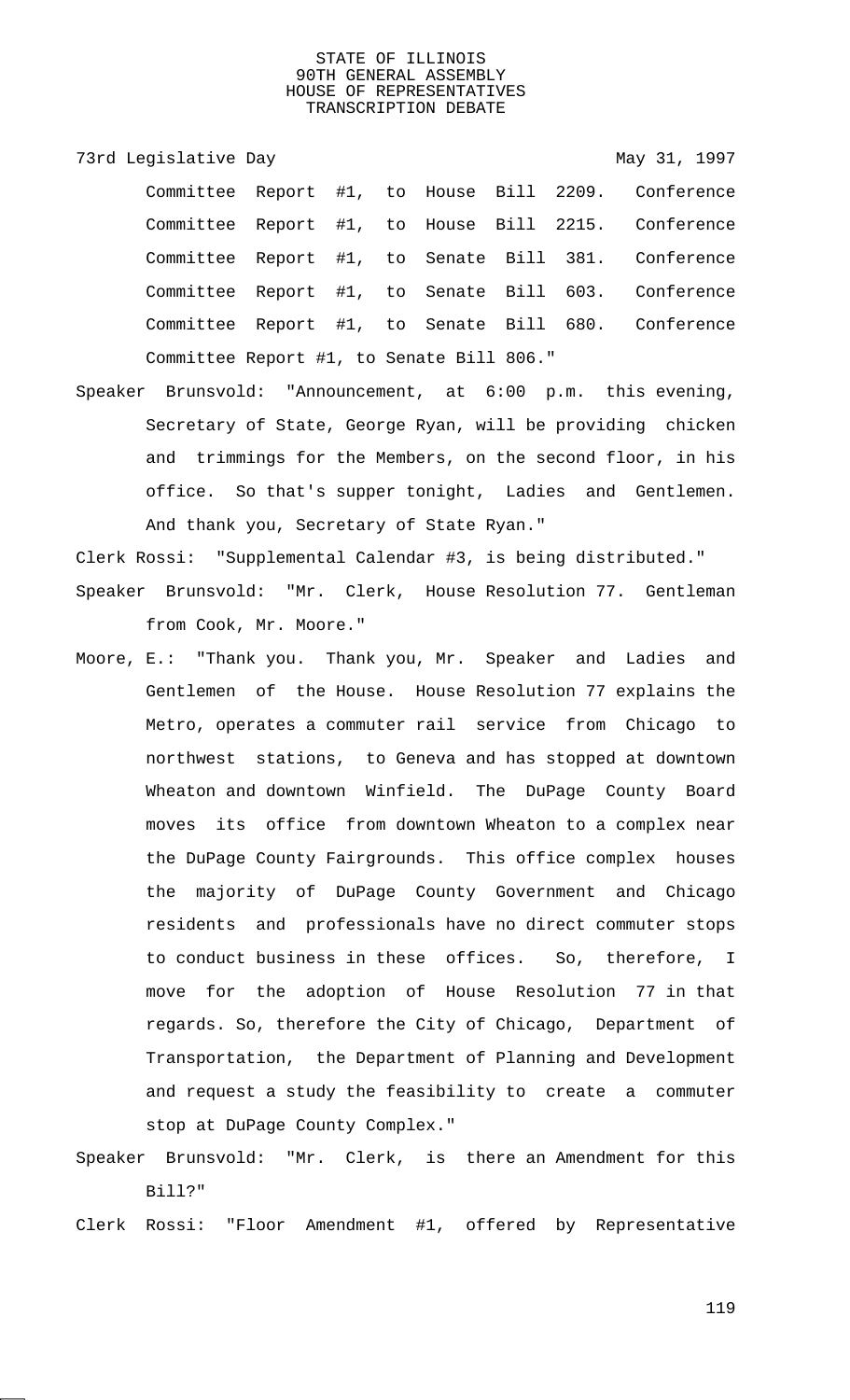Committee Report #1, to House Bill 2209. Conference Committee Report #1, to House Bill 2215. Conference Committee Report #1, to Senate Bill 381. Conference Committee Report #1, to Senate Bill 603. Conference Committee Report #1, to Senate Bill 680. Conference Committee Report #1, to Senate Bill 806."

Speaker Brunsvold: "Announcement, at 6:00 p.m. this evening, Secretary of State, George Ryan, will be providing chicken and trimmings for the Members, on the second floor, in his office. So that's supper tonight, Ladies and Gentlemen. And thank you, Secretary of State Ryan."

Clerk Rossi: "Supplemental Calendar #3, is being distributed."

Speaker Brunsvold: "Mr. Clerk, House Resolution 77. Gentleman from Cook, Mr. Moore."

Moore, E.: "Thank you. Thank you, Mr. Speaker and Ladies and Gentlemen of the House. House Resolution 77 explains the Metro, operates a commuter rail service from Chicago to northwest stations, to Geneva and has stopped at downtown Wheaton and downtown Winfield. The DuPage County Board moves its office from downtown Wheaton to a complex near the DuPage County Fairgrounds. This office complex houses the majority of DuPage County Government and Chicago residents and professionals have no direct commuter stops to conduct business in these offices. So, therefore, I move for the adoption of House Resolution 77 in that regards. So, therefore the City of Chicago, Department of Transportation, the Department of Planning and Development and request a study the feasibility to create a commuter stop at DuPage County Complex."

Speaker Brunsvold: "Mr. Clerk, is there an Amendment for this Bill?"

Clerk Rossi: "Floor Amendment #1, offered by Representative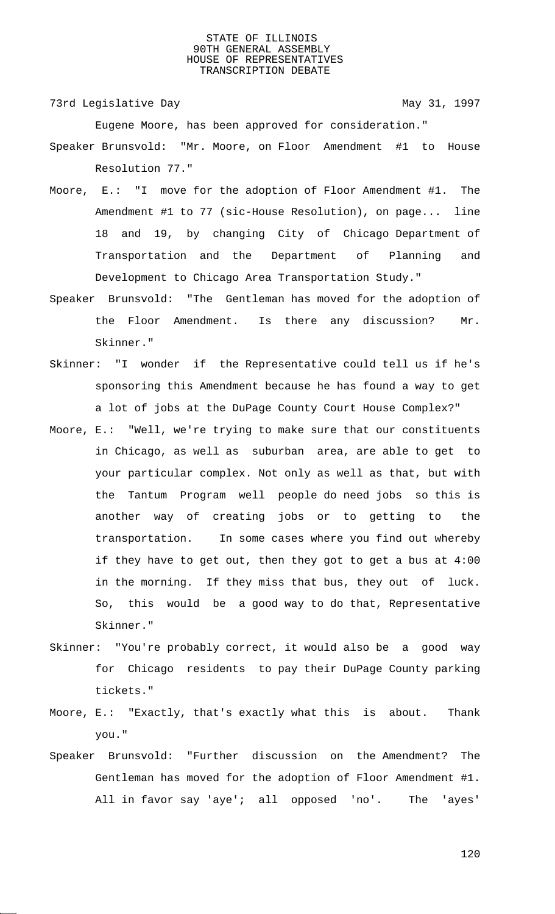Eugene Moore, has been approved for consideration."

Speaker Brunsvold: "Mr. Moore, on Floor Amendment #1 to House Resolution 77."

Moore, E.: "I move for the adoption of Floor Amendment #1. The Amendment #1 to 77 (sic-House Resolution), on page... line 18 and 19, by changing City of Chicago Department of Transportation and the Department of Planning and Development to Chicago Area Transportation Study."

Speaker Brunsvold: "The Gentleman has moved for the adoption of the Floor Amendment. Is there any discussion? Mr. Skinner."

Skinner: "I wonder if the Representative could tell us if he's sponsoring this Amendment because he has found a way to get a lot of jobs at the DuPage County Court House Complex?"

Moore, E.: "Well, we're trying to make sure that our constituents in Chicago, as well as suburban area, are able to get to your particular complex. Not only as well as that, but with the Tantum Program well people do need jobs so this is another way of creating jobs or to getting to the transportation. In some cases where you find out whereby if they have to get out, then they got to get a bus at 4:00 in the morning. If they miss that bus, they out of luck. So, this would be a good way to do that, Representative Skinner."

Skinner: "You're probably correct, it would also be a good way for Chicago residents to pay their DuPage County parking tickets."

Moore, E.: "Exactly, that's exactly what this is about. Thank you."

Speaker Brunsvold: "Further discussion on the Amendment? The Gentleman has moved for the adoption of Floor Amendment #1. All in favor say 'aye'; all opposed 'no'. The 'ayes'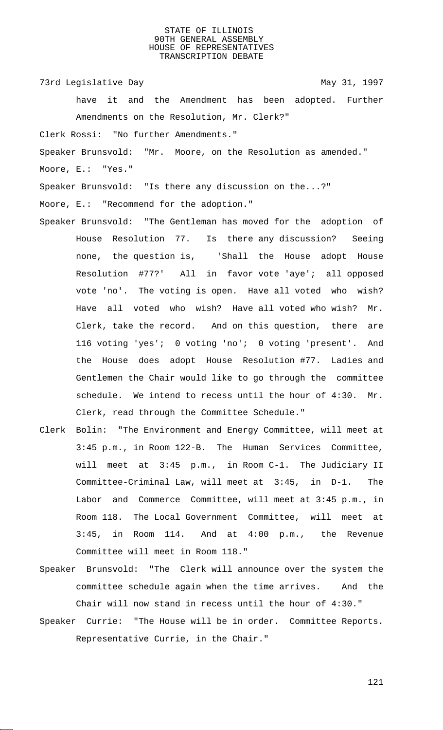have it and the Amendment has been adopted. Further Amendments on the Resolution, Mr. Clerk?"

Clerk Rossi: "No further Amendments."

Speaker Brunsvold: "Mr. Moore, on the Resolution as amended."

Moore, E.: "Yes."

Speaker Brunsvold: "Is there any discussion on the...?"

Moore, E.: "Recommend for the adoption."

Speaker Brunsvold: "The Gentleman has moved for the adoption of House Resolution 77. Is there any discussion? Seeing none, the question is, 'Shall the House adopt House Resolution #77?' All in favor vote 'aye'; all opposed vote 'no'. The voting is open. Have all voted who wish? Have all voted who wish? Have all voted who wish? Mr. Clerk, take the record. And on this question, there are 116 voting 'yes'; 0 voting 'no'; 0 voting 'present'. And the House does adopt House Resolution #77. Ladies and Gentlemen the Chair would like to go through the committee schedule. We intend to recess until the hour of 4:30. Mr. Clerk, read through the Committee Schedule."

Clerk Bolin: "The Environment and Energy Committee, will meet at 3:45 p.m., in Room 122-B. The Human Services Committee, will meet at 3:45 p.m., in Room C-1. The Judiciary II Committee-Criminal Law, will meet at 3:45, in D-1. The Labor and Commerce Committee, will meet at 3:45 p.m., in Room 118. The Local Government Committee, will meet at 3:45, in Room 114. And at 4:00 p.m., the Revenue Committee will meet in Room 118."

Speaker Brunsvold: "The Clerk will announce over the system the committee schedule again when the time arrives. And the Chair will now stand in recess until the hour of 4:30."

Speaker Currie: "The House will be in order. Committee Reports. Representative Currie, in the Chair."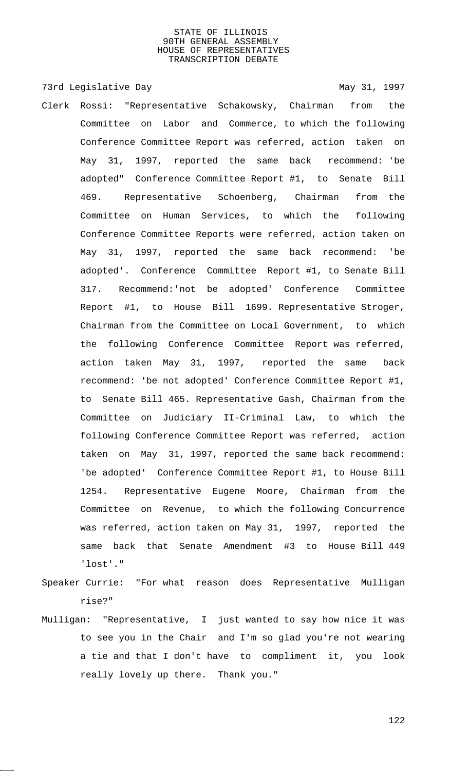STATE OF ILLINOIS
90TH GENERAL ASSEMBLY
HOUSE OF REPRESENTATIVES
TRANSCRIPTION DEBATE

73rd Legislative Day May 31, 1997

Clerk Rossi: "Representative Schakowsky, Chairman from the Committee on Labor and Commerce, to which the following Conference Committee Report was referred, action taken on May 31, 1997, reported the same back recommend: 'be adopted" Conference Committee Report #1, to Senate Bill 469. Representative Schoenberg, Chairman from the Committee on Human Services, to which the following Conference Committee Reports were referred, action taken on May 31, 1997, reported the same back recommend: 'be adopted'. Conference Committee Report #1, to Senate Bill 317. Recommend:'not be adopted' Conference Committee Report #1, to House Bill 1699. Representative Stroger, Chairman from the Committee on Local Government, to which the following Conference Committee Report was referred, action taken May 31, 1997, reported the same back recommend: 'be not adopted' Conference Committee Report #1, to Senate Bill 465. Representative Gash, Chairman from the Committee on Judiciary II-Criminal Law, to which the following Conference Committee Report was referred, action taken on May 31, 1997, reported the same back recommend: 'be adopted' Conference Committee Report #1, to House Bill 1254. Representative Eugene Moore, Chairman from the Committee on Revenue, to which the following Concurrence was referred, action taken on May 31, 1997, reported the same back that Senate Amendment #3 to House Bill 449 'lost'."

Speaker Currie: "For what reason does Representative Mulligan rise?"

Mulligan: "Representative, I just wanted to say how nice it was to see you in the Chair and I'm so glad you're not wearing a tie and that I don't have to compliment it, you look really lovely up there. Thank you."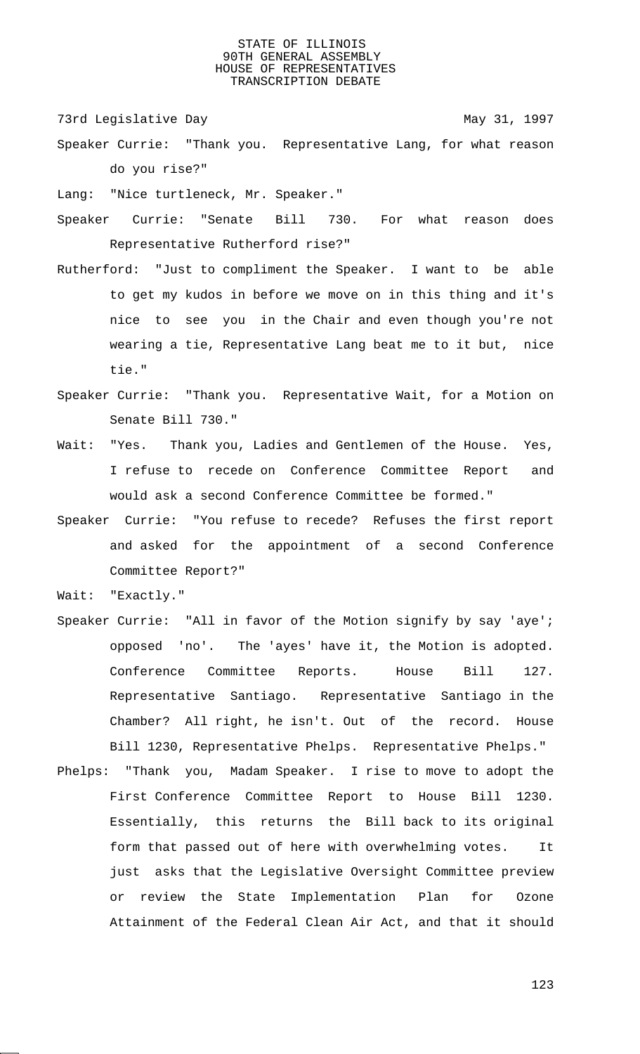Speaker Currie: "Thank you. Representative Lang, for what reason do you rise?"

Lang: "Nice turtleneck, Mr. Speaker."

Speaker Currie: "Senate Bill 730. For what reason does Representative Rutherford rise?"

Rutherford: "Just to compliment the Speaker. I want to be able to get my kudos in before we move on in this thing and it's nice to see you in the Chair and even though you're not wearing a tie, Representative Lang beat me to it but, nice tie."

Speaker Currie: "Thank you. Representative Wait, for a Motion on Senate Bill 730."

Wait: "Yes. Thank you, Ladies and Gentlemen of the House. Yes, I refuse to recede on Conference Committee Report and would ask a second Conference Committee be formed."

Speaker Currie: "You refuse to recede? Refuses the first report and asked for the appointment of a second Conference Committee Report?"

Wait: "Exactly."

Speaker Currie: "All in favor of the Motion signify by say 'aye'; opposed 'no'. The 'ayes' have it, the Motion is adopted. Conference Committee Reports. House Bill 127. Representative Santiago. Representative Santiago in the Chamber? All right, he isn't. Out of the record. House Bill 1230, Representative Phelps. Representative Phelps."

Phelps: "Thank you, Madam Speaker. I rise to move to adopt the First Conference Committee Report to House Bill 1230. Essentially, this returns the Bill back to its original form that passed out of here with overwhelming votes. It just asks that the Legislative Oversight Committee preview or review the State Implementation Plan for Ozone Attainment of the Federal Clean Air Act, and that it should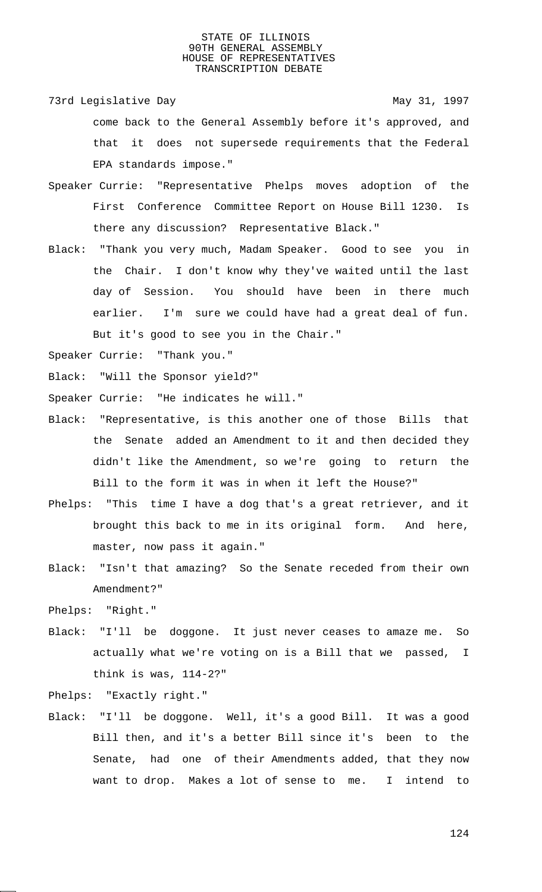come back to the General Assembly before it's approved, and that it does not supersede requirements that the Federal EPA standards impose."

Speaker Currie: "Representative Phelps moves adoption of the First Conference Committee Report on House Bill 1230. Is there any discussion? Representative Black."

Black: "Thank you very much, Madam Speaker. Good to see you in the Chair. I don't know why they've waited until the last day of Session. You should have been in there much earlier. I'm sure we could have had a great deal of fun. But it's good to see you in the Chair."

Speaker Currie: "Thank you."

Black: "Will the Sponsor yield?"

Speaker Currie: "He indicates he will."

Black: "Representative, is this another one of those Bills that the Senate added an Amendment to it and then decided they didn't like the Amendment, so we're going to return the Bill to the form it was in when it left the House?"

Phelps: "This time I have a dog that's a great retriever, and it brought this back to me in its original form. And here, master, now pass it again."

Black: "Isn't that amazing? So the Senate receded from their own Amendment?"

Phelps: "Right."

Black: "I'll be doggone. It just never ceases to amaze me. So actually what we're voting on is a Bill that we passed, I think is was, 114-2?"

Phelps: "Exactly right."

Black: "I'll be doggone. Well, it's a good Bill. It was a good Bill then, and it's a better Bill since it's been to the Senate, had one of their Amendments added, that they now want to drop. Makes a lot of sense to me. I intend to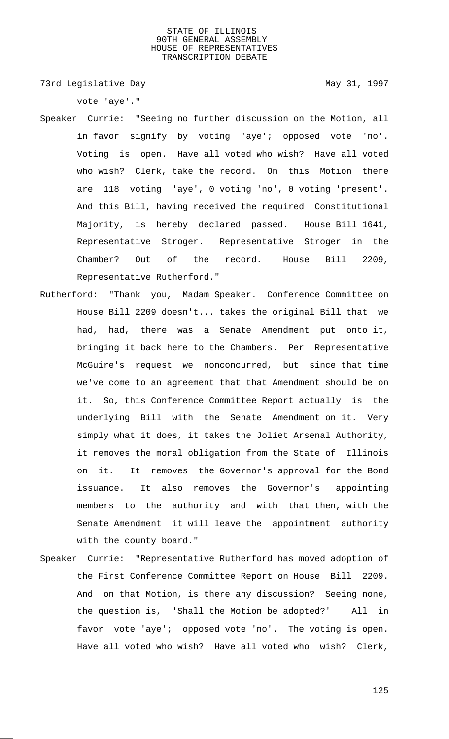vote 'aye'."

Speaker Currie: "Seeing no further discussion on the Motion, all in favor signify by voting 'aye'; opposed vote 'no'. Voting is open. Have all voted who wish? Have all voted who wish? Clerk, take the record. On this Motion there are 118 voting 'aye', 0 voting 'no', 0 voting 'present'. And this Bill, having received the required Constitutional Majority, is hereby declared passed. House Bill 1641, Representative Stroger. Representative Stroger in the Chamber? Out of the record. House Bill 2209, Representative Rutherford."

Rutherford: "Thank you, Madam Speaker. Conference Committee on House Bill 2209 doesn't... takes the original Bill that we had, had, there was a Senate Amendment put onto it, bringing it back here to the Chambers. Per Representative McGuire's request we nonconcurred, but since that time we've come to an agreement that that Amendment should be on it. So, this Conference Committee Report actually is the underlying Bill with the Senate Amendment on it. Very simply what it does, it takes the Joliet Arsenal Authority, it removes the moral obligation from the State of Illinois on it. It removes the Governor's approval for the Bond issuance. It also removes the Governor's appointing members to the authority and with that then, with the Senate Amendment it will leave the appointment authority with the county board."

Speaker Currie: "Representative Rutherford has moved adoption of the First Conference Committee Report on House Bill 2209. And on that Motion, is there any discussion? Seeing none, the question is, 'Shall the Motion be adopted?' All in favor vote 'aye'; opposed vote 'no'. The voting is open. Have all voted who wish? Have all voted who wish? Clerk,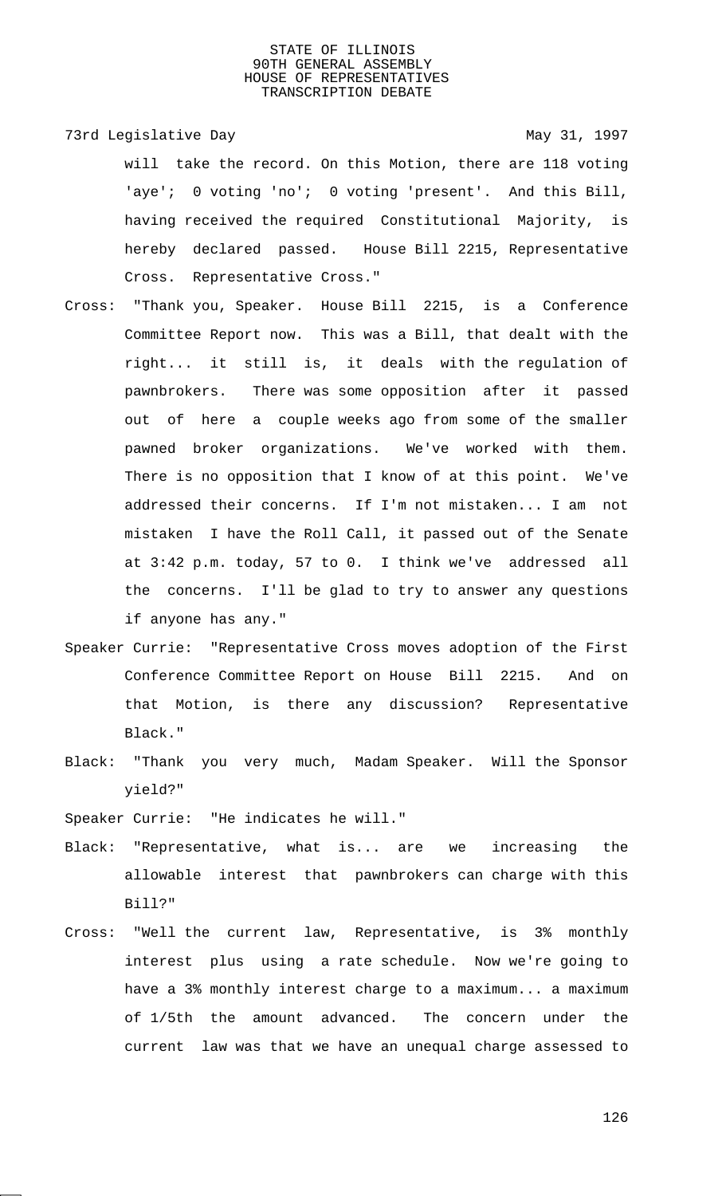will take the record. On this Motion, there are 118 voting 'aye'; 0 voting 'no'; 0 voting 'present'. And this Bill, having received the required Constitutional Majority, is hereby declared passed. House Bill 2215, Representative Cross. Representative Cross."

Cross: "Thank you, Speaker. House Bill 2215, is a Conference Committee Report now. This was a Bill, that dealt with the right... it still is, it deals with the regulation of pawnbrokers. There was some opposition after it passed out of here a couple weeks ago from some of the smaller pawned broker organizations. We've worked with them. There is no opposition that I know of at this point. We've addressed their concerns. If I'm not mistaken... I am not mistaken I have the Roll Call, it passed out of the Senate at 3:42 p.m. today, 57 to 0. I think we've addressed all the concerns. I'll be glad to try to answer any questions if anyone has any."

Speaker Currie: "Representative Cross moves adoption of the First Conference Committee Report on House Bill 2215. And on that Motion, is there any discussion? Representative Black."

Black: "Thank you very much, Madam Speaker. Will the Sponsor yield?"

Speaker Currie: "He indicates he will."

Black: "Representative, what is... are we increasing the allowable interest that pawnbrokers can charge with this Bill?"

Cross: "Well the current law, Representative, is 3% monthly interest plus using a rate schedule. Now we're going to have a 3% monthly interest charge to a maximum... a maximum of 1/5th the amount advanced. The concern under the current law was that we have an unequal charge assessed to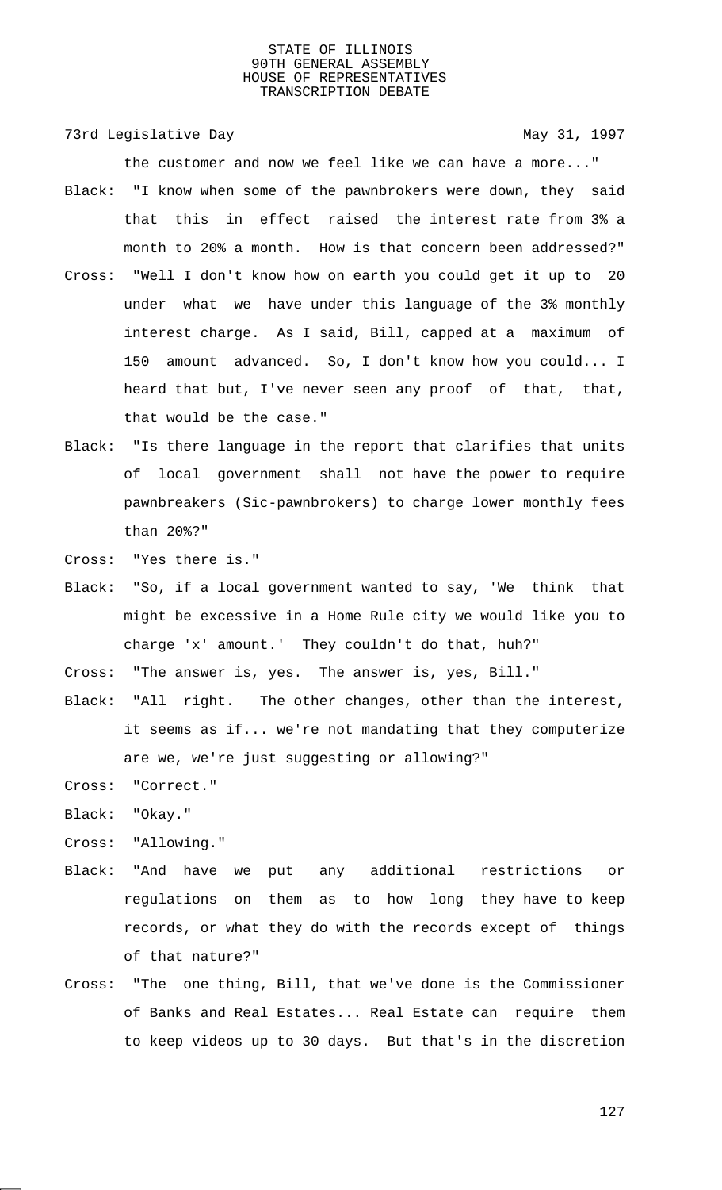the customer and now we feel like we can have a more..."

Black: "I know when some of the pawnbrokers were down, they said that this in effect raised the interest rate from 3% a month to 20% a month. How is that concern been addressed?"

Cross: "Well I don't know how on earth you could get it up to 20 under what we have under this language of the 3% monthly interest charge. As I said, Bill, capped at a maximum of 150 amount advanced. So, I don't know how you could... I heard that but, I've never seen any proof of that, that, that would be the case."

Black: "Is there language in the report that clarifies that units of local government shall not have the power to require pawnbreakers (Sic-pawnbrokers) to charge lower monthly fees than 20%?"

Cross: "Yes there is."

Black: "So, if a local government wanted to say, 'We think that might be excessive in a Home Rule city we would like you to charge 'x' amount.' They couldn't do that, huh?"

Cross: "The answer is, yes. The answer is, yes, Bill."

Black: "All right. The other changes, other than the interest, it seems as if... we're not mandating that they computerize are we, we're just suggesting or allowing?"

Cross: "Correct."

Black: "Okay."

Cross: "Allowing."

Black: "And have we put any additional restrictions or regulations on them as to how long they have to keep records, or what they do with the records except of things of that nature?"

Cross: "The one thing, Bill, that we've done is the Commissioner of Banks and Real Estates... Real Estate can require them to keep videos up to 30 days. But that's in the discretion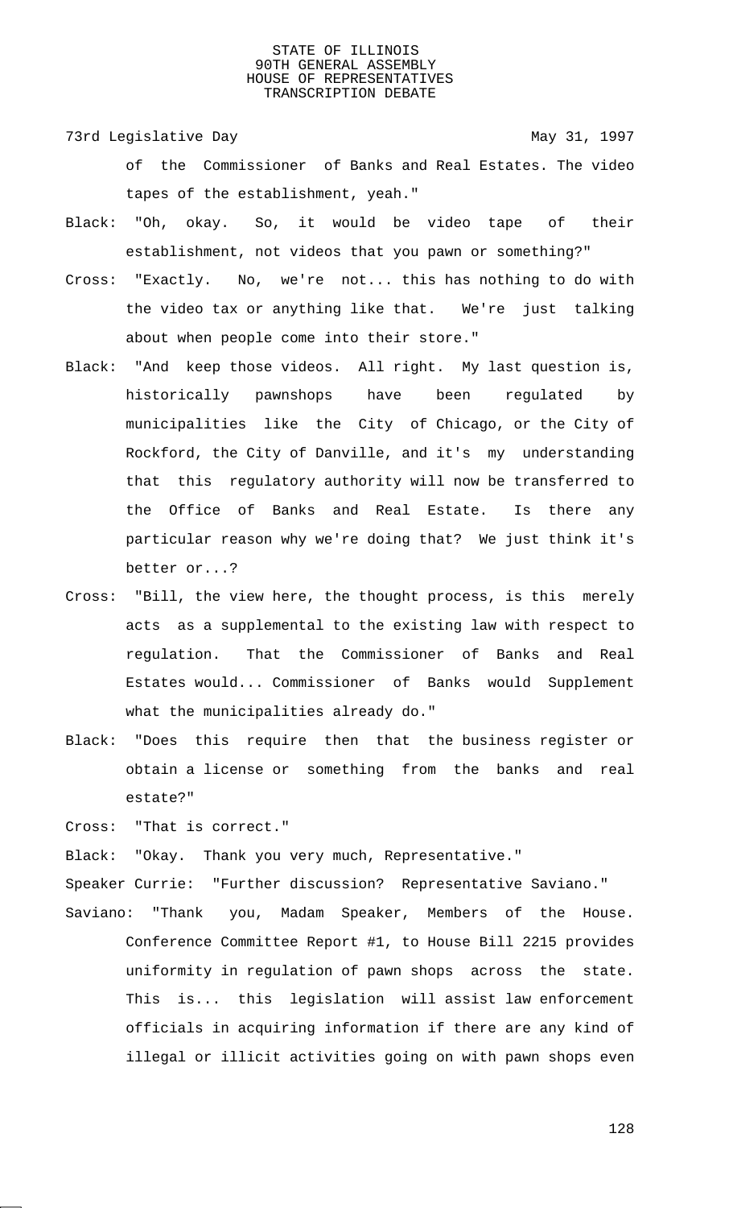of the Commissioner of Banks and Real Estates. The video tapes of the establishment, yeah."

Black: "Oh, okay. So, it would be video tape of their establishment, not videos that you pawn or something?"

Cross: "Exactly. No, we're not... this has nothing to do with the video tax or anything like that. We're just talking about when people come into their store."

Black: "And keep those videos. All right. My last question is, historically pawnshops have been regulated by municipalities like the City of Chicago, or the City of Rockford, the City of Danville, and it's my understanding that this regulatory authority will now be transferred to the Office of Banks and Real Estate. Is there any particular reason why we're doing that? We just think it's better or...?

Cross: "Bill, the view here, the thought process, is this merely acts as a supplemental to the existing law with respect to regulation. That the Commissioner of Banks and Real Estates would... Commissioner of Banks would Supplement what the municipalities already do."

Black: "Does this require then that the business register or obtain a license or something from the banks and real estate?"

Cross: "That is correct."

Black: "Okay. Thank you very much, Representative."

Speaker Currie: "Further discussion? Representative Saviano."

Saviano: "Thank you, Madam Speaker, Members of the House. Conference Committee Report #1, to House Bill 2215 provides uniformity in regulation of pawn shops across the state. This is... this legislation will assist law enforcement officials in acquiring information if there are any kind of illegal or illicit activities going on with pawn shops even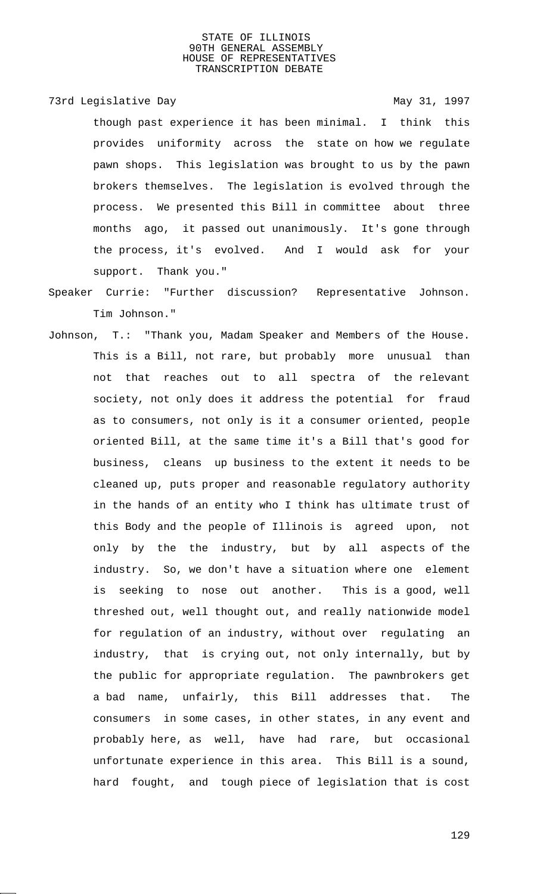though past experience it has been minimal. I think this provides uniformity across the state on how we regulate pawn shops. This legislation was brought to us by the pawn brokers themselves. The legislation is evolved through the process. We presented this Bill in committee about three months ago, it passed out unanimously. It's gone through the process, it's evolved. And I would ask for your support. Thank you."

Speaker Currie: "Further discussion? Representative Johnson. Tim Johnson."

Johnson, T.: "Thank you, Madam Speaker and Members of the House. This is a Bill, not rare, but probably more unusual than not that reaches out to all spectra of the relevant society, not only does it address the potential for fraud as to consumers, not only is it a consumer oriented, people oriented Bill, at the same time it's a Bill that's good for business, cleans up business to the extent it needs to be cleaned up, puts proper and reasonable regulatory authority in the hands of an entity who I think has ultimate trust of this Body and the people of Illinois is agreed upon, not only by the the industry, but by all aspects of the industry. So, we don't have a situation where one element is seeking to nose out another. This is a good, well threshed out, well thought out, and really nationwide model for regulation of an industry, without over regulating an industry, that is crying out, not only internally, but by the public for appropriate regulation. The pawnbrokers get a bad name, unfairly, this Bill addresses that. The consumers in some cases, in other states, in any event and probably here, as well, have had rare, but occasional unfortunate experience in this area. This Bill is a sound, hard fought, and tough piece of legislation that is cost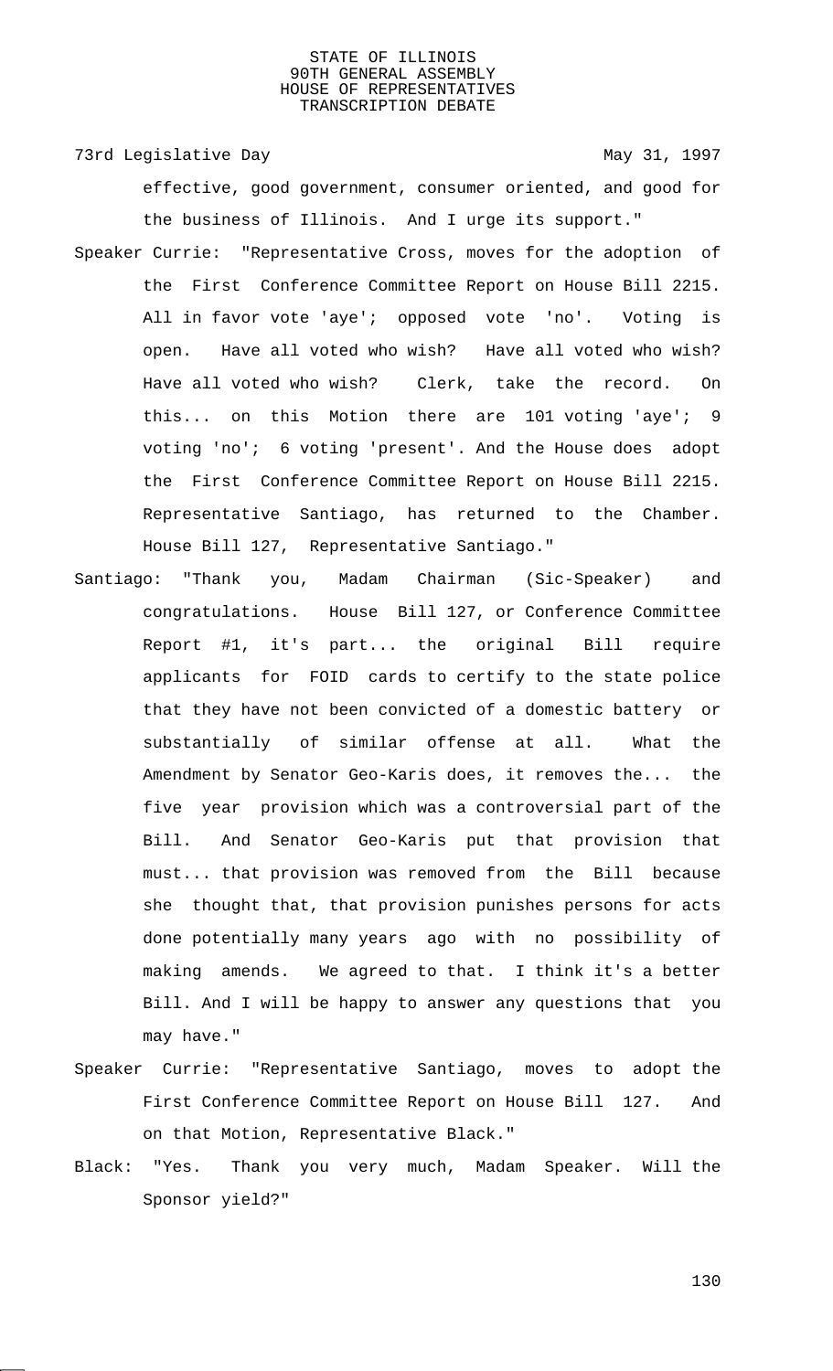73rd Legislative Day May 31, 1997

effective, good government, consumer oriented, and good for the business of Illinois. And I urge its support."

Speaker Currie: "Representative Cross, moves for the adoption of the First Conference Committee Report on House Bill 2215. All in favor vote 'aye'; opposed vote 'no'. Voting is open. Have all voted who wish? Have all voted who wish? Have all voted who wish? Clerk, take the record. On this... on this Motion there are 101 voting 'aye'; 9 voting 'no'; 6 voting 'present'. And the House does adopt the First Conference Committee Report on House Bill 2215. Representative Santiago, has returned to the Chamber. House Bill 127, Representative Santiago."

Santiago: "Thank you, Madam Chairman (Sic-Speaker) and congratulations. House Bill 127, or Conference Committee Report #1, it's part... the original Bill require applicants for FOID cards to certify to the state police that they have not been convicted of a domestic battery or substantially of similar offense at all. What the Amendment by Senator Geo-Karis does, it removes the... the five year provision which was a controversial part of the Bill. And Senator Geo-Karis put that provision that must... that provision was removed from the Bill because she thought that, that provision punishes persons for acts done potentially many years ago with no possibility of making amends. We agreed to that. I think it's a better Bill. And I will be happy to answer any questions that you may have."

Speaker Currie: "Representative Santiago, moves to adopt the First Conference Committee Report on House Bill 127. And on that Motion, Representative Black."

Black: "Yes. Thank you very much, Madam Speaker. Will the Sponsor yield?"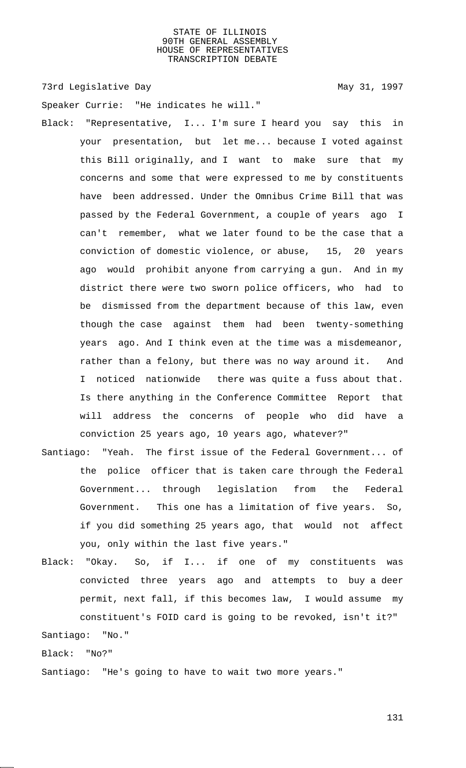Speaker Currie: "He indicates he will."

Black: "Representative, I... I'm sure I heard you say this in your presentation, but let me... because I voted against this Bill originally, and I want to make sure that my concerns and some that were expressed to me by constituents have been addressed. Under the Omnibus Crime Bill that was passed by the Federal Government, a couple of years ago I can't remember, what we later found to be the case that a conviction of domestic violence, or abuse, 15, 20 years ago would prohibit anyone from carrying a gun. And in my district there were two sworn police officers, who had to be dismissed from the department because of this law, even though the case against them had been twenty-something years ago. And I think even at the time was a misdemeanor, rather than a felony, but there was no way around it. And I noticed nationwide there was quite a fuss about that. Is there anything in the Conference Committee Report that will address the concerns of people who did have a conviction 25 years ago, 10 years ago, whatever?"

Santiago: "Yeah. The first issue of the Federal Government... of the police officer that is taken care through the Federal Government... through legislation from the Federal Government. This one has a limitation of five years. So, if you did something 25 years ago, that would not affect you, only within the last five years."

Black: "Okay. So, if I... if one of my constituents was convicted three years ago and attempts to buy a deer permit, next fall, if this becomes law, I would assume my constituent's FOID card is going to be revoked, isn't it?"

Santiago: "No."

Black: "No?"

Santiago: "He's going to have to wait two more years."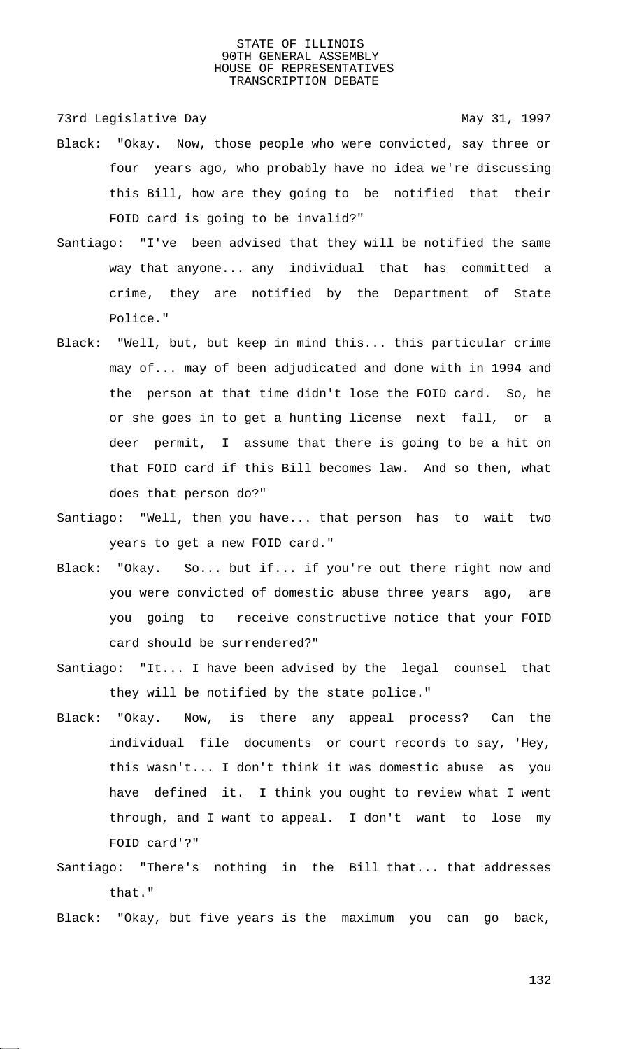Black: "Okay. Now, those people who were convicted, say three or four years ago, who probably have no idea we're discussing this Bill, how are they going to be notified that their FOID card is going to be invalid?"

Santiago: "I've been advised that they will be notified the same way that anyone... any individual that has committed a crime, they are notified by the Department of State Police."

Black: "Well, but, but keep in mind this... this particular crime may of... may of been adjudicated and done with in 1994 and the person at that time didn't lose the FOID card. So, he or she goes in to get a hunting license next fall, or a deer permit, I assume that there is going to be a hit on that FOID card if this Bill becomes law. And so then, what does that person do?"

Santiago: "Well, then you have... that person has to wait two years to get a new FOID card."

Black: "Okay. So... but if... if you're out there right now and you were convicted of domestic abuse three years ago, are you going to receive constructive notice that your FOID card should be surrendered?"

Santiago: "It... I have been advised by the legal counsel that they will be notified by the state police."

Black: "Okay. Now, is there any appeal process? Can the individual file documents or court records to say, 'Hey, this wasn't... I don't think it was domestic abuse as you have defined it. I think you ought to review what I went through, and I want to appeal. I don't want to lose my FOID card'?"

Santiago: "There's nothing in the Bill that... that addresses that."

Black: "Okay, but five years is the maximum you can go back,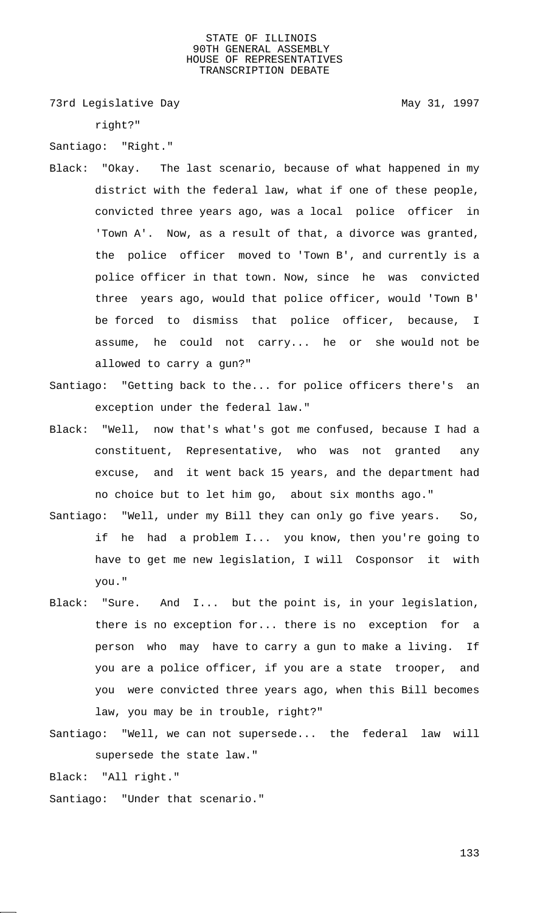right?"

Santiago: "Right."

Black: "Okay. The last scenario, because of what happened in my district with the federal law, what if one of these people, convicted three years ago, was a local police officer in 'Town A'. Now, as a result of that, a divorce was granted, the police officer moved to 'Town B', and currently is a police officer in that town. Now, since he was convicted three years ago, would that police officer, would 'Town B' be forced to dismiss that police officer, because, I assume, he could not carry... he or she would not be allowed to carry a gun?"

Santiago: "Getting back to the... for police officers there's an exception under the federal law."

Black: "Well, now that's what's got me confused, because I had a constituent, Representative, who was not granted any excuse, and it went back 15 years, and the department had no choice but to let him go, about six months ago."

Santiago: "Well, under my Bill they can only go five years. So, if he had a problem I... you know, then you're going to have to get me new legislation, I will Cosponsor it with you."

Black: "Sure. And I... but the point is, in your legislation, there is no exception for... there is no exception for a person who may have to carry a gun to make a living. If you are a police officer, if you are a state trooper, and you were convicted three years ago, when this Bill becomes law, you may be in trouble, right?"

Santiago: "Well, we can not supersede... the federal law will supersede the state law."

Black: "All right."

Santiago: "Under that scenario."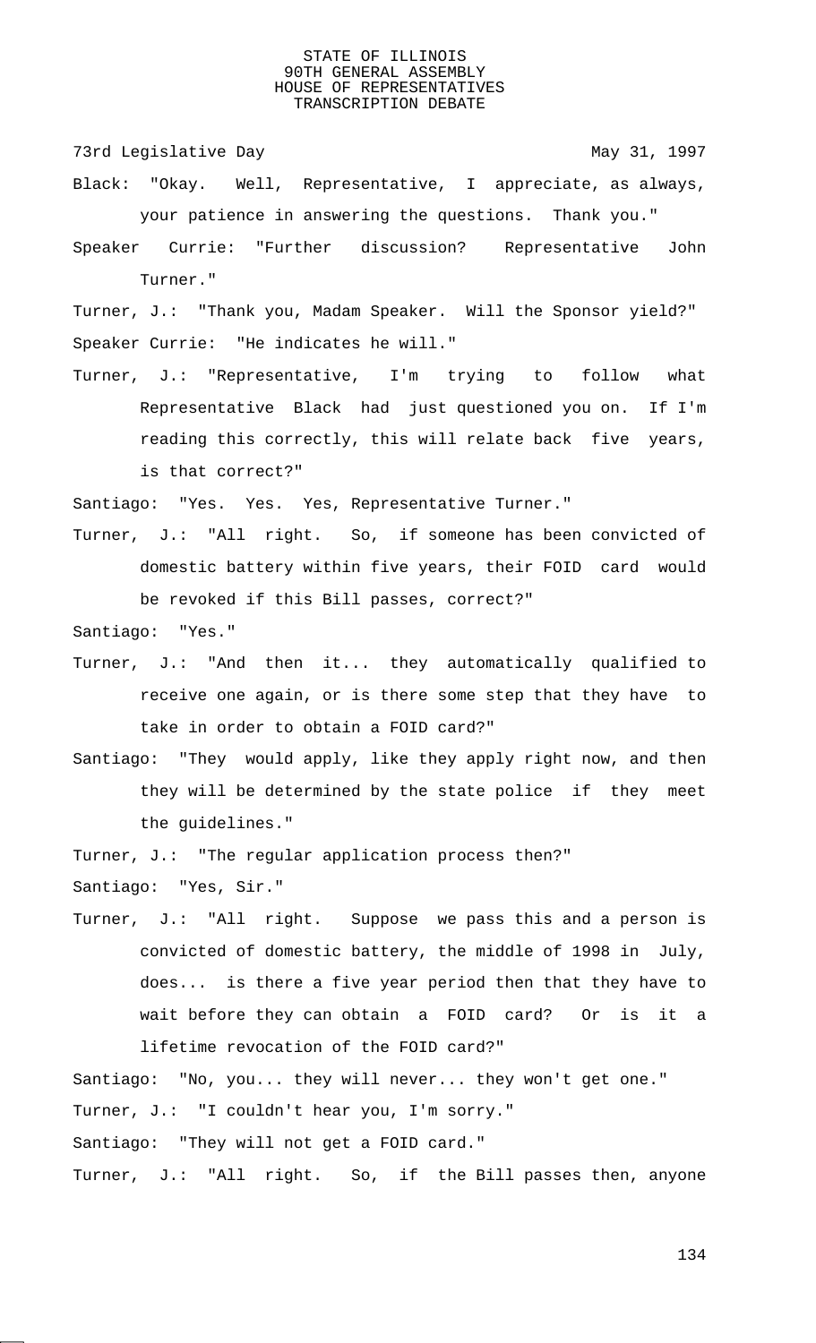73rd Legislative Day May 31, 1997

Black: "Okay. Well, Representative, I appreciate, as always, your patience in answering the questions. Thank you."

Speaker Currie: "Further discussion? Representative John Turner."

Turner, J.: "Thank you, Madam Speaker. Will the Sponsor yield?"

Speaker Currie: "He indicates he will."

Turner, J.: "Representative, I'm trying to follow what Representative Black had just questioned you on. If I'm reading this correctly, this will relate back five years, is that correct?"

Santiago: "Yes. Yes. Yes, Representative Turner."

Turner, J.: "All right. So, if someone has been convicted of domestic battery within five years, their FOID card would be revoked if this Bill passes, correct?"

Santiago: "Yes."

Turner, J.: "And then it... they automatically qualified to receive one again, or is there some step that they have to take in order to obtain a FOID card?"

Santiago: "They would apply, like they apply right now, and then they will be determined by the state police if they meet the guidelines."

Turner, J.: "The regular application process then?"

Santiago: "Yes, Sir."

Turner, J.: "All right. Suppose we pass this and a person is convicted of domestic battery, the middle of 1998 in July, does... is there a five year period then that they have to wait before they can obtain a FOID card? Or is it a lifetime revocation of the FOID card?"

Santiago: "No, you... they will never... they won't get one."

Turner, J.: "I couldn't hear you, I'm sorry."

Santiago: "They will not get a FOID card."

Turner, J.: "All right. So, if the Bill passes then, anyone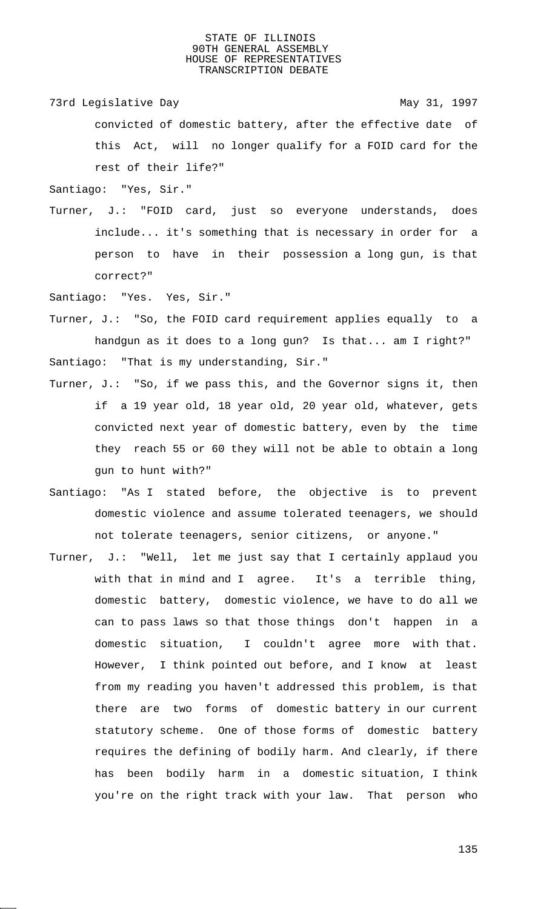convicted of domestic battery, after the effective date of this Act, will no longer qualify for a FOID card for the rest of their life?"

Santiago: "Yes, Sir."

Turner, J.: "FOID card, just so everyone understands, does include... it's something that is necessary in order for a person to have in their possession a long gun, is that correct?"

Santiago: "Yes. Yes, Sir."

Turner, J.: "So, the FOID card requirement applies equally to a handgun as it does to a long gun? Is that... am I right?"

Santiago: "That is my understanding, Sir."

Turner, J.: "So, if we pass this, and the Governor signs it, then if a 19 year old, 18 year old, 20 year old, whatever, gets convicted next year of domestic battery, even by the time they reach 55 or 60 they will not be able to obtain a long gun to hunt with?"

Santiago: "As I stated before, the objective is to prevent domestic violence and assume tolerated teenagers, we should not tolerate teenagers, senior citizens, or anyone."

Turner, J.: "Well, let me just say that I certainly applaud you with that in mind and I agree. It's a terrible thing, domestic battery, domestic violence, we have to do all we can to pass laws so that those things don't happen in a domestic situation, I couldn't agree more with that. However, I think pointed out before, and I know at least from my reading you haven't addressed this problem, is that there are two forms of domestic battery in our current statutory scheme. One of those forms of domestic battery requires the defining of bodily harm. And clearly, if there has been bodily harm in a domestic situation, I think you're on the right track with your law. That person who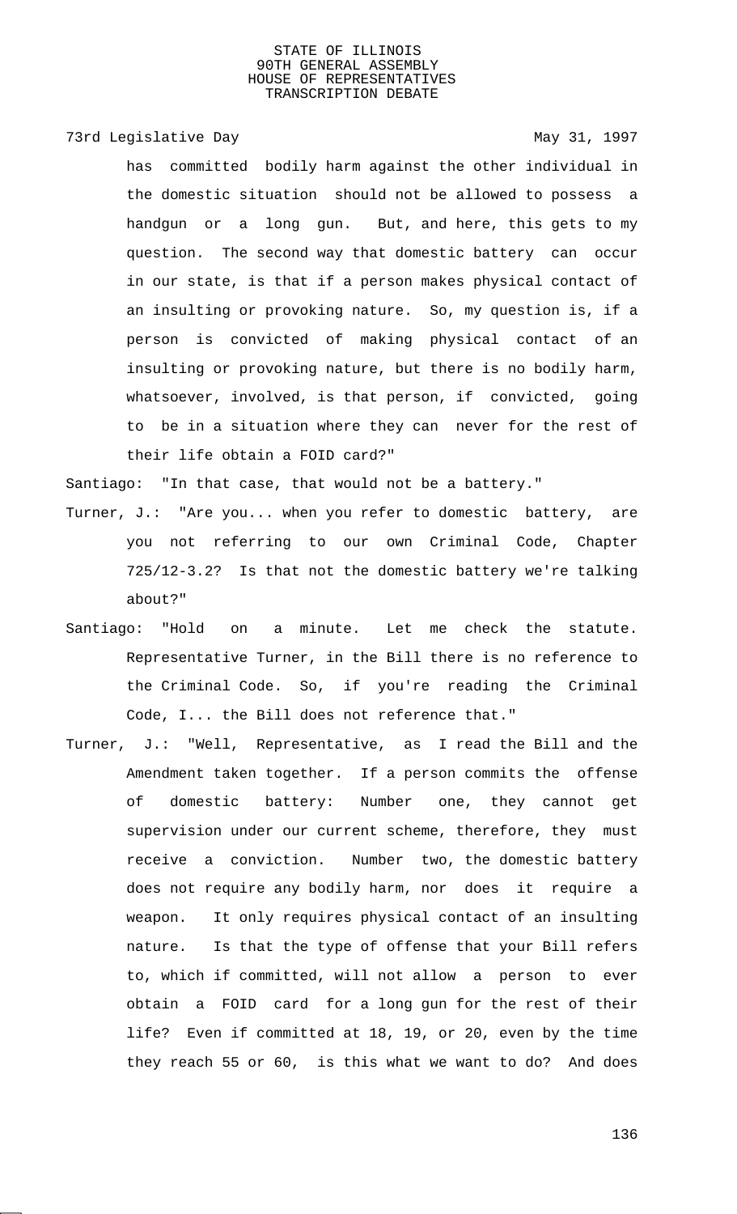has committed bodily harm against the other individual in the domestic situation should not be allowed to possess a handgun or a long gun. But, and here, this gets to my question. The second way that domestic battery can occur in our state, is that if a person makes physical contact of an insulting or provoking nature. So, my question is, if a person is convicted of making physical contact of an insulting or provoking nature, but there is no bodily harm, whatsoever, involved, is that person, if convicted, going to be in a situation where they can never for the rest of their life obtain a FOID card?"

Santiago: "In that case, that would not be a battery."

Turner, J.: "Are you... when you refer to domestic battery, are you not referring to our own Criminal Code, Chapter 725/12-3.2? Is that not the domestic battery we're talking about?"

Santiago: "Hold on a minute. Let me check the statute. Representative Turner, in the Bill there is no reference to the Criminal Code. So, if you're reading the Criminal Code, I... the Bill does not reference that."

Turner, J.: "Well, Representative, as I read the Bill and the Amendment taken together. If a person commits the offense of domestic battery: Number one, they cannot get supervision under our current scheme, therefore, they must receive a conviction. Number two, the domestic battery does not require any bodily harm, nor does it require a weapon. It only requires physical contact of an insulting nature. Is that the type of offense that your Bill refers to, which if committed, will not allow a person to ever obtain a FOID card for a long gun for the rest of their life? Even if committed at 18, 19, or 20, even by the time they reach 55 or 60, is this what we want to do? And does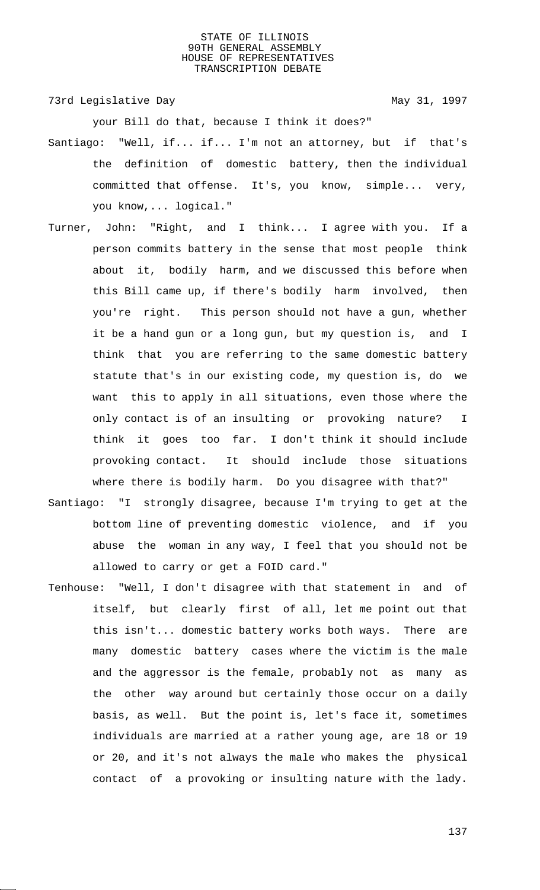your Bill do that, because I think it does?"

Santiago: "Well, if... if... I'm not an attorney, but if that's the definition of domestic battery, then the individual committed that offense. It's, you know, simple... very, you know,... logical."

Turner, John: "Right, and I think... I agree with you. If a person commits battery in the sense that most people think about it, bodily harm, and we discussed this before when this Bill came up, if there's bodily harm involved, then you're right. This person should not have a gun, whether it be a hand gun or a long gun, but my question is, and I think that you are referring to the same domestic battery statute that's in our existing code, my question is, do we want this to apply in all situations, even those where the only contact is of an insulting or provoking nature? I think it goes too far. I don't think it should include provoking contact. It should include those situations where there is bodily harm. Do you disagree with that?"

Santiago: "I strongly disagree, because I'm trying to get at the bottom line of preventing domestic violence, and if you abuse the woman in any way, I feel that you should not be allowed to carry or get a FOID card."

Tenhouse: "Well, I don't disagree with that statement in and of itself, but clearly first of all, let me point out that this isn't... domestic battery works both ways. There are many domestic battery cases where the victim is the male and the aggressor is the female, probably not as many as the other way around but certainly those occur on a daily basis, as well. But the point is, let's face it, sometimes individuals are married at a rather young age, are 18 or 19 or 20, and it's not always the male who makes the physical contact of a provoking or insulting nature with the lady.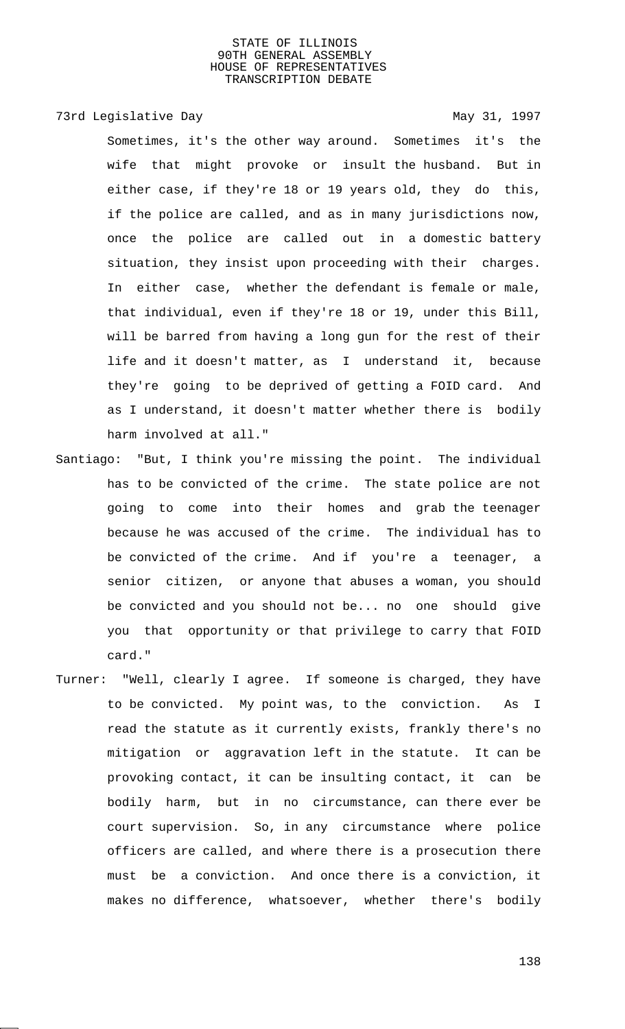Sometimes, it's the other way around. Sometimes it's the wife that might provoke or insult the husband. But in either case, if they're 18 or 19 years old, they do this, if the police are called, and as in many jurisdictions now, once the police are called out in a domestic battery situation, they insist upon proceeding with their charges. In either case, whether the defendant is female or male, that individual, even if they're 18 or 19, under this Bill, will be barred from having a long gun for the rest of their life and it doesn't matter, as I understand it, because they're going to be deprived of getting a FOID card. And as I understand, it doesn't matter whether there is bodily harm involved at all."

Santiago: "But, I think you're missing the point. The individual has to be convicted of the crime. The state police are not going to come into their homes and grab the teenager because he was accused of the crime. The individual has to be convicted of the crime. And if you're a teenager, a senior citizen, or anyone that abuses a woman, you should be convicted and you should not be... no one should give you that opportunity or that privilege to carry that FOID card."

Turner: "Well, clearly I agree. If someone is charged, they have to be convicted. My point was, to the conviction. As I read the statute as it currently exists, frankly there's no mitigation or aggravation left in the statute. It can be provoking contact, it can be insulting contact, it can be bodily harm, but in no circumstance, can there ever be court supervision. So, in any circumstance where police officers are called, and where there is a prosecution there must be a conviction. And once there is a conviction, it makes no difference, whatsoever, whether there's bodily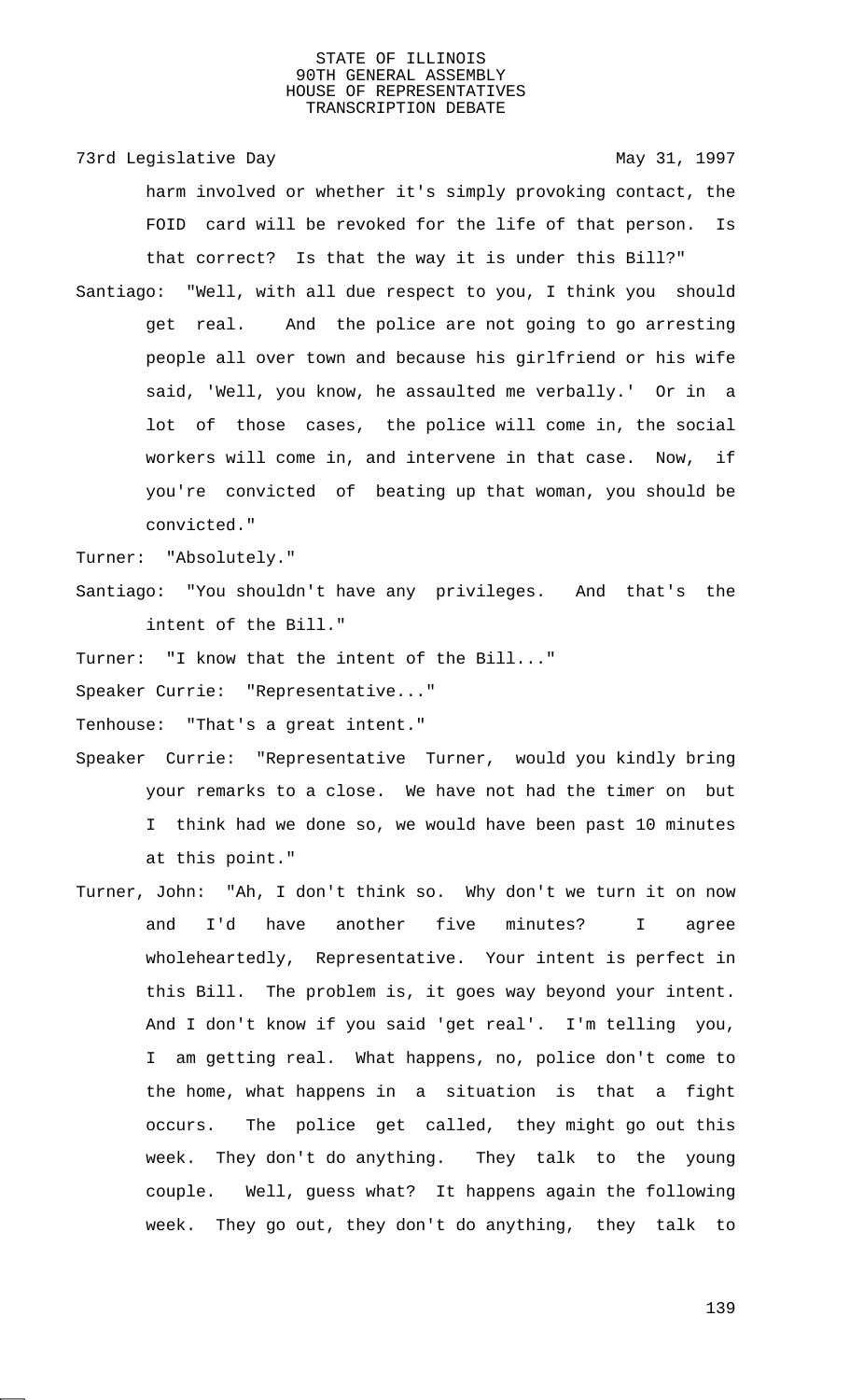harm involved or whether it's simply provoking contact, the FOID card will be revoked for the life of that person. Is that correct? Is that the way it is under this Bill?"

Santiago: "Well, with all due respect to you, I think you should get real. And the police are not going to go arresting people all over town and because his girlfriend or his wife said, 'Well, you know, he assaulted me verbally.' Or in a lot of those cases, the police will come in, the social workers will come in, and intervene in that case. Now, if you're convicted of beating up that woman, you should be convicted."

Turner: "Absolutely."

Santiago: "You shouldn't have any privileges. And that's the intent of the Bill."

Turner: "I know that the intent of the Bill..."

Speaker Currie: "Representative..."

Tenhouse: "That's a great intent."

Speaker Currie: "Representative Turner, would you kindly bring your remarks to a close. We have not had the timer on but I think had we done so, we would have been past 10 minutes at this point."

Turner, John: "Ah, I don't think so. Why don't we turn it on now and I'd have another five minutes? I agree wholeheartedly, Representative. Your intent is perfect in this Bill. The problem is, it goes way beyond your intent. And I don't know if you said 'get real'. I'm telling you, I am getting real. What happens, no, police don't come to the home, what happens in a situation is that a fight occurs. The police get called, they might go out this week. They don't do anything. They talk to the young couple. Well, guess what? It happens again the following week. They go out, they don't do anything, they talk to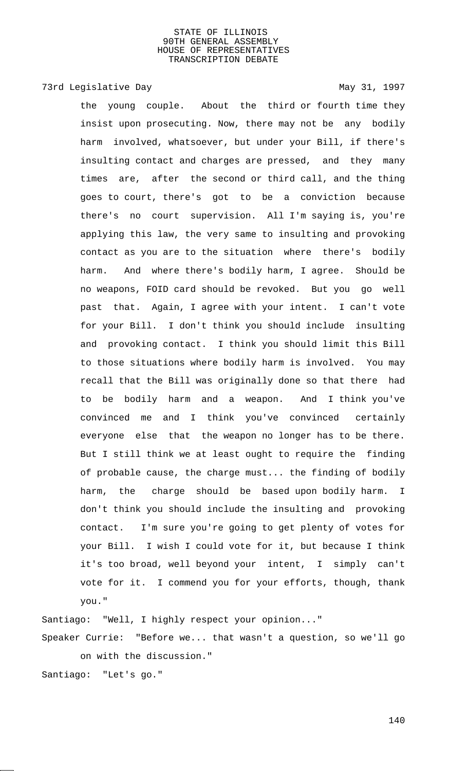the young couple. About the third or fourth time they insist upon prosecuting. Now, there may not be any bodily harm involved, whatsoever, but under your Bill, if there's insulting contact and charges are pressed, and they many times are, after the second or third call, and the thing goes to court, there's got to be a conviction because there's no court supervision. All I'm saying is, you're applying this law, the very same to insulting and provoking contact as you are to the situation where there's bodily harm. And where there's bodily harm, I agree. Should be no weapons, FOID card should be revoked. But you go well past that. Again, I agree with your intent. I can't vote for your Bill. I don't think you should include insulting and provoking contact. I think you should limit this Bill to those situations where bodily harm is involved. You may recall that the Bill was originally done so that there had to be bodily harm and a weapon. And I think you've convinced me and I think you've convinced certainly everyone else that the weapon no longer has to be there. But I still think we at least ought to require the finding of probable cause, the charge must... the finding of bodily harm, the charge should be based upon bodily harm. I don't think you should include the insulting and provoking contact. I'm sure you're going to get plenty of votes for your Bill. I wish I could vote for it, but because I think it's too broad, well beyond your intent, I simply can't vote for it. I commend you for your efforts, though, thank you."

Santiago: "Well, I highly respect your opinion..."

Speaker Currie: "Before we... that wasn't a question, so we'll go on with the discussion."

Santiago: "Let's go."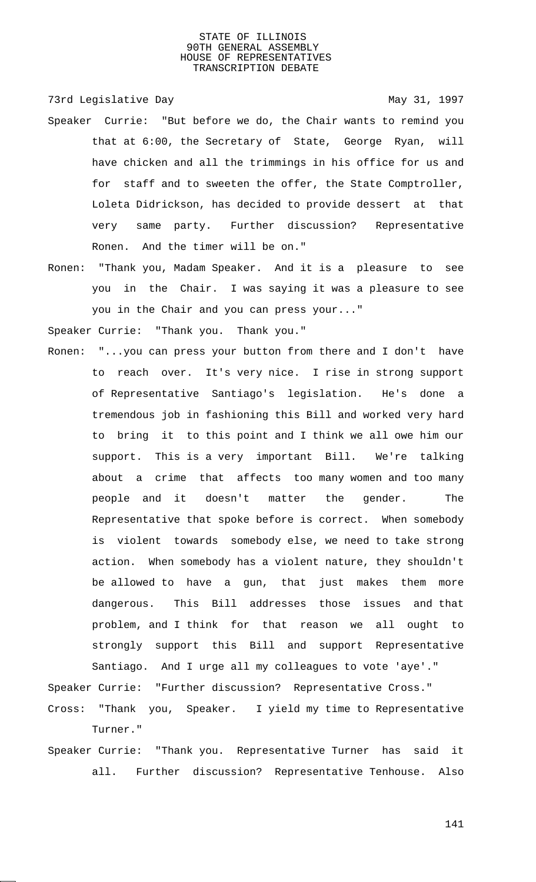Speaker Currie: "But before we do, the Chair wants to remind you that at 6:00, the Secretary of State, George Ryan, will have chicken and all the trimmings in his office for us and for staff and to sweeten the offer, the State Comptroller, Loleta Didrickson, has decided to provide dessert at that very same party. Further discussion? Representative Ronen. And the timer will be on."

Ronen: "Thank you, Madam Speaker. And it is a pleasure to see you in the Chair. I was saying it was a pleasure to see you in the Chair and you can press your..."

Speaker Currie: "Thank you. Thank you."

Ronen: "...you can press your button from there and I don't have to reach over. It's very nice. I rise in strong support of Representative Santiago's legislation. He's done a tremendous job in fashioning this Bill and worked very hard to bring it to this point and I think we all owe him our support. This is a very important Bill. We're talking about a crime that affects too many women and too many people and it doesn't matter the gender. The Representative that spoke before is correct. When somebody is violent towards somebody else, we need to take strong action. When somebody has a violent nature, they shouldn't be allowed to have a gun, that just makes them more dangerous. This Bill addresses those issues and that problem, and I think for that reason we all ought to strongly support this Bill and support Representative Santiago. And I urge all my colleagues to vote 'aye'."

Speaker Currie: "Further discussion? Representative Cross."

Cross: "Thank you, Speaker. I yield my time to Representative Turner."

Speaker Currie: "Thank you. Representative Turner has said it all. Further discussion? Representative Tenhouse. Also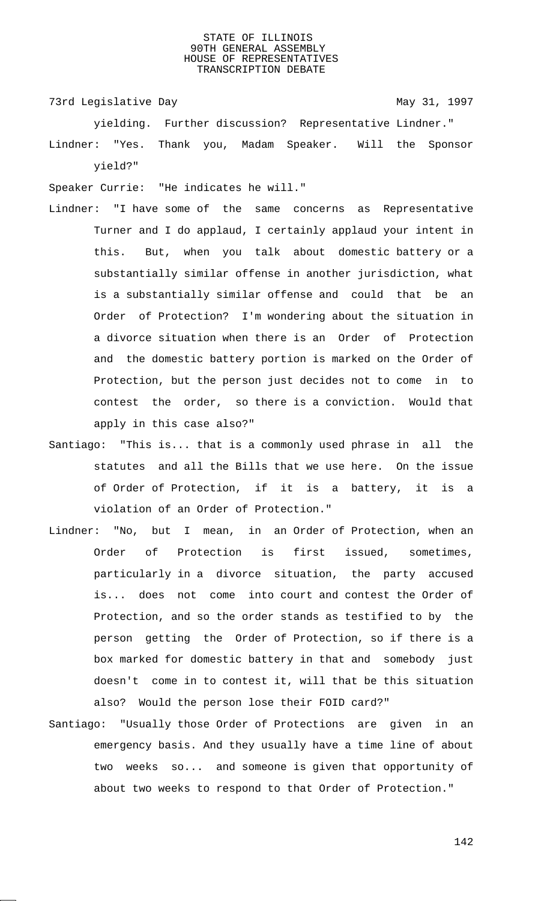yielding. Further discussion? Representative Lindner."

Lindner: "Yes. Thank you, Madam Speaker. Will the Sponsor yield?"

Speaker Currie: "He indicates he will."

Lindner: "I have some of the same concerns as Representative Turner and I do applaud, I certainly applaud your intent in this. But, when you talk about domestic battery or a substantially similar offense in another jurisdiction, what is a substantially similar offense and could that be an Order of Protection? I'm wondering about the situation in a divorce situation when there is an Order of Protection and the domestic battery portion is marked on the Order of Protection, but the person just decides not to come in to contest the order, so there is a conviction. Would that apply in this case also?"

Santiago: "This is... that is a commonly used phrase in all the statutes and all the Bills that we use here. On the issue of Order of Protection, if it is a battery, it is a violation of an Order of Protection."

Lindner: "No, but I mean, in an Order of Protection, when an Order of Protection is first issued, sometimes, particularly in a divorce situation, the party accused is... does not come into court and contest the Order of Protection, and so the order stands as testified to by the person getting the Order of Protection, so if there is a box marked for domestic battery in that and somebody just doesn't come in to contest it, will that be this situation also? Would the person lose their FOID card?"

Santiago: "Usually those Order of Protections are given in an emergency basis. And they usually have a time line of about two weeks so... and someone is given that opportunity of about two weeks to respond to that Order of Protection."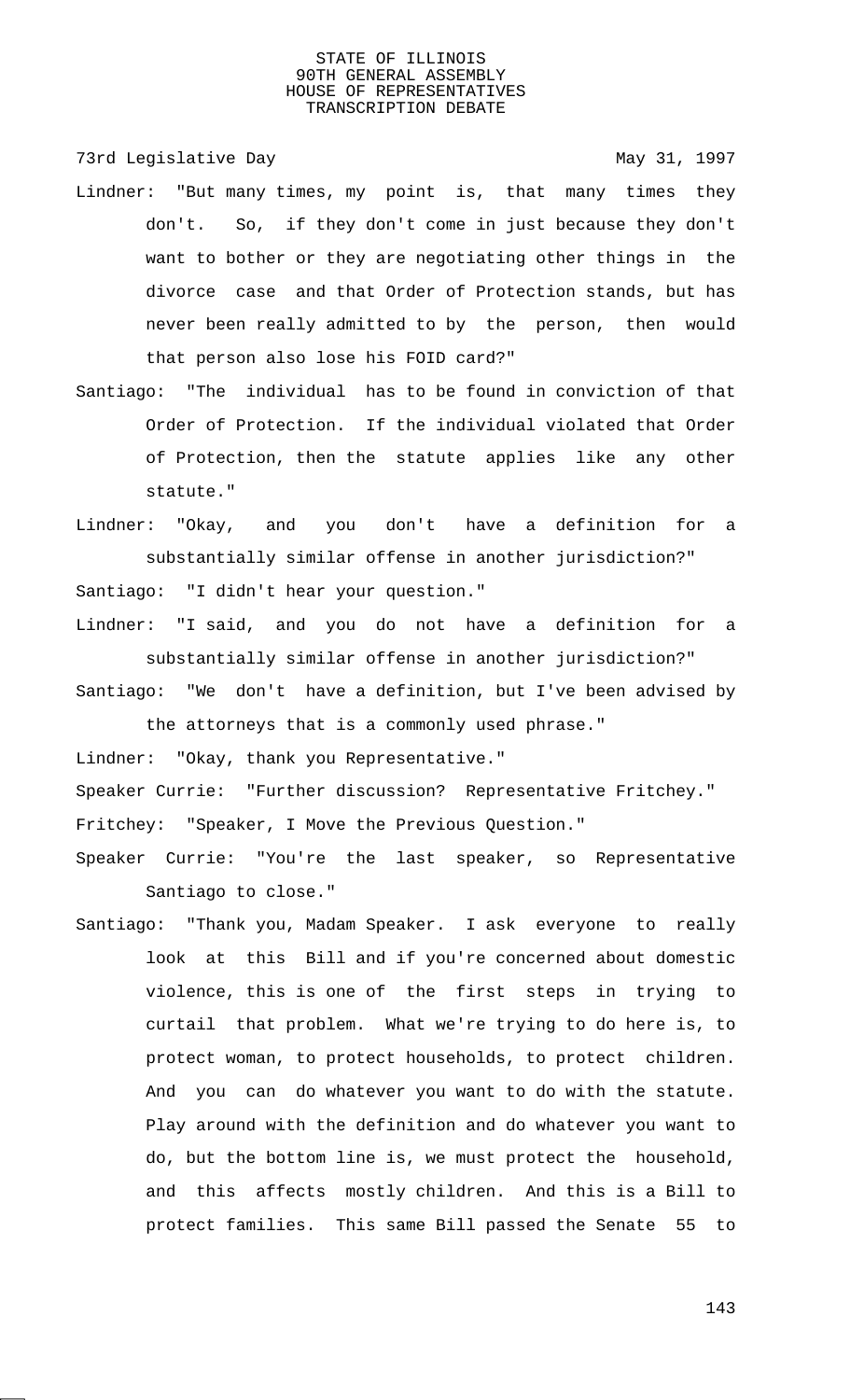Lindner: "But many times, my point is, that many times they don't. So, if they don't come in just because they don't want to bother or they are negotiating other things in the divorce case and that Order of Protection stands, but has never been really admitted to by the person, then would that person also lose his FOID card?"

Santiago: "The individual has to be found in conviction of that Order of Protection. If the individual violated that Order of Protection, then the statute applies like any other statute."

Lindner: "Okay, and you don't have a definition for a substantially similar offense in another jurisdiction?"

Santiago: "I didn't hear your question."

Lindner: "I said, and you do not have a definition for a substantially similar offense in another jurisdiction?"

Santiago: "We don't have a definition, but I've been advised by the attorneys that is a commonly used phrase."

Lindner: "Okay, thank you Representative."

Speaker Currie: "Further discussion? Representative Fritchey."

Fritchey: "Speaker, I Move the Previous Question."

Speaker Currie: "You're the last speaker, so Representative Santiago to close."

Santiago: "Thank you, Madam Speaker. I ask everyone to really look at this Bill and if you're concerned about domestic violence, this is one of the first steps in trying to curtail that problem. What we're trying to do here is, to protect woman, to protect households, to protect children. And you can do whatever you want to do with the statute. Play around with the definition and do whatever you want to do, but the bottom line is, we must protect the household, and this affects mostly children. And this is a Bill to protect families. This same Bill passed the Senate 55 to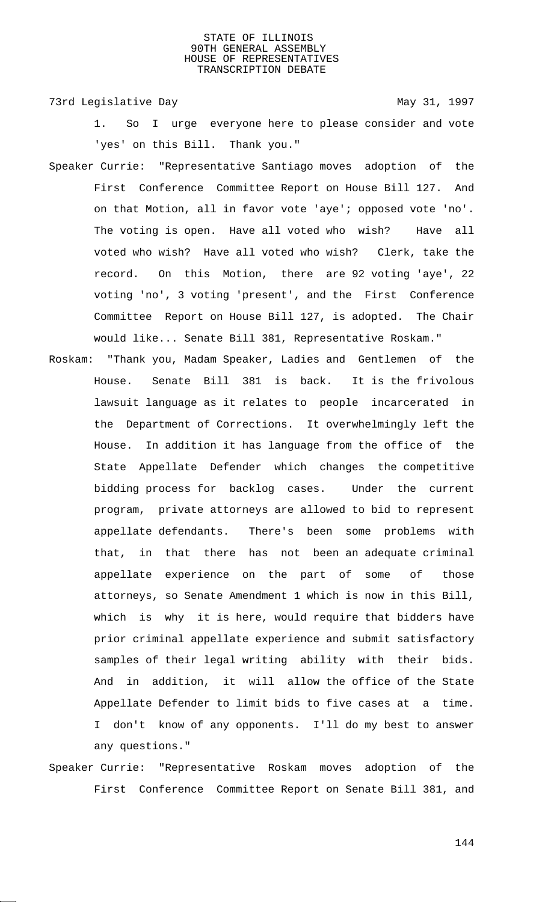1. So I urge everyone here to please consider and vote 'yes' on this Bill. Thank you."

Speaker Currie: "Representative Santiago moves adoption of the First Conference Committee Report on House Bill 127. And on that Motion, all in favor vote 'aye'; opposed vote 'no'. The voting is open. Have all voted who wish? Have all voted who wish? Have all voted who wish? Clerk, take the record. On this Motion, there are 92 voting 'aye', 22 voting 'no', 3 voting 'present', and the First Conference Committee Report on House Bill 127, is adopted. The Chair would like... Senate Bill 381, Representative Roskam."

Roskam: "Thank you, Madam Speaker, Ladies and Gentlemen of the House. Senate Bill 381 is back. It is the frivolous lawsuit language as it relates to people incarcerated in the Department of Corrections. It overwhelmingly left the House. In addition it has language from the office of the State Appellate Defender which changes the competitive bidding process for backlog cases. Under the current program, private attorneys are allowed to bid to represent appellate defendants. There's been some problems with that, in that there has not been an adequate criminal appellate experience on the part of some of those attorneys, so Senate Amendment 1 which is now in this Bill, which is why it is here, would require that bidders have prior criminal appellate experience and submit satisfactory samples of their legal writing ability with their bids. And in addition, it will allow the office of the State Appellate Defender to limit bids to five cases at a time. I don't know of any opponents. I'll do my best to answer any questions."

Speaker Currie: "Representative Roskam moves adoption of the First Conference Committee Report on Senate Bill 381, and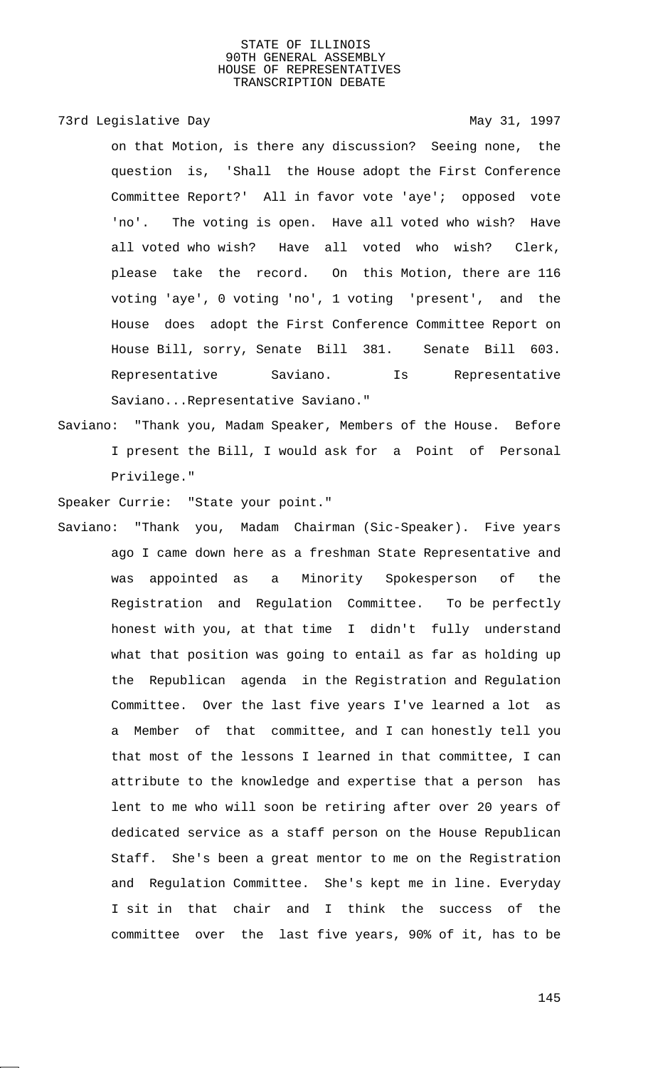on that Motion, is there any discussion? Seeing none, the question is, 'Shall the House adopt the First Conference Committee Report?' All in favor vote 'aye'; opposed vote 'no'. The voting is open. Have all voted who wish? Have all voted who wish? Have all voted who wish? Clerk, please take the record. On this Motion, there are 116 voting 'aye', 0 voting 'no', 1 voting 'present', and the House does adopt the First Conference Committee Report on House Bill, sorry, Senate Bill 381. Senate Bill 603. Representative Saviano. Is Representative Saviano...Representative Saviano."

Saviano: "Thank you, Madam Speaker, Members of the House. Before I present the Bill, I would ask for a Point of Personal Privilege."

Speaker Currie: "State your point."

Saviano: "Thank you, Madam Chairman (Sic-Speaker). Five years ago I came down here as a freshman State Representative and was appointed as a Minority Spokesperson of the Registration and Regulation Committee. To be perfectly honest with you, at that time I didn't fully understand what that position was going to entail as far as holding up the Republican agenda in the Registration and Regulation Committee. Over the last five years I've learned a lot as a Member of that committee, and I can honestly tell you that most of the lessons I learned in that committee, I can attribute to the knowledge and expertise that a person has lent to me who will soon be retiring after over 20 years of dedicated service as a staff person on the House Republican Staff. She's been a great mentor to me on the Registration and Regulation Committee. She's kept me in line. Everyday I sit in that chair and I think the success of the committee over the last five years, 90% of it, has to be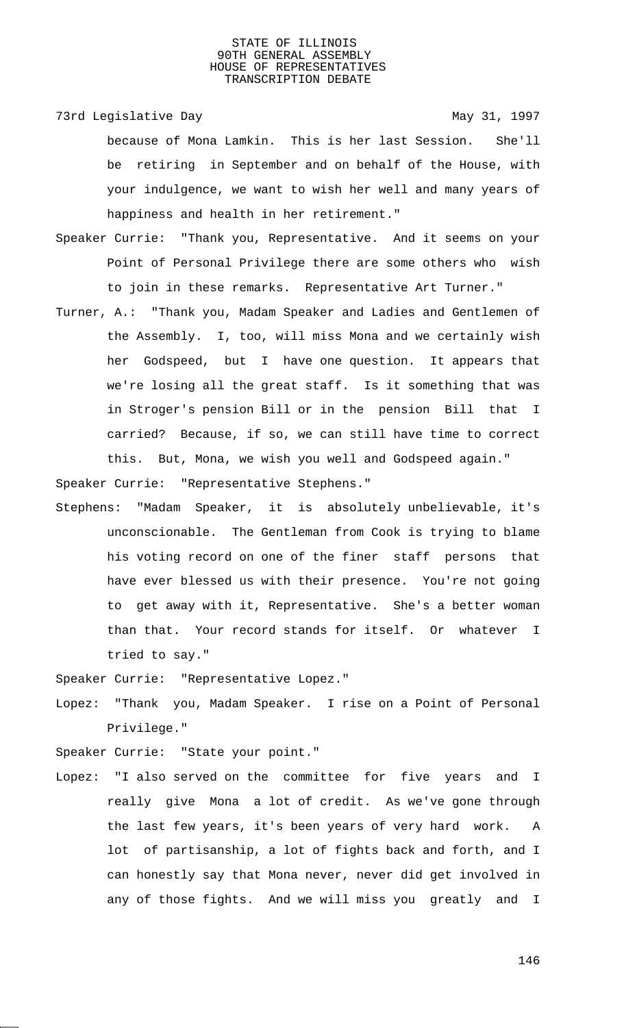because of Mona Lamkin. This is her last Session. She'll be retiring in September and on behalf of the House, with your indulgence, we want to wish her well and many years of happiness and health in her retirement."

Speaker Currie: "Thank you, Representative. And it seems on your Point of Personal Privilege there are some others who wish to join in these remarks. Representative Art Turner."

Turner, A.: "Thank you, Madam Speaker and Ladies and Gentlemen of the Assembly. I, too, will miss Mona and we certainly wish her Godspeed, but I have one question. It appears that we're losing all the great staff. Is it something that was in Stroger's pension Bill or in the pension Bill that I carried? Because, if so, we can still have time to correct this. But, Mona, we wish you well and Godspeed again."

Speaker Currie: "Representative Stephens."

Stephens: "Madam Speaker, it is absolutely unbelievable, it's unconscionable. The Gentleman from Cook is trying to blame his voting record on one of the finer staff persons that have ever blessed us with their presence. You're not going to get away with it, Representative. She's a better woman than that. Your record stands for itself. Or whatever I tried to say."

Speaker Currie: "Representative Lopez."

Lopez: "Thank you, Madam Speaker. I rise on a Point of Personal Privilege."

Speaker Currie: "State your point."

Lopez: "I also served on the committee for five years and I really give Mona a lot of credit. As we've gone through the last few years, it's been years of very hard work. A lot of partisanship, a lot of fights back and forth, and I can honestly say that Mona never, never did get involved in any of those fights. And we will miss you greatly and I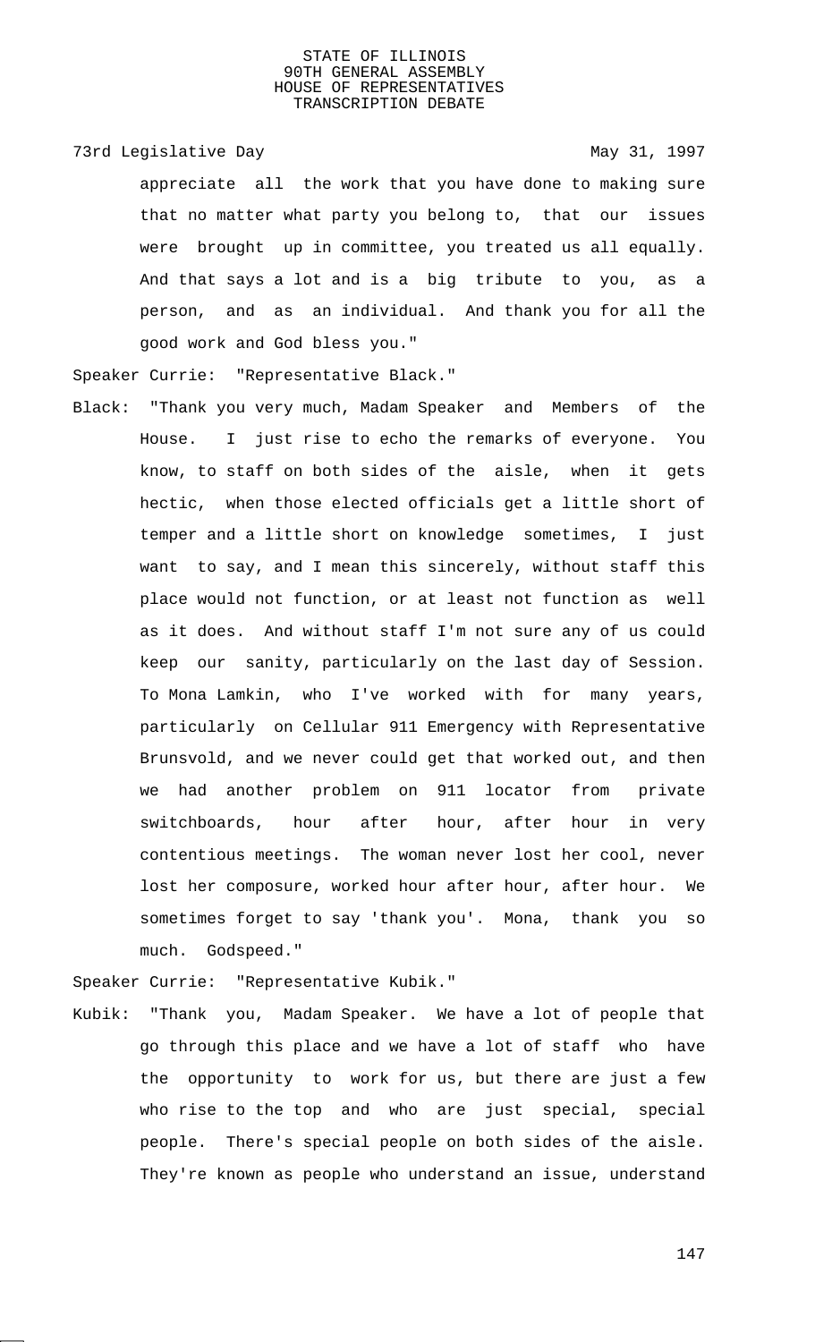appreciate all the work that you have done to making sure that no matter what party you belong to, that our issues were brought up in committee, you treated us all equally. And that says a lot and is a big tribute to you, as a person, and as an individual. And thank you for all the good work and God bless you."

Speaker Currie: "Representative Black."

Black: "Thank you very much, Madam Speaker and Members of the House. I just rise to echo the remarks of everyone. You know, to staff on both sides of the aisle, when it gets hectic, when those elected officials get a little short of temper and a little short on knowledge sometimes, I just want to say, and I mean this sincerely, without staff this place would not function, or at least not function as well as it does. And without staff I'm not sure any of us could keep our sanity, particularly on the last day of Session. To Mona Lamkin, who I've worked with for many years, particularly on Cellular 911 Emergency with Representative Brunsvold, and we never could get that worked out, and then we had another problem on 911 locator from private switchboards, hour after hour, after hour in very contentious meetings. The woman never lost her cool, never lost her composure, worked hour after hour, after hour. We sometimes forget to say 'thank you'. Mona, thank you so much. Godspeed."

Speaker Currie: "Representative Kubik."

Kubik: "Thank you, Madam Speaker. We have a lot of people that go through this place and we have a lot of staff who have the opportunity to work for us, but there are just a few who rise to the top and who are just special, special people. There's special people on both sides of the aisle. They're known as people who understand an issue, understand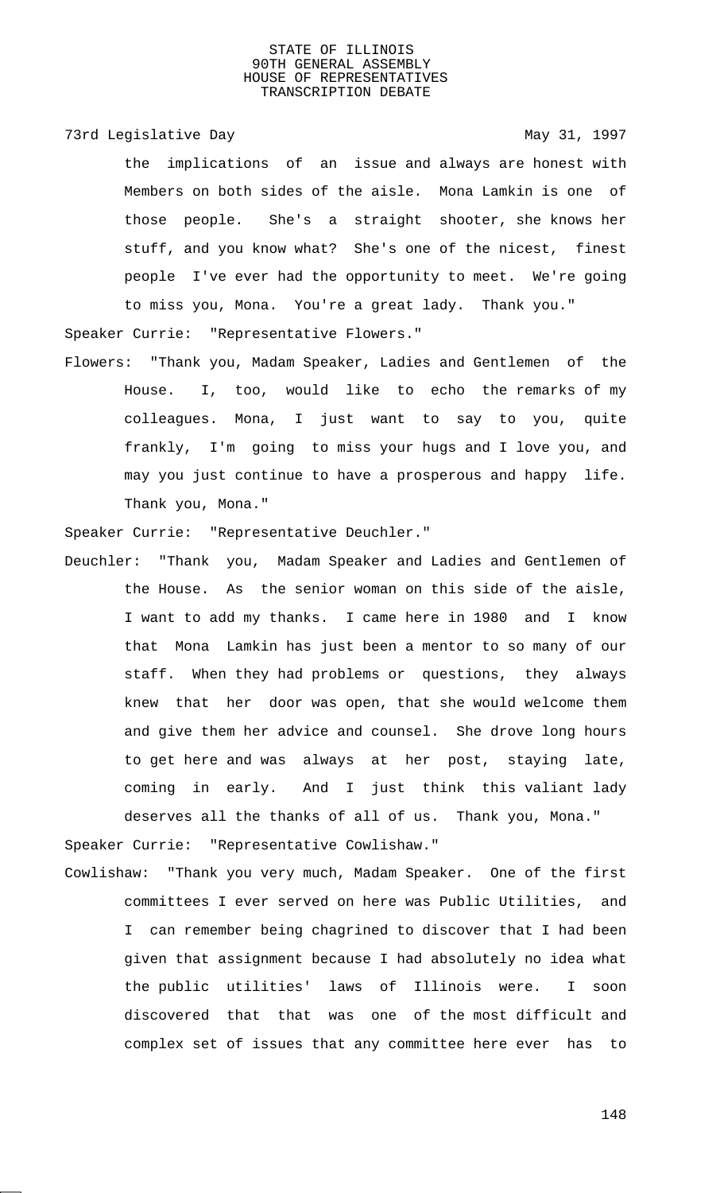the implications of an issue and always are honest with Members on both sides of the aisle. Mona Lamkin is one of those people. She's a straight shooter, she knows her stuff, and you know what? She's one of the nicest, finest people I've ever had the opportunity to meet. We're going to miss you, Mona. You're a great lady. Thank you."

Speaker Currie: "Representative Flowers."

Flowers: "Thank you, Madam Speaker, Ladies and Gentlemen of the House. I, too, would like to echo the remarks of my colleagues. Mona, I just want to say to you, quite frankly, I'm going to miss your hugs and I love you, and may you just continue to have a prosperous and happy life. Thank you, Mona."

Speaker Currie: "Representative Deuchler."

Deuchler: "Thank you, Madam Speaker and Ladies and Gentlemen of the House. As the senior woman on this side of the aisle, I want to add my thanks. I came here in 1980 and I know that Mona Lamkin has just been a mentor to so many of our staff. When they had problems or questions, they always knew that her door was open, that she would welcome them and give them her advice and counsel. She drove long hours to get here and was always at her post, staying late, coming in early. And I just think this valiant lady deserves all the thanks of all of us. Thank you, Mona."

Speaker Currie: "Representative Cowlishaw."

Cowlishaw: "Thank you very much, Madam Speaker. One of the first committees I ever served on here was Public Utilities, and I can remember being chagrined to discover that I had been given that assignment because I had absolutely no idea what the public utilities' laws of Illinois were. I soon discovered that that was one of the most difficult and complex set of issues that any committee here ever has to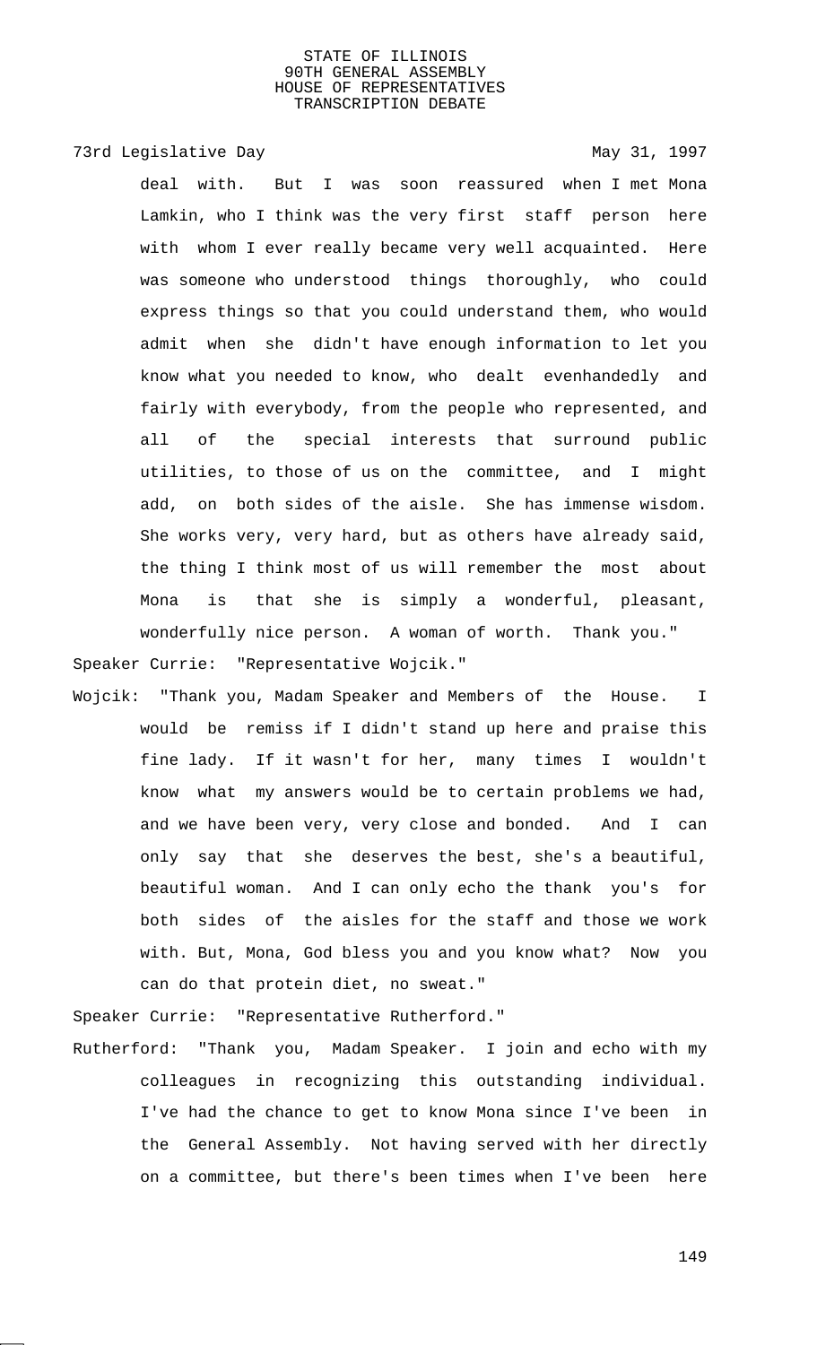deal with. But I was soon reassured when I met Mona Lamkin, who I think was the very first staff person here with whom I ever really became very well acquainted. Here was someone who understood things thoroughly, who could express things so that you could understand them, who would admit when she didn't have enough information to let you know what you needed to know, who dealt evenhandedly and fairly with everybody, from the people who represented, and all of the special interests that surround public utilities, to those of us on the committee, and I might add, on both sides of the aisle. She has immense wisdom. She works very, very hard, but as others have already said, the thing I think most of us will remember the most about Mona is that she is simply a wonderful, pleasant, wonderfully nice person. A woman of worth. Thank you."

Speaker Currie: "Representative Wojcik."

Wojcik: "Thank you, Madam Speaker and Members of the House. I would be remiss if I didn't stand up here and praise this fine lady. If it wasn't for her, many times I wouldn't know what my answers would be to certain problems we had, and we have been very, very close and bonded. And I can only say that she deserves the best, she's a beautiful, beautiful woman. And I can only echo the thank you's for both sides of the aisles for the staff and those we work with. But, Mona, God bless you and you know what? Now you can do that protein diet, no sweat."

Speaker Currie: "Representative Rutherford."

Rutherford: "Thank you, Madam Speaker. I join and echo with my colleagues in recognizing this outstanding individual. I've had the chance to get to know Mona since I've been in the General Assembly. Not having served with her directly on a committee, but there's been times when I've been here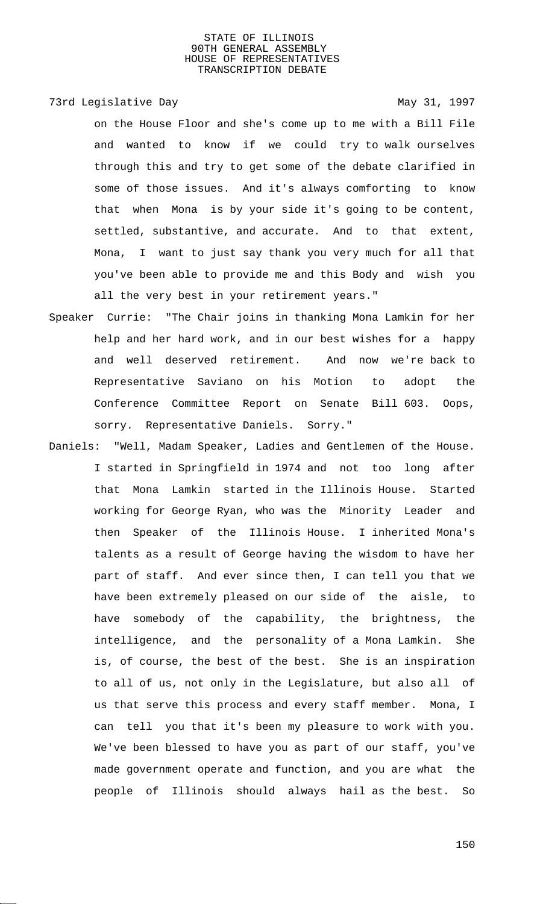on the House Floor and she's come up to me with a Bill File and wanted to know if we could try to walk ourselves through this and try to get some of the debate clarified in some of those issues. And it's always comforting to know that when Mona is by your side it's going to be content, settled, substantive, and accurate. And to that extent, Mona, I want to just say thank you very much for all that you've been able to provide me and this Body and wish you all the very best in your retirement years."

Speaker Currie: "The Chair joins in thanking Mona Lamkin for her help and her hard work, and in our best wishes for a happy and well deserved retirement. And now we're back to Representative Saviano on his Motion to adopt the Conference Committee Report on Senate Bill 603. Oops, sorry. Representative Daniels. Sorry."

Daniels: "Well, Madam Speaker, Ladies and Gentlemen of the House. I started in Springfield in 1974 and not too long after that Mona Lamkin started in the Illinois House. Started working for George Ryan, who was the Minority Leader and then Speaker of the Illinois House. I inherited Mona's talents as a result of George having the wisdom to have her part of staff. And ever since then, I can tell you that we have been extremely pleased on our side of the aisle, to have somebody of the capability, the brightness, the intelligence, and the personality of a Mona Lamkin. She is, of course, the best of the best. She is an inspiration to all of us, not only in the Legislature, but also all of us that serve this process and every staff member. Mona, I can tell you that it's been my pleasure to work with you. We've been blessed to have you as part of our staff, you've made government operate and function, and you are what the people of Illinois should always hail as the best. So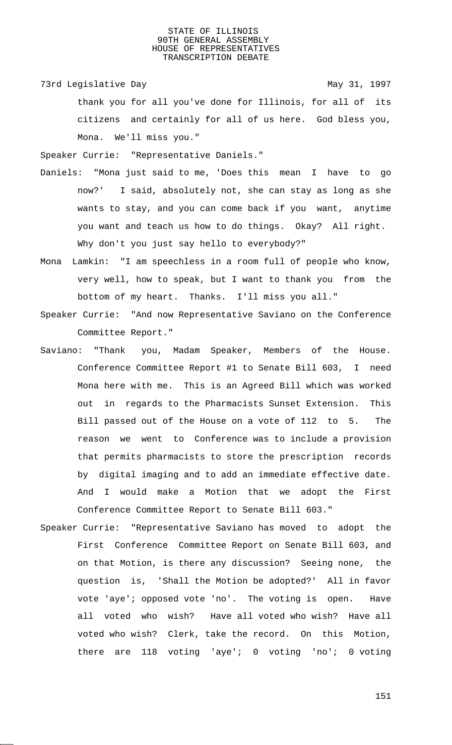thank you for all you've done for Illinois, for all of its citizens and certainly for all of us here. God bless you, Mona. We'll miss you."

Speaker Currie: "Representative Daniels."

Daniels: "Mona just said to me, 'Does this mean I have to go now?' I said, absolutely not, she can stay as long as she wants to stay, and you can come back if you want, anytime you want and teach us how to do things. Okay? All right. Why don't you just say hello to everybody?"

Mona Lamkin: "I am speechless in a room full of people who know, very well, how to speak, but I want to thank you from the bottom of my heart. Thanks. I'll miss you all."

Speaker Currie: "And now Representative Saviano on the Conference Committee Report."

Saviano: "Thank you, Madam Speaker, Members of the House. Conference Committee Report #1 to Senate Bill 603, I need Mona here with me. This is an Agreed Bill which was worked out in regards to the Pharmacists Sunset Extension. This Bill passed out of the House on a vote of 112 to 5. The reason we went to Conference was to include a provision that permits pharmacists to store the prescription records by digital imaging and to add an immediate effective date. And I would make a Motion that we adopt the First Conference Committee Report to Senate Bill 603."

Speaker Currie: "Representative Saviano has moved to adopt the First Conference Committee Report on Senate Bill 603, and on that Motion, is there any discussion? Seeing none, the question is, 'Shall the Motion be adopted?' All in favor vote 'aye'; opposed vote 'no'. The voting is open. Have all voted who wish? Have all voted who wish? Have all voted who wish? Clerk, take the record. On this Motion, there are 118 voting 'aye'; 0 voting 'no'; 0 voting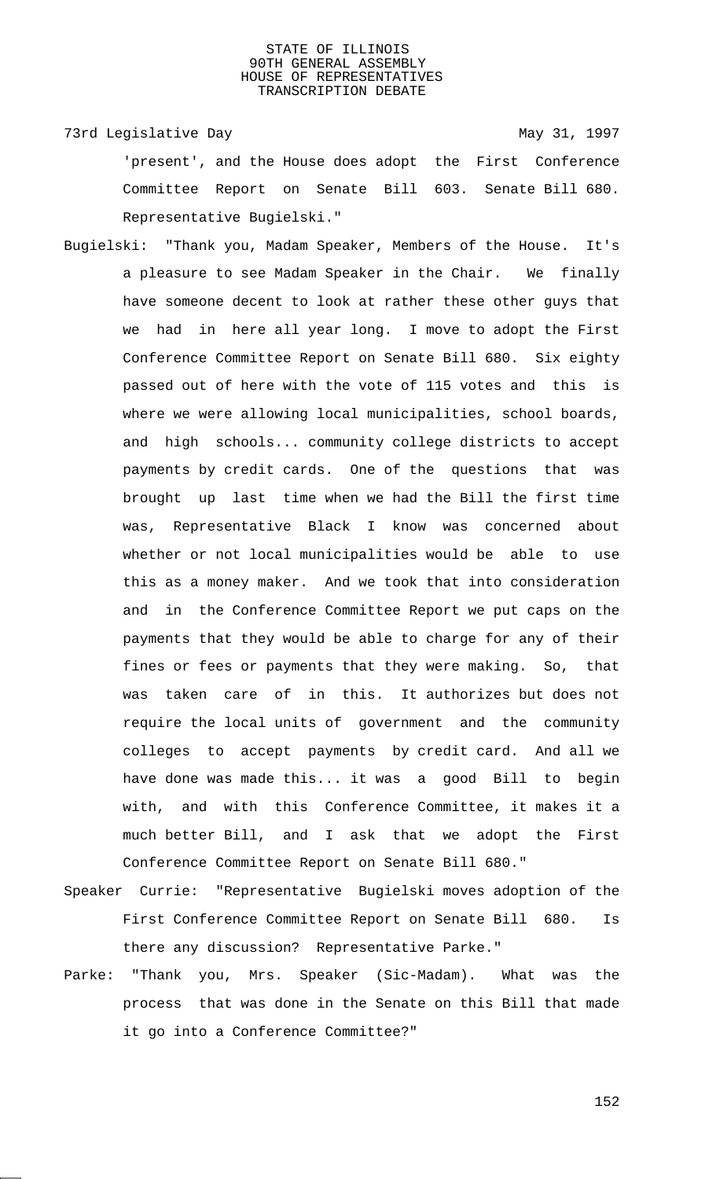'present', and the House does adopt the First Conference Committee Report on Senate Bill 603. Senate Bill 680. Representative Bugielski."

Bugielski: "Thank you, Madam Speaker, Members of the House. It's a pleasure to see Madam Speaker in the Chair. We finally have someone decent to look at rather these other guys that we had in here all year long. I move to adopt the First Conference Committee Report on Senate Bill 680. Six eighty passed out of here with the vote of 115 votes and this is where we were allowing local municipalities, school boards, and high schools... community college districts to accept payments by credit cards. One of the questions that was brought up last time when we had the Bill the first time was, Representative Black I know was concerned about whether or not local municipalities would be able to use this as a money maker. And we took that into consideration and in the Conference Committee Report we put caps on the payments that they would be able to charge for any of their fines or fees or payments that they were making. So, that was taken care of in this. It authorizes but does not require the local units of government and the community colleges to accept payments by credit card. And all we have done was made this... it was a good Bill to begin with, and with this Conference Committee, it makes it a much better Bill, and I ask that we adopt the First Conference Committee Report on Senate Bill 680."

Speaker Currie: "Representative Bugielski moves adoption of the First Conference Committee Report on Senate Bill 680. Is there any discussion? Representative Parke."

Parke: "Thank you, Mrs. Speaker (Sic-Madam). What was the process that was done in the Senate on this Bill that made it go into a Conference Committee?"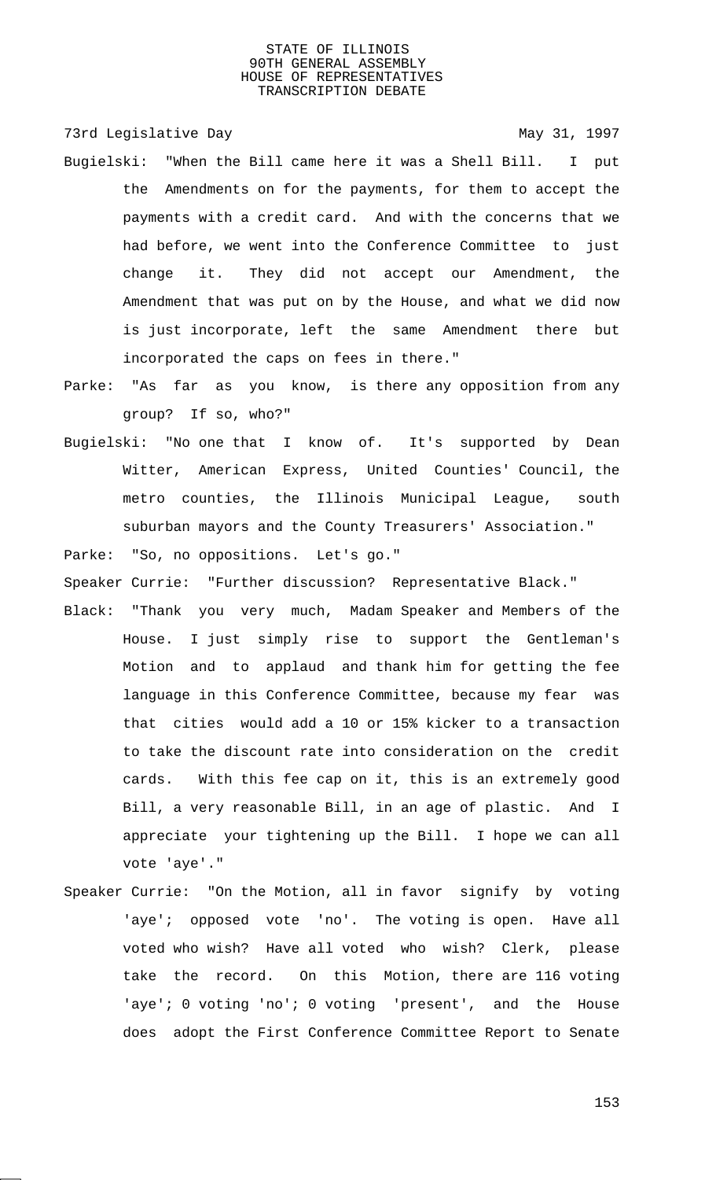Bugielski: "When the Bill came here it was a Shell Bill. I put the Amendments on for the payments, for them to accept the payments with a credit card. And with the concerns that we had before, we went into the Conference Committee to just change it. They did not accept our Amendment, the Amendment that was put on by the House, and what we did now is just incorporate, left the same Amendment there but incorporated the caps on fees in there."

Parke: "As far as you know, is there any opposition from any group? If so, who?"

Bugielski: "No one that I know of. It's supported by Dean Witter, American Express, United Counties' Council, the metro counties, the Illinois Municipal League, south suburban mayors and the County Treasurers' Association."

Parke: "So, no oppositions. Let's go."

Speaker Currie: "Further discussion? Representative Black."

Black: "Thank you very much, Madam Speaker and Members of the House. I just simply rise to support the Gentleman's Motion and to applaud and thank him for getting the fee language in this Conference Committee, because my fear was that cities would add a 10 or 15% kicker to a transaction to take the discount rate into consideration on the credit cards. With this fee cap on it, this is an extremely good Bill, a very reasonable Bill, in an age of plastic. And I appreciate your tightening up the Bill. I hope we can all vote 'aye'."

Speaker Currie: "On the Motion, all in favor signify by voting 'aye'; opposed vote 'no'. The voting is open. Have all voted who wish? Have all voted who wish? Clerk, please take the record. On this Motion, there are 116 voting 'aye'; 0 voting 'no'; 0 voting 'present', and the House does adopt the First Conference Committee Report to Senate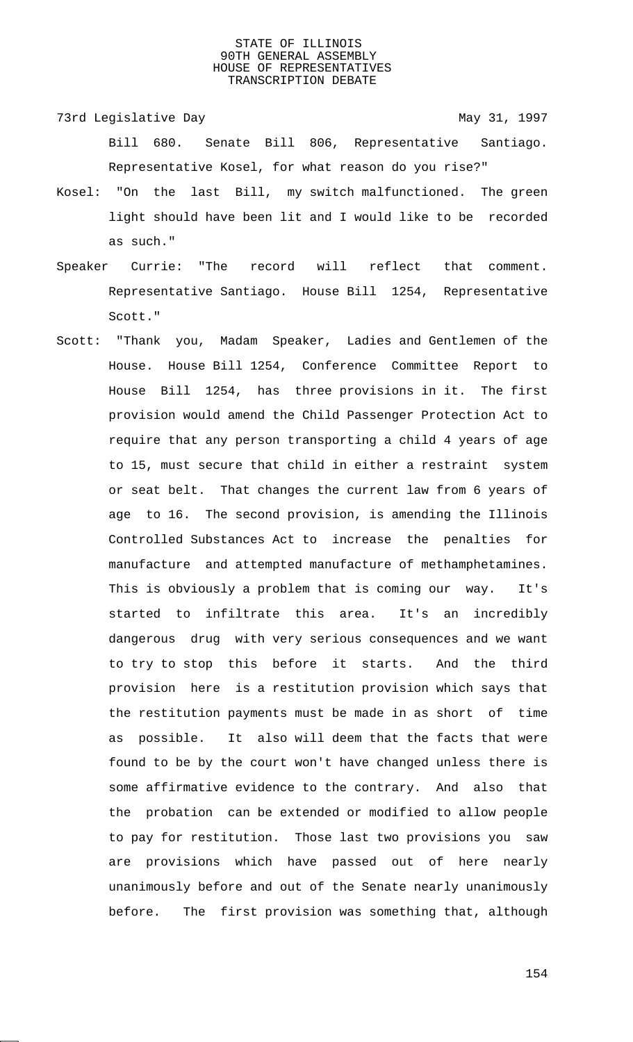Bill 680. Senate Bill 806, Representative Santiago. Representative Kosel, for what reason do you rise?"

Kosel: "On the last Bill, my switch malfunctioned. The green light should have been lit and I would like to be recorded as such."

Speaker Currie: "The record will reflect that comment. Representative Santiago. House Bill 1254, Representative Scott."

Scott: "Thank you, Madam Speaker, Ladies and Gentlemen of the House. House Bill 1254, Conference Committee Report to House Bill 1254, has three provisions in it. The first provision would amend the Child Passenger Protection Act to require that any person transporting a child 4 years of age to 15, must secure that child in either a restraint system or seat belt. That changes the current law from 6 years of age to 16. The second provision, is amending the Illinois Controlled Substances Act to increase the penalties for manufacture and attempted manufacture of methamphetamines. This is obviously a problem that is coming our way. It's started to infiltrate this area. It's an incredibly dangerous drug with very serious consequences and we want to try to stop this before it starts. And the third provision here is a restitution provision which says that the restitution payments must be made in as short of time as possible. It also will deem that the facts that were found to be by the court won't have changed unless there is some affirmative evidence to the contrary. And also that the probation can be extended or modified to allow people to pay for restitution. Those last two provisions you saw are provisions which have passed out of here nearly unanimously before and out of the Senate nearly unanimously before. The first provision was something that, although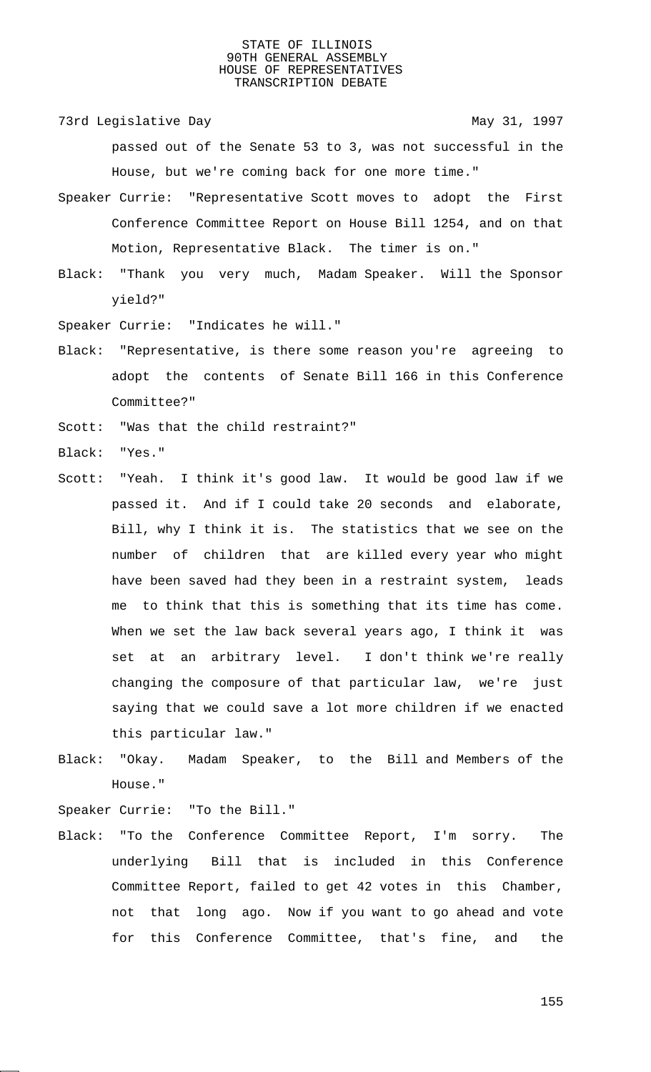passed out of the Senate 53 to 3, was not successful in the House, but we're coming back for one more time."

Speaker Currie: "Representative Scott moves to adopt the First Conference Committee Report on House Bill 1254, and on that Motion, Representative Black. The timer is on."

Black: "Thank you very much, Madam Speaker. Will the Sponsor yield?"

Speaker Currie: "Indicates he will."

Black: "Representative, is there some reason you're agreeing to adopt the contents of Senate Bill 166 in this Conference Committee?"

Scott: "Was that the child restraint?"

Black: "Yes."

Scott: "Yeah. I think it's good law. It would be good law if we passed it. And if I could take 20 seconds and elaborate, Bill, why I think it is. The statistics that we see on the number of children that are killed every year who might have been saved had they been in a restraint system, leads me to think that this is something that its time has come. When we set the law back several years ago, I think it was set at an arbitrary level. I don't think we're really changing the composure of that particular law, we're just saying that we could save a lot more children if we enacted this particular law."

Black: "Okay. Madam Speaker, to the Bill and Members of the House."

Speaker Currie: "To the Bill."

Black: "To the Conference Committee Report, I'm sorry. The underlying Bill that is included in this Conference Committee Report, failed to get 42 votes in this Chamber, not that long ago. Now if you want to go ahead and vote for this Conference Committee, that's fine, and the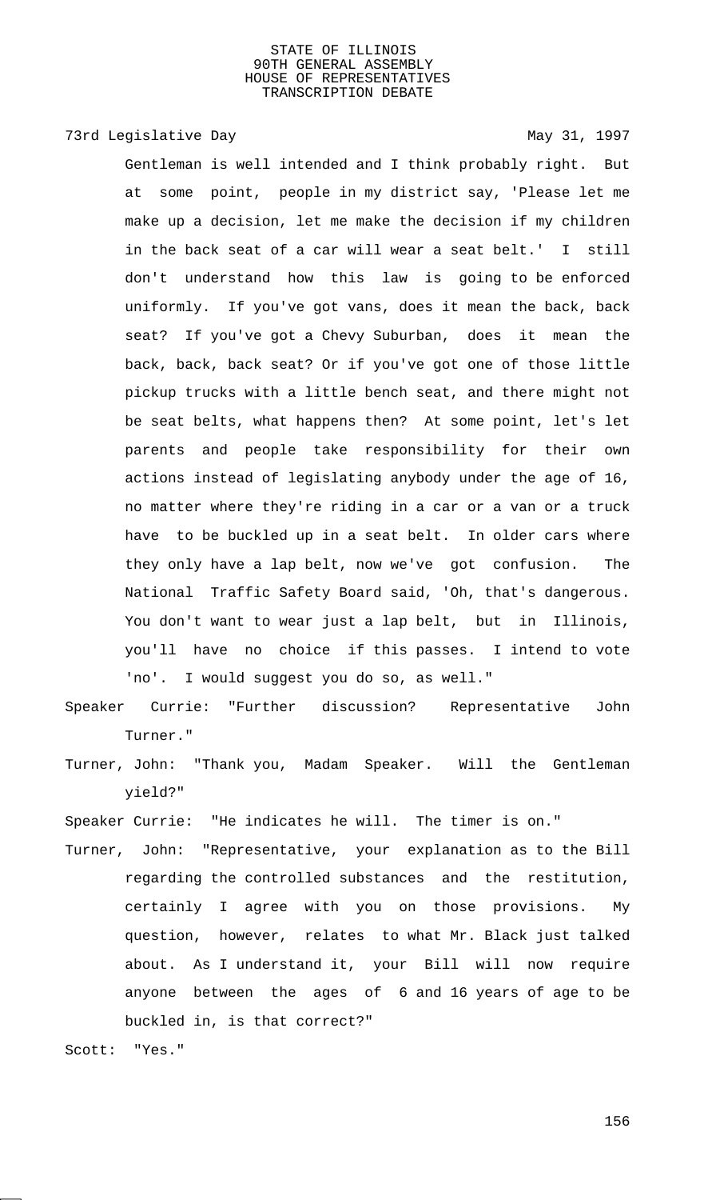Gentleman is well intended and I think probably right. But at some point, people in my district say, 'Please let me make up a decision, let me make the decision if my children in the back seat of a car will wear a seat belt.' I still don't understand how this law is going to be enforced uniformly. If you've got vans, does it mean the back, back seat? If you've got a Chevy Suburban, does it mean the back, back, back seat? Or if you've got one of those little pickup trucks with a little bench seat, and there might not be seat belts, what happens then? At some point, let's let parents and people take responsibility for their own actions instead of legislating anybody under the age of 16, no matter where they're riding in a car or a van or a truck have to be buckled up in a seat belt. In older cars where they only have a lap belt, now we've got confusion. The National Traffic Safety Board said, 'Oh, that's dangerous. You don't want to wear just a lap belt, but in Illinois, you'll have no choice if this passes. I intend to vote 'no'. I would suggest you do so, as well."

Speaker Currie: "Further discussion? Representative John Turner."

Turner, John: "Thank you, Madam Speaker. Will the Gentleman yield?"

Speaker Currie: "He indicates he will. The timer is on."

Turner, John: "Representative, your explanation as to the Bill regarding the controlled substances and the restitution, certainly I agree with you on those provisions. My question, however, relates to what Mr. Black just talked about. As I understand it, your Bill will now require anyone between the ages of 6 and 16 years of age to be buckled in, is that correct?"

Scott: "Yes."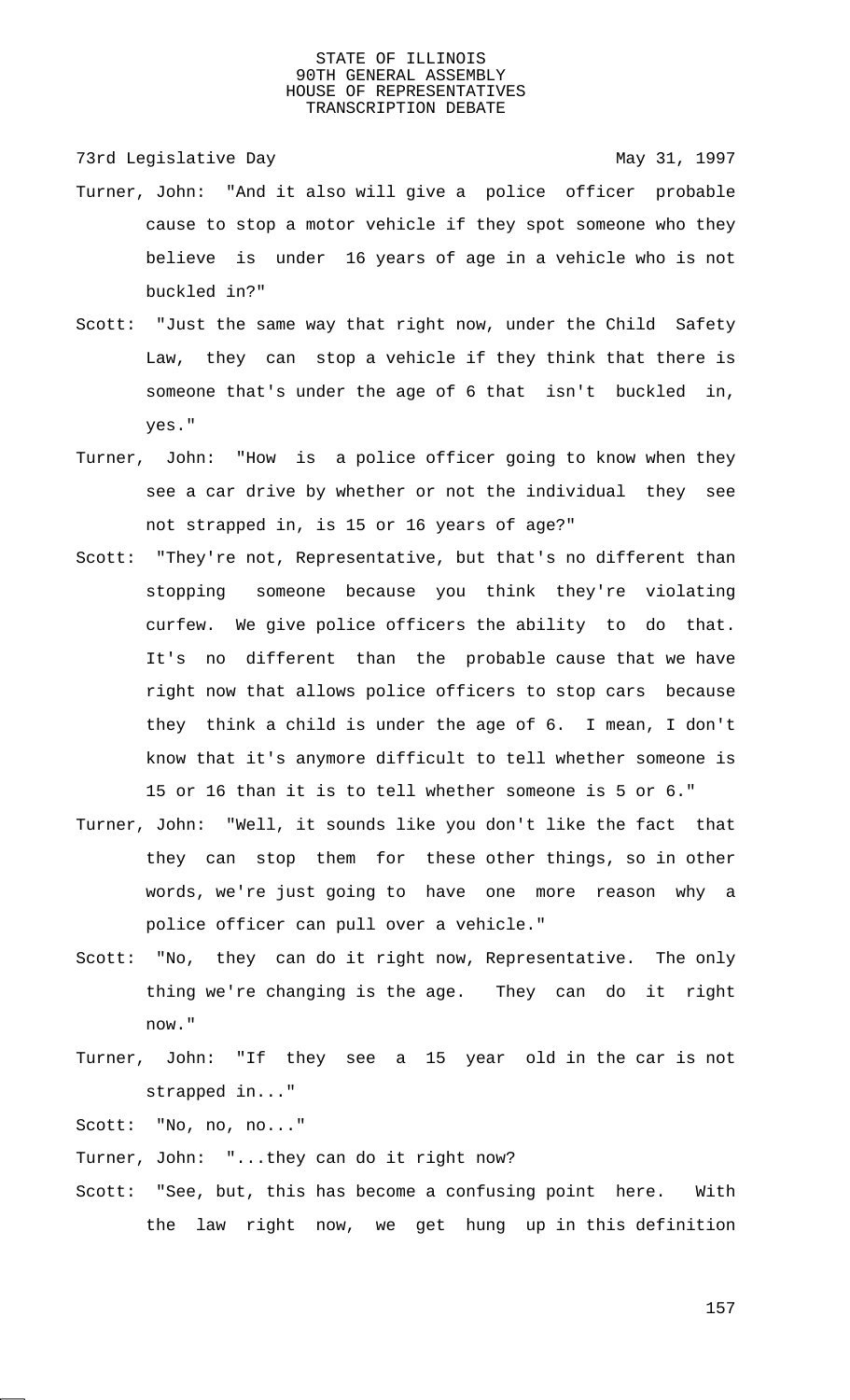Turner, John: "And it also will give a police officer probable cause to stop a motor vehicle if they spot someone who they believe is under 16 years of age in a vehicle who is not buckled in?"

Scott: "Just the same way that right now, under the Child Safety Law, they can stop a vehicle if they think that there is someone that's under the age of 6 that isn't buckled in, yes."

Turner, John: "How is a police officer going to know when they see a car drive by whether or not the individual they see not strapped in, is 15 or 16 years of age?"

Scott: "They're not, Representative, but that's no different than stopping someone because you think they're violating curfew. We give police officers the ability to do that. It's no different than the probable cause that we have right now that allows police officers to stop cars because they think a child is under the age of 6. I mean, I don't know that it's anymore difficult to tell whether someone is 15 or 16 than it is to tell whether someone is 5 or 6."

Turner, John: "Well, it sounds like you don't like the fact that they can stop them for these other things, so in other words, we're just going to have one more reason why a police officer can pull over a vehicle."

Scott: "No, they can do it right now, Representative. The only thing we're changing is the age. They can do it right now."

Turner, John: "If they see a 15 year old in the car is not strapped in..."

Scott: "No, no, no..."

Turner, John: "...they can do it right now?

Scott: "See, but, this has become a confusing point here. With the law right now, we get hung up in this definition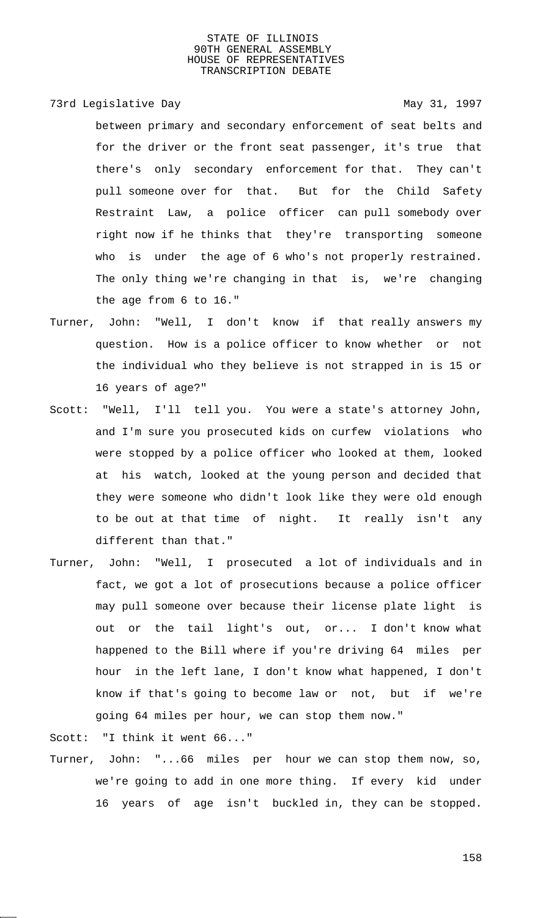between primary and secondary enforcement of seat belts and for the driver or the front seat passenger, it's true that there's only secondary enforcement for that. They can't pull someone over for that. But for the Child Safety Restraint Law, a police officer can pull somebody over right now if he thinks that they're transporting someone who is under the age of 6 who's not properly restrained. The only thing we're changing in that is, we're changing the age from 6 to 16."

Turner, John: "Well, I don't know if that really answers my question. How is a police officer to know whether or not the individual who they believe is not strapped in is 15 or 16 years of age?"

Scott: "Well, I'll tell you. You were a state's attorney John, and I'm sure you prosecuted kids on curfew violations who were stopped by a police officer who looked at them, looked at his watch, looked at the young person and decided that they were someone who didn't look like they were old enough to be out at that time of night. It really isn't any different than that."

Turner, John: "Well, I prosecuted a lot of individuals and in fact, we got a lot of prosecutions because a police officer may pull someone over because their license plate light is out or the tail light's out, or... I don't know what happened to the Bill where if you're driving 64 miles per hour in the left lane, I don't know what happened, I don't know if that's going to become law or not, but if we're going 64 miles per hour, we can stop them now."

Scott: "I think it went 66..."

Turner, John: "...66 miles per hour we can stop them now, so, we're going to add in one more thing. If every kid under 16 years of age isn't buckled in, they can be stopped.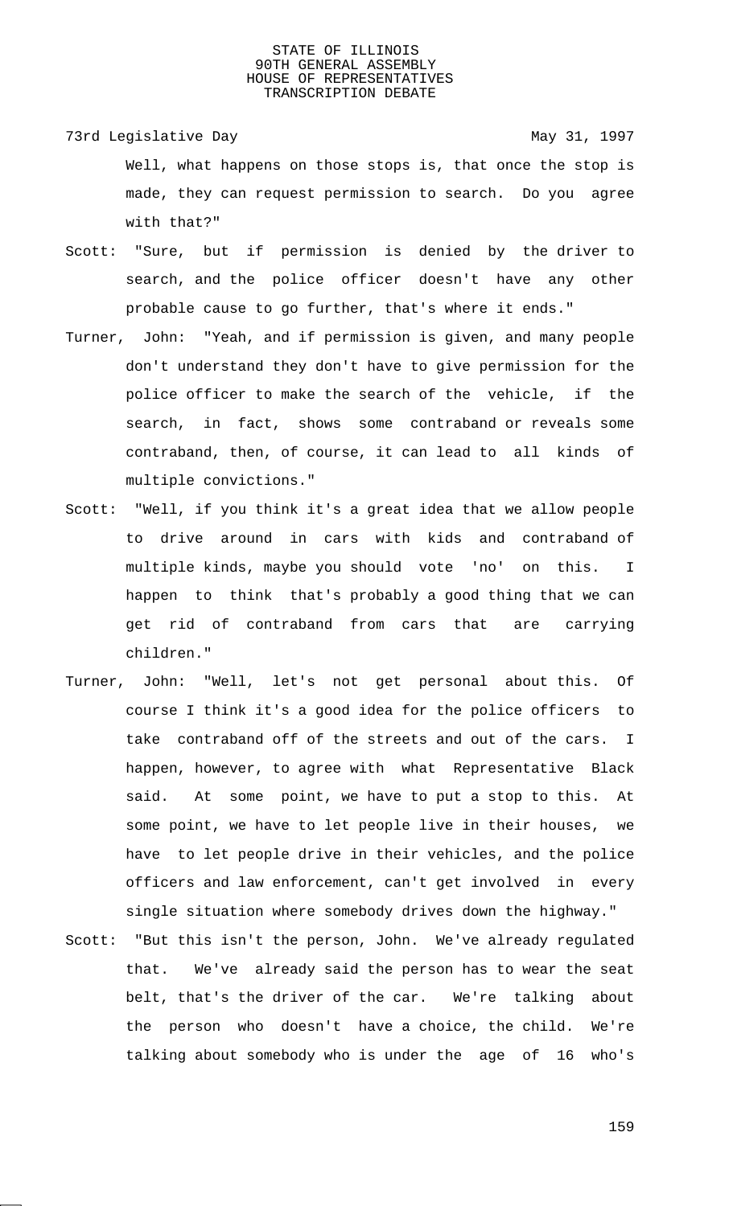Well, what happens on those stops is, that once the stop is made, they can request permission to search. Do you agree with that?"

Scott: "Sure, but if permission is denied by the driver to search, and the police officer doesn't have any other probable cause to go further, that's where it ends."

Turner, John: "Yeah, and if permission is given, and many people don't understand they don't have to give permission for the police officer to make the search of the vehicle, if the search, in fact, shows some contraband or reveals some contraband, then, of course, it can lead to all kinds of multiple convictions."

Scott: "Well, if you think it's a great idea that we allow people to drive around in cars with kids and contraband of multiple kinds, maybe you should vote 'no' on this. I happen to think that's probably a good thing that we can get rid of contraband from cars that are carrying children."

Turner, John: "Well, let's not get personal about this. Of course I think it's a good idea for the police officers to take contraband off of the streets and out of the cars. I happen, however, to agree with what Representative Black said. At some point, we have to put a stop to this. At some point, we have to let people live in their houses, we have to let people drive in their vehicles, and the police officers and law enforcement, can't get involved in every single situation where somebody drives down the highway."

Scott: "But this isn't the person, John. We've already regulated that. We've already said the person has to wear the seat belt, that's the driver of the car. We're talking about the person who doesn't have a choice, the child. We're talking about somebody who is under the age of 16 who's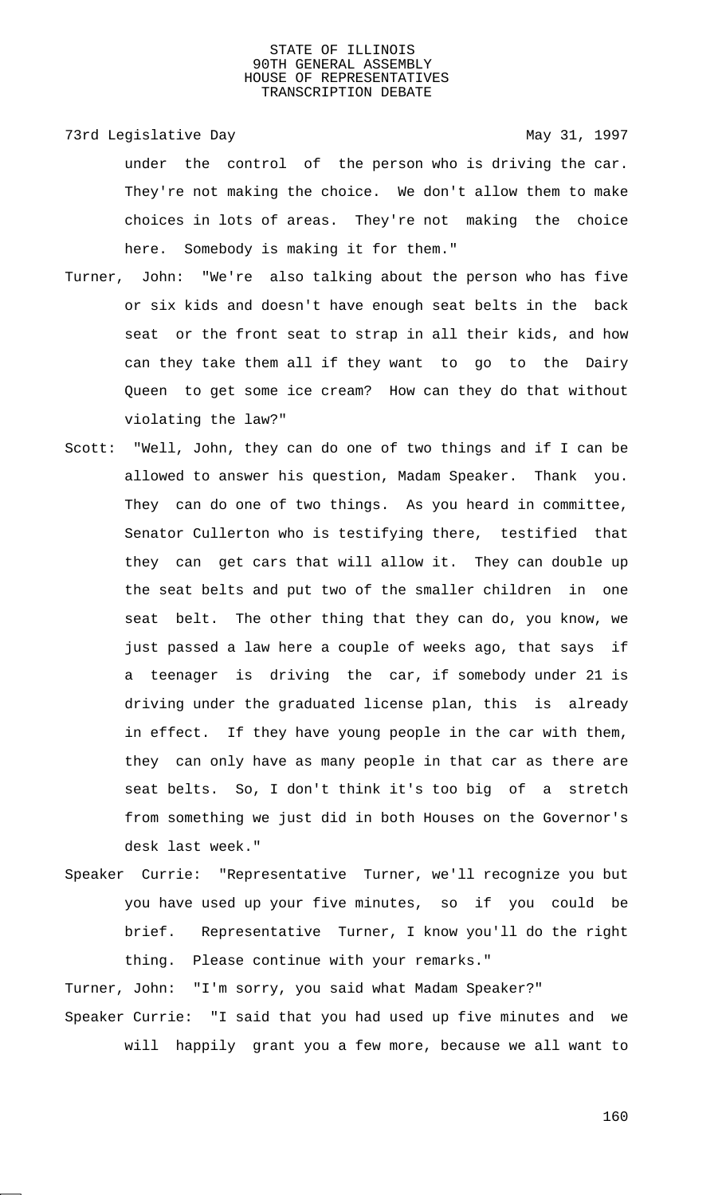under the control of the person who is driving the car. They're not making the choice. We don't allow them to make choices in lots of areas. They're not making the choice here. Somebody is making it for them."

Turner, John: "We're also talking about the person who has five or six kids and doesn't have enough seat belts in the back seat or the front seat to strap in all their kids, and how can they take them all if they want to go to the Dairy Queen to get some ice cream? How can they do that without violating the law?"

Scott: "Well, John, they can do one of two things and if I can be allowed to answer his question, Madam Speaker. Thank you. They can do one of two things. As you heard in committee, Senator Cullerton who is testifying there, testified that they can get cars that will allow it. They can double up the seat belts and put two of the smaller children in one seat belt. The other thing that they can do, you know, we just passed a law here a couple of weeks ago, that says if a teenager is driving the car, if somebody under 21 is driving under the graduated license plan, this is already in effect. If they have young people in the car with them, they can only have as many people in that car as there are seat belts. So, I don't think it's too big of a stretch from something we just did in both Houses on the Governor's desk last week."

Speaker Currie: "Representative Turner, we'll recognize you but you have used up your five minutes, so if you could be brief. Representative Turner, I know you'll do the right thing. Please continue with your remarks."

Turner, John: "I'm sorry, you said what Madam Speaker?"

Speaker Currie: "I said that you had used up five minutes and we will happily grant you a few more, because we all want to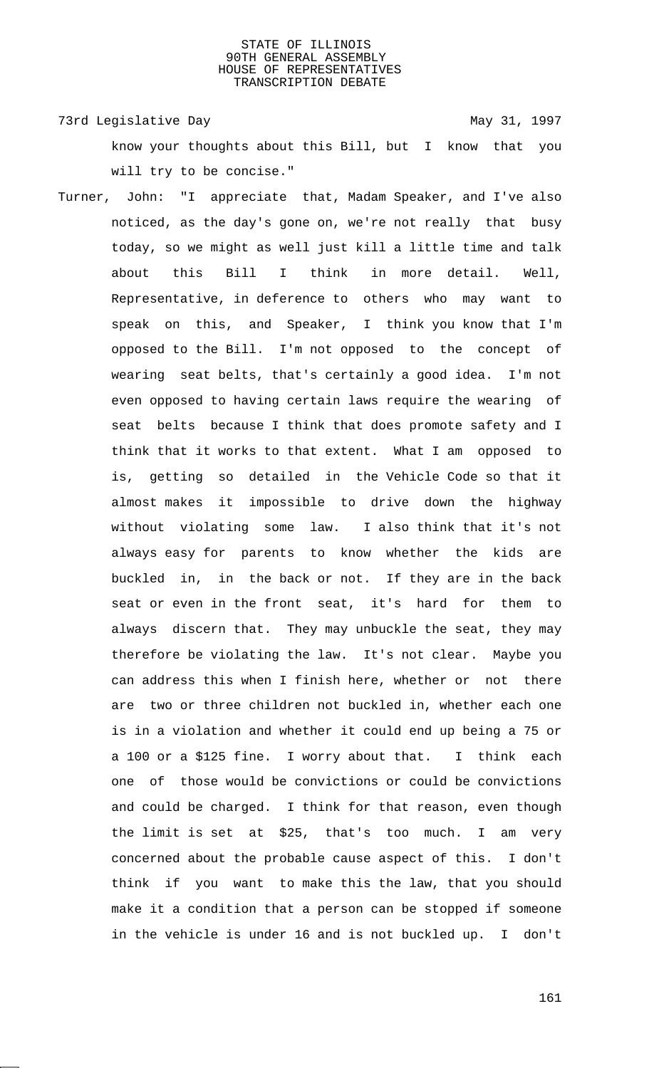know your thoughts about this Bill, but I know that you will try to be concise."

Turner, John: "I appreciate that, Madam Speaker, and I've also noticed, as the day's gone on, we're not really that busy today, so we might as well just kill a little time and talk about this Bill I think in more detail. Well, Representative, in deference to others who may want to speak on this, and Speaker, I think you know that I'm opposed to the Bill. I'm not opposed to the concept of wearing seat belts, that's certainly a good idea. I'm not even opposed to having certain laws require the wearing of seat belts because I think that does promote safety and I think that it works to that extent. What I am opposed to is, getting so detailed in the Vehicle Code so that it almost makes it impossible to drive down the highway without violating some law. I also think that it's not always easy for parents to know whether the kids are buckled in, in the back or not. If they are in the back seat or even in the front seat, it's hard for them to always discern that. They may unbuckle the seat, they may therefore be violating the law. It's not clear. Maybe you can address this when I finish here, whether or not there are two or three children not buckled in, whether each one is in a violation and whether it could end up being a 75 or a 100 or a $125 fine. I worry about that. I think each one of those would be convictions or could be convictions and could be charged. I think for that reason, even though the limit is set at $25, that's too much. I am very concerned about the probable cause aspect of this. I don't think if you want to make this the law, that you should make it a condition that a person can be stopped if someone in the vehicle is under 16 and is not buckled up. I don't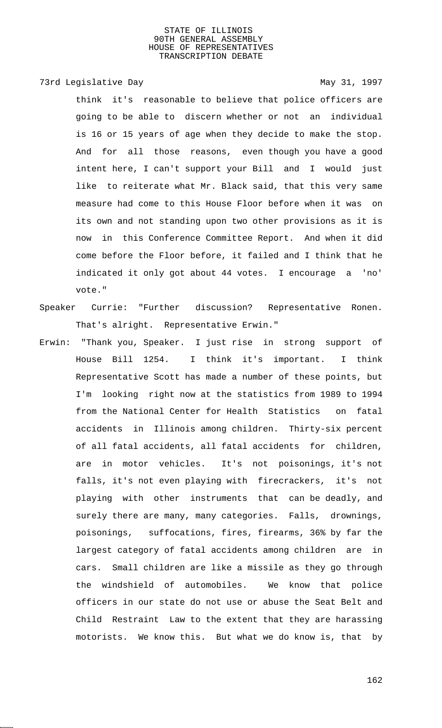think it's reasonable to believe that police officers are going to be able to discern whether or not an individual is 16 or 15 years of age when they decide to make the stop. And for all those reasons, even though you have a good intent here, I can't support your Bill and I would just like to reiterate what Mr. Black said, that this very same measure had come to this House Floor before when it was on its own and not standing upon two other provisions as it is now in this Conference Committee Report. And when it did come before the Floor before, it failed and I think that he indicated it only got about 44 votes. I encourage a 'no' vote."

Speaker Currie: "Further discussion? Representative Ronen. That's alright. Representative Erwin."

Erwin: "Thank you, Speaker. I just rise in strong support of House Bill 1254. I think it's important. I think Representative Scott has made a number of these points, but I'm looking right now at the statistics from 1989 to 1994 from the National Center for Health Statistics on fatal accidents in Illinois among children. Thirty-six percent of all fatal accidents, all fatal accidents for children, are in motor vehicles. It's not poisonings, it's not falls, it's not even playing with firecrackers, it's not playing with other instruments that can be deadly, and surely there are many, many categories. Falls, drownings, poisonings, suffocations, fires, firearms, 36% by far the largest category of fatal accidents among children are in cars. Small children are like a missile as they go through the windshield of automobiles. We know that police officers in our state do not use or abuse the Seat Belt and Child Restraint Law to the extent that they are harassing motorists. We know this. But what we do know is, that by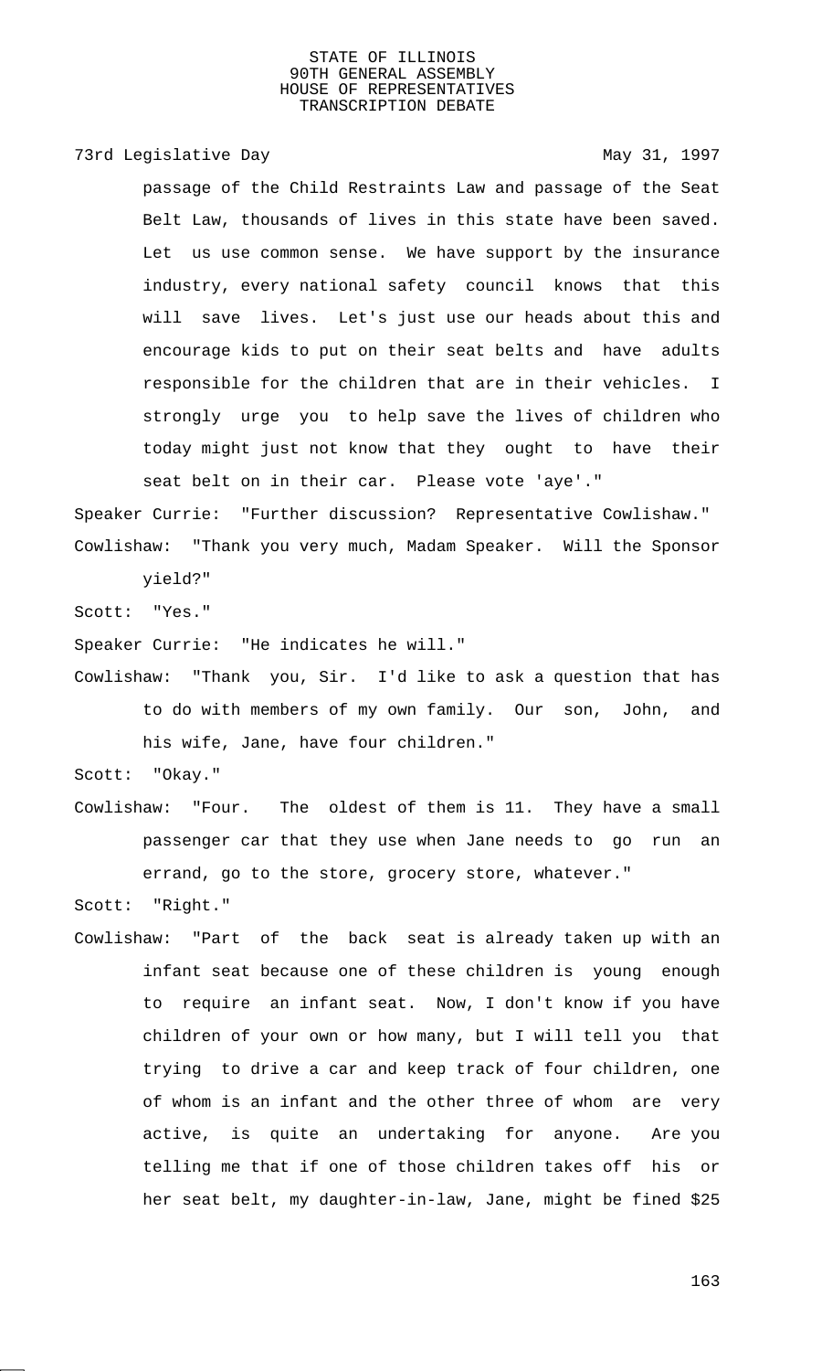passage of the Child Restraints Law and passage of the Seat Belt Law, thousands of lives in this state have been saved. Let us use common sense. We have support by the insurance industry, every national safety council knows that this will save lives. Let's just use our heads about this and encourage kids to put on their seat belts and have adults responsible for the children that are in their vehicles. I strongly urge you to help save the lives of children who today might just not know that they ought to have their seat belt on in their car. Please vote 'aye'."

Speaker Currie: "Further discussion? Representative Cowlishaw."

Cowlishaw: "Thank you very much, Madam Speaker. Will the Sponsor yield?"

Scott: "Yes."

Speaker Currie: "He indicates he will."

Cowlishaw: "Thank you, Sir. I'd like to ask a question that has to do with members of my own family. Our son, John, and his wife, Jane, have four children."

Scott: "Okay."

Cowlishaw: "Four. The oldest of them is 11. They have a small passenger car that they use when Jane needs to go run an errand, go to the store, grocery store, whatever."

Scott: "Right."

Cowlishaw: "Part of the back seat is already taken up with an infant seat because one of these children is young enough to require an infant seat. Now, I don't know if you have children of your own or how many, but I will tell you that trying to drive a car and keep track of four children, one of whom is an infant and the other three of whom are very active, is quite an undertaking for anyone. Are you telling me that if one of those children takes off his or her seat belt, my daughter-in-law, Jane, might be fined $25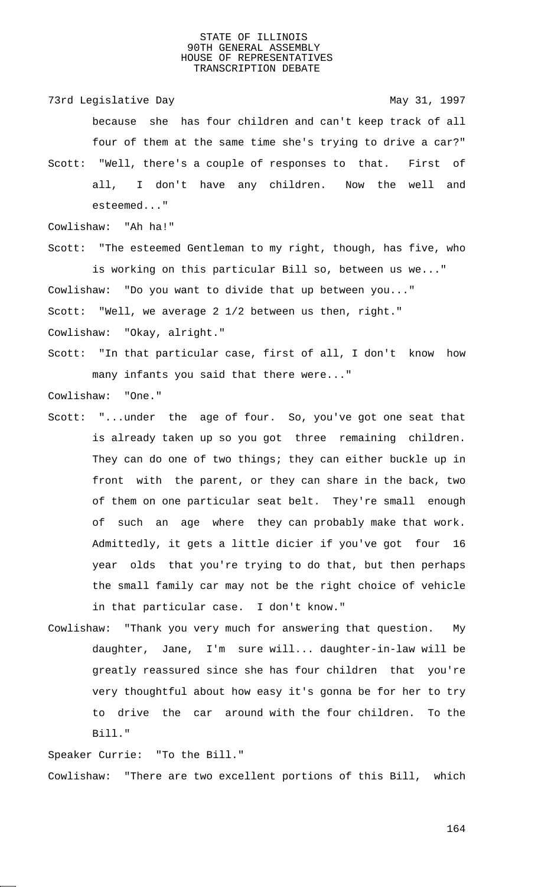because she has four children and can't keep track of all four of them at the same time she's trying to drive a car?"

Scott: "Well, there's a couple of responses to that. First of all, I don't have any children. Now the well and esteemed..."

Cowlishaw: "Ah ha!"

Scott: "The esteemed Gentleman to my right, though, has five, who is working on this particular Bill so, between us we..."

Cowlishaw: "Do you want to divide that up between you..."

Scott: "Well, we average 2 1/2 between us then, right."

Cowlishaw: "Okay, alright."

Scott: "In that particular case, first of all, I don't know how many infants you said that there were..."

Cowlishaw: "One."

Scott: "...under the age of four. So, you've got one seat that is already taken up so you got three remaining children. They can do one of two things; they can either buckle up in front with the parent, or they can share in the back, two of them on one particular seat belt. They're small enough of such an age where they can probably make that work. Admittedly, it gets a little dicier if you've got four 16 year olds that you're trying to do that, but then perhaps the small family car may not be the right choice of vehicle in that particular case. I don't know."

Cowlishaw: "Thank you very much for answering that question. My daughter, Jane, I'm sure will... daughter-in-law will be greatly reassured since she has four children that you're very thoughtful about how easy it's gonna be for her to try to drive the car around with the four children. To the Bill."

Speaker Currie: "To the Bill."

Cowlishaw: "There are two excellent portions of this Bill, which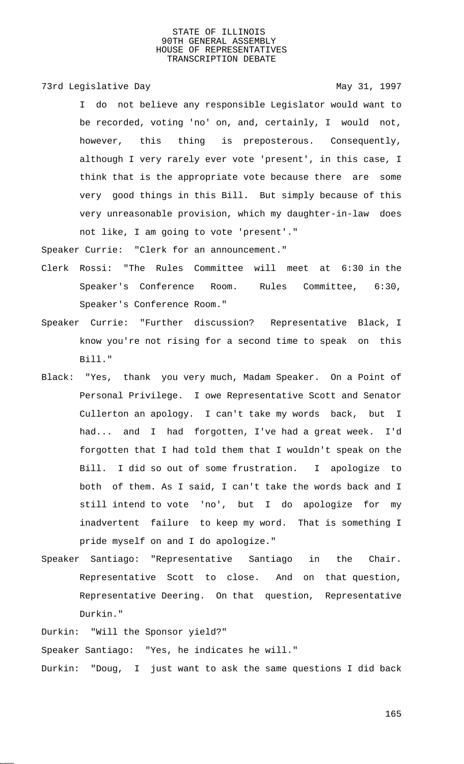I do not believe any responsible Legislator would want to be recorded, voting 'no' on, and, certainly, I would not, however, this thing is preposterous. Consequently, although I very rarely ever vote 'present', in this case, I think that is the appropriate vote because there are some very good things in this Bill. But simply because of this very unreasonable provision, which my daughter-in-law does not like, I am going to vote 'present'."

Speaker Currie: "Clerk for an announcement."

Clerk Rossi: "The Rules Committee will meet at 6:30 in the Speaker's Conference Room. Rules Committee, 6:30, Speaker's Conference Room."

Speaker Currie: "Further discussion? Representative Black, I know you're not rising for a second time to speak on this Bill."

Black: "Yes, thank you very much, Madam Speaker. On a Point of Personal Privilege. I owe Representative Scott and Senator Cullerton an apology. I can't take my words back, but I had... and I had forgotten, I've had a great week. I'd forgotten that I had told them that I wouldn't speak on the Bill. I did so out of some frustration. I apologize to both of them. As I said, I can't take the words back and I still intend to vote 'no', but I do apologize for my inadvertent failure to keep my word. That is something I pride myself on and I do apologize."

Speaker Santiago: "Representative Santiago in the Chair. Representative Scott to close. And on that question, Representative Deering. On that question, Representative Durkin."

Durkin: "Will the Sponsor yield?"

Speaker Santiago: "Yes, he indicates he will."

Durkin: "Doug, I just want to ask the same questions I did back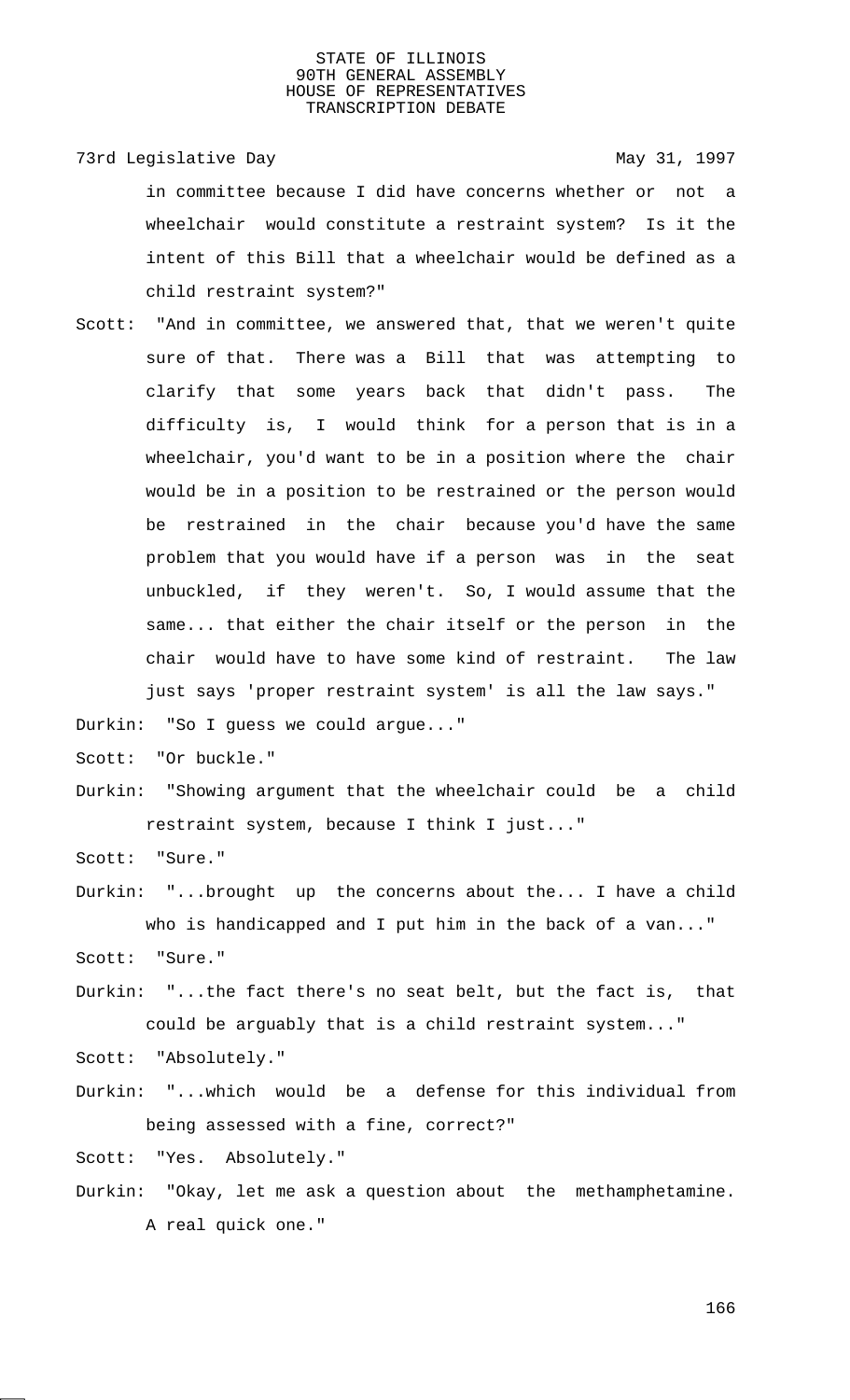in committee because I did have concerns whether or not a wheelchair would constitute a restraint system? Is it the intent of this Bill that a wheelchair would be defined as a child restraint system?"

Scott: "And in committee, we answered that, that we weren't quite sure of that. There was a Bill that was attempting to clarify that some years back that didn't pass. The difficulty is, I would think for a person that is in a wheelchair, you'd want to be in a position where the chair would be in a position to be restrained or the person would be restrained in the chair because you'd have the same problem that you would have if a person was in the seat unbuckled, if they weren't. So, I would assume that the same... that either the chair itself or the person in the chair would have to have some kind of restraint. The law just says 'proper restraint system' is all the law says."

Durkin: "So I guess we could argue..."

Scott: "Or buckle."

Durkin: "Showing argument that the wheelchair could be a child restraint system, because I think I just..."

Scott: "Sure."

Durkin: "...brought up the concerns about the... I have a child who is handicapped and I put him in the back of a van..."

Scott: "Sure."

Durkin: "...the fact there's no seat belt, but the fact is, that could be arguably that is a child restraint system..."

Scott: "Absolutely."

Durkin: "...which would be a defense for this individual from being assessed with a fine, correct?"

Scott: "Yes. Absolutely."

Durkin: "Okay, let me ask a question about the methamphetamine. A real quick one."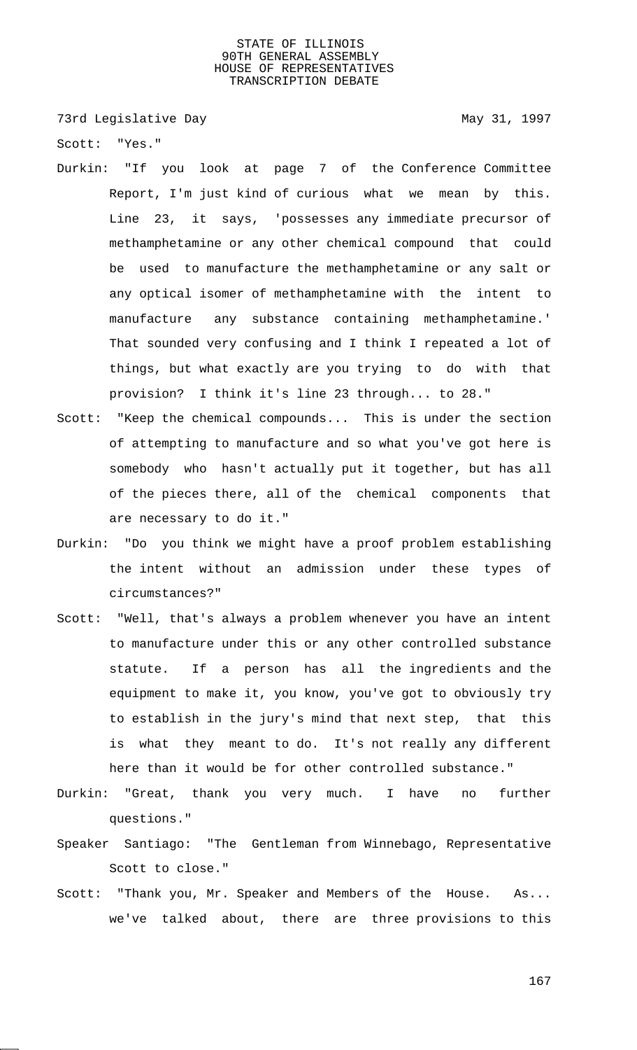Scott: "Yes."

Durkin: "If you look at page 7 of the Conference Committee Report, I'm just kind of curious what we mean by this. Line 23, it says, 'possesses any immediate precursor of methamphetamine or any other chemical compound that could be used to manufacture the methamphetamine or any salt or any optical isomer of methamphetamine with the intent to manufacture any substance containing methamphetamine.' That sounded very confusing and I think I repeated a lot of things, but what exactly are you trying to do with that provision? I think it's line 23 through... to 28."

Scott: "Keep the chemical compounds... This is under the section of attempting to manufacture and so what you've got here is somebody who hasn't actually put it together, but has all of the pieces there, all of the chemical components that are necessary to do it."

Durkin: "Do you think we might have a proof problem establishing the intent without an admission under these types of circumstances?"

Scott: "Well, that's always a problem whenever you have an intent to manufacture under this or any other controlled substance statute. If a person has all the ingredients and the equipment to make it, you know, you've got to obviously try to establish in the jury's mind that next step, that this is what they meant to do. It's not really any different here than it would be for other controlled substance."

Durkin: "Great, thank you very much. I have no further questions."

Speaker Santiago: "The Gentleman from Winnebago, Representative Scott to close."

Scott: "Thank you, Mr. Speaker and Members of the House. As... we've talked about, there are three provisions to this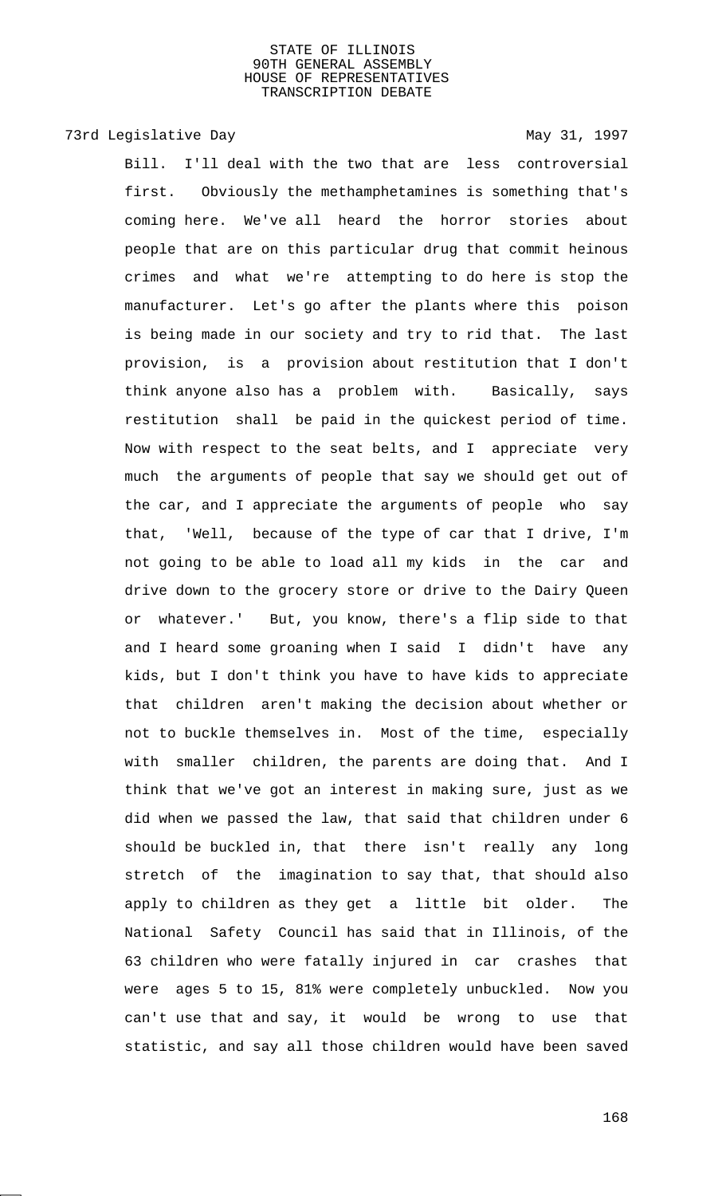Bill. I'll deal with the two that are less controversial first. Obviously the methamphetamines is something that's coming here. We've all heard the horror stories about people that are on this particular drug that commit heinous crimes and what we're attempting to do here is stop the manufacturer. Let's go after the plants where this poison is being made in our society and try to rid that. The last provision, is a provision about restitution that I don't think anyone also has a problem with. Basically, says restitution shall be paid in the quickest period of time. Now with respect to the seat belts, and I appreciate very much the arguments of people that say we should get out of the car, and I appreciate the arguments of people who say that, 'Well, because of the type of car that I drive, I'm not going to be able to load all my kids in the car and drive down to the grocery store or drive to the Dairy Queen or whatever.' But, you know, there's a flip side to that and I heard some groaning when I said I didn't have any kids, but I don't think you have to have kids to appreciate that children aren't making the decision about whether or not to buckle themselves in. Most of the time, especially with smaller children, the parents are doing that. And I think that we've got an interest in making sure, just as we did when we passed the law, that said that children under 6 should be buckled in, that there isn't really any long stretch of the imagination to say that, that should also apply to children as they get a little bit older. The National Safety Council has said that in Illinois, of the 63 children who were fatally injured in car crashes that were ages 5 to 15, 81% were completely unbuckled. Now you can't use that and say, it would be wrong to use that statistic, and say all those children would have been saved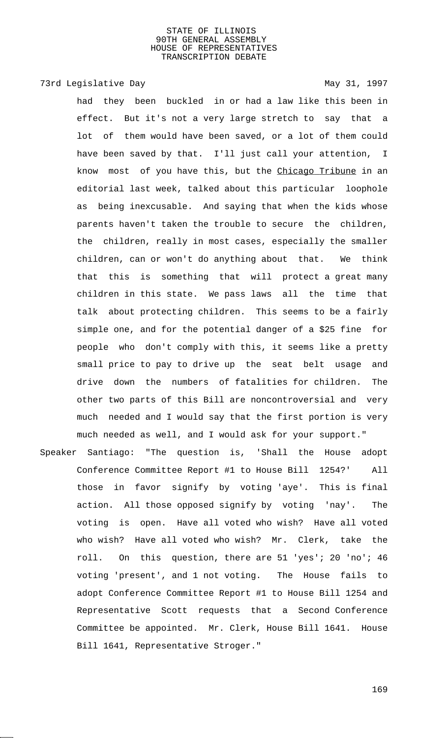had they been buckled in or had a law like this been in effect. But it's not a very large stretch to say that a lot of them would have been saved, or a lot of them could have been saved by that. I'll just call your attention, I know most of you have this, but the Chicago Tribune in an editorial last week, talked about this particular loophole as being inexcusable. And saying that when the kids whose parents haven't taken the trouble to secure the children, the children, really in most cases, especially the smaller children, can or won't do anything about that. We think that this is something that will protect a great many children in this state. We pass laws all the time that talk about protecting children. This seems to be a fairly simple one, and for the potential danger of a $25 fine for people who don't comply with this, it seems like a pretty small price to pay to drive up the seat belt usage and drive down the numbers of fatalities for children. The other two parts of this Bill are noncontroversial and very much needed and I would say that the first portion is very much needed as well, and I would ask for your support."

Speaker Santiago: "The question is, 'Shall the House adopt Conference Committee Report #1 to House Bill 1254?' All those in favor signify by voting 'aye'. This is final action. All those opposed signify by voting 'nay'. The voting is open. Have all voted who wish? Have all voted who wish? Have all voted who wish? Mr. Clerk, take the roll. On this question, there are 51 'yes'; 20 'no'; 46 voting 'present', and 1 not voting. The House fails to adopt Conference Committee Report #1 to House Bill 1254 and Representative Scott requests that a Second Conference Committee be appointed. Mr. Clerk, House Bill 1641. House Bill 1641, Representative Stroger."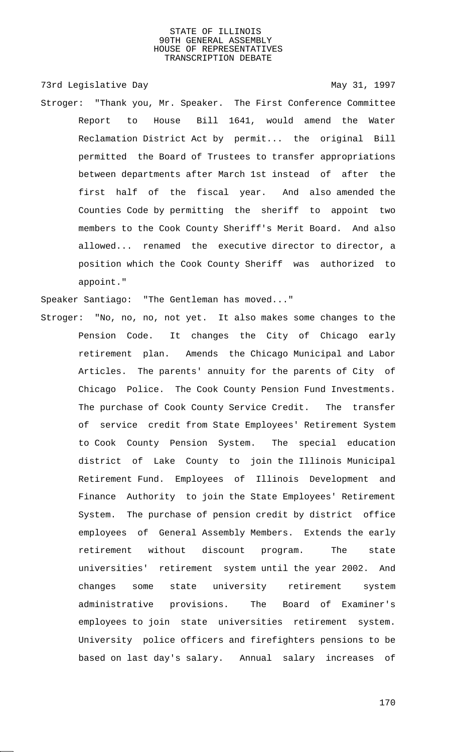73rd Legislative Day May 31, 1997

Stroger: "Thank you, Mr. Speaker. The First Conference Committee Report to House Bill 1641, would amend the Water Reclamation District Act by permit... the original Bill permitted the Board of Trustees to transfer appropriations between departments after March 1st instead of after the first half of the fiscal year. And also amended the Counties Code by permitting the sheriff to appoint two members to the Cook County Sheriff's Merit Board. And also allowed... renamed the executive director to director, a position which the Cook County Sheriff was authorized to appoint."

Speaker Santiago: "The Gentleman has moved..."

Stroger: "No, no, no, not yet. It also makes some changes to the Pension Code. It changes the City of Chicago early retirement plan. Amends the Chicago Municipal and Labor Articles. The parents' annuity for the parents of City of Chicago Police. The Cook County Pension Fund Investments. The purchase of Cook County Service Credit. The transfer of service credit from State Employees' Retirement System to Cook County Pension System. The special education district of Lake County to join the Illinois Municipal Retirement Fund. Employees of Illinois Development and Finance Authority to join the State Employees' Retirement System. The purchase of pension credit by district office employees of General Assembly Members. Extends the early retirement without discount program. The state universities' retirement system until the year 2002. And changes some state university retirement system administrative provisions. The Board of Examiner's employees to join state universities retirement system. University police officers and firefighters pensions to be based on last day's salary. Annual salary increases of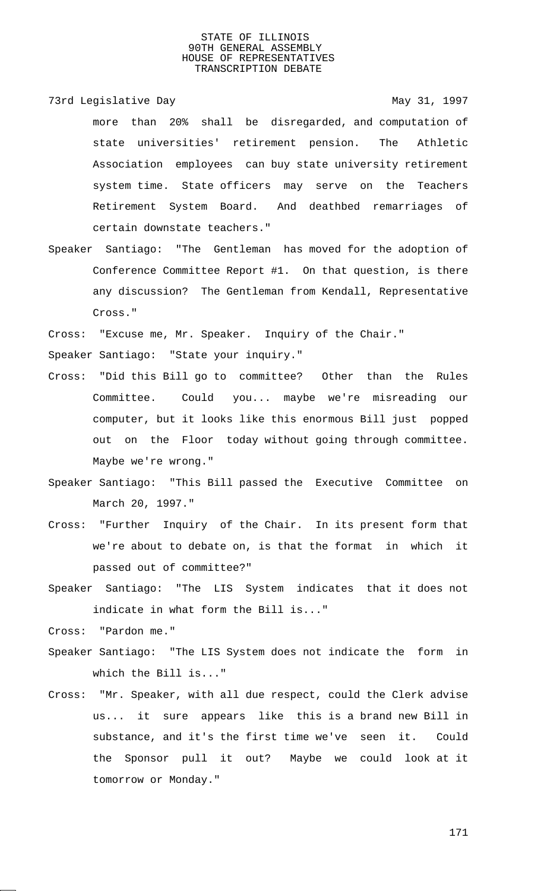more than 20% shall be disregarded, and computation of state universities' retirement pension. The Athletic Association employees can buy state university retirement system time. State officers may serve on the Teachers Retirement System Board. And deathbed remarriages of certain downstate teachers."

Speaker Santiago: "The Gentleman has moved for the adoption of Conference Committee Report #1. On that question, is there any discussion? The Gentleman from Kendall, Representative Cross."

Cross: "Excuse me, Mr. Speaker. Inquiry of the Chair."

Speaker Santiago: "State your inquiry."

Cross: "Did this Bill go to committee? Other than the Rules Committee. Could you... maybe we're misreading our computer, but it looks like this enormous Bill just popped out on the Floor today without going through committee. Maybe we're wrong."

Speaker Santiago: "This Bill passed the Executive Committee on March 20, 1997."

Cross: "Further Inquiry of the Chair. In its present form that we're about to debate on, is that the format in which it passed out of committee?"

Speaker Santiago: "The LIS System indicates that it does not indicate in what form the Bill is..."

Cross: "Pardon me."

Speaker Santiago: "The LIS System does not indicate the form in which the Bill is..."

Cross: "Mr. Speaker, with all due respect, could the Clerk advise us... it sure appears like this is a brand new Bill in substance, and it's the first time we've seen it. Could the Sponsor pull it out? Maybe we could look at it tomorrow or Monday."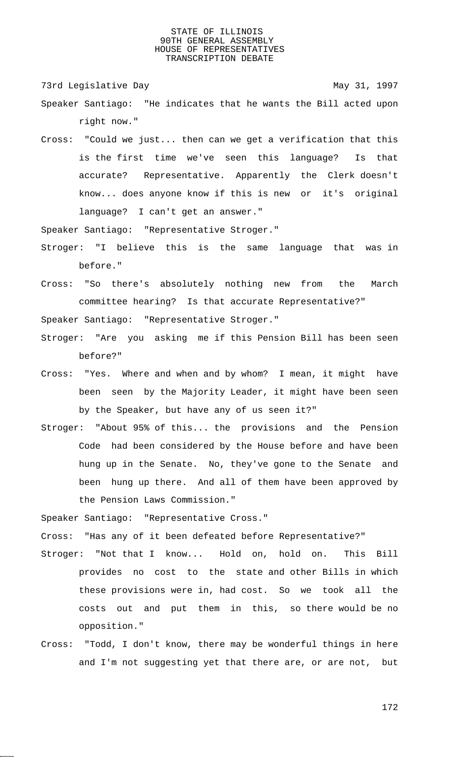Speaker Santiago: "He indicates that he wants the Bill acted upon right now."

Cross: "Could we just... then can we get a verification that this is the first time we've seen this language? Is that accurate? Representative. Apparently the Clerk doesn't know... does anyone know if this is new or it's original language? I can't get an answer."

Speaker Santiago: "Representative Stroger."

Stroger: "I believe this is the same language that was in before."

Cross: "So there's absolutely nothing new from the March committee hearing? Is that accurate Representative?"

Speaker Santiago: "Representative Stroger."

Stroger: "Are you asking me if this Pension Bill has been seen before?"

Cross: "Yes. Where and when and by whom? I mean, it might have been seen by the Majority Leader, it might have been seen by the Speaker, but have any of us seen it?"

Stroger: "About 95% of this... the provisions and the Pension Code had been considered by the House before and have been hung up in the Senate. No, they've gone to the Senate and been hung up there. And all of them have been approved by the Pension Laws Commission."

Speaker Santiago: "Representative Cross."

Cross: "Has any of it been defeated before Representative?"

Stroger: "Not that I know... Hold on, hold on. This Bill provides no cost to the state and other Bills in which these provisions were in, had cost. So we took all the costs out and put them in this, so there would be no opposition."

Cross: "Todd, I don't know, there may be wonderful things in here and I'm not suggesting yet that there are, or are not, but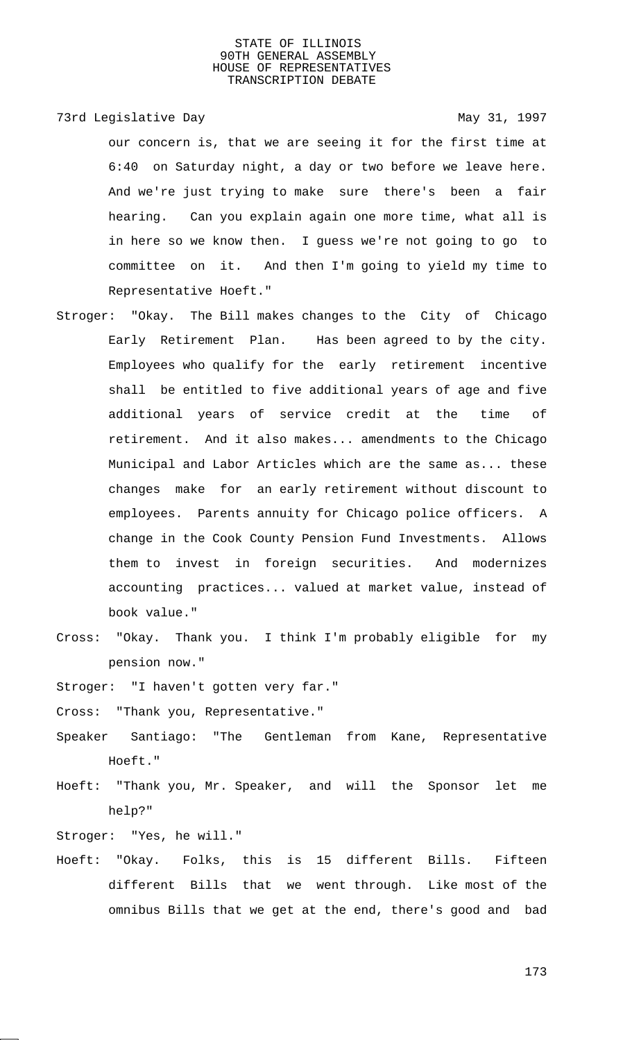our concern is, that we are seeing it for the first time at 6:40 on Saturday night, a day or two before we leave here. And we're just trying to make sure there's been a fair hearing. Can you explain again one more time, what all is in here so we know then. I guess we're not going to go to committee on it. And then I'm going to yield my time to Representative Hoeft."

Stroger: "Okay. The Bill makes changes to the City of Chicago Early Retirement Plan. Has been agreed to by the city. Employees who qualify for the early retirement incentive shall be entitled to five additional years of age and five additional years of service credit at the time of retirement. And it also makes... amendments to the Chicago Municipal and Labor Articles which are the same as... these changes make for an early retirement without discount to employees. Parents annuity for Chicago police officers. A change in the Cook County Pension Fund Investments. Allows them to invest in foreign securities. And modernizes accounting practices... valued at market value, instead of book value."

Cross: "Okay. Thank you. I think I'm probably eligible for my pension now."

Stroger: "I haven't gotten very far."

Cross: "Thank you, Representative."

Speaker Santiago: "The Gentleman from Kane, Representative Hoeft."

Hoeft: "Thank you, Mr. Speaker, and will the Sponsor let me help?"

Stroger: "Yes, he will."

Hoeft: "Okay. Folks, this is 15 different Bills. Fifteen different Bills that we went through. Like most of the omnibus Bills that we get at the end, there's good and bad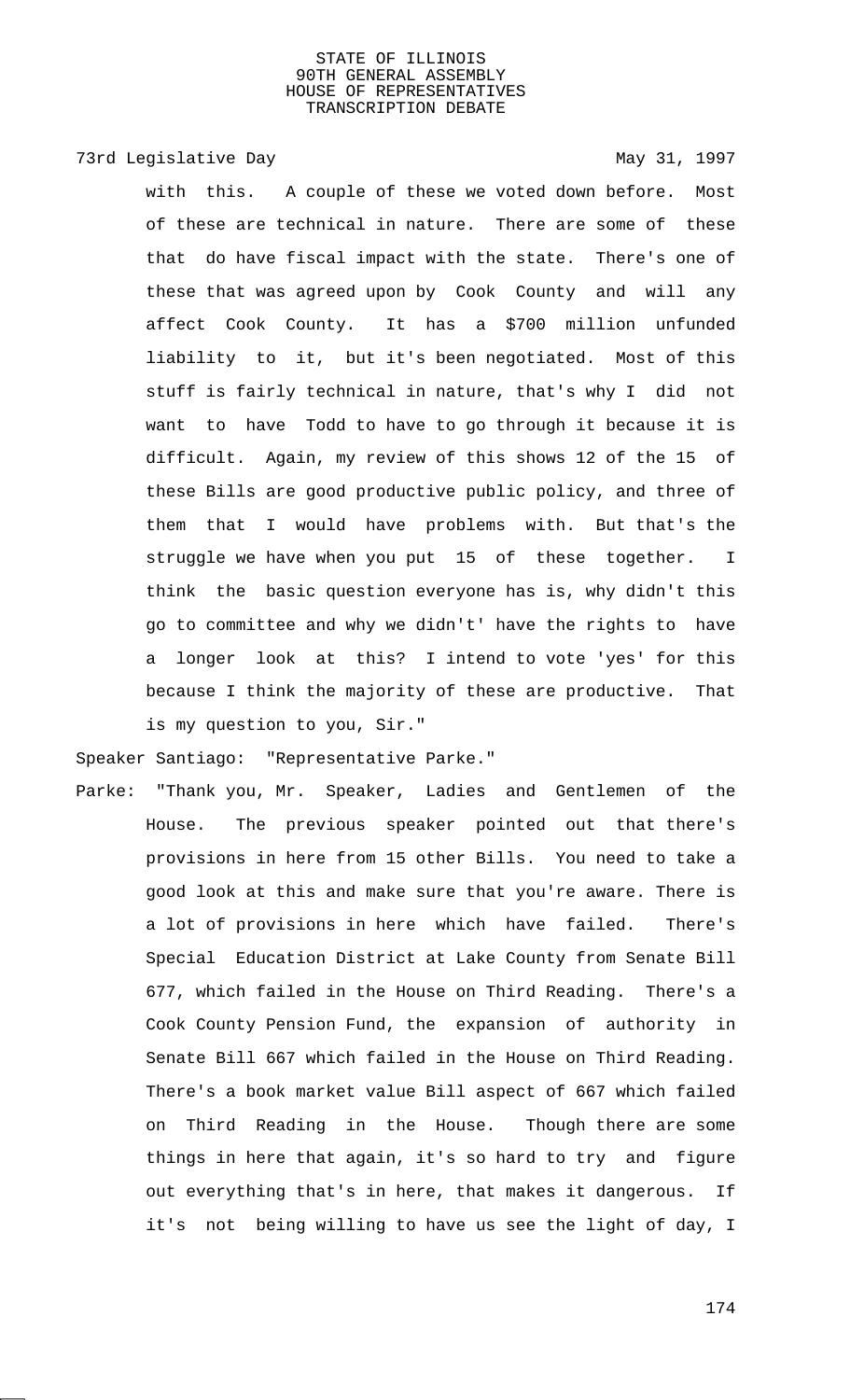with this. A couple of these we voted down before. Most of these are technical in nature. There are some of these that do have fiscal impact with the state. There's one of these that was agreed upon by Cook County and will any affect Cook County. It has a $700 million unfunded liability to it, but it's been negotiated. Most of this stuff is fairly technical in nature, that's why I did not want to have Todd to have to go through it because it is difficult. Again, my review of this shows 12 of the 15 of these Bills are good productive public policy, and three of them that I would have problems with. But that's the struggle we have when you put 15 of these together. I think the basic question everyone has is, why didn't this go to committee and why we didn't' have the rights to have a longer look at this? I intend to vote 'yes' for this because I think the majority of these are productive. That is my question to you, Sir."

Speaker Santiago: "Representative Parke."

Parke: "Thank you, Mr. Speaker, Ladies and Gentlemen of the House. The previous speaker pointed out that there's provisions in here from 15 other Bills. You need to take a good look at this and make sure that you're aware. There is a lot of provisions in here which have failed. There's Special Education District at Lake County from Senate Bill 677, which failed in the House on Third Reading. There's a Cook County Pension Fund, the expansion of authority in Senate Bill 667 which failed in the House on Third Reading. There's a book market value Bill aspect of 667 which failed on Third Reading in the House. Though there are some things in here that again, it's so hard to try and figure out everything that's in here, that makes it dangerous. If it's not being willing to have us see the light of day, I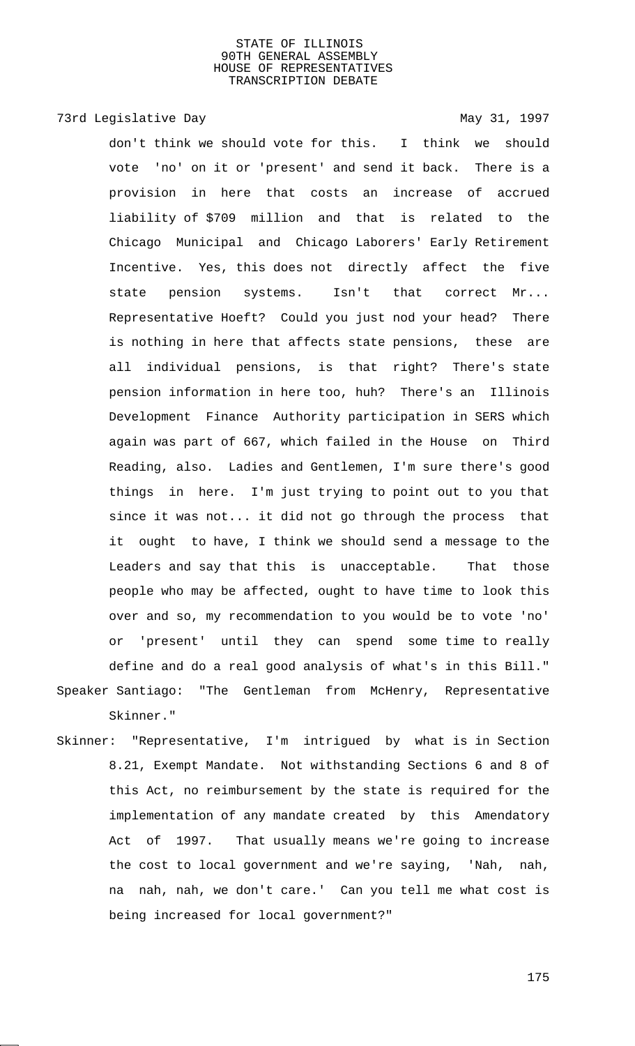don't think we should vote for this. I think we should vote 'no' on it or 'present' and send it back. There is a provision in here that costs an increase of accrued liability of $709 million and that is related to the Chicago Municipal and Chicago Laborers' Early Retirement Incentive. Yes, this does not directly affect the five state pension systems. Isn't that correct Mr... Representative Hoeft? Could you just nod your head? There is nothing in here that affects state pensions, these are all individual pensions, is that right? There's state pension information in here too, huh? There's an Illinois Development Finance Authority participation in SERS which again was part of 667, which failed in the House on Third Reading, also. Ladies and Gentlemen, I'm sure there's good things in here. I'm just trying to point out to you that since it was not... it did not go through the process that it ought to have, I think we should send a message to the Leaders and say that this is unacceptable. That those people who may be affected, ought to have time to look this over and so, my recommendation to you would be to vote 'no' or 'present' until they can spend some time to really define and do a real good analysis of what's in this Bill."

Speaker Santiago: "The Gentleman from McHenry, Representative Skinner."

Skinner: "Representative, I'm intrigued by what is in Section 8.21, Exempt Mandate. Not withstanding Sections 6 and 8 of this Act, no reimbursement by the state is required for the implementation of any mandate created by this Amendatory Act of 1997. That usually means we're going to increase the cost to local government and we're saying, 'Nah, nah, na nah, nah, we don't care.' Can you tell me what cost is being increased for local government?"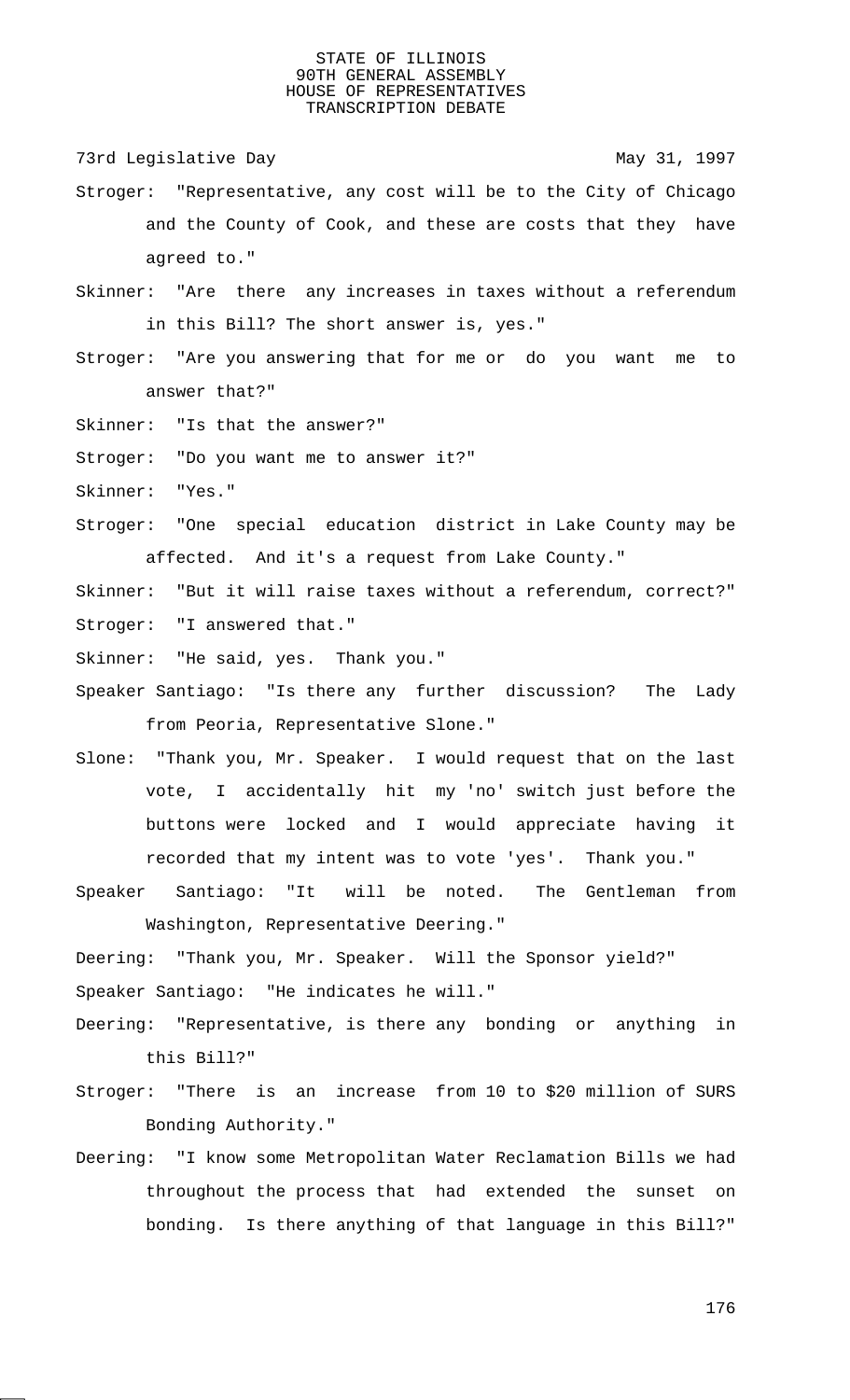73rd Legislative Day May 31, 1997

Stroger: "Representative, any cost will be to the City of Chicago and the County of Cook, and these are costs that they have agreed to."

Skinner: "Are there any increases in taxes without a referendum in this Bill? The short answer is, yes."

Stroger: "Are you answering that for me or do you want me to answer that?"

Skinner: "Is that the answer?"

Stroger: "Do you want me to answer it?"

Skinner: "Yes."

Stroger: "One special education district in Lake County may be affected. And it's a request from Lake County."

Skinner: "But it will raise taxes without a referendum, correct?"

Stroger: "I answered that."

Skinner: "He said, yes. Thank you."

Speaker Santiago: "Is there any further discussion? The Lady from Peoria, Representative Slone."

Slone: "Thank you, Mr. Speaker. I would request that on the last vote, I accidentally hit my 'no' switch just before the buttons were locked and I would appreciate having it recorded that my intent was to vote 'yes'. Thank you."

Speaker Santiago: "It will be noted. The Gentleman from Washington, Representative Deering."

Deering: "Thank you, Mr. Speaker. Will the Sponsor yield?"

Speaker Santiago: "He indicates he will."

Deering: "Representative, is there any bonding or anything in this Bill?"

Stroger: "There is an increase from 10 to $20 million of SURS Bonding Authority."

Deering: "I know some Metropolitan Water Reclamation Bills we had throughout the process that had extended the sunset on bonding. Is there anything of that language in this Bill?"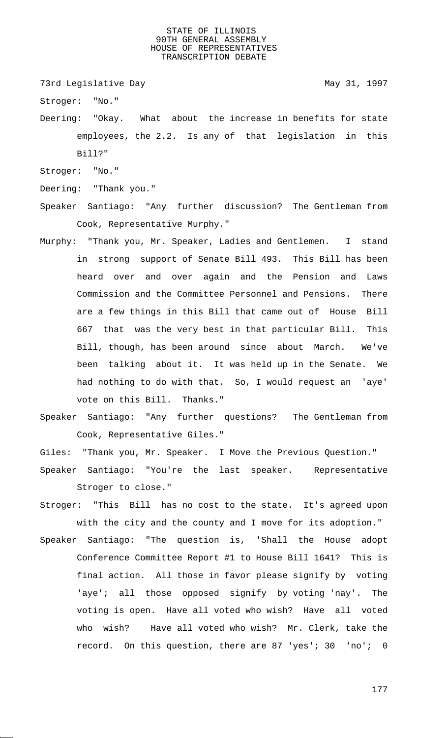Stroger: "No."

Deering: "Okay. What about the increase in benefits for state employees, the 2.2. Is any of that legislation in this Bill?"

Stroger: "No."

Deering: "Thank you."

Speaker Santiago: "Any further discussion? The Gentleman from Cook, Representative Murphy."

Murphy: "Thank you, Mr. Speaker, Ladies and Gentlemen. I stand in strong support of Senate Bill 493. This Bill has been heard over and over again and the Pension and Laws Commission and the Committee Personnel and Pensions. There are a few things in this Bill that came out of House Bill 667 that was the very best in that particular Bill. This Bill, though, has been around since about March. We've been talking about it. It was held up in the Senate. We had nothing to do with that. So, I would request an 'aye' vote on this Bill. Thanks."

Speaker Santiago: "Any further questions? The Gentleman from Cook, Representative Giles."

Giles: "Thank you, Mr. Speaker. I Move the Previous Question."

Speaker Santiago: "You're the last speaker. Representative Stroger to close."

Stroger: "This Bill has no cost to the state. It's agreed upon with the city and the county and I move for its adoption."

Speaker Santiago: "The question is, 'Shall the House adopt Conference Committee Report #1 to House Bill 1641? This is final action. All those in favor please signify by voting 'aye'; all those opposed signify by voting 'nay'. The voting is open. Have all voted who wish? Have all voted who wish? Have all voted who wish? Mr. Clerk, take the record. On this question, there are 87 'yes'; 30 'no'; 0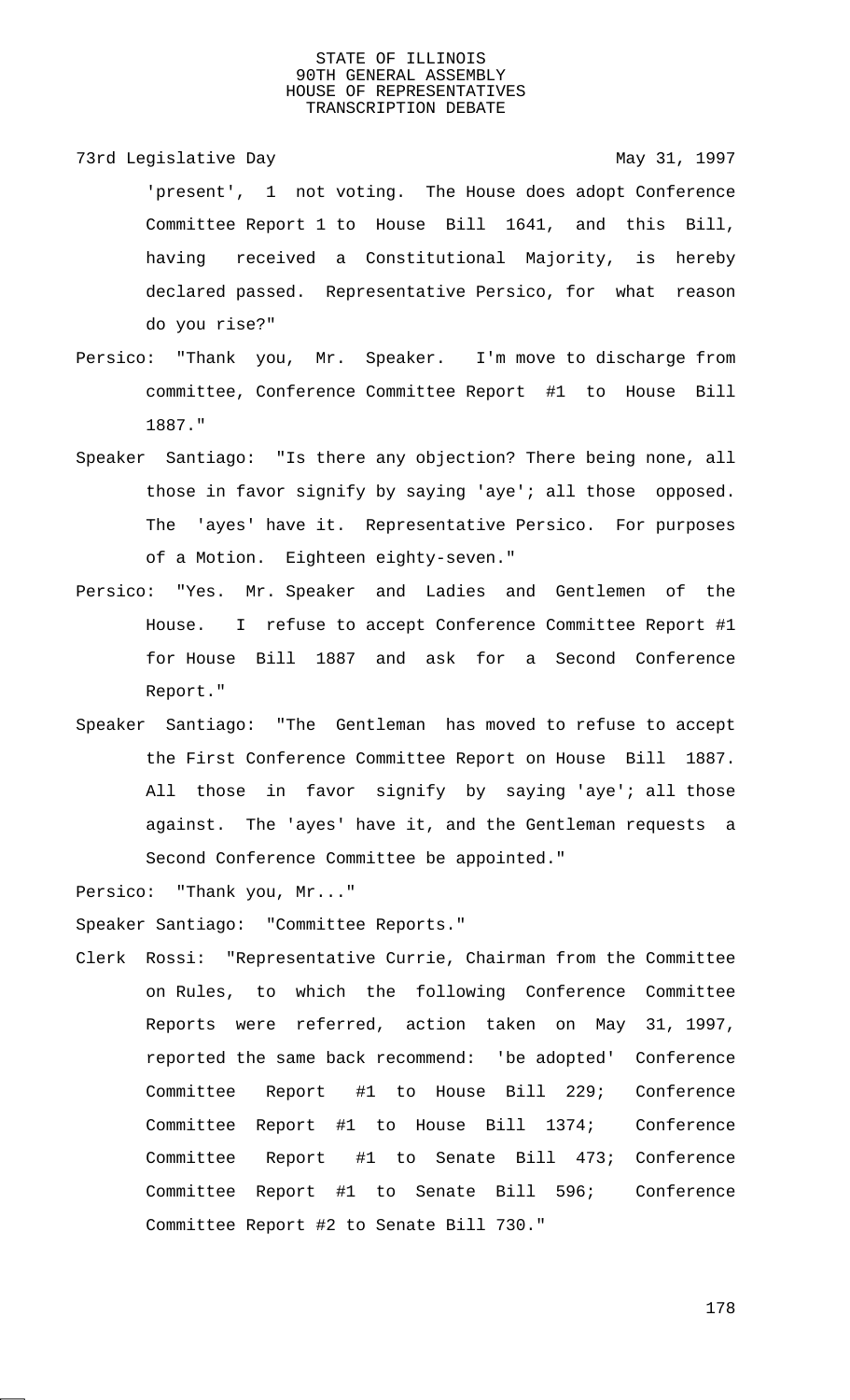'present', 1 not voting. The House does adopt Conference Committee Report 1 to House Bill 1641, and this Bill, having received a Constitutional Majority, is hereby declared passed. Representative Persico, for what reason do you rise?"

Persico: "Thank you, Mr. Speaker. I'm move to discharge from committee, Conference Committee Report #1 to House Bill 1887."

Speaker Santiago: "Is there any objection? There being none, all those in favor signify by saying 'aye'; all those opposed. The 'ayes' have it. Representative Persico. For purposes of a Motion. Eighteen eighty-seven."

Persico: "Yes. Mr. Speaker and Ladies and Gentlemen of the House. I refuse to accept Conference Committee Report #1 for House Bill 1887 and ask for a Second Conference Report."

Speaker Santiago: "The Gentleman has moved to refuse to accept the First Conference Committee Report on House Bill 1887. All those in favor signify by saying 'aye'; all those against. The 'ayes' have it, and the Gentleman requests a Second Conference Committee be appointed."

Persico: "Thank you, Mr..."

Speaker Santiago: "Committee Reports."

Clerk Rossi: "Representative Currie, Chairman from the Committee on Rules, to which the following Conference Committee Reports were referred, action taken on May 31, 1997, reported the same back recommend: 'be adopted' Conference Committee Report #1 to House Bill 229; Conference Committee Report #1 to House Bill 1374; Conference Committee Report #1 to Senate Bill 473; Conference Committee Report #1 to Senate Bill 596; Conference Committee Report #2 to Senate Bill 730."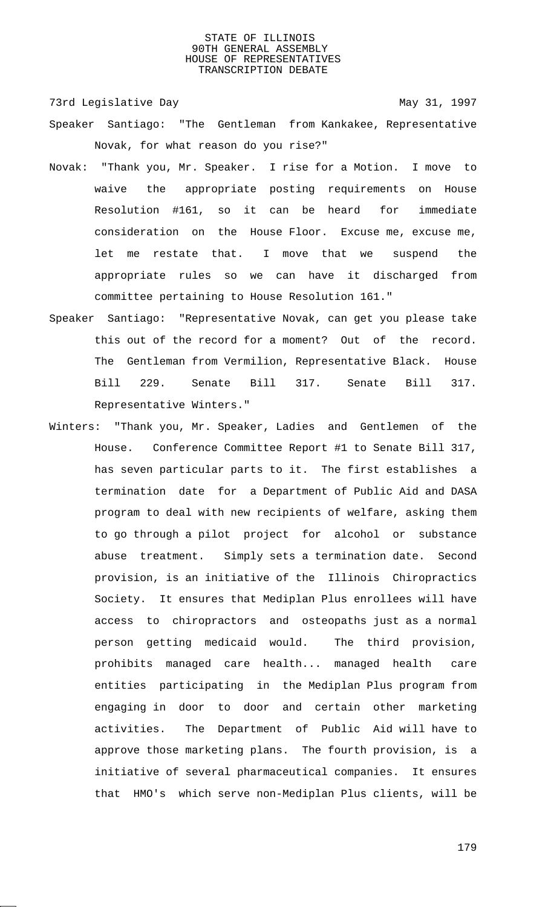Speaker Santiago: "The Gentleman from Kankakee, Representative Novak, for what reason do you rise?"

Novak: "Thank you, Mr. Speaker. I rise for a Motion. I move to waive the appropriate posting requirements on House Resolution #161, so it can be heard for immediate consideration on the House Floor. Excuse me, excuse me, let me restate that. I move that we suspend the appropriate rules so we can have it discharged from committee pertaining to House Resolution 161."

Speaker Santiago: "Representative Novak, can get you please take this out of the record for a moment? Out of the record. The Gentleman from Vermilion, Representative Black. House Bill 229. Senate Bill 317. Senate Bill 317. Representative Winters."

Winters: "Thank you, Mr. Speaker, Ladies and Gentlemen of the House. Conference Committee Report #1 to Senate Bill 317, has seven particular parts to it. The first establishes a termination date for a Department of Public Aid and DASA program to deal with new recipients of welfare, asking them to go through a pilot project for alcohol or substance abuse treatment. Simply sets a termination date. Second provision, is an initiative of the Illinois Chiropractics Society. It ensures that Mediplan Plus enrollees will have access to chiropractors and osteopaths just as a normal person getting medicaid would. The third provision, prohibits managed care health... managed health care entities participating in the Mediplan Plus program from engaging in door to door and certain other marketing activities. The Department of Public Aid will have to approve those marketing plans. The fourth provision, is a initiative of several pharmaceutical companies. It ensures that HMO's which serve non-Mediplan Plus clients, will be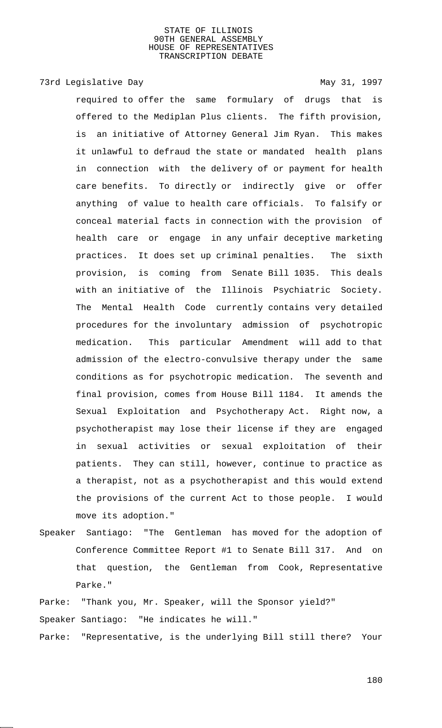required to offer the same formulary of drugs that is offered to the Mediplan Plus clients. The fifth provision, is an initiative of Attorney General Jim Ryan. This makes it unlawful to defraud the state or mandated health plans in connection with the delivery of or payment for health care benefits. To directly or indirectly give or offer anything of value to health care officials. To falsify or conceal material facts in connection with the provision of health care or engage in any unfair deceptive marketing practices. It does set up criminal penalties. The sixth provision, is coming from Senate Bill 1035. This deals with an initiative of the Illinois Psychiatric Society. The Mental Health Code currently contains very detailed procedures for the involuntary admission of psychotropic medication. This particular Amendment will add to that admission of the electro-convulsive therapy under the same conditions as for psychotropic medication. The seventh and final provision, comes from House Bill 1184. It amends the Sexual Exploitation and Psychotherapy Act. Right now, a psychotherapist may lose their license if they are engaged in sexual activities or sexual exploitation of their patients. They can still, however, continue to practice as a therapist, not as a psychotherapist and this would extend the provisions of the current Act to those people. I would move its adoption."

Speaker Santiago: "The Gentleman has moved for the adoption of Conference Committee Report #1 to Senate Bill 317. And on that question, the Gentleman from Cook, Representative Parke."

Parke: "Thank you, Mr. Speaker, will the Sponsor yield?"

Speaker Santiago: "He indicates he will."

Parke: "Representative, is the underlying Bill still there? Your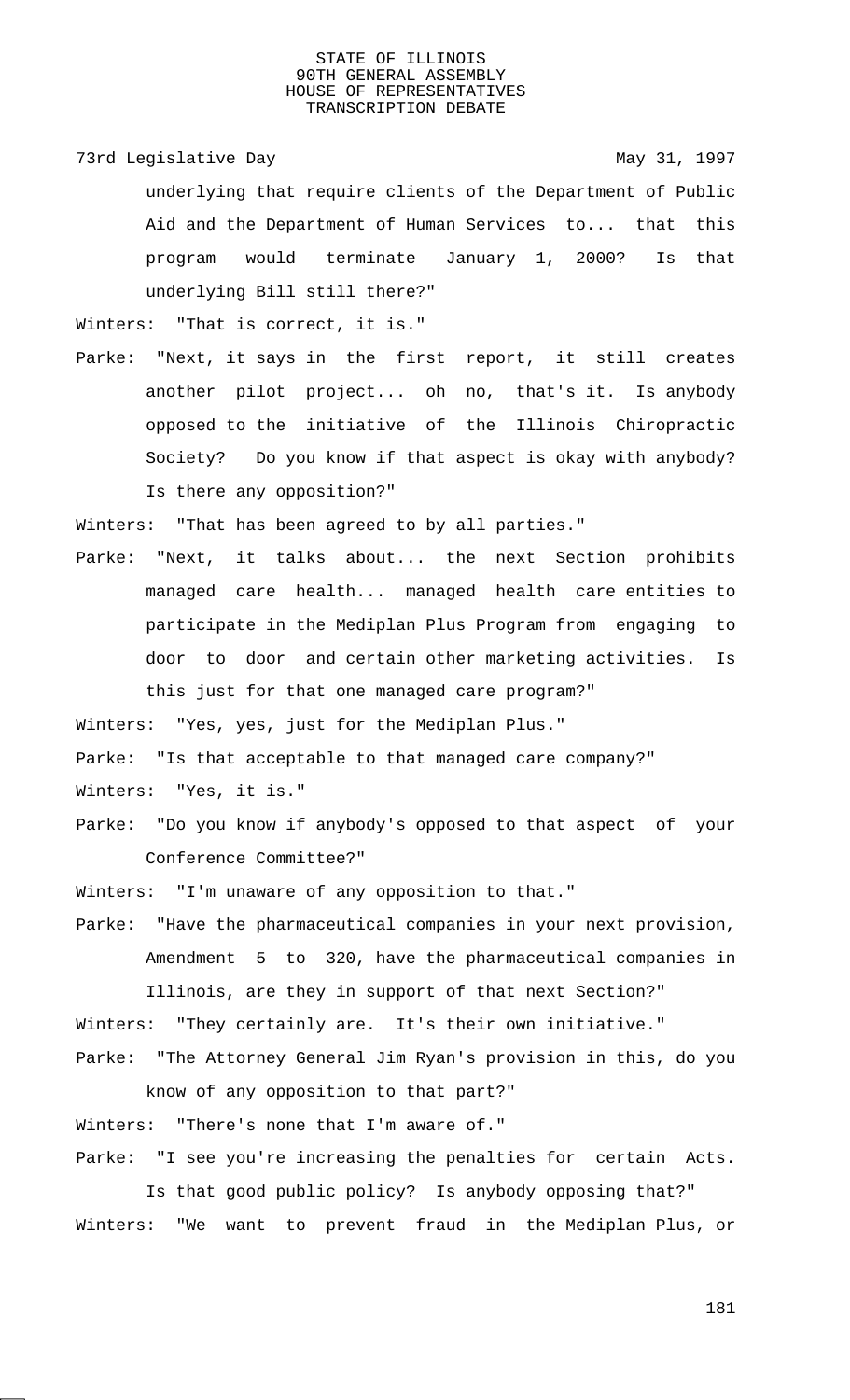underlying that require clients of the Department of Public Aid and the Department of Human Services to... that this program would terminate January 1, 2000? Is that underlying Bill still there?"

Winters: "That is correct, it is."

Parke: "Next, it says in the first report, it still creates another pilot project... oh no, that's it. Is anybody opposed to the initiative of the Illinois Chiropractic Society? Do you know if that aspect is okay with anybody? Is there any opposition?"

Winters: "That has been agreed to by all parties."

Parke: "Next, it talks about... the next Section prohibits managed care health... managed health care entities to participate in the Mediplan Plus Program from engaging to door to door and certain other marketing activities. Is this just for that one managed care program?"

Winters: "Yes, yes, just for the Mediplan Plus."

Parke: "Is that acceptable to that managed care company?"

Winters: "Yes, it is."

Parke: "Do you know if anybody's opposed to that aspect of your Conference Committee?"

Winters: "I'm unaware of any opposition to that."

Parke: "Have the pharmaceutical companies in your next provision, Amendment 5 to 320, have the pharmaceutical companies in Illinois, are they in support of that next Section?"

Winters: "They certainly are. It's their own initiative."

Parke: "The Attorney General Jim Ryan's provision in this, do you know of any opposition to that part?"

Winters: "There's none that I'm aware of."

Parke: "I see you're increasing the penalties for certain Acts. Is that good public policy? Is anybody opposing that?"

Winters: "We want to prevent fraud in the Mediplan Plus, or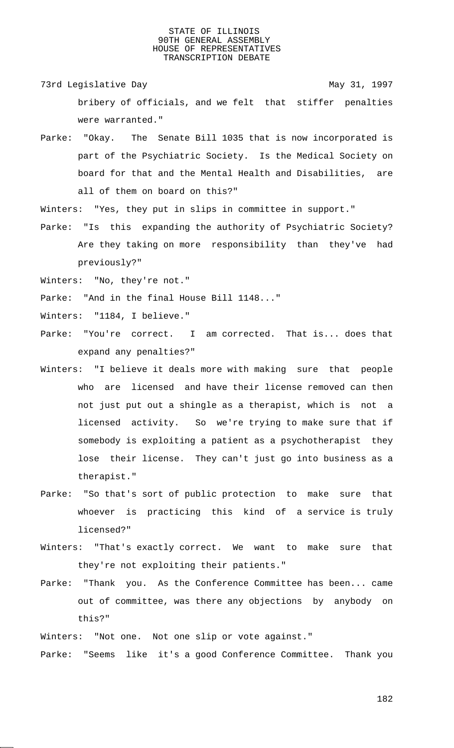bribery of officials, and we felt that stiffer penalties were warranted."

Parke: "Okay. The Senate Bill 1035 that is now incorporated is part of the Psychiatric Society. Is the Medical Society on board for that and the Mental Health and Disabilities, are all of them on board on this?"

Winters: "Yes, they put in slips in committee in support."

Parke: "Is this expanding the authority of Psychiatric Society? Are they taking on more responsibility than they've had previously?"

Winters: "No, they're not."

Parke: "And in the final House Bill 1148..."

Winters: "1184, I believe."

Parke: "You're correct. I am corrected. That is... does that expand any penalties?"

Winters: "I believe it deals more with making sure that people who are licensed and have their license removed can then not just put out a shingle as a therapist, which is not a licensed activity. So we're trying to make sure that if somebody is exploiting a patient as a psychotherapist they lose their license. They can't just go into business as a therapist."

Parke: "So that's sort of public protection to make sure that whoever is practicing this kind of a service is truly licensed?"

Winters: "That's exactly correct. We want to make sure that they're not exploiting their patients."

Parke: "Thank you. As the Conference Committee has been... came out of committee, was there any objections by anybody on this?"

Winters: "Not one. Not one slip or vote against."

Parke: "Seems like it's a good Conference Committee. Thank you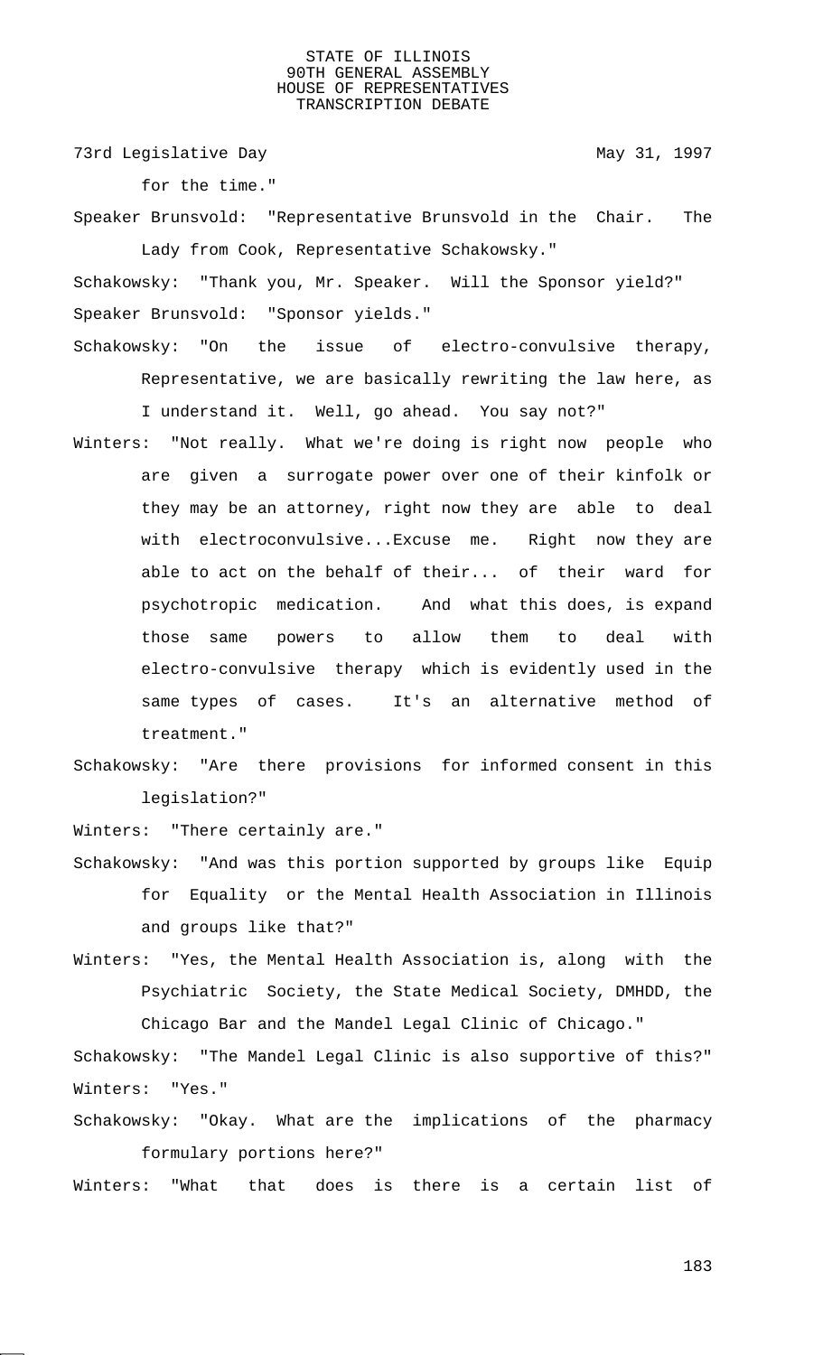for the time."

Speaker Brunsvold: "Representative Brunsvold in the Chair. The Lady from Cook, Representative Schakowsky."

Schakowsky: "Thank you, Mr. Speaker. Will the Sponsor yield?"

Speaker Brunsvold: "Sponsor yields."

Schakowsky: "On the issue of electro-convulsive therapy, Representative, we are basically rewriting the law here, as I understand it. Well, go ahead. You say not?"

Winters: "Not really. What we're doing is right now people who are given a surrogate power over one of their kinfolk or they may be an attorney, right now they are able to deal with electroconvulsive...Excuse me. Right now they are able to act on the behalf of their... of their ward for psychotropic medication. And what this does, is expand those same powers to allow them to deal with electro-convulsive therapy which is evidently used in the same types of cases. It's an alternative method of treatment."

Schakowsky: "Are there provisions for informed consent in this legislation?"

Winters: "There certainly are."

Schakowsky: "And was this portion supported by groups like Equip for Equality or the Mental Health Association in Illinois and groups like that?"

Winters: "Yes, the Mental Health Association is, along with the Psychiatric Society, the State Medical Society, DMHDD, the Chicago Bar and the Mandel Legal Clinic of Chicago."

Schakowsky: "The Mandel Legal Clinic is also supportive of this?"

Winters: "Yes."

Schakowsky: "Okay. What are the implications of the pharmacy formulary portions here?"

Winters: "What that does is there is a certain list of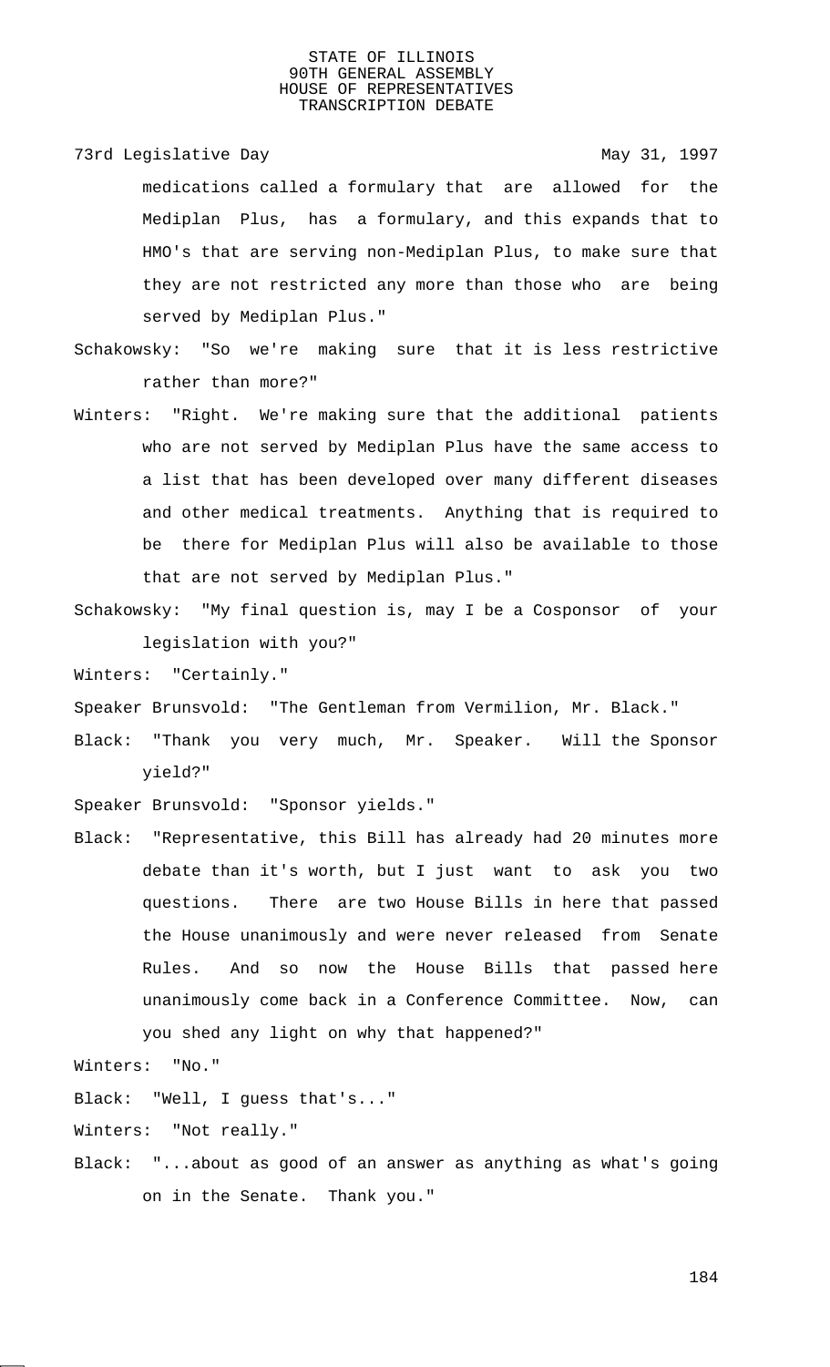medications called a formulary that are allowed for the Mediplan Plus, has a formulary, and this expands that to HMO's that are serving non-Mediplan Plus, to make sure that they are not restricted any more than those who are being served by Mediplan Plus."

Schakowsky: "So we're making sure that it is less restrictive rather than more?"

Winters: "Right. We're making sure that the additional patients who are not served by Mediplan Plus have the same access to a list that has been developed over many different diseases and other medical treatments. Anything that is required to be there for Mediplan Plus will also be available to those that are not served by Mediplan Plus."

Schakowsky: "My final question is, may I be a Cosponsor of your legislation with you?"

Winters: "Certainly."

Speaker Brunsvold: "The Gentleman from Vermilion, Mr. Black."

Black: "Thank you very much, Mr. Speaker. Will the Sponsor yield?"

Speaker Brunsvold: "Sponsor yields."

Black: "Representative, this Bill has already had 20 minutes more debate than it's worth, but I just want to ask you two questions. There are two House Bills in here that passed the House unanimously and were never released from Senate Rules. And so now the House Bills that passed here unanimously come back in a Conference Committee. Now, can you shed any light on why that happened?"

Winters: "No."

Black: "Well, I guess that's..."

Winters: "Not really."

Black: "...about as good of an answer as anything as what's going on in the Senate. Thank you."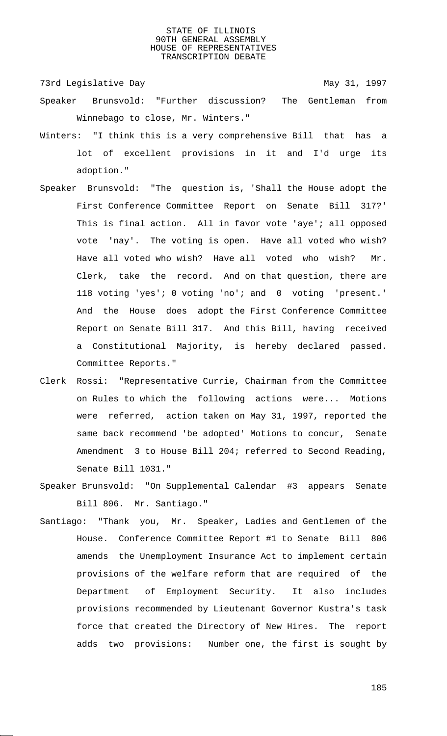73rd Legislative Day May 31, 1997

Speaker Brunsvold: "Further discussion? The Gentleman from Winnebago to close, Mr. Winters."

Winters: "I think this is a very comprehensive Bill that has a lot of excellent provisions in it and I'd urge its adoption."

Speaker Brunsvold: "The question is, 'Shall the House adopt the First Conference Committee Report on Senate Bill 317?' This is final action. All in favor vote 'aye'; all opposed vote 'nay'. The voting is open. Have all voted who wish? Have all voted who wish? Have all voted who wish? Mr. Clerk, take the record. And on that question, there are 118 voting 'yes'; 0 voting 'no'; and 0 voting 'present.' And the House does adopt the First Conference Committee Report on Senate Bill 317. And this Bill, having received a Constitutional Majority, is hereby declared passed. Committee Reports."

Clerk Rossi: "Representative Currie, Chairman from the Committee on Rules to which the following actions were... Motions were referred, action taken on May 31, 1997, reported the same back recommend 'be adopted' Motions to concur, Senate Amendment 3 to House Bill 204; referred to Second Reading, Senate Bill 1031."

Speaker Brunsvold: "On Supplemental Calendar #3 appears Senate Bill 806. Mr. Santiago."

Santiago: "Thank you, Mr. Speaker, Ladies and Gentlemen of the House. Conference Committee Report #1 to Senate Bill 806 amends the Unemployment Insurance Act to implement certain provisions of the welfare reform that are required of the Department of Employment Security. It also includes provisions recommended by Lieutenant Governor Kustra's task force that created the Directory of New Hires. The report adds two provisions: Number one, the first is sought by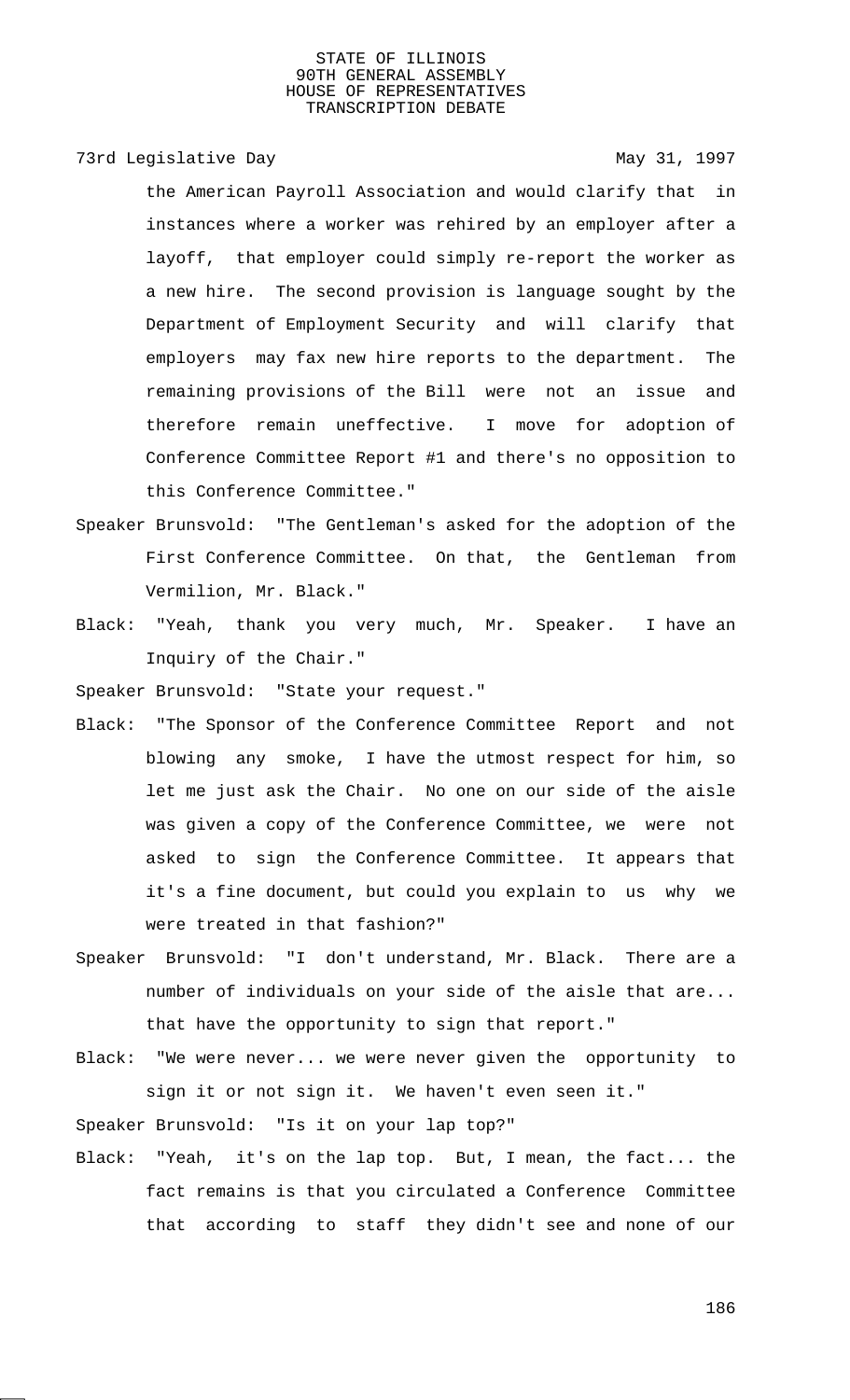the American Payroll Association and would clarify that in instances where a worker was rehired by an employer after a layoff, that employer could simply re-report the worker as a new hire. The second provision is language sought by the Department of Employment Security and will clarify that employers may fax new hire reports to the department. The remaining provisions of the Bill were not an issue and therefore remain uneffective. I move for adoption of Conference Committee Report #1 and there's no opposition to this Conference Committee."

Speaker Brunsvold: "The Gentleman's asked for the adoption of the First Conference Committee. On that, the Gentleman from Vermilion, Mr. Black."

Black: "Yeah, thank you very much, Mr. Speaker. I have an Inquiry of the Chair."

Speaker Brunsvold: "State your request."

Black: "The Sponsor of the Conference Committee Report and not blowing any smoke, I have the utmost respect for him, so let me just ask the Chair. No one on our side of the aisle was given a copy of the Conference Committee, we were not asked to sign the Conference Committee. It appears that it's a fine document, but could you explain to us why we were treated in that fashion?"

Speaker Brunsvold: "I don't understand, Mr. Black. There are a number of individuals on your side of the aisle that are... that have the opportunity to sign that report."

Black: "We were never... we were never given the opportunity to sign it or not sign it. We haven't even seen it."

Speaker Brunsvold: "Is it on your lap top?"

Black: "Yeah, it's on the lap top. But, I mean, the fact... the fact remains is that you circulated a Conference Committee that according to staff they didn't see and none of our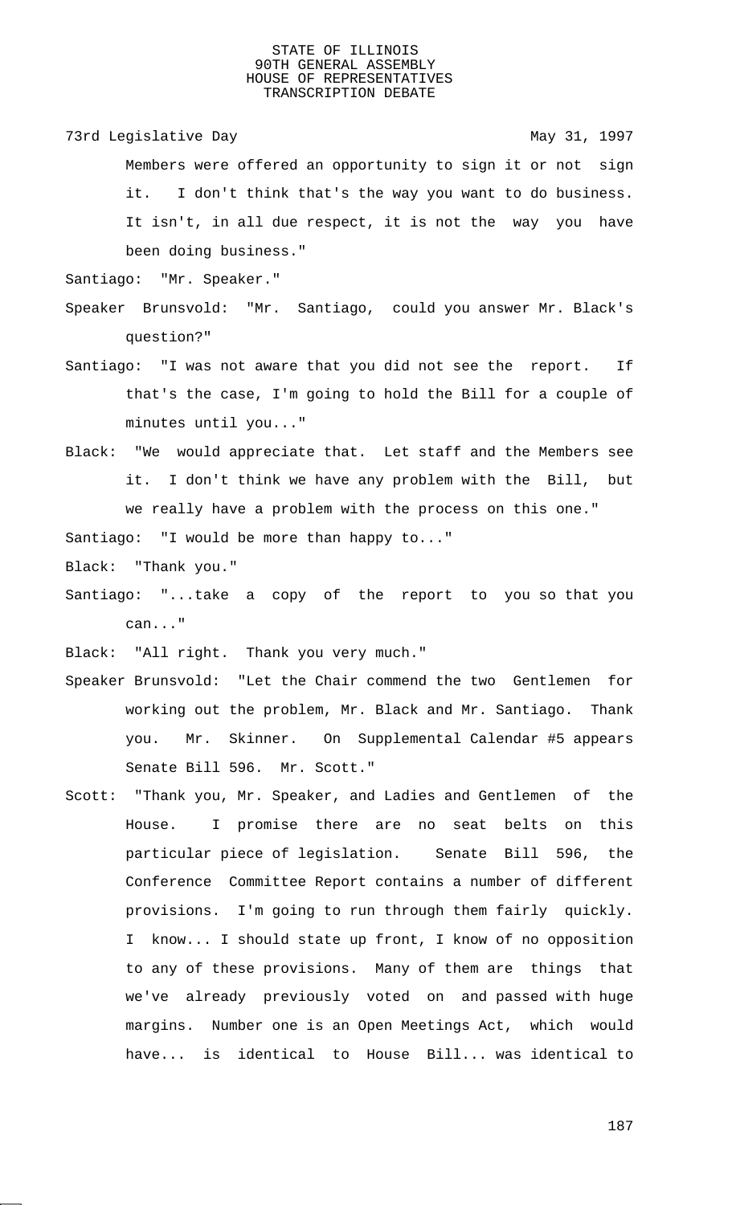Members were offered an opportunity to sign it or not sign it. I don't think that's the way you want to do business. It isn't, in all due respect, it is not the way you have been doing business."

Santiago: "Mr. Speaker."

Speaker Brunsvold: "Mr. Santiago, could you answer Mr. Black's question?"

Santiago: "I was not aware that you did not see the report. If that's the case, I'm going to hold the Bill for a couple of minutes until you..."

Black: "We would appreciate that. Let staff and the Members see it. I don't think we have any problem with the Bill, but we really have a problem with the process on this one."

Santiago: "I would be more than happy to..."

Black: "Thank you."

Santiago: "...take a copy of the report to you so that you can..."

Black: "All right. Thank you very much."

Speaker Brunsvold: "Let the Chair commend the two Gentlemen for working out the problem, Mr. Black and Mr. Santiago. Thank you. Mr. Skinner. On Supplemental Calendar #5 appears Senate Bill 596. Mr. Scott."

Scott: "Thank you, Mr. Speaker, and Ladies and Gentlemen of the House. I promise there are no seat belts on this particular piece of legislation. Senate Bill 596, the Conference Committee Report contains a number of different provisions. I'm going to run through them fairly quickly. I know... I should state up front, I know of no opposition to any of these provisions. Many of them are things that we've already previously voted on and passed with huge margins. Number one is an Open Meetings Act, which would have... is identical to House Bill... was identical to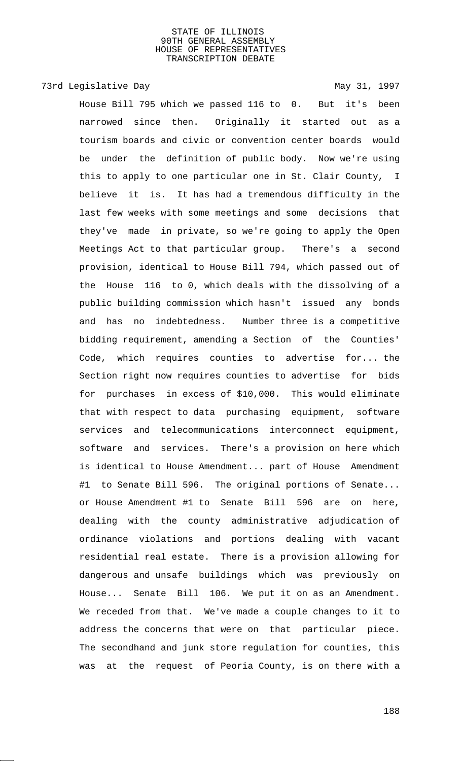House Bill 795 which we passed 116 to 0. But it's been narrowed since then. Originally it started out as a tourism boards and civic or convention center boards would be under the definition of public body. Now we're using this to apply to one particular one in St. Clair County, I believe it is. It has had a tremendous difficulty in the last few weeks with some meetings and some decisions that they've made in private, so we're going to apply the Open Meetings Act to that particular group. There's a second provision, identical to House Bill 794, which passed out of the House 116 to 0, which deals with the dissolving of a public building commission which hasn't issued any bonds and has no indebtedness. Number three is a competitive bidding requirement, amending a Section of the Counties' Code, which requires counties to advertise for... the Section right now requires counties to advertise for bids for purchases in excess of $10,000. This would eliminate that with respect to data purchasing equipment, software services and telecommunications interconnect equipment, software and services. There's a provision on here which is identical to House Amendment... part of House Amendment #1 to Senate Bill 596. The original portions of Senate... or House Amendment #1 to Senate Bill 596 are on here, dealing with the county administrative adjudication of ordinance violations and portions dealing with vacant residential real estate. There is a provision allowing for dangerous and unsafe buildings which was previously on House... Senate Bill 106. We put it on as an Amendment. We receded from that. We've made a couple changes to it to address the concerns that were on that particular piece. The secondhand and junk store regulation for counties, this was at the request of Peoria County, is on there with a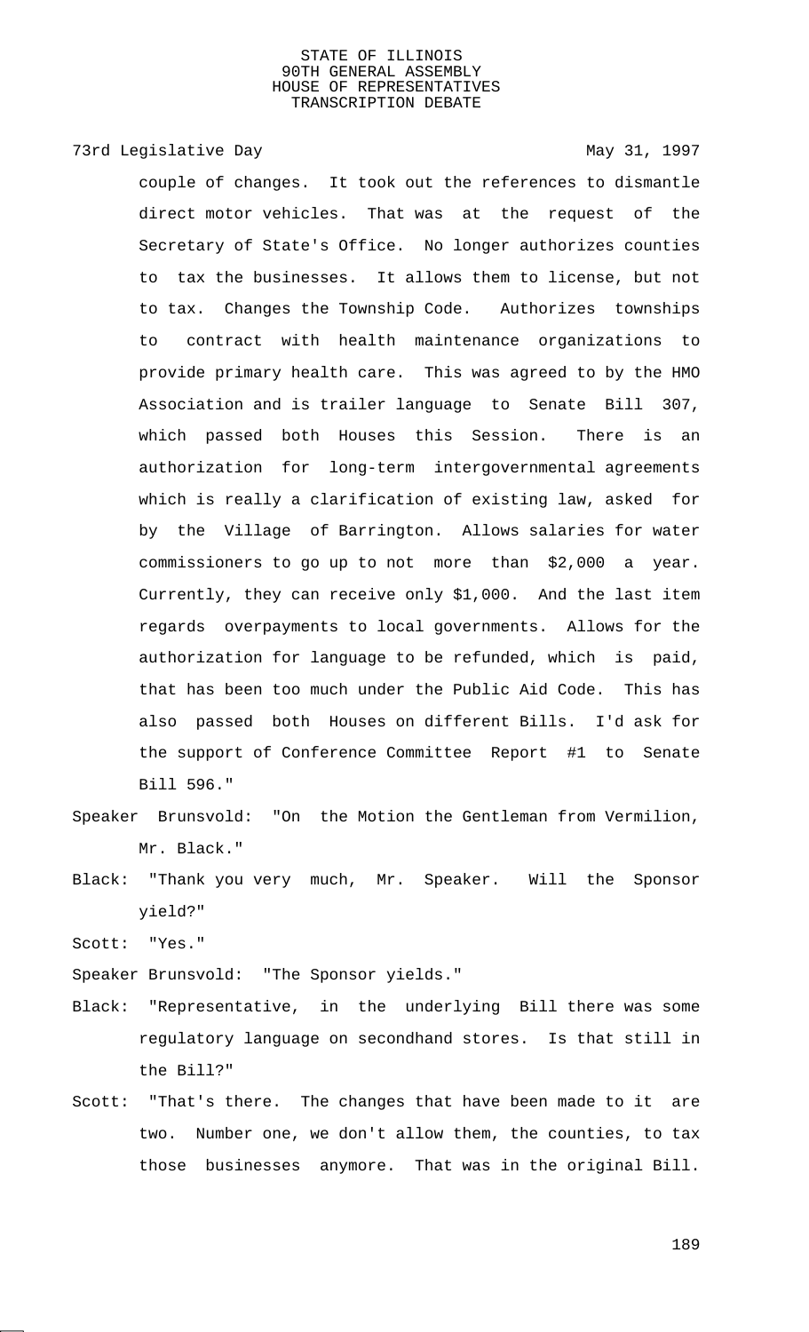couple of changes. It took out the references to dismantle direct motor vehicles. That was at the request of the Secretary of State's Office. No longer authorizes counties to tax the businesses. It allows them to license, but not to tax. Changes the Township Code. Authorizes townships to contract with health maintenance organizations to provide primary health care. This was agreed to by the HMO Association and is trailer language to Senate Bill 307, which passed both Houses this Session. There is an authorization for long-term intergovernmental agreements which is really a clarification of existing law, asked for by the Village of Barrington. Allows salaries for water commissioners to go up to not more than $2,000 a year. Currently, they can receive only $1,000. And the last item regards overpayments to local governments. Allows for the authorization for language to be refunded, which is paid, that has been too much under the Public Aid Code. This has also passed both Houses on different Bills. I'd ask for the support of Conference Committee Report #1 to Senate Bill 596."

Speaker Brunsvold: "On the Motion the Gentleman from Vermilion, Mr. Black."

Black: "Thank you very much, Mr. Speaker. Will the Sponsor yield?"

Scott: "Yes."

Speaker Brunsvold: "The Sponsor yields."

Black: "Representative, in the underlying Bill there was some regulatory language on secondhand stores. Is that still in the Bill?"

Scott: "That's there. The changes that have been made to it are two. Number one, we don't allow them, the counties, to tax those businesses anymore. That was in the original Bill.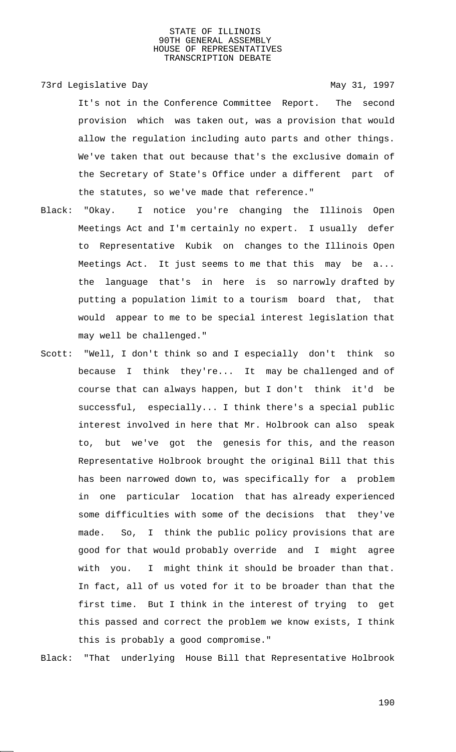It's not in the Conference Committee Report. The second provision which was taken out, was a provision that would allow the regulation including auto parts and other things. We've taken that out because that's the exclusive domain of the Secretary of State's Office under a different part of the statutes, so we've made that reference."

Black: "Okay. I notice you're changing the Illinois Open Meetings Act and I'm certainly no expert. I usually defer to Representative Kubik on changes to the Illinois Open Meetings Act. It just seems to me that this may be a... the language that's in here is so narrowly drafted by putting a population limit to a tourism board that, that would appear to me to be special interest legislation that may well be challenged."

Scott: "Well, I don't think so and I especially don't think so because I think they're... It may be challenged and of course that can always happen, but I don't think it'd be successful, especially... I think there's a special public interest involved in here that Mr. Holbrook can also speak to, but we've got the genesis for this, and the reason Representative Holbrook brought the original Bill that this has been narrowed down to, was specifically for a problem in one particular location that has already experienced some difficulties with some of the decisions that they've made. So, I think the public policy provisions that are good for that would probably override and I might agree with you. I might think it should be broader than that. In fact, all of us voted for it to be broader than that the first time. But I think in the interest of trying to get this passed and correct the problem we know exists, I think this is probably a good compromise."

Black: "That underlying House Bill that Representative Holbrook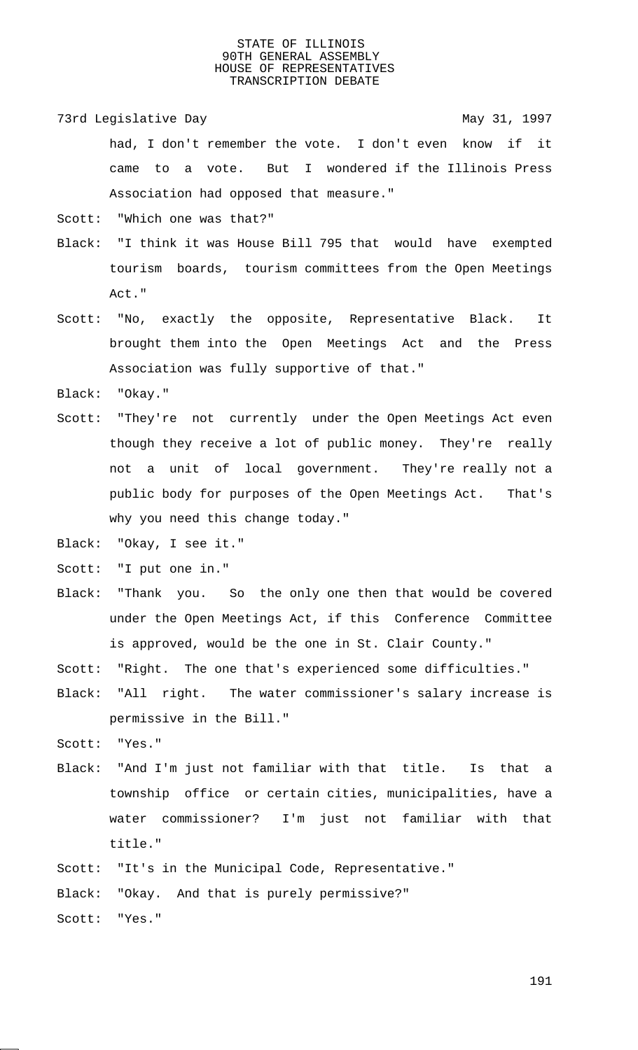had, I don't remember the vote. I don't even know if it came to a vote. But I wondered if the Illinois Press Association had opposed that measure."

Scott: "Which one was that?"

Black: "I think it was House Bill 795 that would have exempted tourism boards, tourism committees from the Open Meetings Act."

Scott: "No, exactly the opposite, Representative Black. It brought them into the Open Meetings Act and the Press Association was fully supportive of that."

Black: "Okay."

Scott: "They're not currently under the Open Meetings Act even though they receive a lot of public money. They're really not a unit of local government. They're really not a public body for purposes of the Open Meetings Act. That's why you need this change today."

Black: "Okay, I see it."

Scott: "I put one in."

Black: "Thank you. So the only one then that would be covered under the Open Meetings Act, if this Conference Committee is approved, would be the one in St. Clair County."

Scott: "Right. The one that's experienced some difficulties."

Black: "All right. The water commissioner's salary increase is permissive in the Bill."

Scott: "Yes."

Black: "And I'm just not familiar with that title. Is that a township office or certain cities, municipalities, have a water commissioner? I'm just not familiar with that title."

Scott: "It's in the Municipal Code, Representative."

Black: "Okay. And that is purely permissive?"

Scott: "Yes."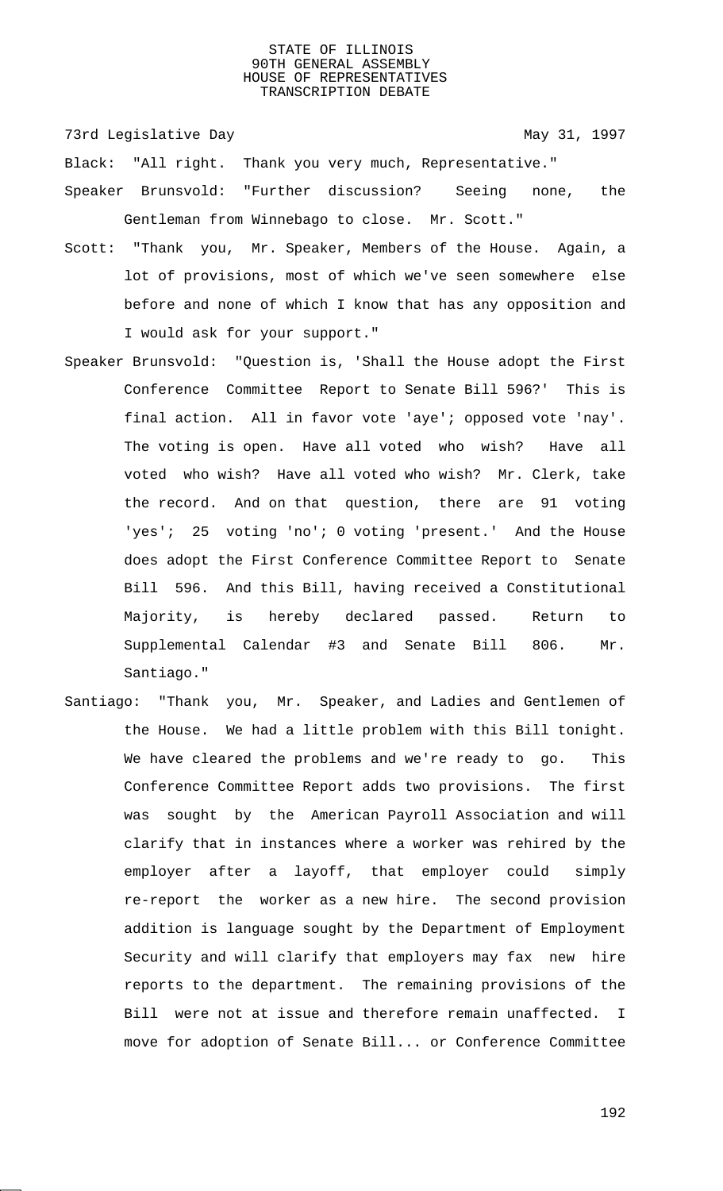Black: "All right. Thank you very much, Representative."

Speaker Brunsvold: "Further discussion? Seeing none, the Gentleman from Winnebago to close. Mr. Scott."

Scott: "Thank you, Mr. Speaker, Members of the House. Again, a lot of provisions, most of which we've seen somewhere else before and none of which I know that has any opposition and I would ask for your support."

Speaker Brunsvold: "Question is, 'Shall the House adopt the First Conference Committee Report to Senate Bill 596?' This is final action. All in favor vote 'aye'; opposed vote 'nay'. The voting is open. Have all voted who wish? Have all voted who wish? Have all voted who wish? Mr. Clerk, take the record. And on that question, there are 91 voting 'yes'; 25 voting 'no'; 0 voting 'present.' And the House does adopt the First Conference Committee Report to Senate Bill 596. And this Bill, having received a Constitutional Majority, is hereby declared passed. Return to Supplemental Calendar #3 and Senate Bill 806. Mr. Santiago."

Santiago: "Thank you, Mr. Speaker, and Ladies and Gentlemen of the House. We had a little problem with this Bill tonight. We have cleared the problems and we're ready to go. This Conference Committee Report adds two provisions. The first was sought by the American Payroll Association and will clarify that in instances where a worker was rehired by the employer after a layoff, that employer could simply re-report the worker as a new hire. The second provision addition is language sought by the Department of Employment Security and will clarify that employers may fax new hire reports to the department. The remaining provisions of the Bill were not at issue and therefore remain unaffected. I move for adoption of Senate Bill... or Conference Committee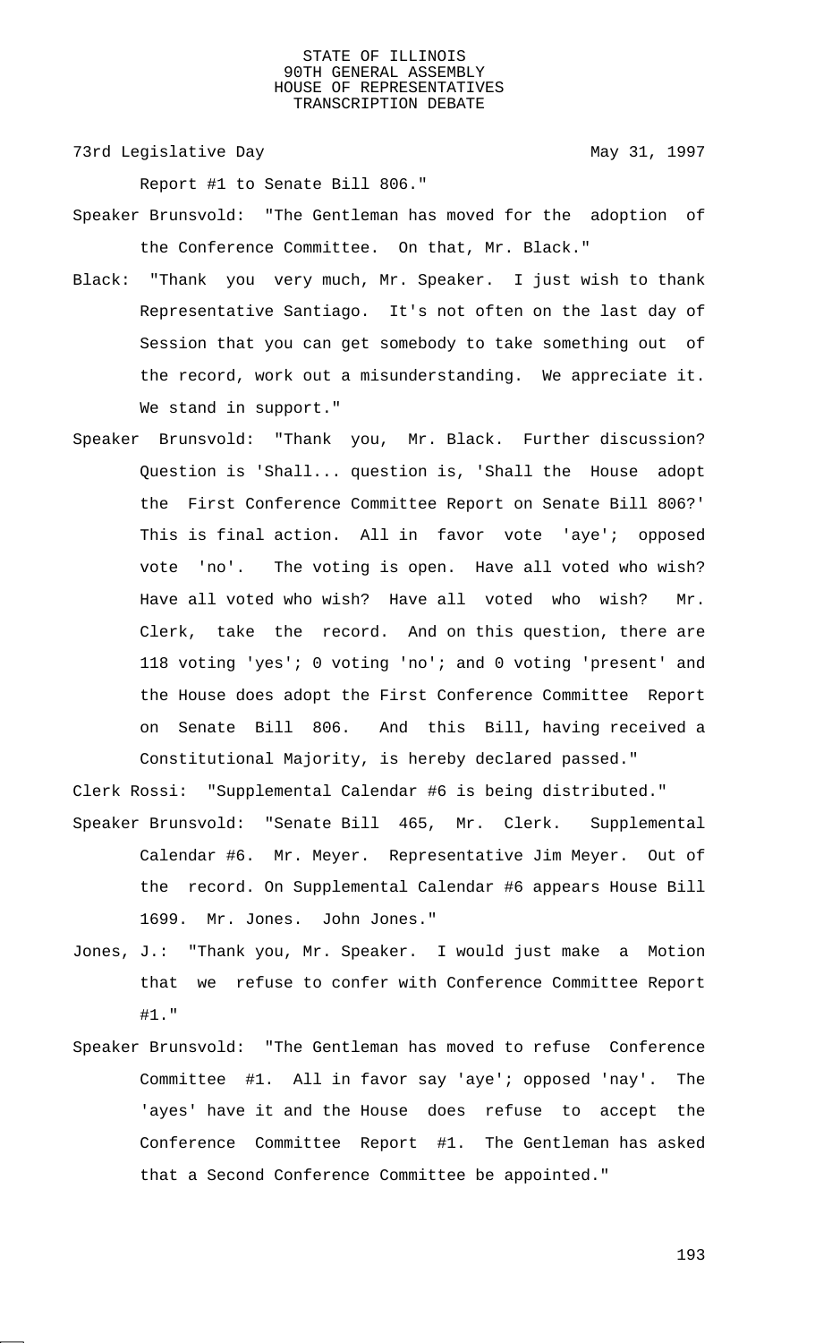Report #1 to Senate Bill 806."

Speaker Brunsvold: "The Gentleman has moved for the adoption of the Conference Committee. On that, Mr. Black."

Black: "Thank you very much, Mr. Speaker. I just wish to thank Representative Santiago. It's not often on the last day of Session that you can get somebody to take something out of the record, work out a misunderstanding. We appreciate it. We stand in support."

Speaker Brunsvold: "Thank you, Mr. Black. Further discussion? Question is 'Shall... question is, 'Shall the House adopt the First Conference Committee Report on Senate Bill 806?' This is final action. All in favor vote 'aye'; opposed vote 'no'. The voting is open. Have all voted who wish? Have all voted who wish? Have all voted who wish? Mr. Clerk, take the record. And on this question, there are 118 voting 'yes'; 0 voting 'no'; and 0 voting 'present' and the House does adopt the First Conference Committee Report on Senate Bill 806. And this Bill, having received a Constitutional Majority, is hereby declared passed."

Clerk Rossi: "Supplemental Calendar #6 is being distributed."

Speaker Brunsvold: "Senate Bill 465, Mr. Clerk. Supplemental Calendar #6. Mr. Meyer. Representative Jim Meyer. Out of the record. On Supplemental Calendar #6 appears House Bill 1699. Mr. Jones. John Jones."

Jones, J.: "Thank you, Mr. Speaker. I would just make a Motion that we refuse to confer with Conference Committee Report #1."

Speaker Brunsvold: "The Gentleman has moved to refuse Conference Committee #1. All in favor say 'aye'; opposed 'nay'. The 'ayes' have it and the House does refuse to accept the Conference Committee Report #1. The Gentleman has asked that a Second Conference Committee be appointed."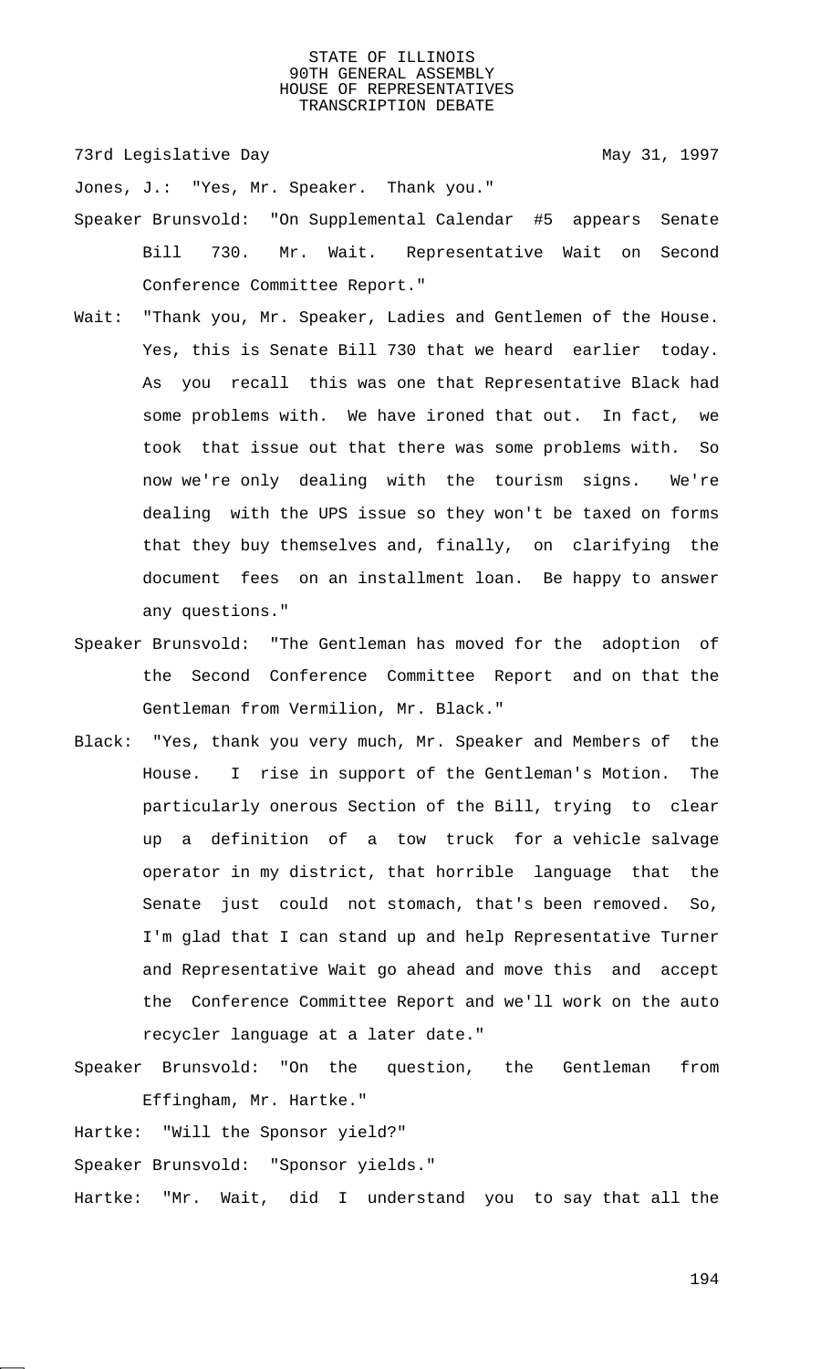Jones, J.: "Yes, Mr. Speaker. Thank you."

Speaker Brunsvold: "On Supplemental Calendar #5 appears Senate Bill 730. Mr. Wait. Representative Wait on Second Conference Committee Report."

Wait: "Thank you, Mr. Speaker, Ladies and Gentlemen of the House. Yes, this is Senate Bill 730 that we heard earlier today. As you recall this was one that Representative Black had some problems with. We have ironed that out. In fact, we took that issue out that there was some problems with. So now we're only dealing with the tourism signs. We're dealing with the UPS issue so they won't be taxed on forms that they buy themselves and, finally, on clarifying the document fees on an installment loan. Be happy to answer any questions."

Speaker Brunsvold: "The Gentleman has moved for the adoption of the Second Conference Committee Report and on that the Gentleman from Vermilion, Mr. Black."

Black: "Yes, thank you very much, Mr. Speaker and Members of the House. I rise in support of the Gentleman's Motion. The particularly onerous Section of the Bill, trying to clear up a definition of a tow truck for a vehicle salvage operator in my district, that horrible language that the Senate just could not stomach, that's been removed. So, I'm glad that I can stand up and help Representative Turner and Representative Wait go ahead and move this and accept the Conference Committee Report and we'll work on the auto recycler language at a later date."

Speaker Brunsvold: "On the question, the Gentleman from Effingham, Mr. Hartke."

Hartke: "Will the Sponsor yield?"

Speaker Brunsvold: "Sponsor yields."

Hartke: "Mr. Wait, did I understand you to say that all the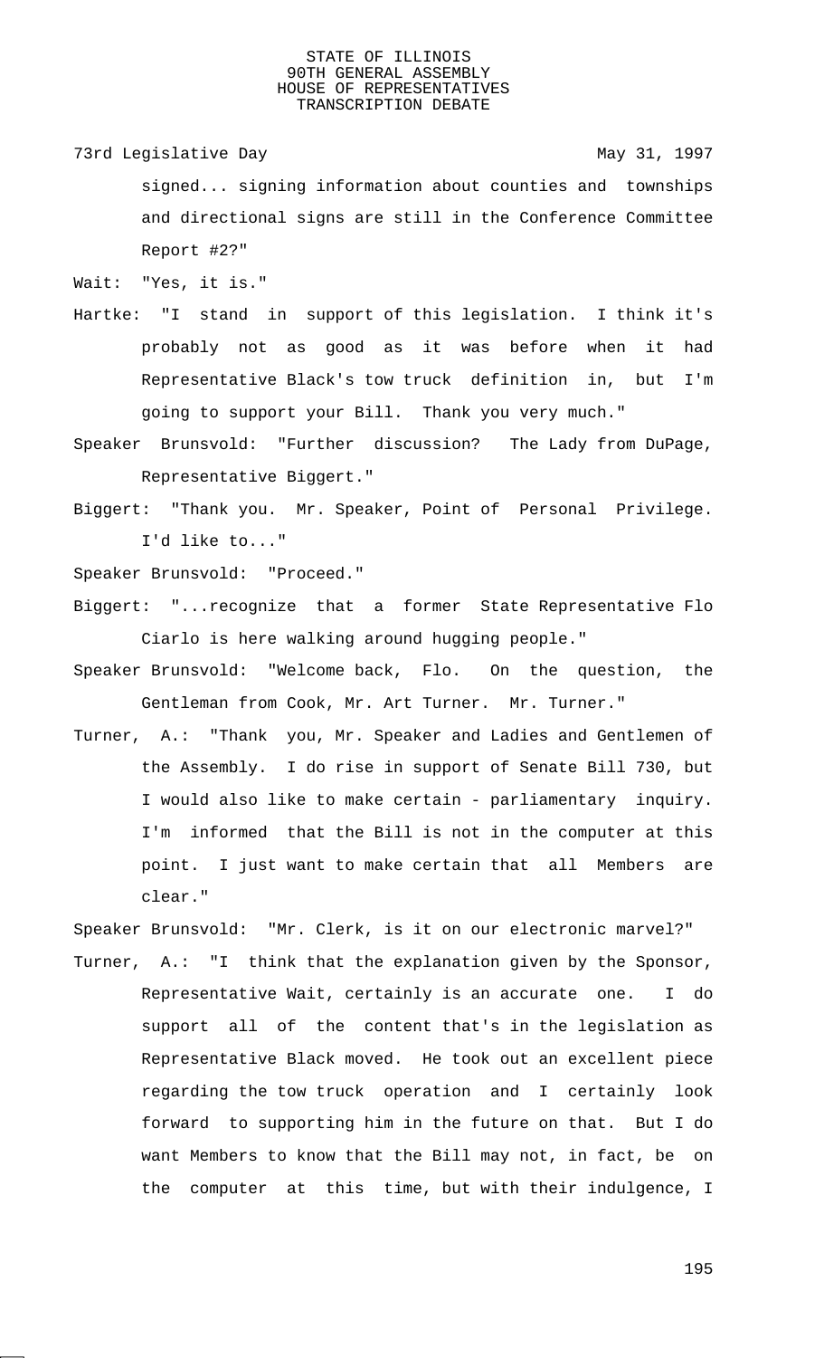signed... signing information about counties and townships and directional signs are still in the Conference Committee Report #2?"

Wait: "Yes, it is."

Hartke: "I stand in support of this legislation. I think it's probably not as good as it was before when it had Representative Black's tow truck definition in, but I'm going to support your Bill. Thank you very much."

Speaker Brunsvold: "Further discussion? The Lady from DuPage, Representative Biggert."

Biggert: "Thank you. Mr. Speaker, Point of Personal Privilege. I'd like to..."

Speaker Brunsvold: "Proceed."

Biggert: "...recognize that a former State Representative Flo Ciarlo is here walking around hugging people."

Speaker Brunsvold: "Welcome back, Flo. On the question, the Gentleman from Cook, Mr. Art Turner. Mr. Turner."

Turner, A.: "Thank you, Mr. Speaker and Ladies and Gentlemen of the Assembly. I do rise in support of Senate Bill 730, but I would also like to make certain - parliamentary inquiry. I'm informed that the Bill is not in the computer at this point. I just want to make certain that all Members are clear."

Speaker Brunsvold: "Mr. Clerk, is it on our electronic marvel?"

Turner, A.: "I think that the explanation given by the Sponsor, Representative Wait, certainly is an accurate one. I do support all of the content that's in the legislation as Representative Black moved. He took out an excellent piece regarding the tow truck operation and I certainly look forward to supporting him in the future on that. But I do want Members to know that the Bill may not, in fact, be on the computer at this time, but with their indulgence, I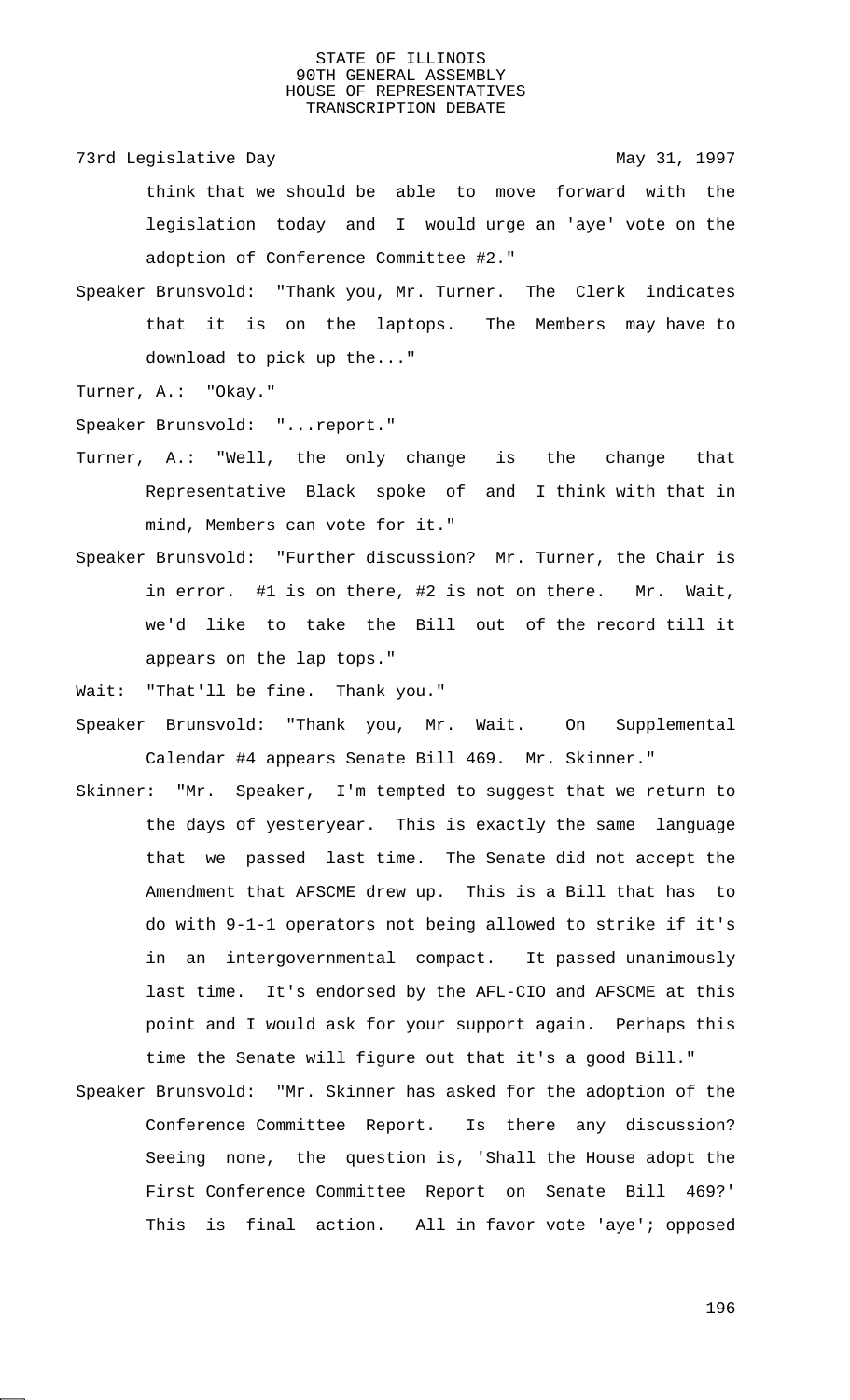think that we should be able to move forward with the legislation today and I would urge an 'aye' vote on the adoption of Conference Committee #2."

Speaker Brunsvold: "Thank you, Mr. Turner. The Clerk indicates that it is on the laptops. The Members may have to download to pick up the..."

Turner, A.: "Okay."

Speaker Brunsvold: "...report."

Turner, A.: "Well, the only change is the change that Representative Black spoke of and I think with that in mind, Members can vote for it."

Speaker Brunsvold: "Further discussion? Mr. Turner, the Chair is in error. #1 is on there, #2 is not on there. Mr. Wait, we'd like to take the Bill out of the record till it appears on the lap tops."

Wait: "That'll be fine. Thank you."

Speaker Brunsvold: "Thank you, Mr. Wait. On Supplemental Calendar #4 appears Senate Bill 469. Mr. Skinner."

Skinner: "Mr. Speaker, I'm tempted to suggest that we return to the days of yesteryear. This is exactly the same language that we passed last time. The Senate did not accept the Amendment that AFSCME drew up. This is a Bill that has to do with 9-1-1 operators not being allowed to strike if it's in an intergovernmental compact. It passed unanimously last time. It's endorsed by the AFL-CIO and AFSCME at this point and I would ask for your support again. Perhaps this time the Senate will figure out that it's a good Bill."

Speaker Brunsvold: "Mr. Skinner has asked for the adoption of the Conference Committee Report. Is there any discussion? Seeing none, the question is, 'Shall the House adopt the First Conference Committee Report on Senate Bill 469?' This is final action. All in favor vote 'aye'; opposed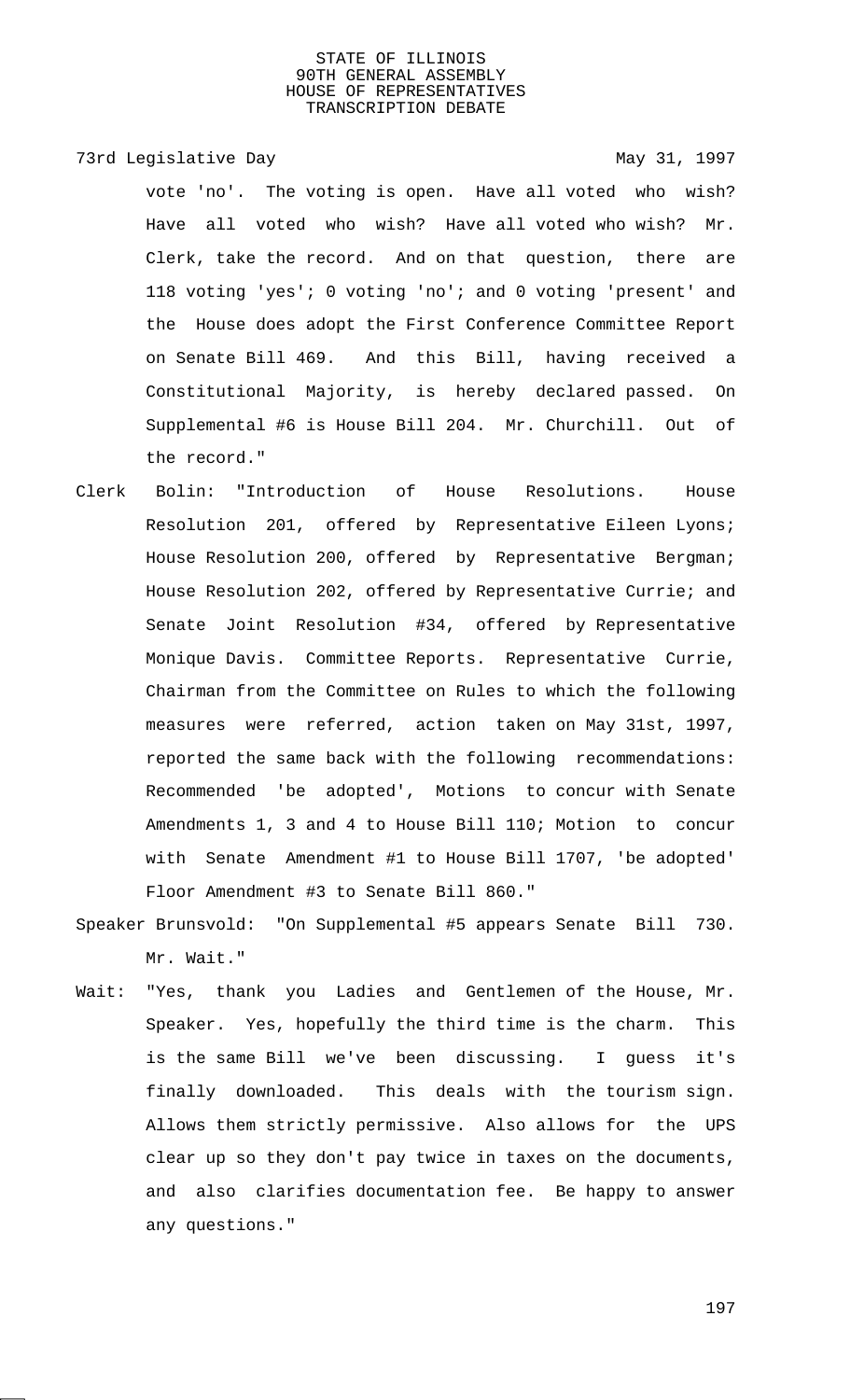vote 'no'. The voting is open. Have all voted who wish? Have all voted who wish? Have all voted who wish? Mr. Clerk, take the record. And on that question, there are 118 voting 'yes'; 0 voting 'no'; and 0 voting 'present' and the House does adopt the First Conference Committee Report on Senate Bill 469. And this Bill, having received a Constitutional Majority, is hereby declared passed. On Supplemental #6 is House Bill 204. Mr. Churchill. Out of the record."

Clerk Bolin: "Introduction of House Resolutions. House Resolution 201, offered by Representative Eileen Lyons; House Resolution 200, offered by Representative Bergman; House Resolution 202, offered by Representative Currie; and Senate Joint Resolution #34, offered by Representative Monique Davis. Committee Reports. Representative Currie, Chairman from the Committee on Rules to which the following measures were referred, action taken on May 31st, 1997, reported the same back with the following recommendations: Recommended 'be adopted', Motions to concur with Senate Amendments 1, 3 and 4 to House Bill 110; Motion to concur with Senate Amendment #1 to House Bill 1707, 'be adopted' Floor Amendment #3 to Senate Bill 860."

Speaker Brunsvold: "On Supplemental #5 appears Senate Bill 730. Mr. Wait."

Wait: "Yes, thank you Ladies and Gentlemen of the House, Mr. Speaker. Yes, hopefully the third time is the charm. This is the same Bill we've been discussing. I guess it's finally downloaded. This deals with the tourism sign. Allows them strictly permissive. Also allows for the UPS clear up so they don't pay twice in taxes on the documents, and also clarifies documentation fee. Be happy to answer any questions."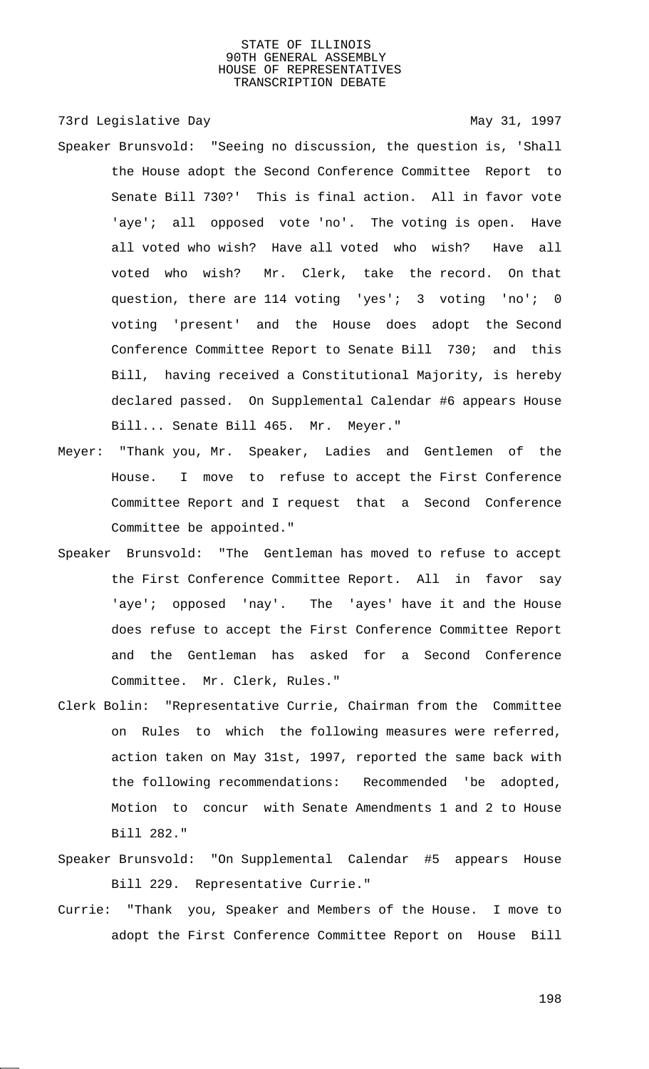73rd Legislative Day May 31, 1997

Speaker Brunsvold: "Seeing no discussion, the question is, 'Shall the House adopt the Second Conference Committee Report to Senate Bill 730?' This is final action. All in favor vote 'aye'; all opposed vote 'no'. The voting is open. Have all voted who wish? Have all voted who wish? Have all voted who wish? Mr. Clerk, take the record. On that question, there are 114 voting 'yes'; 3 voting 'no'; 0 voting 'present' and the House does adopt the Second Conference Committee Report to Senate Bill 730; and this Bill, having received a Constitutional Majority, is hereby declared passed. On Supplemental Calendar #6 appears House Bill... Senate Bill 465. Mr. Meyer."

Meyer: "Thank you, Mr. Speaker, Ladies and Gentlemen of the House. I move to refuse to accept the First Conference Committee Report and I request that a Second Conference Committee be appointed."

Speaker Brunsvold: "The Gentleman has moved to refuse to accept the First Conference Committee Report. All in favor say 'aye'; opposed 'nay'. The 'ayes' have it and the House does refuse to accept the First Conference Committee Report and the Gentleman has asked for a Second Conference Committee. Mr. Clerk, Rules."

Clerk Bolin: "Representative Currie, Chairman from the Committee on Rules to which the following measures were referred, action taken on May 31st, 1997, reported the same back with the following recommendations: Recommended 'be adopted, Motion to concur with Senate Amendments 1 and 2 to House Bill 282."

Speaker Brunsvold: "On Supplemental Calendar #5 appears House Bill 229. Representative Currie."

Currie: "Thank you, Speaker and Members of the House. I move to adopt the First Conference Committee Report on House Bill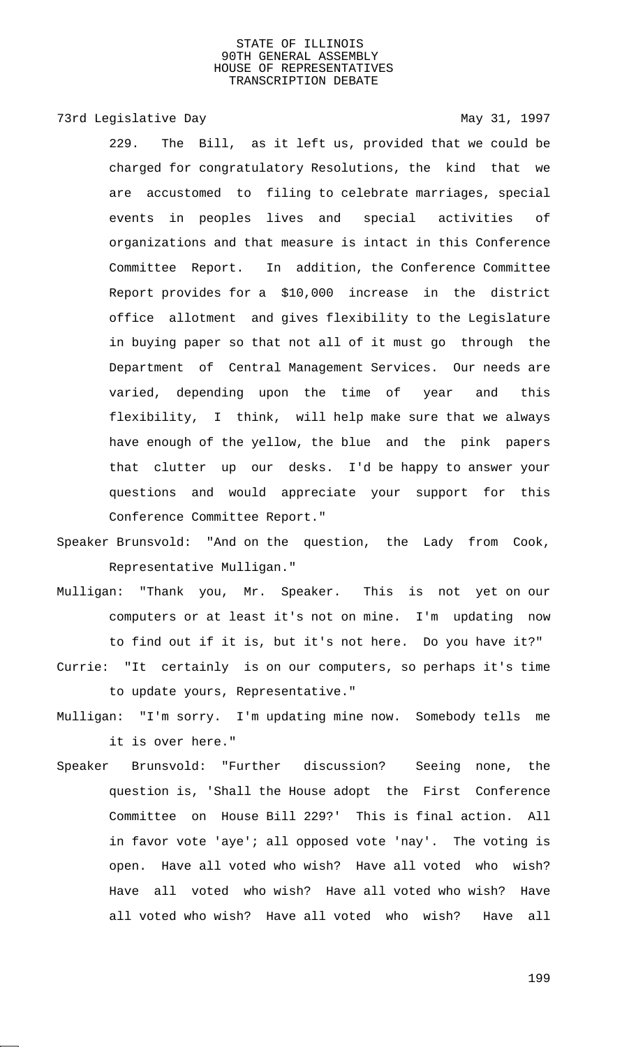229. The Bill, as it left us, provided that we could be charged for congratulatory Resolutions, the kind that we are accustomed to filing to celebrate marriages, special events in peoples lives and special activities of organizations and that measure is intact in this Conference Committee Report. In addition, the Conference Committee Report provides for a $10,000 increase in the district office allotment and gives flexibility to the Legislature in buying paper so that not all of it must go through the Department of Central Management Services. Our needs are varied, depending upon the time of year and this flexibility, I think, will help make sure that we always have enough of the yellow, the blue and the pink papers that clutter up our desks. I'd be happy to answer your questions and would appreciate your support for this Conference Committee Report."

Speaker Brunsvold: "And on the question, the Lady from Cook, Representative Mulligan."

Mulligan: "Thank you, Mr. Speaker. This is not yet on our computers or at least it's not on mine. I'm updating now to find out if it is, but it's not here. Do you have it?"

Currie: "It certainly is on our computers, so perhaps it's time to update yours, Representative."

Mulligan: "I'm sorry. I'm updating mine now. Somebody tells me it is over here."

Speaker Brunsvold: "Further discussion? Seeing none, the question is, 'Shall the House adopt the First Conference Committee on House Bill 229?' This is final action. All in favor vote 'aye'; all opposed vote 'nay'. The voting is open. Have all voted who wish? Have all voted who wish? Have all voted who wish? Have all voted who wish? Have all voted who wish? Have all voted who wish? Have all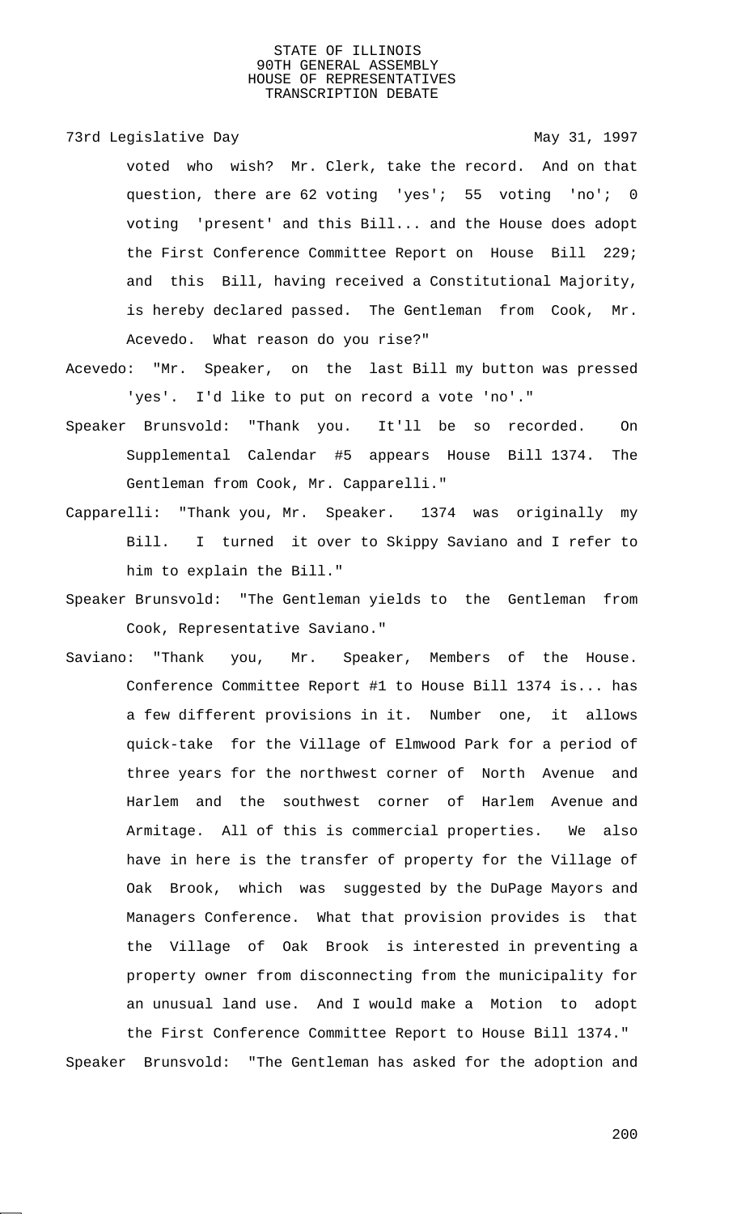voted who wish? Mr. Clerk, take the record. And on that question, there are 62 voting 'yes'; 55 voting 'no'; 0 voting 'present' and this Bill... and the House does adopt the First Conference Committee Report on House Bill 229; and this Bill, having received a Constitutional Majority, is hereby declared passed. The Gentleman from Cook, Mr. Acevedo. What reason do you rise?"

Acevedo: "Mr. Speaker, on the last Bill my button was pressed 'yes'. I'd like to put on record a vote 'no'."

Speaker Brunsvold: "Thank you. It'll be so recorded. On Supplemental Calendar #5 appears House Bill 1374. The Gentleman from Cook, Mr. Capparelli."

Capparelli: "Thank you, Mr. Speaker. 1374 was originally my Bill. I turned it over to Skippy Saviano and I refer to him to explain the Bill."

Speaker Brunsvold: "The Gentleman yields to the Gentleman from Cook, Representative Saviano."

Saviano: "Thank you, Mr. Speaker, Members of the House. Conference Committee Report #1 to House Bill 1374 is... has a few different provisions in it. Number one, it allows quick-take for the Village of Elmwood Park for a period of three years for the northwest corner of North Avenue and Harlem and the southwest corner of Harlem Avenue and Armitage. All of this is commercial properties. We also have in here is the transfer of property for the Village of Oak Brook, which was suggested by the DuPage Mayors and Managers Conference. What that provision provides is that the Village of Oak Brook is interested in preventing a property owner from disconnecting from the municipality for an unusual land use. And I would make a Motion to adopt the First Conference Committee Report to House Bill 1374."

Speaker Brunsvold: "The Gentleman has asked for the adoption and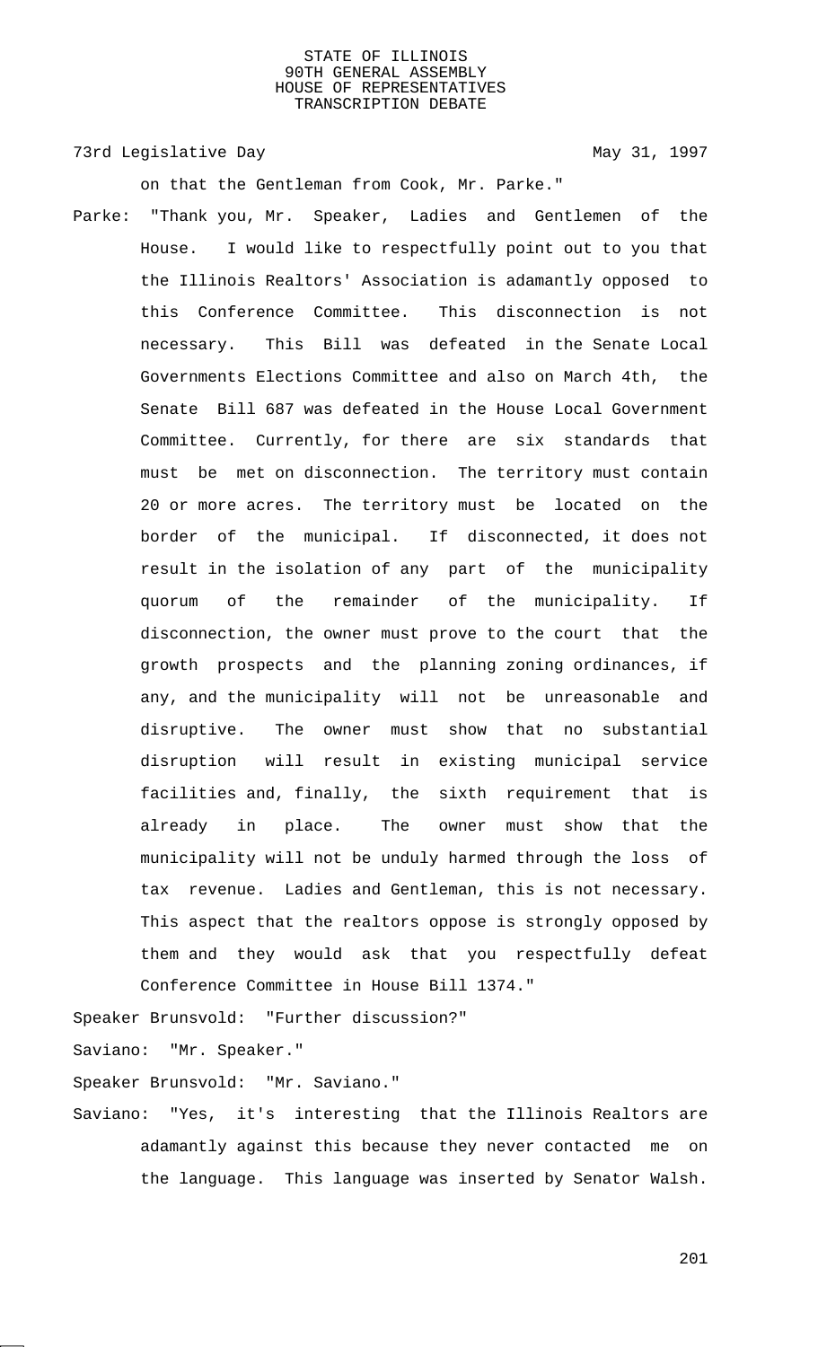on that the Gentleman from Cook, Mr. Parke."

Parke: "Thank you, Mr. Speaker, Ladies and Gentlemen of the House. I would like to respectfully point out to you that the Illinois Realtors' Association is adamantly opposed to this Conference Committee. This disconnection is not necessary. This Bill was defeated in the Senate Local Governments Elections Committee and also on March 4th, the Senate Bill 687 was defeated in the House Local Government Committee. Currently, for there are six standards that must be met on disconnection. The territory must contain 20 or more acres. The territory must be located on the border of the municipal. If disconnected, it does not result in the isolation of any part of the municipality quorum of the remainder of the municipality. If disconnection, the owner must prove to the court that the growth prospects and the planning zoning ordinances, if any, and the municipality will not be unreasonable and disruptive. The owner must show that no substantial disruption will result in existing municipal service facilities and, finally, the sixth requirement that is already in place. The owner must show that the municipality will not be unduly harmed through the loss of tax revenue. Ladies and Gentleman, this is not necessary. This aspect that the realtors oppose is strongly opposed by them and they would ask that you respectfully defeat Conference Committee in House Bill 1374."

Speaker Brunsvold: "Further discussion?"

Saviano: "Mr. Speaker."

Speaker Brunsvold: "Mr. Saviano."

Saviano: "Yes, it's interesting that the Illinois Realtors are adamantly against this because they never contacted me on the language. This language was inserted by Senator Walsh.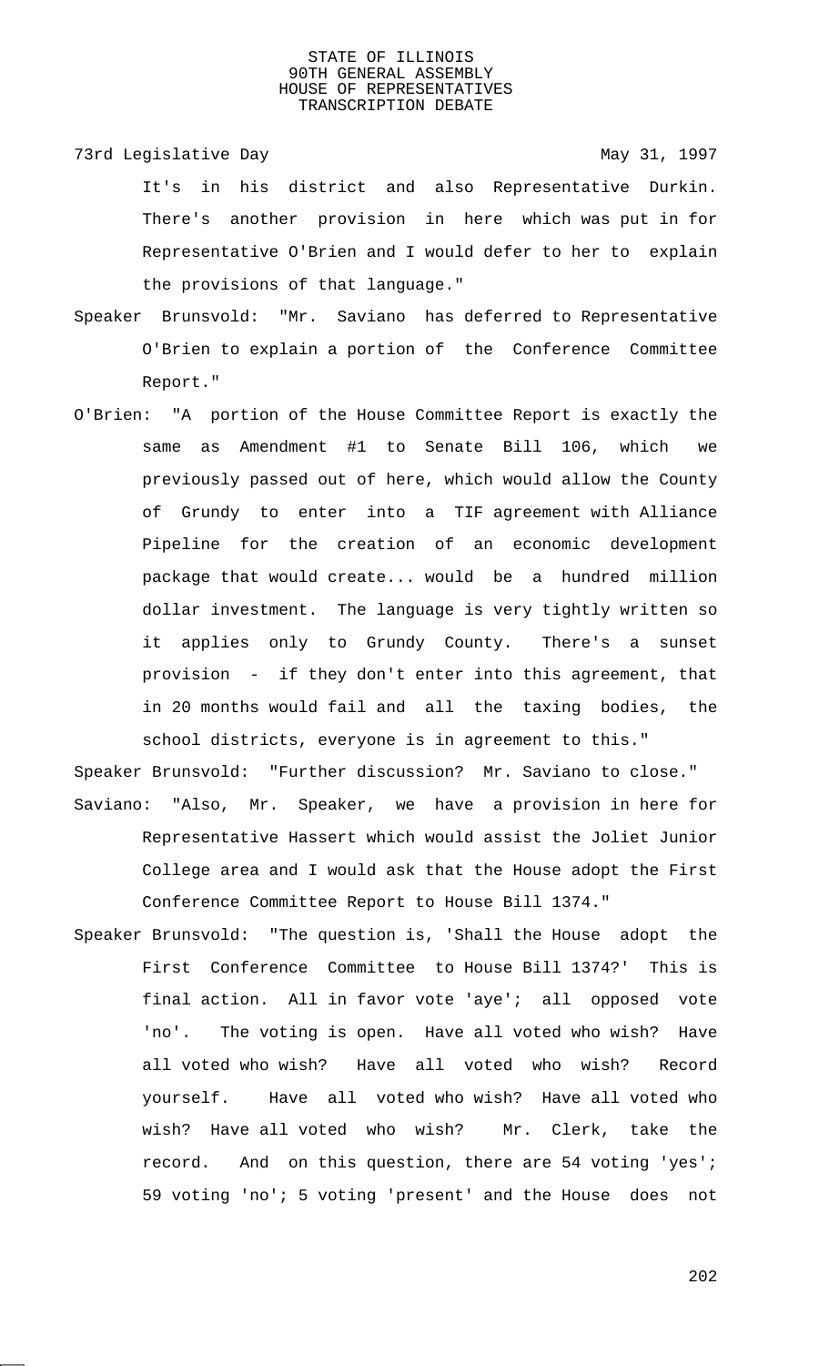It's in his district and also Representative Durkin. There's another provision in here which was put in for Representative O'Brien and I would defer to her to explain the provisions of that language."

Speaker Brunsvold: "Mr. Saviano has deferred to Representative O'Brien to explain a portion of the Conference Committee Report."

O'Brien: "A portion of the House Committee Report is exactly the same as Amendment #1 to Senate Bill 106, which we previously passed out of here, which would allow the County of Grundy to enter into a TIF agreement with Alliance Pipeline for the creation of an economic development package that would create... would be a hundred million dollar investment. The language is very tightly written so it applies only to Grundy County. There's a sunset provision - if they don't enter into this agreement, that in 20 months would fail and all the taxing bodies, the school districts, everyone is in agreement to this."

Speaker Brunsvold: "Further discussion? Mr. Saviano to close."

Saviano: "Also, Mr. Speaker, we have a provision in here for Representative Hassert which would assist the Joliet Junior College area and I would ask that the House adopt the First Conference Committee Report to House Bill 1374."

Speaker Brunsvold: "The question is, 'Shall the House adopt the First Conference Committee to House Bill 1374?' This is final action. All in favor vote 'aye'; all opposed vote 'no'. The voting is open. Have all voted who wish? Have all voted who wish? Have all voted who wish? Record yourself. Have all voted who wish? Have all voted who wish? Have all voted who wish? Mr. Clerk, take the record. And on this question, there are 54 voting 'yes'; 59 voting 'no'; 5 voting 'present' and the House does not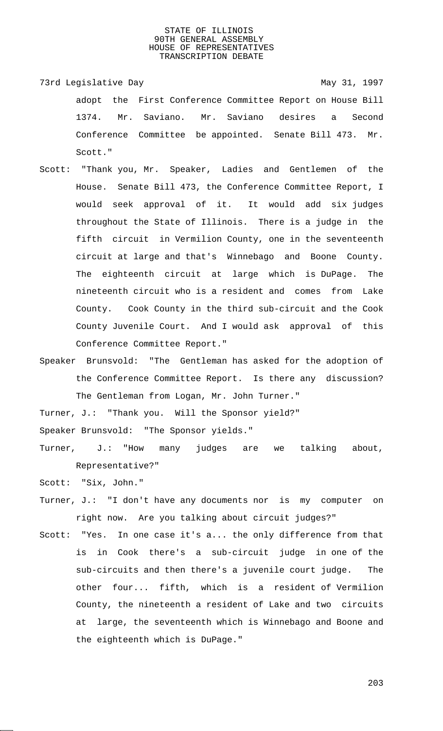adopt the First Conference Committee Report on House Bill 1374. Mr. Saviano. Mr. Saviano desires a Second Conference Committee be appointed. Senate Bill 473. Mr. Scott."

Scott: "Thank you, Mr. Speaker, Ladies and Gentlemen of the House. Senate Bill 473, the Conference Committee Report, I would seek approval of it. It would add six judges throughout the State of Illinois. There is a judge in the fifth circuit in Vermilion County, one in the seventeenth circuit at large and that's Winnebago and Boone County. The eighteenth circuit at large which is DuPage. The nineteenth circuit who is a resident and comes from Lake County. Cook County in the third sub-circuit and the Cook County Juvenile Court. And I would ask approval of this Conference Committee Report."

Speaker Brunsvold: "The Gentleman has asked for the adoption of the Conference Committee Report. Is there any discussion? The Gentleman from Logan, Mr. John Turner."

Turner, J.: "Thank you. Will the Sponsor yield?"

Speaker Brunsvold: "The Sponsor yields."

Turner, J.: "How many judges are we talking about, Representative?"

Scott: "Six, John."

Turner, J.: "I don't have any documents nor is my computer on right now. Are you talking about circuit judges?"

Scott: "Yes. In one case it's a... the only difference from that is in Cook there's a sub-circuit judge in one of the sub-circuits and then there's a juvenile court judge. The other four... fifth, which is a resident of Vermilion County, the nineteenth a resident of Lake and two circuits at large, the seventeenth which is Winnebago and Boone and the eighteenth which is DuPage."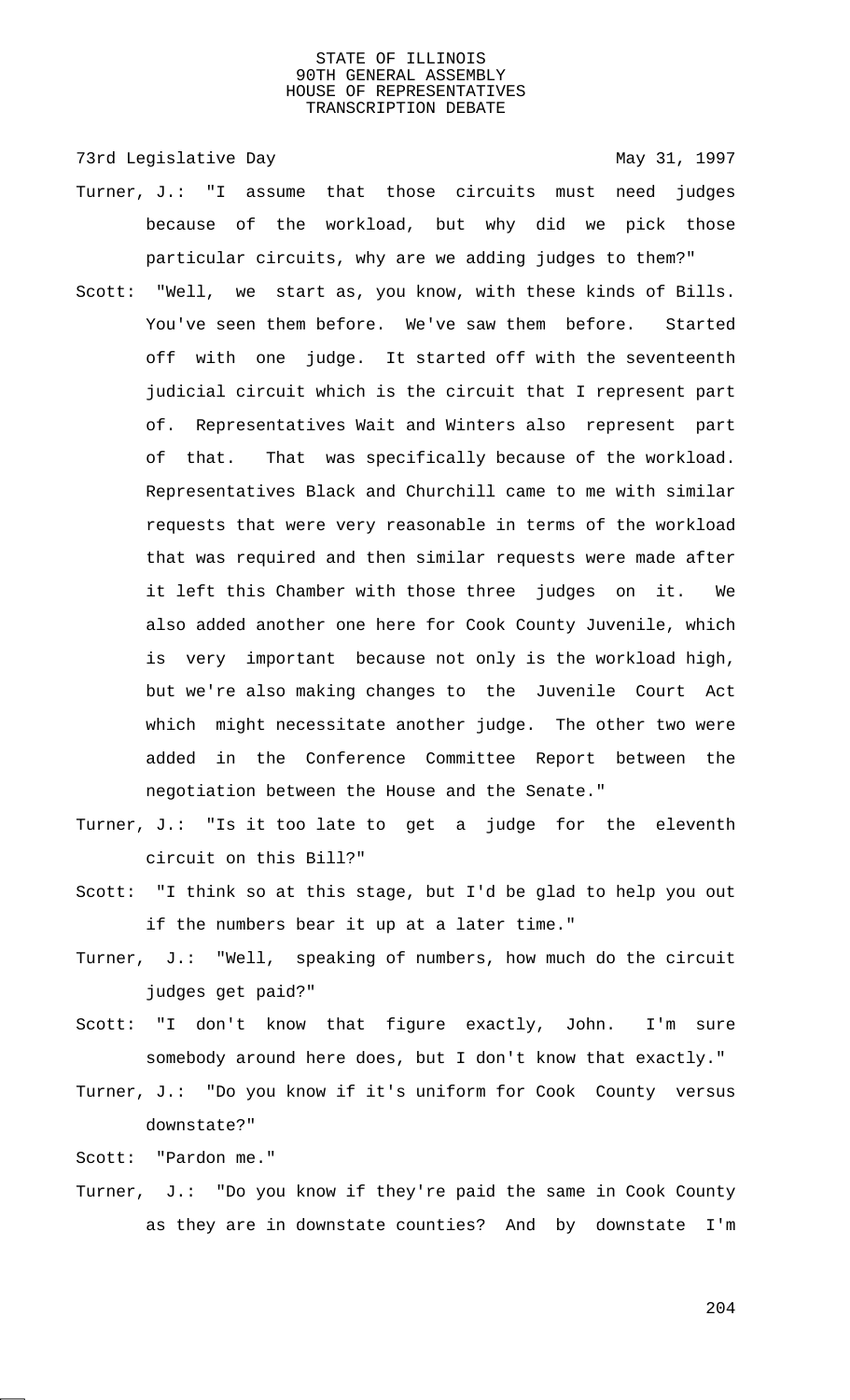Turner, J.: "I assume that those circuits must need judges because of the workload, but why did we pick those particular circuits, why are we adding judges to them?"

Scott: "Well, we start as, you know, with these kinds of Bills. You've seen them before. We've saw them before. Started off with one judge. It started off with the seventeenth judicial circuit which is the circuit that I represent part of. Representatives Wait and Winters also represent part of that. That was specifically because of the workload. Representatives Black and Churchill came to me with similar requests that were very reasonable in terms of the workload that was required and then similar requests were made after it left this Chamber with those three judges on it. We also added another one here for Cook County Juvenile, which is very important because not only is the workload high, but we're also making changes to the Juvenile Court Act which might necessitate another judge. The other two were added in the Conference Committee Report between the negotiation between the House and the Senate."

Turner, J.: "Is it too late to get a judge for the eleventh circuit on this Bill?"

Scott: "I think so at this stage, but I'd be glad to help you out if the numbers bear it up at a later time."

Turner, J.: "Well, speaking of numbers, how much do the circuit judges get paid?"

Scott: "I don't know that figure exactly, John. I'm sure somebody around here does, but I don't know that exactly."

Turner, J.: "Do you know if it's uniform for Cook County versus downstate?"

Scott: "Pardon me."

Turner, J.: "Do you know if they're paid the same in Cook County as they are in downstate counties? And by downstate I'm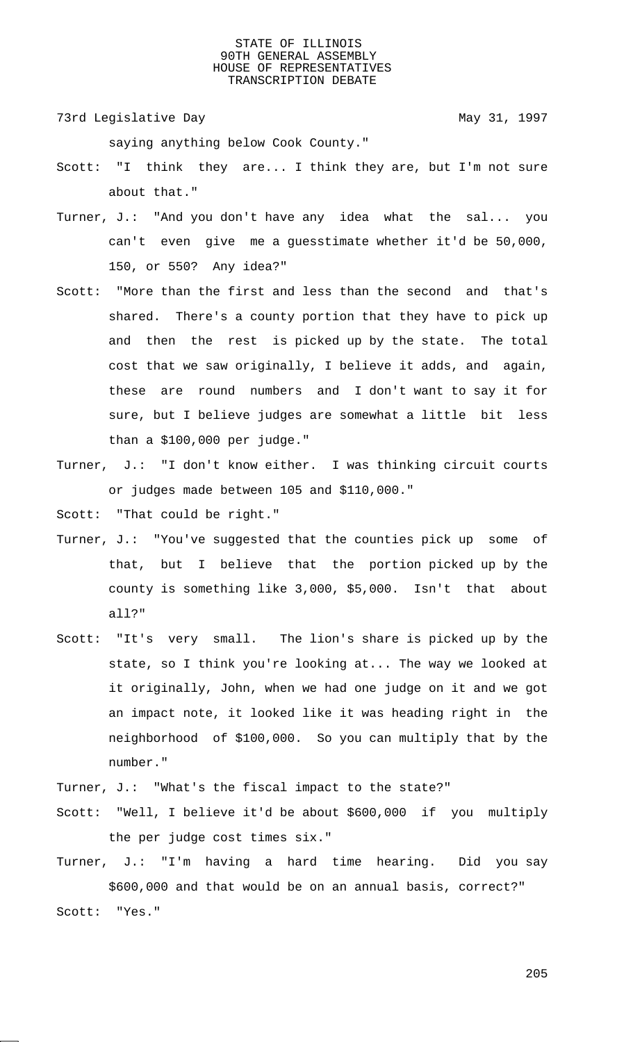saying anything below Cook County."

Scott: "I think they are... I think they are, but I'm not sure about that."

Turner, J.: "And you don't have any idea what the sal... you can't even give me a guesstimate whether it'd be 50,000, 150, or 550? Any idea?"

Scott: "More than the first and less than the second and that's shared. There's a county portion that they have to pick up and then the rest is picked up by the state. The total cost that we saw originally, I believe it adds, and again, these are round numbers and I don't want to say it for sure, but I believe judges are somewhat a little bit less than a $100,000 per judge."

Turner, J.: "I don't know either. I was thinking circuit courts or judges made between 105 and $110,000."

Scott: "That could be right."

Turner, J.: "You've suggested that the counties pick up some of that, but I believe that the portion picked up by the county is something like 3,000, $5,000. Isn't that about all?"

Scott: "It's very small. The lion's share is picked up by the state, so I think you're looking at... The way we looked at it originally, John, when we had one judge on it and we got an impact note, it looked like it was heading right in the neighborhood of $100,000. So you can multiply that by the number."

Turner, J.: "What's the fiscal impact to the state?"

Scott: "Well, I believe it'd be about $600,000 if you multiply the per judge cost times six."

Turner, J.: "I'm having a hard time hearing. Did you say $600,000 and that would be on an annual basis, correct?"

Scott: "Yes."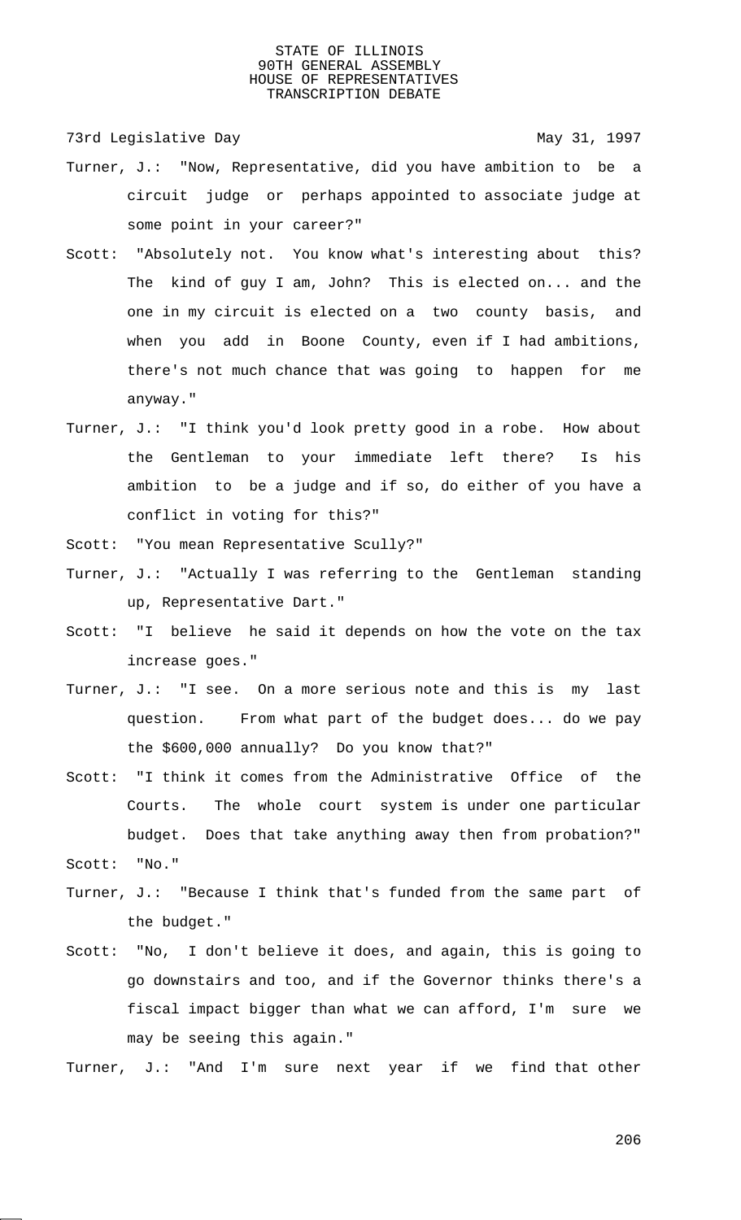Turner, J.: "Now, Representative, did you have ambition to be a circuit judge or perhaps appointed to associate judge at some point in your career?"

Scott: "Absolutely not. You know what's interesting about this? The kind of guy I am, John? This is elected on... and the one in my circuit is elected on a two county basis, and when you add in Boone County, even if I had ambitions, there's not much chance that was going to happen for me anyway."

Turner, J.: "I think you'd look pretty good in a robe. How about the Gentleman to your immediate left there? Is his ambition to be a judge and if so, do either of you have a conflict in voting for this?"

Scott: "You mean Representative Scully?"

Turner, J.: "Actually I was referring to the Gentleman standing up, Representative Dart."

Scott: "I believe he said it depends on how the vote on the tax increase goes."

Turner, J.: "I see. On a more serious note and this is my last question. From what part of the budget does... do we pay the $600,000 annually? Do you know that?"

Scott: "I think it comes from the Administrative Office of the Courts. The whole court system is under one particular budget. Does that take anything away then from probation?"

Scott: "No."

Turner, J.: "Because I think that's funded from the same part of the budget."

Scott: "No, I don't believe it does, and again, this is going to go downstairs and too, and if the Governor thinks there's a fiscal impact bigger than what we can afford, I'm sure we may be seeing this again."

Turner, J.: "And I'm sure next year if we find that other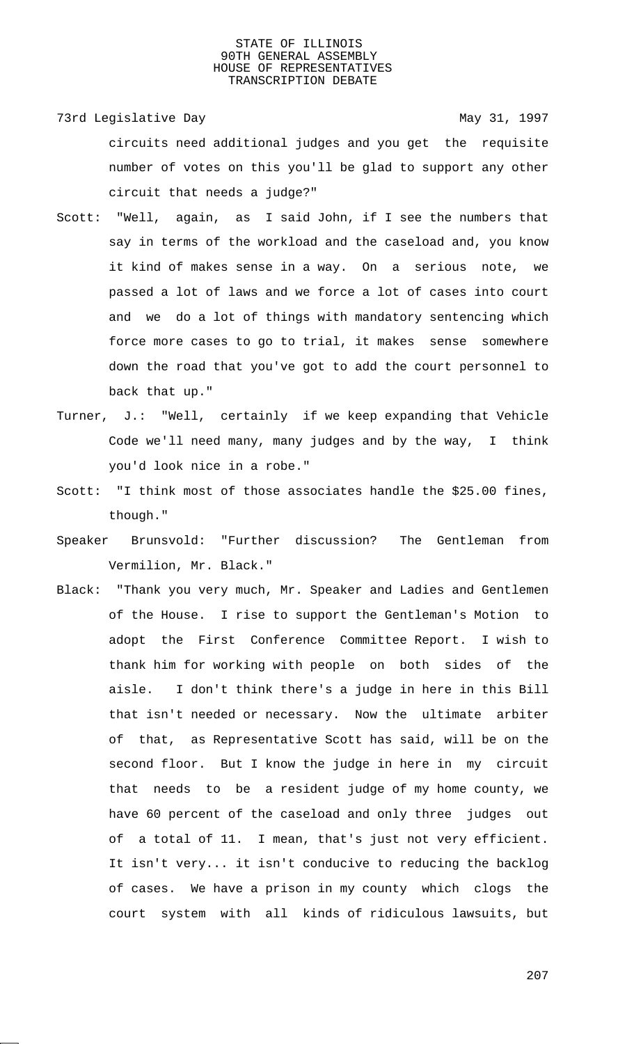circuits need additional judges and you get the requisite number of votes on this you'll be glad to support any other circuit that needs a judge?"

Scott: "Well, again, as I said John, if I see the numbers that say in terms of the workload and the caseload and, you know it kind of makes sense in a way. On a serious note, we passed a lot of laws and we force a lot of cases into court and we do a lot of things with mandatory sentencing which force more cases to go to trial, it makes sense somewhere down the road that you've got to add the court personnel to back that up."

Turner, J.: "Well, certainly if we keep expanding that Vehicle Code we'll need many, many judges and by the way, I think you'd look nice in a robe."

Scott: "I think most of those associates handle the $25.00 fines, though."

Speaker Brunsvold: "Further discussion? The Gentleman from Vermilion, Mr. Black."

Black: "Thank you very much, Mr. Speaker and Ladies and Gentlemen of the House. I rise to support the Gentleman's Motion to adopt the First Conference Committee Report. I wish to thank him for working with people on both sides of the aisle. I don't think there's a judge in here in this Bill that isn't needed or necessary. Now the ultimate arbiter of that, as Representative Scott has said, will be on the second floor. But I know the judge in here in my circuit that needs to be a resident judge of my home county, we have 60 percent of the caseload and only three judges out of a total of 11. I mean, that's just not very efficient. It isn't very... it isn't conducive to reducing the backlog of cases. We have a prison in my county which clogs the court system with all kinds of ridiculous lawsuits, but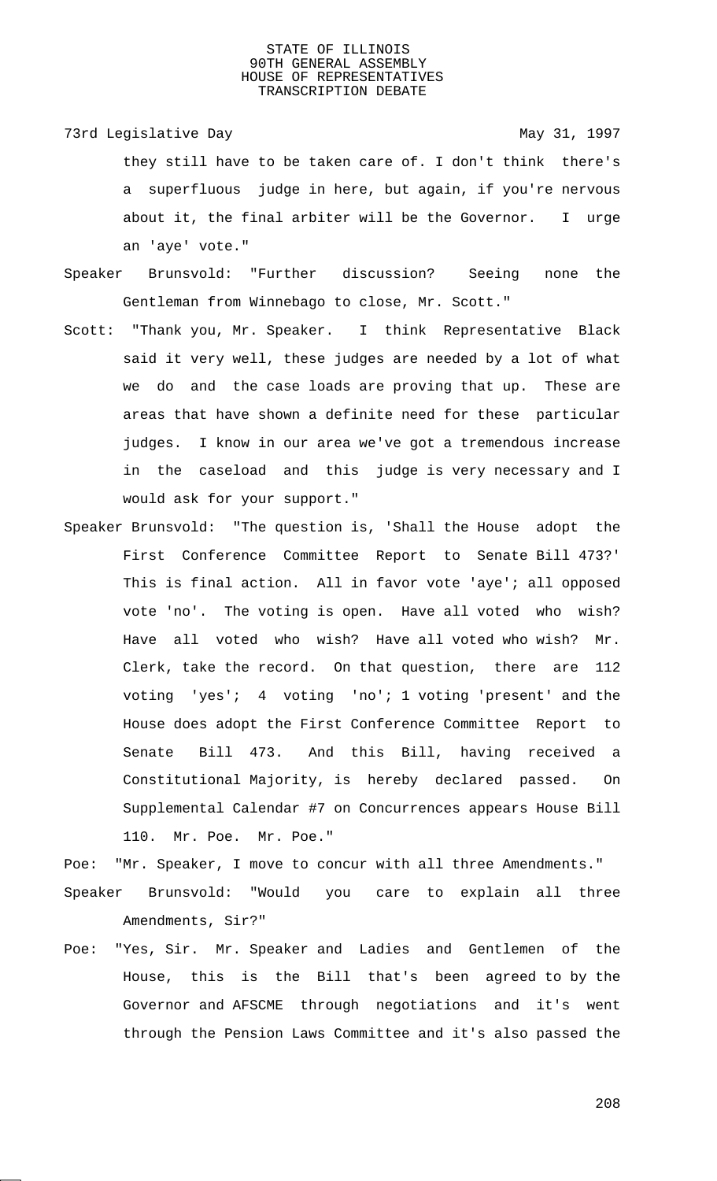they still have to be taken care of. I don't think there's a superfluous judge in here, but again, if you're nervous about it, the final arbiter will be the Governor. I urge an 'aye' vote."

Speaker Brunsvold: "Further discussion? Seeing none the Gentleman from Winnebago to close, Mr. Scott."

Scott: "Thank you, Mr. Speaker. I think Representative Black said it very well, these judges are needed by a lot of what we do and the case loads are proving that up. These are areas that have shown a definite need for these particular judges. I know in our area we've got a tremendous increase in the caseload and this judge is very necessary and I would ask for your support."

Speaker Brunsvold: "The question is, 'Shall the House adopt the First Conference Committee Report to Senate Bill 473?' This is final action. All in favor vote 'aye'; all opposed vote 'no'. The voting is open. Have all voted who wish? Have all voted who wish? Have all voted who wish? Mr. Clerk, take the record. On that question, there are 112 voting 'yes'; 4 voting 'no'; 1 voting 'present' and the House does adopt the First Conference Committee Report to Senate Bill 473. And this Bill, having received a Constitutional Majority, is hereby declared passed. On Supplemental Calendar #7 on Concurrences appears House Bill 110. Mr. Poe. Mr. Poe."

Poe: "Mr. Speaker, I move to concur with all three Amendments."

Speaker Brunsvold: "Would you care to explain all three Amendments, Sir?"

Poe: "Yes, Sir. Mr. Speaker and Ladies and Gentlemen of the House, this is the Bill that's been agreed to by the Governor and AFSCME through negotiations and it's went through the Pension Laws Committee and it's also passed the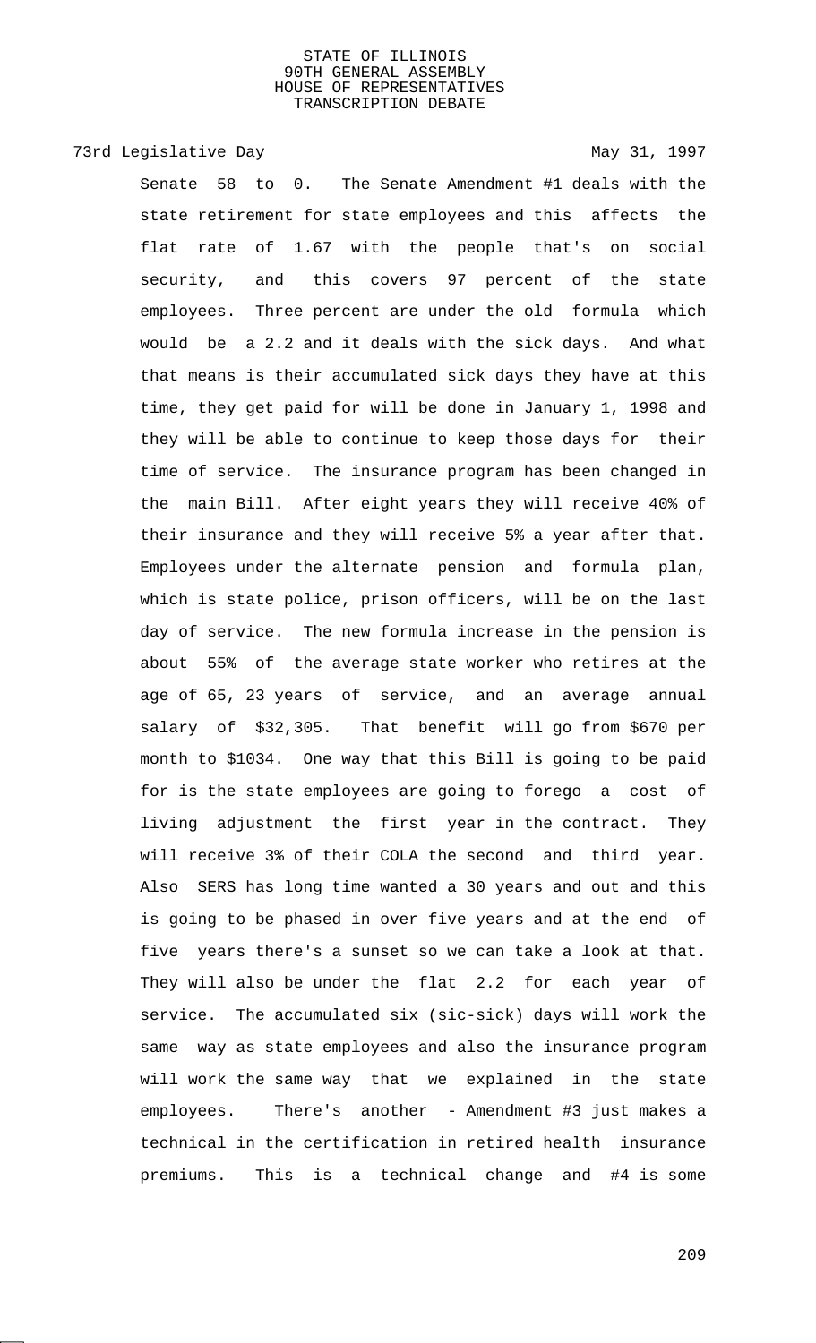Senate 58 to 0. The Senate Amendment #1 deals with the state retirement for state employees and this affects the flat rate of 1.67 with the people that's on social security, and this covers 97 percent of the state employees. Three percent are under the old formula which would be a 2.2 and it deals with the sick days. And what that means is their accumulated sick days they have at this time, they get paid for will be done in January 1, 1998 and they will be able to continue to keep those days for their time of service. The insurance program has been changed in the main Bill. After eight years they will receive 40% of their insurance and they will receive 5% a year after that. Employees under the alternate pension and formula plan, which is state police, prison officers, will be on the last day of service. The new formula increase in the pension is about 55% of the average state worker who retires at the age of 65, 23 years of service, and an average annual salary of $32,305. That benefit will go from $670 per month to $1034. One way that this Bill is going to be paid for is the state employees are going to forego a cost of living adjustment the first year in the contract. They will receive 3% of their COLA the second and third year. Also SERS has long time wanted a 30 years and out and this is going to be phased in over five years and at the end of five years there's a sunset so we can take a look at that. They will also be under the flat 2.2 for each year of service. The accumulated six (sic-sick) days will work the same way as state employees and also the insurance program will work the same way that we explained in the state employees. There's another - Amendment #3 just makes a technical in the certification in retired health insurance premiums. This is a technical change and #4 is some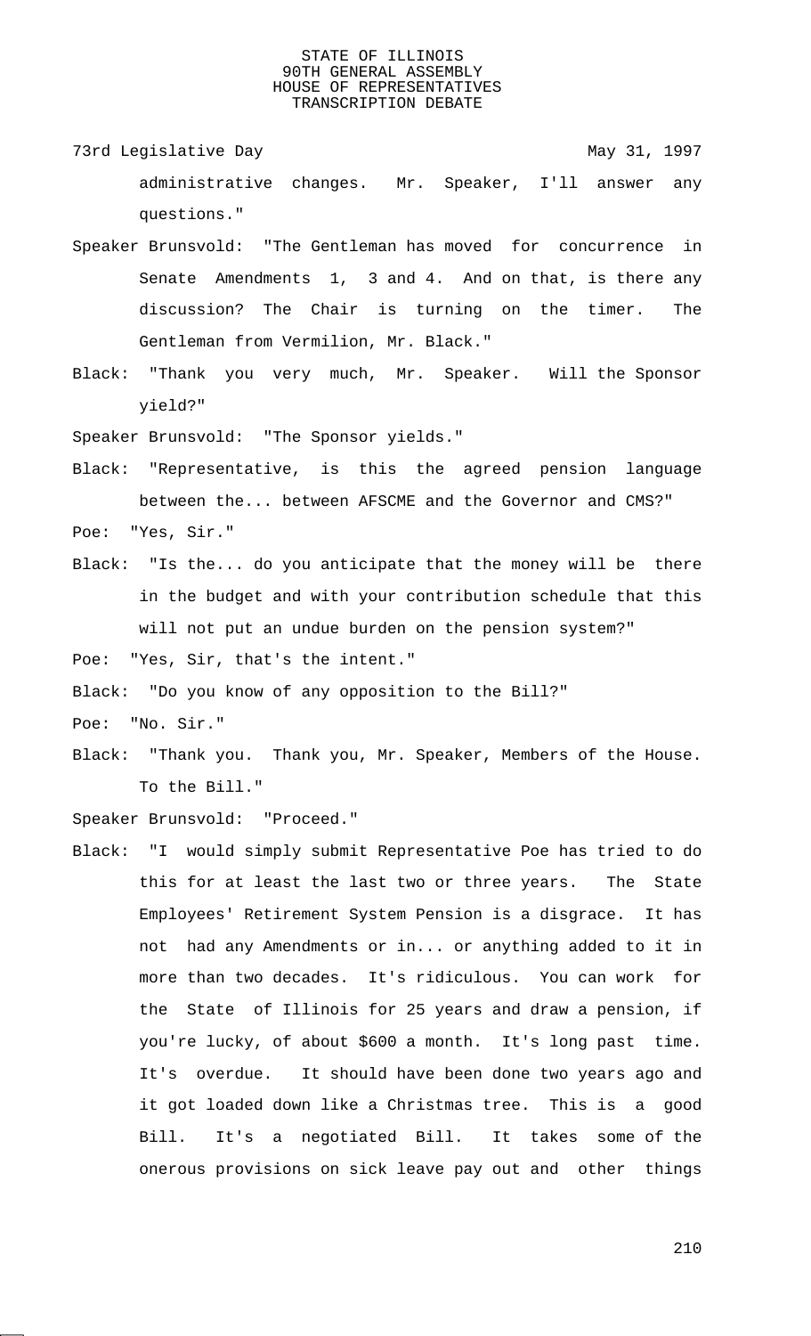administrative changes. Mr. Speaker, I'll answer any questions."

Speaker Brunsvold: "The Gentleman has moved for concurrence in Senate Amendments 1, 3 and 4. And on that, is there any discussion? The Chair is turning on the timer. The Gentleman from Vermilion, Mr. Black."

Black: "Thank you very much, Mr. Speaker. Will the Sponsor yield?"

Speaker Brunsvold: "The Sponsor yields."

Black: "Representative, is this the agreed pension language between the... between AFSCME and the Governor and CMS?"

Poe: "Yes, Sir."

Black: "Is the... do you anticipate that the money will be there in the budget and with your contribution schedule that this will not put an undue burden on the pension system?"

Poe: "Yes, Sir, that's the intent."

Black: "Do you know of any opposition to the Bill?"

Poe: "No. Sir."

Black: "Thank you. Thank you, Mr. Speaker, Members of the House. To the Bill."

Speaker Brunsvold: "Proceed."

Black: "I would simply submit Representative Poe has tried to do this for at least the last two or three years. The State Employees' Retirement System Pension is a disgrace. It has not had any Amendments or in... or anything added to it in more than two decades. It's ridiculous. You can work for the State of Illinois for 25 years and draw a pension, if you're lucky, of about $600 a month. It's long past time. It's overdue. It should have been done two years ago and it got loaded down like a Christmas tree. This is a good Bill. It's a negotiated Bill. It takes some of the onerous provisions on sick leave pay out and other things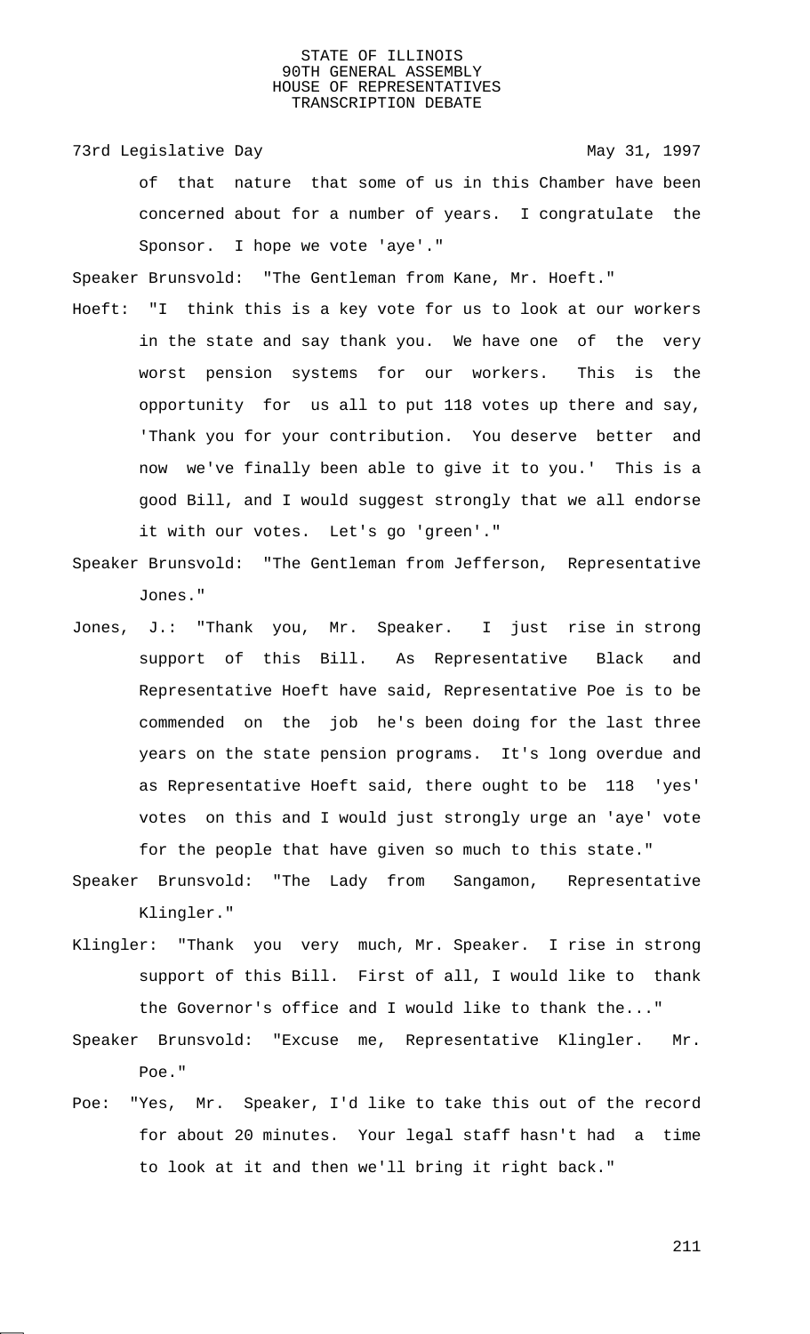of that nature that some of us in this Chamber have been concerned about for a number of years. I congratulate the Sponsor. I hope we vote 'aye'."

Speaker Brunsvold: "The Gentleman from Kane, Mr. Hoeft."

Hoeft: "I think this is a key vote for us to look at our workers in the state and say thank you. We have one of the very worst pension systems for our workers. This is the opportunity for us all to put 118 votes up there and say, 'Thank you for your contribution. You deserve better and now we've finally been able to give it to you.' This is a good Bill, and I would suggest strongly that we all endorse it with our votes. Let's go 'green'."

Speaker Brunsvold: "The Gentleman from Jefferson, Representative Jones."

Jones, J.: "Thank you, Mr. Speaker. I just rise in strong support of this Bill. As Representative Black and Representative Hoeft have said, Representative Poe is to be commended on the job he's been doing for the last three years on the state pension programs. It's long overdue and as Representative Hoeft said, there ought to be 118 'yes' votes on this and I would just strongly urge an 'aye' vote for the people that have given so much to this state."

Speaker Brunsvold: "The Lady from Sangamon, Representative Klingler."

Klingler: "Thank you very much, Mr. Speaker. I rise in strong support of this Bill. First of all, I would like to thank the Governor's office and I would like to thank the..."

Speaker Brunsvold: "Excuse me, Representative Klingler. Mr. Poe."

Poe: "Yes, Mr. Speaker, I'd like to take this out of the record for about 20 minutes. Your legal staff hasn't had a time to look at it and then we'll bring it right back."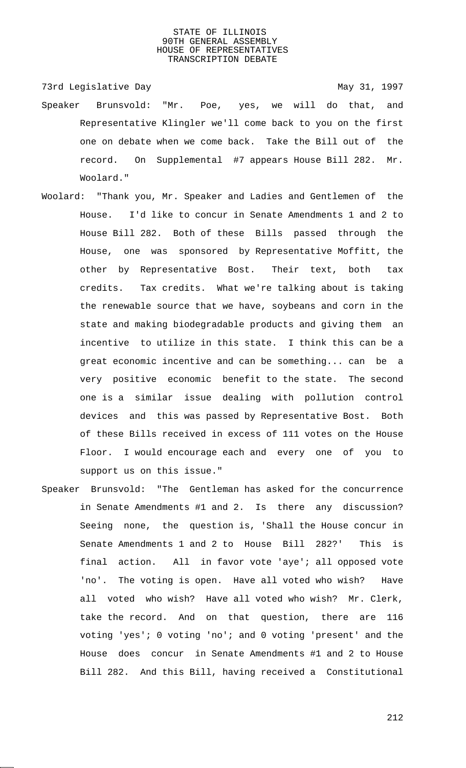Speaker Brunsvold: "Mr. Poe, yes, we will do that, and Representative Klingler we'll come back to you on the first one on debate when we come back. Take the Bill out of the record. On Supplemental #7 appears House Bill 282. Mr. Woolard."

Woolard: "Thank you, Mr. Speaker and Ladies and Gentlemen of the House. I'd like to concur in Senate Amendments 1 and 2 to House Bill 282. Both of these Bills passed through the House, one was sponsored by Representative Moffitt, the other by Representative Bost. Their text, both tax credits. Tax credits. What we're talking about is taking the renewable source that we have, soybeans and corn in the state and making biodegradable products and giving them an incentive to utilize in this state. I think this can be a great economic incentive and can be something... can be a very positive economic benefit to the state. The second one is a similar issue dealing with pollution control devices and this was passed by Representative Bost. Both of these Bills received in excess of 111 votes on the House Floor. I would encourage each and every one of you to support us on this issue."

Speaker Brunsvold: "The Gentleman has asked for the concurrence in Senate Amendments #1 and 2. Is there any discussion? Seeing none, the question is, 'Shall the House concur in Senate Amendments 1 and 2 to House Bill 282?' This is final action. All in favor vote 'aye'; all opposed vote 'no'. The voting is open. Have all voted who wish? Have all voted who wish? Have all voted who wish? Mr. Clerk, take the record. And on that question, there are 116 voting 'yes'; 0 voting 'no'; and 0 voting 'present' and the House does concur in Senate Amendments #1 and 2 to House Bill 282. And this Bill, having received a Constitutional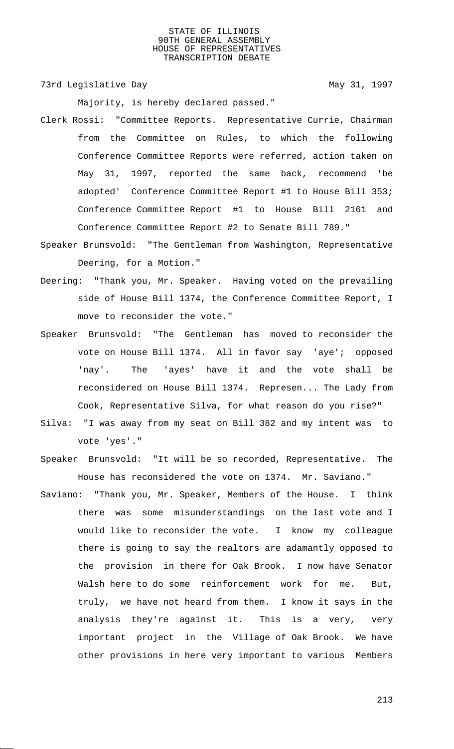Majority, is hereby declared passed."

Clerk Rossi: "Committee Reports. Representative Currie, Chairman from the Committee on Rules, to which the following Conference Committee Reports were referred, action taken on May 31, 1997, reported the same back, recommend 'be adopted' Conference Committee Report #1 to House Bill 353; Conference Committee Report #1 to House Bill 2161 and Conference Committee Report #2 to Senate Bill 789."

Speaker Brunsvold: "The Gentleman from Washington, Representative Deering, for a Motion."

Deering: "Thank you, Mr. Speaker. Having voted on the prevailing side of House Bill 1374, the Conference Committee Report, I move to reconsider the vote."

Speaker Brunsvold: "The Gentleman has moved to reconsider the vote on House Bill 1374. All in favor say 'aye'; opposed 'nay'. The 'ayes' have it and the vote shall be reconsidered on House Bill 1374. Represen... The Lady from Cook, Representative Silva, for what reason do you rise?"

Silva: "I was away from my seat on Bill 382 and my intent was to vote 'yes'."

Speaker Brunsvold: "It will be so recorded, Representative. The House has reconsidered the vote on 1374. Mr. Saviano."

Saviano: "Thank you, Mr. Speaker, Members of the House. I think there was some misunderstandings on the last vote and I would like to reconsider the vote. I know my colleague there is going to say the realtors are adamantly opposed to the provision in there for Oak Brook. I now have Senator Walsh here to do some reinforcement work for me. But, truly, we have not heard from them. I know it says in the analysis they're against it. This is a very, very important project in the Village of Oak Brook. We have other provisions in here very important to various Members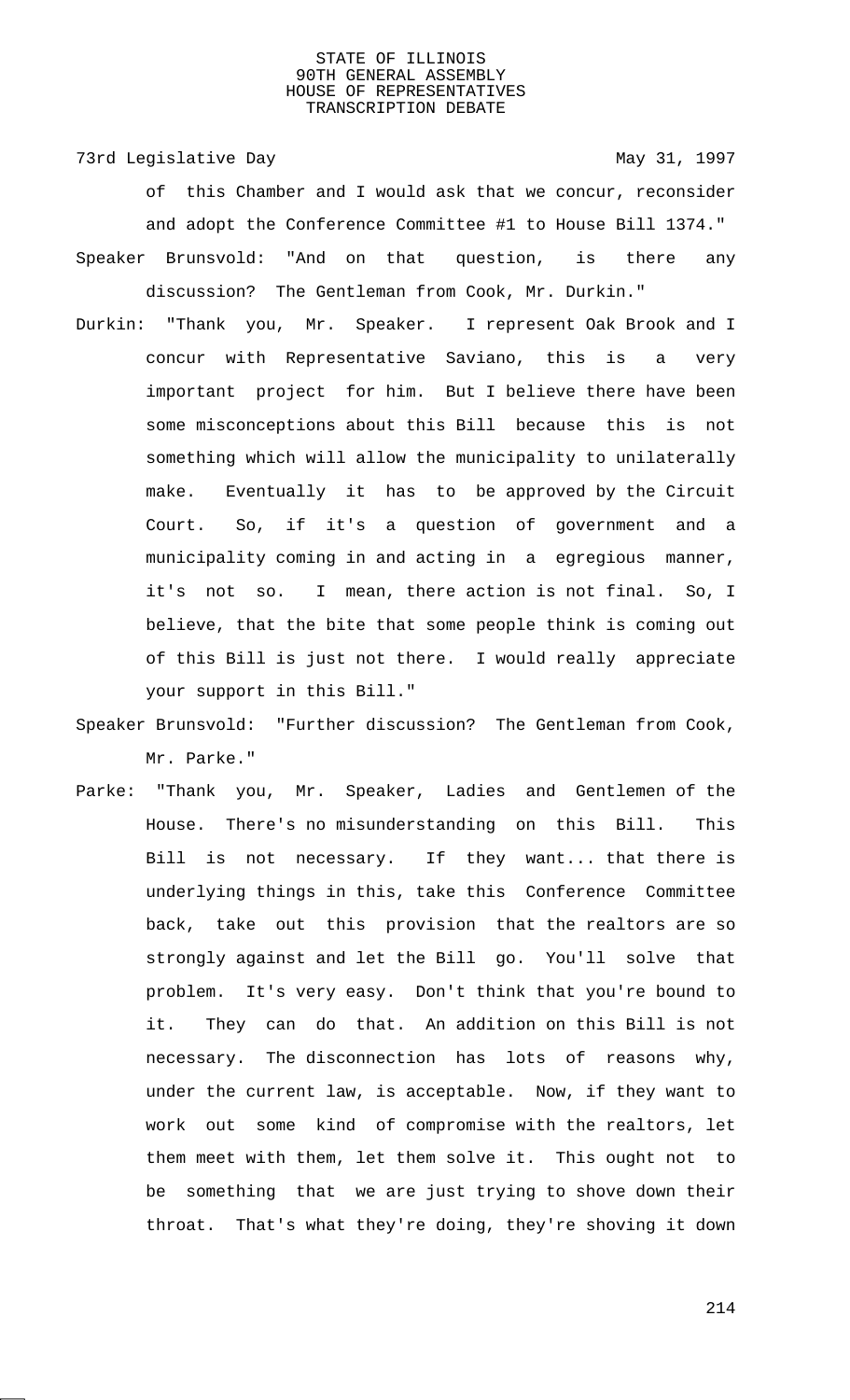of this Chamber and I would ask that we concur, reconsider and adopt the Conference Committee #1 to House Bill 1374."

Speaker Brunsvold: "And on that question, is there any discussion? The Gentleman from Cook, Mr. Durkin."

Durkin: "Thank you, Mr. Speaker. I represent Oak Brook and I concur with Representative Saviano, this is a very important project for him. But I believe there have been some misconceptions about this Bill because this is not something which will allow the municipality to unilaterally make. Eventually it has to be approved by the Circuit Court. So, if it's a question of government and a municipality coming in and acting in a egregious manner, it's not so. I mean, there action is not final. So, I believe, that the bite that some people think is coming out of this Bill is just not there. I would really appreciate your support in this Bill."

Speaker Brunsvold: "Further discussion? The Gentleman from Cook, Mr. Parke."

Parke: "Thank you, Mr. Speaker, Ladies and Gentlemen of the House. There's no misunderstanding on this Bill. This Bill is not necessary. If they want... that there is underlying things in this, take this Conference Committee back, take out this provision that the realtors are so strongly against and let the Bill go. You'll solve that problem. It's very easy. Don't think that you're bound to it. They can do that. An addition on this Bill is not necessary. The disconnection has lots of reasons why, under the current law, is acceptable. Now, if they want to work out some kind of compromise with the realtors, let them meet with them, let them solve it. This ought not to be something that we are just trying to shove down their throat. That's what they're doing, they're shoving it down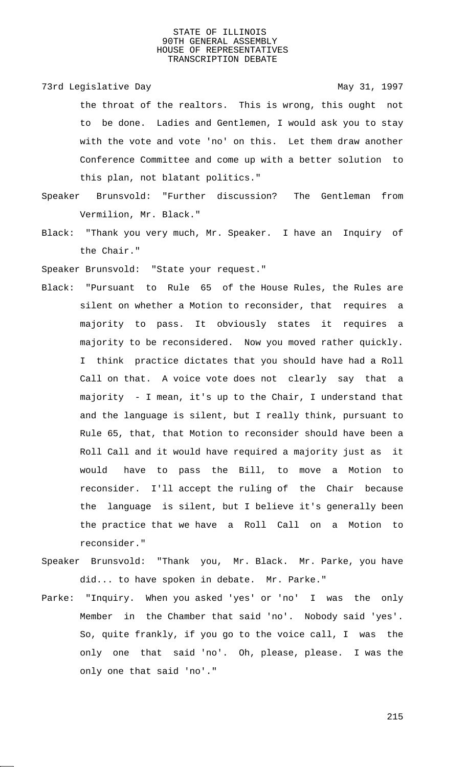the throat of the realtors. This is wrong, this ought not to be done. Ladies and Gentlemen, I would ask you to stay with the vote and vote 'no' on this. Let them draw another Conference Committee and come up with a better solution to this plan, not blatant politics."

Speaker Brunsvold: "Further discussion? The Gentleman from Vermilion, Mr. Black."

Black: "Thank you very much, Mr. Speaker. I have an Inquiry of the Chair."

Speaker Brunsvold: "State your request."

Black: "Pursuant to Rule 65 of the House Rules, the Rules are silent on whether a Motion to reconsider, that requires a majority to pass. It obviously states it requires a majority to be reconsidered. Now you moved rather quickly. I think practice dictates that you should have had a Roll Call on that. A voice vote does not clearly say that a majority - I mean, it's up to the Chair, I understand that and the language is silent, but I really think, pursuant to Rule 65, that, that Motion to reconsider should have been a Roll Call and it would have required a majority just as it would have to pass the Bill, to move a Motion to reconsider. I'll accept the ruling of the Chair because the language is silent, but I believe it's generally been the practice that we have a Roll Call on a Motion to reconsider."

Speaker Brunsvold: "Thank you, Mr. Black. Mr. Parke, you have did... to have spoken in debate. Mr. Parke."

Parke: "Inquiry. When you asked 'yes' or 'no' I was the only Member in the Chamber that said 'no'. Nobody said 'yes'. So, quite frankly, if you go to the voice call, I was the only one that said 'no'. Oh, please, please. I was the only one that said 'no'."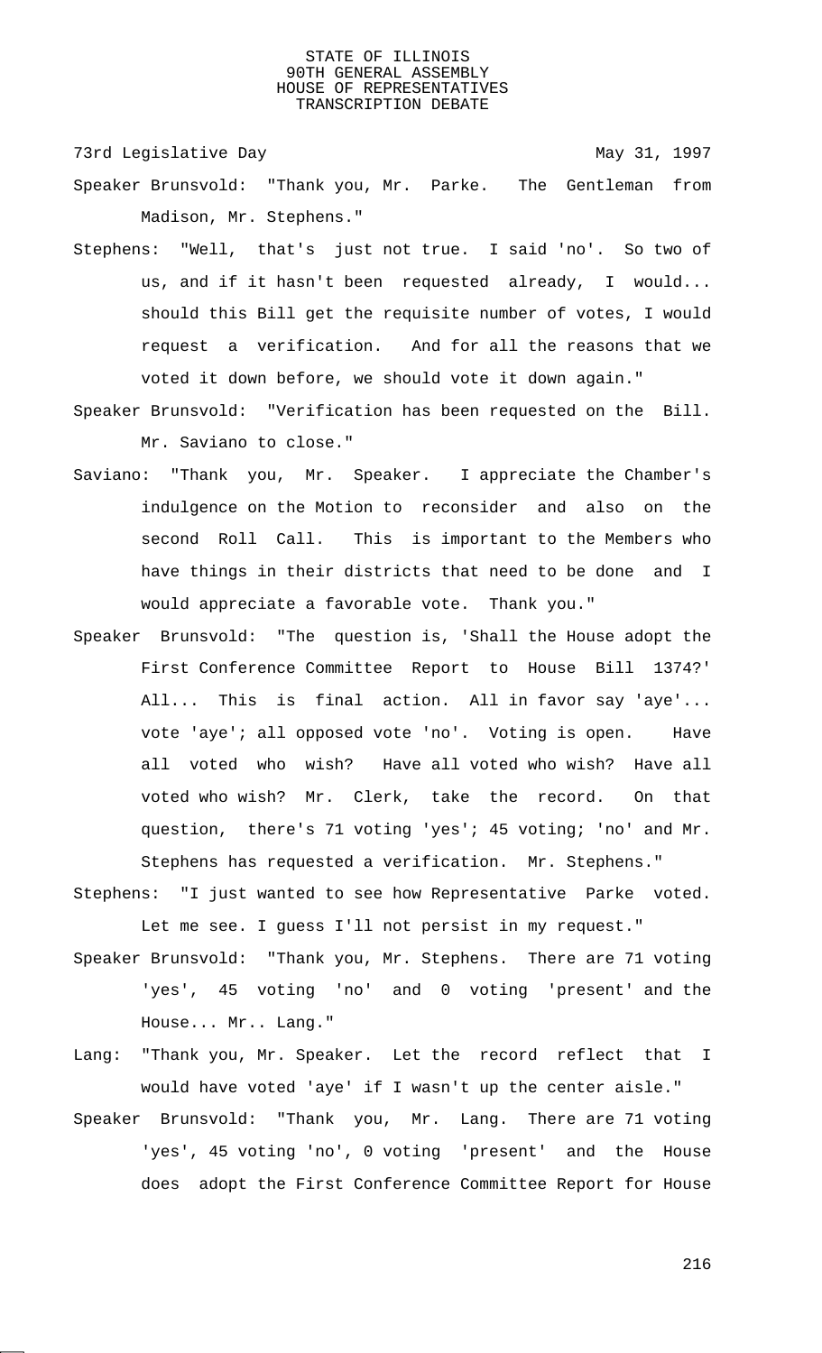Speaker Brunsvold: "Thank you, Mr. Parke. The Gentleman from Madison, Mr. Stephens."

Stephens: "Well, that's just not true. I said 'no'. So two of us, and if it hasn't been requested already, I would... should this Bill get the requisite number of votes, I would request a verification. And for all the reasons that we voted it down before, we should vote it down again."

Speaker Brunsvold: "Verification has been requested on the Bill. Mr. Saviano to close."

Saviano: "Thank you, Mr. Speaker. I appreciate the Chamber's indulgence on the Motion to reconsider and also on the second Roll Call. This is important to the Members who have things in their districts that need to be done and I would appreciate a favorable vote. Thank you."

Speaker Brunsvold: "The question is, 'Shall the House adopt the First Conference Committee Report to House Bill 1374?' All... This is final action. All in favor say 'aye'... vote 'aye'; all opposed vote 'no'. Voting is open. Have all voted who wish? Have all voted who wish? Have all voted who wish? Mr. Clerk, take the record. On that question, there's 71 voting 'yes'; 45 voting; 'no' and Mr. Stephens has requested a verification. Mr. Stephens."

Stephens: "I just wanted to see how Representative Parke voted. Let me see. I guess I'll not persist in my request."

Speaker Brunsvold: "Thank you, Mr. Stephens. There are 71 voting 'yes', 45 voting 'no' and 0 voting 'present' and the House... Mr.. Lang."

Lang: "Thank you, Mr. Speaker. Let the record reflect that I would have voted 'aye' if I wasn't up the center aisle."

Speaker Brunsvold: "Thank you, Mr. Lang. There are 71 voting 'yes', 45 voting 'no', 0 voting 'present' and the House does adopt the First Conference Committee Report for House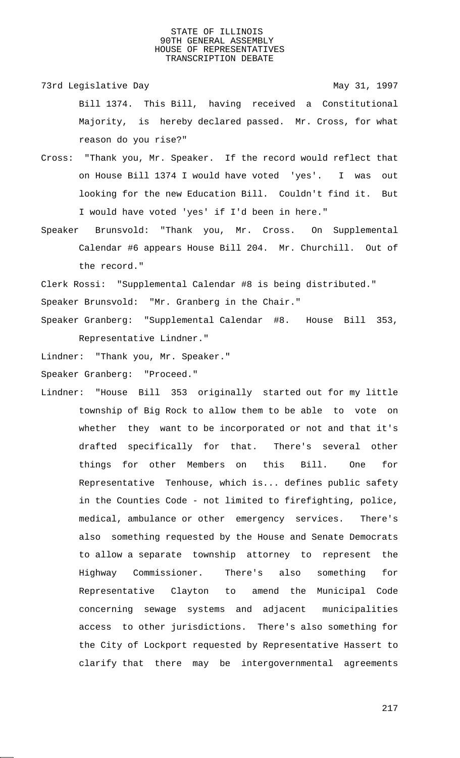Bill 1374. This Bill, having received a Constitutional Majority, is hereby declared passed. Mr. Cross, for what reason do you rise?"

Cross: "Thank you, Mr. Speaker. If the record would reflect that on House Bill 1374 I would have voted 'yes'. I was out looking for the new Education Bill. Couldn't find it. But I would have voted 'yes' if I'd been in here."

Speaker Brunsvold: "Thank you, Mr. Cross. On Supplemental Calendar #6 appears House Bill 204. Mr. Churchill. Out of the record."

Clerk Rossi: "Supplemental Calendar #8 is being distributed."

Speaker Brunsvold: "Mr. Granberg in the Chair."

Speaker Granberg: "Supplemental Calendar #8. House Bill 353, Representative Lindner."

Lindner: "Thank you, Mr. Speaker."

Speaker Granberg: "Proceed."

Lindner: "House Bill 353 originally started out for my little township of Big Rock to allow them to be able to vote on whether they want to be incorporated or not and that it's drafted specifically for that. There's several other things for other Members on this Bill. One for Representative Tenhouse, which is... defines public safety in the Counties Code - not limited to firefighting, police, medical, ambulance or other emergency services. There's also something requested by the House and Senate Democrats to allow a separate township attorney to represent the Highway Commissioner. There's also something for Representative Clayton to amend the Municipal Code concerning sewage systems and adjacent municipalities access to other jurisdictions. There's also something for the City of Lockport requested by Representative Hassert to clarify that there may be intergovernmental agreements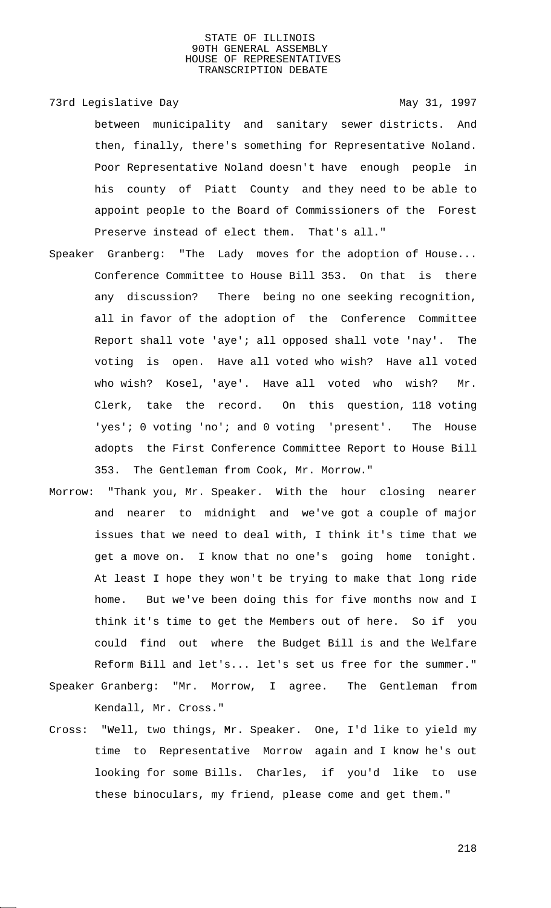between municipality and sanitary sewer districts. And then, finally, there's something for Representative Noland. Poor Representative Noland doesn't have enough people in his county of Piatt County and they need to be able to appoint people to the Board of Commissioners of the Forest Preserve instead of elect them. That's all."

Speaker Granberg: "The Lady moves for the adoption of House... Conference Committee to House Bill 353. On that is there any discussion? There being no one seeking recognition, all in favor of the adoption of the Conference Committee Report shall vote 'aye'; all opposed shall vote 'nay'. The voting is open. Have all voted who wish? Have all voted who wish? Kosel, 'aye'. Have all voted who wish? Mr. Clerk, take the record. On this question, 118 voting 'yes'; 0 voting 'no'; and 0 voting 'present'. The House adopts the First Conference Committee Report to House Bill 353. The Gentleman from Cook, Mr. Morrow."

Morrow: "Thank you, Mr. Speaker. With the hour closing nearer and nearer to midnight and we've got a couple of major issues that we need to deal with, I think it's time that we get a move on. I know that no one's going home tonight. At least I hope they won't be trying to make that long ride home. But we've been doing this for five months now and I think it's time to get the Members out of here. So if you could find out where the Budget Bill is and the Welfare Reform Bill and let's... let's set us free for the summer."

Speaker Granberg: "Mr. Morrow, I agree. The Gentleman from Kendall, Mr. Cross."

Cross: "Well, two things, Mr. Speaker. One, I'd like to yield my time to Representative Morrow again and I know he's out looking for some Bills. Charles, if you'd like to use these binoculars, my friend, please come and get them."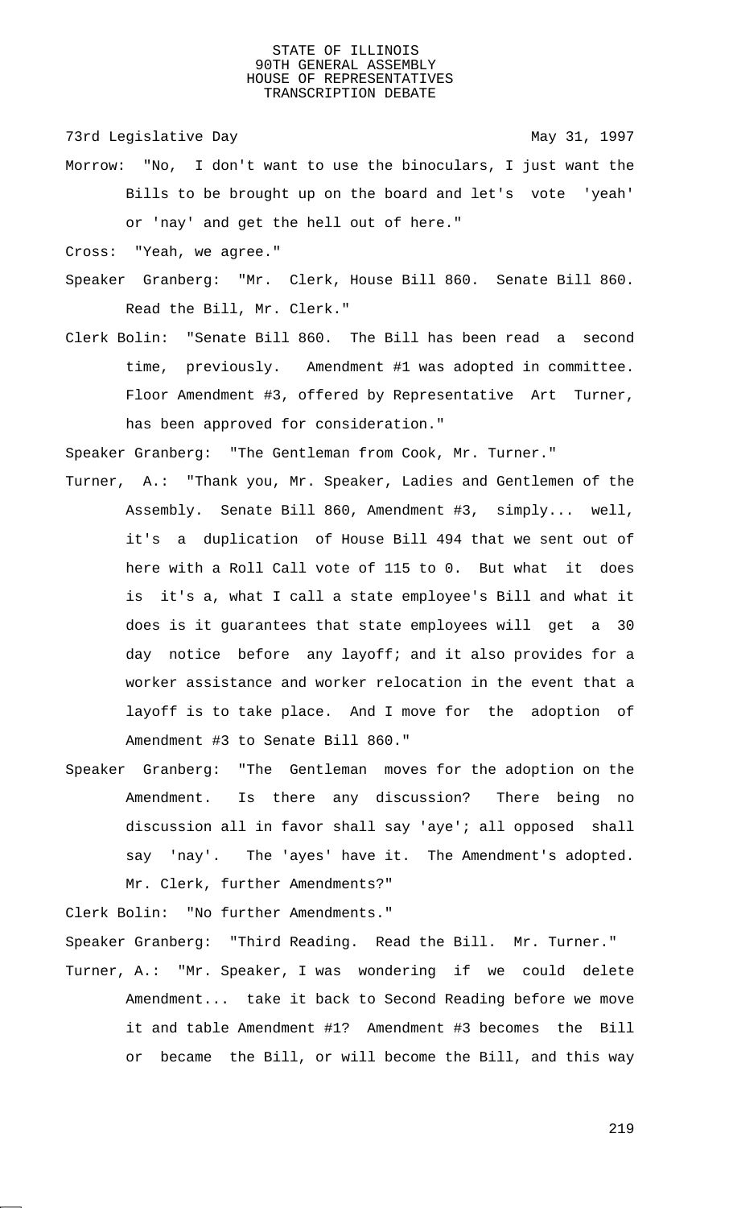Morrow: "No, I don't want to use the binoculars, I just want the Bills to be brought up on the board and let's vote 'yeah' or 'nay' and get the hell out of here."

Cross: "Yeah, we agree."

Speaker Granberg: "Mr. Clerk, House Bill 860. Senate Bill 860. Read the Bill, Mr. Clerk."

Clerk Bolin: "Senate Bill 860. The Bill has been read a second time, previously. Amendment #1 was adopted in committee. Floor Amendment #3, offered by Representative Art Turner, has been approved for consideration."

Speaker Granberg: "The Gentleman from Cook, Mr. Turner."

Turner, A.: "Thank you, Mr. Speaker, Ladies and Gentlemen of the Assembly. Senate Bill 860, Amendment #3, simply... well, it's a duplication of House Bill 494 that we sent out of here with a Roll Call vote of 115 to 0. But what it does is it's a, what I call a state employee's Bill and what it does is it guarantees that state employees will get a 30 day notice before any layoff; and it also provides for a worker assistance and worker relocation in the event that a layoff is to take place. And I move for the adoption of Amendment #3 to Senate Bill 860."

Speaker Granberg: "The Gentleman moves for the adoption on the Amendment. Is there any discussion? There being no discussion all in favor shall say 'aye'; all opposed shall say 'nay'. The 'ayes' have it. The Amendment's adopted. Mr. Clerk, further Amendments?"

Clerk Bolin: "No further Amendments."

Speaker Granberg: "Third Reading. Read the Bill. Mr. Turner."

Turner, A.: "Mr. Speaker, I was wondering if we could delete Amendment... take it back to Second Reading before we move it and table Amendment #1? Amendment #3 becomes the Bill or became the Bill, or will become the Bill, and this way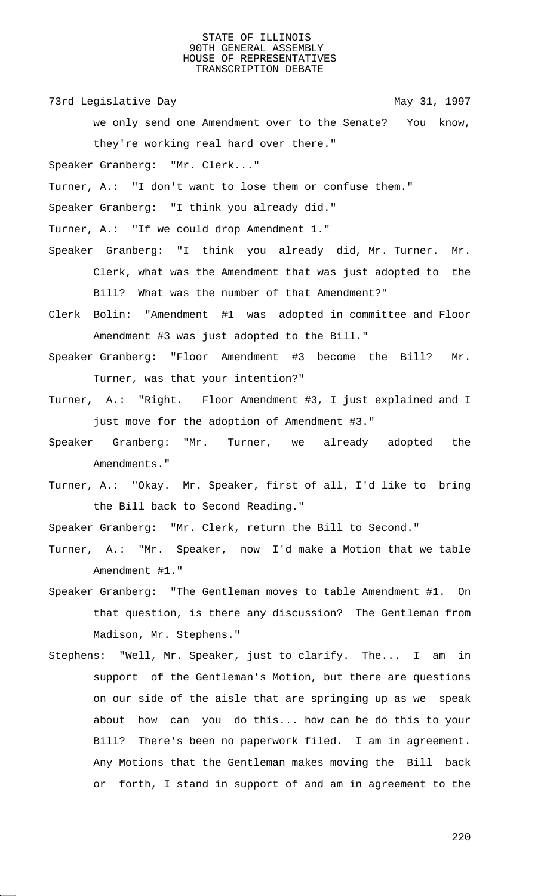we only send one Amendment over to the Senate? You know, they're working real hard over there."

Speaker Granberg: "Mr. Clerk..."

Turner, A.: "I don't want to lose them or confuse them."

Speaker Granberg: "I think you already did."

Turner, A.: "If we could drop Amendment 1."

Speaker Granberg: "I think you already did, Mr. Turner. Mr. Clerk, what was the Amendment that was just adopted to the Bill? What was the number of that Amendment?"

Clerk Bolin: "Amendment #1 was adopted in committee and Floor Amendment #3 was just adopted to the Bill."

Speaker Granberg: "Floor Amendment #3 become the Bill? Mr. Turner, was that your intention?"

Turner, A.: "Right. Floor Amendment #3, I just explained and I just move for the adoption of Amendment #3."

Speaker Granberg: "Mr. Turner, we already adopted the Amendments."

Turner, A.: "Okay. Mr. Speaker, first of all, I'd like to bring the Bill back to Second Reading."

Speaker Granberg: "Mr. Clerk, return the Bill to Second."

Turner, A.: "Mr. Speaker, now I'd make a Motion that we table Amendment #1."

Speaker Granberg: "The Gentleman moves to table Amendment #1. On that question, is there any discussion? The Gentleman from Madison, Mr. Stephens."

Stephens: "Well, Mr. Speaker, just to clarify. The... I am in support of the Gentleman's Motion, but there are questions on our side of the aisle that are springing up as we speak about how can you do this... how can he do this to your Bill? There's been no paperwork filed. I am in agreement. Any Motions that the Gentleman makes moving the Bill back or forth, I stand in support of and am in agreement to the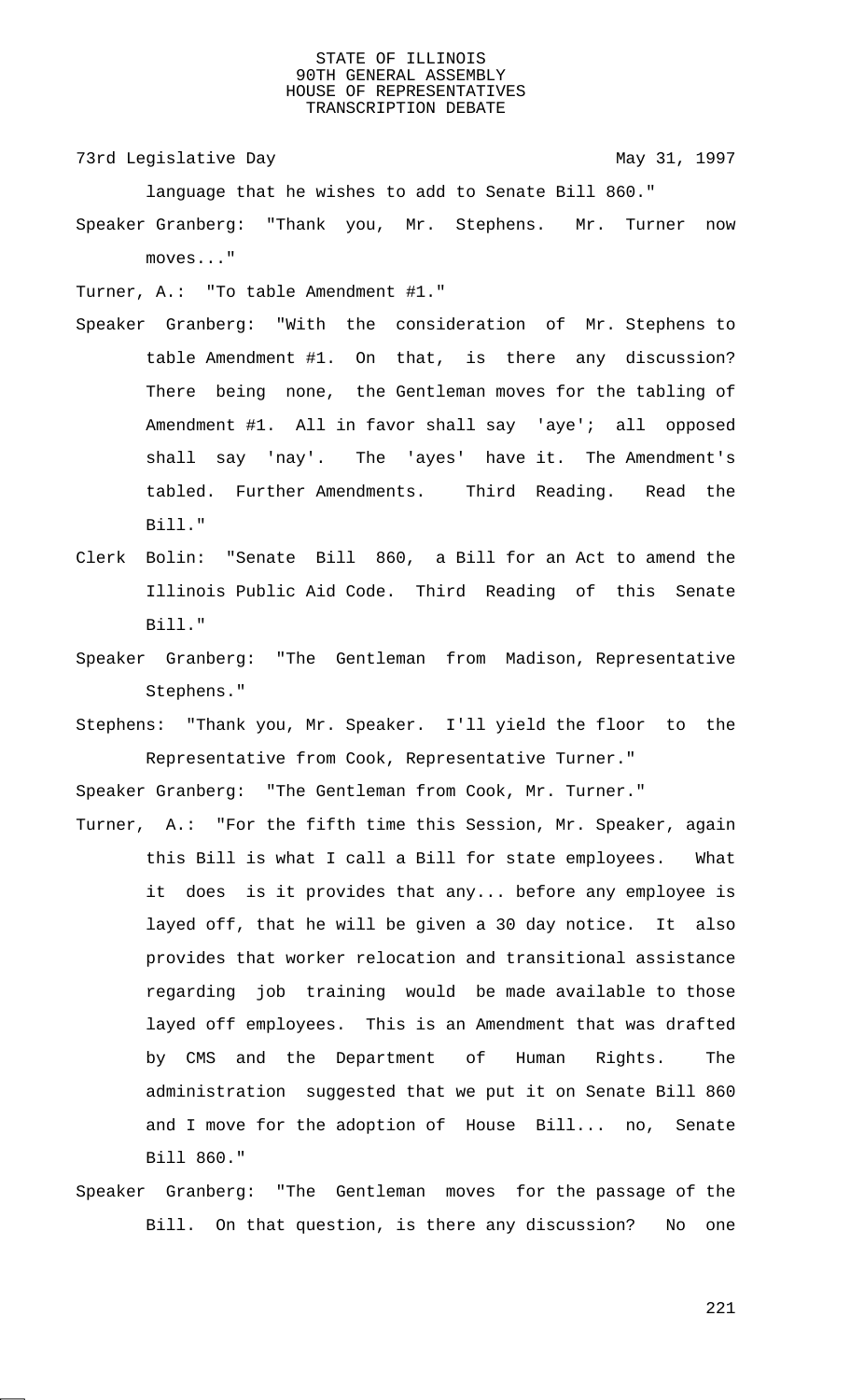language that he wishes to add to Senate Bill 860."

Speaker Granberg: "Thank you, Mr. Stephens. Mr. Turner now moves..."

Turner, A.: "To table Amendment #1."

Speaker Granberg: "With the consideration of Mr. Stephens to table Amendment #1. On that, is there any discussion? There being none, the Gentleman moves for the tabling of Amendment #1. All in favor shall say 'aye'; all opposed shall say 'nay'. The 'ayes' have it. The Amendment's tabled. Further Amendments. Third Reading. Read the Bill."

Clerk Bolin: "Senate Bill 860, a Bill for an Act to amend the Illinois Public Aid Code. Third Reading of this Senate Bill."

Speaker Granberg: "The Gentleman from Madison, Representative Stephens."

Stephens: "Thank you, Mr. Speaker. I'll yield the floor to the Representative from Cook, Representative Turner."

Speaker Granberg: "The Gentleman from Cook, Mr. Turner."

Turner, A.: "For the fifth time this Session, Mr. Speaker, again this Bill is what I call a Bill for state employees. What it does is it provides that any... before any employee is layed off, that he will be given a 30 day notice. It also provides that worker relocation and transitional assistance regarding job training would be made available to those layed off employees. This is an Amendment that was drafted by CMS and the Department of Human Rights. The administration suggested that we put it on Senate Bill 860 and I move for the adoption of House Bill... no, Senate Bill 860."

Speaker Granberg: "The Gentleman moves for the passage of the Bill. On that question, is there any discussion? No one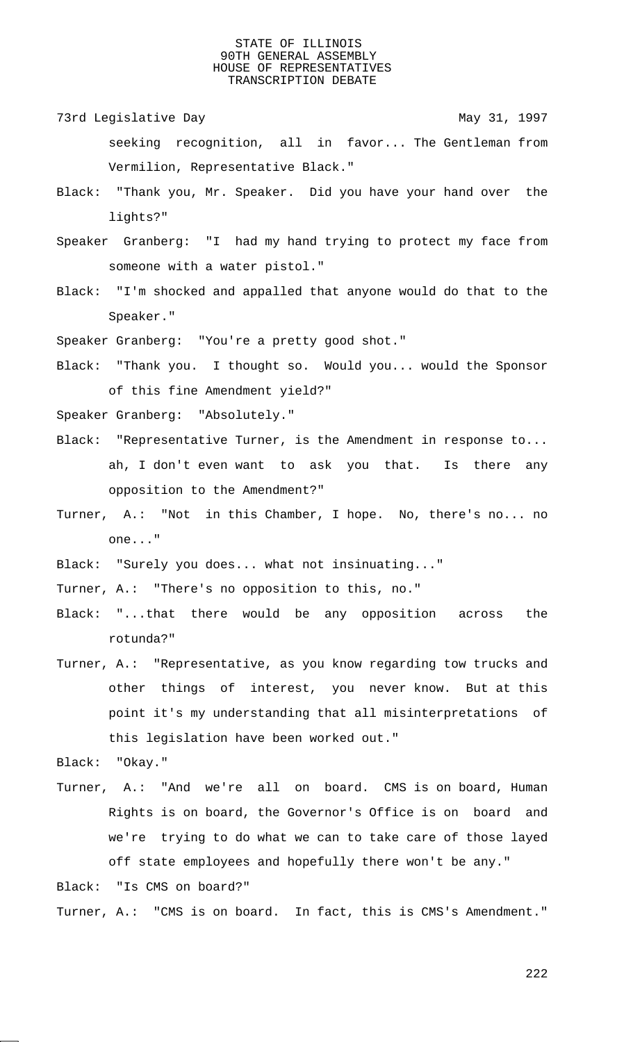seeking recognition, all in favor... The Gentleman from Vermilion, Representative Black."

Black: "Thank you, Mr. Speaker. Did you have your hand over the lights?"

Speaker Granberg: "I had my hand trying to protect my face from someone with a water pistol."

Black: "I'm shocked and appalled that anyone would do that to the Speaker."

Speaker Granberg: "You're a pretty good shot."

Black: "Thank you. I thought so. Would you... would the Sponsor of this fine Amendment yield?"

Speaker Granberg: "Absolutely."

Black: "Representative Turner, is the Amendment in response to... ah, I don't even want to ask you that. Is there any opposition to the Amendment?"

Turner, A.: "Not in this Chamber, I hope. No, there's no... no one..."

Black: "Surely you does... what not insinuating..."

Turner, A.: "There's no opposition to this, no."

Black: "...that there would be any opposition across the rotunda?"

Turner, A.: "Representative, as you know regarding tow trucks and other things of interest, you never know. But at this point it's my understanding that all misinterpretations of this legislation have been worked out."

Black: "Okay."

Turner, A.: "And we're all on board. CMS is on board, Human Rights is on board, the Governor's Office is on board and we're trying to do what we can to take care of those layed off state employees and hopefully there won't be any."

Black: "Is CMS on board?"

Turner, A.: "CMS is on board. In fact, this is CMS's Amendment."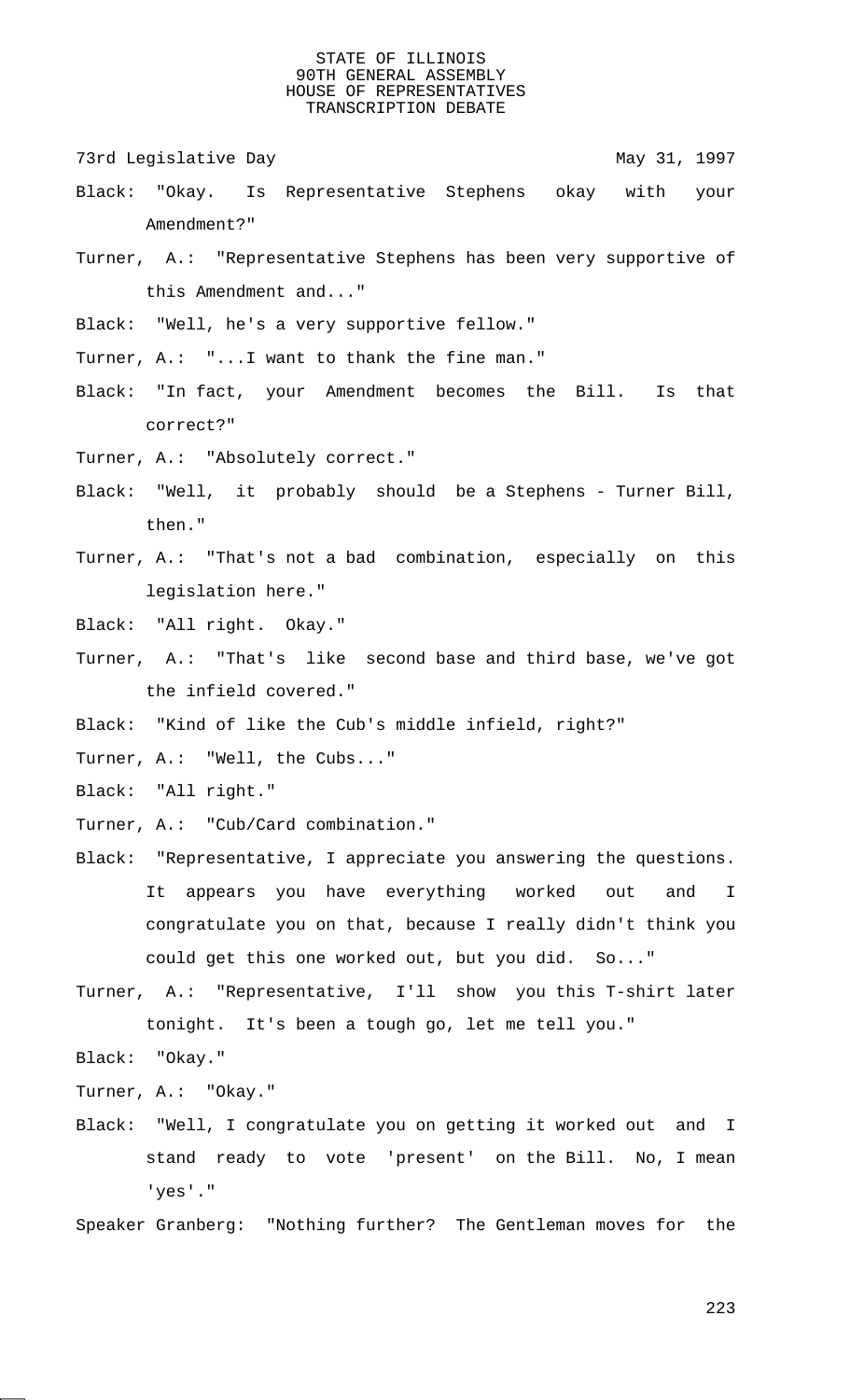73rd Legislative Day May 31, 1997

Black: "Okay. Is Representative Stephens okay with your Amendment?"

Turner, A.: "Representative Stephens has been very supportive of this Amendment and..."

Black: "Well, he's a very supportive fellow."

Turner, A.: "...I want to thank the fine man."

Black: "In fact, your Amendment becomes the Bill. Is that correct?"

Turner, A.: "Absolutely correct."

Black: "Well, it probably should be a Stephens - Turner Bill, then."

Turner, A.: "That's not a bad combination, especially on this legislation here."

Black: "All right. Okay."

Turner, A.: "That's like second base and third base, we've got the infield covered."

Black: "Kind of like the Cub's middle infield, right?"

Turner, A.: "Well, the Cubs..."

Black: "All right."

Turner, A.: "Cub/Card combination."

Black: "Representative, I appreciate you answering the questions. It appears you have everything worked out and I congratulate you on that, because I really didn't think you could get this one worked out, but you did. So..."

Turner, A.: "Representative, I'll show you this T-shirt later tonight. It's been a tough go, let me tell you."

Black: "Okay."

Turner, A.: "Okay."

Black: "Well, I congratulate you on getting it worked out and I stand ready to vote 'present' on the Bill. No, I mean 'yes'."

Speaker Granberg: "Nothing further? The Gentleman moves for the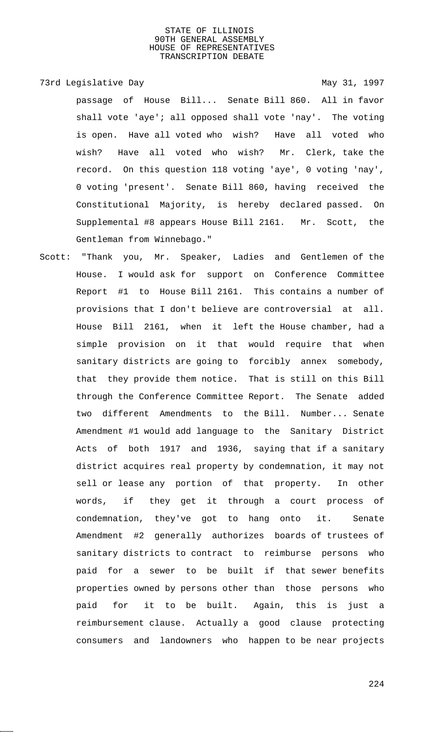passage of House Bill... Senate Bill 860. All in favor shall vote 'aye'; all opposed shall vote 'nay'. The voting is open. Have all voted who wish? Have all voted who wish? Have all voted who wish? Mr. Clerk, take the record. On this question 118 voting 'aye', 0 voting 'nay', 0 voting 'present'. Senate Bill 860, having received the Constitutional Majority, is hereby declared passed. On Supplemental #8 appears House Bill 2161. Mr. Scott, the Gentleman from Winnebago."

Scott: "Thank you, Mr. Speaker, Ladies and Gentlemen of the House. I would ask for support on Conference Committee Report #1 to House Bill 2161. This contains a number of provisions that I don't believe are controversial at all. House Bill 2161, when it left the House chamber, had a simple provision on it that would require that when sanitary districts are going to forcibly annex somebody, that they provide them notice. That is still on this Bill through the Conference Committee Report. The Senate added two different Amendments to the Bill. Number... Senate Amendment #1 would add language to the Sanitary District Acts of both 1917 and 1936, saying that if a sanitary district acquires real property by condemnation, it may not sell or lease any portion of that property. In other words, if they get it through a court process of condemnation, they've got to hang onto it. Senate Amendment #2 generally authorizes boards of trustees of sanitary districts to contract to reimburse persons who paid for a sewer to be built if that sewer benefits properties owned by persons other than those persons who paid for it to be built. Again, this is just a reimbursement clause. Actually a good clause protecting consumers and landowners who happen to be near projects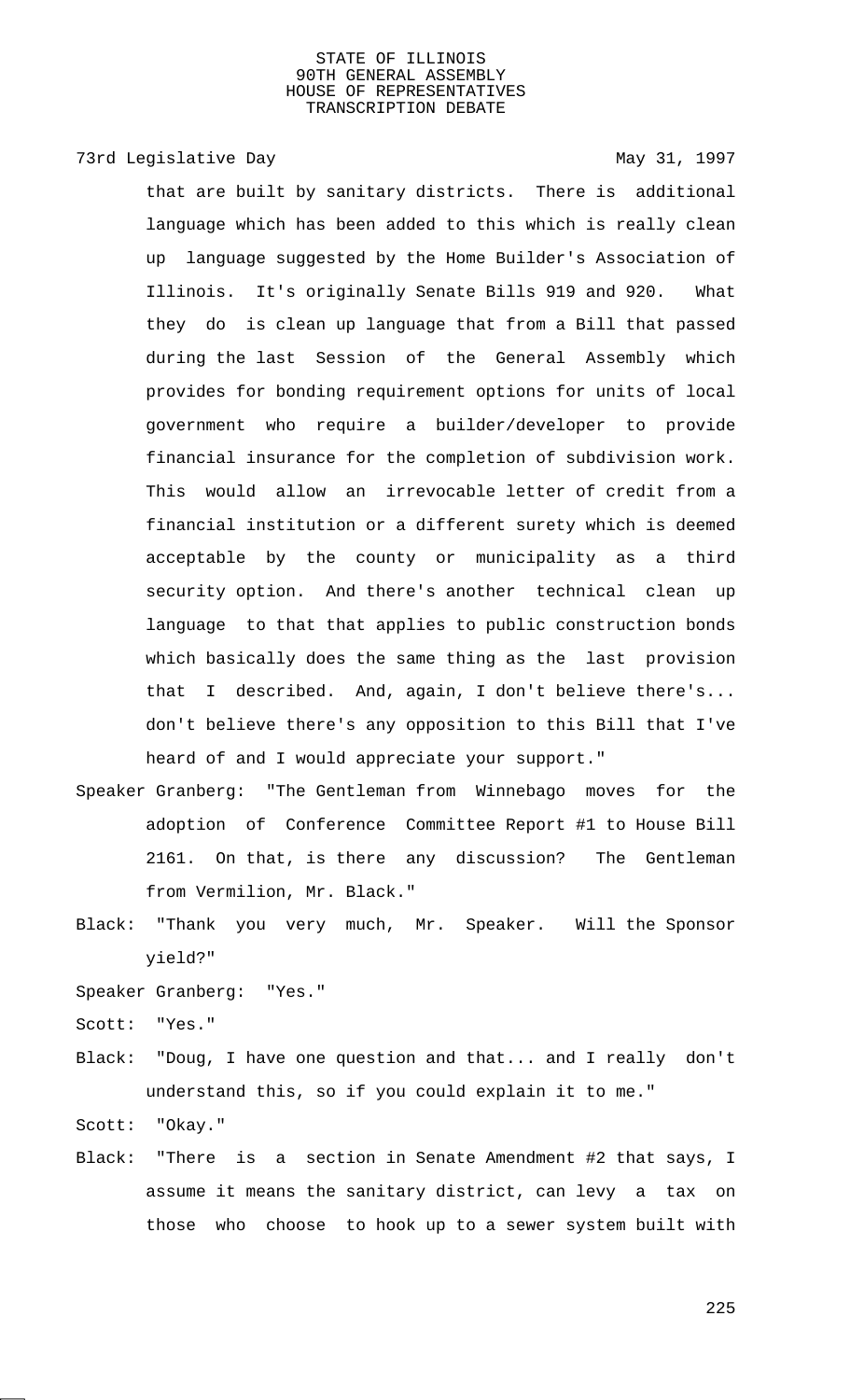that are built by sanitary districts. There is additional language which has been added to this which is really clean up language suggested by the Home Builder's Association of Illinois. It's originally Senate Bills 919 and 920. What they do is clean up language that from a Bill that passed during the last Session of the General Assembly which provides for bonding requirement options for units of local government who require a builder/developer to provide financial insurance for the completion of subdivision work. This would allow an irrevocable letter of credit from a financial institution or a different surety which is deemed acceptable by the county or municipality as a third security option. And there's another technical clean up language to that that applies to public construction bonds which basically does the same thing as the last provision that I described. And, again, I don't believe there's... don't believe there's any opposition to this Bill that I've heard of and I would appreciate your support."

Speaker Granberg: "The Gentleman from Winnebago moves for the adoption of Conference Committee Report #1 to House Bill 2161. On that, is there any discussion? The Gentleman from Vermilion, Mr. Black."

Black: "Thank you very much, Mr. Speaker. Will the Sponsor yield?"

Speaker Granberg: "Yes."

Scott: "Yes."

Black: "Doug, I have one question and that... and I really don't understand this, so if you could explain it to me."

Scott: "Okay."

Black: "There is a section in Senate Amendment #2 that says, I assume it means the sanitary district, can levy a tax on those who choose to hook up to a sewer system built with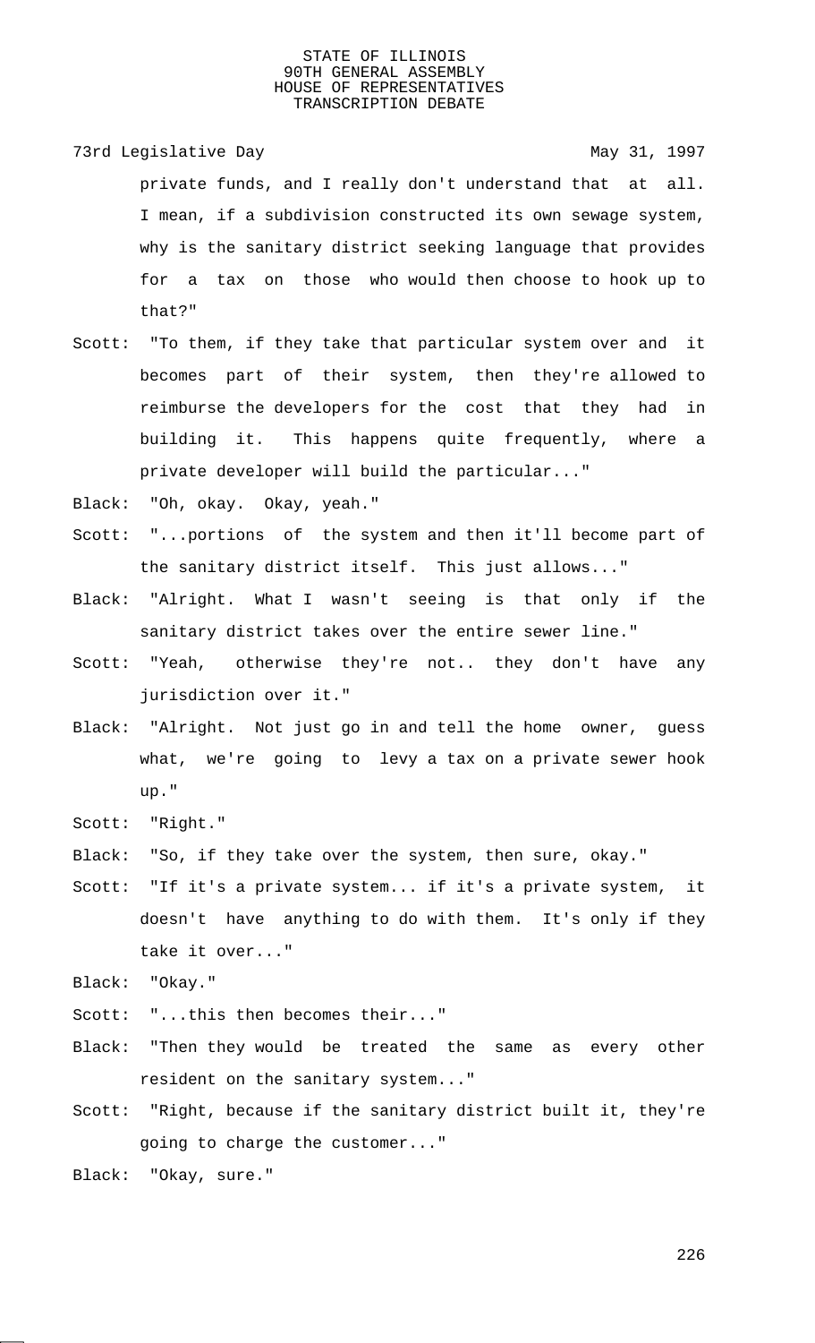private funds, and I really don't understand that at all. I mean, if a subdivision constructed its own sewage system, why is the sanitary district seeking language that provides for a tax on those who would then choose to hook up to that?"

Scott: "To them, if they take that particular system over and it becomes part of their system, then they're allowed to reimburse the developers for the cost that they had in building it. This happens quite frequently, where a private developer will build the particular..."

Black: "Oh, okay. Okay, yeah."

Scott: "...portions of the system and then it'll become part of the sanitary district itself. This just allows..."

Black: "Alright. What I wasn't seeing is that only if the sanitary district takes over the entire sewer line."

Scott: "Yeah, otherwise they're not.. they don't have any jurisdiction over it."

Black: "Alright. Not just go in and tell the home owner, guess what, we're going to levy a tax on a private sewer hook up."

Scott: "Right."

Black: "So, if they take over the system, then sure, okay."

Scott: "If it's a private system... if it's a private system, it doesn't have anything to do with them. It's only if they take it over..."

Black: "Okay."

Scott: "...this then becomes their..."

Black: "Then they would be treated the same as every other resident on the sanitary system..."

Scott: "Right, because if the sanitary district built it, they're going to charge the customer..."

Black: "Okay, sure."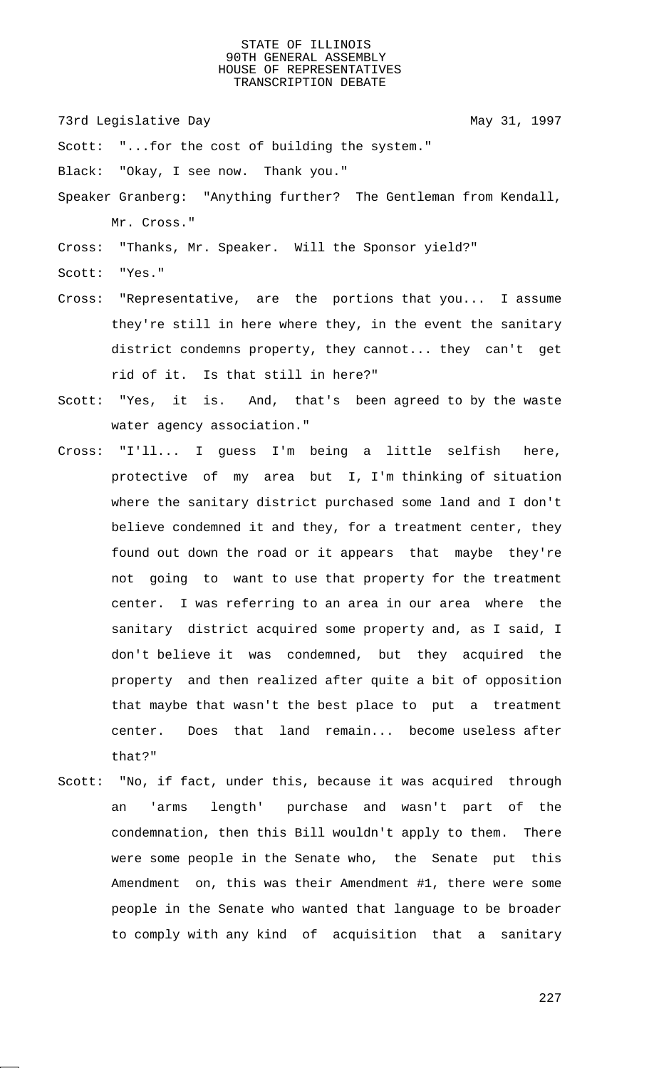Scott: "...for the cost of building the system."

Black: "Okay, I see now. Thank you."

Speaker Granberg: "Anything further? The Gentleman from Kendall, Mr. Cross."

Cross: "Thanks, Mr. Speaker. Will the Sponsor yield?"

Scott: "Yes."

Cross: "Representative, are the portions that you... I assume they're still in here where they, in the event the sanitary district condemns property, they cannot... they can't get rid of it. Is that still in here?"

Scott: "Yes, it is. And, that's been agreed to by the waste water agency association."

Cross: "I'll... I guess I'm being a little selfish here, protective of my area but I, I'm thinking of situation where the sanitary district purchased some land and I don't believe condemned it and they, for a treatment center, they found out down the road or it appears that maybe they're not going to want to use that property for the treatment center. I was referring to an area in our area where the sanitary district acquired some property and, as I said, I don't believe it was condemned, but they acquired the property and then realized after quite a bit of opposition that maybe that wasn't the best place to put a treatment center. Does that land remain... become useless after that?"

Scott: "No, if fact, under this, because it was acquired through an 'arms length' purchase and wasn't part of the condemnation, then this Bill wouldn't apply to them. There were some people in the Senate who, the Senate put this Amendment on, this was their Amendment #1, there were some people in the Senate who wanted that language to be broader to comply with any kind of acquisition that a sanitary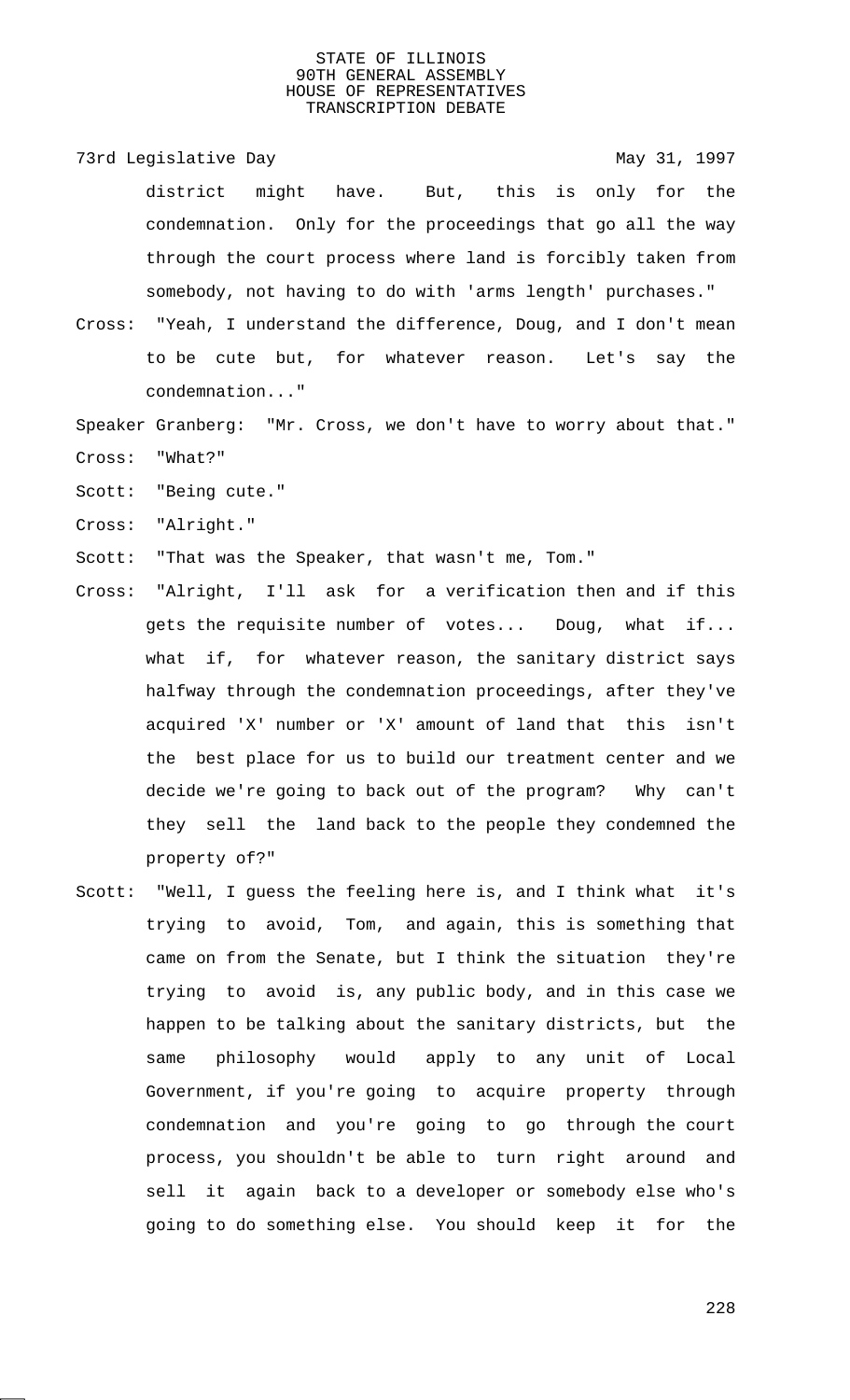district might have. But, this is only for the condemnation. Only for the proceedings that go all the way through the court process where land is forcibly taken from somebody, not having to do with 'arms length' purchases."

Cross: "Yeah, I understand the difference, Doug, and I don't mean to be cute but, for whatever reason. Let's say the condemnation..."

Speaker Granberg: "Mr. Cross, we don't have to worry about that."

Cross: "What?"

Scott: "Being cute."

Cross: "Alright."

Scott: "That was the Speaker, that wasn't me, Tom."

Cross: "Alright, I'll ask for a verification then and if this gets the requisite number of votes... Doug, what if... what if, for whatever reason, the sanitary district says halfway through the condemnation proceedings, after they've acquired 'X' number or 'X' amount of land that this isn't the best place for us to build our treatment center and we decide we're going to back out of the program? Why can't they sell the land back to the people they condemned the property of?"

Scott: "Well, I guess the feeling here is, and I think what it's trying to avoid, Tom, and again, this is something that came on from the Senate, but I think the situation they're trying to avoid is, any public body, and in this case we happen to be talking about the sanitary districts, but the same philosophy would apply to any unit of Local Government, if you're going to acquire property through condemnation and you're going to go through the court process, you shouldn't be able to turn right around and sell it again back to a developer or somebody else who's going to do something else. You should keep it for the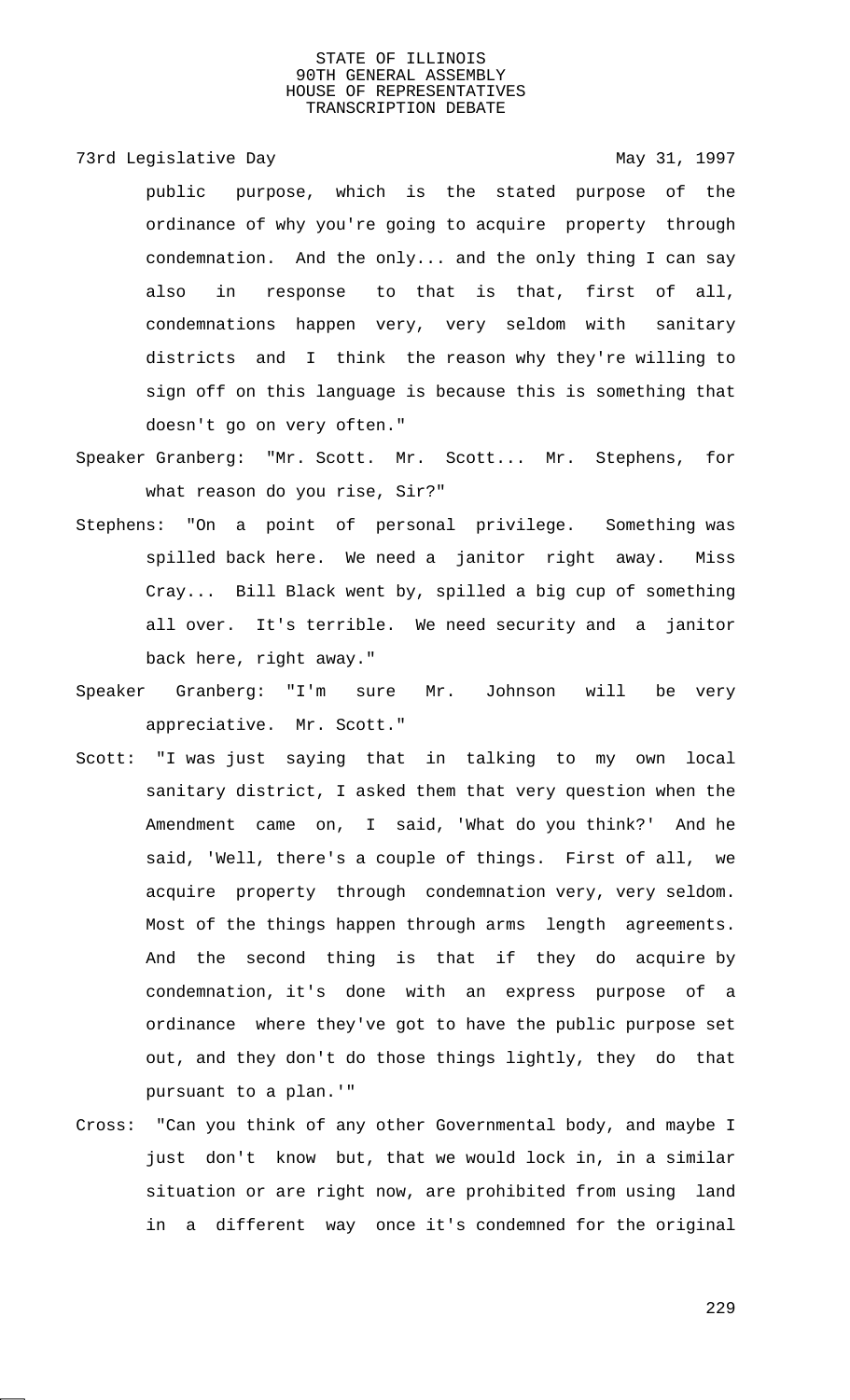public purpose, which is the stated purpose of the ordinance of why you're going to acquire property through condemnation. And the only... and the only thing I can say also in response to that is that, first of all, condemnations happen very, very seldom with sanitary districts and I think the reason why they're willing to sign off on this language is because this is something that doesn't go on very often."

Speaker Granberg: "Mr. Scott. Mr. Scott... Mr. Stephens, for what reason do you rise, Sir?"

Stephens: "On a point of personal privilege. Something was spilled back here. We need a janitor right away. Miss Cray... Bill Black went by, spilled a big cup of something all over. It's terrible. We need security and a janitor back here, right away."

Speaker Granberg: "I'm sure Mr. Johnson will be very appreciative. Mr. Scott."

Scott: "I was just saying that in talking to my own local sanitary district, I asked them that very question when the Amendment came on, I said, 'What do you think?' And he said, 'Well, there's a couple of things. First of all, we acquire property through condemnation very, very seldom. Most of the things happen through arms length agreements. And the second thing is that if they do acquire by condemnation, it's done with an express purpose of a ordinance where they've got to have the public purpose set out, and they don't do those things lightly, they do that pursuant to a plan.'"

Cross: "Can you think of any other Governmental body, and maybe I just don't know but, that we would lock in, in a similar situation or are right now, are prohibited from using land in a different way once it's condemned for the original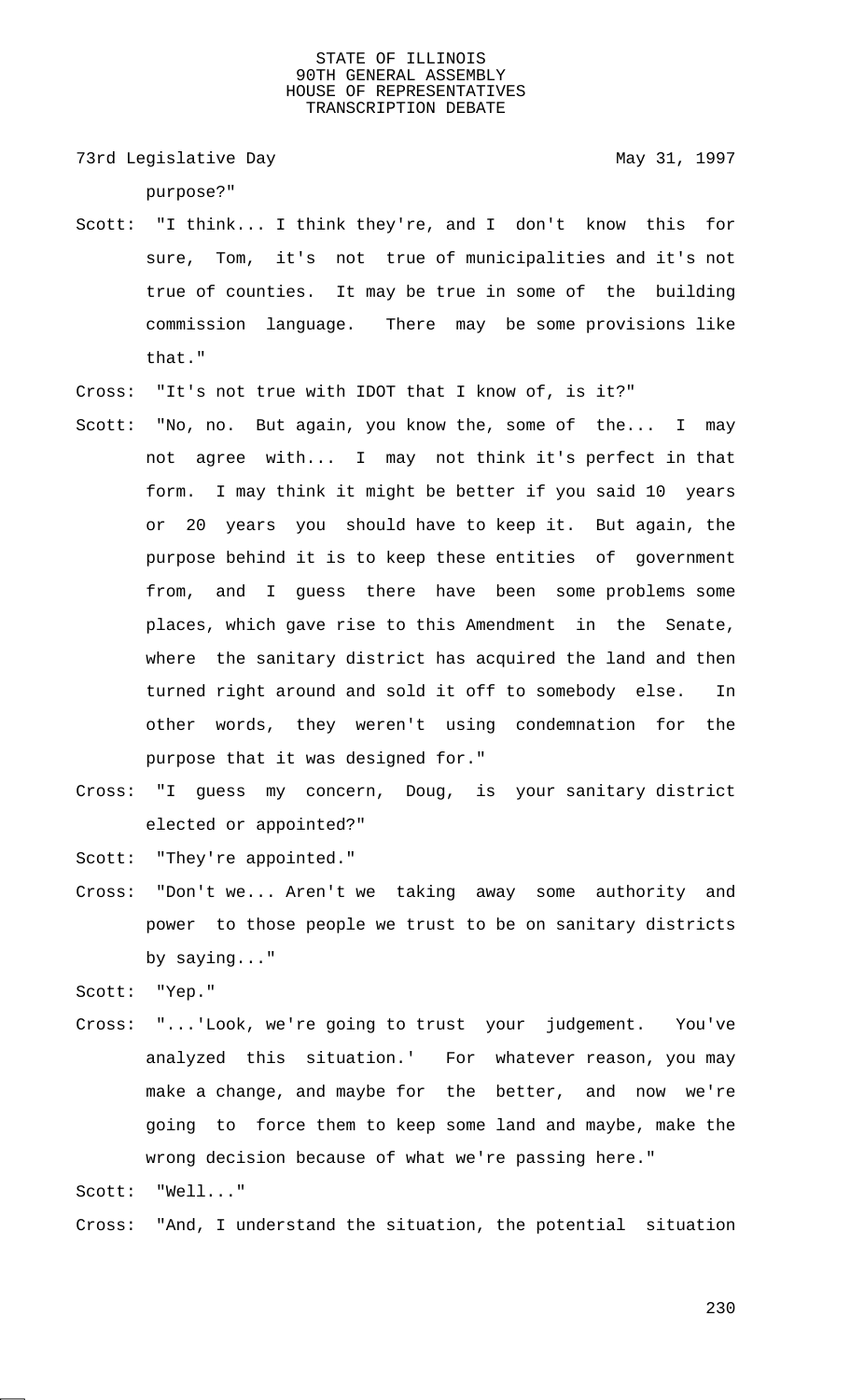purpose?"

Scott: "I think... I think they're, and I don't know this for sure, Tom, it's not true of municipalities and it's not true of counties. It may be true in some of the building commission language. There may be some provisions like that."

Cross: "It's not true with IDOT that I know of, is it?"

Scott: "No, no. But again, you know the, some of the... I may not agree with... I may not think it's perfect in that form. I may think it might be better if you said 10 years or 20 years you should have to keep it. But again, the purpose behind it is to keep these entities of government from, and I guess there have been some problems some places, which gave rise to this Amendment in the Senate, where the sanitary district has acquired the land and then turned right around and sold it off to somebody else. In other words, they weren't using condemnation for the purpose that it was designed for."

Cross: "I guess my concern, Doug, is your sanitary district elected or appointed?"

Scott: "They're appointed."

Cross: "Don't we... Aren't we taking away some authority and power to those people we trust to be on sanitary districts by saying..."

Scott: "Yep."

Cross: "...'Look, we're going to trust your judgement. You've analyzed this situation.' For whatever reason, you may make a change, and maybe for the better, and now we're going to force them to keep some land and maybe, make the wrong decision because of what we're passing here."

Scott: "Well..."

Cross: "And, I understand the situation, the potential situation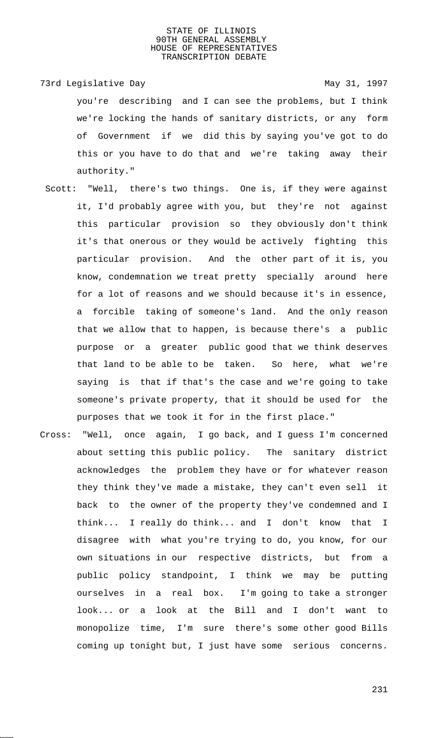you're describing and I can see the problems, but I think we're locking the hands of sanitary districts, or any form of Government if we did this by saying you've got to do this or you have to do that and we're taking away their authority."

Scott: "Well, there's two things. One is, if they were against it, I'd probably agree with you, but they're not against this particular provision so they obviously don't think it's that onerous or they would be actively fighting this particular provision. And the other part of it is, you know, condemnation we treat pretty specially around here for a lot of reasons and we should because it's in essence, a forcible taking of someone's land. And the only reason that we allow that to happen, is because there's a public purpose or a greater public good that we think deserves that land to be able to be taken. So here, what we're saying is that if that's the case and we're going to take someone's private property, that it should be used for the purposes that we took it for in the first place."

Cross: "Well, once again, I go back, and I guess I'm concerned about setting this public policy. The sanitary district acknowledges the problem they have or for whatever reason they think they've made a mistake, they can't even sell it back to the owner of the property they've condemned and I think... I really do think... and I don't know that I disagree with what you're trying to do, you know, for our own situations in our respective districts, but from a public policy standpoint, I think we may be putting ourselves in a real box. I'm going to take a stronger look... or a look at the Bill and I don't want to monopolize time, I'm sure there's some other good Bills coming up tonight but, I just have some serious concerns.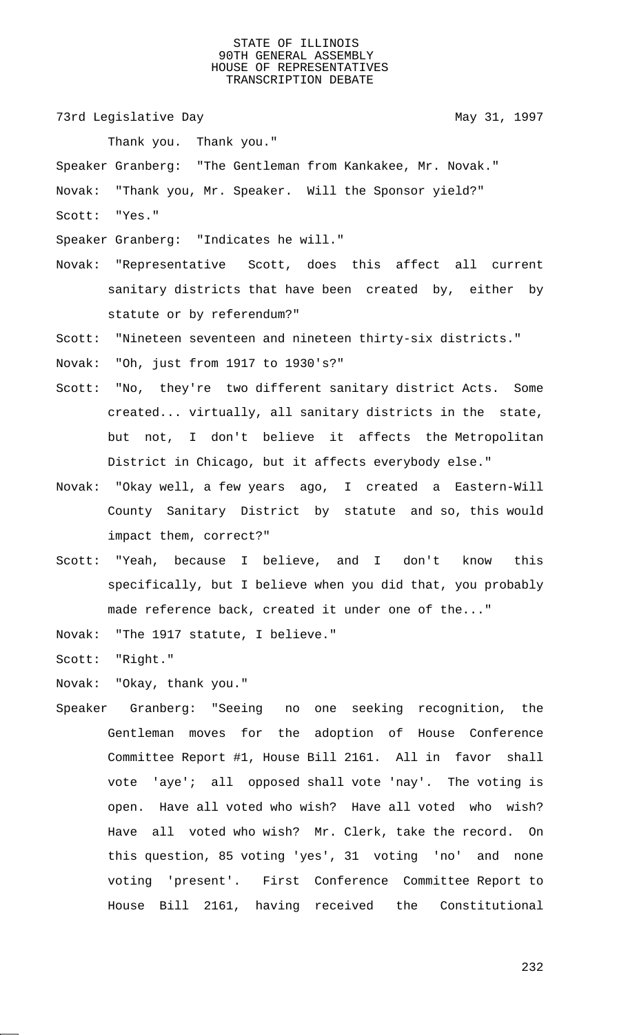Thank you. Thank you."

Speaker Granberg: "The Gentleman from Kankakee, Mr. Novak."

Novak: "Thank you, Mr. Speaker. Will the Sponsor yield?"

Scott: "Yes."

Speaker Granberg: "Indicates he will."

Novak: "Representative Scott, does this affect all current sanitary districts that have been created by, either by statute or by referendum?"

Scott: "Nineteen seventeen and nineteen thirty-six districts."

Novak: "Oh, just from 1917 to 1930's?"

Scott: "No, they're two different sanitary district Acts. Some created... virtually, all sanitary districts in the state, but not, I don't believe it affects the Metropolitan District in Chicago, but it affects everybody else."

Novak: "Okay well, a few years ago, I created a Eastern-Will County Sanitary District by statute and so, this would impact them, correct?"

Scott: "Yeah, because I believe, and I don't know this specifically, but I believe when you did that, you probably made reference back, created it under one of the..."

Novak: "The 1917 statute, I believe."

Scott: "Right."

Novak: "Okay, thank you."

Speaker Granberg: "Seeing no one seeking recognition, the Gentleman moves for the adoption of House Conference Committee Report #1, House Bill 2161. All in favor shall vote 'aye'; all opposed shall vote 'nay'. The voting is open. Have all voted who wish? Have all voted who wish? Have all voted who wish? Mr. Clerk, take the record. On this question, 85 voting 'yes', 31 voting 'no' and none voting 'present'. First Conference Committee Report to House Bill 2161, having received the Constitutional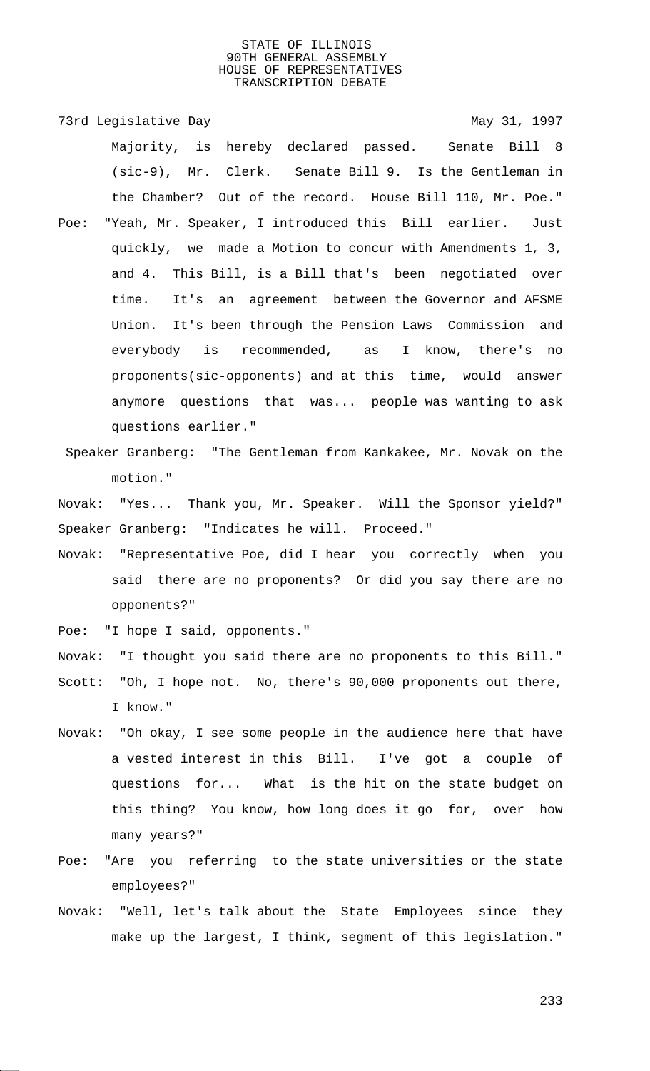Majority, is hereby declared passed. Senate Bill 8 (sic-9), Mr. Clerk. Senate Bill 9. Is the Gentleman in the Chamber? Out of the record. House Bill 110, Mr. Poe."

Poe: "Yeah, Mr. Speaker, I introduced this Bill earlier. Just quickly, we made a Motion to concur with Amendments 1, 3, and 4. This Bill, is a Bill that's been negotiated over time. It's an agreement between the Governor and AFSME Union. It's been through the Pension Laws Commission and everybody is recommended, as I know, there's no proponents(sic-opponents) and at this time, would answer anymore questions that was... people was wanting to ask questions earlier."

Speaker Granberg: "The Gentleman from Kankakee, Mr. Novak on the motion."

Novak: "Yes... Thank you, Mr. Speaker. Will the Sponsor yield?"

Speaker Granberg: "Indicates he will. Proceed."

Novak: "Representative Poe, did I hear you correctly when you said there are no proponents? Or did you say there are no opponents?"

Poe: "I hope I said, opponents."

Novak: "I thought you said there are no proponents to this Bill."

Scott: "Oh, I hope not. No, there's 90,000 proponents out there, I know."

Novak: "Oh okay, I see some people in the audience here that have a vested interest in this Bill. I've got a couple of questions for... What is the hit on the state budget on this thing? You know, how long does it go for, over how many years?"

Poe: "Are you referring to the state universities or the state employees?"

Novak: "Well, let's talk about the State Employees since they make up the largest, I think, segment of this legislation."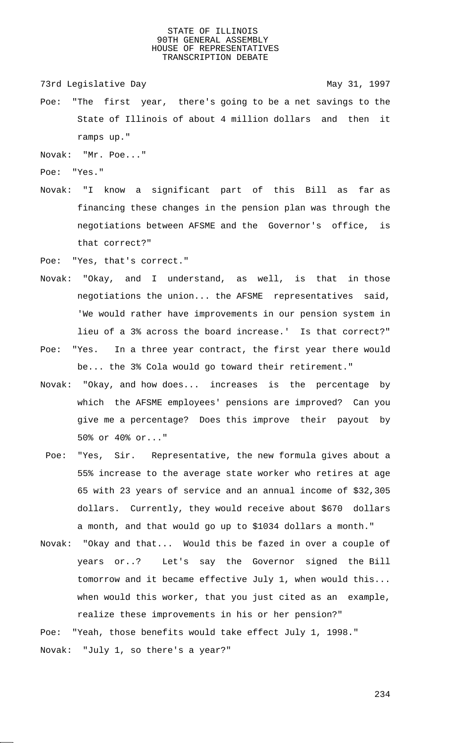Poe: "The first year, there's going to be a net savings to the State of Illinois of about 4 million dollars and then it ramps up."

Novak: "Mr. Poe..."

Poe: "Yes."

Novak: "I know a significant part of this Bill as far as financing these changes in the pension plan was through the negotiations between AFSME and the Governor's office, is that correct?"

Poe: "Yes, that's correct."

Novak: "Okay, and I understand, as well, is that in those negotiations the union... the AFSME representatives said, 'We would rather have improvements in our pension system in lieu of a 3% across the board increase.' Is that correct?"

Poe: "Yes. In a three year contract, the first year there would be... the 3% Cola would go toward their retirement."

Novak: "Okay, and how does... increases is the percentage by which the AFSME employees' pensions are improved? Can you give me a percentage? Does this improve their payout by 50% or 40% or..."

Poe: "Yes, Sir. Representative, the new formula gives about a 55% increase to the average state worker who retires at age 65 with 23 years of service and an annual income of $32,305 dollars. Currently, they would receive about $670 dollars a month, and that would go up to $1034 dollars a month."

Novak: "Okay and that... Would this be fazed in over a couple of years or..? Let's say the Governor signed the Bill tomorrow and it became effective July 1, when would this... when would this worker, that you just cited as an example, realize these improvements in his or her pension?"

Poe: "Yeah, those benefits would take effect July 1, 1998."

Novak: "July 1, so there's a year?"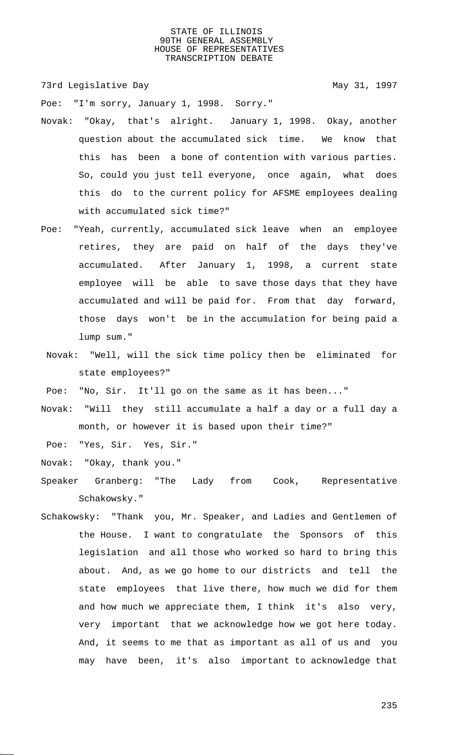Poe: "I'm sorry, January 1, 1998. Sorry."

Novak: "Okay, that's alright. January 1, 1998. Okay, another question about the accumulated sick time. We know that this has been a bone of contention with various parties. So, could you just tell everyone, once again, what does this do to the current policy for AFSME employees dealing with accumulated sick time?"

Poe: "Yeah, currently, accumulated sick leave when an employee retires, they are paid on half of the days they've accumulated. After January 1, 1998, a current state employee will be able to save those days that they have accumulated and will be paid for. From that day forward, those days won't be in the accumulation for being paid a lump sum."

Novak: "Well, will the sick time policy then be eliminated for state employees?"

Poe: "No, Sir. It'll go on the same as it has been..."

Novak: "Will they still accumulate a half a day or a full day a month, or however it is based upon their time?"

Poe: "Yes, Sir. Yes, Sir."

Novak: "Okay, thank you."

Speaker Granberg: "The Lady from Cook, Representative Schakowsky."

Schakowsky: "Thank you, Mr. Speaker, and Ladies and Gentlemen of the House. I want to congratulate the Sponsors of this legislation and all those who worked so hard to bring this about. And, as we go home to our districts and tell the state employees that live there, how much we did for them and how much we appreciate them, I think it's also very, very important that we acknowledge how we got here today. And, it seems to me that as important as all of us and you may have been, it's also important to acknowledge that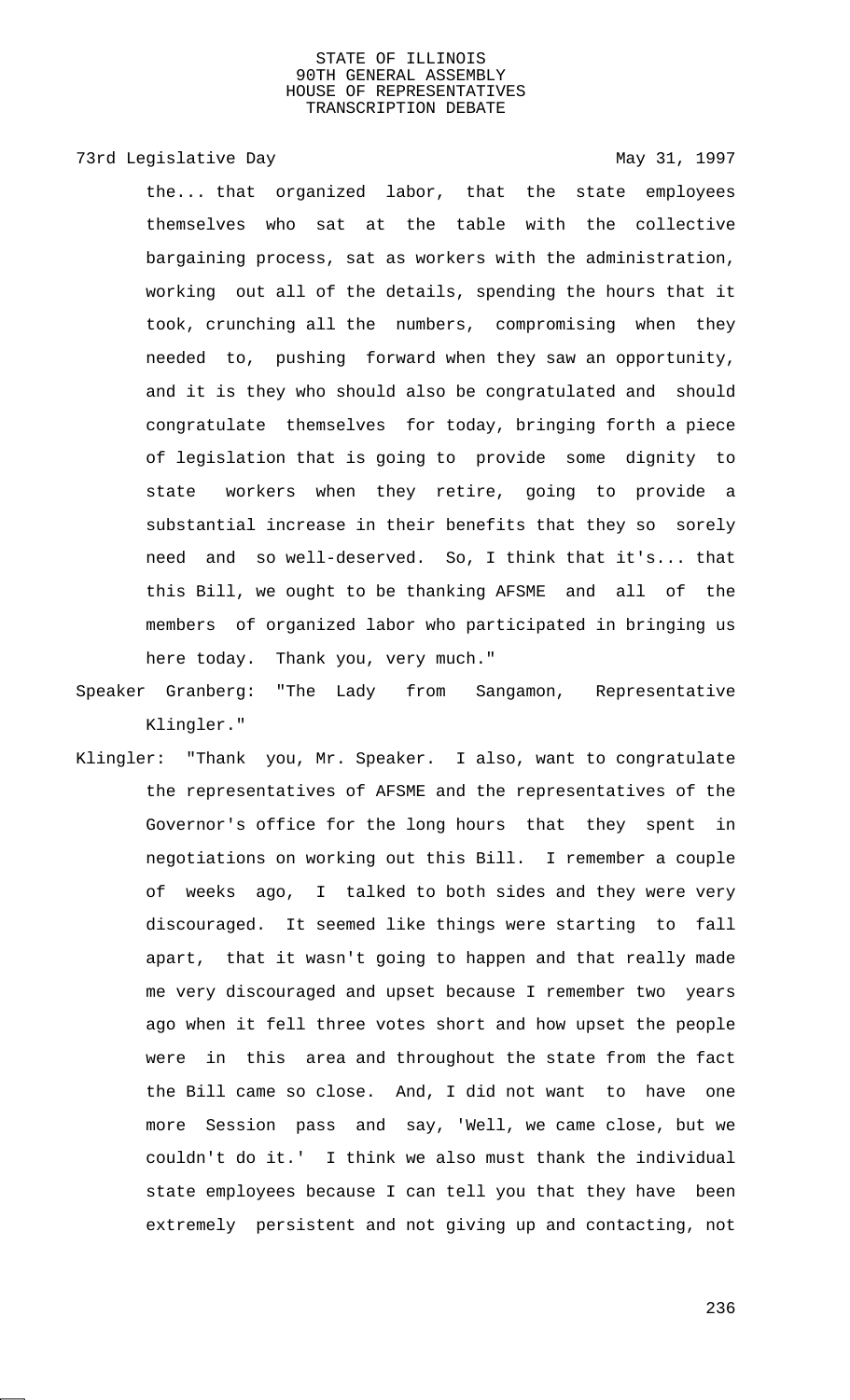the... that organized labor, that the state employees themselves who sat at the table with the collective bargaining process, sat as workers with the administration, working out all of the details, spending the hours that it took, crunching all the numbers, compromising when they needed to, pushing forward when they saw an opportunity, and it is they who should also be congratulated and should congratulate themselves for today, bringing forth a piece of legislation that is going to provide some dignity to state workers when they retire, going to provide a substantial increase in their benefits that they so sorely need and so well-deserved. So, I think that it's... that this Bill, we ought to be thanking AFSME and all of the members of organized labor who participated in bringing us here today. Thank you, very much."

Speaker Granberg: "The Lady from Sangamon, Representative Klingler."

Klingler: "Thank you, Mr. Speaker. I also, want to congratulate the representatives of AFSME and the representatives of the Governor's office for the long hours that they spent in negotiations on working out this Bill. I remember a couple of weeks ago, I talked to both sides and they were very discouraged. It seemed like things were starting to fall apart, that it wasn't going to happen and that really made me very discouraged and upset because I remember two years ago when it fell three votes short and how upset the people were in this area and throughout the state from the fact the Bill came so close. And, I did not want to have one more Session pass and say, 'Well, we came close, but we couldn't do it.' I think we also must thank the individual state employees because I can tell you that they have been extremely persistent and not giving up and contacting, not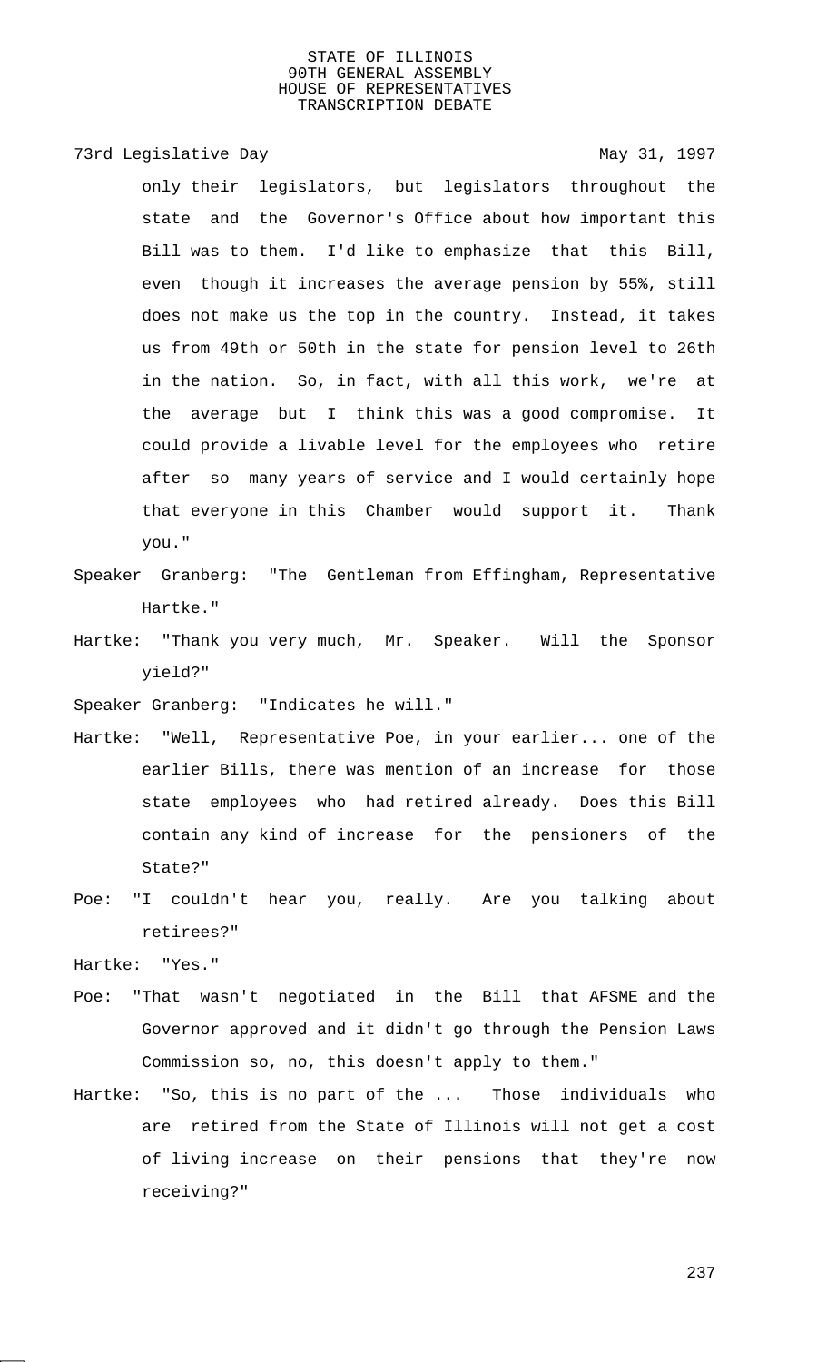only their legislators, but legislators throughout the state and the Governor's Office about how important this Bill was to them. I'd like to emphasize that this Bill, even though it increases the average pension by 55%, still does not make us the top in the country. Instead, it takes us from 49th or 50th in the state for pension level to 26th in the nation. So, in fact, with all this work, we're at the average but I think this was a good compromise. It could provide a livable level for the employees who retire after so many years of service and I would certainly hope that everyone in this Chamber would support it. Thank you."

Speaker Granberg: "The Gentleman from Effingham, Representative Hartke."

Hartke: "Thank you very much, Mr. Speaker. Will the Sponsor yield?"

Speaker Granberg: "Indicates he will."

Hartke: "Well, Representative Poe, in your earlier... one of the earlier Bills, there was mention of an increase for those state employees who had retired already. Does this Bill contain any kind of increase for the pensioners of the State?"

Poe: "I couldn't hear you, really. Are you talking about retirees?"

Hartke: "Yes."

Poe: "That wasn't negotiated in the Bill that AFSME and the Governor approved and it didn't go through the Pension Laws Commission so, no, this doesn't apply to them."

Hartke: "So, this is no part of the ... Those individuals who are retired from the State of Illinois will not get a cost of living increase on their pensions that they're now receiving?"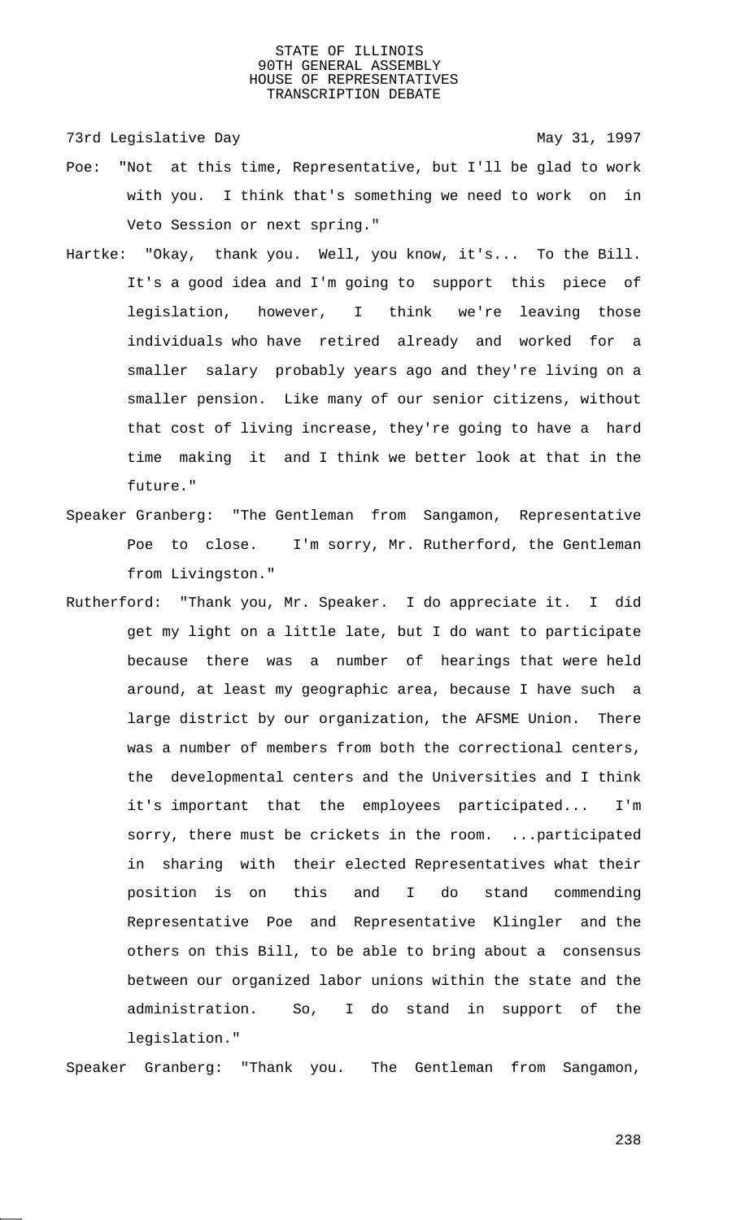73rd Legislative Day May 31, 1997

Poe: "Not at this time, Representative, but I'll be glad to work with you. I think that's something we need to work on in Veto Session or next spring."

Hartke: "Okay, thank you. Well, you know, it's... To the Bill. It's a good idea and I'm going to support this piece of legislation, however, I think we're leaving those individuals who have retired already and worked for a smaller salary probably years ago and they're living on a smaller pension. Like many of our senior citizens, without that cost of living increase, they're going to have a hard time making it and I think we better look at that in the future."

Speaker Granberg: "The Gentleman from Sangamon, Representative Poe to close. I'm sorry, Mr. Rutherford, the Gentleman from Livingston."

Rutherford: "Thank you, Mr. Speaker. I do appreciate it. I did get my light on a little late, but I do want to participate because there was a number of hearings that were held around, at least my geographic area, because I have such a large district by our organization, the AFSME Union. There was a number of members from both the correctional centers, the developmental centers and the Universities and I think it's important that the employees participated... I'm sorry, there must be crickets in the room. ...participated in sharing with their elected Representatives what their position is on this and I do stand commending Representative Poe and Representative Klingler and the others on this Bill, to be able to bring about a consensus between our organized labor unions within the state and the administration. So, I do stand in support of the legislation."

Speaker Granberg: "Thank you. The Gentleman from Sangamon,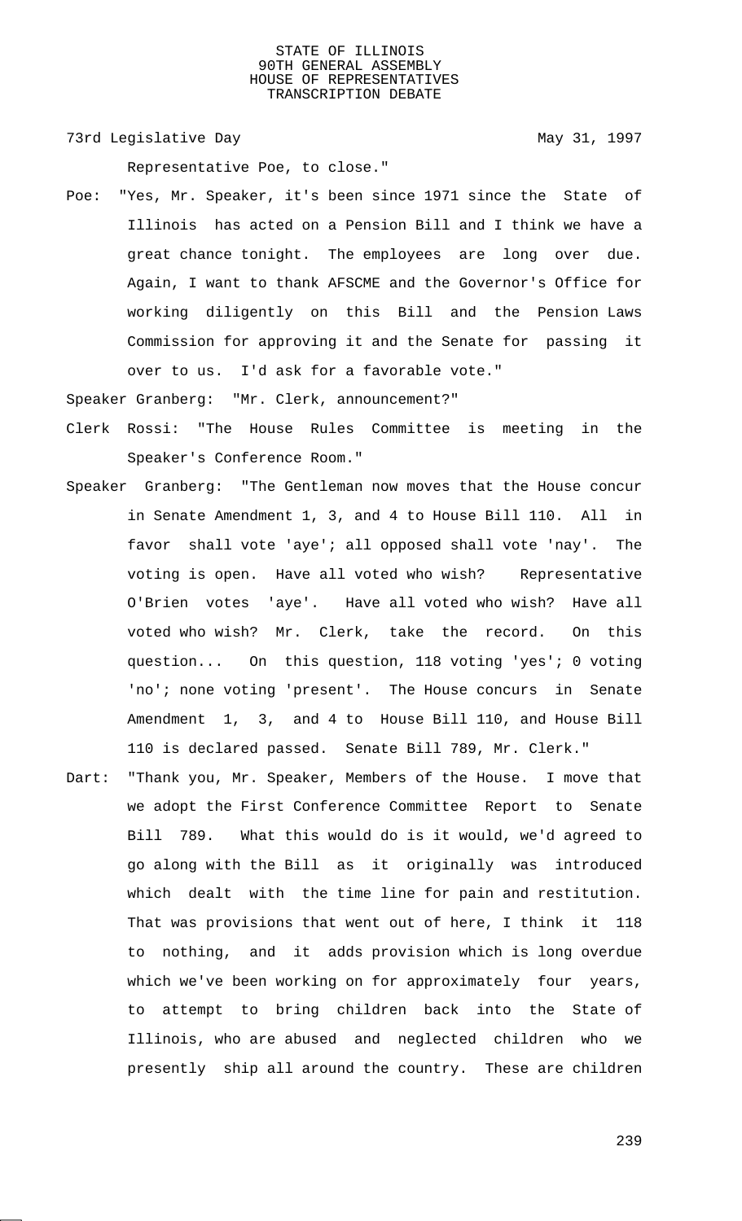Representative Poe, to close."

Poe: "Yes, Mr. Speaker, it's been since 1971 since the State of Illinois has acted on a Pension Bill and I think we have a great chance tonight. The employees are long over due. Again, I want to thank AFSCME and the Governor's Office for working diligently on this Bill and the Pension Laws Commission for approving it and the Senate for passing it over to us. I'd ask for a favorable vote."

Speaker Granberg: "Mr. Clerk, announcement?"

Clerk Rossi: "The House Rules Committee is meeting in the Speaker's Conference Room."

Speaker Granberg: "The Gentleman now moves that the House concur in Senate Amendment 1, 3, and 4 to House Bill 110. All in favor shall vote 'aye'; all opposed shall vote 'nay'. The voting is open. Have all voted who wish? Representative O'Brien votes 'aye'. Have all voted who wish? Have all voted who wish? Mr. Clerk, take the record. On this question... On this question, 118 voting 'yes'; 0 voting 'no'; none voting 'present'. The House concurs in Senate Amendment 1, 3, and 4 to House Bill 110, and House Bill 110 is declared passed. Senate Bill 789, Mr. Clerk."

Dart: "Thank you, Mr. Speaker, Members of the House. I move that we adopt the First Conference Committee Report to Senate Bill 789. What this would do is it would, we'd agreed to go along with the Bill as it originally was introduced which dealt with the time line for pain and restitution. That was provisions that went out of here, I think it 118 to nothing, and it adds provision which is long overdue which we've been working on for approximately four years, to attempt to bring children back into the State of Illinois, who are abused and neglected children who we presently ship all around the country. These are children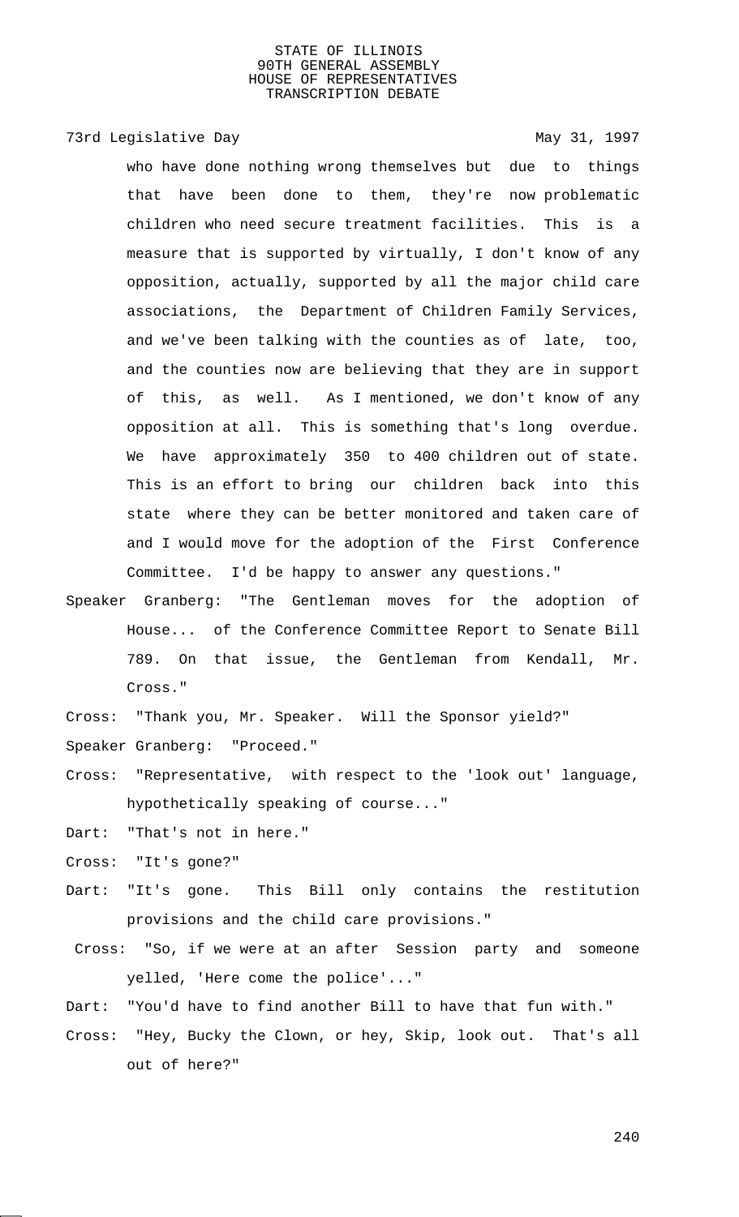who have done nothing wrong themselves but due to things that have been done to them, they're now problematic children who need secure treatment facilities. This is a measure that is supported by virtually, I don't know of any opposition, actually, supported by all the major child care associations, the Department of Children Family Services, and we've been talking with the counties as of late, too, and the counties now are believing that they are in support of this, as well. As I mentioned, we don't know of any opposition at all. This is something that's long overdue. We have approximately 350 to 400 children out of state. This is an effort to bring our children back into this state where they can be better monitored and taken care of and I would move for the adoption of the First Conference Committee. I'd be happy to answer any questions."

Speaker Granberg: "The Gentleman moves for the adoption of House... of the Conference Committee Report to Senate Bill 789. On that issue, the Gentleman from Kendall, Mr. Cross."

Cross: "Thank you, Mr. Speaker. Will the Sponsor yield?"

Speaker Granberg: "Proceed."

Cross: "Representative, with respect to the 'look out' language, hypothetically speaking of course..."

Dart: "That's not in here."

Cross: "It's gone?"

Dart: "It's gone. This Bill only contains the restitution provisions and the child care provisions."

Cross: "So, if we were at an after Session party and someone yelled, 'Here come the police'..."

Dart: "You'd have to find another Bill to have that fun with."

Cross: "Hey, Bucky the Clown, or hey, Skip, look out. That's all out of here?"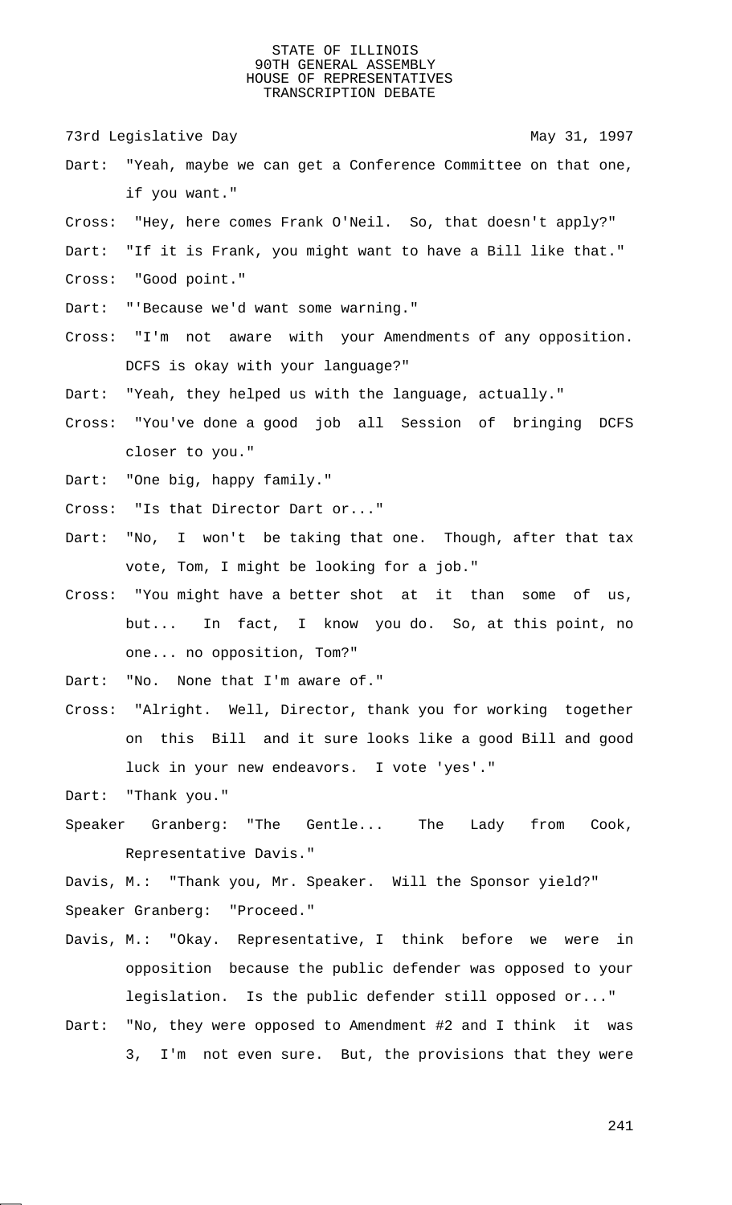Dart: "Yeah, maybe we can get a Conference Committee on that one, if you want."

Cross: "Hey, here comes Frank O'Neil. So, that doesn't apply?"

Dart: "If it is Frank, you might want to have a Bill like that."

Cross: "Good point."

Dart: "'Because we'd want some warning."

Cross: "I'm not aware with your Amendments of any opposition. DCFS is okay with your language?"

Dart: "Yeah, they helped us with the language, actually."

Cross: "You've done a good job all Session of bringing DCFS closer to you."

Dart: "One big, happy family."

Cross: "Is that Director Dart or..."

Dart: "No, I won't be taking that one. Though, after that tax vote, Tom, I might be looking for a job."

Cross: "You might have a better shot at it than some of us, but... In fact, I know you do. So, at this point, no one... no opposition, Tom?"

Dart: "No. None that I'm aware of."

Cross: "Alright. Well, Director, thank you for working together on this Bill and it sure looks like a good Bill and good luck in your new endeavors. I vote 'yes'."

Dart: "Thank you."

Speaker Granberg: "The Gentle... The Lady from Cook, Representative Davis."

Davis, M.: "Thank you, Mr. Speaker. Will the Sponsor yield?"

Speaker Granberg: "Proceed."

Davis, M.: "Okay. Representative, I think before we were in opposition because the public defender was opposed to your legislation. Is the public defender still opposed or..."

Dart: "No, they were opposed to Amendment #2 and I think it was 3, I'm not even sure. But, the provisions that they were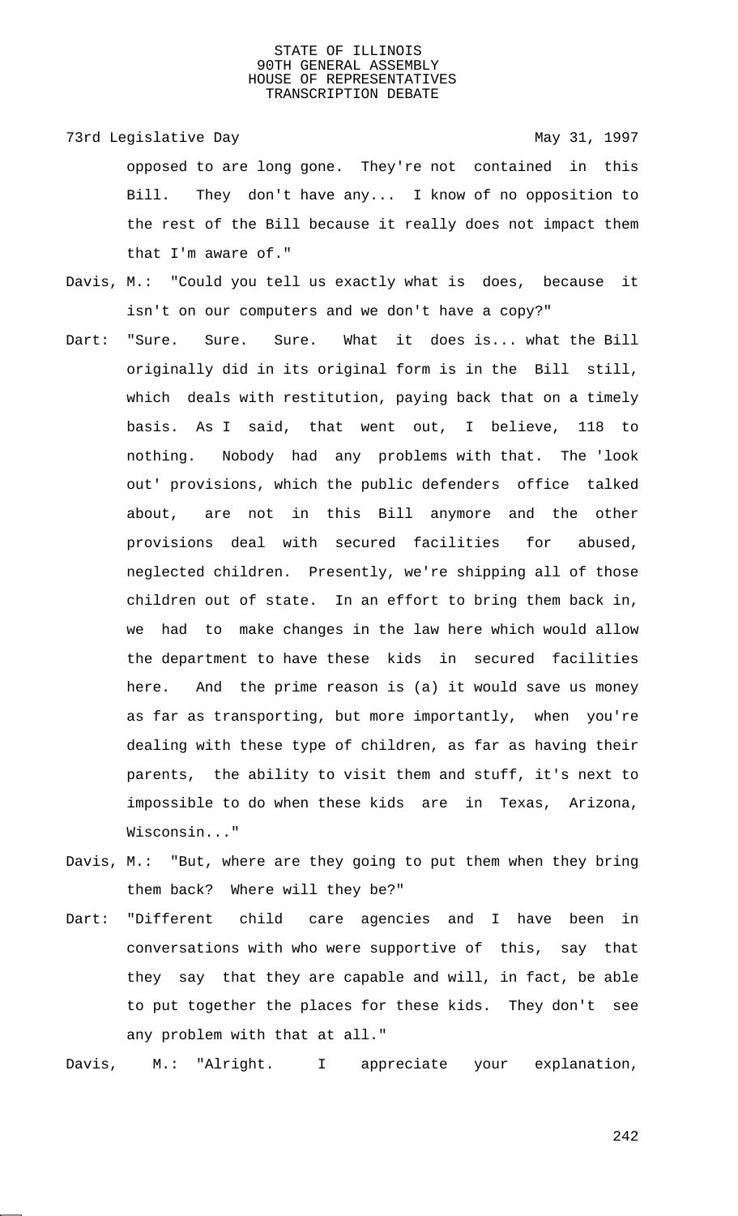opposed to are long gone. They're not contained in this Bill. They don't have any... I know of no opposition to the rest of the Bill because it really does not impact them that I'm aware of."

Davis, M.: "Could you tell us exactly what is does, because it isn't on our computers and we don't have a copy?"

Dart: "Sure. Sure. Sure. What it does is... what the Bill originally did in its original form is in the Bill still, which deals with restitution, paying back that on a timely basis. As I said, that went out, I believe, 118 to nothing. Nobody had any problems with that. The 'look out' provisions, which the public defenders office talked about, are not in this Bill anymore and the other provisions deal with secured facilities for abused, neglected children. Presently, we're shipping all of those children out of state. In an effort to bring them back in, we had to make changes in the law here which would allow the department to have these kids in secured facilities here. And the prime reason is (a) it would save us money as far as transporting, but more importantly, when you're dealing with these type of children, as far as having their parents, the ability to visit them and stuff, it's next to impossible to do when these kids are in Texas, Arizona, Wisconsin..."

Davis, M.: "But, where are they going to put them when they bring them back? Where will they be?"

Dart: "Different child care agencies and I have been in conversations with who were supportive of this, say that they say that they are capable and will, in fact, be able to put together the places for these kids. They don't see any problem with that at all."

Davis, M.: "Alright. I appreciate your explanation,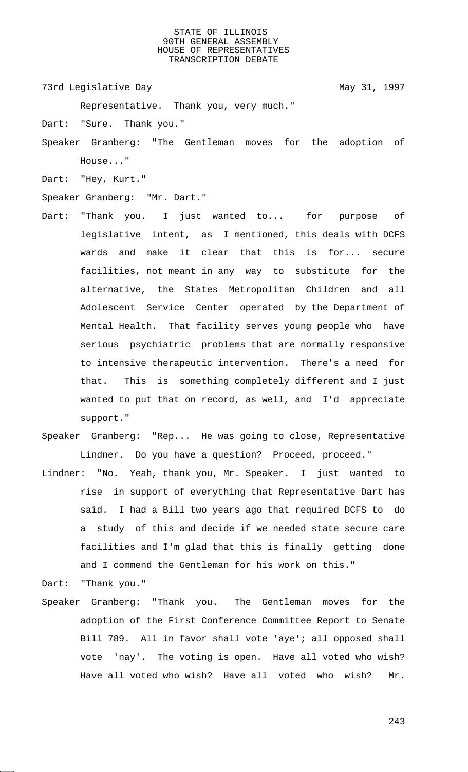Representative. Thank you, very much."

Dart: "Sure. Thank you."

Speaker Granberg: "The Gentleman moves for the adoption of House..."

Dart: "Hey, Kurt."

Speaker Granberg: "Mr. Dart."

Dart: "Thank you. I just wanted to... for purpose of legislative intent, as I mentioned, this deals with DCFS wards and make it clear that this is for... secure facilities, not meant in any way to substitute for the alternative, the States Metropolitan Children and all Adolescent Service Center operated by the Department of Mental Health. That facility serves young people who have serious psychiatric problems that are normally responsive to intensive therapeutic intervention. There's a need for that. This is something completely different and I just wanted to put that on record, as well, and I'd appreciate support."

Speaker Granberg: "Rep... He was going to close, Representative Lindner. Do you have a question? Proceed, proceed."

Lindner: "No. Yeah, thank you, Mr. Speaker. I just wanted to rise in support of everything that Representative Dart has said. I had a Bill two years ago that required DCFS to do a study of this and decide if we needed state secure care facilities and I'm glad that this is finally getting done and I commend the Gentleman for his work on this."

Dart: "Thank you."

Speaker Granberg: "Thank you. The Gentleman moves for the adoption of the First Conference Committee Report to Senate Bill 789. All in favor shall vote 'aye'; all opposed shall vote 'nay'. The voting is open. Have all voted who wish? Have all voted who wish? Have all voted who wish? Mr.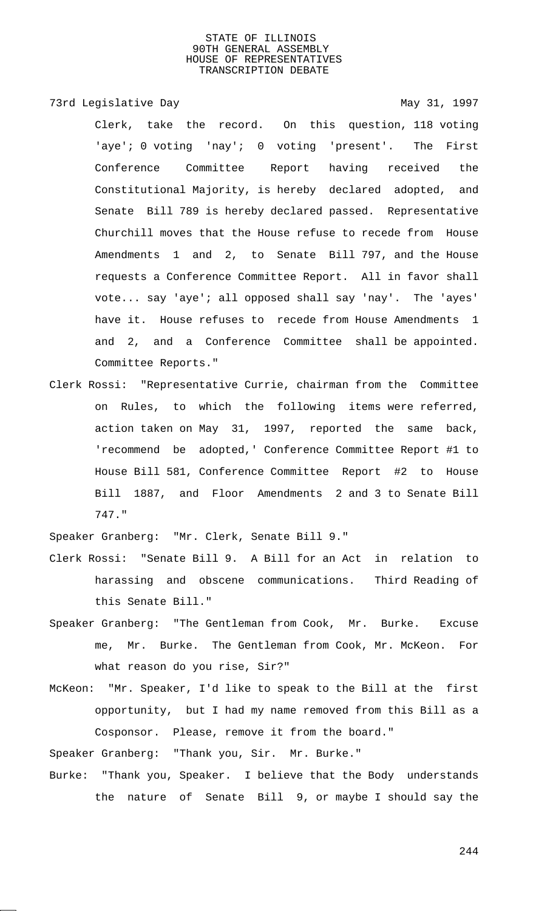Clerk, take the record. On this question, 118 voting 'aye'; 0 voting 'nay'; 0 voting 'present'. The First Conference Committee Report having received the Constitutional Majority, is hereby declared adopted, and Senate Bill 789 is hereby declared passed. Representative Churchill moves that the House refuse to recede from House Amendments 1 and 2, to Senate Bill 797, and the House requests a Conference Committee Report. All in favor shall vote... say 'aye'; all opposed shall say 'nay'. The 'ayes' have it. House refuses to recede from House Amendments 1 and 2, and a Conference Committee shall be appointed. Committee Reports."

Clerk Rossi: "Representative Currie, chairman from the Committee on Rules, to which the following items were referred, action taken on May 31, 1997, reported the same back, 'recommend be adopted,' Conference Committee Report #1 to House Bill 581, Conference Committee Report #2 to House Bill 1887, and Floor Amendments 2 and 3 to Senate Bill 747."

Speaker Granberg: "Mr. Clerk, Senate Bill 9."

Clerk Rossi: "Senate Bill 9. A Bill for an Act in relation to harassing and obscene communications. Third Reading of this Senate Bill."

Speaker Granberg: "The Gentleman from Cook, Mr. Burke. Excuse me, Mr. Burke. The Gentleman from Cook, Mr. McKeon. For what reason do you rise, Sir?"

McKeon: "Mr. Speaker, I'd like to speak to the Bill at the first opportunity, but I had my name removed from this Bill as a Cosponsor. Please, remove it from the board."

Speaker Granberg: "Thank you, Sir. Mr. Burke."

Burke: "Thank you, Speaker. I believe that the Body understands the nature of Senate Bill 9, or maybe I should say the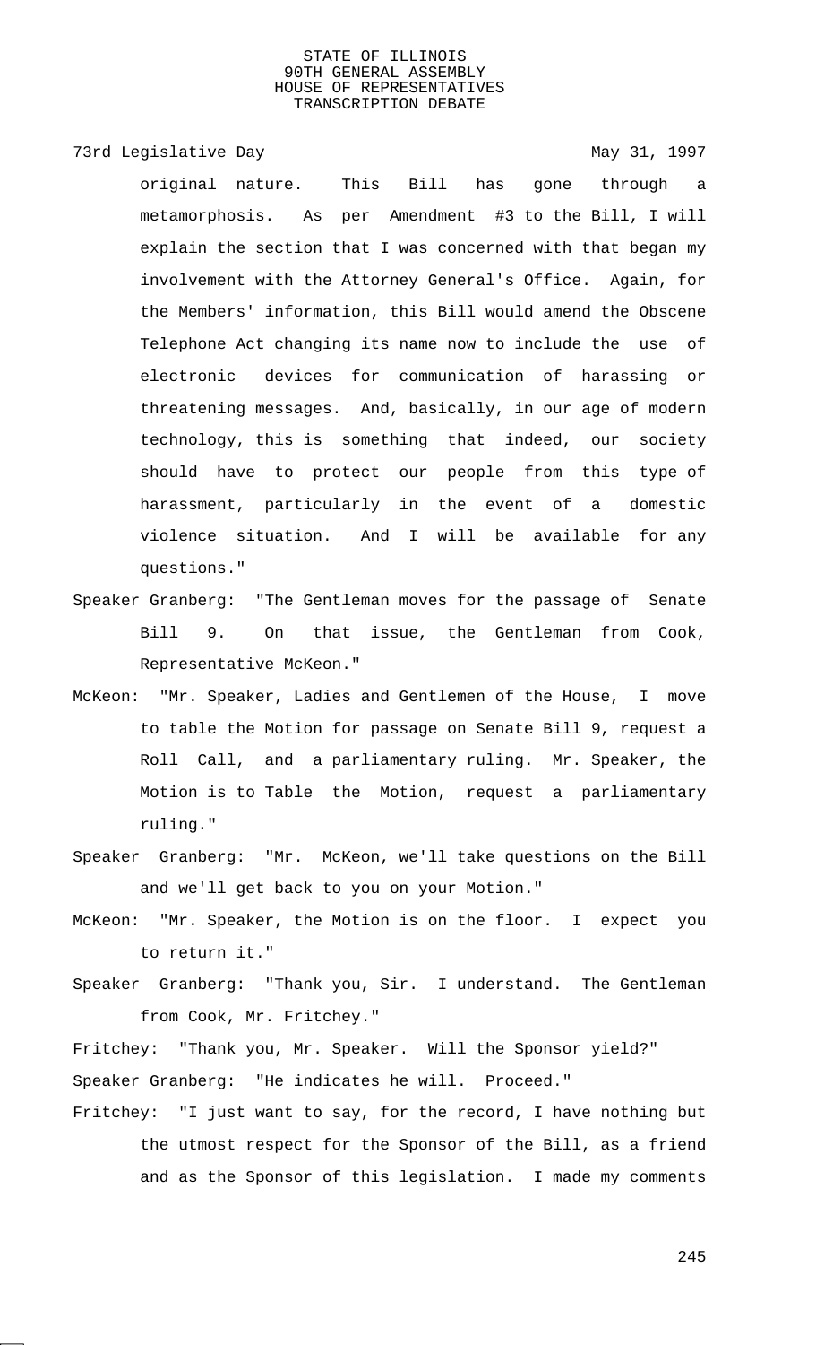original nature. This Bill has gone through a metamorphosis. As per Amendment #3 to the Bill, I will explain the section that I was concerned with that began my involvement with the Attorney General's Office. Again, for the Members' information, this Bill would amend the Obscene Telephone Act changing its name now to include the use of electronic devices for communication of harassing or threatening messages. And, basically, in our age of modern technology, this is something that indeed, our society should have to protect our people from this type of harassment, particularly in the event of a domestic violence situation. And I will be available for any questions."

Speaker Granberg: "The Gentleman moves for the passage of Senate Bill 9. On that issue, the Gentleman from Cook, Representative McKeon."

McKeon: "Mr. Speaker, Ladies and Gentlemen of the House, I move to table the Motion for passage on Senate Bill 9, request a Roll Call, and a parliamentary ruling. Mr. Speaker, the Motion is to Table the Motion, request a parliamentary ruling."

Speaker Granberg: "Mr. McKeon, we'll take questions on the Bill and we'll get back to you on your Motion."

McKeon: "Mr. Speaker, the Motion is on the floor. I expect you to return it."

Speaker Granberg: "Thank you, Sir. I understand. The Gentleman from Cook, Mr. Fritchey."

Fritchey: "Thank you, Mr. Speaker. Will the Sponsor yield?"

Speaker Granberg: "He indicates he will. Proceed."

Fritchey: "I just want to say, for the record, I have nothing but the utmost respect for the Sponsor of the Bill, as a friend and as the Sponsor of this legislation. I made my comments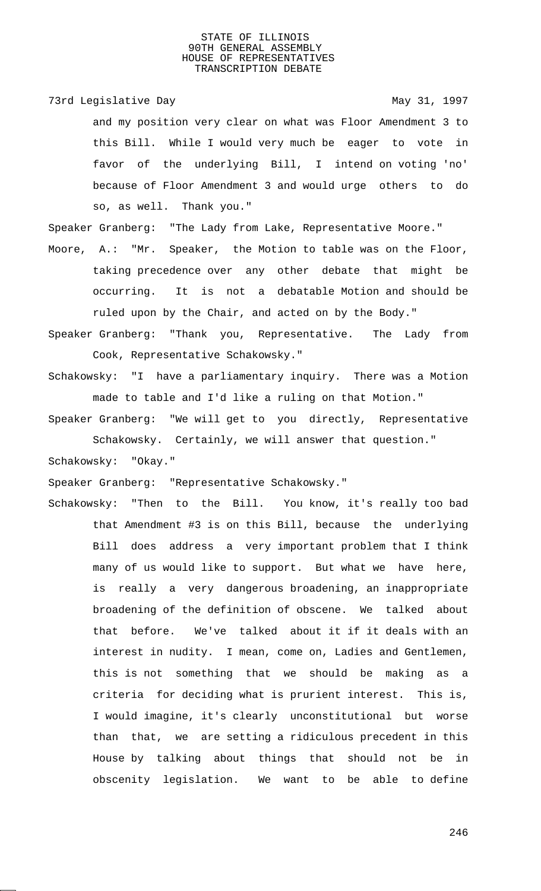and my position very clear on what was Floor Amendment 3 to this Bill. While I would very much be eager to vote in favor of the underlying Bill, I intend on voting 'no' because of Floor Amendment 3 and would urge others to do so, as well. Thank you."

Speaker Granberg: "The Lady from Lake, Representative Moore."

Moore, A.: "Mr. Speaker, the Motion to table was on the Floor, taking precedence over any other debate that might be occurring. It is not a debatable Motion and should be ruled upon by the Chair, and acted on by the Body."

Speaker Granberg: "Thank you, Representative. The Lady from Cook, Representative Schakowsky."

Schakowsky: "I have a parliamentary inquiry. There was a Motion made to table and I'd like a ruling on that Motion."

Speaker Granberg: "We will get to you directly, Representative Schakowsky. Certainly, we will answer that question."

Schakowsky: "Okay."

Speaker Granberg: "Representative Schakowsky."

Schakowsky: "Then to the Bill. You know, it's really too bad that Amendment #3 is on this Bill, because the underlying Bill does address a very important problem that I think many of us would like to support. But what we have here, is really a very dangerous broadening, an inappropriate broadening of the definition of obscene. We talked about that before. We've talked about it if it deals with an interest in nudity. I mean, come on, Ladies and Gentlemen, this is not something that we should be making as a criteria for deciding what is prurient interest. This is, I would imagine, it's clearly unconstitutional but worse than that, we are setting a ridiculous precedent in this House by talking about things that should not be in obscenity legislation. We want to be able to define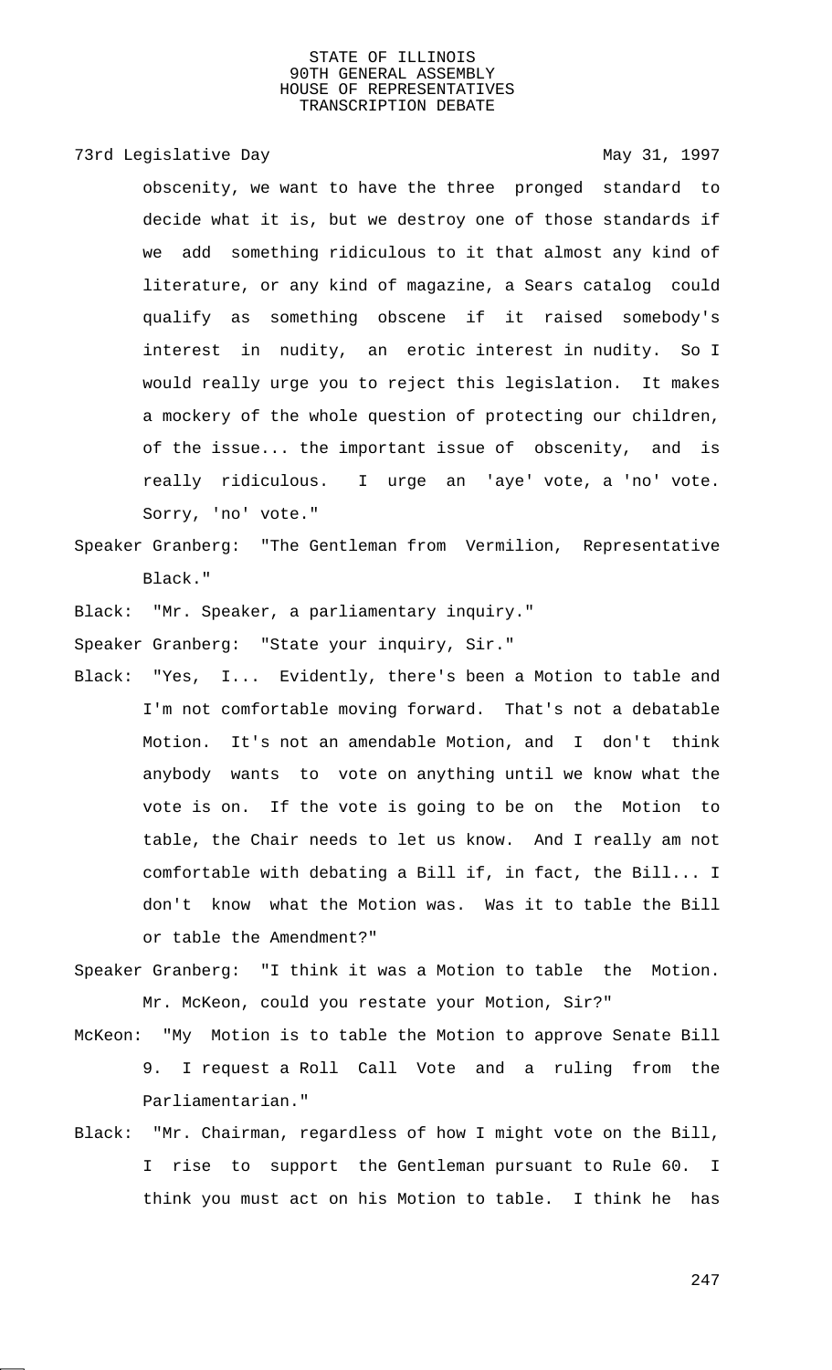obscenity, we want to have the three pronged standard to decide what it is, but we destroy one of those standards if we add something ridiculous to it that almost any kind of literature, or any kind of magazine, a Sears catalog could qualify as something obscene if it raised somebody's interest in nudity, an erotic interest in nudity. So I would really urge you to reject this legislation. It makes a mockery of the whole question of protecting our children, of the issue... the important issue of obscenity, and is really ridiculous. I urge an 'aye' vote, a 'no' vote. Sorry, 'no' vote."

Speaker Granberg: "The Gentleman from Vermilion, Representative Black."

Black: "Mr. Speaker, a parliamentary inquiry."

Speaker Granberg: "State your inquiry, Sir."

Black: "Yes, I... Evidently, there's been a Motion to table and I'm not comfortable moving forward. That's not a debatable Motion. It's not an amendable Motion, and I don't think anybody wants to vote on anything until we know what the vote is on. If the vote is going to be on the Motion to table, the Chair needs to let us know. And I really am not comfortable with debating a Bill if, in fact, the Bill... I don't know what the Motion was. Was it to table the Bill or table the Amendment?"

Speaker Granberg: "I think it was a Motion to table the Motion. Mr. McKeon, could you restate your Motion, Sir?"

McKeon: "My Motion is to table the Motion to approve Senate Bill 9. I request a Roll Call Vote and a ruling from the Parliamentarian."

Black: "Mr. Chairman, regardless of how I might vote on the Bill, I rise to support the Gentleman pursuant to Rule 60. I think you must act on his Motion to table. I think he has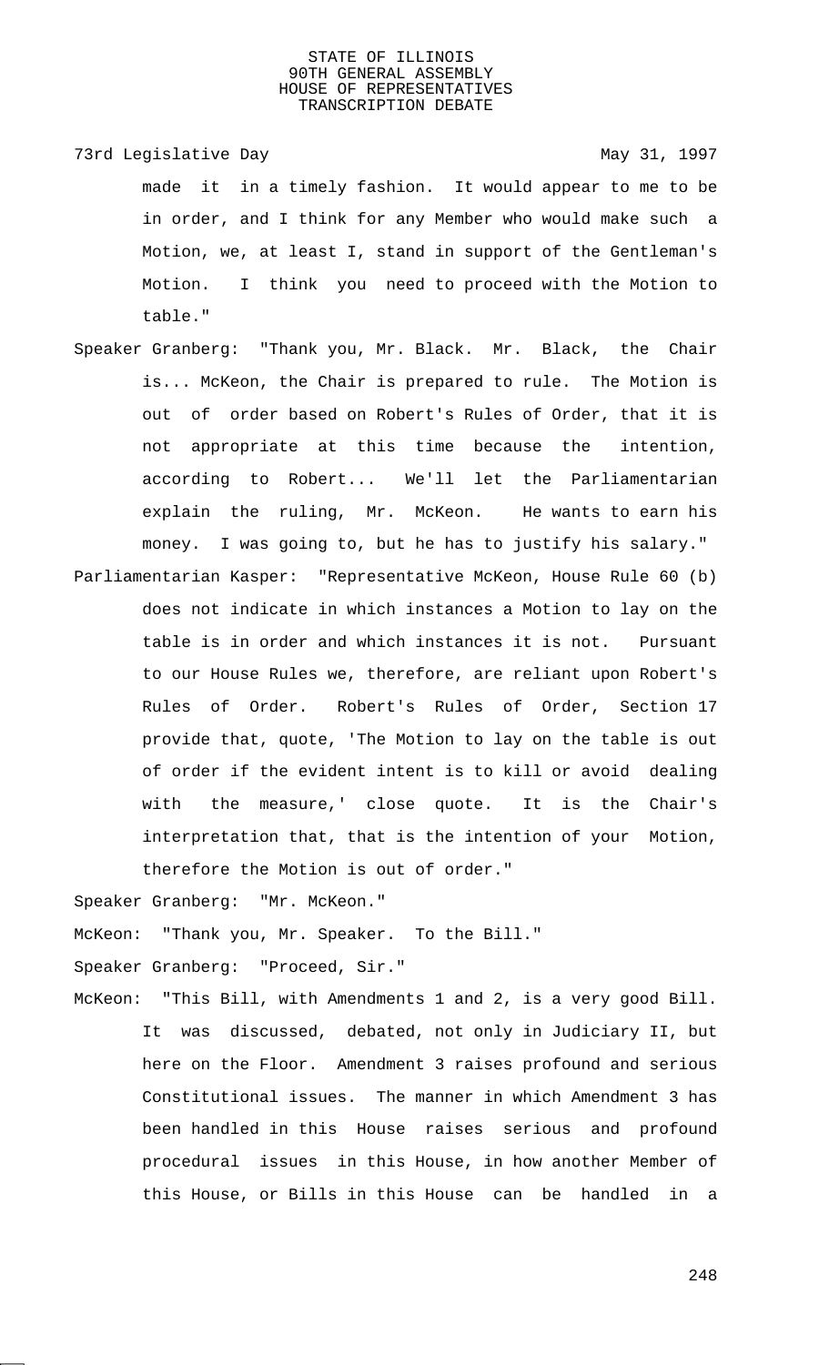made it in a timely fashion. It would appear to me to be in order, and I think for any Member who would make such a Motion, we, at least I, stand in support of the Gentleman's Motion. I think you need to proceed with the Motion to table."

Speaker Granberg: "Thank you, Mr. Black. Mr. Black, the Chair is... McKeon, the Chair is prepared to rule. The Motion is out of order based on Robert's Rules of Order, that it is not appropriate at this time because the intention, according to Robert... We'll let the Parliamentarian explain the ruling, Mr. McKeon. He wants to earn his money. I was going to, but he has to justify his salary."

Parliamentarian Kasper: "Representative McKeon, House Rule 60 (b) does not indicate in which instances a Motion to lay on the table is in order and which instances it is not. Pursuant to our House Rules we, therefore, are reliant upon Robert's Rules of Order. Robert's Rules of Order, Section 17 provide that, quote, 'The Motion to lay on the table is out of order if the evident intent is to kill or avoid dealing with the measure,' close quote. It is the Chair's interpretation that, that is the intention of your Motion, therefore the Motion is out of order."

Speaker Granberg: "Mr. McKeon."

McKeon: "Thank you, Mr. Speaker. To the Bill."

Speaker Granberg: "Proceed, Sir."

McKeon: "This Bill, with Amendments 1 and 2, is a very good Bill. It was discussed, debated, not only in Judiciary II, but here on the Floor. Amendment 3 raises profound and serious Constitutional issues. The manner in which Amendment 3 has been handled in this House raises serious and profound procedural issues in this House, in how another Member of this House, or Bills in this House can be handled in a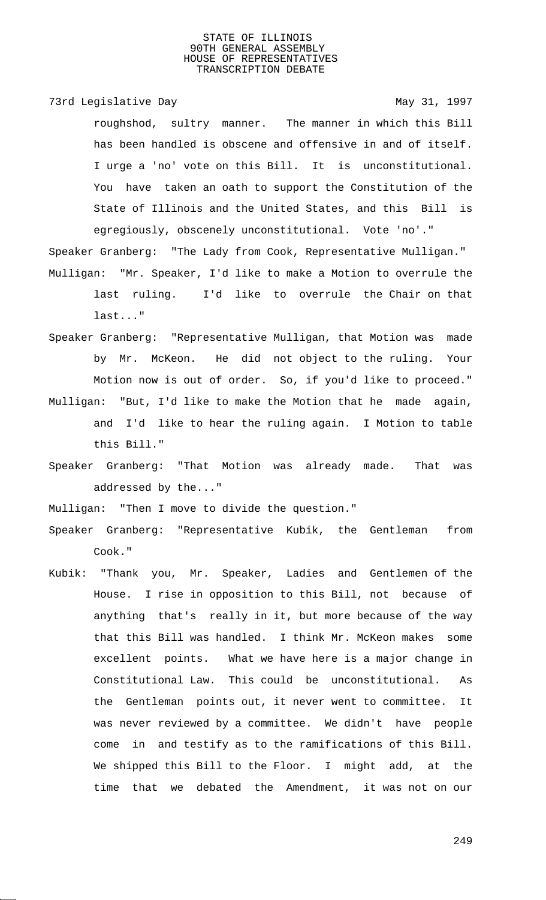roughshod, sultry manner. The manner in which this Bill has been handled is obscene and offensive in and of itself. I urge a 'no' vote on this Bill. It is unconstitutional. You have taken an oath to support the Constitution of the State of Illinois and the United States, and this Bill is egregiously, obscenely unconstitutional. Vote 'no'."

Speaker Granberg: "The Lady from Cook, Representative Mulligan."

Mulligan: "Mr. Speaker, I'd like to make a Motion to overrule the last ruling. I'd like to overrule the Chair on that last..."

Speaker Granberg: "Representative Mulligan, that Motion was made by Mr. McKeon. He did not object to the ruling. Your Motion now is out of order. So, if you'd like to proceed."

Mulligan: "But, I'd like to make the Motion that he made again, and I'd like to hear the ruling again. I Motion to table this Bill."

Speaker Granberg: "That Motion was already made. That was addressed by the..."

Mulligan: "Then I move to divide the question."

Speaker Granberg: "Representative Kubik, the Gentleman from Cook."

Kubik: "Thank you, Mr. Speaker, Ladies and Gentlemen of the House. I rise in opposition to this Bill, not because of anything that's really in it, but more because of the way that this Bill was handled. I think Mr. McKeon makes some excellent points. What we have here is a major change in Constitutional Law. This could be unconstitutional. As the Gentleman points out, it never went to committee. It was never reviewed by a committee. We didn't have people come in and testify as to the ramifications of this Bill. We shipped this Bill to the Floor. I might add, at the time that we debated the Amendment, it was not on our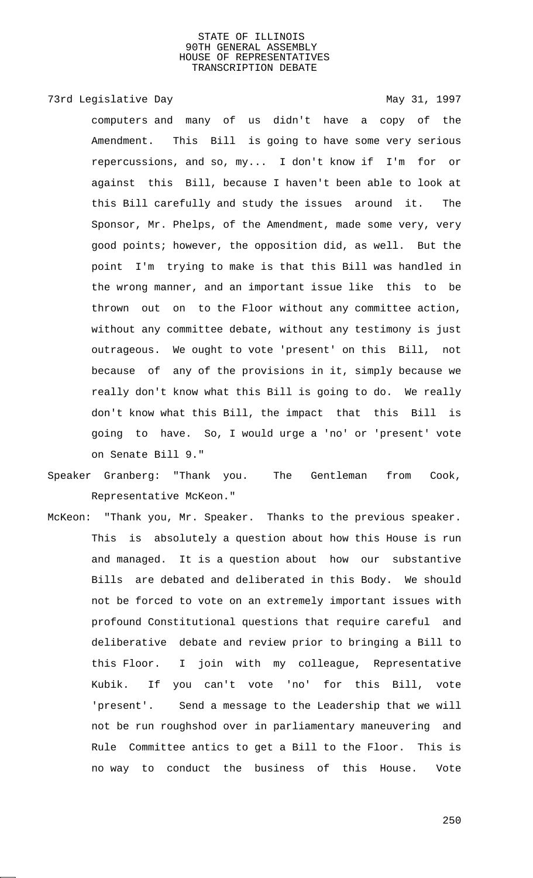computers and many of us didn't have a copy of the Amendment. This Bill is going to have some very serious repercussions, and so, my... I don't know if I'm for or against this Bill, because I haven't been able to look at this Bill carefully and study the issues around it. The Sponsor, Mr. Phelps, of the Amendment, made some very, very good points; however, the opposition did, as well. But the point I'm trying to make is that this Bill was handled in the wrong manner, and an important issue like this to be thrown out on to the Floor without any committee action, without any committee debate, without any testimony is just outrageous. We ought to vote 'present' on this Bill, not because of any of the provisions in it, simply because we really don't know what this Bill is going to do. We really don't know what this Bill, the impact that this Bill is going to have. So, I would urge a 'no' or 'present' vote on Senate Bill 9."

Speaker Granberg: "Thank you. The Gentleman from Cook, Representative McKeon."

McKeon: "Thank you, Mr. Speaker. Thanks to the previous speaker. This is absolutely a question about how this House is run and managed. It is a question about how our substantive Bills are debated and deliberated in this Body. We should not be forced to vote on an extremely important issues with profound Constitutional questions that require careful and deliberative debate and review prior to bringing a Bill to this Floor. I join with my colleague, Representative Kubik. If you can't vote 'no' for this Bill, vote 'present'. Send a message to the Leadership that we will not be run roughshod over in parliamentary maneuvering and Rule Committee antics to get a Bill to the Floor. This is no way to conduct the business of this House. Vote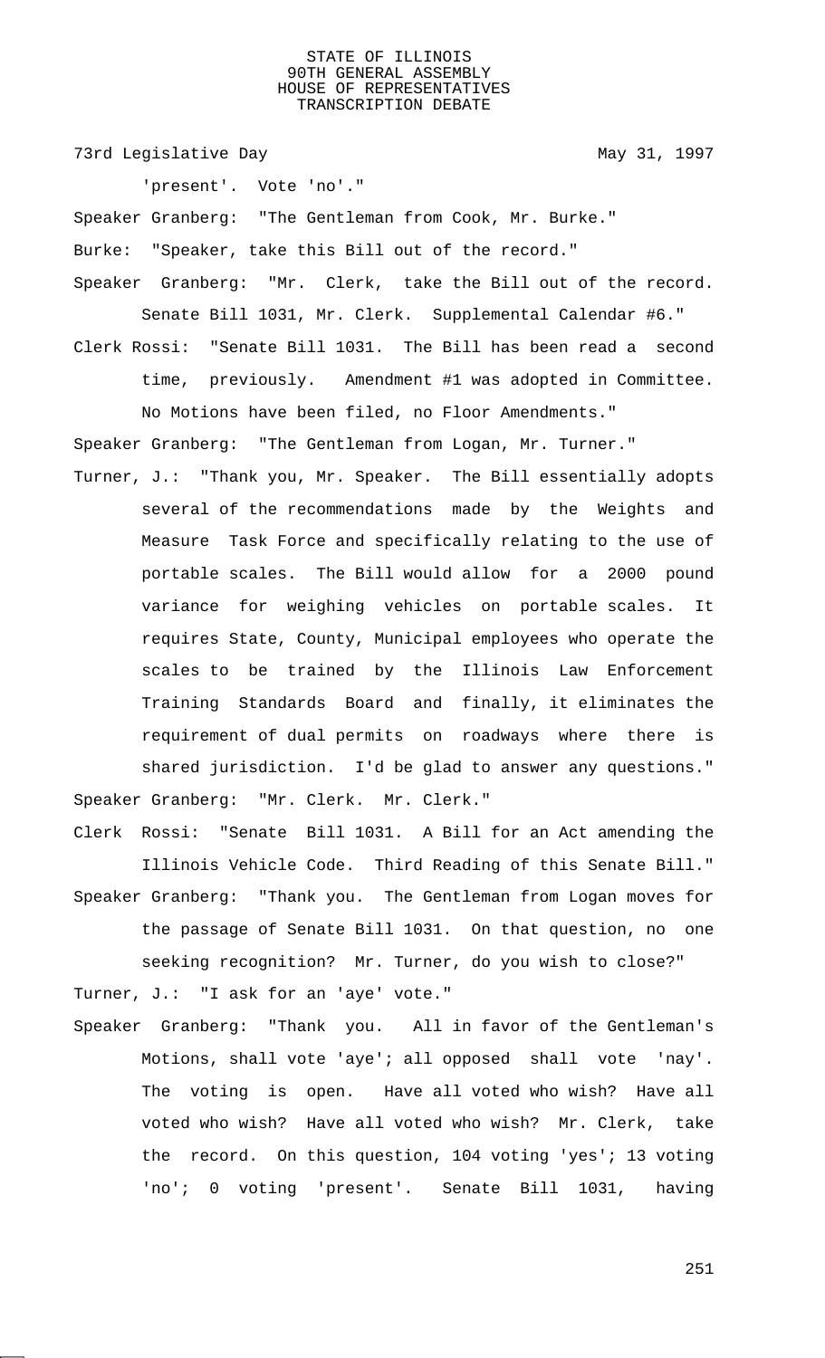'present'. Vote 'no'."

Speaker Granberg: "The Gentleman from Cook, Mr. Burke."

Burke: "Speaker, take this Bill out of the record."

Speaker Granberg: "Mr. Clerk, take the Bill out of the record. Senate Bill 1031, Mr. Clerk. Supplemental Calendar #6."

Clerk Rossi: "Senate Bill 1031. The Bill has been read a second time, previously. Amendment #1 was adopted in Committee. No Motions have been filed, no Floor Amendments."

Speaker Granberg: "The Gentleman from Logan, Mr. Turner."

Turner, J.: "Thank you, Mr. Speaker. The Bill essentially adopts several of the recommendations made by the Weights and Measure Task Force and specifically relating to the use of portable scales. The Bill would allow for a 2000 pound variance for weighing vehicles on portable scales. It requires State, County, Municipal employees who operate the scales to be trained by the Illinois Law Enforcement Training Standards Board and finally, it eliminates the requirement of dual permits on roadways where there is shared jurisdiction. I'd be glad to answer any questions."

Speaker Granberg: "Mr. Clerk. Mr. Clerk."

Clerk Rossi: "Senate Bill 1031. A Bill for an Act amending the Illinois Vehicle Code. Third Reading of this Senate Bill."

Speaker Granberg: "Thank you. The Gentleman from Logan moves for the passage of Senate Bill 1031. On that question, no one seeking recognition? Mr. Turner, do you wish to close?"

Turner, J.: "I ask for an 'aye' vote."

Speaker Granberg: "Thank you. All in favor of the Gentleman's Motions, shall vote 'aye'; all opposed shall vote 'nay'. The voting is open. Have all voted who wish? Have all voted who wish? Have all voted who wish? Mr. Clerk, take the record. On this question, 104 voting 'yes'; 13 voting 'no'; 0 voting 'present'. Senate Bill 1031, having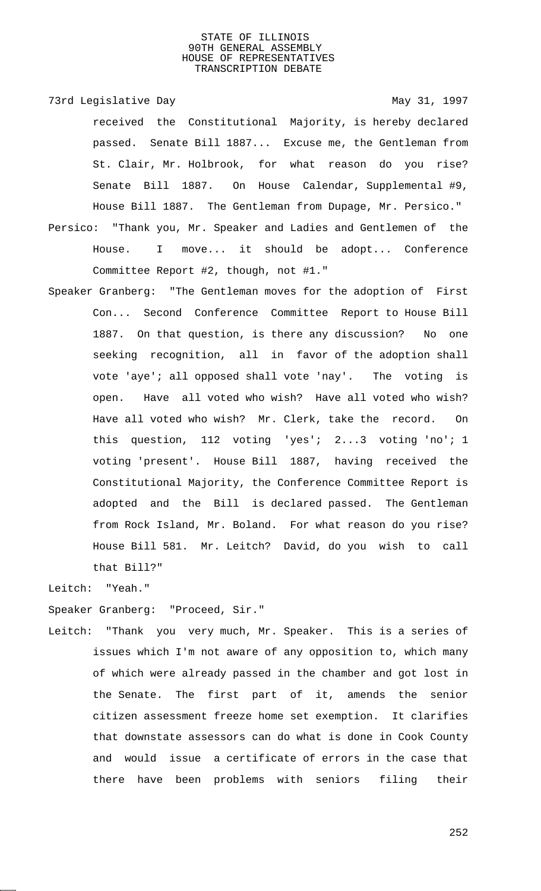received the Constitutional Majority, is hereby declared passed. Senate Bill 1887... Excuse me, the Gentleman from St. Clair, Mr. Holbrook, for what reason do you rise? Senate Bill 1887. On House Calendar, Supplemental #9, House Bill 1887. The Gentleman from Dupage, Mr. Persico."

Persico: "Thank you, Mr. Speaker and Ladies and Gentlemen of the House. I move... it should be adopt... Conference Committee Report #2, though, not #1."

Speaker Granberg: "The Gentleman moves for the adoption of First Con... Second Conference Committee Report to House Bill 1887. On that question, is there any discussion? No one seeking recognition, all in favor of the adoption shall vote 'aye'; all opposed shall vote 'nay'. The voting is open. Have all voted who wish? Have all voted who wish? Have all voted who wish? Mr. Clerk, take the record. On this question, 112 voting 'yes'; 2...3 voting 'no'; 1 voting 'present'. House Bill 1887, having received the Constitutional Majority, the Conference Committee Report is adopted and the Bill is declared passed. The Gentleman from Rock Island, Mr. Boland. For what reason do you rise? House Bill 581. Mr. Leitch? David, do you wish to call that Bill?"

Leitch: "Yeah."

Speaker Granberg: "Proceed, Sir."

Leitch: "Thank you very much, Mr. Speaker. This is a series of issues which I'm not aware of any opposition to, which many of which were already passed in the chamber and got lost in the Senate. The first part of it, amends the senior citizen assessment freeze home set exemption. It clarifies that downstate assessors can do what is done in Cook County and would issue a certificate of errors in the case that there have been problems with seniors filing their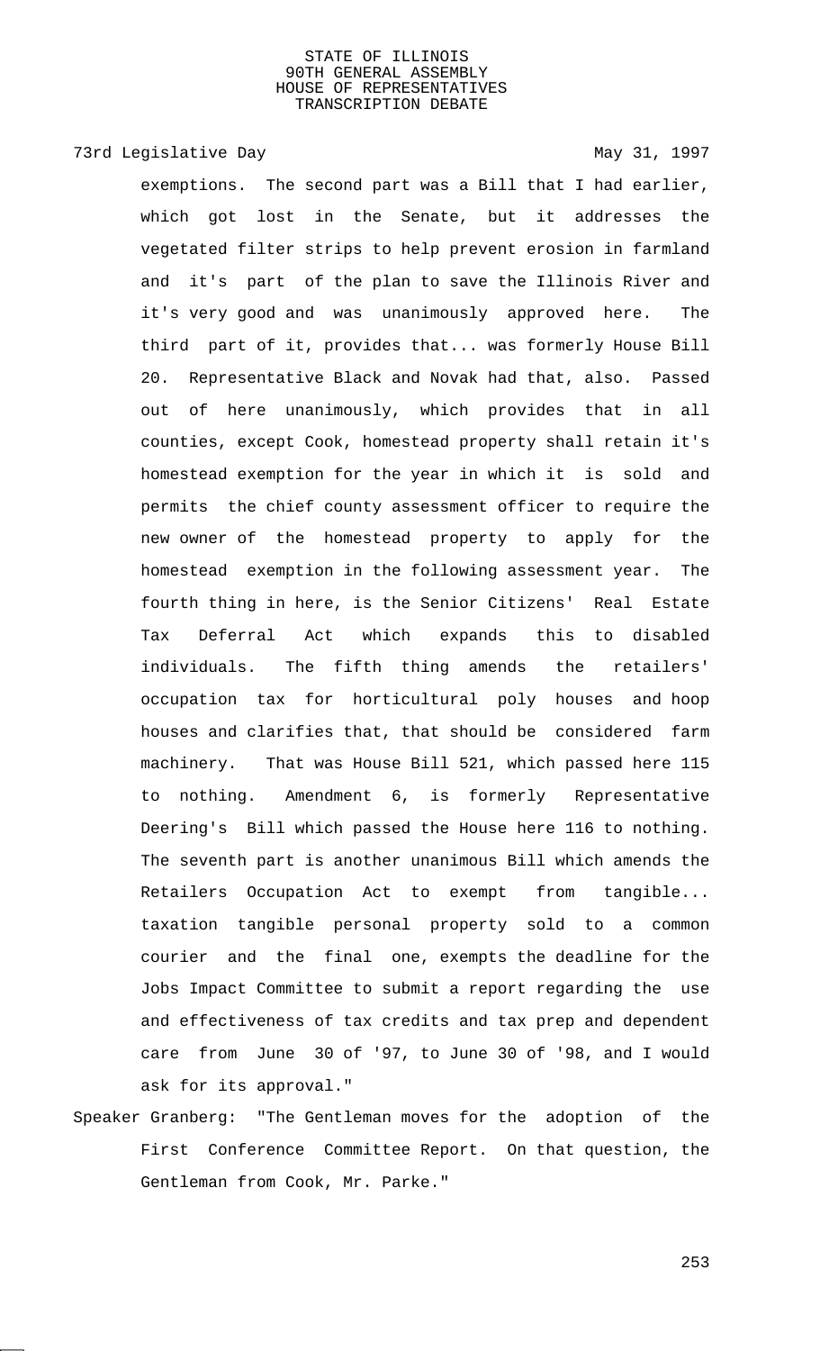exemptions. The second part was a Bill that I had earlier, which got lost in the Senate, but it addresses the vegetated filter strips to help prevent erosion in farmland and it's part of the plan to save the Illinois River and it's very good and was unanimously approved here. The third part of it, provides that... was formerly House Bill 20. Representative Black and Novak had that, also. Passed out of here unanimously, which provides that in all counties, except Cook, homestead property shall retain it's homestead exemption for the year in which it is sold and permits the chief county assessment officer to require the new owner of the homestead property to apply for the homestead exemption in the following assessment year. The fourth thing in here, is the Senior Citizens' Real Estate Tax Deferral Act which expands this to disabled individuals. The fifth thing amends the retailers' occupation tax for horticultural poly houses and hoop houses and clarifies that, that should be considered farm machinery. That was House Bill 521, which passed here 115 to nothing. Amendment 6, is formerly Representative Deering's Bill which passed the House here 116 to nothing. The seventh part is another unanimous Bill which amends the Retailers Occupation Act to exempt from tangible... taxation tangible personal property sold to a common courier and the final one, exempts the deadline for the Jobs Impact Committee to submit a report regarding the use and effectiveness of tax credits and tax prep and dependent care from June 30 of '97, to June 30 of '98, and I would ask for its approval."

Speaker Granberg: "The Gentleman moves for the adoption of the First Conference Committee Report. On that question, the Gentleman from Cook, Mr. Parke."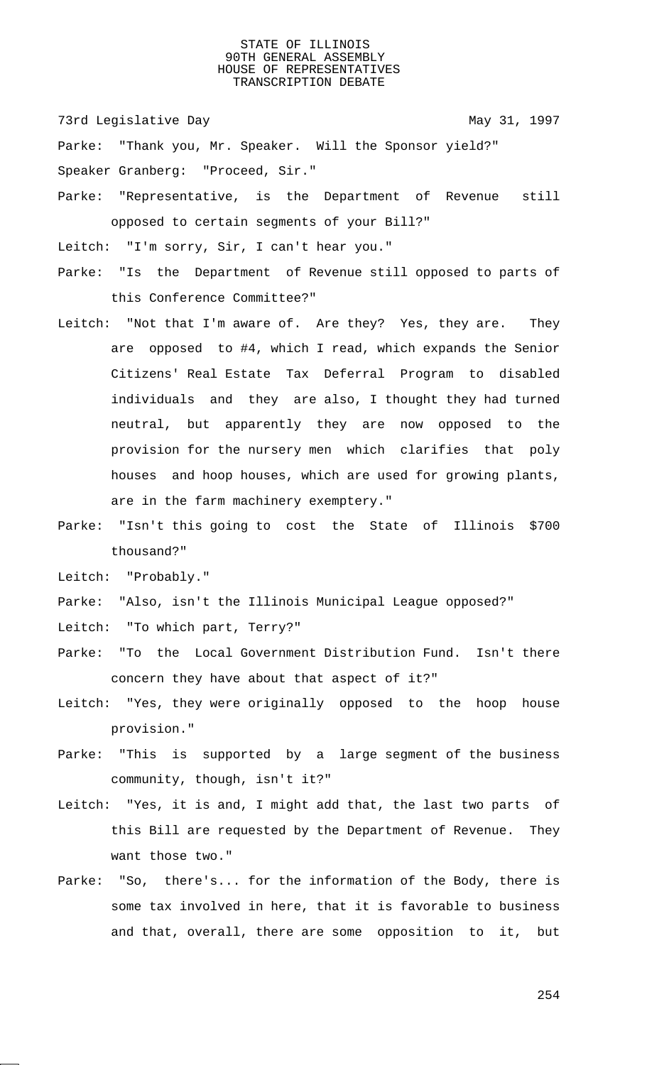Parke: "Thank you, Mr. Speaker. Will the Sponsor yield?"

Speaker Granberg: "Proceed, Sir."

Parke: "Representative, is the Department of Revenue still opposed to certain segments of your Bill?"

Leitch: "I'm sorry, Sir, I can't hear you."

Parke: "Is the Department of Revenue still opposed to parts of this Conference Committee?"

Leitch: "Not that I'm aware of. Are they? Yes, they are. They are opposed to #4, which I read, which expands the Senior Citizens' Real Estate Tax Deferral Program to disabled individuals and they are also, I thought they had turned neutral, but apparently they are now opposed to the provision for the nursery men which clarifies that poly houses and hoop houses, which are used for growing plants, are in the farm machinery exemptery."

Parke: "Isn't this going to cost the State of Illinois $700 thousand?"

Leitch: "Probably."

Parke: "Also, isn't the Illinois Municipal League opposed?"

Leitch: "To which part, Terry?"

Parke: "To the Local Government Distribution Fund. Isn't there concern they have about that aspect of it?"

Leitch: "Yes, they were originally opposed to the hoop house provision."

Parke: "This is supported by a large segment of the business community, though, isn't it?"

Leitch: "Yes, it is and, I might add that, the last two parts of this Bill are requested by the Department of Revenue. They want those two."

Parke: "So, there's... for the information of the Body, there is some tax involved in here, that it is favorable to business and that, overall, there are some opposition to it, but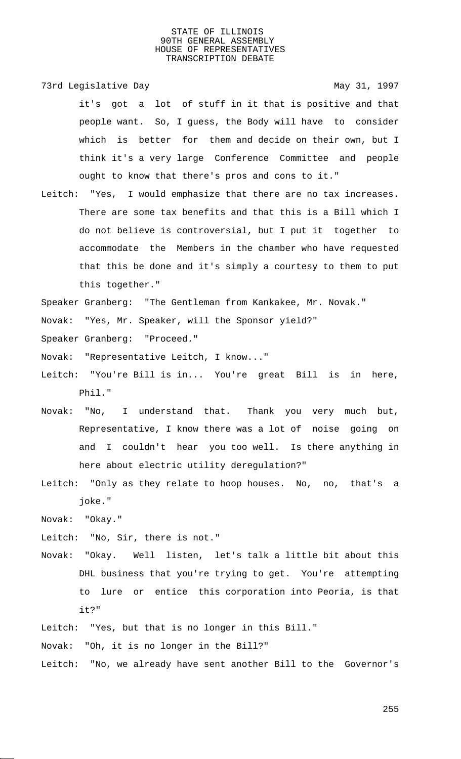it's got a lot of stuff in it that is positive and that people want. So, I guess, the Body will have to consider which is better for them and decide on their own, but I think it's a very large Conference Committee and people ought to know that there's pros and cons to it."

Leitch: "Yes, I would emphasize that there are no tax increases. There are some tax benefits and that this is a Bill which I do not believe is controversial, but I put it together to accommodate the Members in the chamber who have requested that this be done and it's simply a courtesy to them to put this together."

Speaker Granberg: "The Gentleman from Kankakee, Mr. Novak."

Novak: "Yes, Mr. Speaker, will the Sponsor yield?"

Speaker Granberg: "Proceed."

Novak: "Representative Leitch, I know..."

Leitch: "You're Bill is in... You're great Bill is in here, Phil."

Novak: "No, I understand that. Thank you very much but, Representative, I know there was a lot of noise going on and I couldn't hear you too well. Is there anything in here about electric utility deregulation?"

Leitch: "Only as they relate to hoop houses. No, no, that's a joke."

Novak: "Okay."

Leitch: "No, Sir, there is not."

Novak: "Okay. Well listen, let's talk a little bit about this DHL business that you're trying to get. You're attempting to lure or entice this corporation into Peoria, is that it?"

Leitch: "Yes, but that is no longer in this Bill."

Novak: "Oh, it is no longer in the Bill?"

Leitch: "No, we already have sent another Bill to the Governor's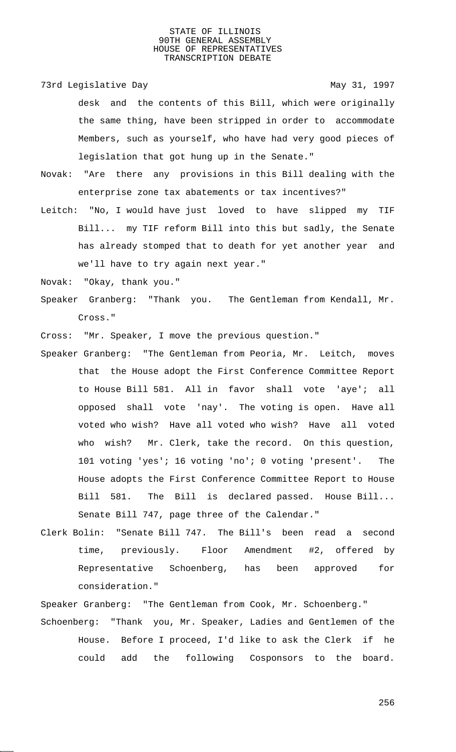desk and the contents of this Bill, which were originally the same thing, have been stripped in order to accommodate Members, such as yourself, who have had very good pieces of legislation that got hung up in the Senate."

Novak: "Are there any provisions in this Bill dealing with the enterprise zone tax abatements or tax incentives?"

Leitch: "No, I would have just loved to have slipped my TIF Bill... my TIF reform Bill into this but sadly, the Senate has already stomped that to death for yet another year and we'll have to try again next year."

Novak: "Okay, thank you."

Speaker Granberg: "Thank you. The Gentleman from Kendall, Mr. Cross."

Cross: "Mr. Speaker, I move the previous question."

Speaker Granberg: "The Gentleman from Peoria, Mr. Leitch, moves that the House adopt the First Conference Committee Report to House Bill 581. All in favor shall vote 'aye'; all opposed shall vote 'nay'. The voting is open. Have all voted who wish? Have all voted who wish? Have all voted who wish? Mr. Clerk, take the record. On this question, 101 voting 'yes'; 16 voting 'no'; 0 voting 'present'. The House adopts the First Conference Committee Report to House Bill 581. The Bill is declared passed. House Bill... Senate Bill 747, page three of the Calendar."

Clerk Bolin: "Senate Bill 747. The Bill's been read a second time, previously. Floor Amendment #2, offered by Representative Schoenberg, has been approved for consideration."

Speaker Granberg: "The Gentleman from Cook, Mr. Schoenberg."

Schoenberg: "Thank you, Mr. Speaker, Ladies and Gentlemen of the House. Before I proceed, I'd like to ask the Clerk if he could add the following Cosponsors to the board.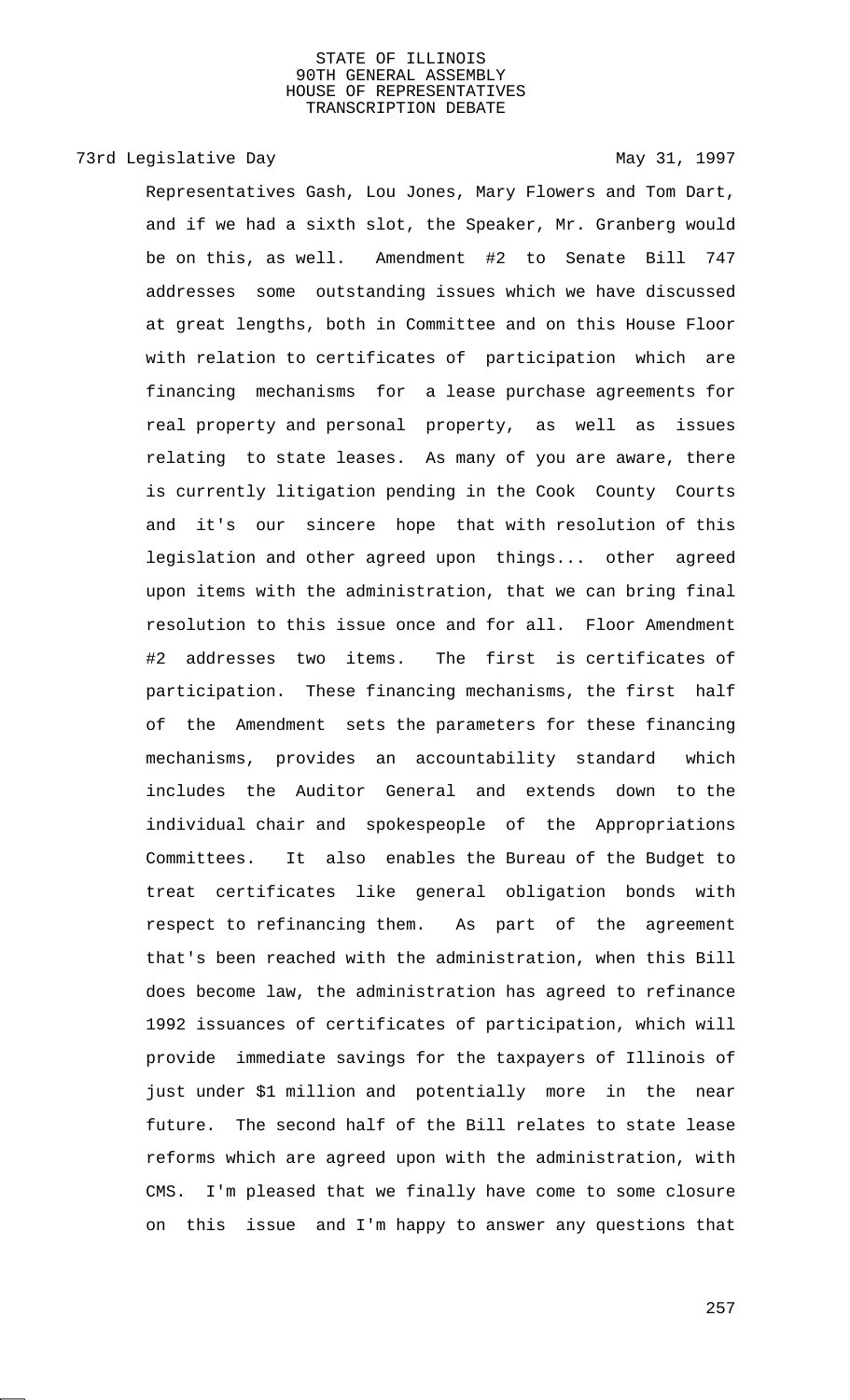Representatives Gash, Lou Jones, Mary Flowers and Tom Dart, and if we had a sixth slot, the Speaker, Mr. Granberg would be on this, as well. Amendment #2 to Senate Bill 747 addresses some outstanding issues which we have discussed at great lengths, both in Committee and on this House Floor with relation to certificates of participation which are financing mechanisms for a lease purchase agreements for real property and personal property, as well as issues relating to state leases. As many of you are aware, there is currently litigation pending in the Cook County Courts and it's our sincere hope that with resolution of this legislation and other agreed upon things... other agreed upon items with the administration, that we can bring final resolution to this issue once and for all. Floor Amendment #2 addresses two items. The first is certificates of participation. These financing mechanisms, the first half of the Amendment sets the parameters for these financing mechanisms, provides an accountability standard which includes the Auditor General and extends down to the individual chair and spokespeople of the Appropriations Committees. It also enables the Bureau of the Budget to treat certificates like general obligation bonds with respect to refinancing them. As part of the agreement that's been reached with the administration, when this Bill does become law, the administration has agreed to refinance 1992 issuances of certificates of participation, which will provide immediate savings for the taxpayers of Illinois of just under $1 million and potentially more in the near future. The second half of the Bill relates to state lease reforms which are agreed upon with the administration, with CMS. I'm pleased that we finally have come to some closure on this issue and I'm happy to answer any questions that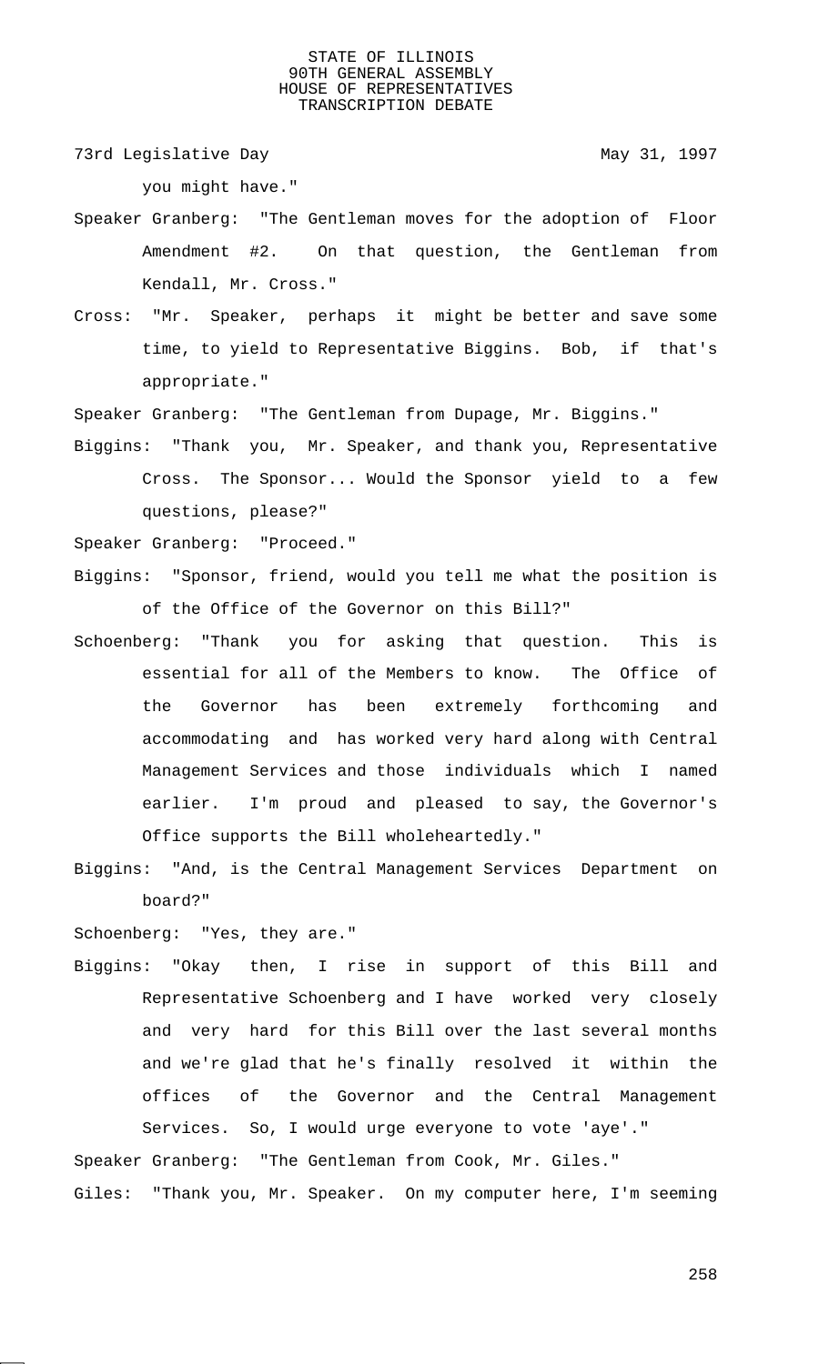you might have."

Speaker Granberg: "The Gentleman moves for the adoption of Floor Amendment #2. On that question, the Gentleman from Kendall, Mr. Cross."

Cross: "Mr. Speaker, perhaps it might be better and save some time, to yield to Representative Biggins. Bob, if that's appropriate."

Speaker Granberg: "The Gentleman from Dupage, Mr. Biggins."

Biggins: "Thank you, Mr. Speaker, and thank you, Representative Cross. The Sponsor... Would the Sponsor yield to a few questions, please?"

Speaker Granberg: "Proceed."

Biggins: "Sponsor, friend, would you tell me what the position is of the Office of the Governor on this Bill?"

Schoenberg: "Thank you for asking that question. This is essential for all of the Members to know. The Office of the Governor has been extremely forthcoming and accommodating and has worked very hard along with Central Management Services and those individuals which I named earlier. I'm proud and pleased to say, the Governor's Office supports the Bill wholeheartedly."

Biggins: "And, is the Central Management Services Department on board?"

Schoenberg: "Yes, they are."

Biggins: "Okay then, I rise in support of this Bill and Representative Schoenberg and I have worked very closely and very hard for this Bill over the last several months and we're glad that he's finally resolved it within the offices of the Governor and the Central Management Services. So, I would urge everyone to vote 'aye'."

Speaker Granberg: "The Gentleman from Cook, Mr. Giles."

Giles: "Thank you, Mr. Speaker. On my computer here, I'm seeming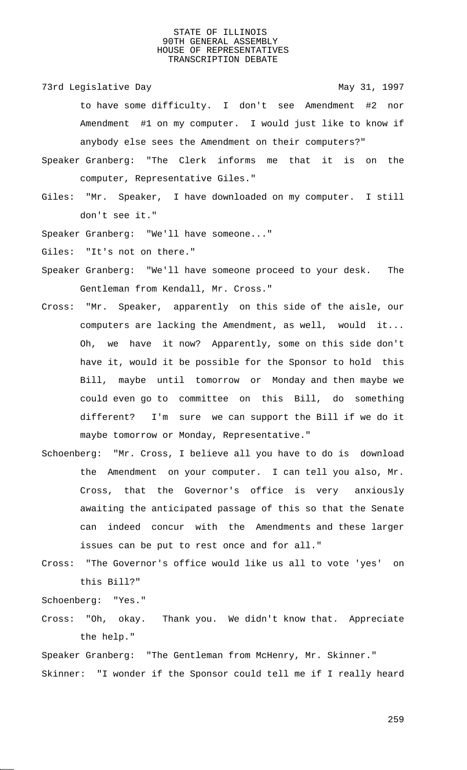to have some difficulty. I don't see Amendment #2 nor Amendment #1 on my computer. I would just like to know if anybody else sees the Amendment on their computers?"

Speaker Granberg: "The Clerk informs me that it is on the computer, Representative Giles."

Giles: "Mr. Speaker, I have downloaded on my computer. I still don't see it."

Speaker Granberg: "We'll have someone..."

Giles: "It's not on there."

Speaker Granberg: "We'll have someone proceed to your desk. The Gentleman from Kendall, Mr. Cross."

Cross: "Mr. Speaker, apparently on this side of the aisle, our computers are lacking the Amendment, as well, would it... Oh, we have it now? Apparently, some on this side don't have it, would it be possible for the Sponsor to hold this Bill, maybe until tomorrow or Monday and then maybe we could even go to committee on this Bill, do something different? I'm sure we can support the Bill if we do it maybe tomorrow or Monday, Representative."

Schoenberg: "Mr. Cross, I believe all you have to do is download the Amendment on your computer. I can tell you also, Mr. Cross, that the Governor's office is very anxiously awaiting the anticipated passage of this so that the Senate can indeed concur with the Amendments and these larger issues can be put to rest once and for all."

Cross: "The Governor's office would like us all to vote 'yes' on this Bill?"

Schoenberg: "Yes."

Cross: "Oh, okay. Thank you. We didn't know that. Appreciate the help."

Speaker Granberg: "The Gentleman from McHenry, Mr. Skinner."

Skinner: "I wonder if the Sponsor could tell me if I really heard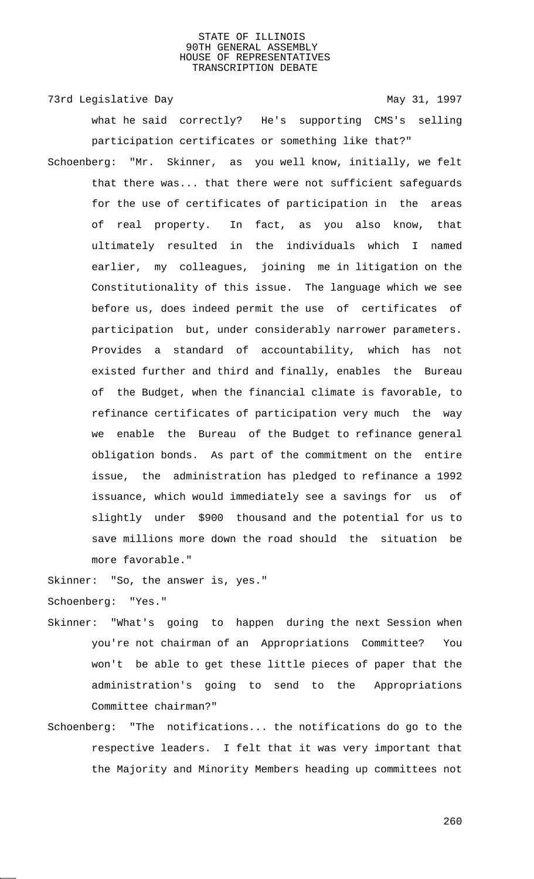what he said correctly? He's supporting CMS's selling participation certificates or something like that?"

Schoenberg: "Mr. Skinner, as you well know, initially, we felt that there was... that there were not sufficient safeguards for the use of certificates of participation in the areas of real property. In fact, as you also know, that ultimately resulted in the individuals which I named earlier, my colleagues, joining me in litigation on the Constitutionality of this issue. The language which we see before us, does indeed permit the use of certificates of participation but, under considerably narrower parameters. Provides a standard of accountability, which has not existed further and third and finally, enables the Bureau of the Budget, when the financial climate is favorable, to refinance certificates of participation very much the way we enable the Bureau of the Budget to refinance general obligation bonds. As part of the commitment on the entire issue, the administration has pledged to refinance a 1992 issuance, which would immediately see a savings for us of slightly under $900 thousand and the potential for us to save millions more down the road should the situation be more favorable."

Skinner: "So, the answer is, yes."

Schoenberg: "Yes."

Skinner: "What's going to happen during the next Session when you're not chairman of an Appropriations Committee? You won't be able to get these little pieces of paper that the administration's going to send to the Appropriations Committee chairman?"

Schoenberg: "The notifications... the notifications do go to the respective leaders. I felt that it was very important that the Majority and Minority Members heading up committees not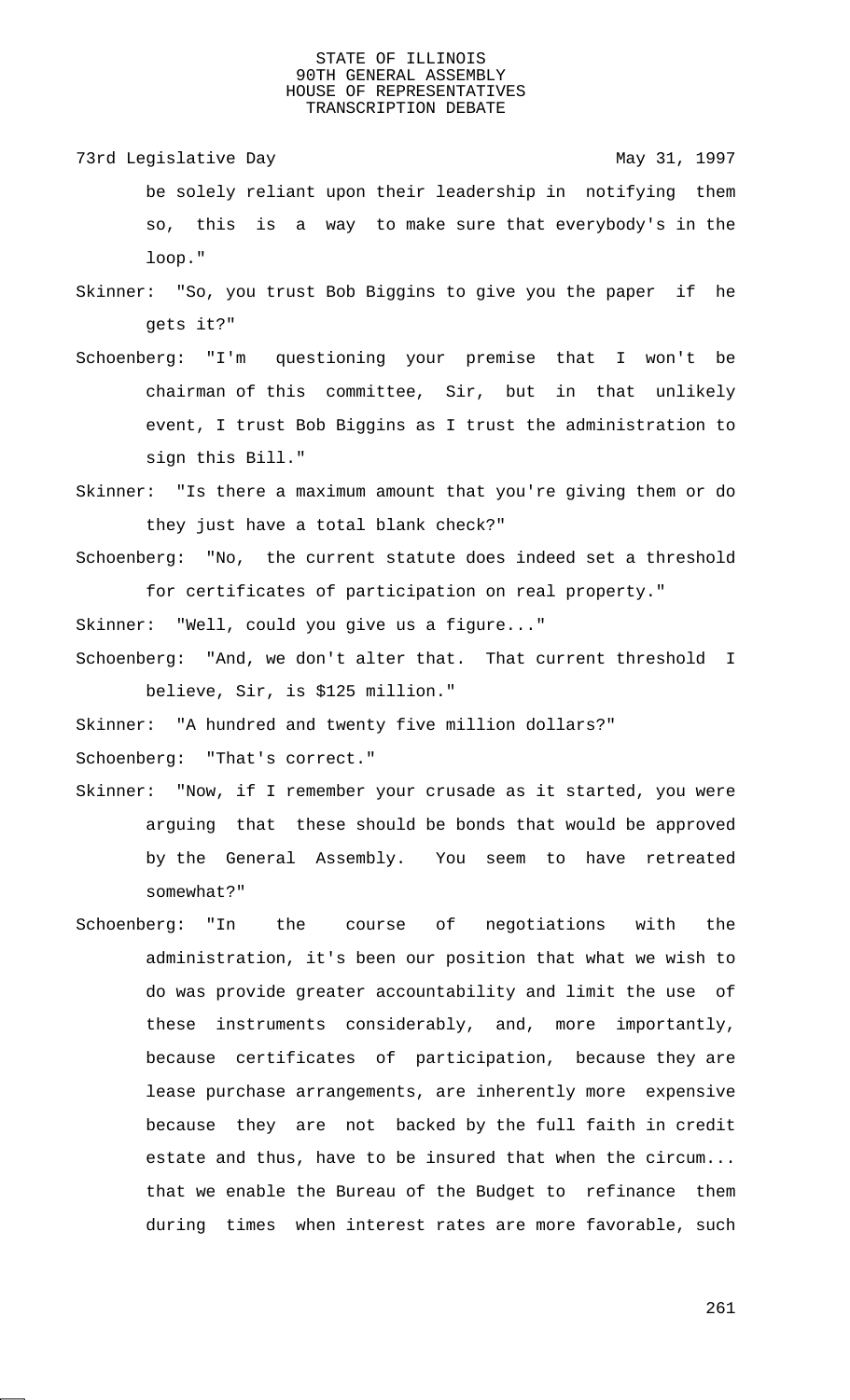be solely reliant upon their leadership in notifying them so, this is a way to make sure that everybody's in the loop."

Skinner: "So, you trust Bob Biggins to give you the paper if he gets it?"

Schoenberg: "I'm questioning your premise that I won't be chairman of this committee, Sir, but in that unlikely event, I trust Bob Biggins as I trust the administration to sign this Bill."

Skinner: "Is there a maximum amount that you're giving them or do they just have a total blank check?"

Schoenberg: "No, the current statute does indeed set a threshold for certificates of participation on real property."

Skinner: "Well, could you give us a figure..."

Schoenberg: "And, we don't alter that. That current threshold I believe, Sir, is $125 million."

Skinner: "A hundred and twenty five million dollars?"

Schoenberg: "That's correct."

Skinner: "Now, if I remember your crusade as it started, you were arguing that these should be bonds that would be approved by the General Assembly. You seem to have retreated somewhat?"

Schoenberg: "In the course of negotiations with the administration, it's been our position that what we wish to do was provide greater accountability and limit the use of these instruments considerably, and, more importantly, because certificates of participation, because they are lease purchase arrangements, are inherently more expensive because they are not backed by the full faith in credit estate and thus, have to be insured that when the circum... that we enable the Bureau of the Budget to refinance them during times when interest rates are more favorable, such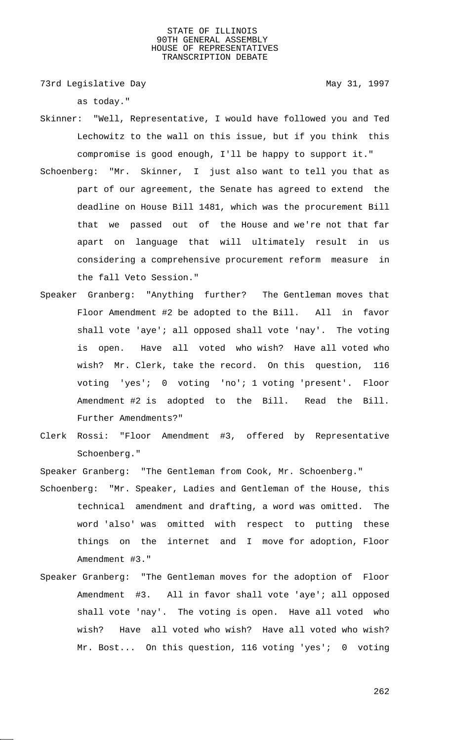as today."

Skinner: "Well, Representative, I would have followed you and Ted Lechowitz to the wall on this issue, but if you think this compromise is good enough, I'll be happy to support it."

Schoenberg: "Mr. Skinner, I just also want to tell you that as part of our agreement, the Senate has agreed to extend the deadline on House Bill 1481, which was the procurement Bill that we passed out of the House and we're not that far apart on language that will ultimately result in us considering a comprehensive procurement reform measure in the fall Veto Session."

Speaker Granberg: "Anything further? The Gentleman moves that Floor Amendment #2 be adopted to the Bill. All in favor shall vote 'aye'; all opposed shall vote 'nay'. The voting is open. Have all voted who wish? Have all voted who wish? Mr. Clerk, take the record. On this question, 116 voting 'yes'; 0 voting 'no'; 1 voting 'present'. Floor Amendment #2 is adopted to the Bill. Read the Bill. Further Amendments?"

Clerk Rossi: "Floor Amendment #3, offered by Representative Schoenberg."

Speaker Granberg: "The Gentleman from Cook, Mr. Schoenberg."

Schoenberg: "Mr. Speaker, Ladies and Gentleman of the House, this technical amendment and drafting, a word was omitted. The word 'also' was omitted with respect to putting these things on the internet and I move for adoption, Floor Amendment #3."

Speaker Granberg: "The Gentleman moves for the adoption of Floor Amendment #3. All in favor shall vote 'aye'; all opposed shall vote 'nay'. The voting is open. Have all voted who wish? Have all voted who wish? Have all voted who wish? Mr. Bost... On this question, 116 voting 'yes'; 0 voting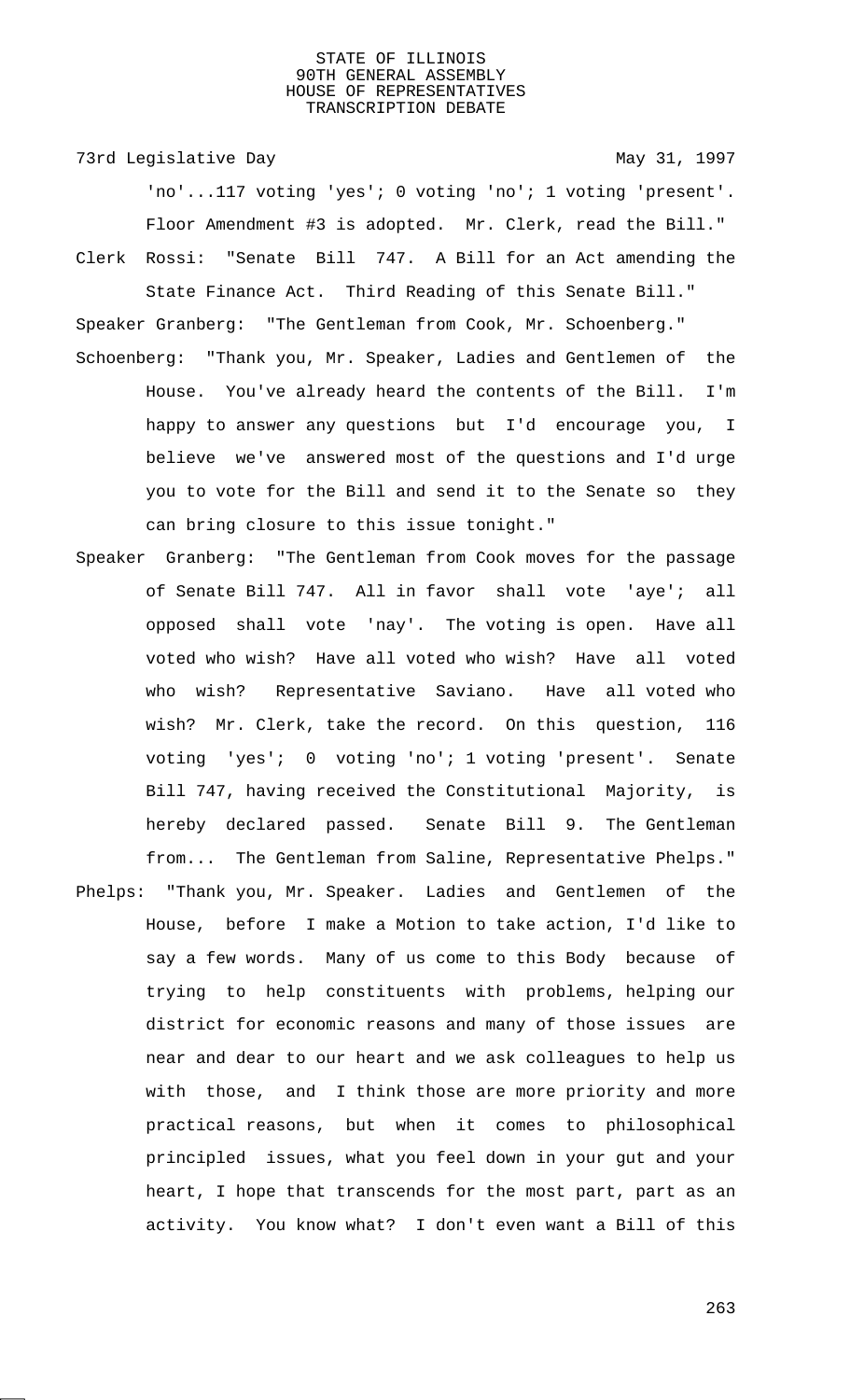'no'...117 voting 'yes'; 0 voting 'no'; 1 voting 'present'. Floor Amendment #3 is adopted. Mr. Clerk, read the Bill."

Clerk Rossi: "Senate Bill 747. A Bill for an Act amending the State Finance Act. Third Reading of this Senate Bill."

Speaker Granberg: "The Gentleman from Cook, Mr. Schoenberg."

Schoenberg: "Thank you, Mr. Speaker, Ladies and Gentlemen of the House. You've already heard the contents of the Bill. I'm happy to answer any questions but I'd encourage you, I believe we've answered most of the questions and I'd urge you to vote for the Bill and send it to the Senate so they can bring closure to this issue tonight."

Speaker Granberg: "The Gentleman from Cook moves for the passage of Senate Bill 747. All in favor shall vote 'aye'; all opposed shall vote 'nay'. The voting is open. Have all voted who wish? Have all voted who wish? Have all voted who wish? Representative Saviano. Have all voted who wish? Mr. Clerk, take the record. On this question, 116 voting 'yes'; 0 voting 'no'; 1 voting 'present'. Senate Bill 747, having received the Constitutional Majority, is hereby declared passed. Senate Bill 9. The Gentleman from... The Gentleman from Saline, Representative Phelps."

Phelps: "Thank you, Mr. Speaker. Ladies and Gentlemen of the House, before I make a Motion to take action, I'd like to say a few words. Many of us come to this Body because of trying to help constituents with problems, helping our district for economic reasons and many of those issues are near and dear to our heart and we ask colleagues to help us with those, and I think those are more priority and more practical reasons, but when it comes to philosophical principled issues, what you feel down in your gut and your heart, I hope that transcends for the most part, part as an activity. You know what? I don't even want a Bill of this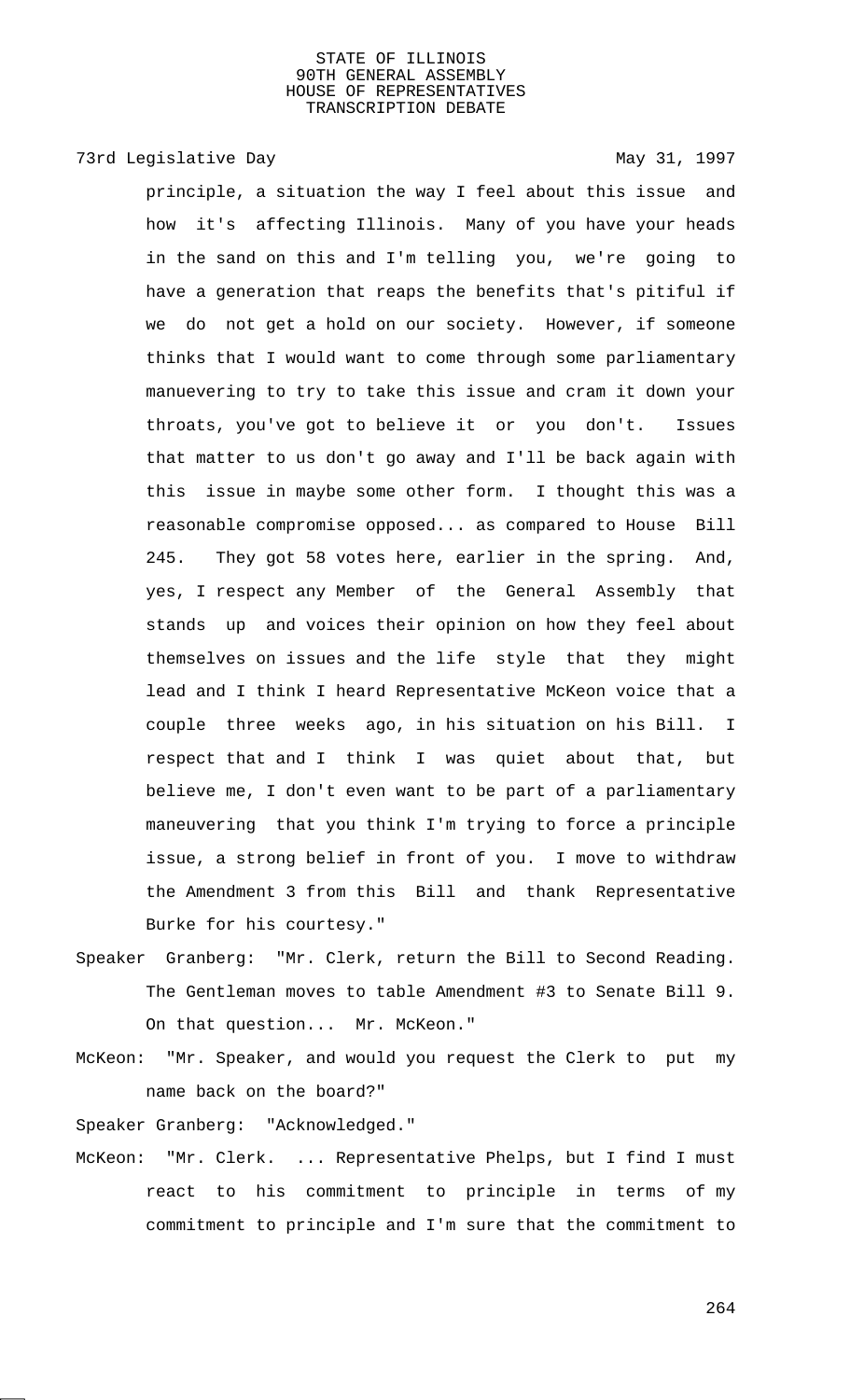principle, a situation the way I feel about this issue and how it's affecting Illinois. Many of you have your heads in the sand on this and I'm telling you, we're going to have a generation that reaps the benefits that's pitiful if we do not get a hold on our society. However, if someone thinks that I would want to come through some parliamentary manuevering to try to take this issue and cram it down your throats, you've got to believe it or you don't. Issues that matter to us don't go away and I'll be back again with this issue in maybe some other form. I thought this was a reasonable compromise opposed... as compared to House Bill 245. They got 58 votes here, earlier in the spring. And, yes, I respect any Member of the General Assembly that stands up and voices their opinion on how they feel about themselves on issues and the life style that they might lead and I think I heard Representative McKeon voice that a couple three weeks ago, in his situation on his Bill. I respect that and I think I was quiet about that, but believe me, I don't even want to be part of a parliamentary maneuvering that you think I'm trying to force a principle issue, a strong belief in front of you. I move to withdraw the Amendment 3 from this Bill and thank Representative Burke for his courtesy."

Speaker Granberg: "Mr. Clerk, return the Bill to Second Reading. The Gentleman moves to table Amendment #3 to Senate Bill 9. On that question... Mr. McKeon."

McKeon: "Mr. Speaker, and would you request the Clerk to put my name back on the board?"

Speaker Granberg: "Acknowledged."

McKeon: "Mr. Clerk. ... Representative Phelps, but I find I must react to his commitment to principle in terms of my commitment to principle and I'm sure that the commitment to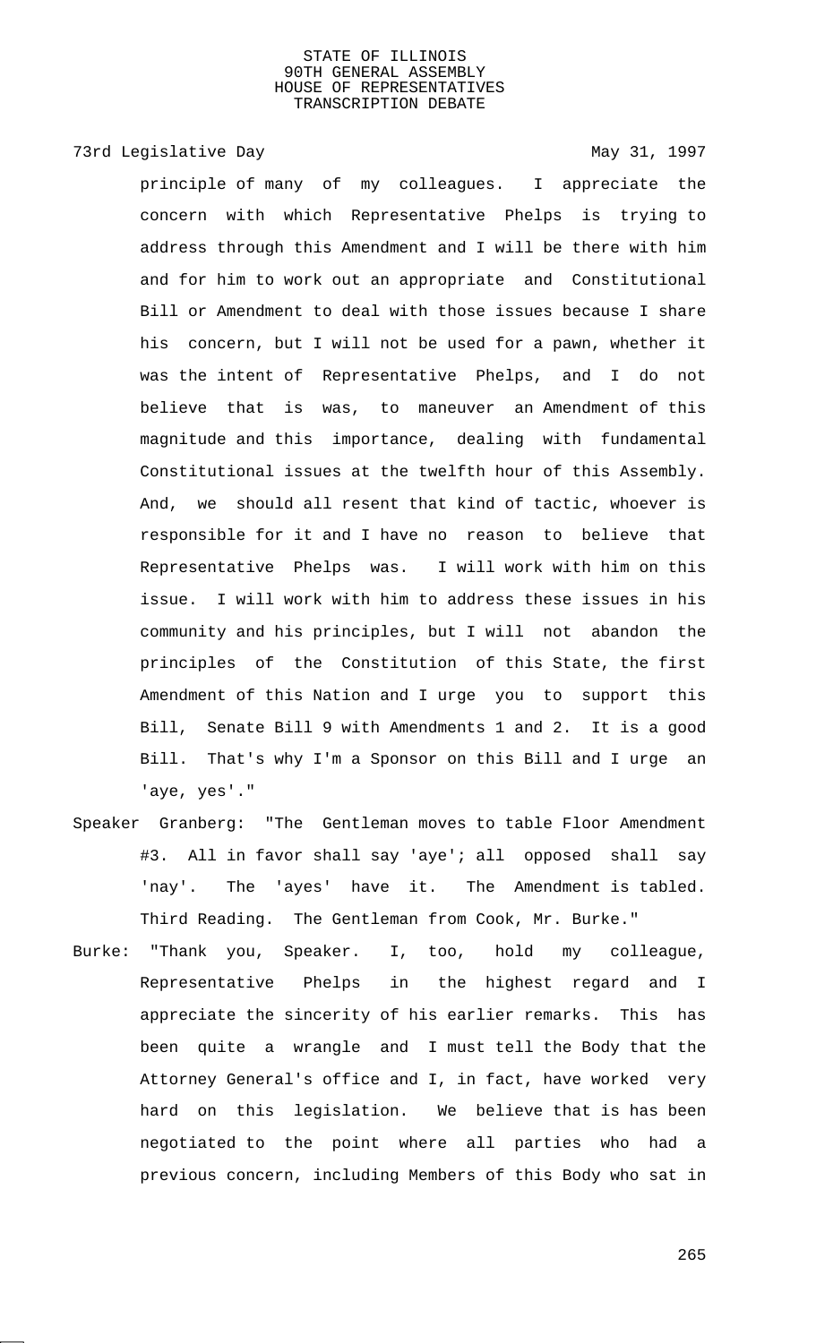principle of many of my colleagues. I appreciate the concern with which Representative Phelps is trying to address through this Amendment and I will be there with him and for him to work out an appropriate and Constitutional Bill or Amendment to deal with those issues because I share his concern, but I will not be used for a pawn, whether it was the intent of Representative Phelps, and I do not believe that is was, to maneuver an Amendment of this magnitude and this importance, dealing with fundamental Constitutional issues at the twelfth hour of this Assembly. And, we should all resent that kind of tactic, whoever is responsible for it and I have no reason to believe that Representative Phelps was. I will work with him on this issue. I will work with him to address these issues in his community and his principles, but I will not abandon the principles of the Constitution of this State, the first Amendment of this Nation and I urge you to support this Bill, Senate Bill 9 with Amendments 1 and 2. It is a good Bill. That's why I'm a Sponsor on this Bill and I urge an 'aye, yes'."

Speaker Granberg: "The Gentleman moves to table Floor Amendment #3. All in favor shall say 'aye'; all opposed shall say 'nay'. The 'ayes' have it. The Amendment is tabled. Third Reading. The Gentleman from Cook, Mr. Burke."

Burke: "Thank you, Speaker. I, too, hold my colleague, Representative Phelps in the highest regard and I appreciate the sincerity of his earlier remarks. This has been quite a wrangle and I must tell the Body that the Attorney General's office and I, in fact, have worked very hard on this legislation. We believe that is has been negotiated to the point where all parties who had a previous concern, including Members of this Body who sat in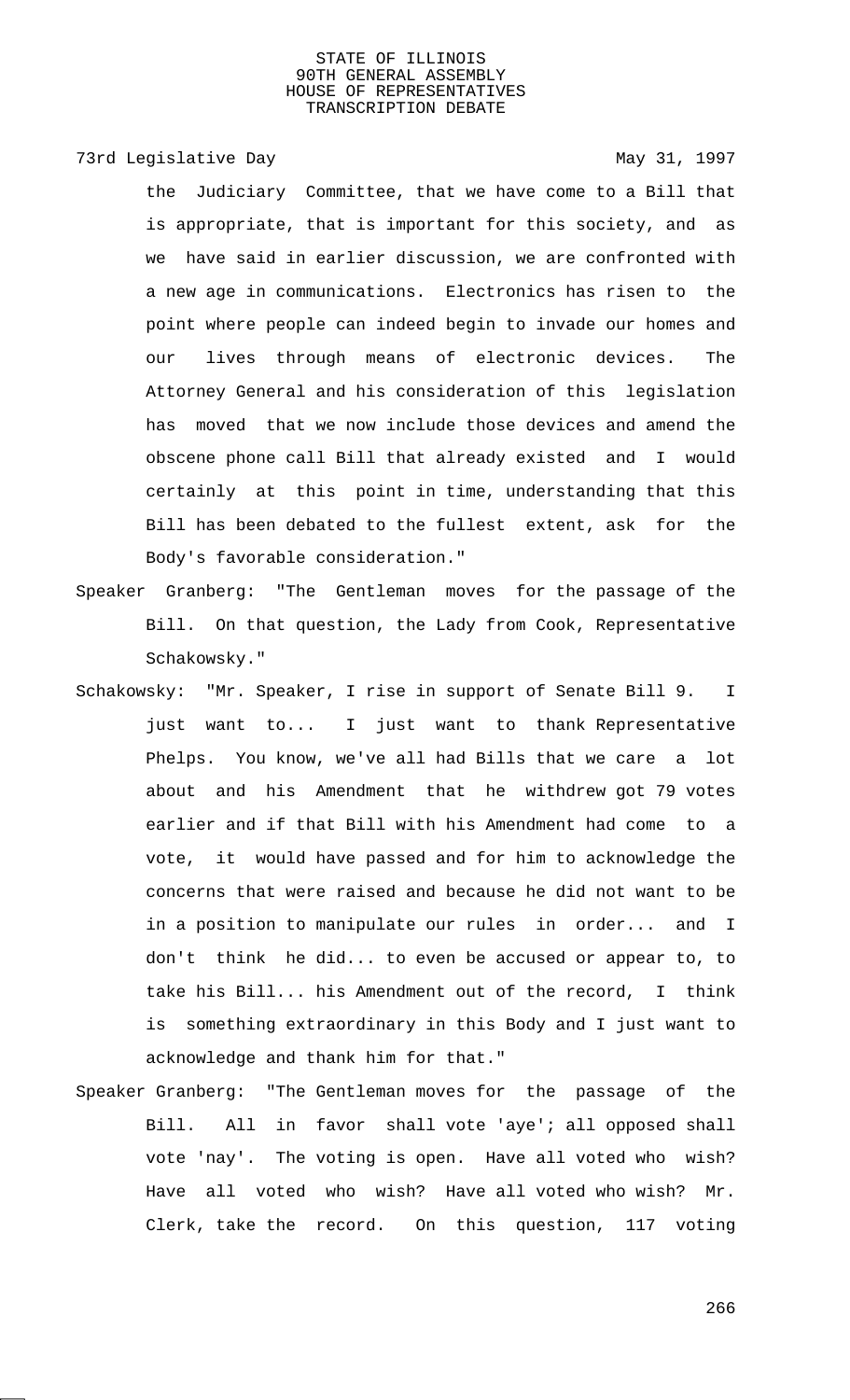the Judiciary Committee, that we have come to a Bill that is appropriate, that is important for this society, and as we have said in earlier discussion, we are confronted with a new age in communications. Electronics has risen to the point where people can indeed begin to invade our homes and our lives through means of electronic devices. The Attorney General and his consideration of this legislation has moved that we now include those devices and amend the obscene phone call Bill that already existed and I would certainly at this point in time, understanding that this Bill has been debated to the fullest extent, ask for the Body's favorable consideration."

Speaker Granberg: "The Gentleman moves for the passage of the Bill. On that question, the Lady from Cook, Representative Schakowsky."

Schakowsky: "Mr. Speaker, I rise in support of Senate Bill 9. I just want to... I just want to thank Representative Phelps. You know, we've all had Bills that we care a lot about and his Amendment that he withdrew got 79 votes earlier and if that Bill with his Amendment had come to a vote, it would have passed and for him to acknowledge the concerns that were raised and because he did not want to be in a position to manipulate our rules in order... and I don't think he did... to even be accused or appear to, to take his Bill... his Amendment out of the record, I think is something extraordinary in this Body and I just want to acknowledge and thank him for that."

Speaker Granberg: "The Gentleman moves for the passage of the Bill. All in favor shall vote 'aye'; all opposed shall vote 'nay'. The voting is open. Have all voted who wish? Have all voted who wish? Have all voted who wish? Mr. Clerk, take the record. On this question, 117 voting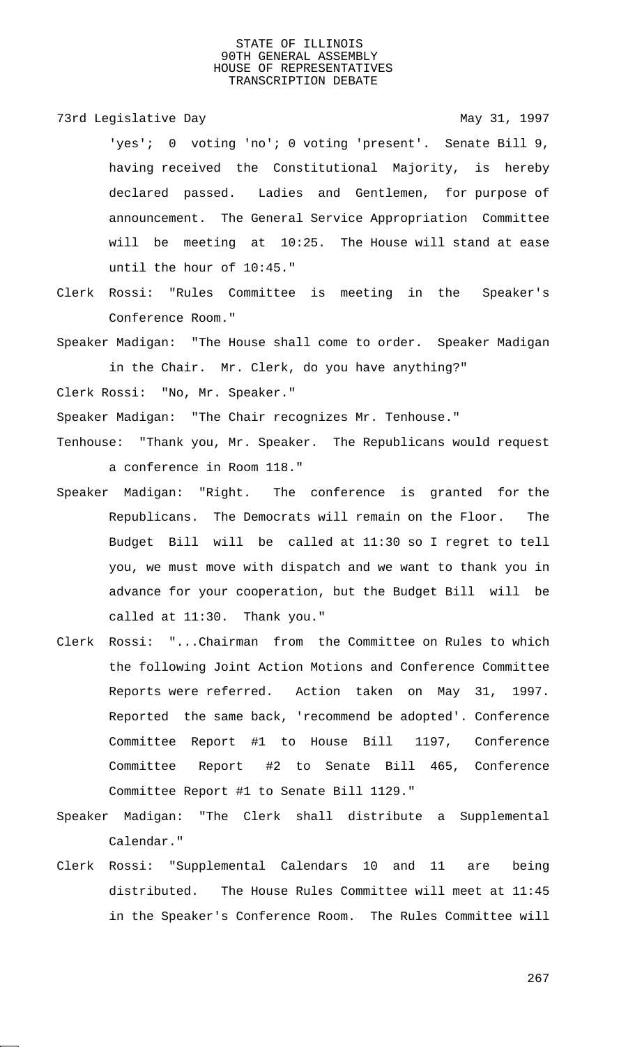'yes'; 0 voting 'no'; 0 voting 'present'. Senate Bill 9, having received the Constitutional Majority, is hereby declared passed. Ladies and Gentlemen, for purpose of announcement. The General Service Appropriation Committee will be meeting at 10:25. The House will stand at ease until the hour of 10:45."

Clerk Rossi: "Rules Committee is meeting in the Speaker's Conference Room."

Speaker Madigan: "The House shall come to order. Speaker Madigan in the Chair. Mr. Clerk, do you have anything?"

Clerk Rossi: "No, Mr. Speaker."

Speaker Madigan: "The Chair recognizes Mr. Tenhouse."

Tenhouse: "Thank you, Mr. Speaker. The Republicans would request a conference in Room 118."

Speaker Madigan: "Right. The conference is granted for the Republicans. The Democrats will remain on the Floor. The Budget Bill will be called at 11:30 so I regret to tell you, we must move with dispatch and we want to thank you in advance for your cooperation, but the Budget Bill will be called at 11:30. Thank you."

Clerk Rossi: "...Chairman from the Committee on Rules to which the following Joint Action Motions and Conference Committee Reports were referred. Action taken on May 31, 1997. Reported the same back, 'recommend be adopted'. Conference Committee Report #1 to House Bill 1197, Conference Committee Report #2 to Senate Bill 465, Conference Committee Report #1 to Senate Bill 1129."

Speaker Madigan: "The Clerk shall distribute a Supplemental Calendar."

Clerk Rossi: "Supplemental Calendars 10 and 11 are being distributed. The House Rules Committee will meet at 11:45 in the Speaker's Conference Room. The Rules Committee will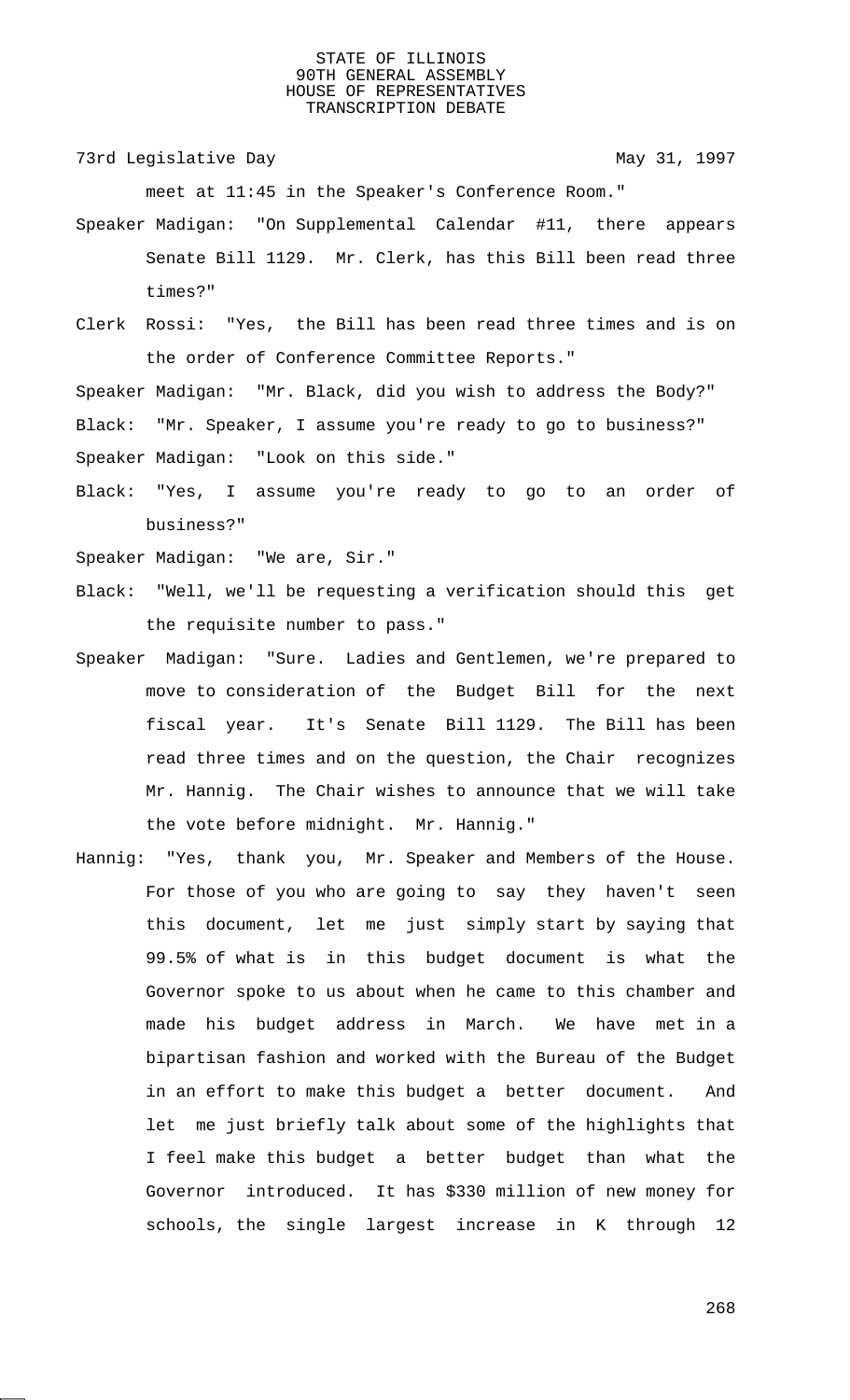meet at 11:45 in the Speaker's Conference Room."

Speaker Madigan: "On Supplemental Calendar #11, there appears Senate Bill 1129. Mr. Clerk, has this Bill been read three times?"

Clerk Rossi: "Yes, the Bill has been read three times and is on the order of Conference Committee Reports."

Speaker Madigan: "Mr. Black, did you wish to address the Body?"

Black: "Mr. Speaker, I assume you're ready to go to business?"

Speaker Madigan: "Look on this side."

Black: "Yes, I assume you're ready to go to an order of business?"

Speaker Madigan: "We are, Sir."

Black: "Well, we'll be requesting a verification should this get the requisite number to pass."

Speaker Madigan: "Sure. Ladies and Gentlemen, we're prepared to move to consideration of the Budget Bill for the next fiscal year. It's Senate Bill 1129. The Bill has been read three times and on the question, the Chair recognizes Mr. Hannig. The Chair wishes to announce that we will take the vote before midnight. Mr. Hannig."

Hannig: "Yes, thank you, Mr. Speaker and Members of the House. For those of you who are going to say they haven't seen this document, let me just simply start by saying that 99.5% of what is in this budget document is what the Governor spoke to us about when he came to this chamber and made his budget address in March. We have met in a bipartisan fashion and worked with the Bureau of the Budget in an effort to make this budget a better document. And let me just briefly talk about some of the highlights that I feel make this budget a better budget than what the Governor introduced. It has $330 million of new money for schools, the single largest increase in K through 12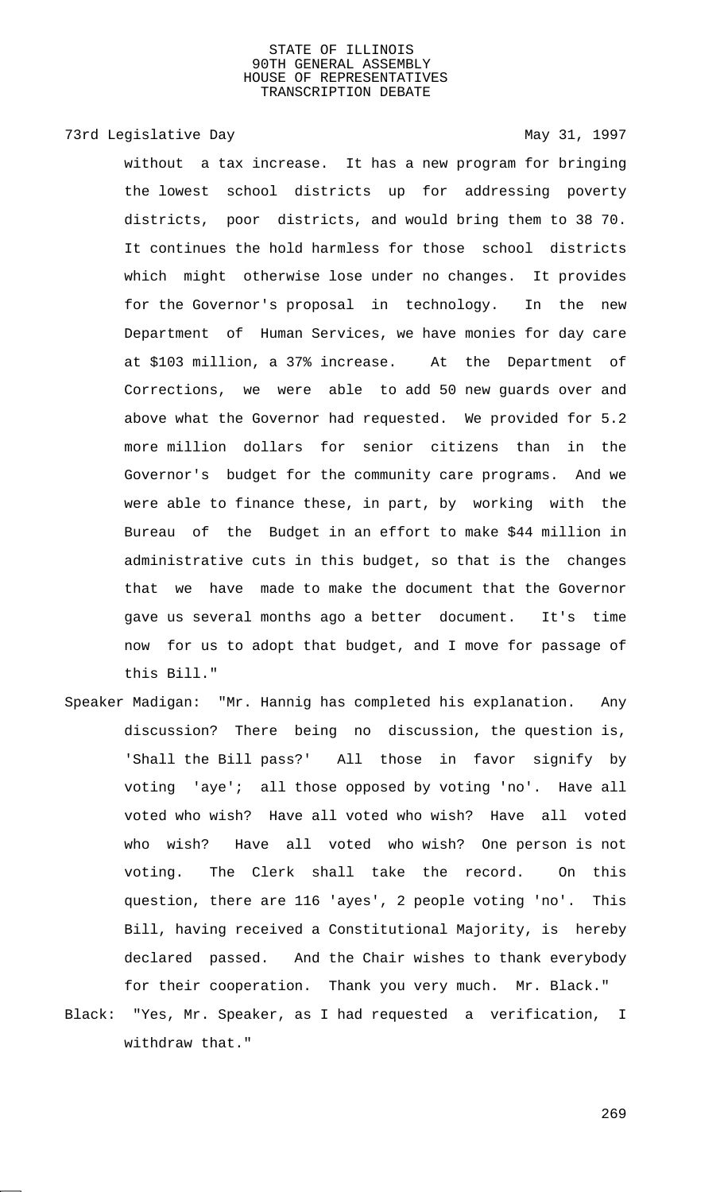without a tax increase. It has a new program for bringing the lowest school districts up for addressing poverty districts, poor districts, and would bring them to 38 70. It continues the hold harmless for those school districts which might otherwise lose under no changes. It provides for the Governor's proposal in technology. In the new Department of Human Services, we have monies for day care at $103 million, a 37% increase. At the Department of Corrections, we were able to add 50 new guards over and above what the Governor had requested. We provided for 5.2 more million dollars for senior citizens than in the Governor's budget for the community care programs. And we were able to finance these, in part, by working with the Bureau of the Budget in an effort to make $44 million in administrative cuts in this budget, so that is the changes that we have made to make the document that the Governor gave us several months ago a better document. It's time now for us to adopt that budget, and I move for passage of this Bill."

Speaker Madigan: "Mr. Hannig has completed his explanation. Any discussion? There being no discussion, the question is, 'Shall the Bill pass?' All those in favor signify by voting 'aye'; all those opposed by voting 'no'. Have all voted who wish? Have all voted who wish? Have all voted who wish? Have all voted who wish? One person is not voting. The Clerk shall take the record. On this question, there are 116 'ayes', 2 people voting 'no'. This Bill, having received a Constitutional Majority, is hereby declared passed. And the Chair wishes to thank everybody for their cooperation. Thank you very much. Mr. Black."

Black: "Yes, Mr. Speaker, as I had requested a verification, I withdraw that."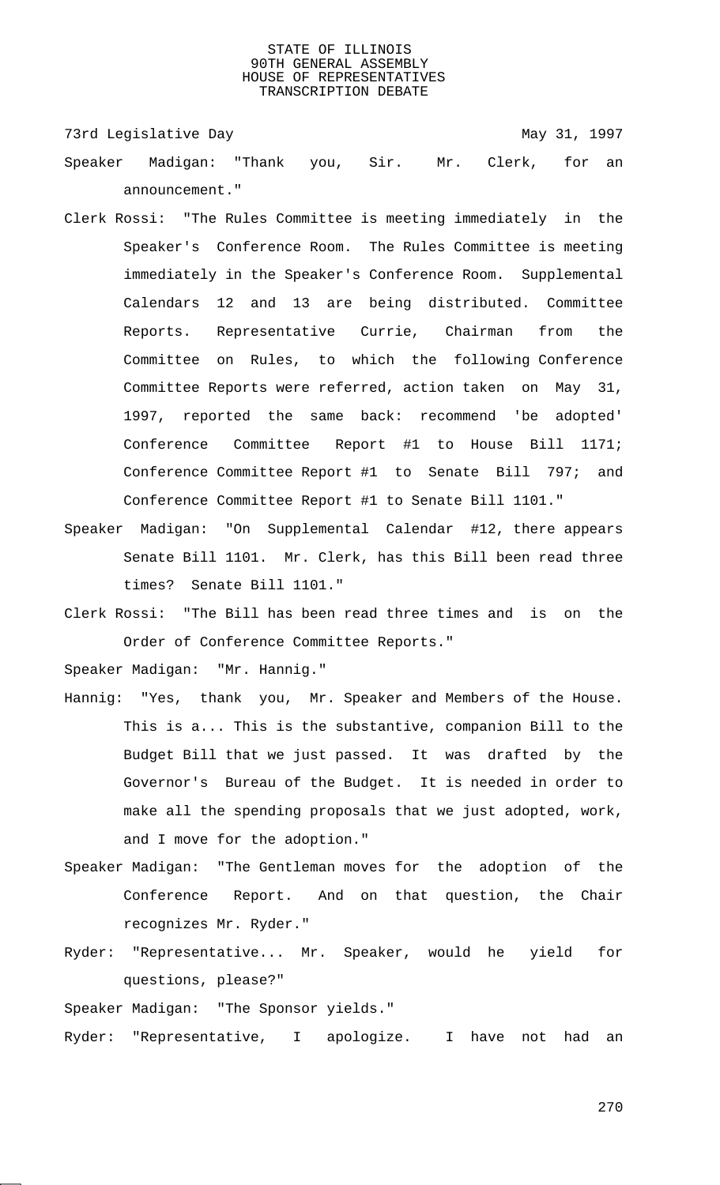73rd Legislative Day May 31, 1997

Speaker Madigan: "Thank you, Sir. Mr. Clerk, for an announcement."

Clerk Rossi: "The Rules Committee is meeting immediately in the Speaker's Conference Room. The Rules Committee is meeting immediately in the Speaker's Conference Room. Supplemental Calendars 12 and 13 are being distributed. Committee Reports. Representative Currie, Chairman from the Committee on Rules, to which the following Conference Committee Reports were referred, action taken on May 31, 1997, reported the same back: recommend 'be adopted' Conference Committee Report #1 to House Bill 1171; Conference Committee Report #1 to Senate Bill 797; and Conference Committee Report #1 to Senate Bill 1101."

Speaker Madigan: "On Supplemental Calendar #12, there appears Senate Bill 1101. Mr. Clerk, has this Bill been read three times? Senate Bill 1101."

Clerk Rossi: "The Bill has been read three times and is on the Order of Conference Committee Reports."

Speaker Madigan: "Mr. Hannig."

Hannig: "Yes, thank you, Mr. Speaker and Members of the House. This is a... This is the substantive, companion Bill to the Budget Bill that we just passed. It was drafted by the Governor's Bureau of the Budget. It is needed in order to make all the spending proposals that we just adopted, work, and I move for the adoption."

Speaker Madigan: "The Gentleman moves for the adoption of the Conference Report. And on that question, the Chair recognizes Mr. Ryder."

Ryder: "Representative... Mr. Speaker, would he yield for questions, please?"

Speaker Madigan: "The Sponsor yields."

Ryder: "Representative, I apologize. I have not had an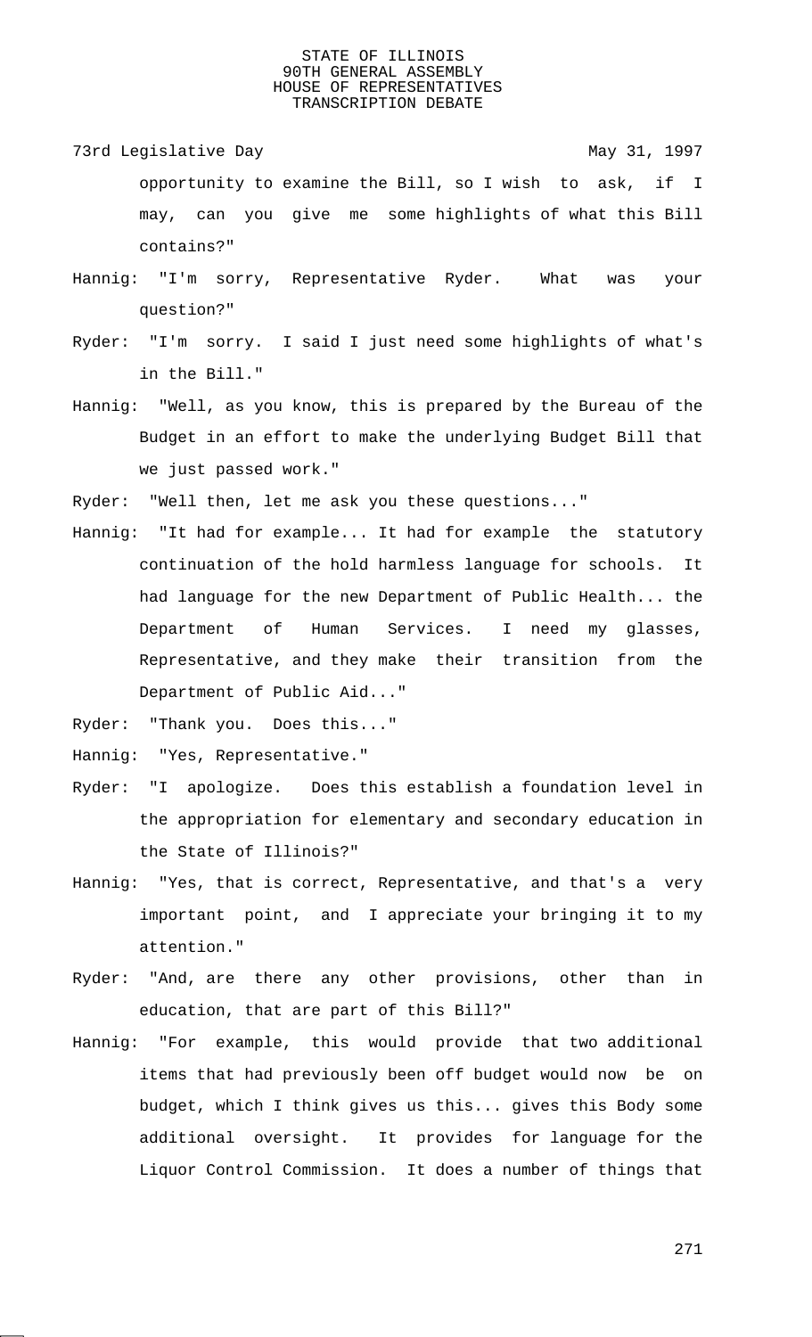opportunity to examine the Bill, so I wish to ask, if I may, can you give me some highlights of what this Bill contains?"

Hannig: "I'm sorry, Representative Ryder. What was your question?"

Ryder: "I'm sorry. I said I just need some highlights of what's in the Bill."

Hannig: "Well, as you know, this is prepared by the Bureau of the Budget in an effort to make the underlying Budget Bill that we just passed work."

Ryder: "Well then, let me ask you these questions..."

Hannig: "It had for example... It had for example the statutory continuation of the hold harmless language for schools. It had language for the new Department of Public Health... the Department of Human Services. I need my glasses, Representative, and they make their transition from the Department of Public Aid..."

Ryder: "Thank you. Does this..."

Hannig: "Yes, Representative."

Ryder: "I apologize. Does this establish a foundation level in the appropriation for elementary and secondary education in the State of Illinois?"

Hannig: "Yes, that is correct, Representative, and that's a very important point, and I appreciate your bringing it to my attention."

Ryder: "And, are there any other provisions, other than in education, that are part of this Bill?"

Hannig: "For example, this would provide that two additional items that had previously been off budget would now be on budget, which I think gives us this... gives this Body some additional oversight. It provides for language for the Liquor Control Commission. It does a number of things that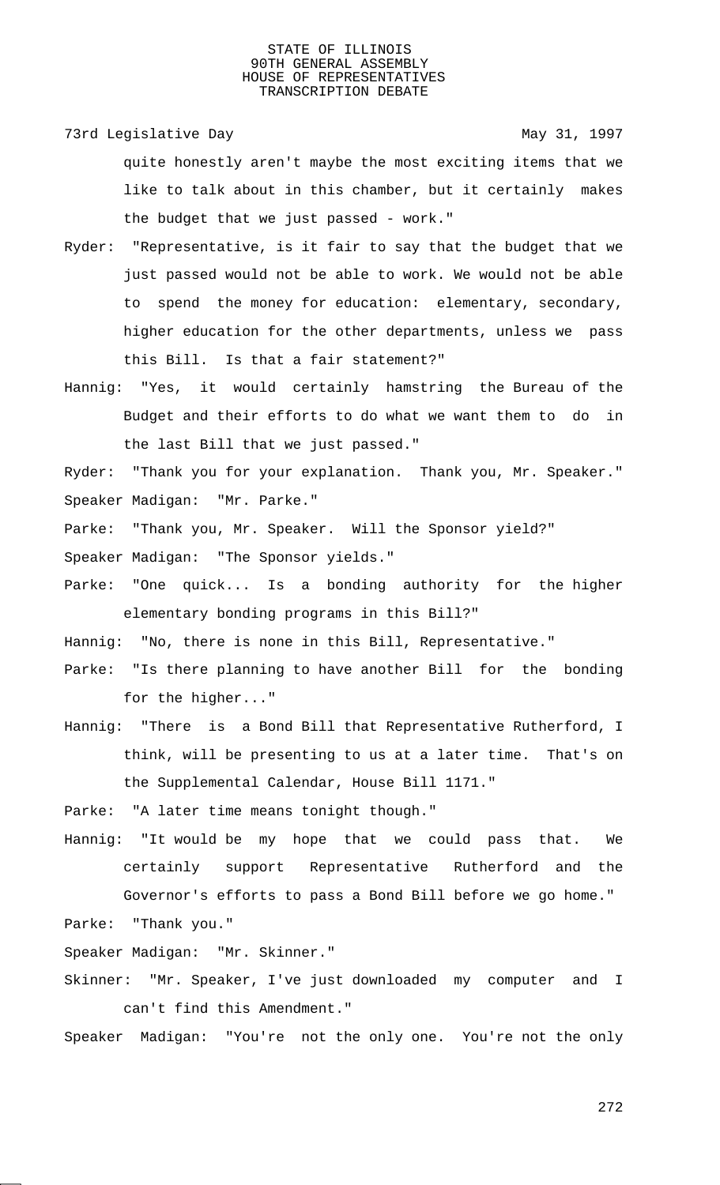quite honestly aren't maybe the most exciting items that we like to talk about in this chamber, but it certainly makes the budget that we just passed - work."

Ryder: "Representative, is it fair to say that the budget that we just passed would not be able to work. We would not be able to spend the money for education: elementary, secondary, higher education for the other departments, unless we pass this Bill. Is that a fair statement?"

Hannig: "Yes, it would certainly hamstring the Bureau of the Budget and their efforts to do what we want them to do in the last Bill that we just passed."

Ryder: "Thank you for your explanation. Thank you, Mr. Speaker."

Speaker Madigan: "Mr. Parke."

Parke: "Thank you, Mr. Speaker. Will the Sponsor yield?"

Speaker Madigan: "The Sponsor yields."

Parke: "One quick... Is a bonding authority for the higher elementary bonding programs in this Bill?"

Hannig: "No, there is none in this Bill, Representative."

Parke: "Is there planning to have another Bill for the bonding for the higher..."

Hannig: "There is a Bond Bill that Representative Rutherford, I think, will be presenting to us at a later time. That's on the Supplemental Calendar, House Bill 1171."

Parke: "A later time means tonight though."

Hannig: "It would be my hope that we could pass that. We certainly support Representative Rutherford and the Governor's efforts to pass a Bond Bill before we go home."

Parke: "Thank you."

Speaker Madigan: "Mr. Skinner."

Skinner: "Mr. Speaker, I've just downloaded my computer and I can't find this Amendment."

Speaker Madigan: "You're not the only one. You're not the only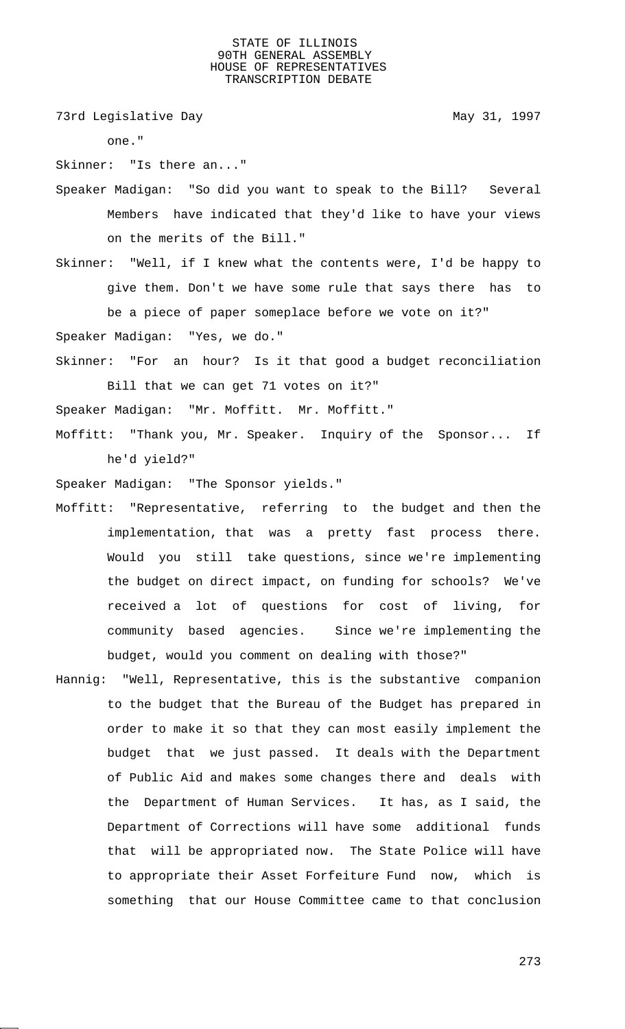one."

Skinner: "Is there an..."

Speaker Madigan: "So did you want to speak to the Bill? Several Members have indicated that they'd like to have your views on the merits of the Bill."

Skinner: "Well, if I knew what the contents were, I'd be happy to give them. Don't we have some rule that says there has to be a piece of paper someplace before we vote on it?"

Speaker Madigan: "Yes, we do."

Skinner: "For an hour? Is it that good a budget reconciliation Bill that we can get 71 votes on it?"

Speaker Madigan: "Mr. Moffitt. Mr. Moffitt."

Moffitt: "Thank you, Mr. Speaker. Inquiry of the Sponsor... If he'd yield?"

Speaker Madigan: "The Sponsor yields."

Moffitt: "Representative, referring to the budget and then the implementation, that was a pretty fast process there. Would you still take questions, since we're implementing the budget on direct impact, on funding for schools? We've received a lot of questions for cost of living, for community based agencies. Since we're implementing the budget, would you comment on dealing with those?"

Hannig: "Well, Representative, this is the substantive companion to the budget that the Bureau of the Budget has prepared in order to make it so that they can most easily implement the budget that we just passed. It deals with the Department of Public Aid and makes some changes there and deals with the Department of Human Services. It has, as I said, the Department of Corrections will have some additional funds that will be appropriated now. The State Police will have to appropriate their Asset Forfeiture Fund now, which is something that our House Committee came to that conclusion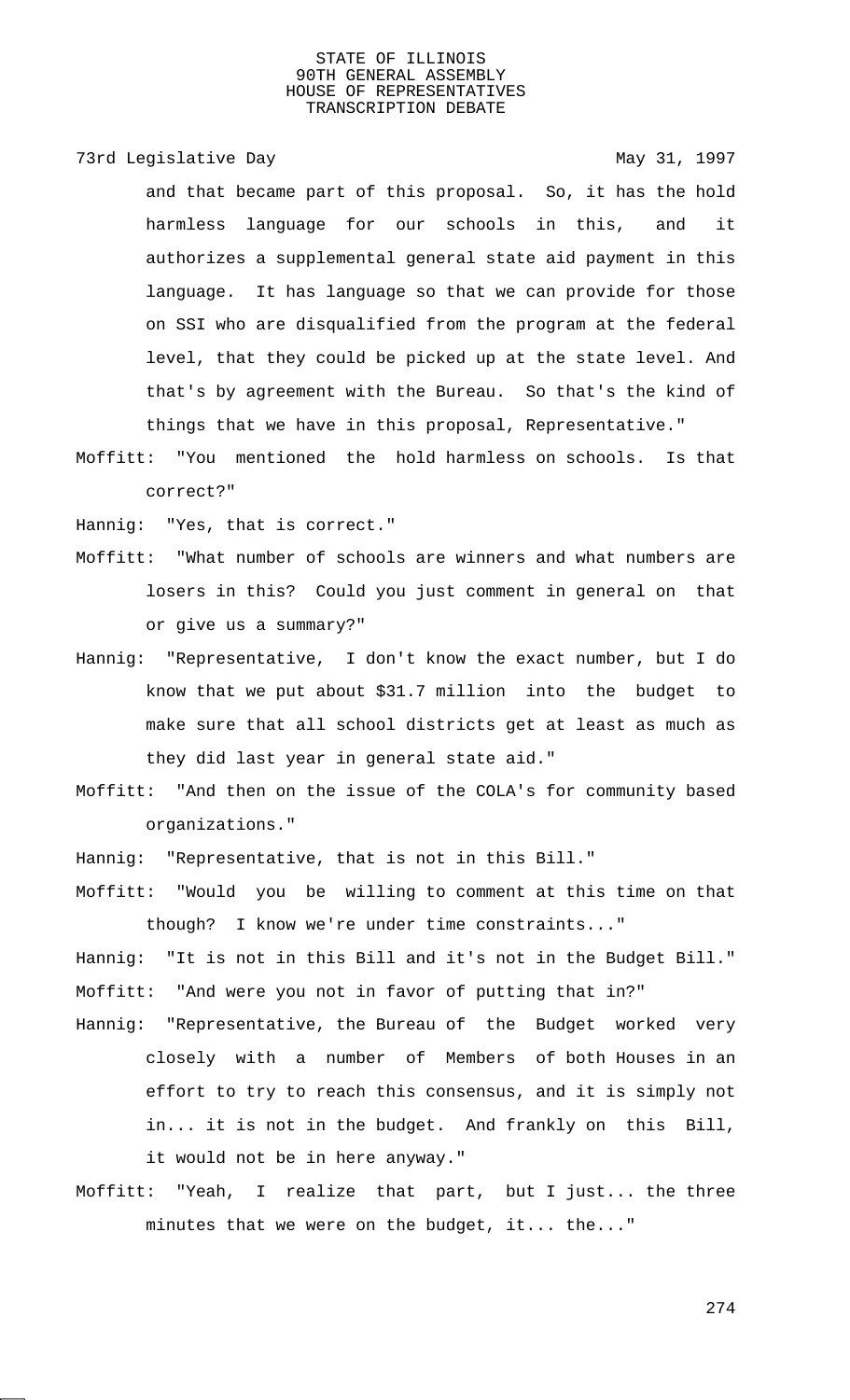and that became part of this proposal. So, it has the hold harmless language for our schools in this, and it authorizes a supplemental general state aid payment in this language. It has language so that we can provide for those on SSI who are disqualified from the program at the federal level, that they could be picked up at the state level. And that's by agreement with the Bureau. So that's the kind of things that we have in this proposal, Representative."

Moffitt: "You mentioned the hold harmless on schools. Is that correct?"

Hannig: "Yes, that is correct."

Moffitt: "What number of schools are winners and what numbers are losers in this? Could you just comment in general on that or give us a summary?"

Hannig: "Representative, I don't know the exact number, but I do know that we put about $31.7 million into the budget to make sure that all school districts get at least as much as they did last year in general state aid."

Moffitt: "And then on the issue of the COLA's for community based organizations."

Hannig: "Representative, that is not in this Bill."

Moffitt: "Would you be willing to comment at this time on that though? I know we're under time constraints..."

Hannig: "It is not in this Bill and it's not in the Budget Bill."

Moffitt: "And were you not in favor of putting that in?"

Hannig: "Representative, the Bureau of the Budget worked very closely with a number of Members of both Houses in an effort to try to reach this consensus, and it is simply not in... it is not in the budget. And frankly on this Bill, it would not be in here anyway."

Moffitt: "Yeah, I realize that part, but I just... the three minutes that we were on the budget, it... the..."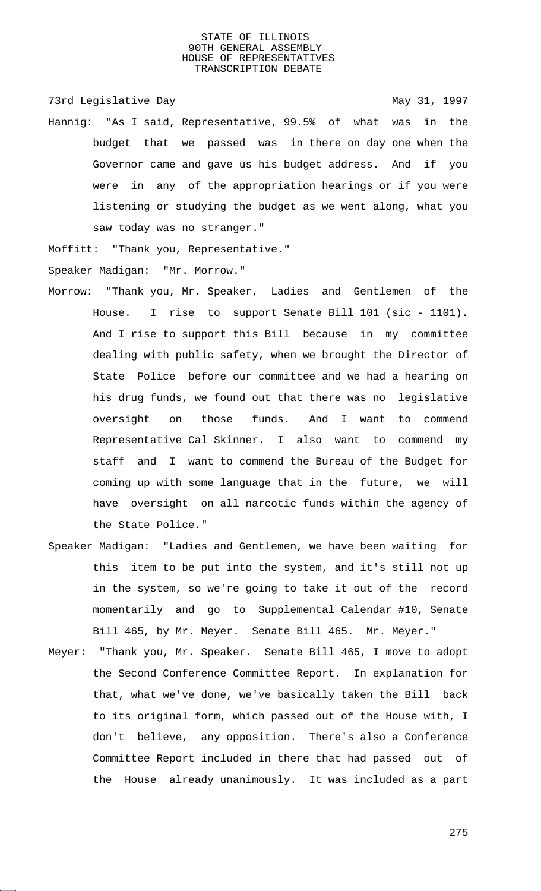Hannig: "As I said, Representative, 99.5% of what was in the budget that we passed was in there on day one when the Governor came and gave us his budget address. And if you were in any of the appropriation hearings or if you were listening or studying the budget as we went along, what you saw today was no stranger."

Moffitt: "Thank you, Representative."

Speaker Madigan: "Mr. Morrow."

Morrow: "Thank you, Mr. Speaker, Ladies and Gentlemen of the House. I rise to support Senate Bill 101 (sic - 1101). And I rise to support this Bill because in my committee dealing with public safety, when we brought the Director of State Police before our committee and we had a hearing on his drug funds, we found out that there was no legislative oversight on those funds. And I want to commend Representative Cal Skinner. I also want to commend my staff and I want to commend the Bureau of the Budget for coming up with some language that in the future, we will have oversight on all narcotic funds within the agency of the State Police."

Speaker Madigan: "Ladies and Gentlemen, we have been waiting for this item to be put into the system, and it's still not up in the system, so we're going to take it out of the record momentarily and go to Supplemental Calendar #10, Senate Bill 465, by Mr. Meyer. Senate Bill 465. Mr. Meyer."

Meyer: "Thank you, Mr. Speaker. Senate Bill 465, I move to adopt the Second Conference Committee Report. In explanation for that, what we've done, we've basically taken the Bill back to its original form, which passed out of the House with, I don't believe, any opposition. There's also a Conference Committee Report included in there that had passed out of the House already unanimously. It was included as a part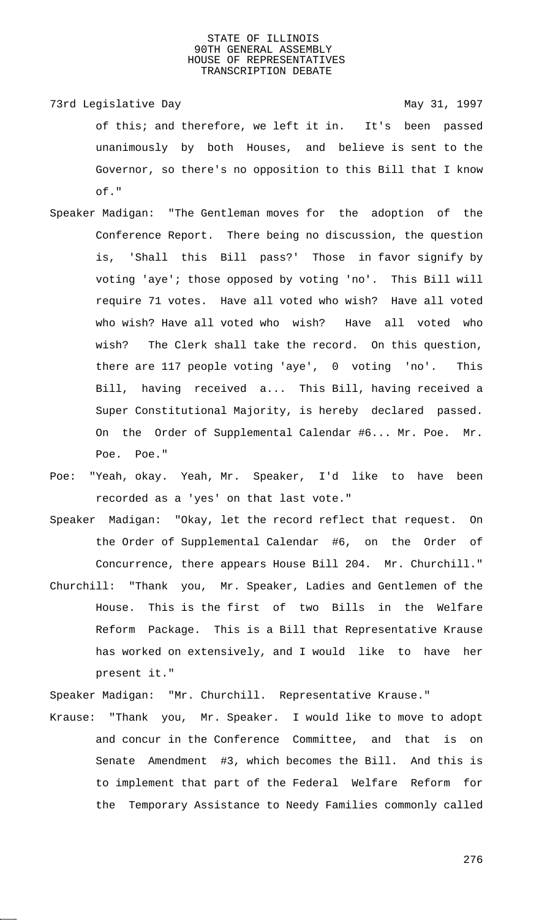of this; and therefore, we left it in. It's been passed unanimously by both Houses, and believe is sent to the Governor, so there's no opposition to this Bill that I know of."

Speaker Madigan: "The Gentleman moves for the adoption of the Conference Report. There being no discussion, the question is, 'Shall this Bill pass?' Those in favor signify by voting 'aye'; those opposed by voting 'no'. This Bill will require 71 votes. Have all voted who wish? Have all voted who wish? Have all voted who wish? Have all voted who wish? The Clerk shall take the record. On this question, there are 117 people voting 'aye', 0 voting 'no'. This Bill, having received a... This Bill, having received a Super Constitutional Majority, is hereby declared passed. On the Order of Supplemental Calendar #6... Mr. Poe. Mr. Poe. Poe."

Poe: "Yeah, okay. Yeah, Mr. Speaker, I'd like to have been recorded as a 'yes' on that last vote."

Speaker Madigan: "Okay, let the record reflect that request. On the Order of Supplemental Calendar #6, on the Order of Concurrence, there appears House Bill 204. Mr. Churchill."

Churchill: "Thank you, Mr. Speaker, Ladies and Gentlemen of the House. This is the first of two Bills in the Welfare Reform Package. This is a Bill that Representative Krause has worked on extensively, and I would like to have her present it."

Speaker Madigan: "Mr. Churchill. Representative Krause."

Krause: "Thank you, Mr. Speaker. I would like to move to adopt and concur in the Conference Committee, and that is on Senate Amendment #3, which becomes the Bill. And this is to implement that part of the Federal Welfare Reform for the Temporary Assistance to Needy Families commonly called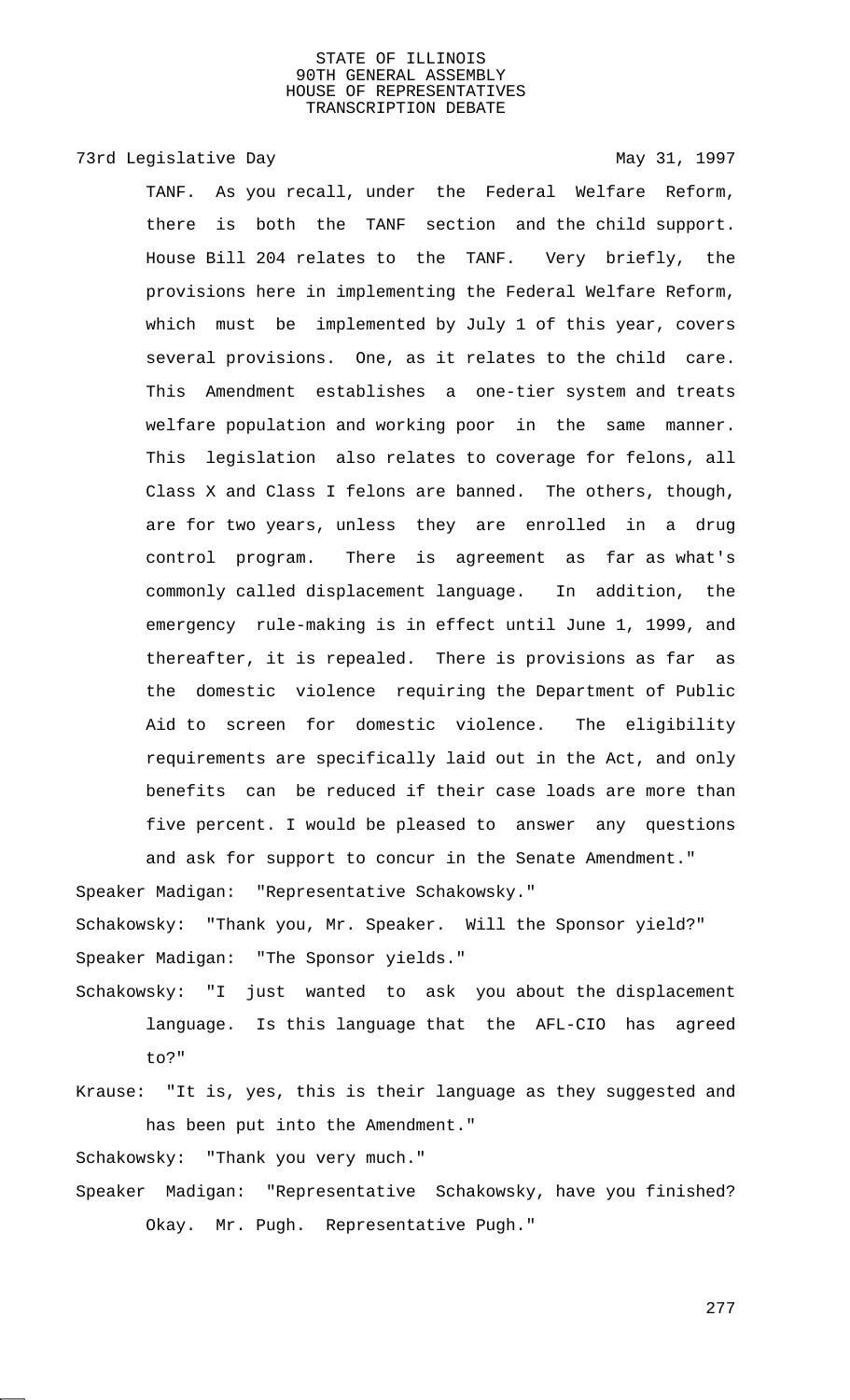TANF. As you recall, under the Federal Welfare Reform, there is both the TANF section and the child support. House Bill 204 relates to the TANF. Very briefly, the provisions here in implementing the Federal Welfare Reform, which must be implemented by July 1 of this year, covers several provisions. One, as it relates to the child care. This Amendment establishes a one-tier system and treats welfare population and working poor in the same manner. This legislation also relates to coverage for felons, all Class X and Class I felons are banned. The others, though, are for two years, unless they are enrolled in a drug control program. There is agreement as far as what's commonly called displacement language. In addition, the emergency rule-making is in effect until June 1, 1999, and thereafter, it is repealed. There is provisions as far as the domestic violence requiring the Department of Public Aid to screen for domestic violence. The eligibility requirements are specifically laid out in the Act, and only benefits can be reduced if their case loads are more than five percent. I would be pleased to answer any questions and ask for support to concur in the Senate Amendment."

Speaker Madigan: "Representative Schakowsky."

Schakowsky: "Thank you, Mr. Speaker. Will the Sponsor yield?"

Speaker Madigan: "The Sponsor yields."

Schakowsky: "I just wanted to ask you about the displacement language. Is this language that the AFL-CIO has agreed to?"

Krause: "It is, yes, this is their language as they suggested and has been put into the Amendment."

Schakowsky: "Thank you very much."

Speaker Madigan: "Representative Schakowsky, have you finished? Okay. Mr. Pugh. Representative Pugh."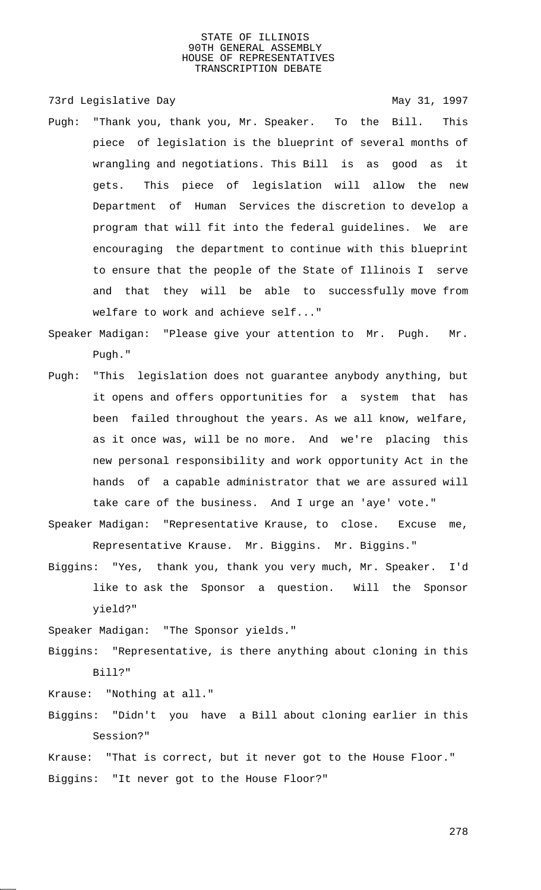73rd Legislative Day May 31, 1997

Pugh: "Thank you, thank you, Mr. Speaker. To the Bill. This piece of legislation is the blueprint of several months of wrangling and negotiations. This Bill is as good as it gets. This piece of legislation will allow the new Department of Human Services the discretion to develop a program that will fit into the federal guidelines. We are encouraging the department to continue with this blueprint to ensure that the people of the State of Illinois I serve and that they will be able to successfully move from welfare to work and achieve self..."

Speaker Madigan: "Please give your attention to Mr. Pugh. Mr. Pugh."

Pugh: "This legislation does not guarantee anybody anything, but it opens and offers opportunities for a system that has been failed throughout the years. As we all know, welfare, as it once was, will be no more. And we're placing this new personal responsibility and work opportunity Act in the hands of a capable administrator that we are assured will take care of the business. And I urge an 'aye' vote."

Speaker Madigan: "Representative Krause, to close. Excuse me, Representative Krause. Mr. Biggins. Mr. Biggins."

Biggins: "Yes, thank you, thank you very much, Mr. Speaker. I'd like to ask the Sponsor a question. Will the Sponsor yield?"

Speaker Madigan: "The Sponsor yields."

Biggins: "Representative, is there anything about cloning in this Bill?"

Krause: "Nothing at all."

Biggins: "Didn't you have a Bill about cloning earlier in this Session?"

Krause: "That is correct, but it never got to the House Floor."

Biggins: "It never got to the House Floor?"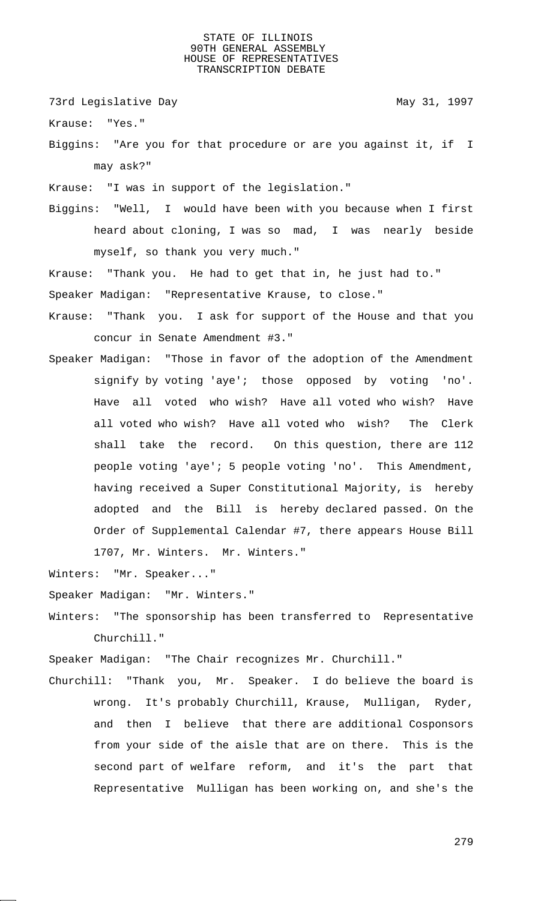Krause: "Yes."

Biggins: "Are you for that procedure or are you against it, if I may ask?"

Krause: "I was in support of the legislation."

Biggins: "Well, I would have been with you because when I first heard about cloning, I was so mad, I was nearly beside myself, so thank you very much."

Krause: "Thank you. He had to get that in, he just had to."

Speaker Madigan: "Representative Krause, to close."

Krause: "Thank you. I ask for support of the House and that you concur in Senate Amendment #3."

Speaker Madigan: "Those in favor of the adoption of the Amendment signify by voting 'aye'; those opposed by voting 'no'. Have all voted who wish? Have all voted who wish? Have all voted who wish? Have all voted who wish? The Clerk shall take the record. On this question, there are 112 people voting 'aye'; 5 people voting 'no'. This Amendment, having received a Super Constitutional Majority, is hereby adopted and the Bill is hereby declared passed. On the Order of Supplemental Calendar #7, there appears House Bill 1707, Mr. Winters. Mr. Winters."

Winters: "Mr. Speaker..."

Speaker Madigan: "Mr. Winters."

Winters: "The sponsorship has been transferred to Representative Churchill."

Speaker Madigan: "The Chair recognizes Mr. Churchill."

Churchill: "Thank you, Mr. Speaker. I do believe the board is wrong. It's probably Churchill, Krause, Mulligan, Ryder, and then I believe that there are additional Cosponsors from your side of the aisle that are on there. This is the second part of welfare reform, and it's the part that Representative Mulligan has been working on, and she's the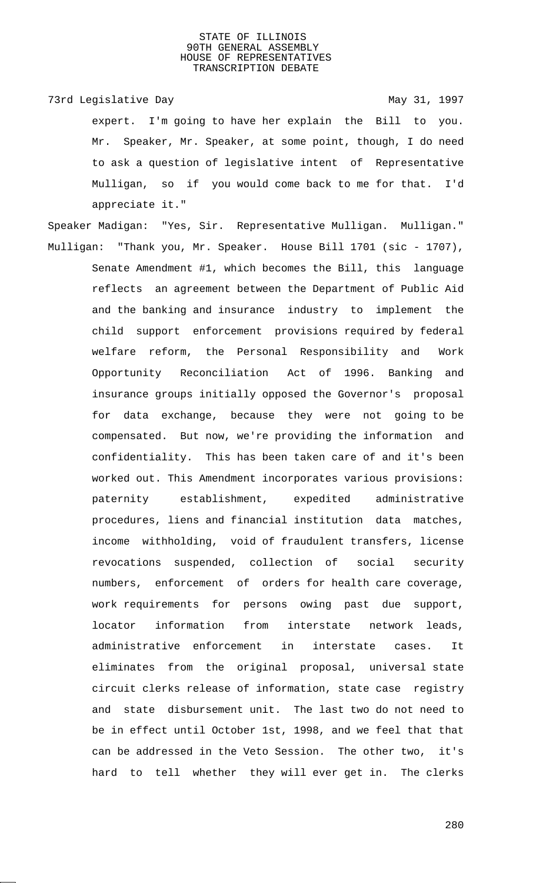expert. I'm going to have her explain the Bill to you. Mr. Speaker, Mr. Speaker, at some point, though, I do need to ask a question of legislative intent of Representative Mulligan, so if you would come back to me for that. I'd appreciate it."

Speaker Madigan: "Yes, Sir. Representative Mulligan. Mulligan."

Mulligan: "Thank you, Mr. Speaker. House Bill 1701 (sic - 1707), Senate Amendment #1, which becomes the Bill, this language reflects an agreement between the Department of Public Aid and the banking and insurance industry to implement the child support enforcement provisions required by federal welfare reform, the Personal Responsibility and Work Opportunity Reconciliation Act of 1996. Banking and insurance groups initially opposed the Governor's proposal for data exchange, because they were not going to be compensated. But now, we're providing the information and confidentiality. This has been taken care of and it's been worked out. This Amendment incorporates various provisions: paternity establishment, expedited administrative procedures, liens and financial institution data matches, income withholding, void of fraudulent transfers, license revocations suspended, collection of social security numbers, enforcement of orders for health care coverage, work requirements for persons owing past due support, locator information from interstate network leads, administrative enforcement in interstate cases. It eliminates from the original proposal, universal state circuit clerks release of information, state case registry and state disbursement unit. The last two do not need to be in effect until October 1st, 1998, and we feel that that can be addressed in the Veto Session. The other two, it's hard to tell whether they will ever get in. The clerks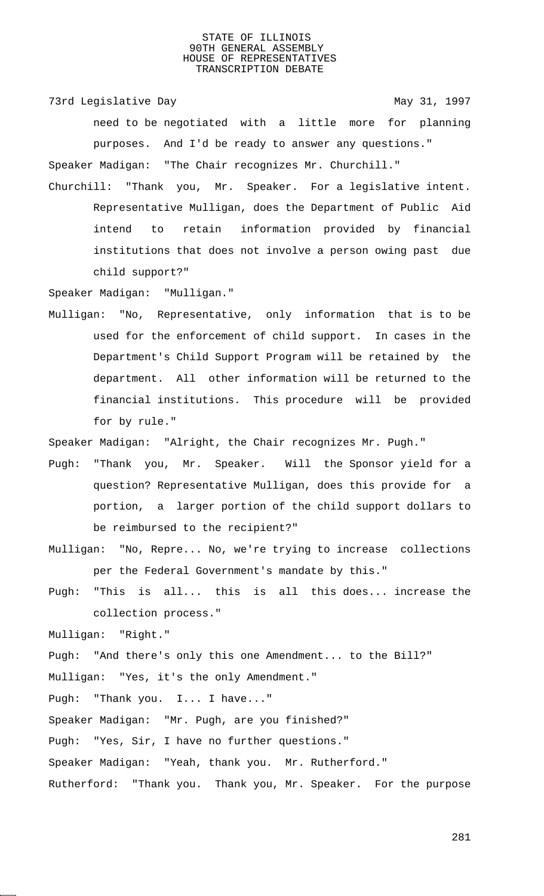need to be negotiated with a little more for planning purposes. And I'd be ready to answer any questions."

Speaker Madigan: "The Chair recognizes Mr. Churchill."

Churchill: "Thank you, Mr. Speaker. For a legislative intent. Representative Mulligan, does the Department of Public Aid intend to retain information provided by financial institutions that does not involve a person owing past due child support?"

Speaker Madigan: "Mulligan."

Mulligan: "No, Representative, only information that is to be used for the enforcement of child support. In cases in the Department's Child Support Program will be retained by the department. All other information will be returned to the financial institutions. This procedure will be provided for by rule."

Speaker Madigan: "Alright, the Chair recognizes Mr. Pugh."

Pugh: "Thank you, Mr. Speaker. Will the Sponsor yield for a question? Representative Mulligan, does this provide for a portion, a larger portion of the child support dollars to be reimbursed to the recipient?"

Mulligan: "No, Repre... No, we're trying to increase collections per the Federal Government's mandate by this."

Pugh: "This is all... this is all this does... increase the collection process."

Mulligan: "Right."

Pugh: "And there's only this one Amendment... to the Bill?"

Mulligan: "Yes, it's the only Amendment."

Pugh: "Thank you. I... I have..."

Speaker Madigan: "Mr. Pugh, are you finished?"

Pugh: "Yes, Sir, I have no further questions."

Speaker Madigan: "Yeah, thank you. Mr. Rutherford."

Rutherford: "Thank you. Thank you, Mr. Speaker. For the purpose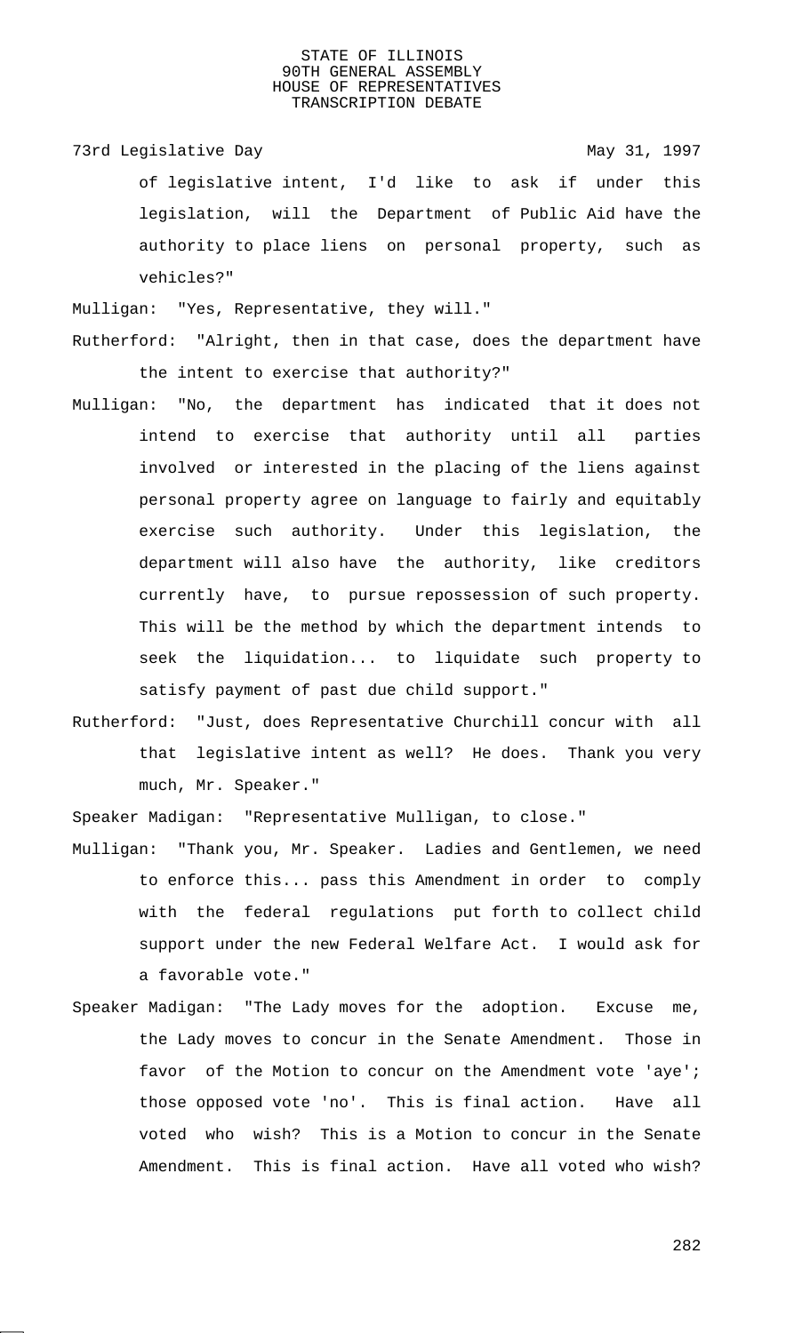of legislative intent, I'd like to ask if under this legislation, will the Department of Public Aid have the authority to place liens on personal property, such as vehicles?"

Mulligan: "Yes, Representative, they will."

Rutherford: "Alright, then in that case, does the department have the intent to exercise that authority?"

Mulligan: "No, the department has indicated that it does not intend to exercise that authority until all parties involved or interested in the placing of the liens against personal property agree on language to fairly and equitably exercise such authority. Under this legislation, the department will also have the authority, like creditors currently have, to pursue repossession of such property. This will be the method by which the department intends to seek the liquidation... to liquidate such property to satisfy payment of past due child support."

Rutherford: "Just, does Representative Churchill concur with all that legislative intent as well? He does. Thank you very much, Mr. Speaker."

Speaker Madigan: "Representative Mulligan, to close."

Mulligan: "Thank you, Mr. Speaker. Ladies and Gentlemen, we need to enforce this... pass this Amendment in order to comply with the federal regulations put forth to collect child support under the new Federal Welfare Act. I would ask for a favorable vote."

Speaker Madigan: "The Lady moves for the adoption. Excuse me, the Lady moves to concur in the Senate Amendment. Those in favor of the Motion to concur on the Amendment vote 'aye'; those opposed vote 'no'. This is final action. Have all voted who wish? This is a Motion to concur in the Senate Amendment. This is final action. Have all voted who wish?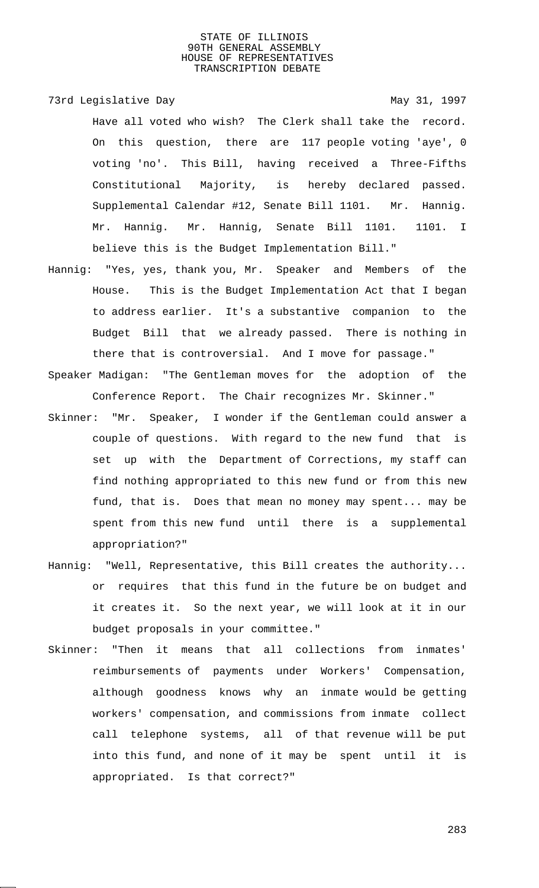Have all voted who wish? The Clerk shall take the record. On this question, there are 117 people voting 'aye', 0 voting 'no'. This Bill, having received a Three-Fifths Constitutional Majority, is hereby declared passed. Supplemental Calendar #12, Senate Bill 1101. Mr. Hannig. Mr. Hannig. Mr. Hannig, Senate Bill 1101. 1101. I believe this is the Budget Implementation Bill."

Hannig: "Yes, yes, thank you, Mr. Speaker and Members of the House. This is the Budget Implementation Act that I began to address earlier. It's a substantive companion to the Budget Bill that we already passed. There is nothing in there that is controversial. And I move for passage."

Speaker Madigan: "The Gentleman moves for the adoption of the Conference Report. The Chair recognizes Mr. Skinner."

Skinner: "Mr. Speaker, I wonder if the Gentleman could answer a couple of questions. With regard to the new fund that is set up with the Department of Corrections, my staff can find nothing appropriated to this new fund or from this new fund, that is. Does that mean no money may spent... may be spent from this new fund until there is a supplemental appropriation?"

Hannig: "Well, Representative, this Bill creates the authority... or requires that this fund in the future be on budget and it creates it. So the next year, we will look at it in our budget proposals in your committee."

Skinner: "Then it means that all collections from inmates' reimbursements of payments under Workers' Compensation, although goodness knows why an inmate would be getting workers' compensation, and commissions from inmate collect call telephone systems, all of that revenue will be put into this fund, and none of it may be spent until it is appropriated. Is that correct?"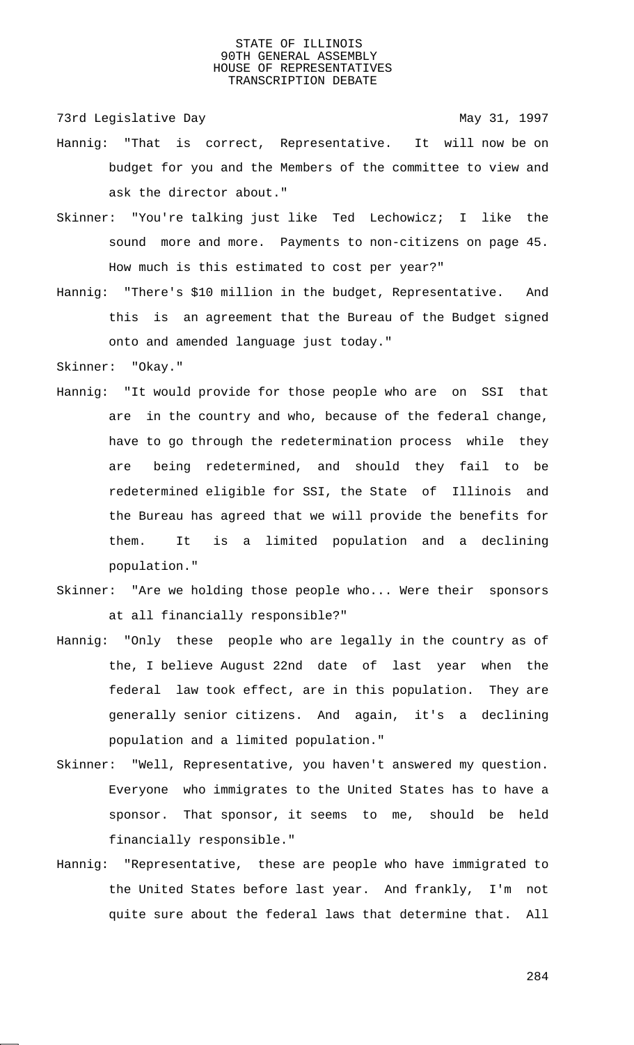Hannig: "That is correct, Representative. It will now be on budget for you and the Members of the committee to view and ask the director about."

Skinner: "You're talking just like Ted Lechowicz; I like the sound more and more. Payments to non-citizens on page 45. How much is this estimated to cost per year?"

Hannig: "There's $10 million in the budget, Representative. And this is an agreement that the Bureau of the Budget signed onto and amended language just today."

Skinner: "Okay."

Hannig: "It would provide for those people who are on SSI that are in the country and who, because of the federal change, have to go through the redetermination process while they are being redetermined, and should they fail to be redetermined eligible for SSI, the State of Illinois and the Bureau has agreed that we will provide the benefits for them. It is a limited population and a declining population."

Skinner: "Are we holding those people who... Were their sponsors at all financially responsible?"

Hannig: "Only these people who are legally in the country as of the, I believe August 22nd date of last year when the federal law took effect, are in this population. They are generally senior citizens. And again, it's a declining population and a limited population."

Skinner: "Well, Representative, you haven't answered my question. Everyone who immigrates to the United States has to have a sponsor. That sponsor, it seems to me, should be held financially responsible."

Hannig: "Representative, these are people who have immigrated to the United States before last year. And frankly, I'm not quite sure about the federal laws that determine that. All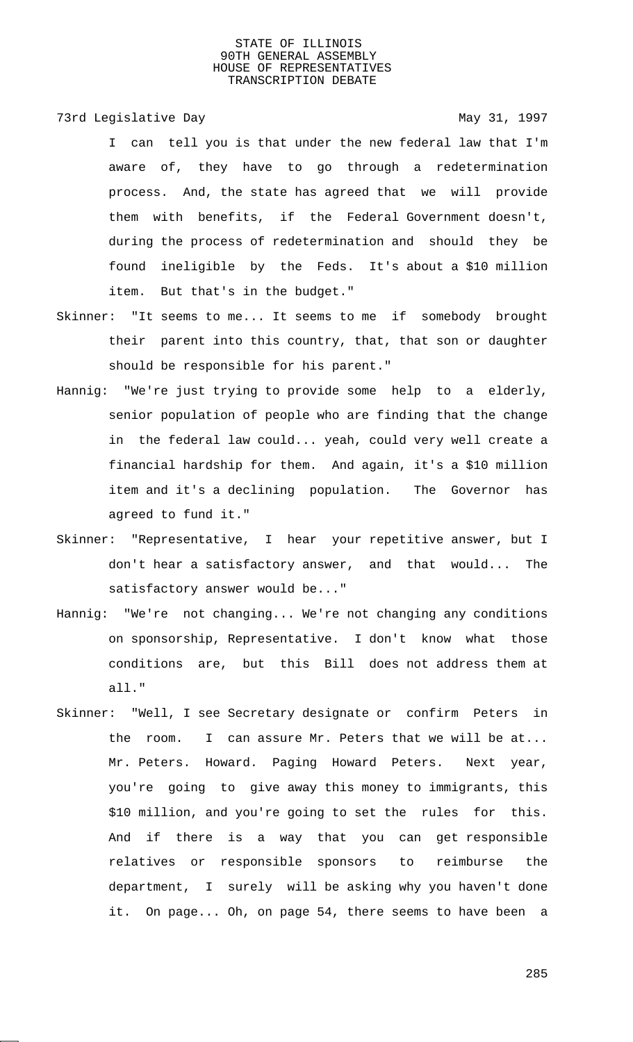I can tell you is that under the new federal law that I'm aware of, they have to go through a redetermination process. And, the state has agreed that we will provide them with benefits, if the Federal Government doesn't, during the process of redetermination and should they be found ineligible by the Feds. It's about a $10 million item. But that's in the budget."

Skinner: "It seems to me... It seems to me if somebody brought their parent into this country, that, that son or daughter should be responsible for his parent."

Hannig: "We're just trying to provide some help to a elderly, senior population of people who are finding that the change in the federal law could... yeah, could very well create a financial hardship for them. And again, it's a $10 million item and it's a declining population. The Governor has agreed to fund it."

Skinner: "Representative, I hear your repetitive answer, but I don't hear a satisfactory answer, and that would... The satisfactory answer would be..."

Hannig: "We're not changing... We're not changing any conditions on sponsorship, Representative. I don't know what those conditions are, but this Bill does not address them at all."

Skinner: "Well, I see Secretary designate or confirm Peters in the room. I can assure Mr. Peters that we will be at... Mr. Peters. Howard. Paging Howard Peters. Next year, you're going to give away this money to immigrants, this $10 million, and you're going to set the rules for this. And if there is a way that you can get responsible relatives or responsible sponsors to reimburse the department, I surely will be asking why you haven't done it. On page... Oh, on page 54, there seems to have been a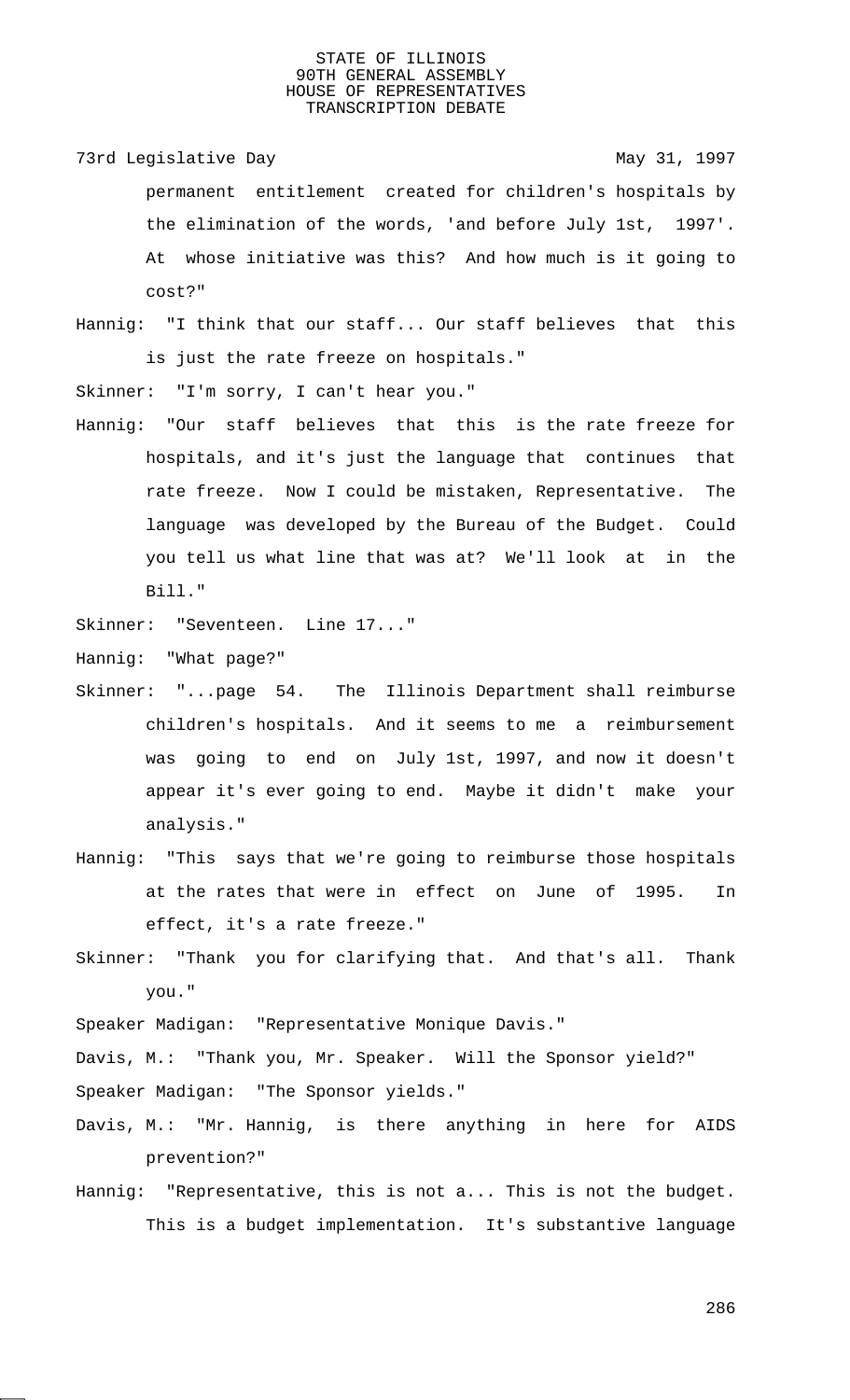permanent entitlement created for children's hospitals by the elimination of the words, 'and before July 1st, 1997'. At whose initiative was this? And how much is it going to cost?"

Hannig: "I think that our staff... Our staff believes that this is just the rate freeze on hospitals."

Skinner: "I'm sorry, I can't hear you."

Hannig: "Our staff believes that this is the rate freeze for hospitals, and it's just the language that continues that rate freeze. Now I could be mistaken, Representative. The language was developed by the Bureau of the Budget. Could you tell us what line that was at? We'll look at in the Bill."

Skinner: "Seventeen. Line 17..."

Hannig: "What page?"

Skinner: "...page 54. The Illinois Department shall reimburse children's hospitals. And it seems to me a reimbursement was going to end on July 1st, 1997, and now it doesn't appear it's ever going to end. Maybe it didn't make your analysis."

Hannig: "This says that we're going to reimburse those hospitals at the rates that were in effect on June of 1995. In effect, it's a rate freeze."

Skinner: "Thank you for clarifying that. And that's all. Thank you."

Speaker Madigan: "Representative Monique Davis."

Davis, M.: "Thank you, Mr. Speaker. Will the Sponsor yield?"

Speaker Madigan: "The Sponsor yields."

Davis, M.: "Mr. Hannig, is there anything in here for AIDS prevention?"

Hannig: "Representative, this is not a... This is not the budget. This is a budget implementation. It's substantive language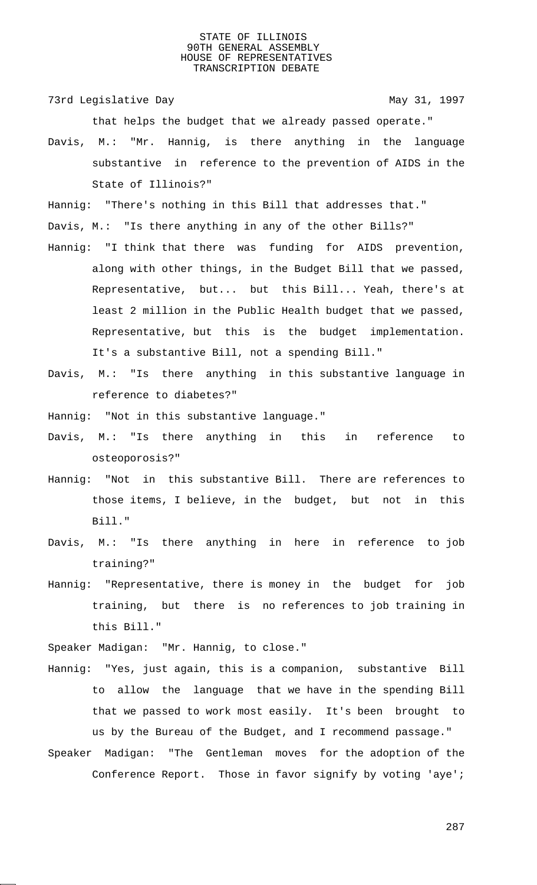that helps the budget that we already passed operate."

Davis, M.: "Mr. Hannig, is there anything in the language substantive in reference to the prevention of AIDS in the State of Illinois?"

Hannig: "There's nothing in this Bill that addresses that."

Davis, M.: "Is there anything in any of the other Bills?"

Hannig: "I think that there was funding for AIDS prevention, along with other things, in the Budget Bill that we passed, Representative, but... but this Bill... Yeah, there's at least 2 million in the Public Health budget that we passed, Representative, but this is the budget implementation. It's a substantive Bill, not a spending Bill."

Davis, M.: "Is there anything in this substantive language in reference to diabetes?"

Hannig: "Not in this substantive language."

Davis, M.: "Is there anything in this in reference to osteoporosis?"

Hannig: "Not in this substantive Bill. There are references to those items, I believe, in the budget, but not in this Bill."

Davis, M.: "Is there anything in here in reference to job training?"

Hannig: "Representative, there is money in the budget for job training, but there is no references to job training in this Bill."

Speaker Madigan: "Mr. Hannig, to close."

Hannig: "Yes, just again, this is a companion, substantive Bill to allow the language that we have in the spending Bill that we passed to work most easily. It's been brought to us by the Bureau of the Budget, and I recommend passage."

Speaker Madigan: "The Gentleman moves for the adoption of the Conference Report. Those in favor signify by voting 'aye';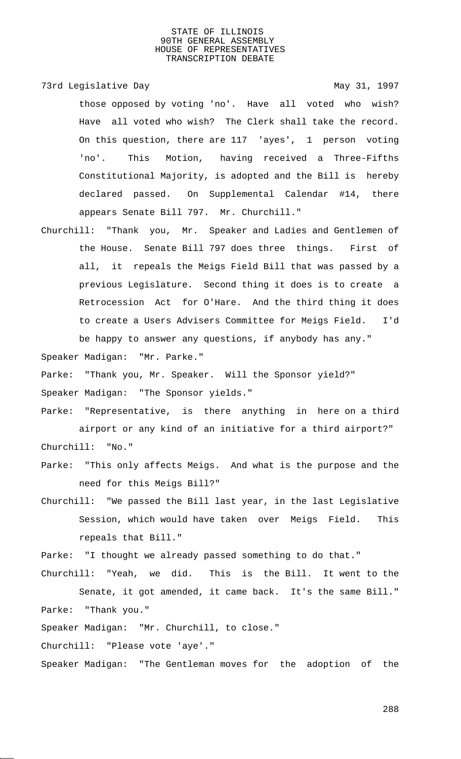those opposed by voting 'no'. Have all voted who wish? Have all voted who wish? The Clerk shall take the record. On this question, there are 117 'ayes', 1 person voting 'no'. This Motion, having received a Three-Fifths Constitutional Majority, is adopted and the Bill is hereby declared passed. On Supplemental Calendar #14, there appears Senate Bill 797. Mr. Churchill."

Churchill: "Thank you, Mr. Speaker and Ladies and Gentlemen of the House. Senate Bill 797 does three things. First of all, it repeals the Meigs Field Bill that was passed by a previous Legislature. Second thing it does is to create a Retrocession Act for O'Hare. And the third thing it does to create a Users Advisers Committee for Meigs Field. I'd be happy to answer any questions, if anybody has any."

Speaker Madigan: "Mr. Parke."

Parke: "Thank you, Mr. Speaker. Will the Sponsor yield?"

Speaker Madigan: "The Sponsor yields."

Parke: "Representative, is there anything in here on a third airport or any kind of an initiative for a third airport?"

Churchill: "No."

Parke: "This only affects Meigs. And what is the purpose and the need for this Meigs Bill?"

Churchill: "We passed the Bill last year, in the last Legislative Session, which would have taken over Meigs Field. This repeals that Bill."

Parke: "I thought we already passed something to do that."

Churchill: "Yeah, we did. This is the Bill. It went to the Senate, it got amended, it came back. It's the same Bill."

Parke: "Thank you."

Speaker Madigan: "Mr. Churchill, to close."

Churchill: "Please vote 'aye'."

Speaker Madigan: "The Gentleman moves for the adoption of the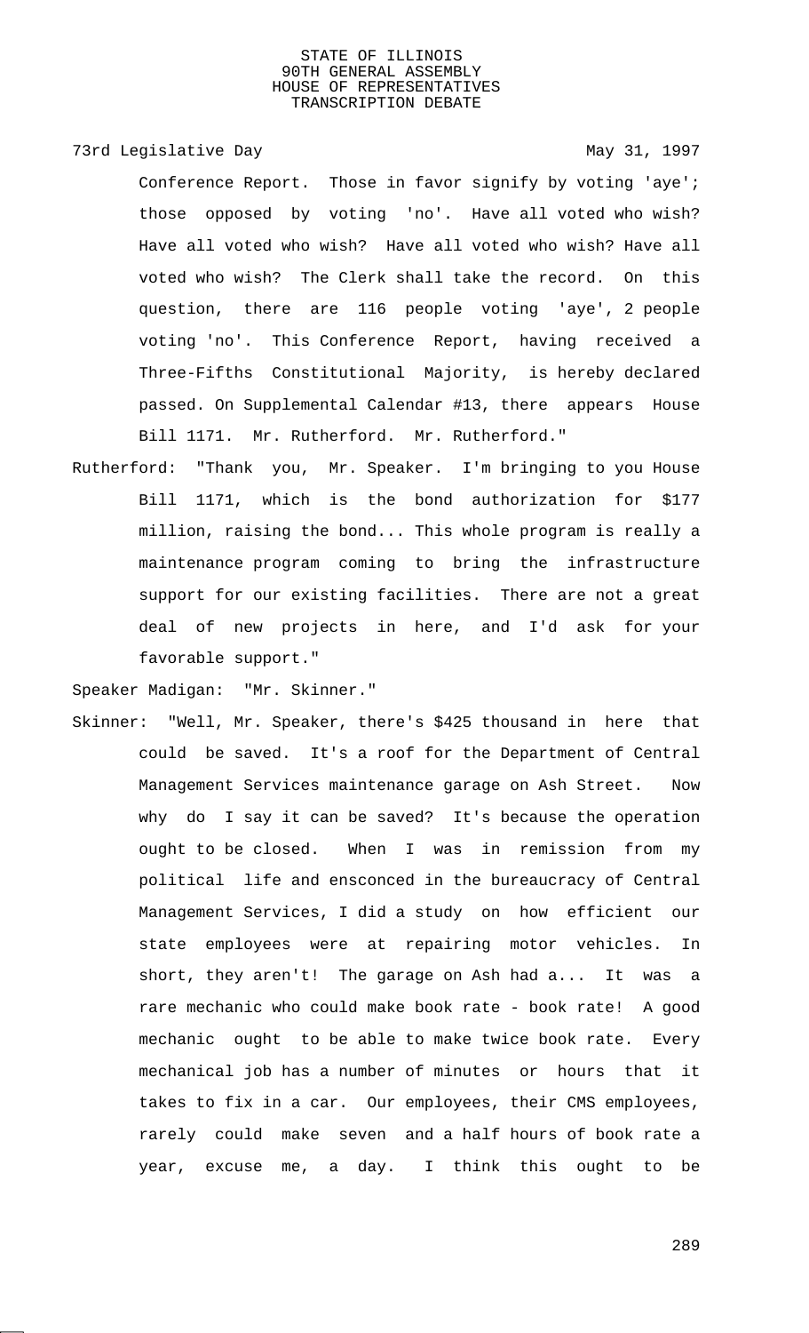Conference Report. Those in favor signify by voting 'aye'; those opposed by voting 'no'. Have all voted who wish? Have all voted who wish? Have all voted who wish? Have all voted who wish? The Clerk shall take the record. On this question, there are 116 people voting 'aye', 2 people voting 'no'. This Conference Report, having received a Three-Fifths Constitutional Majority, is hereby declared passed. On Supplemental Calendar #13, there appears House Bill 1171. Mr. Rutherford. Mr. Rutherford."

Rutherford: "Thank you, Mr. Speaker. I'm bringing to you House Bill 1171, which is the bond authorization for $177 million, raising the bond... This whole program is really a maintenance program coming to bring the infrastructure support for our existing facilities. There are not a great deal of new projects in here, and I'd ask for your favorable support."

Speaker Madigan: "Mr. Skinner."

Skinner: "Well, Mr. Speaker, there's $425 thousand in here that could be saved. It's a roof for the Department of Central Management Services maintenance garage on Ash Street. Now why do I say it can be saved? It's because the operation ought to be closed. When I was in remission from my political life and ensconced in the bureaucracy of Central Management Services, I did a study on how efficient our state employees were at repairing motor vehicles. In short, they aren't! The garage on Ash had a... It was a rare mechanic who could make book rate - book rate! A good mechanic ought to be able to make twice book rate. Every mechanical job has a number of minutes or hours that it takes to fix in a car. Our employees, their CMS employees, rarely could make seven and a half hours of book rate a year, excuse me, a day. I think this ought to be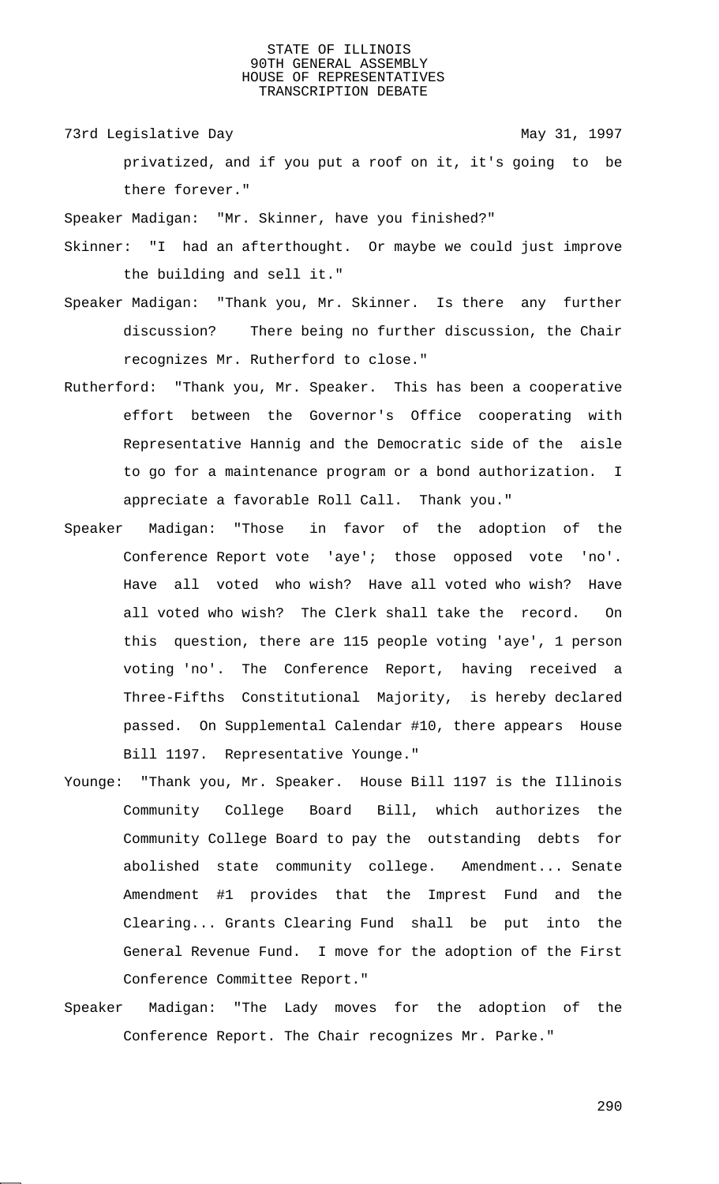privatized, and if you put a roof on it, it's going to be there forever."

Speaker Madigan: "Mr. Skinner, have you finished?"

Skinner: "I had an afterthought. Or maybe we could just improve the building and sell it."

Speaker Madigan: "Thank you, Mr. Skinner. Is there any further discussion? There being no further discussion, the Chair recognizes Mr. Rutherford to close."

Rutherford: "Thank you, Mr. Speaker. This has been a cooperative effort between the Governor's Office cooperating with Representative Hannig and the Democratic side of the aisle to go for a maintenance program or a bond authorization. I appreciate a favorable Roll Call. Thank you."

Speaker Madigan: "Those in favor of the adoption of the Conference Report vote 'aye'; those opposed vote 'no'. Have all voted who wish? Have all voted who wish? Have all voted who wish? The Clerk shall take the record. On this question, there are 115 people voting 'aye', 1 person voting 'no'. The Conference Report, having received a Three-Fifths Constitutional Majority, is hereby declared passed. On Supplemental Calendar #10, there appears House Bill 1197. Representative Younge."

Younge: "Thank you, Mr. Speaker. House Bill 1197 is the Illinois Community College Board Bill, which authorizes the Community College Board to pay the outstanding debts for abolished state community college. Amendment... Senate Amendment #1 provides that the Imprest Fund and the Clearing... Grants Clearing Fund shall be put into the General Revenue Fund. I move for the adoption of the First Conference Committee Report."

Speaker Madigan: "The Lady moves for the adoption of the Conference Report. The Chair recognizes Mr. Parke."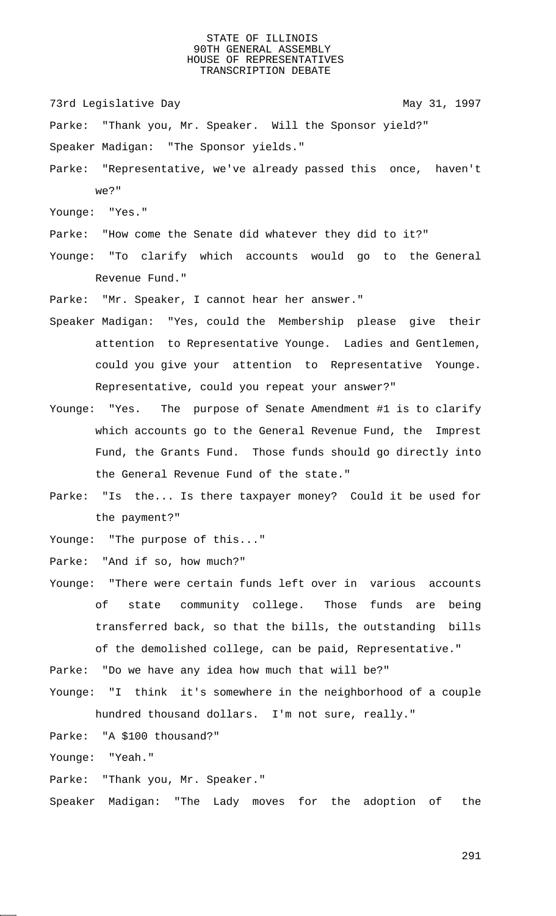Parke: "Thank you, Mr. Speaker. Will the Sponsor yield?"

Speaker Madigan: "The Sponsor yields."

Parke: "Representative, we've already passed this once, haven't we?"

Younge: "Yes."

Parke: "How come the Senate did whatever they did to it?"

Younge: "To clarify which accounts would go to the General Revenue Fund."

Parke: "Mr. Speaker, I cannot hear her answer."

Speaker Madigan: "Yes, could the Membership please give their attention to Representative Younge. Ladies and Gentlemen, could you give your attention to Representative Younge. Representative, could you repeat your answer?"

Younge: "Yes. The purpose of Senate Amendment #1 is to clarify which accounts go to the General Revenue Fund, the Imprest Fund, the Grants Fund. Those funds should go directly into the General Revenue Fund of the state."

Parke: "Is the... Is there taxpayer money? Could it be used for the payment?"

Younge: "The purpose of this..."

Parke: "And if so, how much?"

Younge: "There were certain funds left over in various accounts of state community college. Those funds are being transferred back, so that the bills, the outstanding bills of the demolished college, can be paid, Representative."

Parke: "Do we have any idea how much that will be?"

Younge: "I think it's somewhere in the neighborhood of a couple hundred thousand dollars. I'm not sure, really."

Parke: "A $100 thousand?"

Younge: "Yeah."

Parke: "Thank you, Mr. Speaker."

Speaker Madigan: "The Lady moves for the adoption of the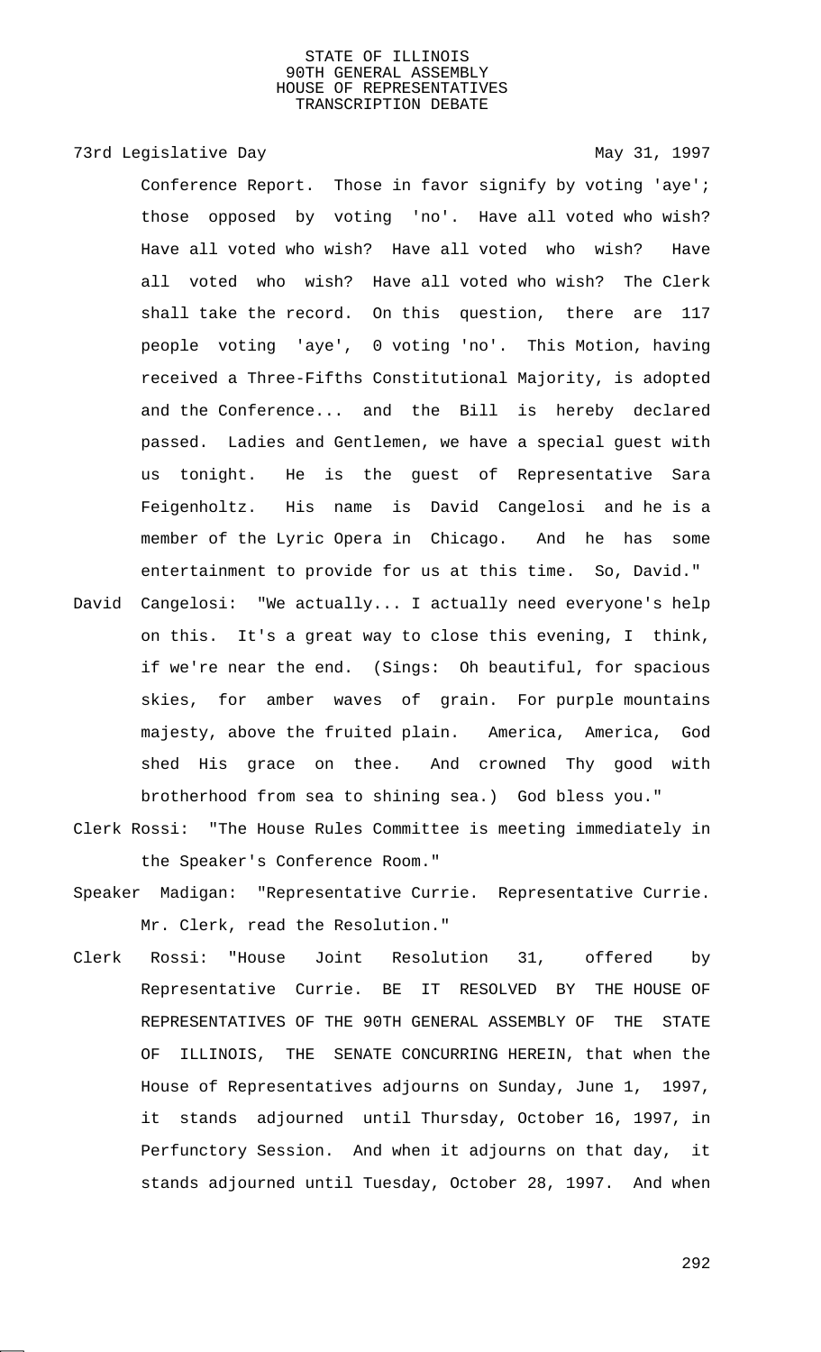Conference Report. Those in favor signify by voting 'aye'; those opposed by voting 'no'. Have all voted who wish? Have all voted who wish? Have all voted who wish? Have all voted who wish? Have all voted who wish? The Clerk shall take the record. On this question, there are 117 people voting 'aye', 0 voting 'no'. This Motion, having received a Three-Fifths Constitutional Majority, is adopted and the Conference... and the Bill is hereby declared passed. Ladies and Gentlemen, we have a special guest with us tonight. He is the guest of Representative Sara Feigenholtz. His name is David Cangelosi and he is a member of the Lyric Opera in Chicago. And he has some entertainment to provide for us at this time. So, David."

David Cangelosi: "We actually... I actually need everyone's help on this. It's a great way to close this evening, I think, if we're near the end. (Sings: Oh beautiful, for spacious skies, for amber waves of grain. For purple mountains majesty, above the fruited plain. America, America, God shed His grace on thee. And crowned Thy good with brotherhood from sea to shining sea.) God bless you."

Clerk Rossi: "The House Rules Committee is meeting immediately in the Speaker's Conference Room."

Speaker Madigan: "Representative Currie. Representative Currie. Mr. Clerk, read the Resolution."

Clerk Rossi: "House Joint Resolution 31, offered by Representative Currie. BE IT RESOLVED BY THE HOUSE OF REPRESENTATIVES OF THE 90TH GENERAL ASSEMBLY OF THE STATE OF ILLINOIS, THE SENATE CONCURRING HEREIN, that when the House of Representatives adjourns on Sunday, June 1, 1997, it stands adjourned until Thursday, October 16, 1997, in Perfunctory Session. And when it adjourns on that day, it stands adjourned until Tuesday, October 28, 1997. And when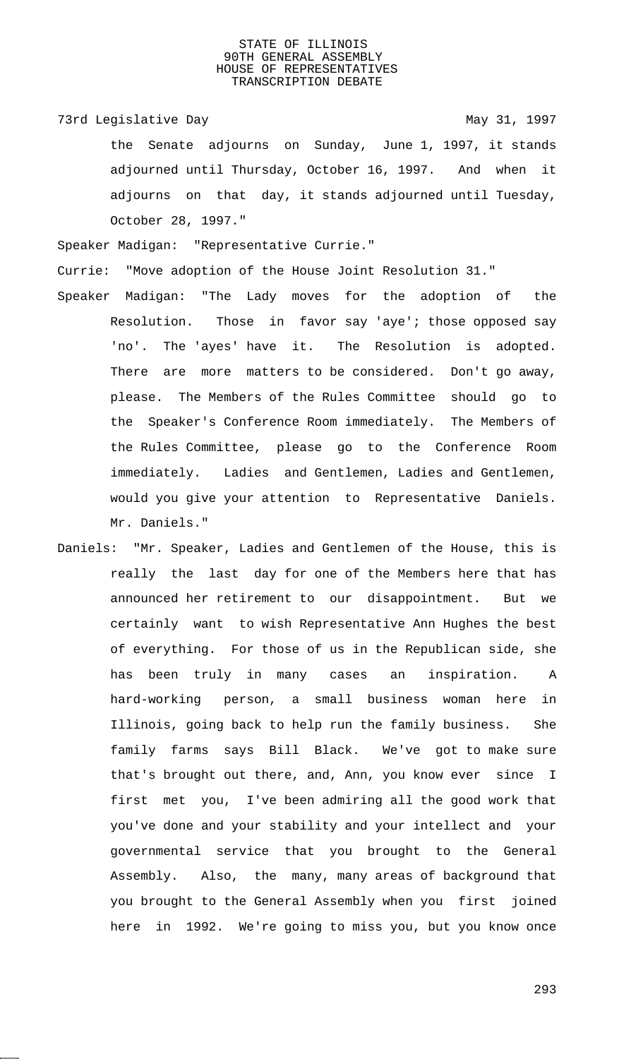the Senate adjourns on Sunday, June 1, 1997, it stands adjourned until Thursday, October 16, 1997. And when it adjourns on that day, it stands adjourned until Tuesday, October 28, 1997."

Speaker Madigan: "Representative Currie."

Currie: "Move adoption of the House Joint Resolution 31."

Speaker Madigan: "The Lady moves for the adoption of the Resolution. Those in favor say 'aye'; those opposed say 'no'. The 'ayes' have it. The Resolution is adopted. There are more matters to be considered. Don't go away, please. The Members of the Rules Committee should go to the Speaker's Conference Room immediately. The Members of the Rules Committee, please go to the Conference Room immediately. Ladies and Gentlemen, Ladies and Gentlemen, would you give your attention to Representative Daniels. Mr. Daniels."

Daniels: "Mr. Speaker, Ladies and Gentlemen of the House, this is really the last day for one of the Members here that has announced her retirement to our disappointment. But we certainly want to wish Representative Ann Hughes the best of everything. For those of us in the Republican side, she has been truly in many cases an inspiration. A hard-working person, a small business woman here in Illinois, going back to help run the family business. She family farms says Bill Black. We've got to make sure that's brought out there, and, Ann, you know ever since I first met you, I've been admiring all the good work that you've done and your stability and your intellect and your governmental service that you brought to the General Assembly. Also, the many, many areas of background that you brought to the General Assembly when you first joined here in 1992. We're going to miss you, but you know once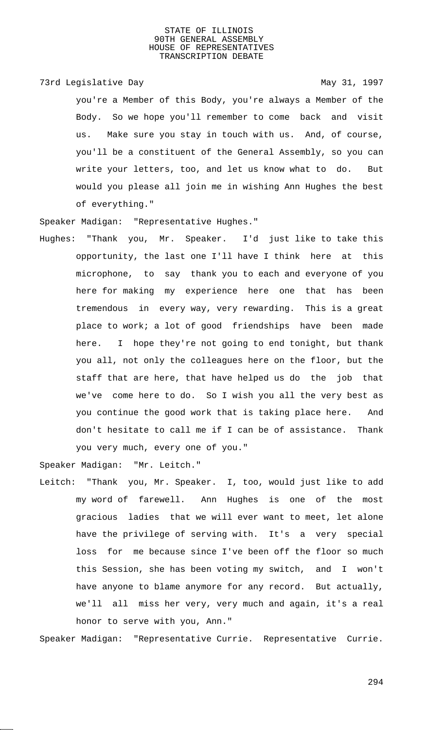you're a Member of this Body, you're always a Member of the Body. So we hope you'll remember to come back and visit us. Make sure you stay in touch with us. And, of course, you'll be a constituent of the General Assembly, so you can write your letters, too, and let us know what to do. But would you please all join me in wishing Ann Hughes the best of everything."

Speaker Madigan: "Representative Hughes."

Hughes: "Thank you, Mr. Speaker. I'd just like to take this opportunity, the last one I'll have I think here at this microphone, to say thank you to each and everyone of you here for making my experience here one that has been tremendous in every way, very rewarding. This is a great place to work; a lot of good friendships have been made here. I hope they're not going to end tonight, but thank you all, not only the colleagues here on the floor, but the staff that are here, that have helped us do the job that we've come here to do. So I wish you all the very best as you continue the good work that is taking place here. And don't hesitate to call me if I can be of assistance. Thank you very much, every one of you."

Speaker Madigan: "Mr. Leitch."

Leitch: "Thank you, Mr. Speaker. I, too, would just like to add my word of farewell. Ann Hughes is one of the most gracious ladies that we will ever want to meet, let alone have the privilege of serving with. It's a very special loss for me because since I've been off the floor so much this Session, she has been voting my switch, and I won't have anyone to blame anymore for any record. But actually, we'll all miss her very, very much and again, it's a real honor to serve with you, Ann."

Speaker Madigan: "Representative Currie. Representative Currie.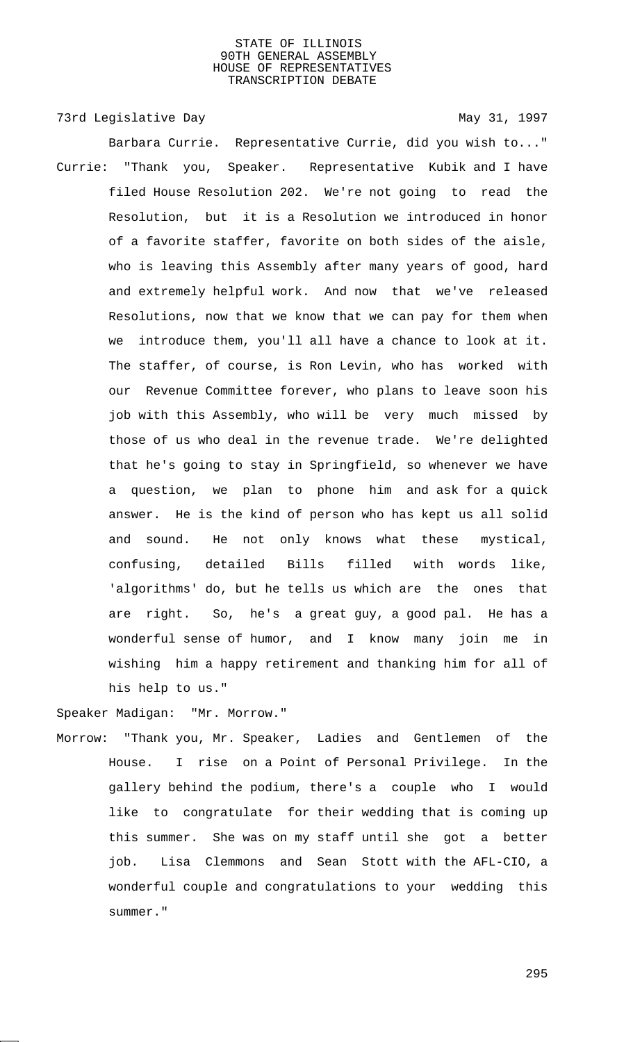Barbara Currie. Representative Currie, did you wish to..."

Currie: "Thank you, Speaker. Representative Kubik and I have filed House Resolution 202. We're not going to read the Resolution, but it is a Resolution we introduced in honor of a favorite staffer, favorite on both sides of the aisle, who is leaving this Assembly after many years of good, hard and extremely helpful work. And now that we've released Resolutions, now that we know that we can pay for them when we introduce them, you'll all have a chance to look at it. The staffer, of course, is Ron Levin, who has worked with our Revenue Committee forever, who plans to leave soon his job with this Assembly, who will be very much missed by those of us who deal in the revenue trade. We're delighted that he's going to stay in Springfield, so whenever we have a question, we plan to phone him and ask for a quick answer. He is the kind of person who has kept us all solid and sound. He not only knows what these mystical, confusing, detailed Bills filled with words like, 'algorithms' do, but he tells us which are the ones that are right. So, he's a great guy, a good pal. He has a wonderful sense of humor, and I know many join me in wishing him a happy retirement and thanking him for all of his help to us."

Speaker Madigan: "Mr. Morrow."

Morrow: "Thank you, Mr. Speaker, Ladies and Gentlemen of the House. I rise on a Point of Personal Privilege. In the gallery behind the podium, there's a couple who I would like to congratulate for their wedding that is coming up this summer. She was on my staff until she got a better job. Lisa Clemmons and Sean Stott with the AFL-CIO, a wonderful couple and congratulations to your wedding this summer."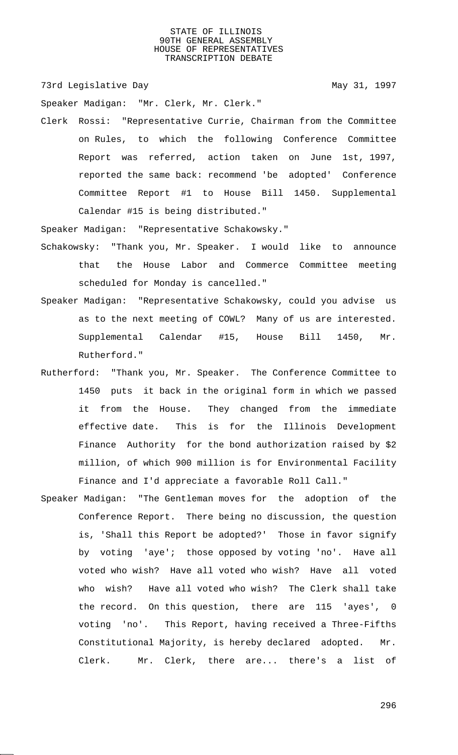73rd Legislative Day May 31, 1997

Speaker Madigan: "Mr. Clerk, Mr. Clerk."

Clerk Rossi: "Representative Currie, Chairman from the Committee on Rules, to which the following Conference Committee Report was referred, action taken on June 1st, 1997, reported the same back: recommend 'be adopted' Conference Committee Report #1 to House Bill 1450. Supplemental Calendar #15 is being distributed."

Speaker Madigan: "Representative Schakowsky."

Schakowsky: "Thank you, Mr. Speaker. I would like to announce that the House Labor and Commerce Committee meeting scheduled for Monday is cancelled."

Speaker Madigan: "Representative Schakowsky, could you advise us as to the next meeting of COWL? Many of us are interested. Supplemental Calendar #15, House Bill 1450, Mr. Rutherford."

Rutherford: "Thank you, Mr. Speaker. The Conference Committee to 1450 puts it back in the original form in which we passed it from the House. They changed from the immediate effective date. This is for the Illinois Development Finance Authority for the bond authorization raised by $2 million, of which 900 million is for Environmental Facility Finance and I'd appreciate a favorable Roll Call."

Speaker Madigan: "The Gentleman moves for the adoption of the Conference Report. There being no discussion, the question is, 'Shall this Report be adopted?' Those in favor signify by voting 'aye'; those opposed by voting 'no'. Have all voted who wish? Have all voted who wish? Have all voted who wish? Have all voted who wish? The Clerk shall take the record. On this question, there are 115 'ayes', 0 voting 'no'. This Report, having received a Three-Fifths Constitutional Majority, is hereby declared adopted. Mr. Clerk. Mr. Clerk, there are... there's a list of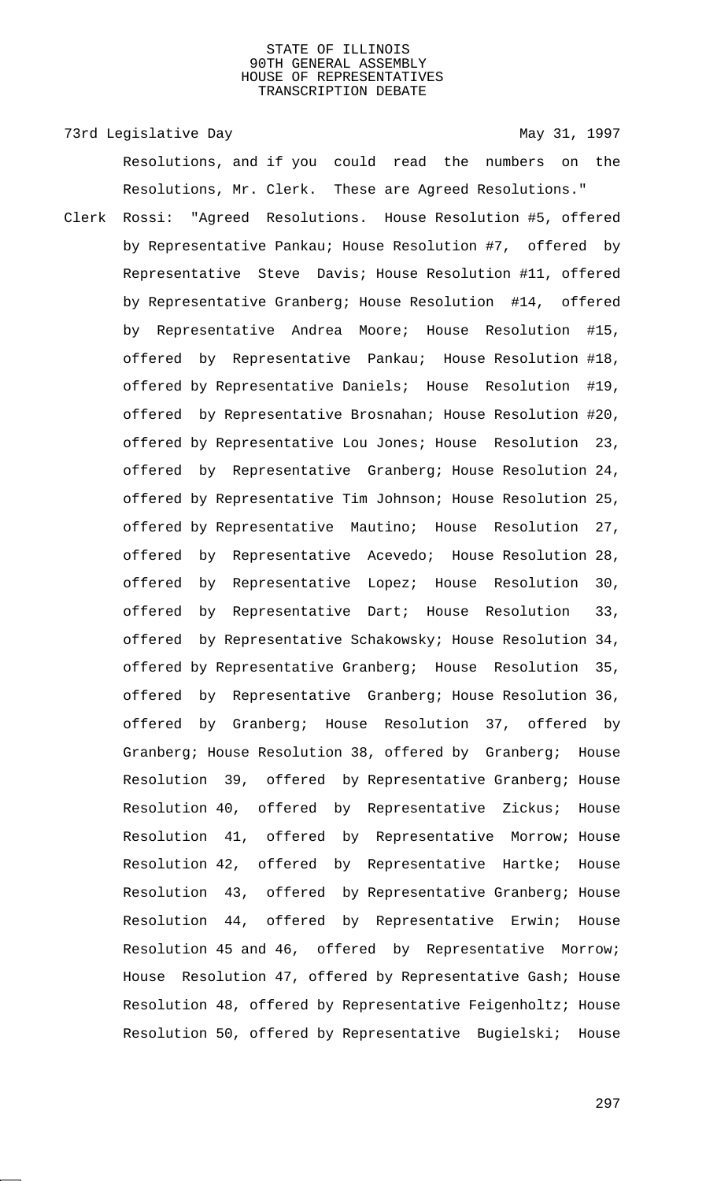73rd Legislative Day May 31, 1997

Resolutions, and if you could read the numbers on the Resolutions, Mr. Clerk. These are Agreed Resolutions."

Clerk Rossi: "Agreed Resolutions. House Resolution #5, offered by Representative Pankau; House Resolution #7, offered by Representative Steve Davis; House Resolution #11, offered by Representative Granberg; House Resolution #14, offered by Representative Andrea Moore; House Resolution #15, offered by Representative Pankau; House Resolution #18, offered by Representative Daniels; House Resolution #19, offered by Representative Brosnahan; House Resolution #20, offered by Representative Lou Jones; House Resolution 23, offered by Representative Granberg; House Resolution 24, offered by Representative Tim Johnson; House Resolution 25, offered by Representative Mautino; House Resolution 27, offered by Representative Acevedo; House Resolution 28, offered by Representative Lopez; House Resolution 30, offered by Representative Dart; House Resolution 33, offered by Representative Schakowsky; House Resolution 34, offered by Representative Granberg; House Resolution 35, offered by Representative Granberg; House Resolution 36, offered by Granberg; House Resolution 37, offered by Granberg; House Resolution 38, offered by Granberg; House Resolution 39, offered by Representative Granberg; House Resolution 40, offered by Representative Zickus; House Resolution 41, offered by Representative Morrow; House Resolution 42, offered by Representative Hartke; House Resolution 43, offered by Representative Granberg; House Resolution 44, offered by Representative Erwin; House Resolution 45 and 46, offered by Representative Morrow; House Resolution 47, offered by Representative Gash; House Resolution 48, offered by Representative Feigenholtz; House Resolution 50, offered by Representative Bugielski; House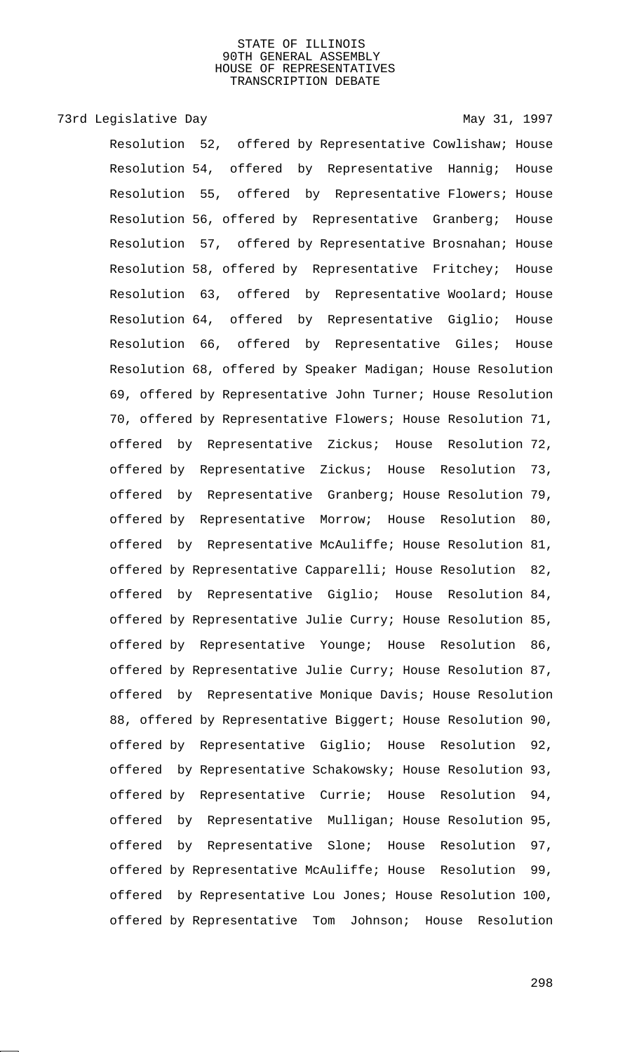Resolution 52, offered by Representative Cowlishaw; House Resolution 54, offered by Representative Hannig; House Resolution 55, offered by Representative Flowers; House Resolution 56, offered by Representative Granberg; House Resolution 57, offered by Representative Brosnahan; House Resolution 58, offered by Representative Fritchey; House Resolution 63, offered by Representative Woolard; House Resolution 64, offered by Representative Giglio; House Resolution 66, offered by Representative Giles; House Resolution 68, offered by Speaker Madigan; House Resolution 69, offered by Representative John Turner; House Resolution 70, offered by Representative Flowers; House Resolution 71, offered by Representative Zickus; House Resolution 72, offered by Representative Zickus; House Resolution 73, offered by Representative Granberg; House Resolution 79, offered by Representative Morrow; House Resolution 80, offered by Representative McAuliffe; House Resolution 81, offered by Representative Capparelli; House Resolution 82, offered by Representative Giglio; House Resolution 84, offered by Representative Julie Curry; House Resolution 85, offered by Representative Younge; House Resolution 86, offered by Representative Julie Curry; House Resolution 87, offered by Representative Monique Davis; House Resolution 88, offered by Representative Biggert; House Resolution 90, offered by Representative Giglio; House Resolution 92, offered by Representative Schakowsky; House Resolution 93, offered by Representative Currie; House Resolution 94, offered by Representative Mulligan; House Resolution 95, offered by Representative Slone; House Resolution 97, offered by Representative McAuliffe; House Resolution 99, offered by Representative Lou Jones; House Resolution 100, offered by Representative Tom Johnson; House Resolution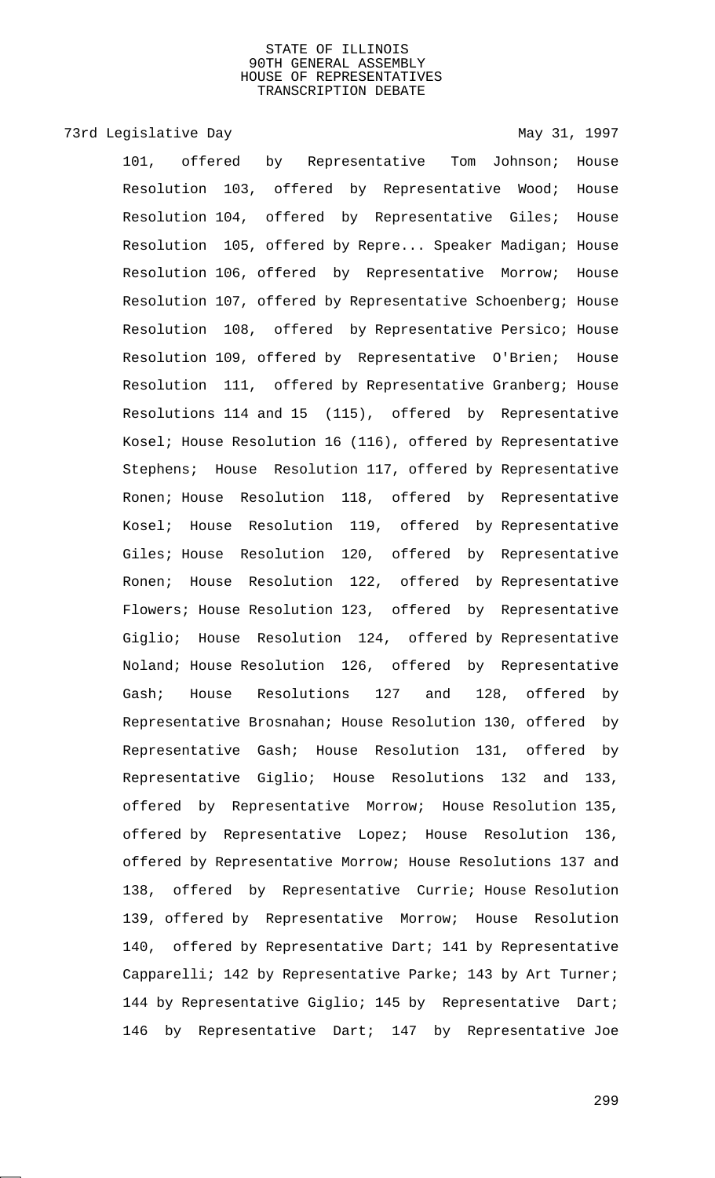101, offered by Representative Tom Johnson; House Resolution 103, offered by Representative Wood; House Resolution 104, offered by Representative Giles; House Resolution 105, offered by Repre... Speaker Madigan; House Resolution 106, offered by Representative Morrow; House Resolution 107, offered by Representative Schoenberg; House Resolution 108, offered by Representative Persico; House Resolution 109, offered by Representative O'Brien; House Resolution 111, offered by Representative Granberg; House Resolutions 114 and 15 (115), offered by Representative Kosel; House Resolution 16 (116), offered by Representative Stephens; House Resolution 117, offered by Representative Ronen; House Resolution 118, offered by Representative Kosel; House Resolution 119, offered by Representative Giles; House Resolution 120, offered by Representative Ronen; House Resolution 122, offered by Representative Flowers; House Resolution 123, offered by Representative Giglio; House Resolution 124, offered by Representative Noland; House Resolution 126, offered by Representative Gash; House Resolutions 127 and 128, offered by Representative Brosnahan; House Resolution 130, offered by Representative Gash; House Resolution 131, offered by Representative Giglio; House Resolutions 132 and 133, offered by Representative Morrow; House Resolution 135, offered by Representative Lopez; House Resolution 136, offered by Representative Morrow; House Resolutions 137 and 138, offered by Representative Currie; House Resolution 139, offered by Representative Morrow; House Resolution 140, offered by Representative Dart; 141 by Representative Capparelli; 142 by Representative Parke; 143 by Art Turner; 144 by Representative Giglio; 145 by Representative Dart; 146 by Representative Dart; 147 by Representative Joe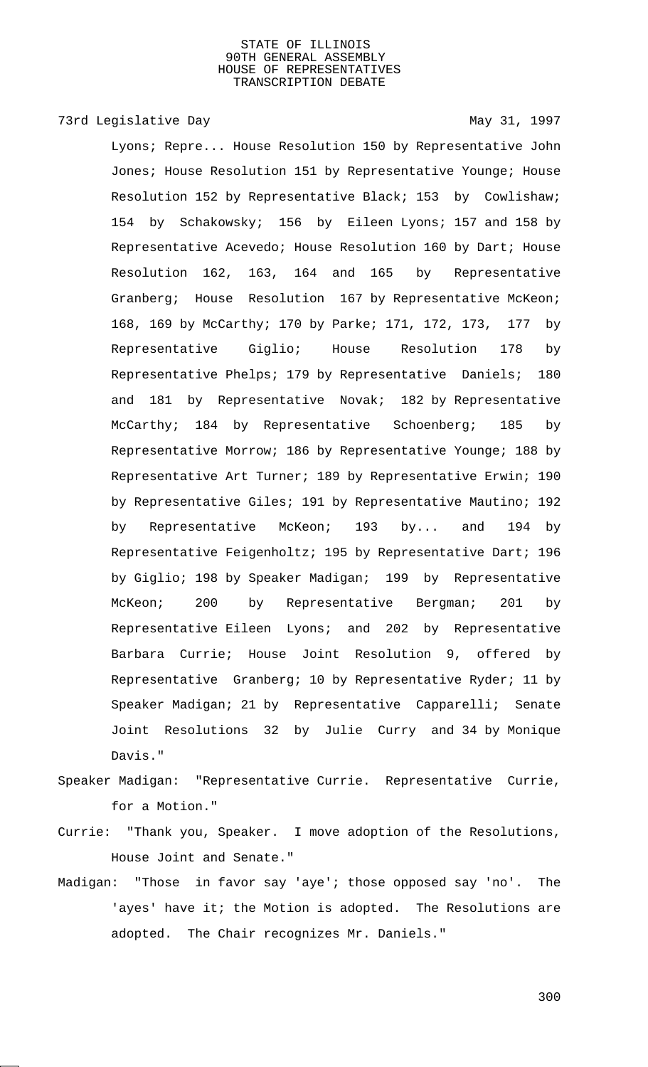STATE OF ILLINOIS
90TH GENERAL ASSEMBLY
HOUSE OF REPRESENTATIVES
TRANSCRIPTION DEBATE

73rd Legislative Day May 31, 1997

Lyons; Repre... House Resolution 150 by Representative John Jones; House Resolution 151 by Representative Younge; House Resolution 152 by Representative Black; 153 by Cowlishaw; 154 by Schakowsky; 156 by Eileen Lyons; 157 and 158 by Representative Acevedo; House Resolution 160 by Dart; House Resolution 162, 163, 164 and 165 by Representative Granberg; House Resolution 167 by Representative McKeon; 168, 169 by McCarthy; 170 by Parke; 171, 172, 173, 177 by Representative Giglio; House Resolution 178 by Representative Phelps; 179 by Representative Daniels; 180 and 181 by Representative Novak; 182 by Representative McCarthy; 184 by Representative Schoenberg; 185 by Representative Morrow; 186 by Representative Younge; 188 by Representative Art Turner; 189 by Representative Erwin; 190 by Representative Giles; 191 by Representative Mautino; 192 by Representative McKeon; 193 by... and 194 by Representative Feigenholtz; 195 by Representative Dart; 196 by Giglio; 198 by Speaker Madigan; 199 by Representative McKeon; 200 by Representative Bergman; 201 by Representative Eileen Lyons; and 202 by Representative Barbara Currie; House Joint Resolution 9, offered by Representative Granberg; 10 by Representative Ryder; 11 by Speaker Madigan; 21 by Representative Capparelli; Senate Joint Resolutions 32 by Julie Curry and 34 by Monique Davis."

Speaker Madigan: "Representative Currie. Representative Currie, for a Motion."

Currie: "Thank you, Speaker. I move adoption of the Resolutions, House Joint and Senate."

Madigan: "Those in favor say 'aye'; those opposed say 'no'. The 'ayes' have it; the Motion is adopted. The Resolutions are adopted. The Chair recognizes Mr. Daniels."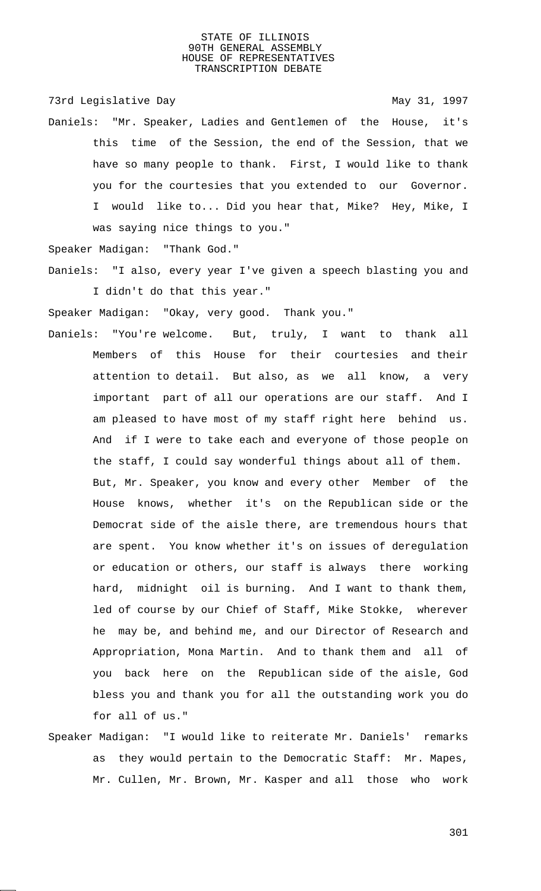73rd Legislative Day May 31, 1997

Daniels: "Mr. Speaker, Ladies and Gentlemen of the House, it's this time of the Session, the end of the Session, that we have so many people to thank. First, I would like to thank you for the courtesies that you extended to our Governor. I would like to... Did you hear that, Mike? Hey, Mike, I was saying nice things to you."

Speaker Madigan: "Thank God."

Daniels: "I also, every year I've given a speech blasting you and I didn't do that this year."

Speaker Madigan: "Okay, very good. Thank you."

Daniels: "You're welcome. But, truly, I want to thank all Members of this House for their courtesies and their attention to detail. But also, as we all know, a very important part of all our operations are our staff. And I am pleased to have most of my staff right here behind us. And if I were to take each and everyone of those people on the staff, I could say wonderful things about all of them. But, Mr. Speaker, you know and every other Member of the House knows, whether it's on the Republican side or the Democrat side of the aisle there, are tremendous hours that are spent. You know whether it's on issues of deregulation or education or others, our staff is always there working hard, midnight oil is burning. And I want to thank them, led of course by our Chief of Staff, Mike Stokke, wherever he may be, and behind me, and our Director of Research and Appropriation, Mona Martin. And to thank them and all of you back here on the Republican side of the aisle, God bless you and thank you for all the outstanding work you do for all of us."

Speaker Madigan: "I would like to reiterate Mr. Daniels' remarks as they would pertain to the Democratic Staff: Mr. Mapes, Mr. Cullen, Mr. Brown, Mr. Kasper and all those who work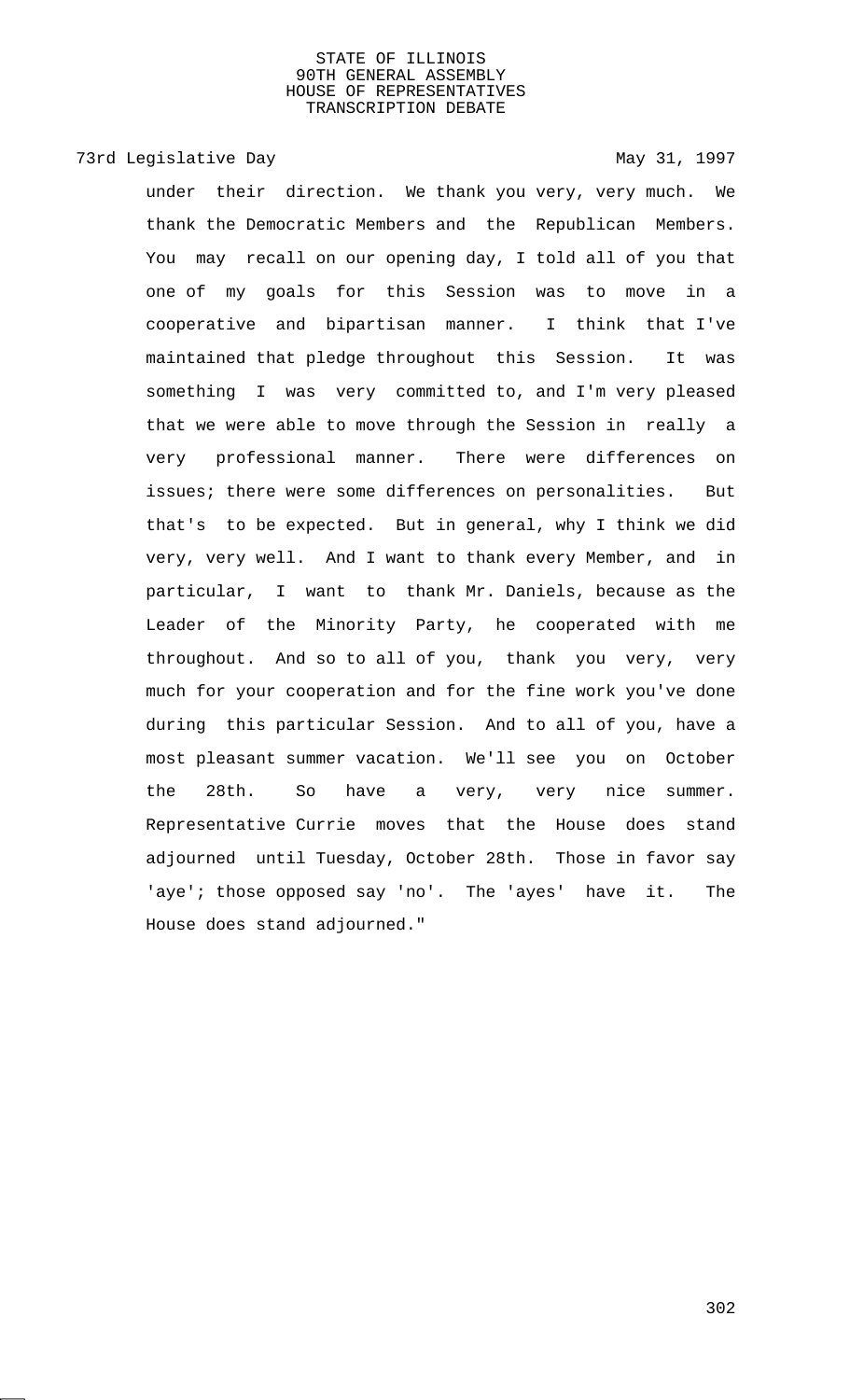under their direction. We thank you very, very much. We thank the Democratic Members and the Republican Members. You may recall on our opening day, I told all of you that one of my goals for this Session was to move in a cooperative and bipartisan manner. I think that I've maintained that pledge throughout this Session. It was something I was very committed to, and I'm very pleased that we were able to move through the Session in really a very professional manner. There were differences on issues; there were some differences on personalities. But that's to be expected. But in general, why I think we did very, very well. And I want to thank every Member, and in particular, I want to thank Mr. Daniels, because as the Leader of the Minority Party, he cooperated with me throughout. And so to all of you, thank you very, very much for your cooperation and for the fine work you've done during this particular Session. And to all of you, have a most pleasant summer vacation. We'll see you on October the 28th. So have a very, very nice summer. Representative Currie moves that the House does stand adjourned until Tuesday, October 28th. Those in favor say 'aye'; those opposed say 'no'. The 'ayes' have it. The House does stand adjourned."